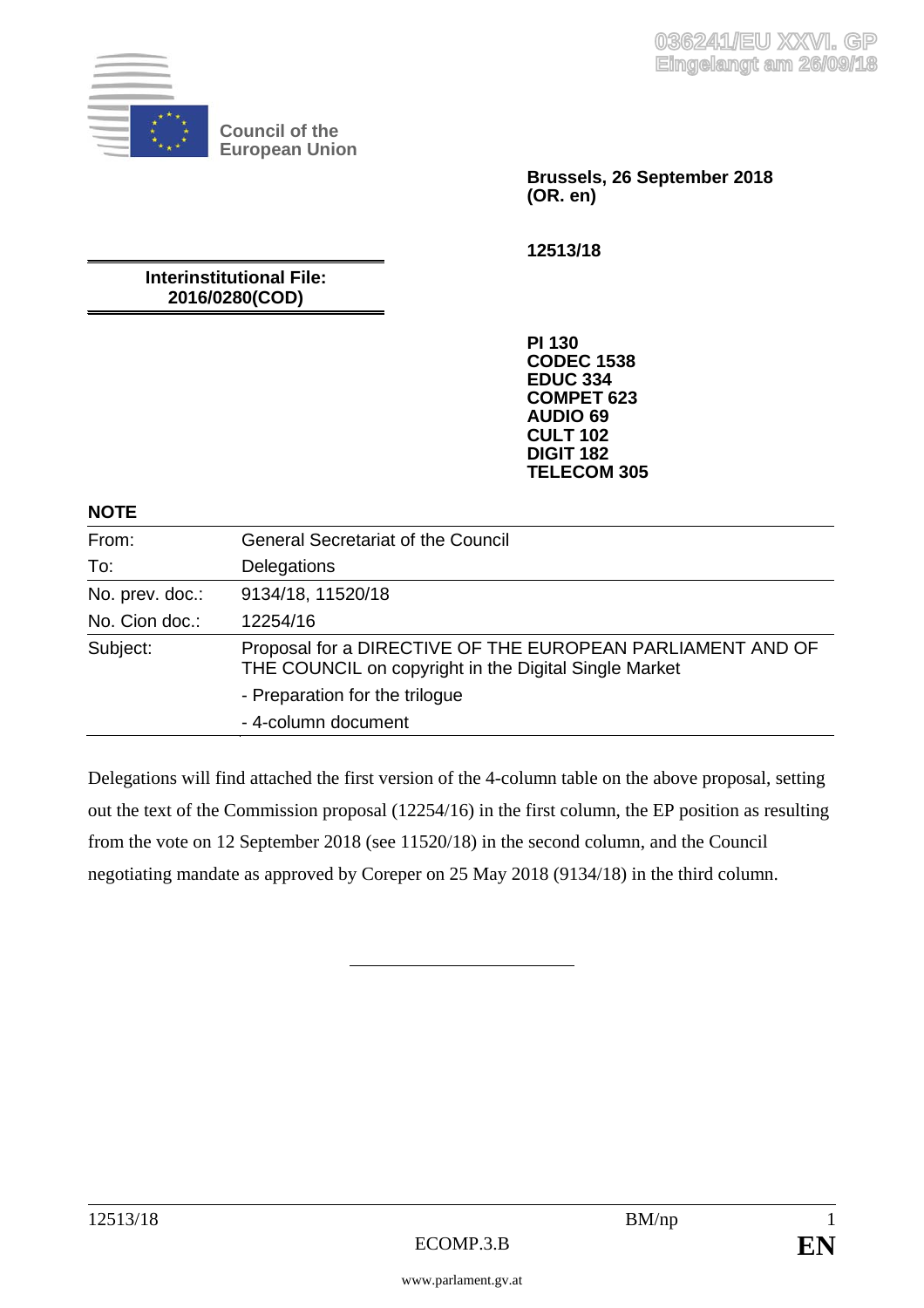036241/EU XXVI. GP
Eingelangt am 26/09/18

**Council of the European Union**

**Brussels, 26 September 2018**
**(OR. en)**

**12513/18**

**Interinstitutional File:**
**2016/0280(COD)**

**PI 130**
**CODEC 1538**
**EDUC 334**
**COMPET 623**
**AUDIO 69**
**CULT 102**
**DIGIT 182**
**TELECOM 305**

## NOTE

| | |
|---|---|
| From: | General Secretariat of the Council |
| To: | Delegations |
| No. prev. doc.: | 9134/18, 11520/18 |
| No. Cion doc.: | 12254/16 |
| Subject: | Proposal for a DIRECTIVE OF THE EUROPEAN PARLIAMENT AND OF THE COUNCIL on copyright in the Digital Single Market<br>- Preparation for the trilogue<br>- 4-column document |

Delegations will find attached the first version of the 4-column table on the above proposal, setting out the text of the Commission proposal (12254/16) in the first column, the EP position as resulting from the vote on 12 September 2018 (see 11520/18) in the second column, and the Council negotiating mandate as approved by Coreper on 25 May 2018 (9134/18) in the third column.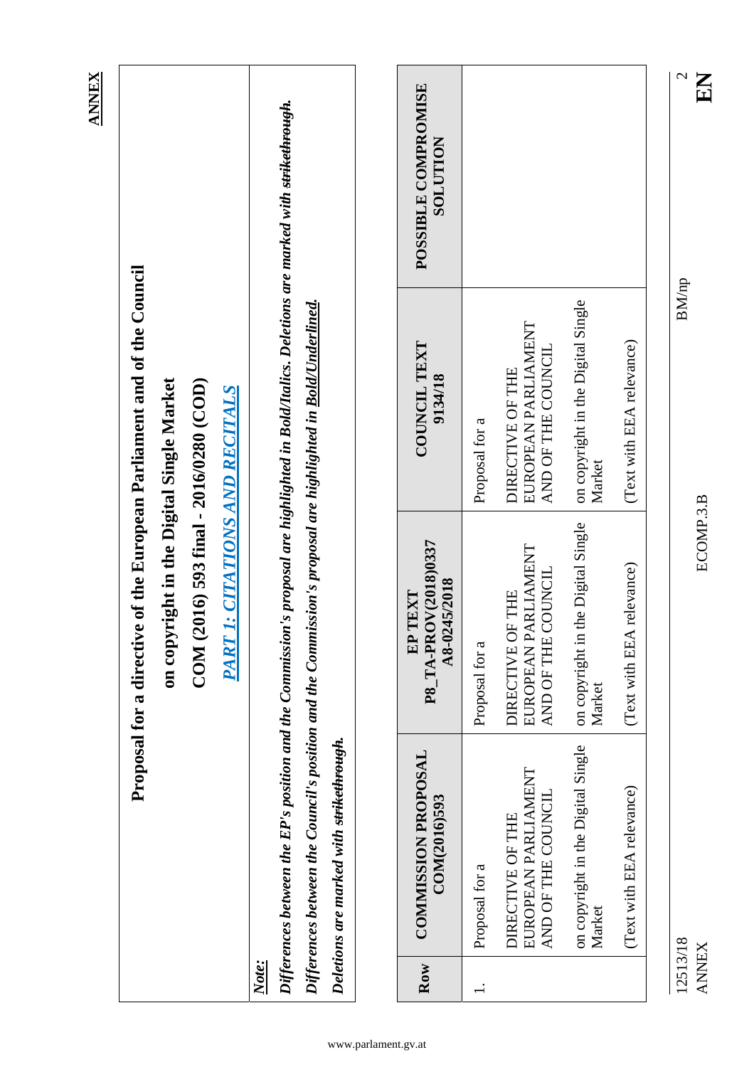**ANNEX**

| Proposal for a directive of the European Parliament and of the Council<br>on copyright in the Digital Single Market<br>COM (2016) 593 final - 2016/0280 (COD)<br>***PART 1: CITATIONS AND RECITALS*** |
|---|
| ***Note:***<br>*Differences between the EP's position and the Commission's proposal are highlighted in **Bold/Italics**. Deletions are marked with ~~strikethrough~~.*<br>*Differences between the Council's position and the Commission's proposal are highlighted in **Bold/Underlined**.*<br>*Deletions are marked with ~~strikethrough~~.* |

| Row | COMMISSION PROPOSAL COM(2016)593 | EP TEXT P8_TA-PROV(2018)0337 A8-0245/2018 | COUNCIL TEXT 9134/18 | POSSIBLE COMPROMISE SOLUTION |
|---|---|---|---|---|
| 1. | Proposal for a<br>DIRECTIVE OF THE EUROPEAN PARLIAMENT AND OF THE COUNCIL<br>on copyright in the Digital Single Market<br>(Text with EEA relevance) | Proposal for a<br>DIRECTIVE OF THE EUROPEAN PARLIAMENT AND OF THE COUNCIL<br>on copyright in the Digital Single Market<br>(Text with EEA relevance) | Proposal for a<br>DIRECTIVE OF THE EUROPEAN PARLIAMENT AND OF THE COUNCIL<br>on copyright in the Digital Single Market<br>(Text with EEA relevance) | |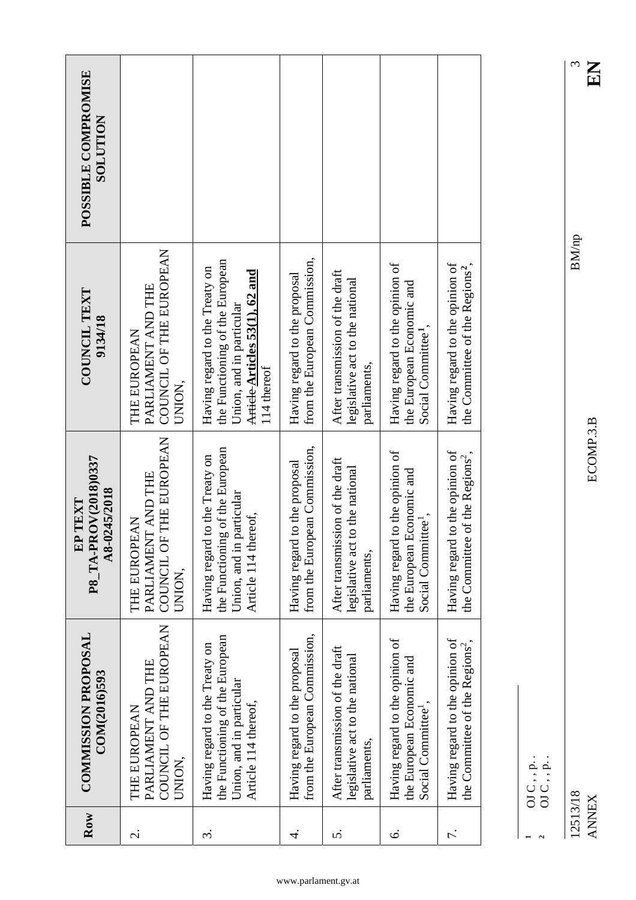| Row | COMMISSION PROPOSAL COM(2016)593 | EP TEXT P8_TA-PROV(2018)0337 A8-0245/2018 | COUNCIL TEXT 9134/18 | POSSIBLE COMPROMISE SOLUTION |
|---|---|---|---|---|
| 2. | THE EUROPEAN PARLIAMENT AND THE COUNCIL OF THE EUROPEAN UNION, | THE EUROPEAN PARLIAMENT AND THE COUNCIL OF THE EUROPEAN UNION, | THE EUROPEAN PARLIAMENT AND THE COUNCIL OF THE EUROPEAN UNION, | |
| 3. | Having regard to the Treaty on the Functioning of the European Union, and in particular Article 114 thereof, | Having regard to the Treaty on the Functioning of the European Union, and in particular Article 114 thereof, | Having regard to the Treaty on the Functioning of the European Union, and in particular ~~Article~~ **Articles 53(1), 62 and** 114 thereof | |
| 4. | Having regard to the proposal from the European Commission, | Having regard to the proposal from the European Commission, | Having regard to the proposal from the European Commission, | |
| 5. | After transmission of the draft legislative act to the national parliaments, | After transmission of the draft legislative act to the national parliaments, | After transmission of the draft legislative act to the national parliaments, | |
| 6. | Having regard to the opinion of the European Economic and Social Committee[1], | Having regard to the opinion of the European Economic and Social Committee[1], | Having regard to the opinion of the European Economic and Social Committee[1], | |
| 7. | Having regard to the opinion of the Committee of the Regions[2], | Having regard to the opinion of the Committee of the Regions[2], | Having regard to the opinion of the Committee of the Regions[2], | |

[1] OJ C , , p. .
[2] OJ C , , p. .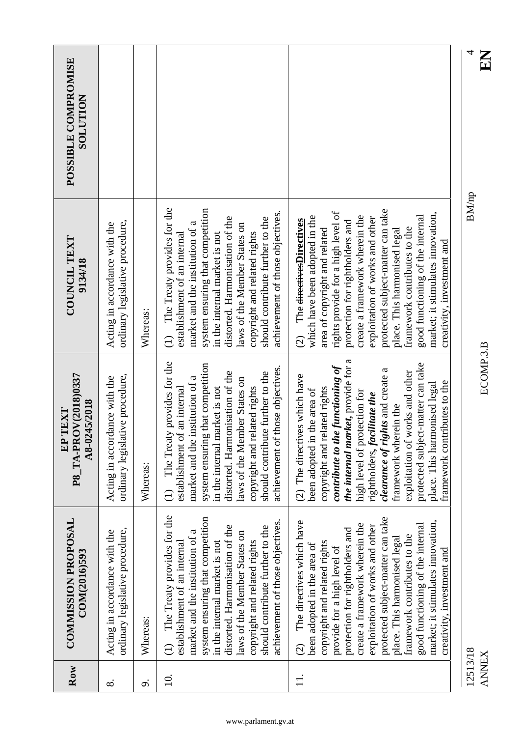| Row | COMMISSION PROPOSAL COM(2016)593 | EP TEXT P8_TA-PROV(2018)0337 A8-0245/2018 | COUNCIL TEXT 9134/18 | POSSIBLE COMPROMISE SOLUTION |
|---|---|---|---|---|
| 8. | Acting in accordance with the ordinary legislative procedure, | Acting in accordance with the ordinary legislative procedure, | Acting in accordance with the ordinary legislative procedure, | |
| 9. | Whereas: | Whereas: | Whereas: | |
| 10. | (1) The Treaty provides for the establishment of an internal market and the institution of a system ensuring that competition in the internal market is not distorted. Harmonisation of the laws of the Member States on copyright and related rights should contribute further to the achievement of those objectives. | (1) The Treaty provides for the establishment of an internal market and the institution of a system ensuring that competition in the internal market is not distorted. Harmonisation of the laws of the Member States on copyright and related rights should contribute further to the achievement of those objectives. | (1) The Treaty provides for the establishment of an internal market and the institution of a system ensuring that competition in the internal market is not distorted. Harmonisation of the laws of the Member States on copyright and related rights should contribute further to the achievement of those objectives. | |
| 11. | (2) The directives which have been adopted in the area of copyright and related rights provide for a high level of protection for rightholders and create a framework wherein the exploitation of works and other protected subject-matter can take place. This harmonised legal framework contributes to the good functioning of the internal market; it stimulates innovation, creativity, investment and | (2) The directives which have been adopted in the area of copyright and related rights ***contribute to the functioning of the internal market,*** provide for a high level of protection for rightholders, ***facilitate the clearance of rights*** and create a framework wherein the exploitation of works and other protected subject-matter can take place. This harmonised legal framework contributes to the | (2) The ~~directives~~**Directives** which have been adopted in the area of copyright and related rights provide for a high level of protection for rightholders and create a framework wherein the exploitation of works and other protected subject-matter can take place. This harmonised legal framework contributes to the good functioning of the internal market; it stimulates innovation, creativity, investment and | |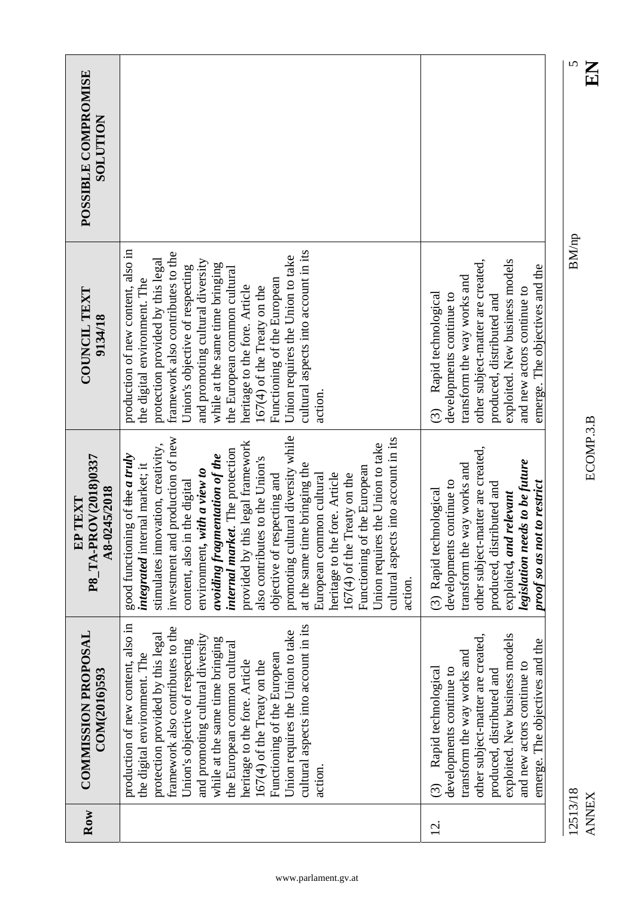| Row | COMMISSION PROPOSAL COM(2016)593 | EP TEXT P8_TA-PROV(2018)0337 A8-0245/2018 | COUNCIL TEXT 9134/18 | POSSIBLE COMPROMISE SOLUTION |
|---|---|---|---|---|
| | production of new content, also in the digital environment. The protection provided by this legal framework also contributes to the Union's objective of respecting and promoting cultural diversity while at the same time bringing the European common cultural heritage to the fore. Article 167(4) of the Treaty on the Functioning of the European Union requires the Union to take cultural aspects into account in its action. | good functioning of ~~the~~ ***a truly integrated*** internal market; it stimulates innovation, creativity, investment and production of new content, also in the digital environment***, with a view to avoiding fragmentation of the internal market***. The protection provided by this legal framework also contributes to the Union's objective of respecting and promoting cultural diversity while at the same time bringing the European common cultural heritage to the fore. Article 167(4) of the Treaty on the Functioning of the European Union requires the Union to take cultural aspects into account in its action. | production of new content, also in the digital environment. The protection provided by this legal framework also contributes to the Union's objective of respecting and promoting cultural diversity while at the same time bringing the European common cultural heritage to the fore. Article 167(4) of the Treaty on the Functioning of the European Union requires the Union to take cultural aspects into account in its action. | |
| 12. | (3) Rapid technological developments continue to transform the way works and other subject-matter are created, produced, distributed and exploited. New business models and new actors continue to emerge. The objectives and the | (3) Rapid technological developments continue to transform the way works and other subject-matter are created, produced, distributed and exploited***, and relevant legislation needs to be future proof so as not to restrict*** | (3) Rapid technological developments continue to transform the way works and other subject-matter are created, produced, distributed and exploited. New business models and new actors continue to emerge. The objectives and the | |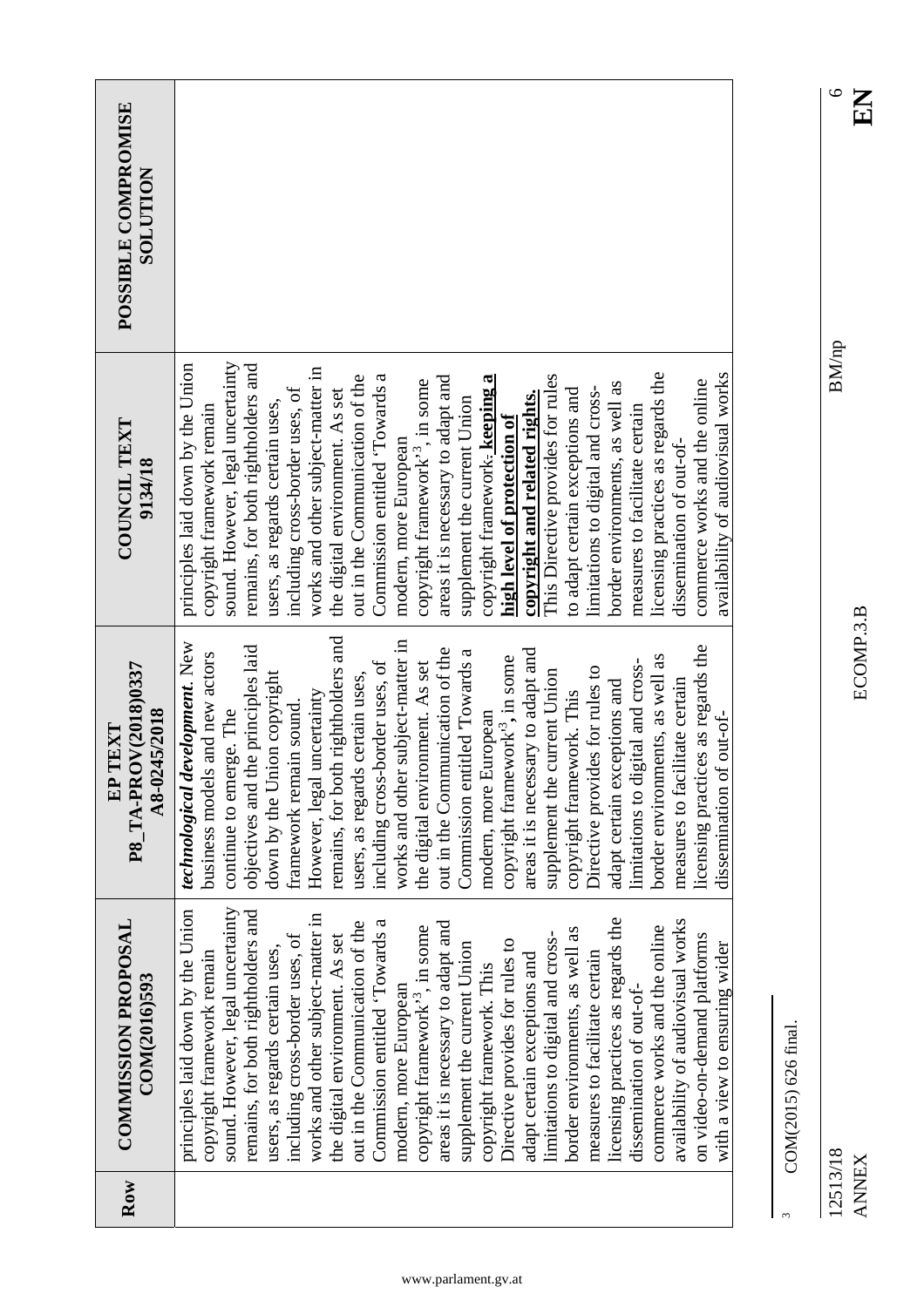| Row | COMMISSION PROPOSAL COM(2016)593 | EP TEXT P8_TA-PROV(2018)0337 A8-0245/2018 | COUNCIL TEXT 9134/18 | POSSIBLE COMPROMISE SOLUTION |
|---|---|---|---|---|
| | principles laid down by the Union copyright framework remain sound. However, legal uncertainty remains, for both rightholders and users, as regards certain uses, including cross-border uses, of works and other subject-matter in the digital environment. As set out in the Communication of the Commission entitled 'Towards a modern, more European copyright framework'[3], in some areas it is necessary to adapt and supplement the current Union copyright framework. This Directive provides for rules to adapt certain exceptions and limitations to digital and cross-border environments, as well as measures to facilitate certain licensing practices as regards the dissemination of out-of-commerce works and the online availability of audiovisual works on video-on-demand platforms with a view to ensuring wider | ***technological development***. New business models and new actors continue to emerge. The objectives and the principles laid down by the Union copyright framework remain sound. However, legal uncertainty remains, for both rightholders and users, as regards certain uses, including cross-border uses, of works and other subject-matter in the digital environment. As set out in the Communication of the Commission entitled 'Towards a modern, more European copyright framework'[3], in some areas it is necessary to adapt and supplement the current Union copyright framework. This Directive provides for rules to adapt certain exceptions and limitations to digital and cross-border environments, as well as measures to facilitate certain licensing practices as regards the dissemination of out-of- | principles laid down by the Union copyright framework remain sound. However, legal uncertainty remains, for both rightholders and users, as regards certain uses, including cross-border uses, of works and other subject-matter in the digital environment. As set out in the Communication of the Commission entitled 'Towards a modern, more European copyright framework'[3], in some areas it is necessary to adapt and supplement the current Union copyright framework~~.~~ **, keeping a high level of protection of copyright and related rights.** This Directive provides for rules to adapt certain exceptions and limitations to digital and cross-border environments, as well as measures to facilitate certain licensing practices as regards the dissemination of out-of-commerce works and the online availability of audiovisual works | |

[3] COM(2015) 626 final.

12513/18 ANNEX ECOMP.3.B BM/np EN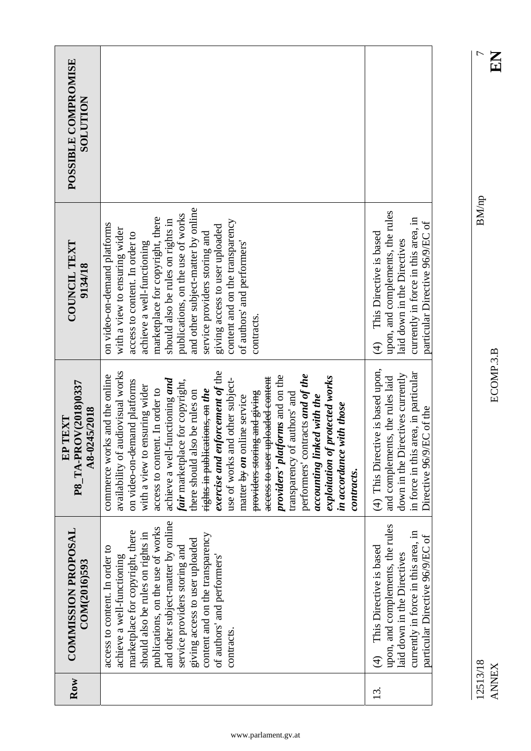| Row | COMMISSION PROPOSAL COM(2016)593 | EP TEXT P8_TA-PROV(2018)0337 A8-0245/2018 | COUNCIL TEXT 9134/18 | POSSIBLE COMPROMISE SOLUTION |
|---|---|---|---|---|
| | access to content. In order to achieve a well-functioning marketplace for copyright, there should also be rules on rights in publications, on the use of works and other subject-matter by online service providers storing and giving access to user uploaded content and on the transparency of authors' and performers' contracts. | commerce works and the online availability of audiovisual works on video-on-demand platforms with a view to ensuring wider access to content. In order to achieve a well-functioning ***and fair*** marketplace for copyright, there should also be rules on ~~rights in publications, on the~~ ***exercise and enforcement of*** the use of works and other subject-matter ~~by~~ ***on*** online service ~~providers storing and giving access to user uploaded content~~ ***providers' platforms*** and on the transparency of authors' and performers' contracts ***and of the accounting linked with the exploitation of protected works in accordance with those contracts.*** | on video-on-demand platforms with a view to ensuring wider access to content. In order to achieve a well-functioning marketplace for copyright, there should also be rules on rights in publications, on the use of works and other subject-matter by online service providers storing and giving access to user uploaded content and on the transparency of authors' and performers' contracts. | |
| 13. | (4) This Directive is based upon, and complements, the rules laid down in the Directives currently in force in this area, in particular Directive 96/9/EC of | (4) This Directive is based upon, and complements, the rules laid down in the Directives currently in force in this area, in particular Directive 96/9/EC of the | (4) This Directive is based upon, and complements, the rules laid down in the Directives currently in force in this area, in particular Directive 96/9/EC of | |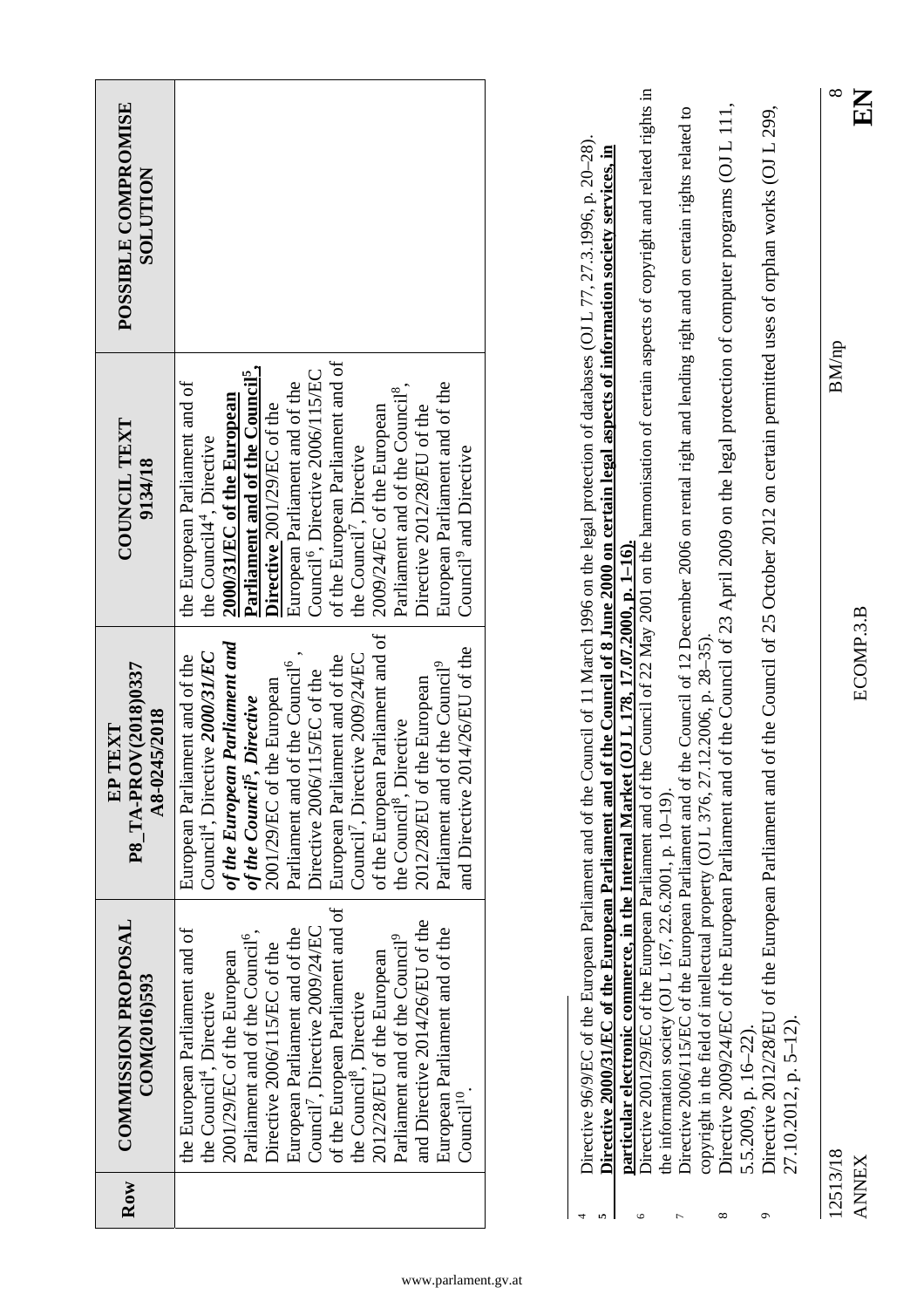| Row | COMMISSION PROPOSAL COM(2016)593 | EP TEXT P8_TA-PROV(2018)0337 A8-0245/2018 | COUNCIL TEXT 9134/18 | POSSIBLE COMPROMISE SOLUTION |
|---|---|---|---|---|
| | the European Parliament and of the Council[4], Directive 2001/29/EC of the European Parliament and of the Council[6], Directive 2006/115/EC of the European Parliament and of the Council[7], Directive 2009/24/EC of the European Parliament and of the Council[8], Directive 2012/28/EU of the European Parliament and of the Council[9] and Directive 2014/26/EU of the European Parliament and of the Council[10]. | European Parliament and of the Council[4], Directive *2000/31/EC of the European Parliament and of the Council[5], Directive* 2001/29/EC of the European Parliament and of the Council[6], Directive 2006/115/EC of the European Parliament and of the Council[7], Directive 2009/24/EC of the European Parliament and of the Council[8], Directive 2012/28/EU of the European Parliament and of the Council[9] and Directive 2014/26/EU of the | the European Parliament and of the Council4[4], Directive **2000/31/EC of the European Parliament and of the Council[5], Directive** 2001/29/EC of the European Parliament and of the Council[6], Directive 2006/115/EC of the European Parliament and of the Council[7], Directive 2009/24/EC of the European Parliament and of the Council[8], Directive 2012/28/EU of the European Parliament and of the Council[9] and Directive | |

[4] Directive 96/9/EC of the European Parliament and of the Council of 11 March 1996 on the legal protection of databases (OJ L 77, 27.3.1996, p. 20–28).

[5] **Directive 2000/31/EC of the European Parliament and of the Council of 8 June 2000 on certain legal aspects of information society services, in particular electronic commerce, in the Internal Market (OJ L 178, 17.07.2000, p. 1–16).**

[6] Directive 2001/29/EC of the European Parliament and of the Council of 22 May 2001 on the harmonisation of certain aspects of copyright and related rights in the information society (OJ L 167, 22.6.2001, p. 10–19).

[7] Directive 2006/115/EC of the European Parliament and of the Council of 12 December 2006 on rental right and lending right and on certain rights related to copyright in the field of intellectual property (OJ L 376, 27.12.2006, p. 28–35).

[8] Directive 2009/24/EC of the European Parliament and of the Council of 23 April 2009 on the legal protection of computer programs (OJ L 111, 5.5.2009, p. 16–22).

[9] Directive 2012/28/EU of the European Parliament and of the Council of 25 October 2012 on certain permitted uses of orphan works (OJ L 299, 27.10.2012, p. 5–12).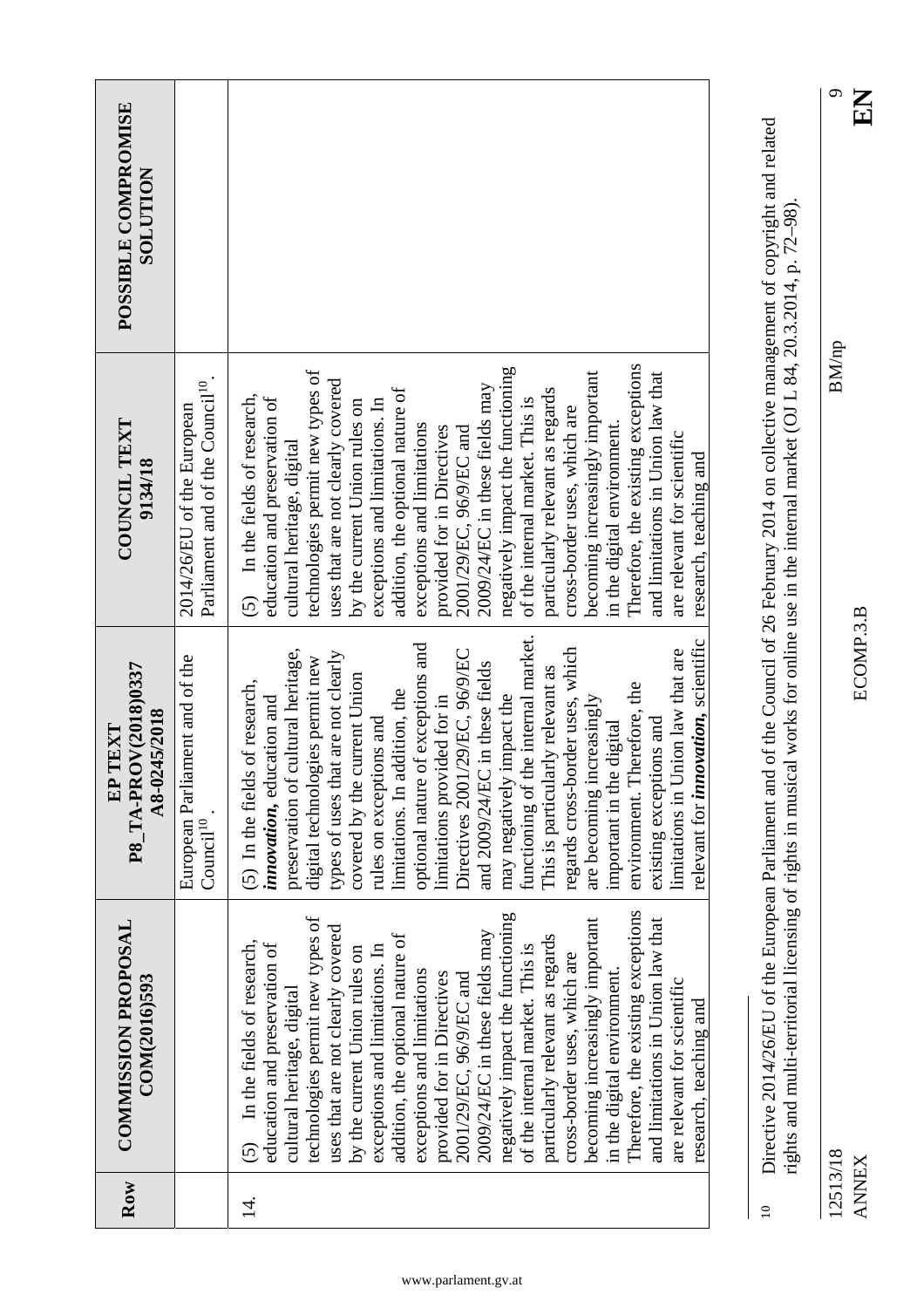| Row | COMMISSION PROPOSAL COM(2016)593 | EP TEXT P8_TA-PROV(2018)0337 A8-0245/2018 | COUNCIL TEXT 9134/18 | POSSIBLE COMPROMISE SOLUTION |
|---|---|---|---|---|
| | | European Parliament and of the Council[10]. | 2014/26/EU of the European Parliament and of the Council[10]. | |
| 14. | (5) In the fields of research, education and preservation of cultural heritage, digital technologies permit new types of uses that are not clearly covered by the current Union rules on exceptions and limitations. In addition, the optional nature of exceptions and limitations provided for in Directives 2001/29/EC, 96/9/EC and 2009/24/EC in these fields may negatively impact the functioning of the internal market. This is particularly relevant as regards cross-border uses, which are becoming increasingly important in the digital environment. Therefore, the existing exceptions and limitations in Union law that are relevant for scientific research, teaching and | (5) In the fields of research, ***innovation,*** education and preservation of cultural heritage, digital technologies permit new types of uses that are not clearly covered by the current Union rules on exceptions and limitations. In addition, the optional nature of exceptions and limitations provided for in Directives 2001/29/EC, 96/9/EC and 2009/24/EC in these fields may negatively impact the functioning of the internal market. This is particularly relevant as regards cross-border uses, which are becoming increasingly important in the digital environment. Therefore, the existing exceptions and limitations in Union law that are relevant for ***innovation,*** scientific | (5) In the fields of research, education and preservation of cultural heritage, digital technologies permit new types of uses that are not clearly covered by the current Union rules on exceptions and limitations. In addition, the optional nature of exceptions and limitations provided for in Directives 2001/29/EC, 96/9/EC and 2009/24/EC in these fields may negatively impact the functioning of the internal market. This is particularly relevant as regards cross-border uses, which are becoming increasingly important in the digital environment. Therefore, the existing exceptions and limitations in Union law that are relevant for scientific research, teaching and | |

[10] Directive 2014/26/EU of the European Parliament and of the Council of 26 February 2014 on collective management of copyright and related rights and multi-territorial licensing of rights in musical works for online use in the internal market (OJ L 84, 20.3.2014, p. 72–98).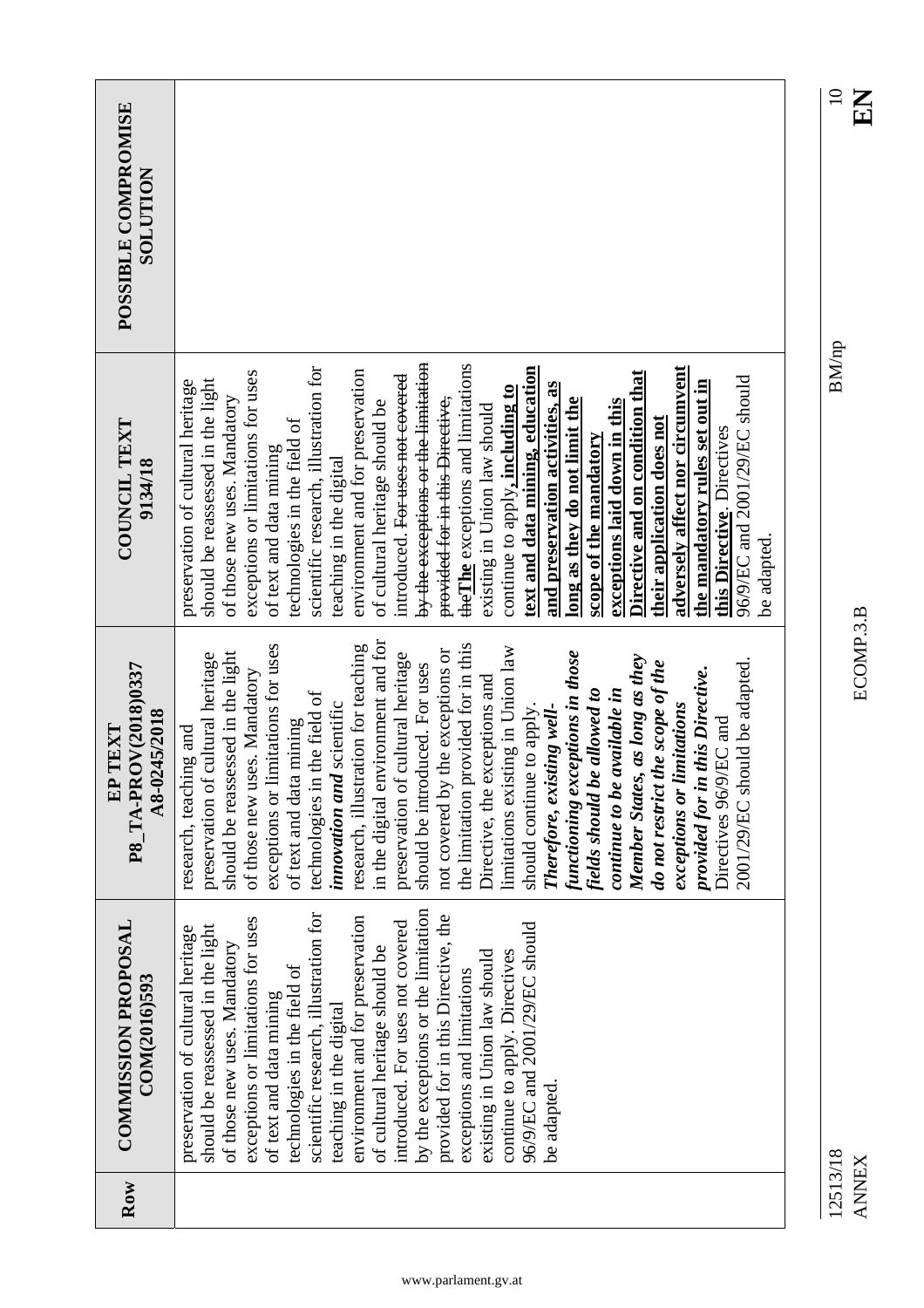| Row | COMMISSION PROPOSAL COM(2016)593 | EP TEXT P8_TA-PROV(2018)0337 A8-0245/2018 | COUNCIL TEXT 9134/18 | POSSIBLE COMPROMISE SOLUTION |
|---|---|---|---|---|
| | preservation of cultural heritage should be reassessed in the light of those new uses. Mandatory exceptions or limitations for uses of text and data mining technologies in the field of scientific research, illustration for teaching in the digital environment and for preservation of cultural heritage should be introduced. For uses not covered by the exceptions or the limitation provided for in this Directive, the exceptions and limitations existing in Union law should continue to apply. Directives 96/9/EC and 2001/29/EC should be adapted. | research, teaching and preservation of cultural heritage should be reassessed in the light of those new uses. Mandatory exceptions or limitations for uses of text and data mining technologies in the field of ***innovation and*** scientific research, illustration for teaching in the digital environment and for preservation of cultural heritage should be introduced. For uses not covered by the exceptions or the limitation provided for in this Directive, the exceptions and limitations existing in Union law should continue to apply. ***Therefore, existing well-functioning exceptions in those fields should be allowed to continue to be available in Member States, as long as they do not restrict the scope of the exceptions or limitations provided for in this Directive.*** Directives 96/9/EC and 2001/29/EC should be adapted. | preservation of cultural heritage should be reassessed in the light of those new uses. Mandatory exceptions or limitations for uses of text and data mining technologies in the field of scientific research, illustration for teaching in the digital environment and for preservation of cultural heritage should be introduced. ~~For uses not covered by the exceptions or the limitation provided for in this Directive,~~ ~~the~~**The** exceptions and limitations existing in Union law should continue to apply**, including to text and data mining, education and preservation activities, as long as they do not limit the scope of the mandatory exceptions laid down in this Directive and on condition that their application does not adversely affect nor circumvent the mandatory rules set out in this Directive**. Directives 96/9/EC and 2001/29/EC should be adapted. | |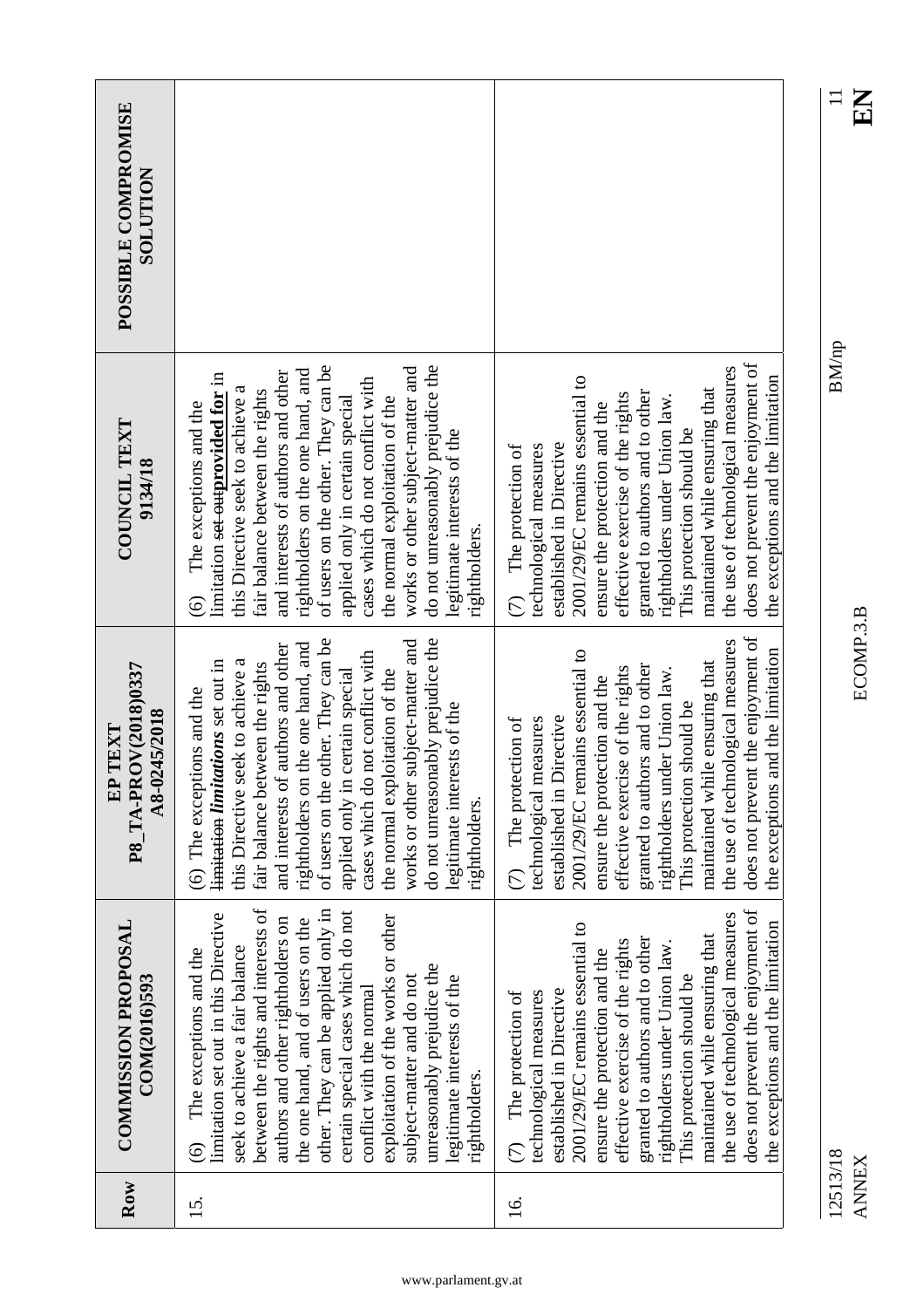| Row | COMMISSION PROPOSAL COM(2016)593 | EP TEXT P8_TA-PROV(2018)0337 A8-0245/2018 | COUNCIL TEXT 9134/18 | POSSIBLE COMPROMISE SOLUTION |
|---|---|---|---|---|
| 15. | (6) The exceptions and the limitation set out in this Directive seek to achieve a fair balance between the rights and interests of authors and other rightholders on the one hand, and of users on the other. They can be applied only in certain special cases which do not conflict with the normal exploitation of the works or other subject-matter and do not unreasonably prejudice the legitimate interests of the rightholders. | (6) The exceptions and the ~~limitation~~ ***limitations*** set out in this Directive seek to achieve a fair balance between the rights and interests of authors and other rightholders on the one hand, and of users on the other. They can be applied only in certain special cases which do not conflict with the normal exploitation of the works or other subject-matter and do not unreasonably prejudice the legitimate interests of the rightholders. | (6) The exceptions and the limitation ~~set out~~**provided for** in this Directive seek to achieve a fair balance between the rights and interests of authors and other rightholders on the one hand, and of users on the other. They can be applied only in certain special cases which do not conflict with the normal exploitation of the works or other subject-matter and do not unreasonably prejudice the legitimate interests of the rightholders. | |
| 16. | (7) The protection of technological measures established in Directive 2001/29/EC remains essential to ensure the protection and the effective exercise of the rights granted to authors and to other rightholders under Union law. This protection should be maintained while ensuring that the use of technological measures does not prevent the enjoyment of the exceptions and the limitation | (7) The protection of technological measures established in Directive 2001/29/EC remains essential to ensure the protection and the effective exercise of the rights granted to authors and to other rightholders under Union law. This protection should be maintained while ensuring that the use of technological measures does not prevent the enjoyment of the exceptions and the limitation | (7) The protection of technological measures established in Directive 2001/29/EC remains essential to ensure the protection and the effective exercise of the rights granted to authors and to other rightholders under Union law. This protection should be maintained while ensuring that the use of technological measures does not prevent the enjoyment of the exceptions and the limitation | |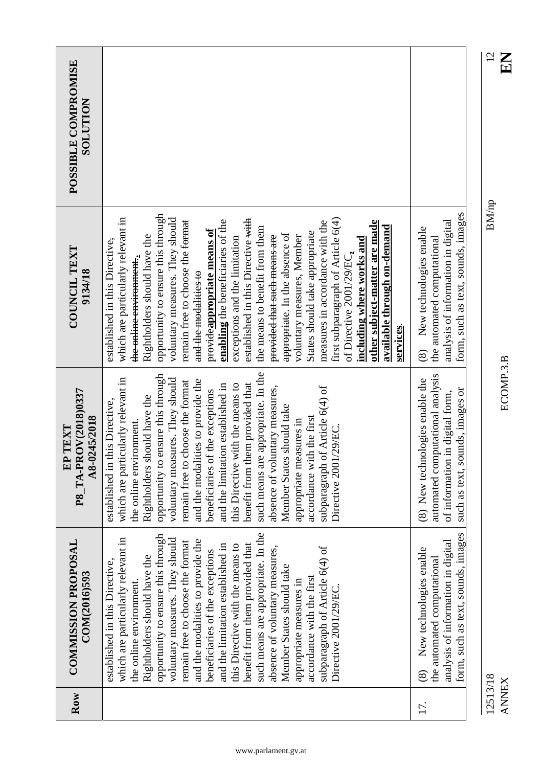| Row | COMMISSION PROPOSAL COM(2016)593 | EP TEXT P8_TA-PROV(2018)0337 A8-0245/2018 | COUNCIL TEXT 9134/18 | POSSIBLE COMPROMISE SOLUTION |
|---|---|---|---|---|
| | established in this Directive, which are particularly relevant in the online environment. Rightholders should have the opportunity to ensure this through voluntary measures. They should remain free to choose the format and the modalities to provide the beneficiaries of the exceptions and the limitation established in this Directive with the means to benefit from them provided that such means are appropriate. In the absence of voluntary measures, Member States should take appropriate measures in accordance with the first subparagraph of Article 6(4) of Directive 2001/29/EC. | established in this Directive, which are particularly relevant in the online environment. Rightholders should have the opportunity to ensure this through voluntary measures. They should remain free to choose the format and the modalities to provide the beneficiaries of the exceptions and the limitation established in this Directive with the means to benefit from them provided that such means are appropriate. In the absence of voluntary measures, Member States should take appropriate measures in accordance with the first subparagraph of Article 6(4) of Directive 2001/29/EC. | established in this Directive, ~~which are particularly relevant in the online environment~~**,** Rightholders should have the opportunity to ensure this through voluntary measures. They should remain free to choose the ~~format and the modalities to provide~~**appropriate means of enabling** the beneficiaries of the exceptions and the limitation established in this Directive ~~with the means~~ to benefit from them ~~provided that such means are appropriate~~. In the absence of voluntary measures, Member States should take appropriate measures in accordance with the first subparagraph of Article 6(4) of Directive 2001/29/EC**, including where works and other subject-matter are made available through on-demand services**. | |
| 17. | (8) New technologies enable the automated computational analysis of information in digital form, such as text, sounds, images | (8) New technologies enable the automated computational analysis of information in digital form, such as text, sounds, images or | (8) New technologies enable the automated computational analysis of information in digital form, such as text, sounds, images | |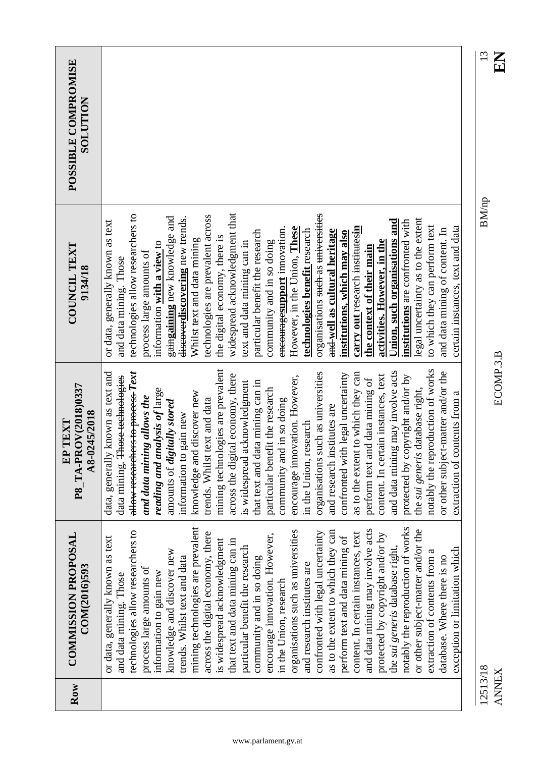| Row | COMMISSION PROPOSAL COM(2016)593 | EP TEXT P8_TA-PROV(2018)0337 A8-0245/2018 | COUNCIL TEXT 9134/18 | POSSIBLE COMPROMISE SOLUTION |
|---|---|---|---|---|
| | or data, generally known as text and data mining. Those technologies allow researchers to process large amounts of information to gain new knowledge and discover new trends. Whilst text and data mining technologies are prevalent across the digital economy, there is widespread acknowledgment that text and data mining can in particular benefit the research community and in so doing encourage innovation. However, in the Union, research organisations such as universities and research institutes are confronted with legal uncertainty as to the extent to which they can perform text and data mining of content. In certain instances, text and data mining may involve acts protected by copyright and/or by the *sui generis* database right, notably the reproduction of works or other subject-matter and/or the extraction of contents from a database. Where there is no exception or limitation which | data, generally known as text and data mining. ~~Those technologies allow researchers to process~~ ***Text and data mining allows the reading and analysis of*** large amounts of ***digitally stored*** information to gain new knowledge and discover new trends. Whilst text and data mining technologies are prevalent across the digital economy, there is widespread acknowledgment that text and data mining can in particular benefit the research community and in so doing encourage innovation. However, in the Union, research organisations such as universities and research institutes are confronted with legal uncertainty as to the extent to which they can perform text and data mining of content. In certain instances, text and data mining may involve acts protected by copyright and/or by the *sui generis* database right, notably the reproduction of works or other subject-matter and/or the extraction of contents from a | or data, generally known as text and data mining. Those technologies allow researchers to process large amounts of information **with a view** to ~~gain~~**gaining** new knowledge and ~~discover~~**discovering** new trends. Whilst text and data mining technologies are prevalent across the digital economy, there is widespread acknowledgment that text and data mining can in particular benefit the research community and in so doing ~~encourage~~**support** innovation. ~~However, in the Union,~~ **These technologies benefit** research organisations ~~such as universities~~ ~~and~~ **as well as cultural heritage institutions, which may also carry out** research ~~institutes~~**in the context of their main activities. However, in the Union, such organisations and institutions** are confronted with legal uncertainty as to the extent to which they can perform text and data mining of content. In certain instances, text and data | |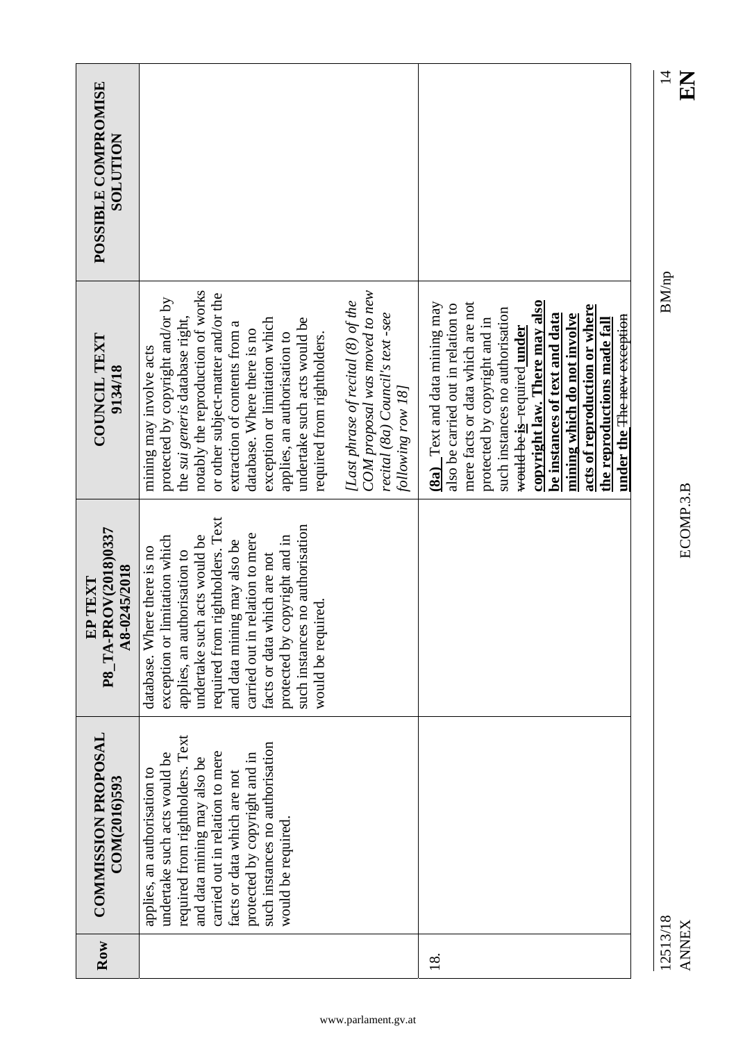| Row | COMMISSION PROPOSAL COM(2016)593 | EP TEXT P8_TA-PROV(2018)0337 A8-0245/2018 | COUNCIL TEXT 9134/18 | POSSIBLE COMPROMISE SOLUTION |
|---|---|---|---|---|
| | applies, an authorisation to undertake such acts would be required from rightholders. Text and data mining may also be carried out in relation to mere facts or data which are not protected by copyright and in such instances no authorisation would be required. | database. Where there is no exception or limitation which applies, an authorisation to undertake such acts would be required from rightholders. Text and data mining may also be carried out in relation to mere facts or data which are not protected by copyright and in such instances no authorisation would be required. | mining may involve acts protected by copyright and/or by the *sui generis* database right, notably the reproduction of works or other subject-matter and/or the extraction of contents from a database. Where there is no exception or limitation which applies, an authorisation to undertake such acts would be required from rightholders.<br><br>*[Last phrase of recital (8) of the COM proposal was moved to new recital (8a) Council's text -see following row 18]* | |
| 18. | | | **(8a)** Text and data mining may also be carried out in relation to mere facts or data which are not protected by copyright and in such instances no authorisation ~~would be~~ **is** required **under copyright law. There may also be instances of text and data mining which do not involve acts of reproduction or where the reproductions made fall under the** ~~The new exception~~ | |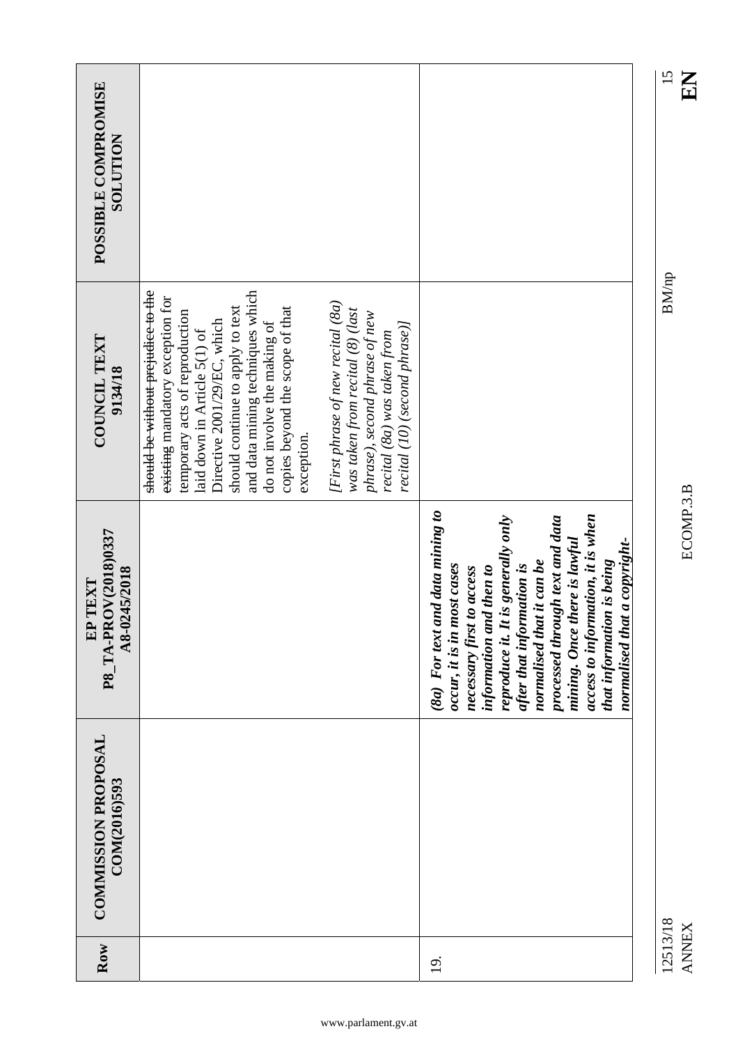| Row | COMMISSION PROPOSAL COM(2016)593 | EP TEXT P8_TA-PROV(2018)0337 A8-0245/2018 | COUNCIL TEXT 9134/18 | POSSIBLE COMPROMISE SOLUTION |
|---|---|---|---|---|
| | | | ~~should be without prejudice to the existing~~ mandatory exception for temporary acts of reproduction laid down in Article 5(1) of Directive 2001/29/EC, which should continue to apply to text and data mining techniques which do not involve the making of copies beyond the scope of that exception.<br><br>*[First phrase of new recital (8a) was taken from recital (8) (last phrase), second phrase of new recital (8a) was taken from recital (10) (second phrase)]* | |
| 19. | | ***(8a) For text and data mining to occur, it is in most cases necessary first to access information and then to reproduce it. It is generally only after that information is normalised that it can be processed through text and data mining. Once there is lawful access to information, it is when that information is being normalised that a copyright-*** | | |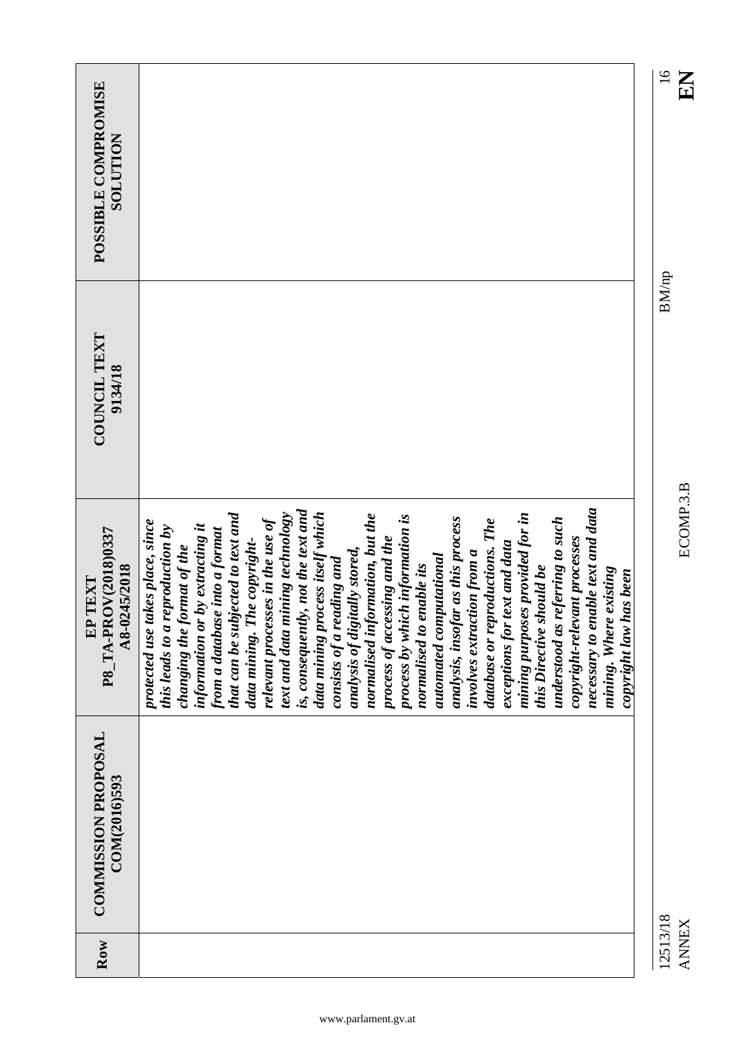| Row | COMMISSION PROPOSAL COM(2016)593 | EP TEXT P8_TA-PROV(2018)0337 A8-0245/2018 | COUNCIL TEXT 9134/18 | POSSIBLE COMPROMISE SOLUTION |
|---|---|---|---|---|
| | | *protected use takes place, since this leads to a reproduction by changing the format of the information or by extracting it from a database into a format that can be subjected to text and data mining. The copyright-relevant processes in the use of text and data mining technology is, consequently, not the text and data mining process itself which consists of a reading and analysis of digitally stored, normalised information, but the process of accessing and the process by which information is normalised to enable its automated computational analysis, insofar as this process involves extraction from a database or reproductions. The exceptions for text and data mining purposes provided for in this Directive should be understood as referring to such copyright-relevant processes necessary to enable text and data mining. Where existing copyright law has been* | | |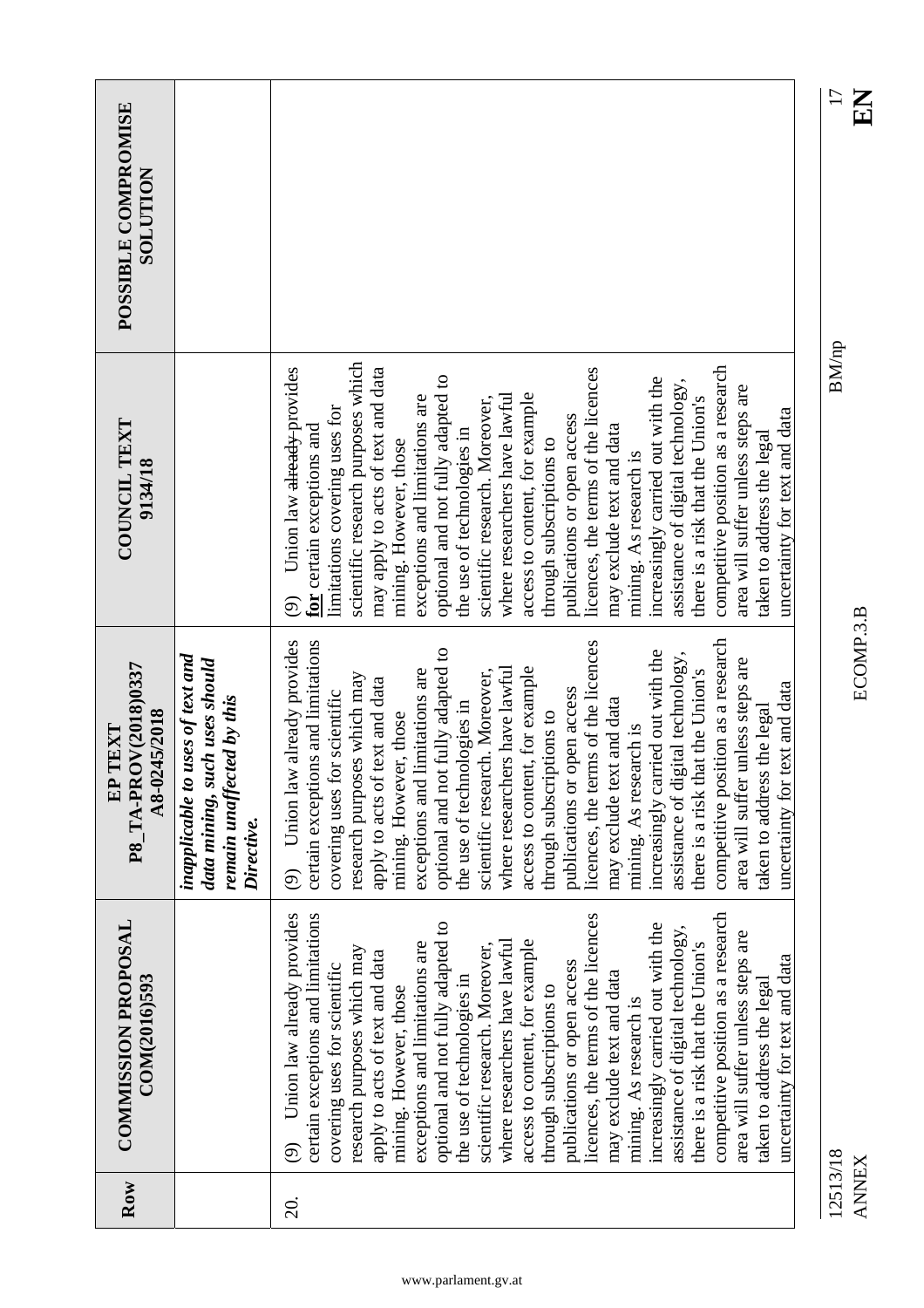| Row | COMMISSION PROPOSAL COM(2016)593 | EP TEXT P8_TA-PROV(2018)0337 A8-0245/2018 | COUNCIL TEXT 9134/18 | POSSIBLE COMPROMISE SOLUTION |
|---|---|---|---|---|
| | | ***inapplicable to uses of text and data mining, such uses should remain unaffected by this Directive.*** | | |
| 20. | (9) Union law already provides certain exceptions and limitations covering uses for scientific research purposes which may apply to acts of text and data mining. However, those exceptions and limitations are optional and not fully adapted to the use of technologies in scientific research. Moreover, where researchers have lawful access to content, for example through subscriptions to publications or open access licences, the terms of the licences may exclude text and data mining. As research is increasingly carried out with the assistance of digital technology, there is a risk that the Union's competitive position as a research area will suffer unless steps are taken to address the legal uncertainty for text and data | (9) Union law already provides certain exceptions and limitations covering uses for scientific research purposes which may apply to acts of text and data mining. However, those exceptions and limitations are optional and not fully adapted to the use of technologies in scientific research. Moreover, where researchers have lawful access to content, for example through subscriptions to publications or open access licences, the terms of the licences may exclude text and data mining. As research is increasingly carried out with the assistance of digital technology, there is a risk that the Union's competitive position as a research area will suffer unless steps are taken to address the legal uncertainty for text and data | (9) Union law ~~already~~ provides **for** certain exceptions and limitations covering uses for scientific research purposes which may apply to acts of text and data mining. However, those exceptions and limitations are optional and not fully adapted to the use of technologies in scientific research. Moreover, where researchers have lawful access to content, for example through subscriptions to publications or open access licences, the terms of the licences may exclude text and data mining. As research is increasingly carried out with the assistance of digital technology, there is a risk that the Union's competitive position as a research area will suffer unless steps are taken to address the legal uncertainty for text and data | |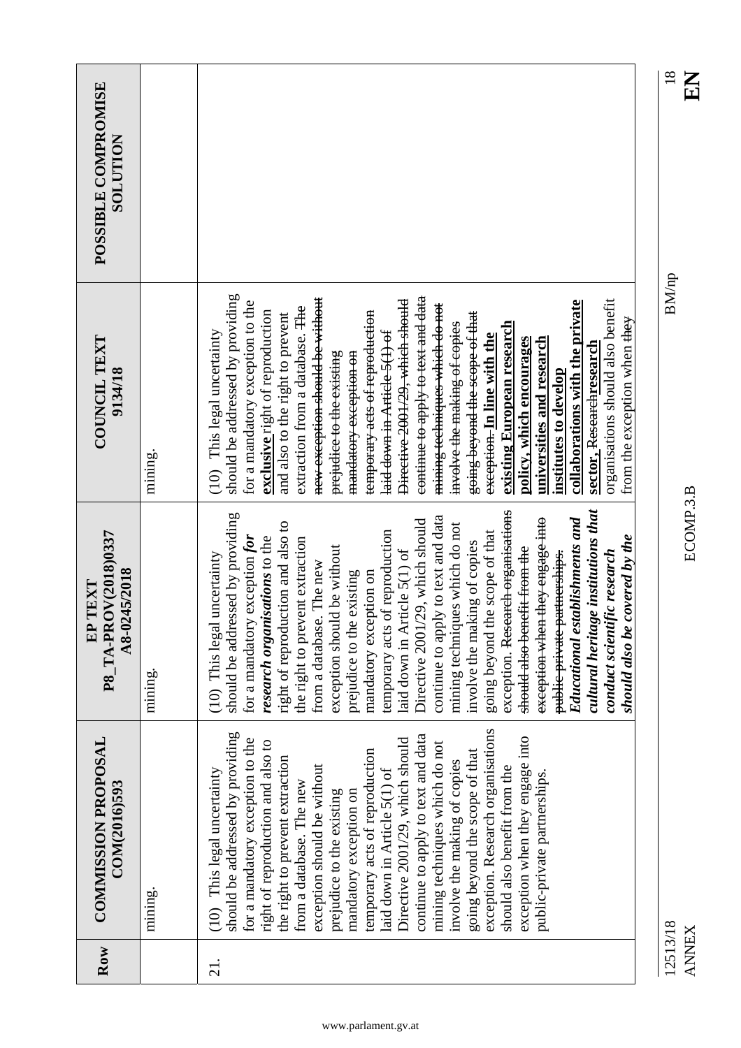| Row | COMMISSION PROPOSAL COM(2016)593 | EP TEXT P8_TA-PROV(2018)0337 A8-0245/2018 | COUNCIL TEXT 9134/18 | POSSIBLE COMPROMISE SOLUTION |
|---|---|---|---|---|
| | mining. | mining. | mining. | |
| 21. | (10) This legal uncertainty should be addressed by providing for a mandatory exception to the right of reproduction and also to the right to prevent extraction from a database. The new exception should be without prejudice to the existing mandatory exception on temporary acts of reproduction laid down in Article 5(1) of Directive 2001/29, which should continue to apply to text and data mining techniques which do not involve the making of copies going beyond the scope of that exception. Research organisations should also benefit from the exception when they engage into public-private partnerships. | (10) This legal uncertainty should be addressed by providing for a mandatory exception ***for research organisations*** to the right of reproduction and also to the right to prevent extraction from a database. The new exception should be without prejudice to the existing mandatory exception on temporary acts of reproduction laid down in Article 5(1) of Directive 2001/29, which should continue to apply to text and data mining techniques which do not involve the making of copies going beyond the scope of that exception. ~~Research organisations should also benefit from the exception when they engage into public-private partnerships.~~ ***Educational establishments and cultural heritage institutions that conduct scientific research should also be covered by the*** | (10) This legal uncertainty should be addressed by providing for a mandatory exception to the **exclusive** right of reproduction and also to the right to prevent extraction from a database. ~~The new exception should be without prejudice to the existing mandatory exception on temporary acts of reproduction laid down in Article 5(1) of Directive 2001/29, which should continue to apply to text and data mining techniques which do not involve the making of copies going beyond the scope of that exception.~~ **In line with the existing European research policy, which encourages universities and research institutes to develop collaborations with the private sector,** ~~Research~~**research** organisations should also benefit from the exception when ~~they~~ | |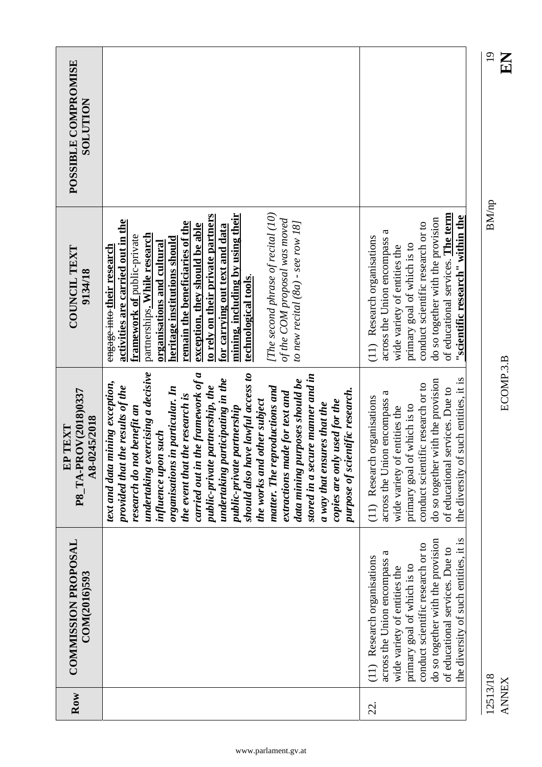| Row | COMMISSION PROPOSAL COM(2016)593 | EP TEXT P8_TA-PROV(2018)0337 A8-0245/2018 | COUNCIL TEXT 9134/18 | POSSIBLE COMPROMISE SOLUTION |
|---|---|---|---|---|
| | | ***text and data mining exception, provided that the results of the research do not benefit an undertaking exercising a decisive influence upon such organisations in particular. In the event that the research is carried out in the framework of a public-private partnership, the undertaking participating in the public-private partnership should also have lawful access to the works and other subject matter. The reproductions and extractions made for text and data mining purposes should be stored in a secure manner and in a way that ensures that the copies are only used for the purpose of scientific research.*** | ~~engage into~~ **their research activities are carried out in the framework of** public-private partnerships. **While research organisations and cultural heritage institutions should remain the beneficiaries of the exception, they should be able to rely on their private partners for carrying out text and data mining, including by using their technological tools.**<br><br>*[The second phrase of recital (10) of the COM proposal was moved to new recital (8a) - see row 18]* | |
| 22. | (11) Research organisations across the Union encompass a wide variety of entities the primary goal of which is to conduct scientific research or to do so together with the provision of educational services. Due to the diversity of such entities, it is | (11) Research organisations across the Union encompass a wide variety of entities the primary goal of which is to conduct scientific research or to do so together with the provision of educational services. Due to the diversity of such entities, it is | (11) Research organisations across the Union encompass a wide variety of entities the primary goal of which is to conduct scientific research or to do so together with the provision of educational services. **The term "scientific research" within the** | |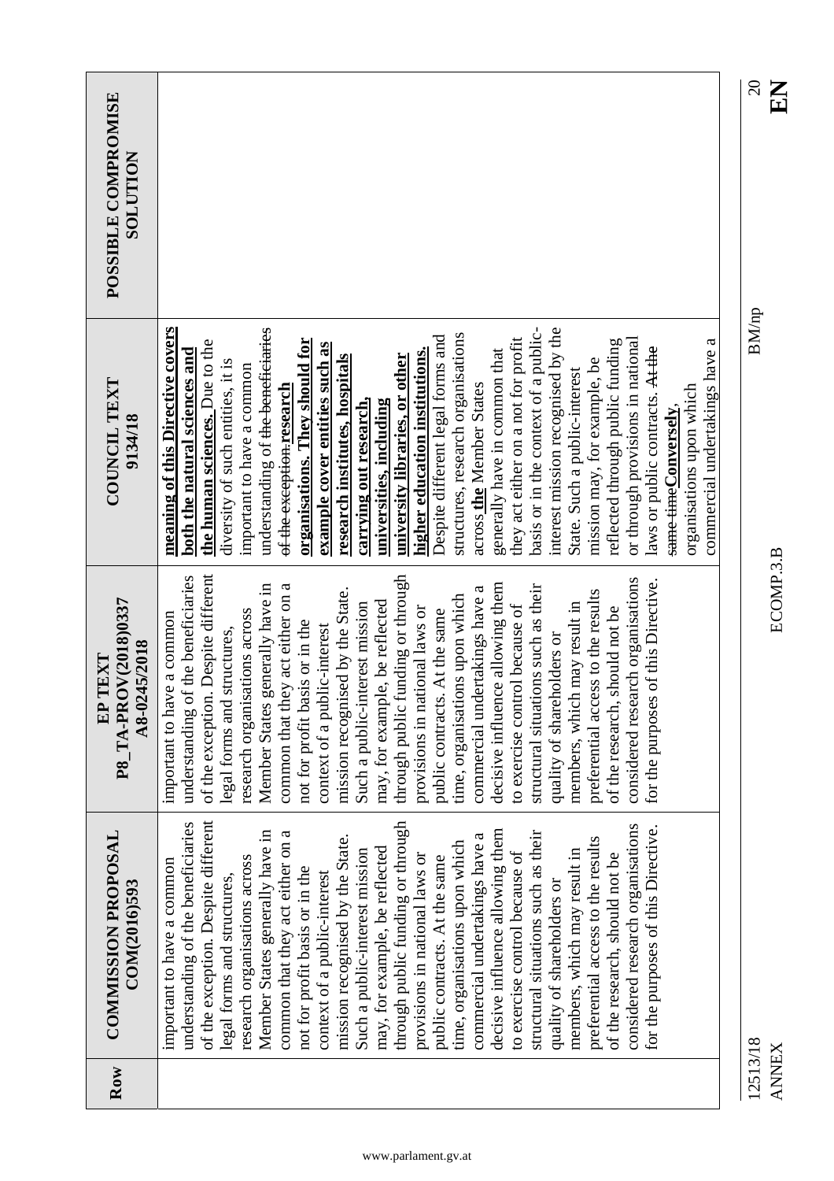| Row | COMMISSION PROPOSAL COM(2016)593 | EP TEXT P8_TA-PROV(2018)0337 A8-0245/2018 | COUNCIL TEXT 9134/18 | POSSIBLE COMPROMISE SOLUTION |
|---|---|---|---|---|
| | important to have a common understanding of the beneficiaries of the exception. Despite different legal forms and structures, research organisations across Member States generally have in common that they act either on a not for profit basis or in the context of a public-interest mission recognised by the State. Such a public-interest mission may, for example, be reflected through public funding or through provisions in national laws or public contracts. At the same time, organisations upon which commercial undertakings have a decisive influence allowing them to exercise control because of structural situations such as their quality of shareholders or members, which may result in preferential access to the results of the research, should not be considered research organisations for the purposes of this Directive. | important to have a common understanding of the beneficiaries of the exception. Despite different legal forms and structures, research organisations across Member States generally have in common that they act either on a not for profit basis or in the context of a public-interest mission recognised by the State. Such a public-interest mission may, for example, be reflected through public funding or through provisions in national laws or public contracts. At the same time, organisations upon which commercial undertakings have a decisive influence allowing them to exercise control because of structural situations such as their quality of shareholders or members, which may result in preferential access to the results of the research, should not be considered research organisations for the purposes of this Directive. | **meaning of this Directive covers both the natural sciences and the human sciences.** Due to the diversity of such entities, it is important to have a common understanding of ~~the beneficiaries of the exception.~~ **research organisations. They should for example cover entities such as research institutes, hospitals carrying out research, universities, including university libraries, or other higher education institutions.** Despite different legal forms and structures, research organisations across **the** Member States generally have in common that they act either on a not for profit basis or in the context of a public-interest mission recognised by the State. Such a public-interest mission may, for example, be reflected through public funding or through provisions in national laws or public contracts. ~~At the same time~~**Conversely**, organisations upon which commercial undertakings have a | |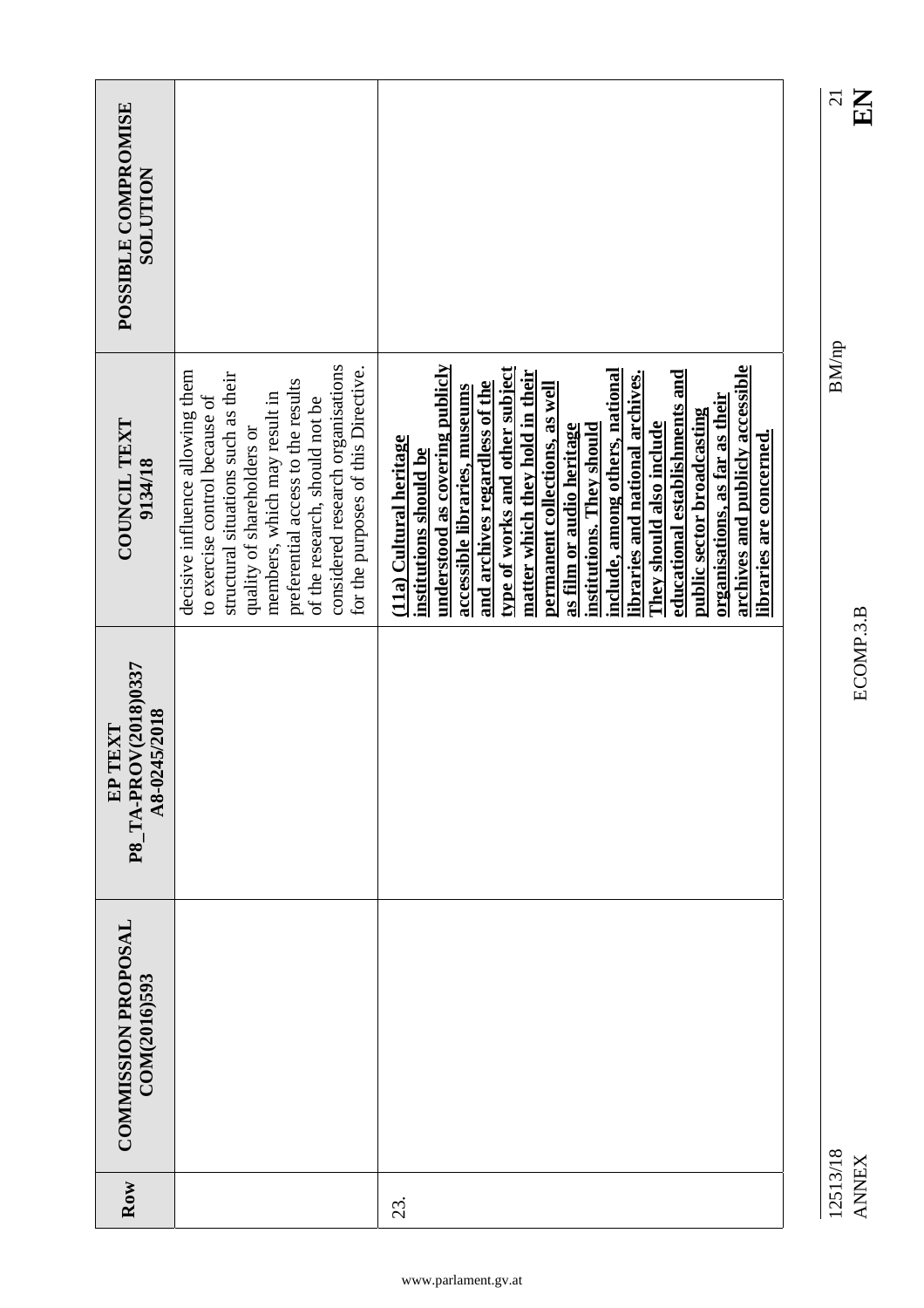| Row | COMMISSION PROPOSAL COM(2016)593 | EP TEXT P8_TA-PROV(2018)0337 A8-0245/2018 | COUNCIL TEXT 9134/18 | POSSIBLE COMPROMISE SOLUTION |
|---|---|---|---|---|
| | | | decisive influence allowing them to exercise control because of structural situations such as their quality of shareholders or members, which may result in preferential access to the results of the research, should not be considered research organisations for the purposes of this Directive. | |
| 23. | | | **(11a) Cultural heritage institutions should be understood as covering publicly accessible libraries, museums and archives regardless of the type of works and other subject matter which they hold in their permanent collections, as well as film or audio heritage institutions. They should include, among others, national libraries and national archives. They should also include educational establishments and public sector broadcasting organisations, as far as their archives and publicly accessible libraries are concerned.** | |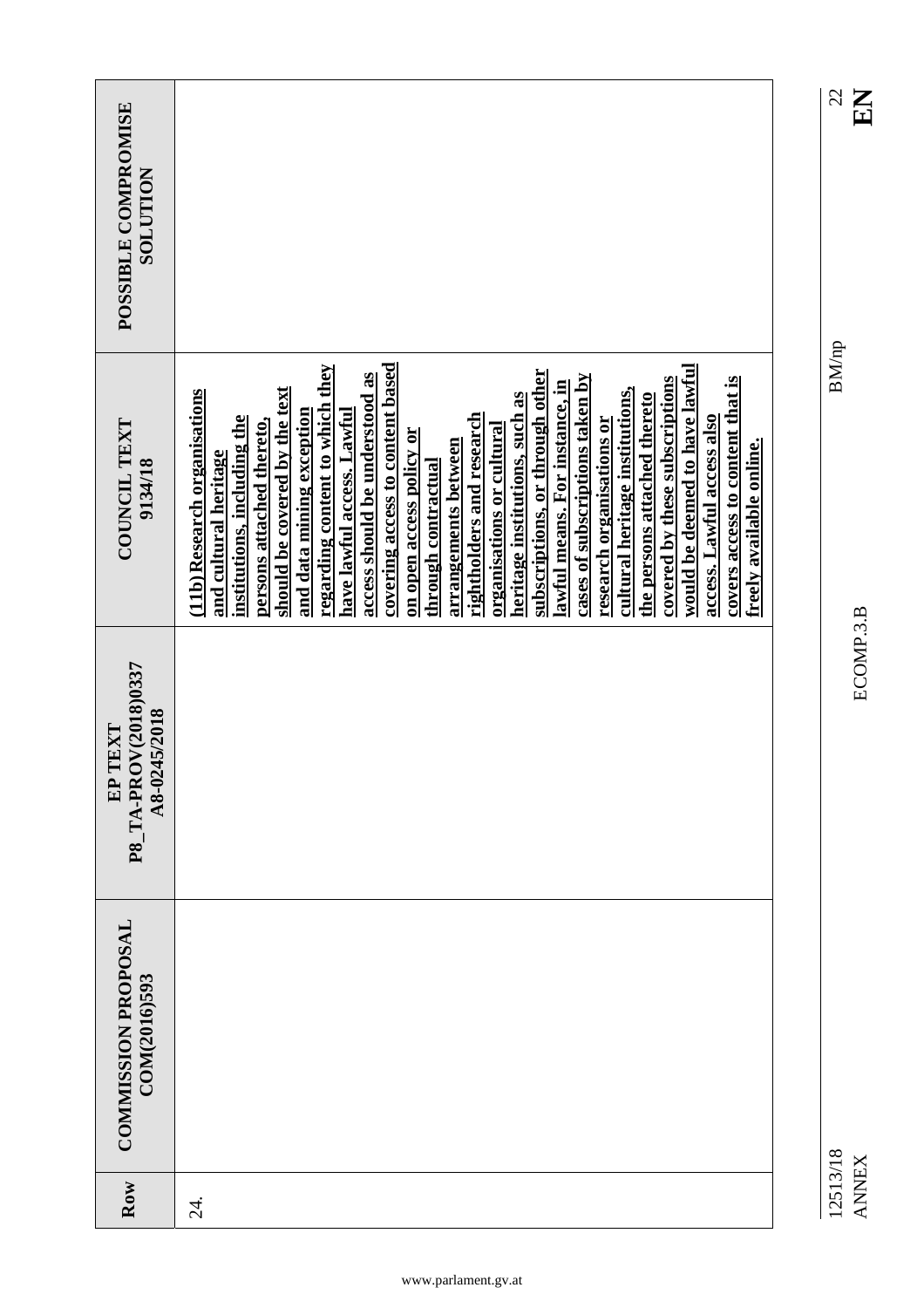| Row | COMMISSION PROPOSAL COM(2016)593 | EP TEXT P8_TA-PROV(2018)0337 A8-0245/2018 | COUNCIL TEXT 9134/18 | POSSIBLE COMPROMISE SOLUTION |
|---|---|---|---|---|
| 24. | | | **(11b) Research organisations and cultural heritage institutions, including the persons attached thereto, should be covered by the text and data mining exception regarding content to which they have lawful access. Lawful access should be understood as covering access to content based on open access policy or through contractual arrangements between rightholders and research organisations or cultural heritage institutions, such as subscriptions, or through other lawful means. For instance, in cases of subscriptions taken by research organisations or cultural heritage institutions, the persons attached thereto covered by these subscriptions would be deemed to have lawful access. Lawful access also covers access to content that is freely available online.** | |

12513/18 BM/np
ANNEX ECOMP.3.B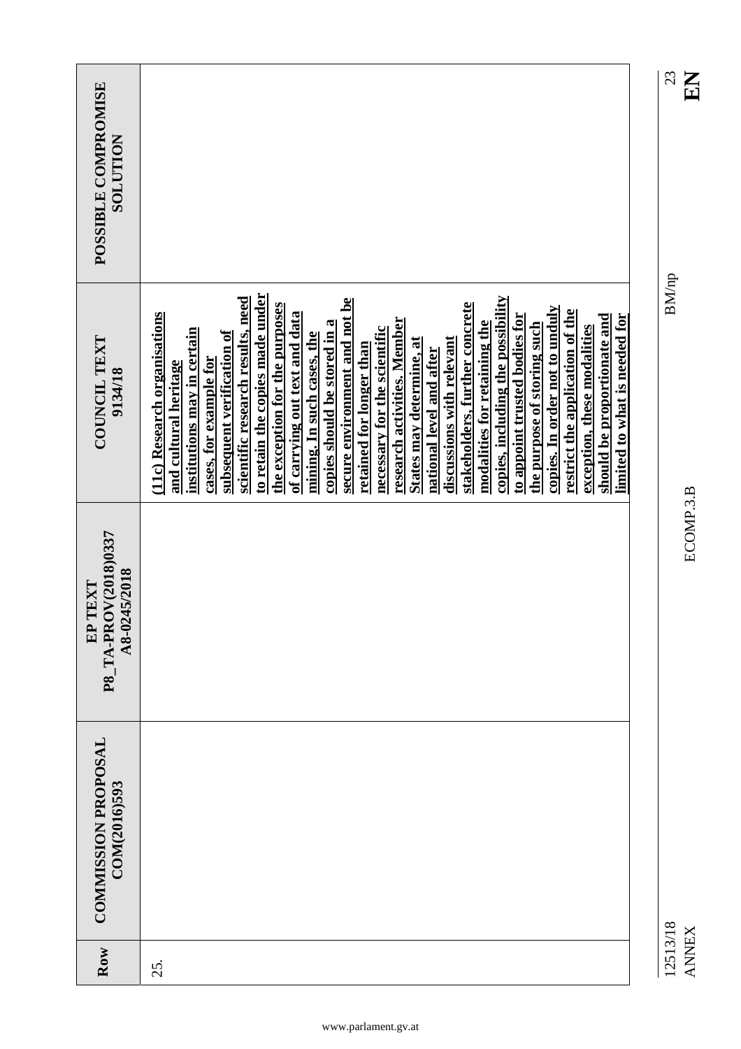| Row | COMMISSION PROPOSAL COM(2016)593 | EP TEXT P8_TA-PROV(2018)0337 A8-0245/2018 | COUNCIL TEXT 9134/18 | POSSIBLE COMPROMISE SOLUTION |
|---|---|---|---|---|
| 25. | | | **(11c) Research organisations and cultural heritage institutions may in certain cases, for example for subsequent verification of scientific research results, need to retain the copies made under the exception for the purposes of carrying out text and data mining. In such cases, the copies should be stored in a secure environment and not be retained for longer than necessary for the scientific research activities. Member States may determine, at national level and after discussions with relevant stakeholders, further concrete modalities for retaining the copies, including the possibility to appoint trusted bodies for the purpose of storing such copies. In order not to unduly restrict the application of the exception, these modalities should be proportionate and limited to what is needed for** | |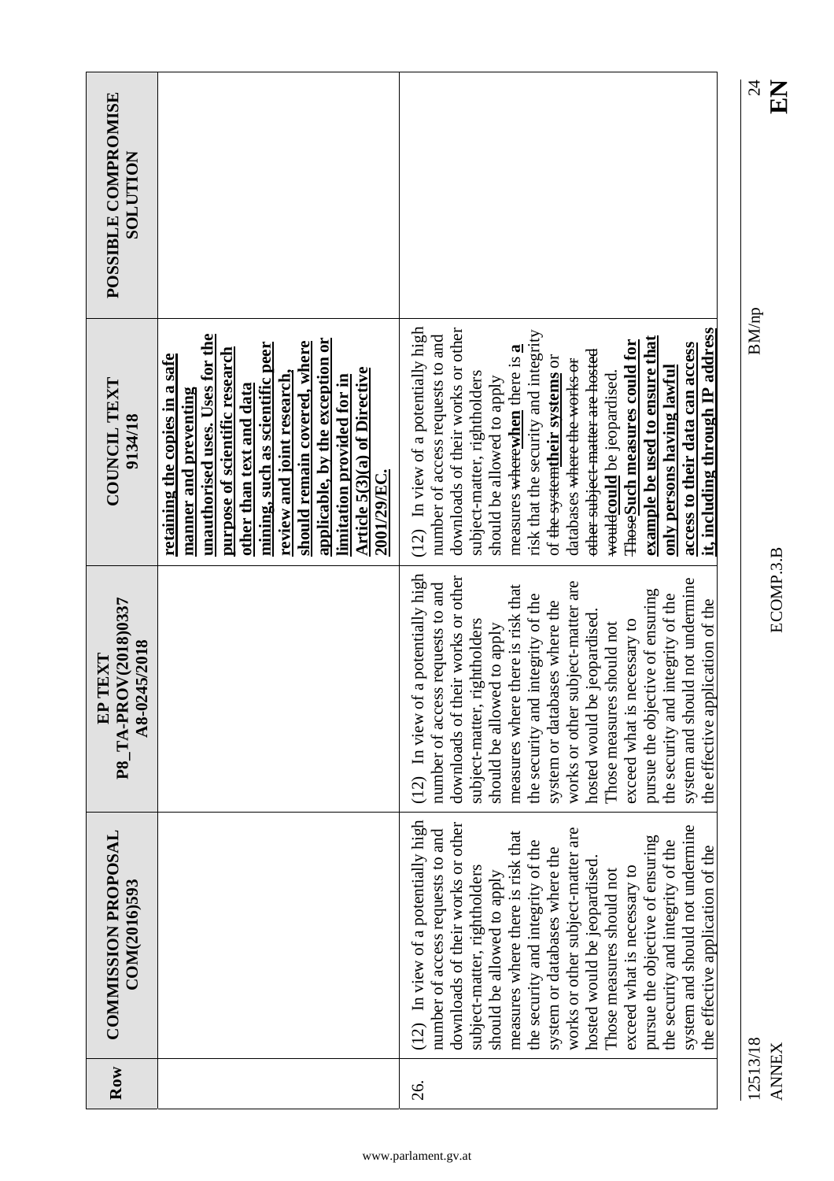| Row | COMMISSION PROPOSAL COM(2016)593 | EP TEXT P8_TA-PROV(2018)0337 A8-0245/2018 | COUNCIL TEXT 9134/18 | POSSIBLE COMPROMISE SOLUTION |
|---|---|---|---|---|
| | | | **retaining the copies in a safe manner and preventing unauthorised uses. Uses for the purpose of scientific research other than text and data mining, such as scientific peer review and joint research, should remain covered, where applicable, by the exception or limitation provided for in Article 5(3)(a) of Directive 2001/29/EC.** | |
| 26. | (12) In view of a potentially high number of access requests to and downloads of their works or other subject-matter, rightholders should be allowed to apply measures where there is risk that the security and integrity of the system or databases where the works or other subject-matter are hosted would be jeopardised. Those measures should not exceed what is necessary to pursue the objective of ensuring the security and integrity of the system and should not undermine the effective application of the | (12) In view of a potentially high number of access requests to and downloads of their works or other subject-matter, rightholders should be allowed to apply measures where there is risk that the security and integrity of the system or databases where the works or other subject-matter are hosted would be jeopardised. Those measures should not exceed what is necessary to pursue the objective of ensuring the security and integrity of the system and should not undermine the effective application of the | (12) In view of a potentially high number of access requests to and downloads of their works or other subject-matter, rightholders should be allowed to apply measures ~~where~~**when** there is **a** risk that the security and integrity of ~~the system~~**their systems** or databases ~~where the works or other subject-matter are hosted would~~**could** be jeopardised. ~~Those~~**Such measures could for example be used to ensure that only persons having lawful access to their data can access it, including through IP address** | |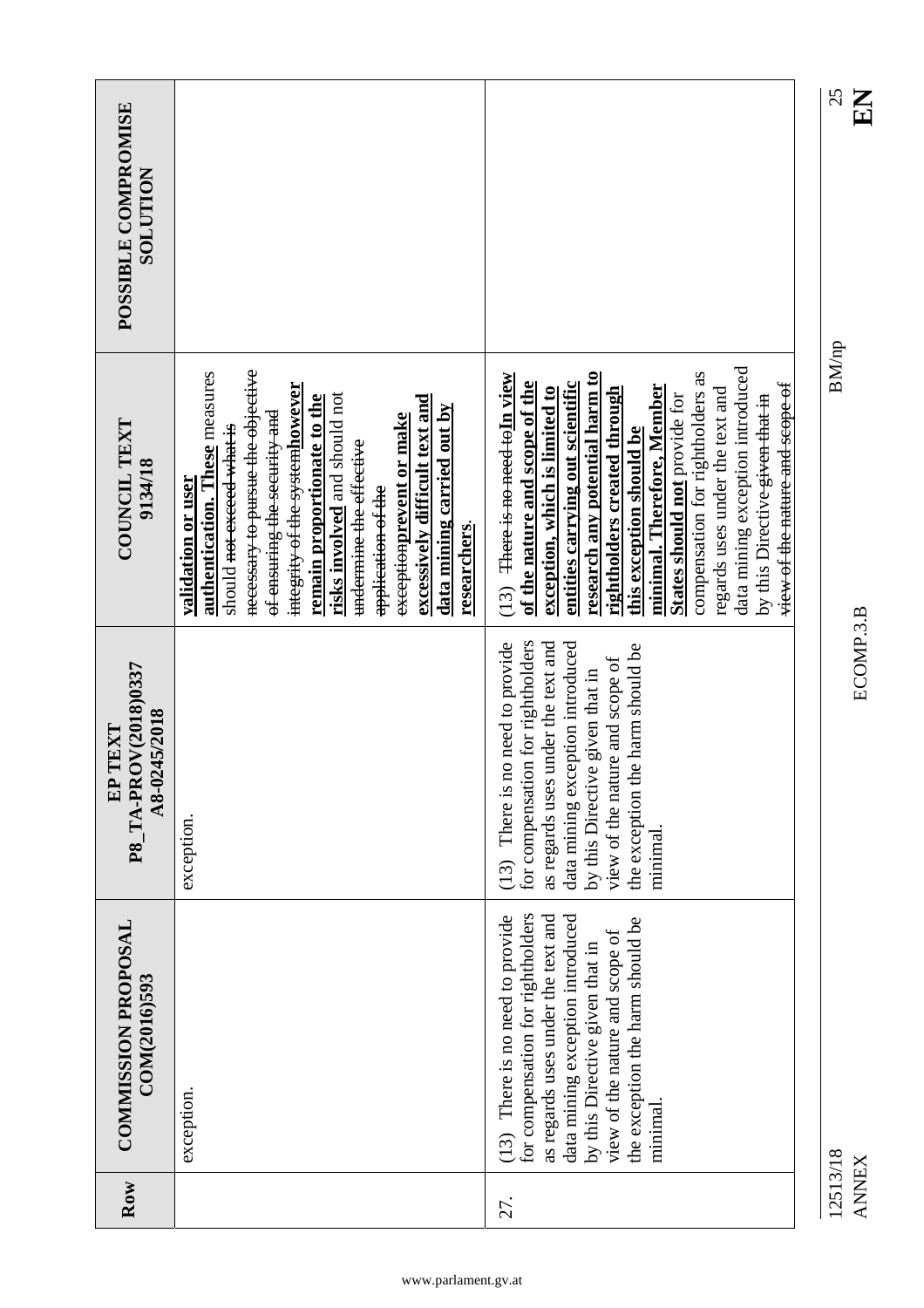| Row | COMMISSION PROPOSAL COM(2016)593 | EP TEXT P8_TA-PROV(2018)0337 A8-0245/2018 | COUNCIL TEXT 9134/18 | POSSIBLE COMPROMISE SOLUTION |
|---|---|---|---|---|
| | exception. | exception. | **validation or user authentication. These** measures should ~~not exceed what is necessary to pursue the objective of ensuring the security and integrity of the system~~**however remain proportionate to the risks involved** and should not ~~undermine the effective application of the exception~~**prevent or make excessively difficult text and data mining carried out by researchers**. | |
| 27. | (13) There is no need to provide for compensation for rightholders as regards uses under the text and data mining exception introduced by this Directive given that in view of the nature and scope of the exception the harm should be minimal. | (13) There is no need to provide for compensation for rightholders as regards uses under the text and data mining exception introduced by this Directive given that in view of the nature and scope of the exception the harm should be minimal. | (13) ~~There is no need to~~**In view of the nature and scope of the exception, which is limited to entities carrying out scientific research any potential harm to rightholders created through this exception should be minimal. Therefore, Member States should not** provide for compensation for rightholders as regards uses under the text and data mining exception introduced by this Directive ~~given that in view of the nature and scope of~~ | |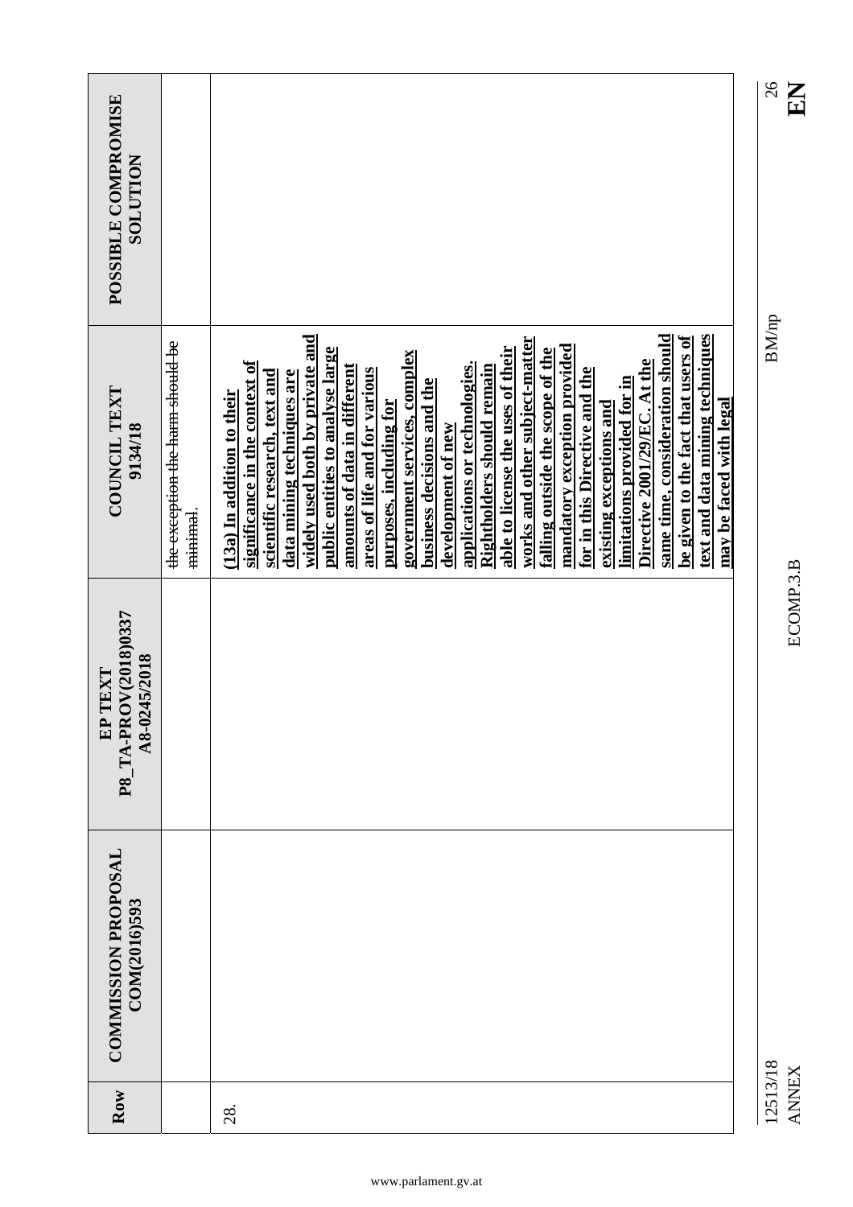| Row | COMMISSION PROPOSAL COM(2016)593 | EP TEXT P8_TA-PROV(2018)0337 A8-0245/2018 | COUNCIL TEXT 9134/18 | POSSIBLE COMPROMISE SOLUTION |
|---|---|---|---|---|
| | | | ~~the exception the harm should be minimal.~~ | |
| 28. | | | **(13a) In addition to their significance in the context of scientific research, text and data mining techniques are widely used both by private and public entities to analyse large amounts of data in different areas of life and for various purposes, including for government services, complex business decisions and the development of new applications or technologies. Rightholders should remain able to license the uses of their works and other subject-matter falling outside the scope of the mandatory exception provided for in this Directive and the existing exceptions and limitations provided for in Directive 2001/29/EC. At the same time, consideration should be given to the fact that users of text and data mining techniques may be faced with legal** | |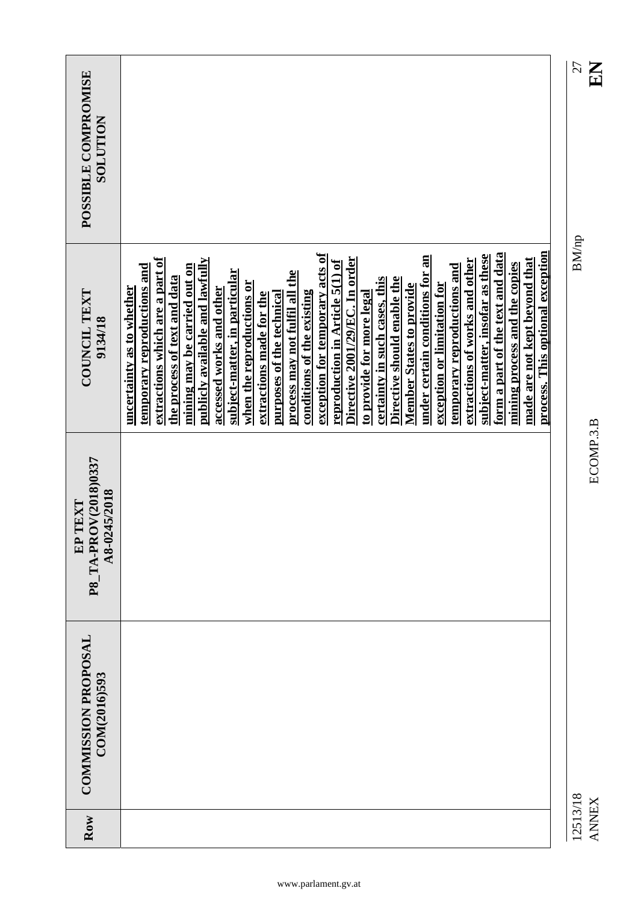| Row | COMMISSION PROPOSAL COM(2016)593 | EP TEXT P8_TA-PROV(2018)0337 A8-0245/2018 | COUNCIL TEXT 9134/18 | POSSIBLE COMPROMISE SOLUTION |
|---|---|---|---|---|
| | | | **uncertainty as to whether temporary reproductions and extractions which are a part of the process of text and data mining may be carried out on publicly available and lawfully accessed works and other subject-matter, in particular when the reproductions or extractions made for the purposes of the technical process may not fulfil all the conditions of the existing exception for temporary acts of reproduction in Article 5(1) of Directive 2001/29/EC. In order to provide for more legal certainty in such cases, this Directive should enable the Member States to provide under certain conditions for an exception or limitation for temporary reproductions and extractions of works and other subject-matter, insofar as these form a part of the text and data mining process and the copies made are not kept beyond that process. This optional exception** | |

12513/18 ANNEX ECOMP.3.B BM/np EN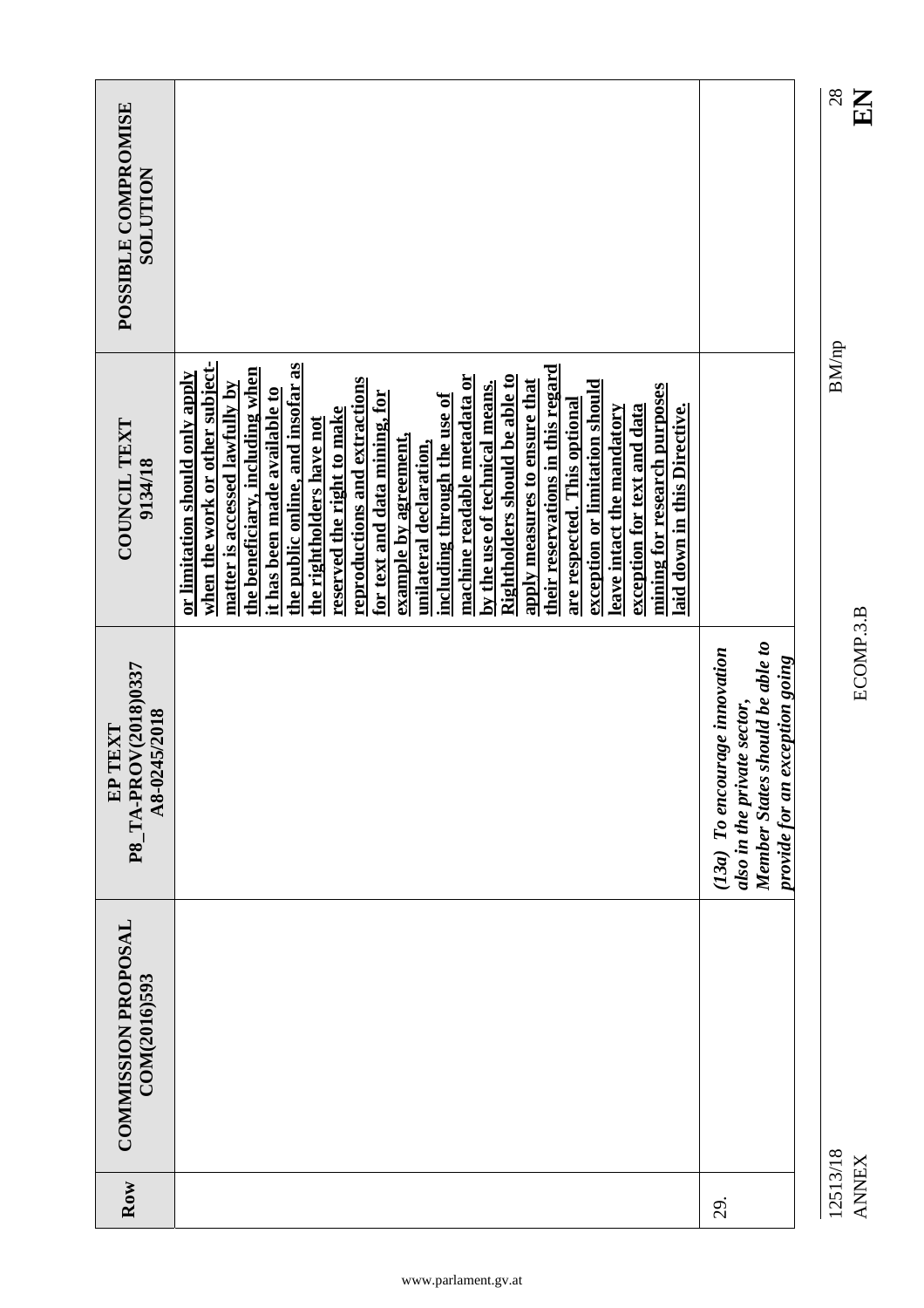| Row | COMMISSION PROPOSAL COM(2016)593 | EP TEXT P8_TA-PROV(2018)0337 A8-0245/2018 | COUNCIL TEXT 9134/18 | POSSIBLE COMPROMISE SOLUTION |
|---|---|---|---|---|
| | | | **or limitation should only apply when the work or other subject-matter is accessed lawfully by the beneficiary, including when it has been made available to the public online, and insofar as the rightholders have not reserved the right to make reproductions and extractions for text and data mining, for example by agreement, unilateral declaration, including through the use of machine readable metadata or by the use of technical means. Rightholders should be able to apply measures to ensure that their reservations in this regard are respected. This optional exception or limitation should leave intact the mandatory exception for text and data mining for research purposes laid down in this Directive.** | |
| 29. | | ***(13a) To encourage innovation also in the private sector, Member States should be able to provide for an exception going*** | | |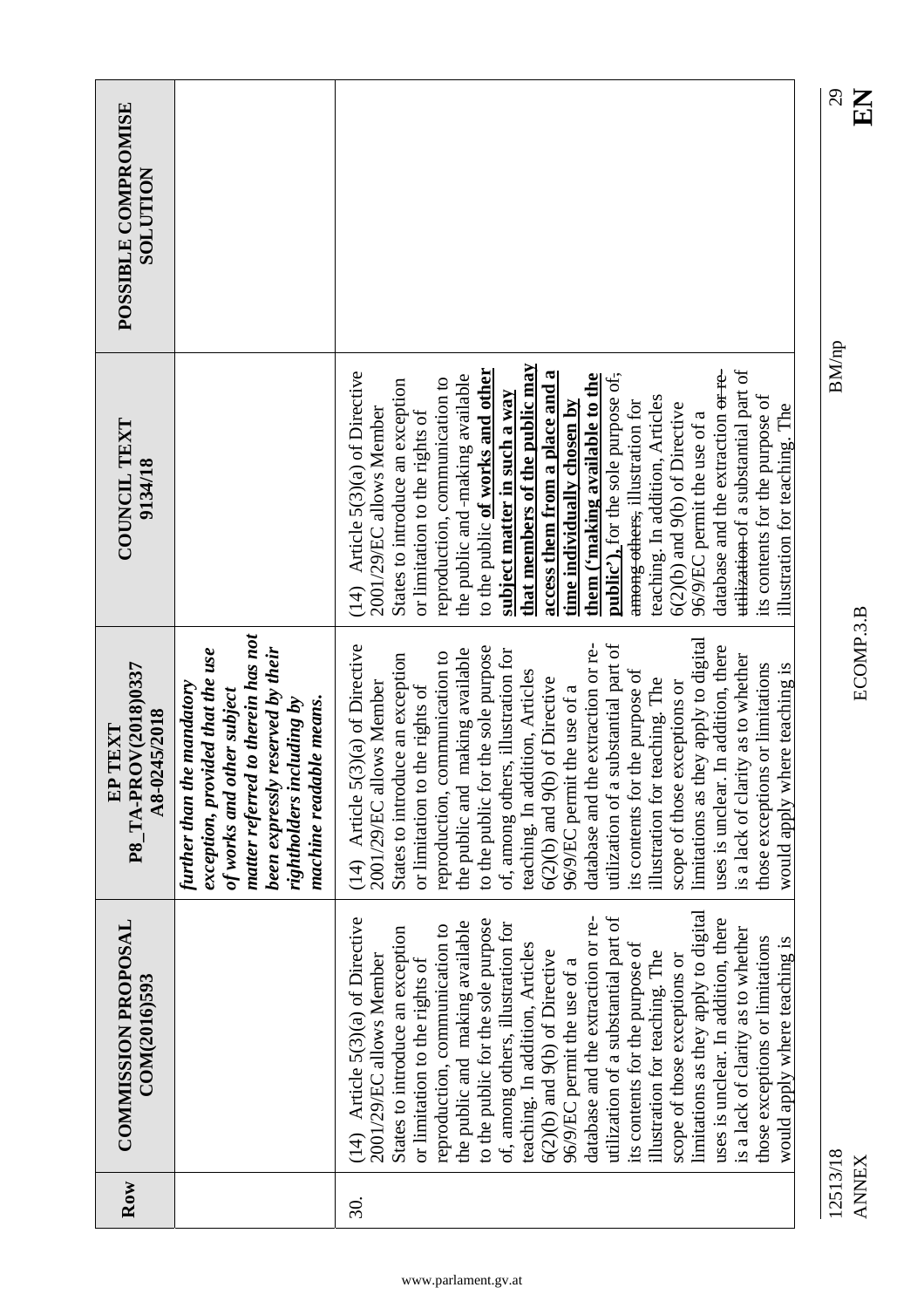| Row | COMMISSION PROPOSAL COM(2016)593 | EP TEXT P8_TA-PROV(2018)0337 A8-0245/2018 | COUNCIL TEXT 9134/18 | POSSIBLE COMPROMISE SOLUTION |
|---|---|---|---|---|
| | | ***further than the mandatory exception, provided that the use of works and other subject matter referred to therein has not been expressly reserved by their rightholders including by machine readable means.*** | | |
| 30. | (14) Article 5(3)(a) of Directive 2001/29/EC allows Member States to introduce an exception or limitation to the rights of reproduction, communication to the public and making available to the public for the sole purpose of, among others, illustration for teaching. In addition, Articles 6(2)(b) and 9(b) of Directive 96/9/EC permit the use of a database and the extraction or re-utilization of a substantial part of its contents for the purpose of illustration for teaching. The scope of those exceptions or limitations as they apply to digital uses is unclear. In addition, there is a lack of clarity as to whether those exceptions or limitations would apply where teaching is | (14) Article 5(3)(a) of Directive 2001/29/EC allows Member States to introduce an exception or limitation to the rights of reproduction, communication to the public and making available to the public for the sole purpose of, among others, illustration for teaching. In addition, Articles 6(2)(b) and 9(b) of Directive 96/9/EC permit the use of a database and the extraction or re-utilization of a substantial part of its contents for the purpose of illustration for teaching. The scope of those exceptions or limitations as they apply to digital uses is unclear. In addition, there is a lack of clarity as to whether those exceptions or limitations would apply where teaching is | (14) Article 5(3)(a) of Directive 2001/29/EC allows Member States to introduce an exception or limitation to the rights of reproduction, communication to the public and ~~-~~making available to the public **of works and other subject matter in such a way that members of the public may access them from a place and a time individually chosen by them ('making available to the public')**, for the sole purpose of~~,~~ ~~among others,~~ illustration for teaching. In addition, Articles 6(2)(b) and 9(b) of Directive 96/9/EC permit the use of a database and the extraction ~~or re-utilization~~ of a substantial part of its contents for the purpose of illustration for teaching. The | |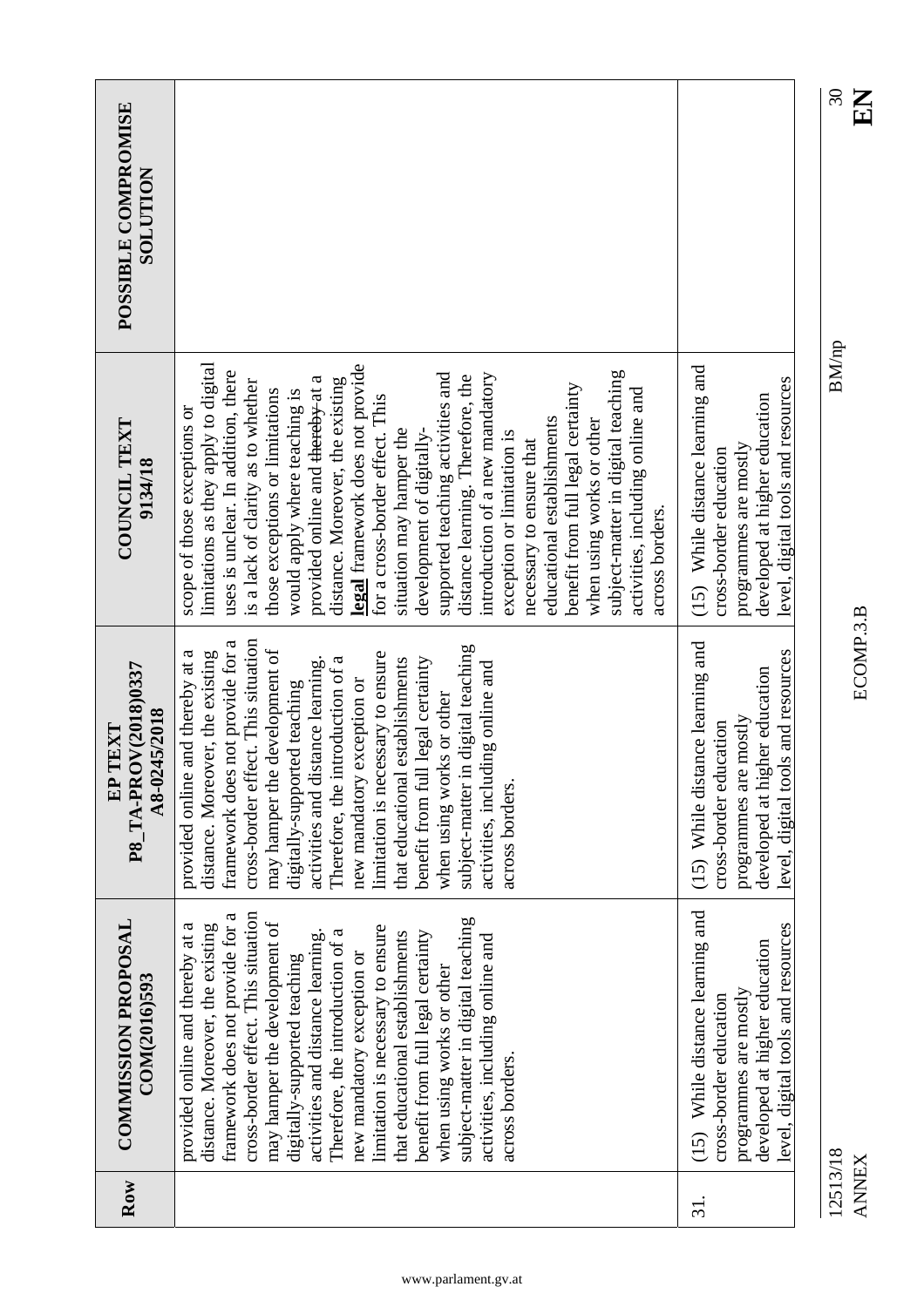| Row | COMMISSION PROPOSAL COM(2016)593 | EP TEXT P8_TA-PROV(2018)0337 A8-0245/2018 | COUNCIL TEXT 9134/18 | POSSIBLE COMPROMISE SOLUTION |
|---|---|---|---|---|
| | provided online and thereby at a distance. Moreover, the existing framework does not provide for a cross-border effect. This situation may hamper the development of digitally-supported teaching activities and distance learning. Therefore, the introduction of a new mandatory exception or limitation is necessary to ensure that educational establishments benefit from full legal certainty when using works or other subject-matter in digital teaching activities, including online and across borders. | provided online and thereby at a distance. Moreover, the existing framework does not provide for a cross-border effect. This situation may hamper the development of digitally-supported teaching activities and distance learning. Therefore, the introduction of a new mandatory exception or limitation is necessary to ensure that educational establishments benefit from full legal certainty when using works or other subject-matter in digital teaching activities, including online and across borders. | scope of those exceptions or limitations as they apply to digital uses is unclear. In addition, there is a lack of clarity as to whether those exceptions or limitations would apply where teaching is provided online and ~~thereby~~ at a distance. Moreover, the existing **legal** framework does not provide for a cross-border effect. This situation may hamper the development of digitally-supported teaching activities and distance learning. Therefore, the introduction of a new mandatory exception or limitation is necessary to ensure that educational establishments benefit from full legal certainty when using works or other subject-matter in digital teaching activities, including online and across borders. | |
| 31. | (15) While distance learning and cross-border education programmes are mostly developed at higher education level, digital tools and resources | (15) While distance learning and cross-border education programmes are mostly developed at higher education level, digital tools and resources | (15) While distance learning and cross-border education programmes are mostly developed at higher education level, digital tools and resources | |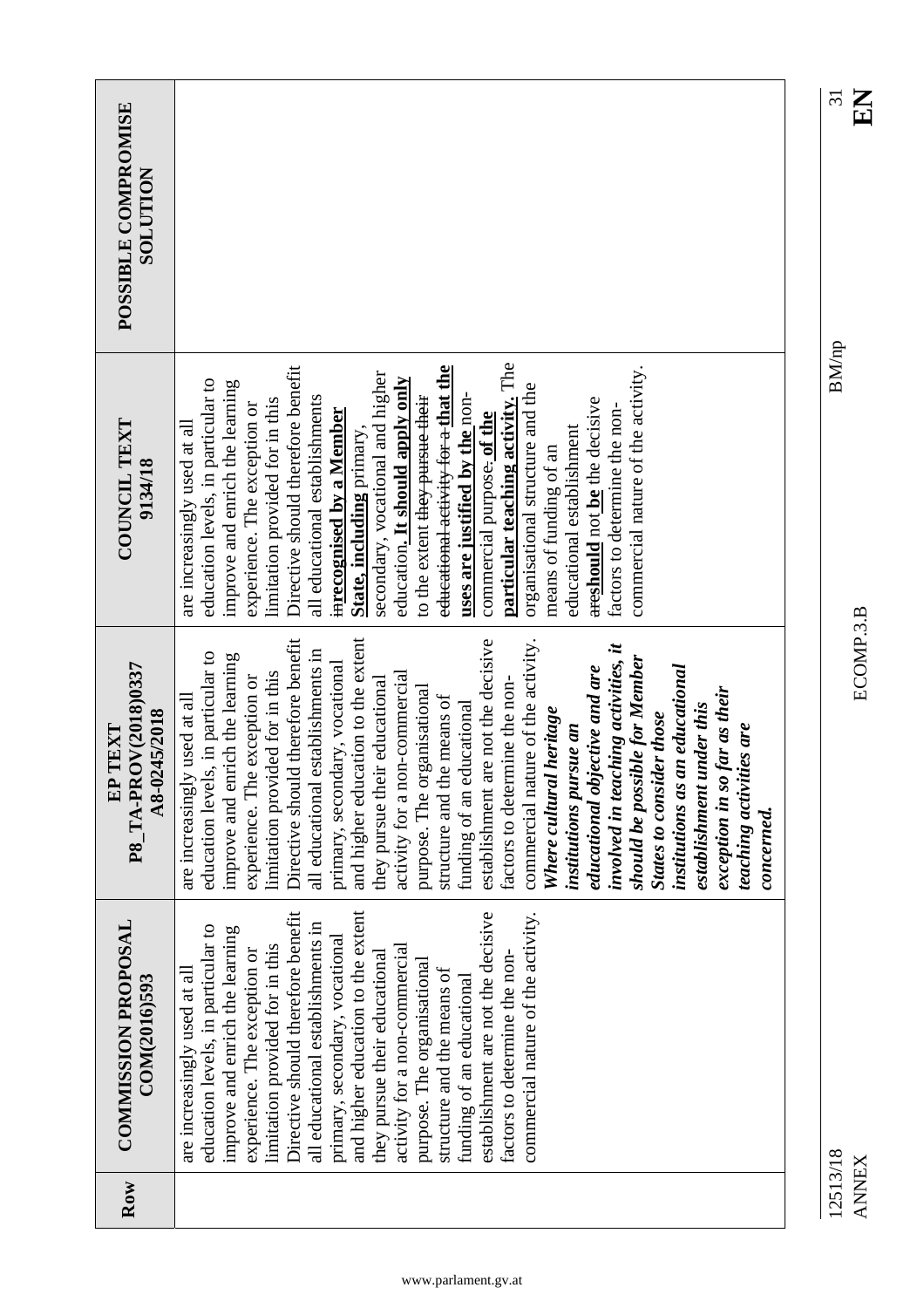| Row | COMMISSION PROPOSAL COM(2016)593 | EP TEXT P8_TA-PROV(2018)0337 A8-0245/2018 | COUNCIL TEXT 9134/18 | POSSIBLE COMPROMISE SOLUTION |
|---|---|---|---|---|
| | are increasingly used at all education levels, in particular to improve and enrich the learning experience. The exception or limitation provided for in this Directive should therefore benefit all educational establishments in primary, secondary, vocational and higher education to the extent they pursue their educational activity for a non-commercial purpose. The organisational structure and the means of funding of an educational establishment are not the decisive factors to determine the non-commercial nature of the activity. | are increasingly used at all education levels, in particular to improve and enrich the learning experience. The exception or limitation provided for in this Directive should therefore benefit all educational establishments in primary, secondary, vocational and higher education to the extent they pursue their educational activity for a non-commercial purpose. The organisational structure and the means of funding of an educational establishment are not the decisive factors to determine the non-commercial nature of the activity. ***Where cultural heritage institutions pursue an educational objective and are involved in teaching activities, it should be possible for Member States to consider those institutions as an educational establishment under this exception in so far as their teaching activities are concerned.*** | are increasingly used at all education levels, in particular to improve and enrich the learning experience. The exception or limitation provided for in this Directive should therefore benefit all educational establishments ~~in~~**recognised by a Member State, including** primary, secondary, vocational and higher education**. It should apply only** to the extent ~~they pursue their educational activity for a~~ **that the uses are justified by the** non-commercial purpose ~~.~~ **of the particular teaching activity.** The organisational structure and the means of funding of an educational establishment ~~are~~**should** not **be** the decisive factors to determine the non-commercial nature of the activity. | |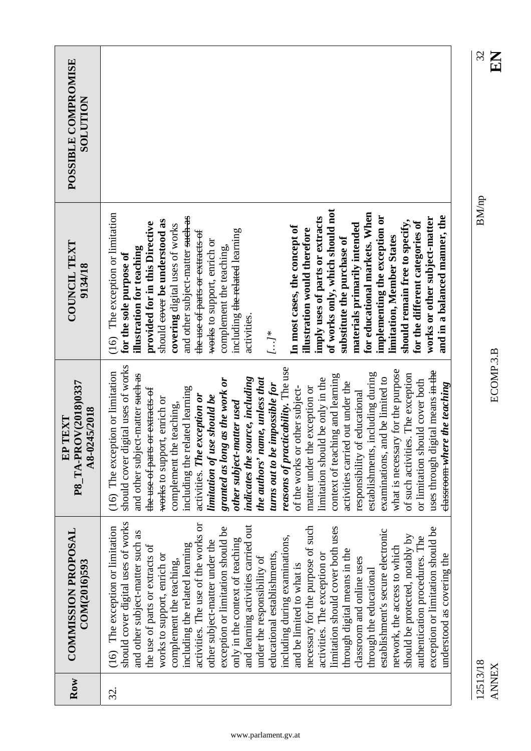| Row | COMMISSION PROPOSAL COM(2016)593 | EP TEXT P8_TA-PROV(2018)0337 A8-0245/2018 | COUNCIL TEXT 9134/18 | POSSIBLE COMPROMISE SOLUTION |
|---|---|---|---|---|
| 32. | (16) The exception or limitation should cover digital uses of works and other subject-matter such as the use of parts or extracts of works to support, enrich or complement the teaching, including the related learning activities. The use of the works or other subject-matter under the exception or limitation should be only in the context of teaching and learning activities carried out under the responsibility of educational establishments, including during examinations, and be limited to what is necessary for the purpose of such activities. The exception or limitation should cover both uses through digital means in the classroom and online uses through the educational establishment's secure electronic network, the access to which should be protected, notably by authentication procedures. The exception or limitation should be understood as covering the | (16) The exception or limitation should cover digital uses of works and other subject-matter ~~such as the use of parts or extracts of works~~ to support, enrich or complement the teaching, including the related learning activities. ***The exception or limitation of use should be granted as long as the work or other subject-matter used indicates the source, including the authors' name, unless that turns out to be impossible for reasons of practicability.*** The use of the works or other subject-matter under the exception or limitation should be only in the context of teaching and learning activities carried out under the responsibility of educational establishments, including during examinations, and be limited to what is necessary for the purpose of such activities. The exception or limitation should cover both uses through digital means ~~in the classroom~~ ***where the teaching*** | (16) The exception or limitation **for the sole purpose of illustration for teaching provided for in this Directive** should ~~cover~~ **be understood as covering** digital uses of works and other subject-matter ~~such as the use of parts or extracts of works~~ to support, enrich or complement the teaching, including ~~the related~~ learning activities.<br><br>[…]*<br><br>**In most cases, the concept of illustration would therefore imply uses of parts or extracts of works only, which should not substitute the purchase of materials primarily intended for educational markets. When implementing the exception or limitation, Member States should remain free to specify, for the different categories of works or other subject-matter and in a balanced manner, the** | |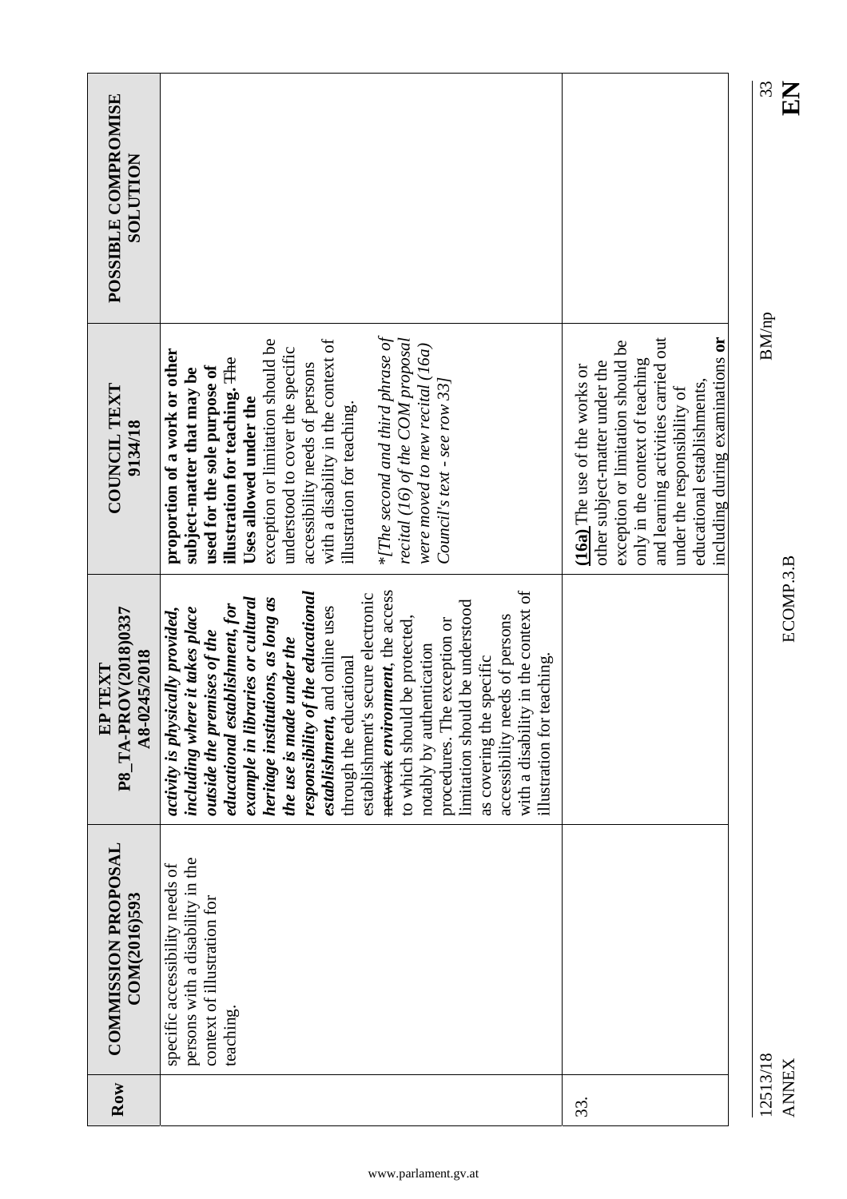| Row | COMMISSION PROPOSAL COM(2016)593 | EP TEXT P8_TA-PROV(2018)0337 A8-0245/2018 | COUNCIL TEXT 9134/18 | POSSIBLE COMPROMISE SOLUTION |
|---|---|---|---|---|
| | specific accessibility needs of persons with a disability in the context of illustration for teaching. | ***activity is physically provided, including where it takes place outside the premises of the educational establishment, for example in libraries or cultural heritage institutions, as long as the use is made under the responsibility of the educational establishment,*** and online uses through the educational establishment's secure electronic ~~network~~ ***environment***, the access to which should be protected, notably by authentication procedures. The exception or limitation should be understood as covering the specific accessibility needs of persons with a disability in the context of illustration for teaching. | **proportion of a work or other subject-matter that may be used for the sole purpose of illustration for teaching.** ~~The~~ **Uses allowed under the** exception or limitation should be understood to cover the specific accessibility needs of persons with a disability in the context of illustration for teaching.<br><br>*[The second and third phrase of recital (16) of the COM proposal were moved to new recital (16a) Council's text - see row 33]* | |
| 33. | | | **(16a)** The use of the works or other subject-matter under the exception or limitation should be only in the context of teaching and learning activities carried out under the responsibility of educational establishments, including during examinations **or** | |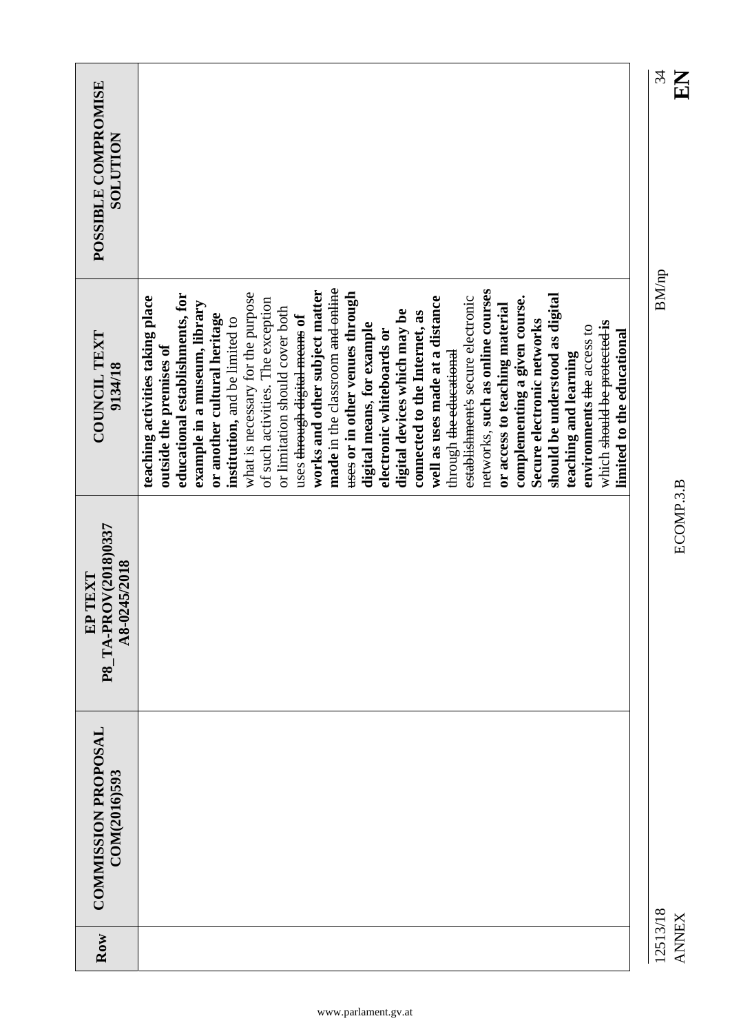| Row | COMMISSION PROPOSAL COM(2016)593 | EP TEXT P8_TA-PROV(2018)0337 A8-0245/2018 | COUNCIL TEXT 9134/18 | POSSIBLE COMPROMISE SOLUTION |
|---|---|---|---|---|
| | | | **teaching activities taking place outside the premises of educational establishments, for example in a museum, library or another cultural heritage institution,** and be limited to what is necessary for the purpose of such activities. The exception or limitation should cover both uses ~~through digital means of~~ **works and other subject matter made** in the classroom ~~and online uses~~ **or in other venues through digital means, for example electronic whiteboards or digital devices which may be connected to the Internet, as well as uses made at a distance** through ~~the educational establishment's~~ secure electronic networks, **such as online courses or access to teaching material complementing a given course. Secure electronic networks should be understood as digital teaching and learning environments** ~~the~~ access to which ~~should be protected~~ **is limited to the educational** | |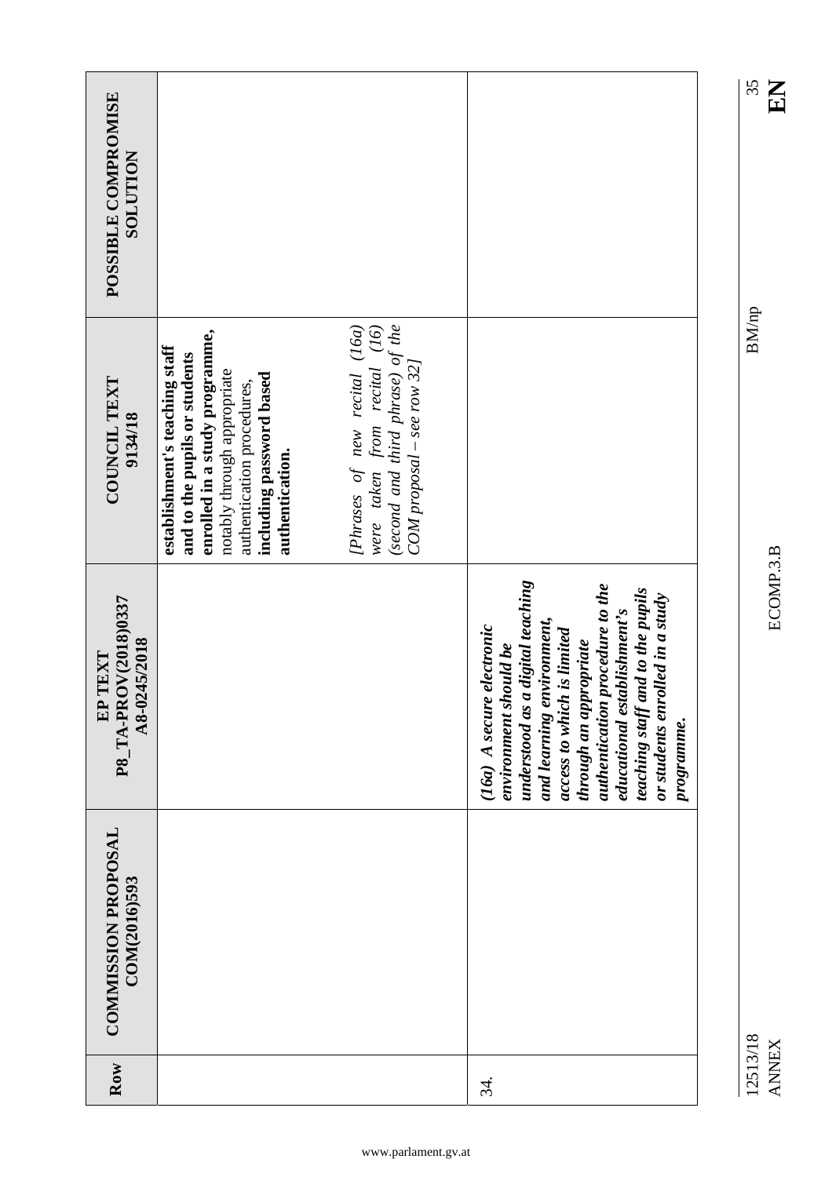| Row | COMMISSION PROPOSAL COM(2016)593 | EP TEXT P8_TA-PROV(2018)0337 A8-0245/2018 | COUNCIL TEXT 9134/18 | POSSIBLE COMPROMISE SOLUTION |
|---|---|---|---|---|
| | | | **establishment's teaching staff and to the pupils or students enrolled in a study programme,** notably through appropriate authentication procedures, **including password based authentication.**<br><br>*[Phrases of new recital (16a) were taken from recital (16) (second and third phrase) of the COM proposal – see row 32]* | |
| 34. | | ***(16a) A secure electronic environment should be understood as a digital teaching and learning environment, access to which is limited through an appropriate authentication procedure to the educational establishment's teaching staff and to the pupils or students enrolled in a study programme.*** | | |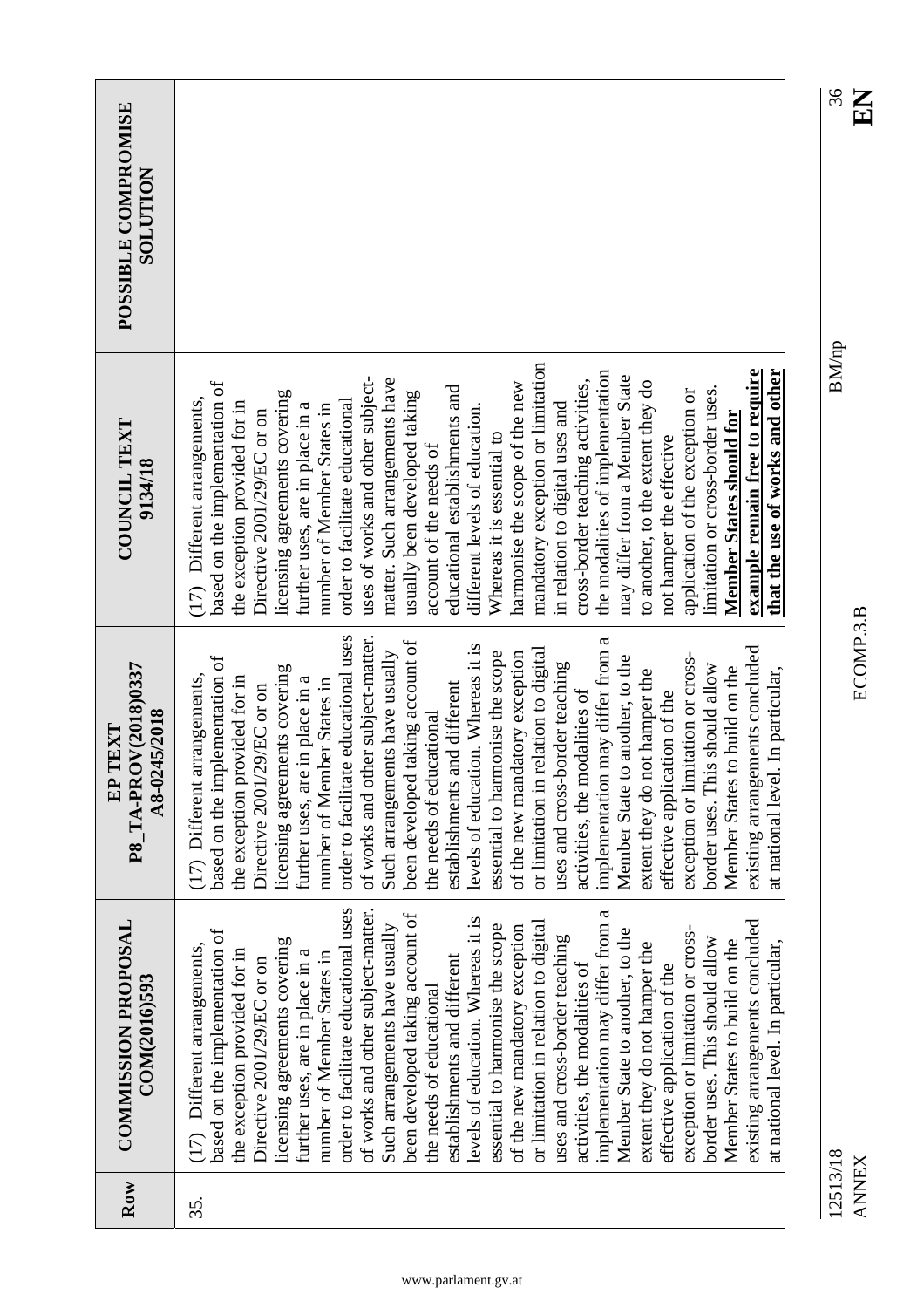| Row | COMMISSION PROPOSAL COM(2016)593 | EP TEXT P8_TA-PROV(2018)0337 A8-0245/2018 | COUNCIL TEXT 9134/18 | POSSIBLE COMPROMISE SOLUTION |
|---|---|---|---|---|
| 35. | (17) Different arrangements, based on the implementation of the exception provided for in Directive 2001/29/EC or on licensing agreements covering further uses, are in place in a number of Member States in order to facilitate educational uses of works and other subject-matter. Such arrangements have usually been developed taking account of the needs of educational establishments and different levels of education. Whereas it is essential to harmonise the scope of the new mandatory exception or limitation in relation to digital uses and cross-border teaching activities, the modalities of implementation may differ from a Member State to another, to the extent they do not hamper the effective application of the exception or limitation or cross-border uses. This should allow Member States to build on the existing arrangements concluded at national level. In particular, | (17) Different arrangements, based on the implementation of the exception provided for in Directive 2001/29/EC or on licensing agreements covering further uses, are in place in a number of Member States in order to facilitate educational uses of works and other subject-matter. Such arrangements have usually been developed taking account of the needs of educational establishments and different levels of education. Whereas it is essential to harmonise the scope of the new mandatory exception or limitation in relation to digital uses and cross-border teaching activities, the modalities of implementation may differ from a Member State to another, to the extent they do not hamper the effective application of the exception or limitation or cross-border uses. This should allow Member States to build on the existing arrangements concluded at national level. In particular, | (17) Different arrangements, based on the implementation of the exception provided for in Directive 2001/29/EC or on licensing agreements covering further uses, are in place in a number of Member States in order to facilitate educational uses of works and other subject-matter. Such arrangements have usually been developed taking account of the needs of educational establishments and different levels of education. Whereas it is essential to harmonise the scope of the new mandatory exception or limitation in relation to digital uses and cross-border teaching activities, the modalities of implementation may differ from a Member State to another, to the extent they do not hamper the effective application of the exception or limitation or cross-border uses. **Member States should for example remain free to require that the use of works and other** | |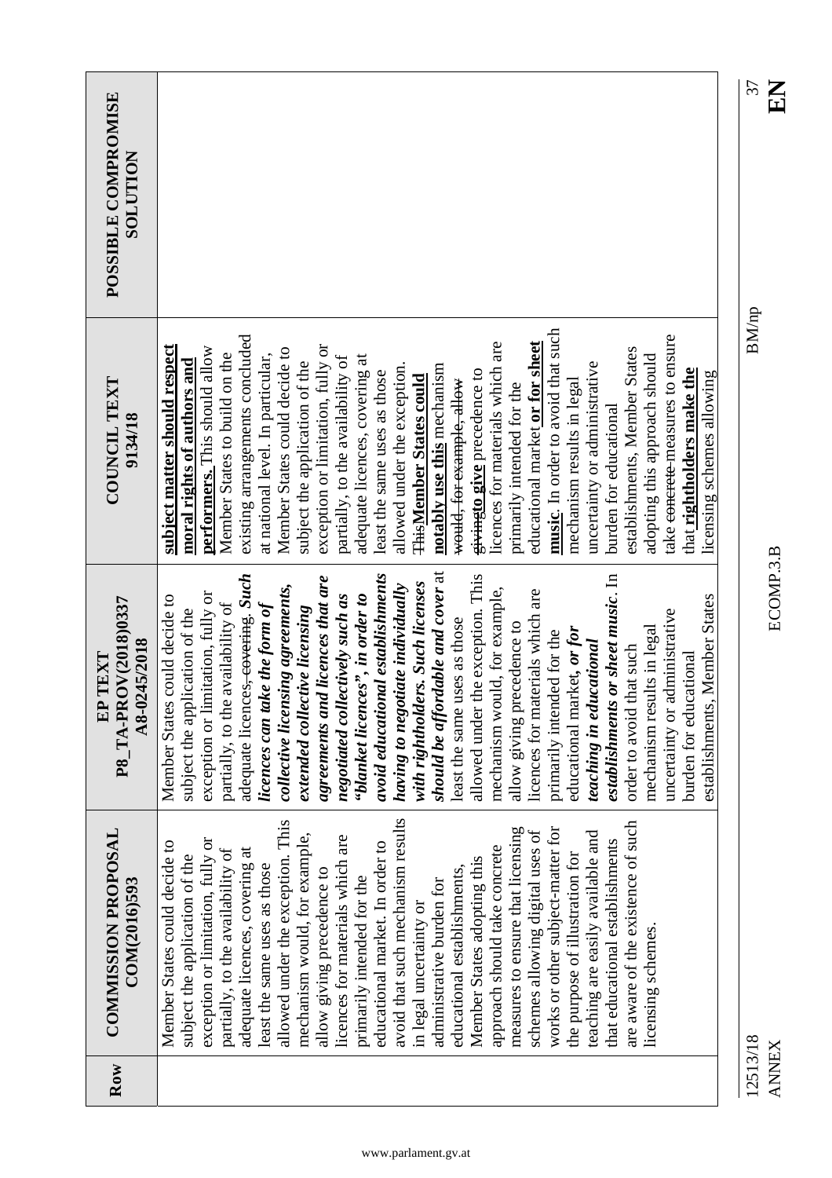| Row | COMMISSION PROPOSAL COM(2016)593 | EP TEXT P8_TA-PROV(2018)0337 A8-0245/2018 | COUNCIL TEXT 9134/18 | POSSIBLE COMPROMISE SOLUTION |
|---|---|---|---|---|
| | Member States could decide to subject the application of the exception or limitation, fully or partially, to the availability of adequate licences, covering at least the same uses as those allowed under the exception. This mechanism would, for example, allow giving precedence to licences for materials which are primarily intended for the educational market. In order to avoid that such mechanism results in legal uncertainty or administrative burden for educational establishments, Member States adopting this approach should take concrete measures to ensure that licensing schemes allowing digital uses of works or other subject-matter for the purpose of illustration for teaching are easily available and that educational establishments are aware of the existence of such licensing schemes. | Member States could decide to subject the application of the exception or limitation, fully or partially, to the availability of adequate licences~~, covering~~. ***Such licences can take the form of collective licensing agreements, extended collective licensing agreements and licences that are negotiated collectively such as "blanket licences", in order to avoid educational establishments having to negotiate individually with rightholders. Such licenses should be affordable and cover*** at least the same uses as those allowed under the exception. This mechanism would, for example, allow giving precedence to licences for materials which are primarily intended for the educational market***, or for teaching in educational establishments or sheet music***. In order to avoid that such mechanism results in legal uncertainty or administrative burden for educational establishments, Member States | **<u>subject matter should respect moral rights of authors and performers.</u>** This should allow Member States to build on the existing arrangements concluded at national level. In particular, Member States could decide to subject the application of the exception or limitation, fully or partially, to the availability of adequate licences, covering at least the same uses as those allowed under the exception. ~~This~~**<u>Member States could notably use this</u>** mechanism ~~would, for example, allow giving~~**<u>to give</u>** precedence to licences for materials which are primarily intended for the educational market **<u>or for sheet music</u>**. In order to avoid that such mechanism results in legal uncertainty or administrative burden for educational establishments, Member States adopting this approach should take ~~concrete~~ measures to ensure that **<u>rightholders make the</u>** licensing schemes allowing | |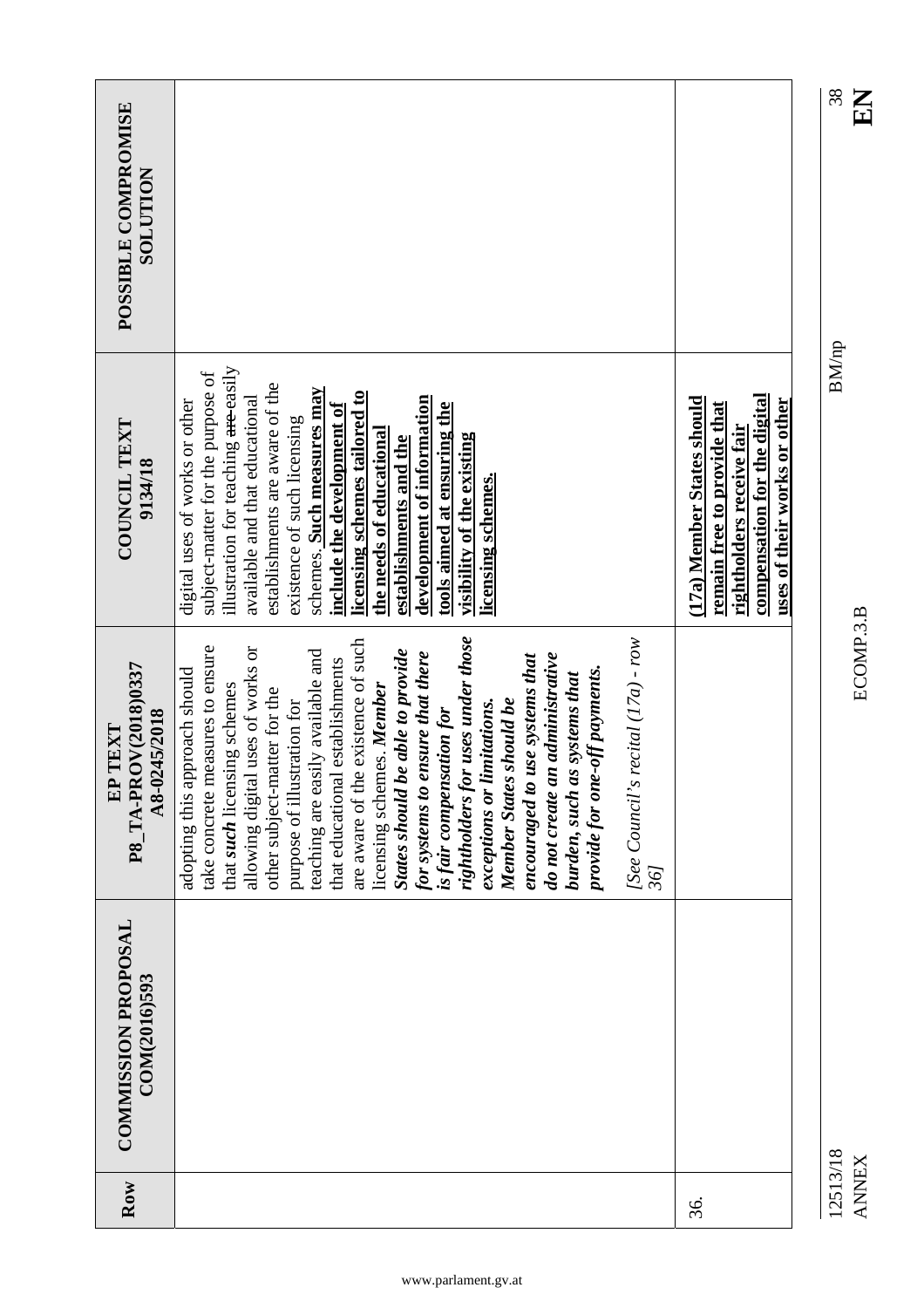| Row | COMMISSION PROPOSAL COM(2016)593 | EP TEXT P8_TA-PROV(2018)0337 A8-0245/2018 | COUNCIL TEXT 9134/18 | POSSIBLE COMPROMISE SOLUTION |
|---|---|---|---|---|
| | | adopting this approach should take concrete measures to ensure that ***such*** licensing schemes allowing digital uses of works or other subject-matter for the purpose of illustration for teaching are easily available and that educational establishments are aware of the existence of such licensing schemes. ***Member States should be able to provide for systems to ensure that there is fair compensation for rightholders for uses under those exceptions or limitations. Member States should be encouraged to use systems that do not create an administrative burden, such as systems that provide for one-off payments.*** *[See Council's recital (17a) - row 36]* | digital uses of works or other subject-matter for the purpose of illustration for teaching ~~are~~ easily available and that educational establishments are aware of the existence of such licensing schemes. **Such measures may include the development of licensing schemes tailored to the needs of educational establishments and the development of information tools aimed at ensuring the visibility of the existing licensing schemes.** | |
| 36. | | | **(17a) Member States should remain free to provide that rightholders receive fair compensation for the digital uses of their works or other** | |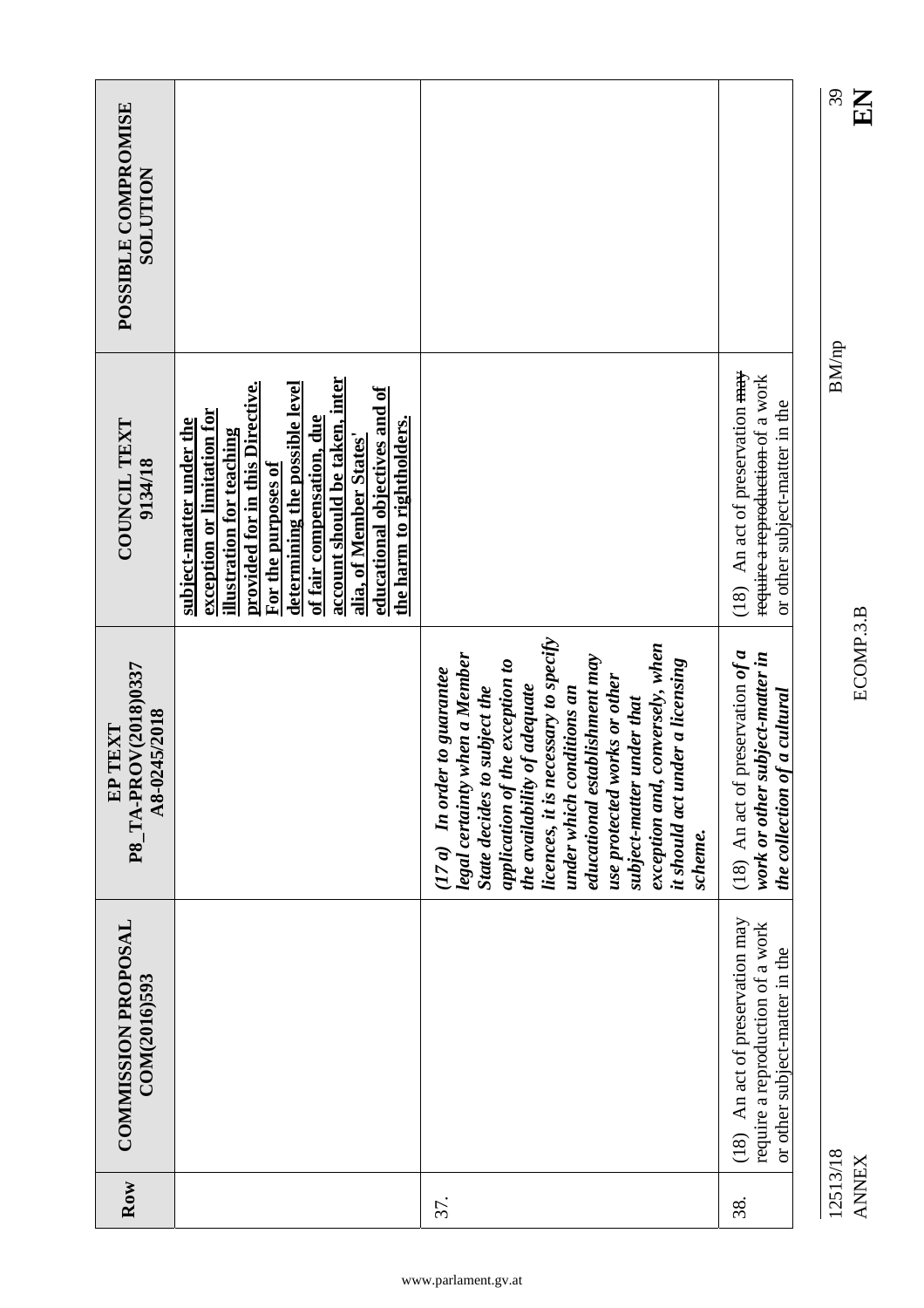| Row | COMMISSION PROPOSAL COM(2016)593 | EP TEXT P8_TA-PROV(2018)0337 A8-0245/2018 | COUNCIL TEXT 9134/18 | POSSIBLE COMPROMISE SOLUTION |
|---|---|---|---|---|
| | | | **subject-matter under the exception or limitation for illustration for teaching provided for in this Directive. For the purposes of determining the possible level of fair compensation, due account should be taken, inter alia, of Member States' educational objectives and of the harm to rightholders.** | |
| 37. | | ***(17 a) In order to guarantee legal certainty when a Member State decides to subject the application of the exception to the availability of adequate licences, it is necessary to specify under which conditions an educational establishment may use protected works or other subject-matter under that exception and, conversely, when it should act under a licensing scheme.*** | | |
| 38. | (18) An act of preservation may require a reproduction of a work or other subject-matter in the | (18) An act of preservation ***of a work or other subject-matter in the collection of a cultural*** | (18) An act of preservation ~~may require a reproduction~~ of a work or other subject-matter in the | |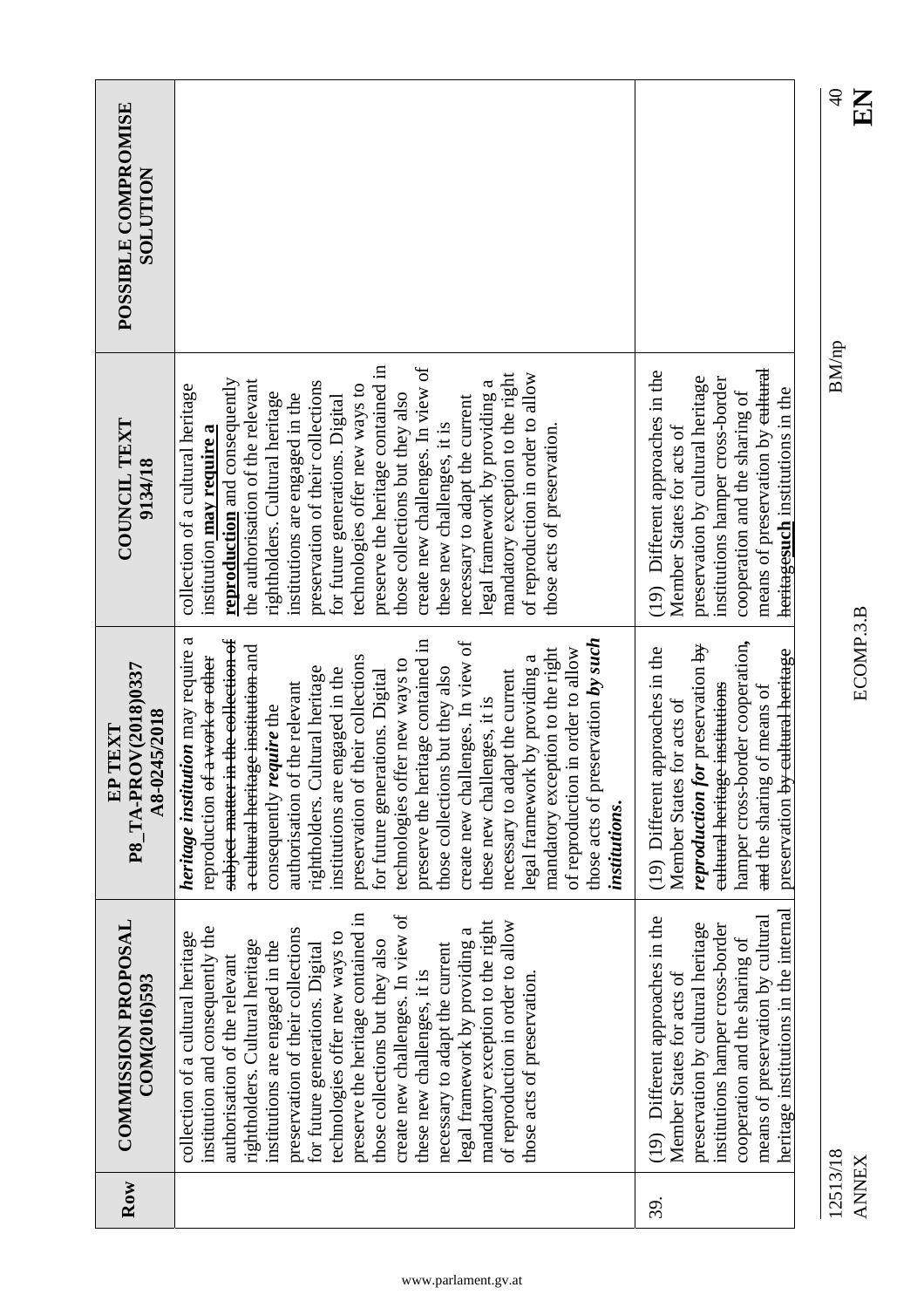| Row | COMMISSION PROPOSAL COM(2016)593 | EP TEXT P8_TA-PROV(2018)0337 A8-0245/2018 | COUNCIL TEXT 9134/18 | POSSIBLE COMPROMISE SOLUTION |
|---|---|---|---|---|
| | collection of a cultural heritage institution and consequently the authorisation of the relevant rightholders. Cultural heritage institutions are engaged in the preservation of their collections for future generations. Digital technologies offer new ways to preserve the heritage contained in those collections but they also create new challenges. In view of these new challenges, it is necessary to adapt the current legal framework by providing a mandatory exception to the right of reproduction in order to allow those acts of preservation. | ***heritage institution*** may require a reproduction ~~of a work or other subject-matter in the collection of a cultural heritage institution~~ and consequently ***require*** the authorisation of the relevant rightholders. Cultural heritage institutions are engaged in the preservation of their collections for future generations. Digital technologies offer new ways to preserve the heritage contained in those collections but they also create new challenges. In view of these new challenges, it is necessary to adapt the current legal framework by providing a mandatory exception to the right of reproduction in order to allow those acts of preservation ***by such institutions.*** | collection of a cultural heritage institution **may require a reproduction** and consequently the authorisation of the relevant rightholders. Cultural heritage institutions are engaged in the preservation of their collections for future generations. Digital technologies offer new ways to preserve the heritage contained in those collections but they also create new challenges. In view of these new challenges, it is necessary to adapt the current legal framework by providing a mandatory exception to the right of reproduction in order to allow those acts of preservation. | |
| 39. | (19) Different approaches in the Member States for acts of preservation by cultural heritage institutions hamper cross-border cooperation and the sharing of means of preservation by cultural heritage institutions in the internal | (19) Different approaches in the Member States for acts of ***reproduction for*** preservation ~~by cultural heritage institutions~~ hamper cross-border cooperation***,*** ~~and~~ the sharing of means of preservation ~~by cultural heritage~~ | (19) Different approaches in the Member States for acts of preservation by cultural heritage institutions hamper cross-border cooperation and the sharing of means of preservation by ~~cultural heritage~~**such** institutions in the | |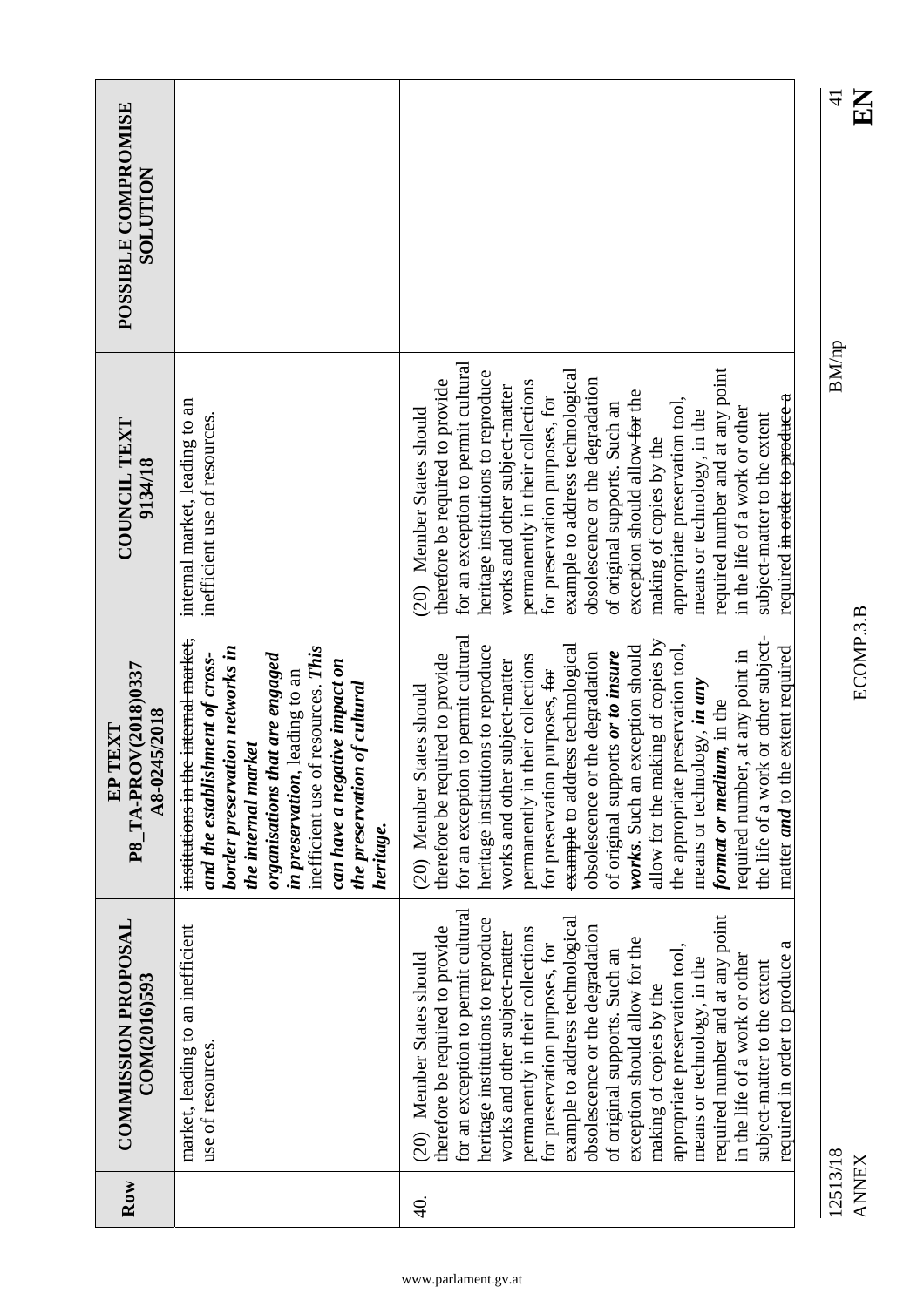| Row | COMMISSION PROPOSAL COM(2016)593 | EP TEXT P8_TA-PROV(2018)0337 A8-0245/2018 | COUNCIL TEXT 9134/18 | POSSIBLE COMPROMISE SOLUTION |
|---|---|---|---|---|
| | market, leading to an inefficient use of resources. | ~~institutions in the internal market,~~ ***and the establishment of cross-border preservation networks in the internal market organisations that are engaged in preservation***, leading to an inefficient use of resources. ***This can have a negative impact on the preservation of cultural heritage.*** | internal market, leading to an inefficient use of resources. | |
| 40. | (20) Member States should therefore be required to provide for an exception to permit cultural heritage institutions to reproduce works and other subject-matter permanently in their collections for preservation purposes, for example to address technological obsolescence or the degradation of original supports. Such an exception should allow for the making of copies by the appropriate preservation tool, means or technology, in the required number and at any point in the life of a work or other subject-matter to the extent required in order to produce a | (20) Member States should therefore be required to provide for an exception to permit cultural heritage institutions to reproduce works and other subject-matter permanently in their collections for preservation purposes, ~~for example~~ to address technological obsolescence or the degradation of original supports ***or to insure works***. Such an exception should allow for the making of copies by the appropriate preservation tool, means or technology, ***in any format or medium,*** in the required number, at any point in the life of a work or other subject-matter ***and*** to the extent required | (20) Member States should therefore be required to provide for an exception to permit cultural heritage institutions to reproduce works and other subject-matter permanently in their collections for preservation purposes, for example to address technological obsolescence or the degradation of original supports. Such an exception should allow ~~for~~ the making of copies by the appropriate preservation tool, means or technology, in the required number and at any point in the life of a work or other subject-matter to the extent required ~~in order to produce a~~ | |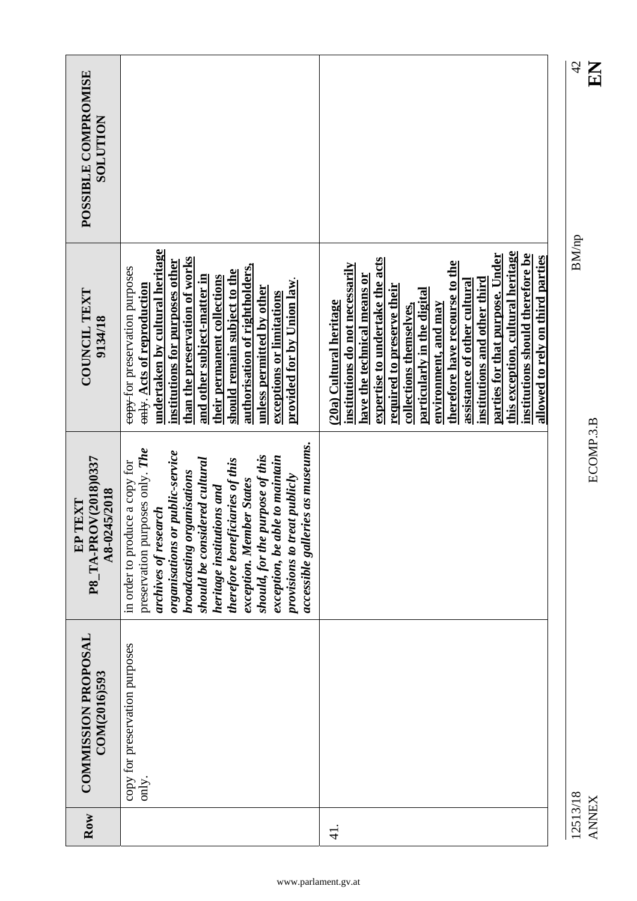| Row | COMMISSION PROPOSAL COM(2016)593 | EP TEXT P8_TA-PROV(2018)0337 A8-0245/2018 | COUNCIL TEXT 9134/18 | POSSIBLE COMPROMISE SOLUTION |
|---|---|---|---|---|
| | copy for preservation purposes only. | in order to produce a copy for preservation purposes only. ***The archives of research organisations or public-service broadcasting organisations should be considered cultural heritage institutions and therefore beneficiaries of this exception. Member States should, for the purpose of this exception, be able to maintain provisions to treat publicly accessible galleries as museums.*** | ~~copy~~ for preservation purposes ~~only~~. **Acts of reproduction undertaken by cultural heritage institutions for purposes other than the preservation of works and other subject-matter in their permanent collections should remain subject to the authorisation of rightholders, unless permitted by other exceptions or limitations provided for by Union law**. | |
| 41. | | | **(20a) Cultural heritage institutions do not necessarily have the technical means or expertise to undertake the acts required to preserve their collections themselves, particularly in the digital environment, and may therefore have recourse to the assistance of other cultural institutions and other third parties for that purpose. Under this exception, cultural heritage institutions should therefore be allowed to rely on third parties** | |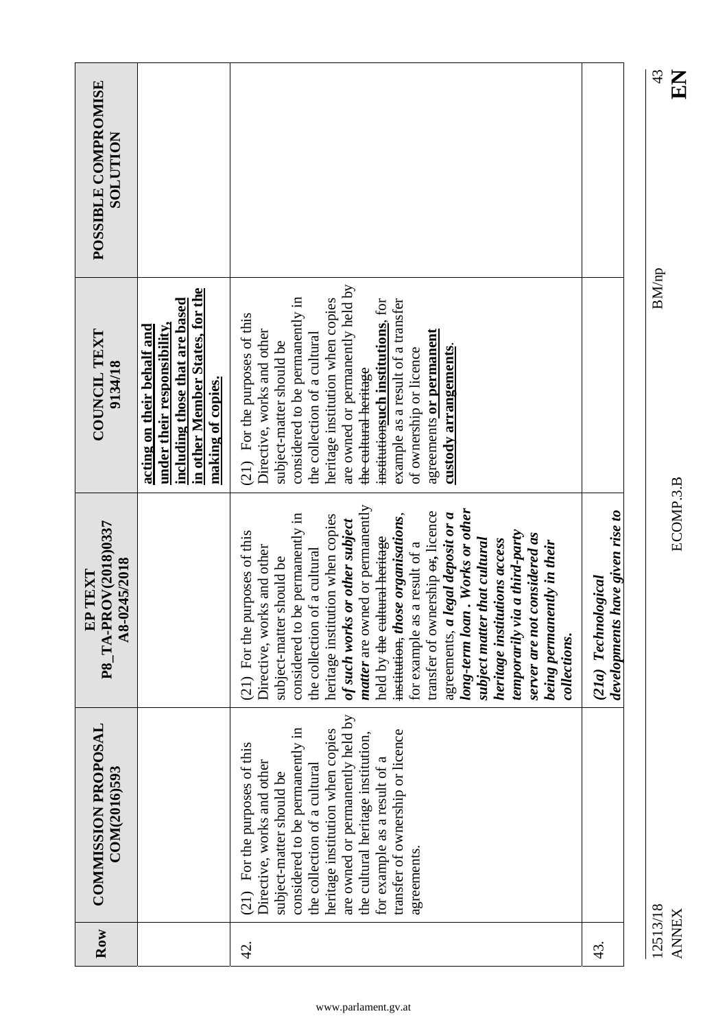| Row | COMMISSION PROPOSAL COM(2016)593 | EP TEXT P8_TA-PROV(2018)0337 A8-0245/2018 | COUNCIL TEXT 9134/18 | POSSIBLE COMPROMISE SOLUTION |
|---|---|---|---|---|
| | | | **acting on their behalf and under their responsibility, including those that are based in other Member States, for the making of copies.** | |
| 42. | (21) For the purposes of this Directive, works and other subject-matter should be considered to be permanently in the collection of a cultural heritage institution when copies are owned or permanently held by the cultural heritage institution, for example as a result of a transfer of ownership or licence agreements. | (21) For the purposes of this Directive, works and other subject-matter should be considered to be permanently in the collection of a cultural heritage institution when copies ***of such works or other subject matter*** are owned or permanently held by ~~the cultural heritage institution~~***, those organisations***, for example as a result of a transfer of ownership ~~or~~***,*** licence agreements***, a legal deposit or a long-term loan. Works or other subject matter that cultural heritage institutions access temporarily via a third-party server are not considered as being permanently in their collections.*** | (21) For the purposes of this Directive, works and other subject-matter should be considered to be permanently in the collection of a cultural heritage institution when copies are owned or permanently held by ~~the cultural heritage institution~~**such institutions**, for example as a result of a transfer of ownership or licence agreements **or permanent custody arrangements**. | |
| 43. | | ***(21a) Technological developments have given rise to*** | | |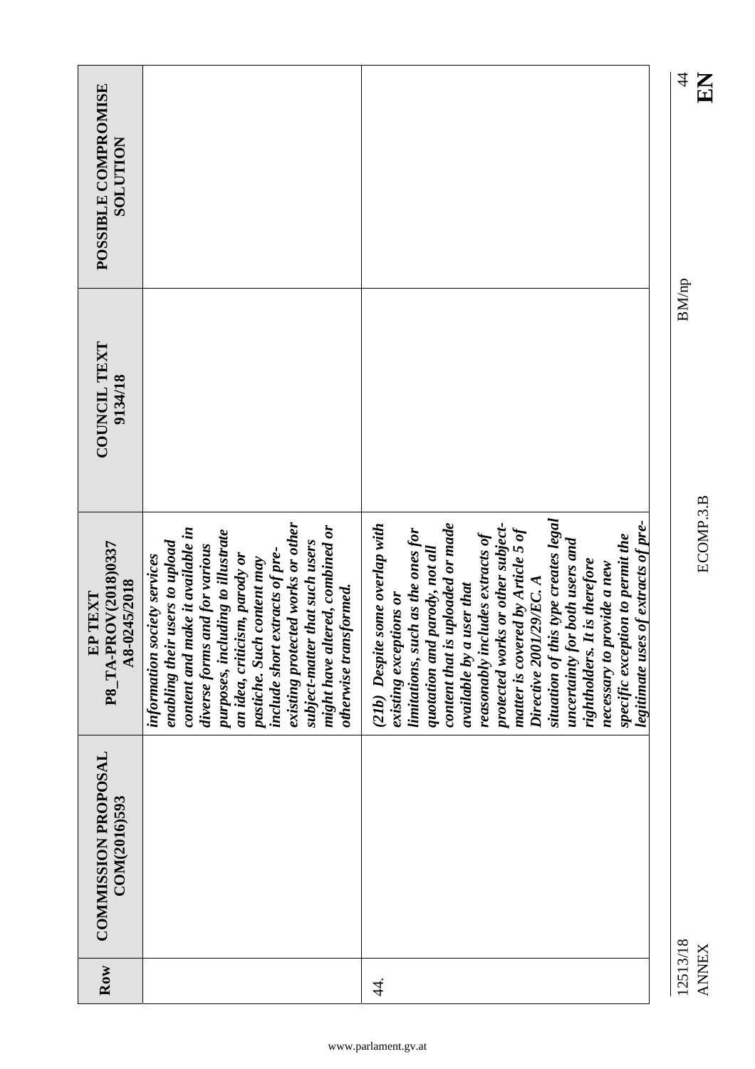| Row | COMMISSION PROPOSAL COM(2016)593 | EP TEXT P8_TA-PROV(2018)0337 A8-0245/2018 | COUNCIL TEXT 9134/18 | POSSIBLE COMPROMISE SOLUTION |
|---|---|---|---|---|
| | | *information society services enabling their users to upload content and make it available in diverse forms and for various purposes, including to illustrate an idea, criticism, parody or pastiche. Such content may include short extracts of pre-existing protected works or other subject-matter that such users might have altered, combined or otherwise transformed.* | | |
| 44. | | ***(21b) Despite some overlap with existing exceptions or limitations, such as the ones for quotation and parody, not all content that is uploaded or made available by a user that reasonably includes extracts of protected works or other subject-matter is covered by Article 5 of Directive 2001/29/EC. A situation of this type creates legal uncertainty for both users and rightholders. It is therefore necessary to provide a new specific exception to permit the legitimate uses of extracts of pre-*** | | |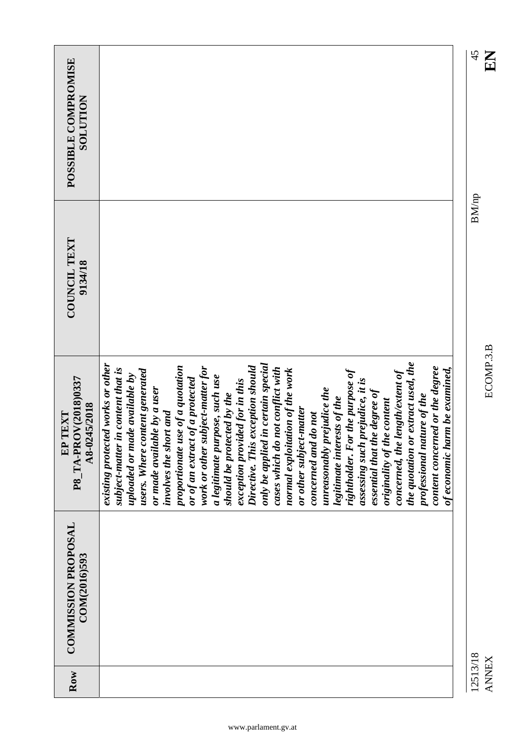| Row | COMMISSION PROPOSAL COM(2016)593 | EP TEXT P8_TA-PROV(2018)0337 A8-0245/2018 | COUNCIL TEXT 9134/18 | POSSIBLE COMPROMISE SOLUTION |
|---|---|---|---|---|
| | | ***existing protected works or other subject-matter in content that is uploaded or made available by users. Where content generated or made available by a user involves the short and proportionate use of a quotation or of an extract of a protected work or other subject-matter for a legitimate purpose, such use should be protected by the exception provided for in this Directive. This exception should only be applied in certain special cases which do not conflict with normal exploitation of the work or other subject-matter concerned and do not unreasonably prejudice the legitimate interests of the rightholder. For the purpose of assessing such prejudice, it is essential that the degree of originality of the content concerned, the length/extent of the quotation or extract used, the professional nature of the content concerned or the degree of economic harm be examined,*** | | |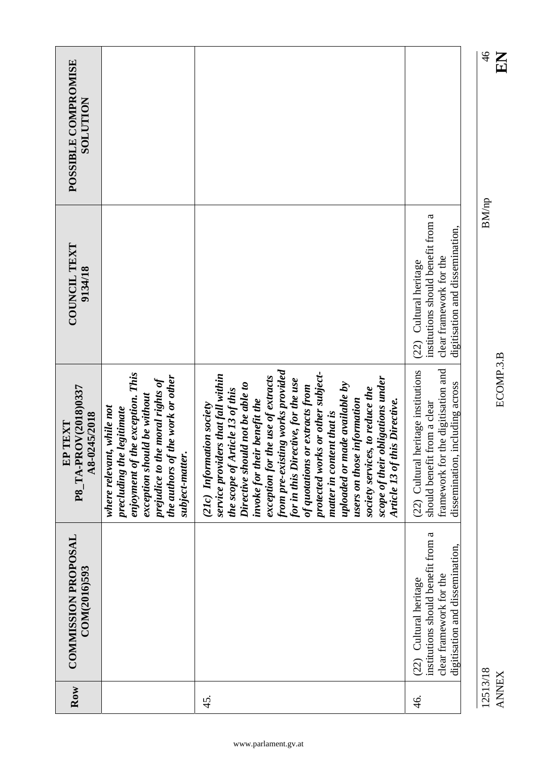| Row | COMMISSION PROPOSAL COM(2016)593 | EP TEXT P8_TA-PROV(2018)0337 A8-0245/2018 | COUNCIL TEXT 9134/18 | POSSIBLE COMPROMISE SOLUTION |
|---|---|---|---|---|
| | | *where relevant, while not precluding the legitimate enjoyment of the exception. This exception should be without prejudice to the moral rights of the authors of the work or other subject-matter.* | | |
| 45. | | *(21c) Information society service providers that fall within the scope of Article 13 of this Directive should not be able to invoke for their benefit the exception for the use of extracts from pre-existing works provided for in this Directive, for the use of quotations or extracts from protected works or other subject-matter in content that is uploaded or made available by users on those information society services, to reduce the scope of their obligations under Article 13 of this Directive.* | | |
| 46. | (22) Cultural heritage institutions should benefit from a clear framework for the digitisation and dissemination, | (22) Cultural heritage institutions should benefit from a clear framework for the digitisation and dissemination, including across | (22) Cultural heritage institutions should benefit from a clear framework for the digitisation and dissemination, | |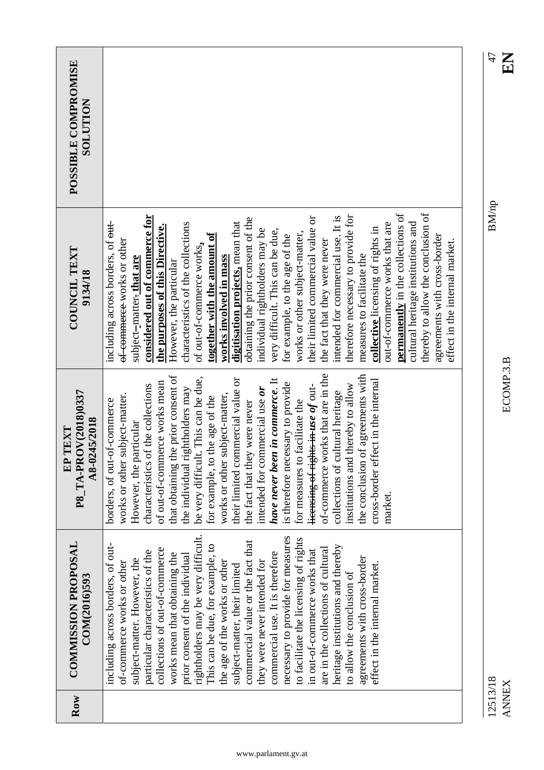| Row | COMMISSION PROPOSAL COM(2016)593 | EP TEXT P8_TA-PROV(2018)0337 A8-0245/2018 | COUNCIL TEXT 9134/18 | POSSIBLE COMPROMISE SOLUTION |
|---|---|---|---|---|
| | including across borders, of out-of-commerce works or other subject-matter. However, the particular characteristics of the collections of out-of-commerce works mean that obtaining the prior consent of the individual rightholders may be very difficult. This can be due, for example, to the age of the works or other subject-matter, their limited commercial value or the fact that they were never intended for commercial use. It is therefore necessary to provide for measures to facilitate the licensing of rights in out-of-commerce works that are in the collections of cultural heritage institutions and thereby to allow the conclusion of agreements with cross-border effect in the internal market. | borders, of out-of-commerce works or other subject-matter. However, the particular characteristics of the collections of out-of-commerce works mean that obtaining the prior consent of the individual rightholders may be very difficult. This can be due, for example, to the age of the works or other subject-matter, their limited commercial value or the fact that they were never intended for commercial use ***or have never been in commerce***. It is therefore necessary to provide for measures to facilitate the ~~licensing of rights in~~ ***use of*** out-of-commerce works that are in the collections of cultural heritage institutions and thereby to allow the conclusion of agreements with cross-border effect in the internal market. | including across borders, of ~~out-of-commerce~~ works or other subject-~~-~~matter~~,~~ **that are considered out of commerce for the purposes of this Directive.** However, the particular characteristics of the collections of out-of-commerce works**,** **together with the amount of works involved in mass digitisation projects,** mean that obtaining the prior consent of the individual rightholders may be very difficult. This can be due, for example, to the age of the works or other subject-matter, their limited commercial value or the fact that they were never intended for commercial use. It is therefore necessary to provide for measures to facilitate the **collective** licensing of rights in out-of-commerce works that are **permanently** in the collections of cultural heritage institutions and thereby to allow the conclusion of agreements with cross-border effect in the internal market. | |

12513/18 BM/np
ANNEX ECOMP.3.B EN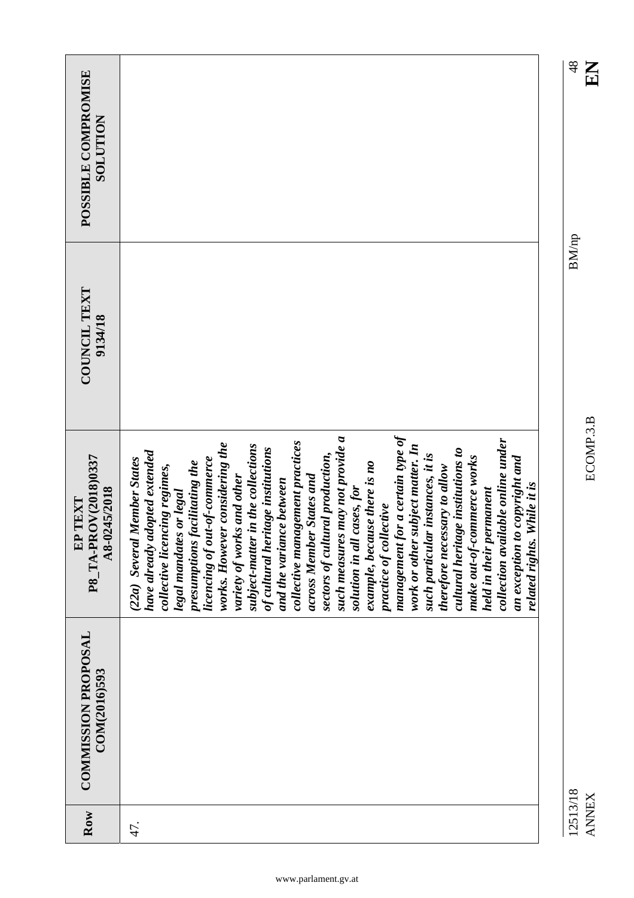| Row | COMMISSION PROPOSAL COM(2016)593 | EP TEXT P8_TA-PROV(2018)0337 A8-0245/2018 | COUNCIL TEXT 9134/18 | POSSIBLE COMPROMISE SOLUTION |
|---|---|---|---|---|
| 47. | | ***(22a) Several Member States have already adopted extended collective licencing regimes, legal mandates or legal presumptions facilitating the licencing of out-of-commerce works. However considering the variety of works and other subject-matter in the collections of cultural heritage institutions and the variance between collective management practices across Member States and sectors of cultural production, such measures may not provide a solution in all cases, for example, because there is no practice of collective management for a certain type of work or other subject matter. In such particular instances, it is therefore necessary to allow cultural heritage institutions to make out-of-commerce works held in their permanent collection available online under an exception to copyright and related rights. While it is*** | | |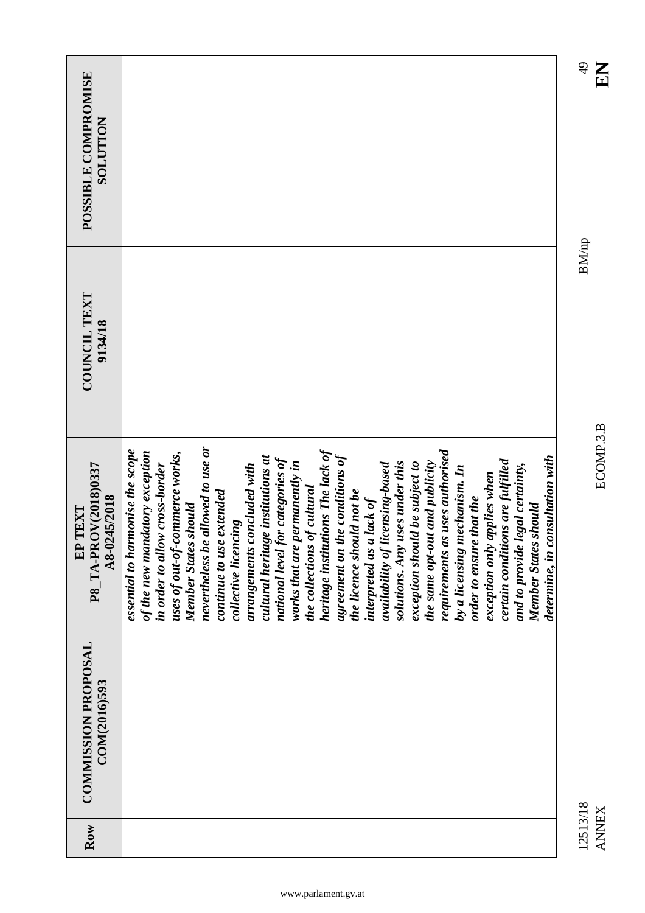| Row | COMMISSION PROPOSAL COM(2016)593 | EP TEXT P8_TA-PROV(2018)0337 A8-0245/2018 | COUNCIL TEXT 9134/18 | POSSIBLE COMPROMISE SOLUTION |
|---|---|---|---|---|
| | | ***essential to harmonise the scope of the new mandatory exception in order to allow cross-border uses of out-of-commerce works. Member States should nevertheless be allowed to use or continue to use extended collective licencing arrangements concluded with cultural heritage institutions at national level for categories of works that are permanently in the collections of cultural heritage institutions The lack of agreement on the conditions of the licence should not be interpreted as a lack of availability of licensing-based solutions. Any uses under this exception should be subject to the same opt-out and publicity requirements as uses authorised by a licensing mechanism. In order to ensure that the exception only applies when certain conditions are fulfilled and to provide legal certainty, Member States should determine, in consultation with*** | | |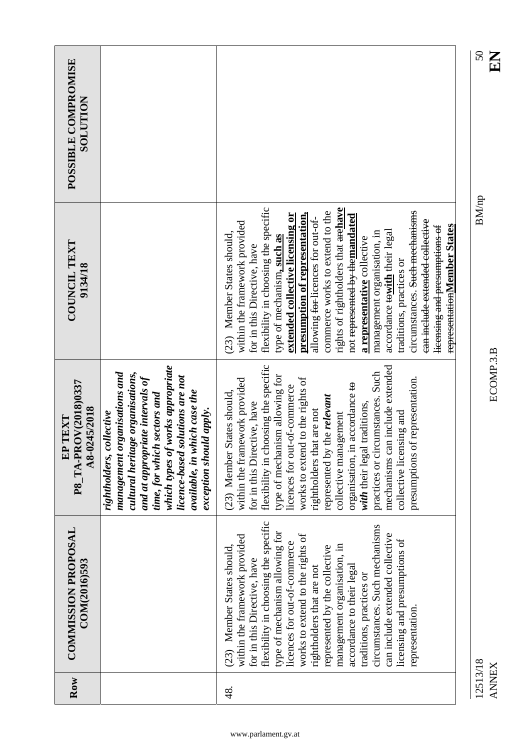| Row | COMMISSION PROPOSAL COM(2016)593 | EP TEXT P8_TA-PROV(2018)0337 A8-0245/2018 | COUNCIL TEXT 9134/18 | POSSIBLE COMPROMISE SOLUTION |
|---|---|---|---|---|
| | | ***rightholders, collective management organisations and cultural heritage organisations, and at appropriate intervals of time, for which sectors and which types of works appropriate licence-based solutions are not available, in which case the exception should apply.*** | | |
| 48. | (23) Member States should, within the framework provided for in this Directive, have flexibility in choosing the specific type of mechanism allowing for licences for out-of-commerce works to extend to the rights of rightholders that are not represented by the collective management organisation, in accordance to their legal traditions, practices or circumstances. Such mechanisms can include extended collective licensing and presumptions of representation. | (23) Member States should, within the framework provided for in this Directive, have flexibility in choosing the specific type of mechanism allowing for licences for out-of-commerce works to extend to the rights of rightholders that are not represented by the ***relevant*** collective management organisation, in accordance ~~to~~ ***with*** their legal traditions, practices or circumstances. Such mechanisms can include extended collective licensing and presumptions of representation. | (23) Member States should, within the framework provided for in this Directive, have flexibility in choosing the specific type of mechanism**, such as extended collective licensing or presumption of representation,** allowing ~~for~~ licences for out-of-commerce works to extend to the rights of rightholders that ~~are~~**have** not ~~represented by the~~**mandated a representative** collective management organisation, in accordance ~~to~~**with** their legal traditions, practices or circumstances. ~~Such mechanisms can include extended collective licensing and presumptions of representation~~**Member States** | |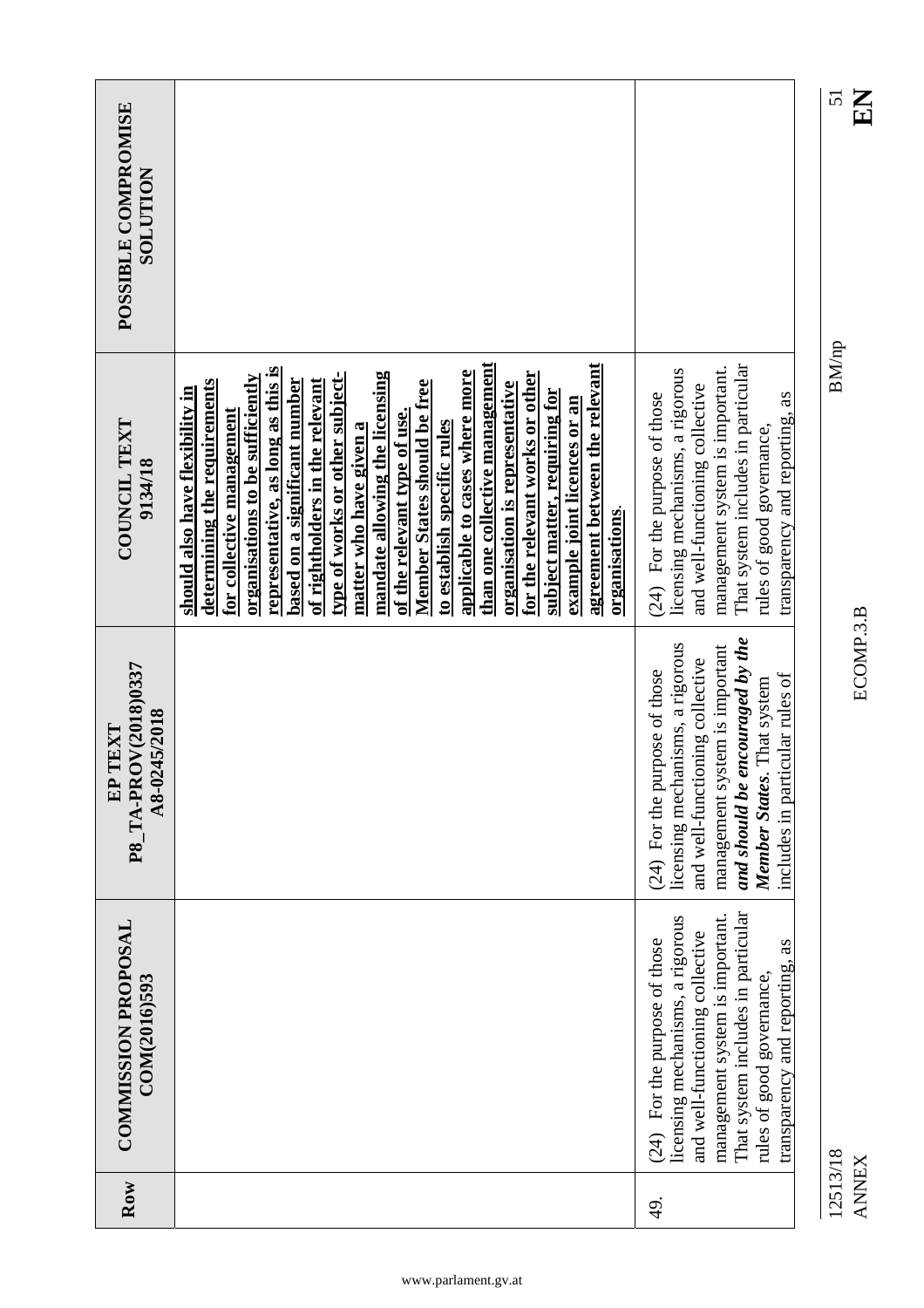| Row | COMMISSION PROPOSAL COM(2016)593 | EP TEXT P8_TA-PROV(2018)0337 A8-0245/2018 | COUNCIL TEXT 9134/18 | POSSIBLE COMPROMISE SOLUTION |
|---|---|---|---|---|
| | | | **should also have flexibility in determining the requirements for collective management organisations to be sufficiently representative, as long as this is based on a significant number of rightholders in the relevant type of works or other subject-matter who have given a mandate allowing the licensing of the relevant type of use. Member States should be free to establish specific rules applicable to cases where more than one collective management organisation is representative for the relevant works or other subject matter, requiring for example joint licences or an agreement between the relevant organisations**. | |
| 49. | (24) For the purpose of those licensing mechanisms, a rigorous and well-functioning collective management system is important. That system includes in particular rules of good governance, transparency and reporting, as | (24) For the purpose of those licensing mechanisms, a rigorous and well-functioning collective management system is important ***and should be encouraged by the Member States***. That system includes in particular rules of | (24) For the purpose of those licensing mechanisms, a rigorous and well-functioning collective management system is important. That system includes in particular rules of good governance, transparency and reporting, as | |

12513/18 BM/np
ANNEX ECOMP.3.B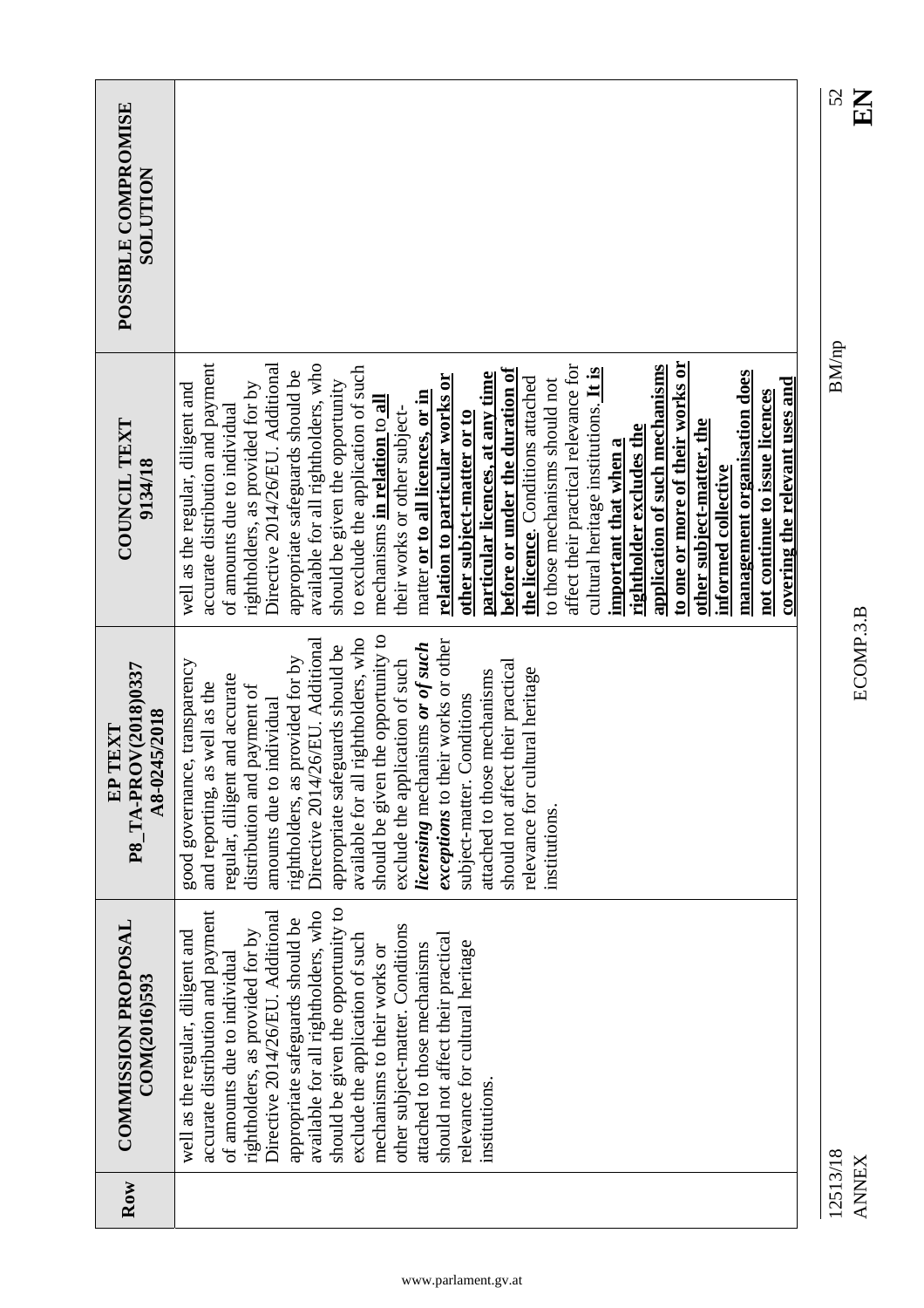| Row | COMMISSION PROPOSAL COM(2016)593 | EP TEXT P8_TA-PROV(2018)0337 A8-0245/2018 | COUNCIL TEXT 9134/18 | POSSIBLE COMPROMISE SOLUTION |
|---|---|---|---|---|
| | well as the regular, diligent and accurate distribution and payment of amounts due to individual rightholders, as provided for by Directive 2014/26/EU. Additional appropriate safeguards should be available for all rightholders, who should be given the opportunity to exclude the application of such mechanisms to their works or other subject-matter. Conditions attached to those mechanisms should not affect their practical relevance for cultural heritage institutions. | good governance, transparency and reporting, as well as the regular, diligent and accurate distribution and payment of amounts due to individual rightholders, as provided for by Directive 2014/26/EU. Additional appropriate safeguards should be available for all rightholders, who should be given the opportunity to exclude the application of such ***licensing*** mechanisms ***or of such exceptions*** to their works or other subject-matter. Conditions attached to those mechanisms should not affect their practical relevance for cultural heritage institutions. | well as the regular, diligent and accurate distribution and payment of amounts due to individual rightholders, as provided for by Directive 2014/26/EU. Additional appropriate safeguards should be available for all rightholders, who should be given the opportunity to exclude the application of such mechanisms <u>**in relation**</u> to <u>**all**</u> their works or other subject-matter <u>**or to all licences, or in relation to particular works or other subject-matter or to particular licences, at any time before or under the duration of the licence**</u>. Conditions attached to those mechanisms should not affect their practical relevance for cultural heritage institutions. <u>**It is important that when a rightholder excludes the application of such mechanisms to one or more of their works or other subject-matter, the informed collective management organisation does not continue to issue licences covering the relevant uses and**</u> | |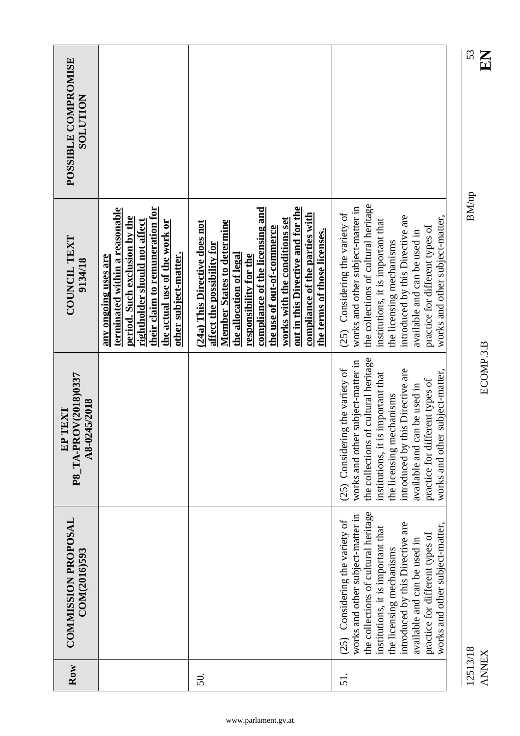| Row | COMMISSION PROPOSAL COM(2016)593 | EP TEXT P8_TA-PROV(2018)0337 A8-0245/2018 | COUNCIL TEXT 9134/18 | POSSIBLE COMPROMISE SOLUTION |
|---|---|---|---|---|
| | | | **any ongoing uses are terminated within a reasonable period. Such exclusion by the rightholder should not affect their claim to remuneration for the actual use of the work or other subject-matter.** | |
| 50. | | | **(24a) This Directive does not affect the possibility for Member States to determine the allocation of legal responsibility for the compliance of the licensing and the use of out-of-commerce works with the conditions set out in this Directive and for the compliance of the parties with the terms of those licenses.** | |
| 51. | (25) Considering the variety of works and other subject-matter in the collections of cultural heritage institutions, it is important that the licensing mechanisms introduced by this Directive are available and can be used in practice for different types of works and other subject-matter, | (25) Considering the variety of works and other subject-matter in the collections of cultural heritage institutions, it is important that the licensing mechanisms introduced by this Directive are available and can be used in practice for different types of works and other subject-matter, | (25) Considering the variety of works and other subject-matter in the collections of cultural heritage institutions, it is important that the licensing mechanisms introduced by this Directive are available and can be used in practice for different types of works and other subject-matter, | |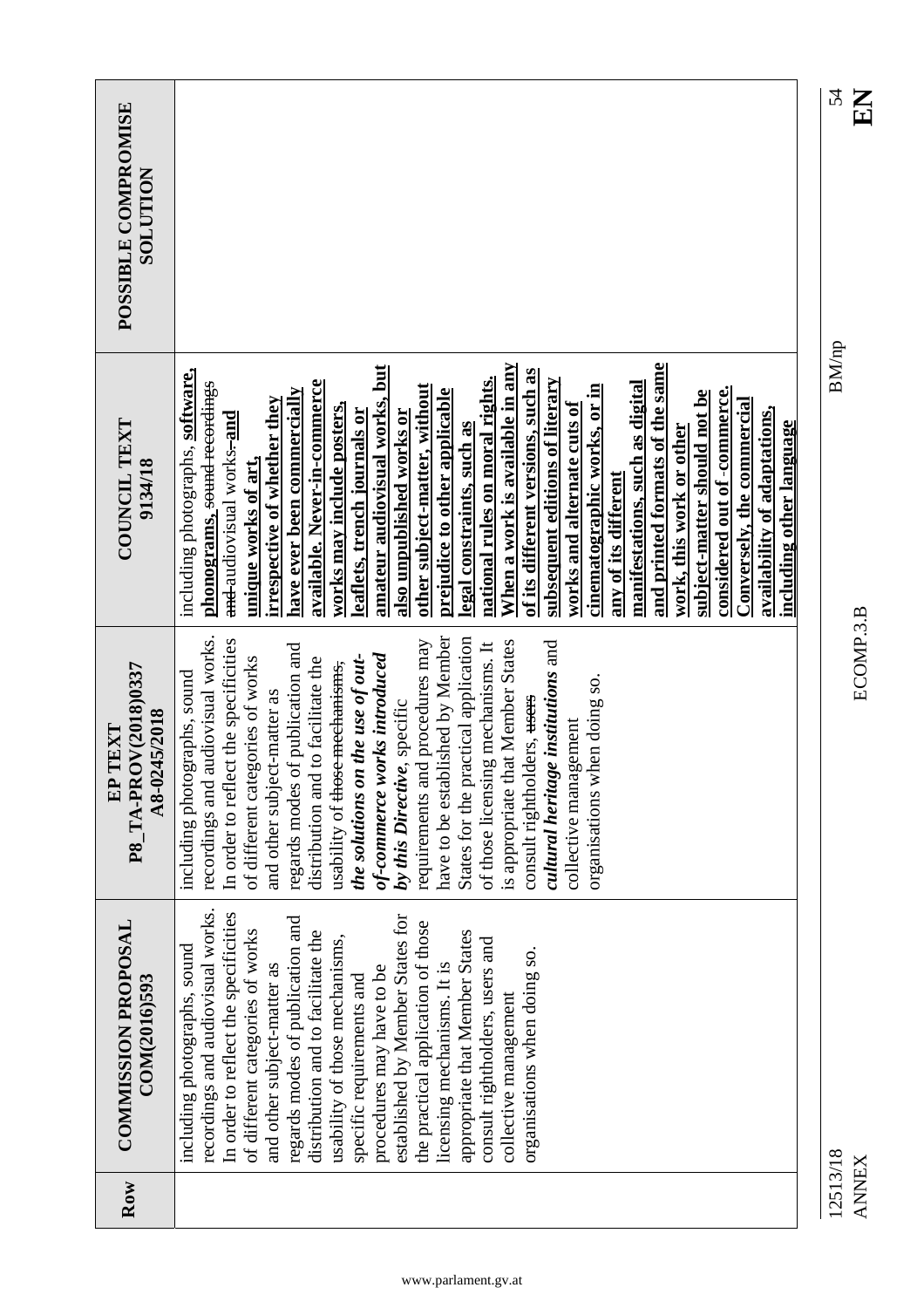| Row | COMMISSION PROPOSAL COM(2016)593 | EP TEXT P8_TA-PROV(2018)0337 A8-0245/2018 | COUNCIL TEXT 9134/18 | POSSIBLE COMPROMISE SOLUTION |
|---|---|---|---|---|
| | including photographs, sound recordings and audiovisual works. In order to reflect the specificities of different categories of works and other subject-matter as regards modes of publication and distribution and to facilitate the usability of those mechanisms, specific requirements and procedures may have to be established by Member States for the practical application of those licensing mechanisms. It is appropriate that Member States consult rightholders, users and collective management organisations when doing so. | including photographs, sound recordings and audiovisual works. In order to reflect the specificities of different categories of works and other subject-matter as regards modes of publication and distribution and to facilitate the usability of ~~those mechanisms,~~ ***the solutions on the use of out-of-commerce works introduced by this Directive***, specific requirements and procedures may have to be established by Member States for the practical application of those licensing mechanisms. It is appropriate that Member States consult rightholders, ~~users~~ ***cultural heritage institutions*** and collective management organisations when doing so. | including photographs, **software, phonograms**, ~~sound recordings and~~ audiovisual works ~~-~~ **and unique works of art, irrespective of whether they have ever been commercially available. Never-in-commerce works may include posters, leaflets, trench journals or amateur audiovisual works, but also unpublished works or other subject-matter, without prejudice to other applicable legal constraints, such as national rules on moral rights. When a work is available in any of its different versions, such as subsequent editions of literary works and alternate cuts of cinematographic works, or in any of its different manifestations, such as digital and printed formats of the same work, this work or other subject-matter should not be considered out of -commerce. Conversely, the commercial availability of adaptations, including other language** | |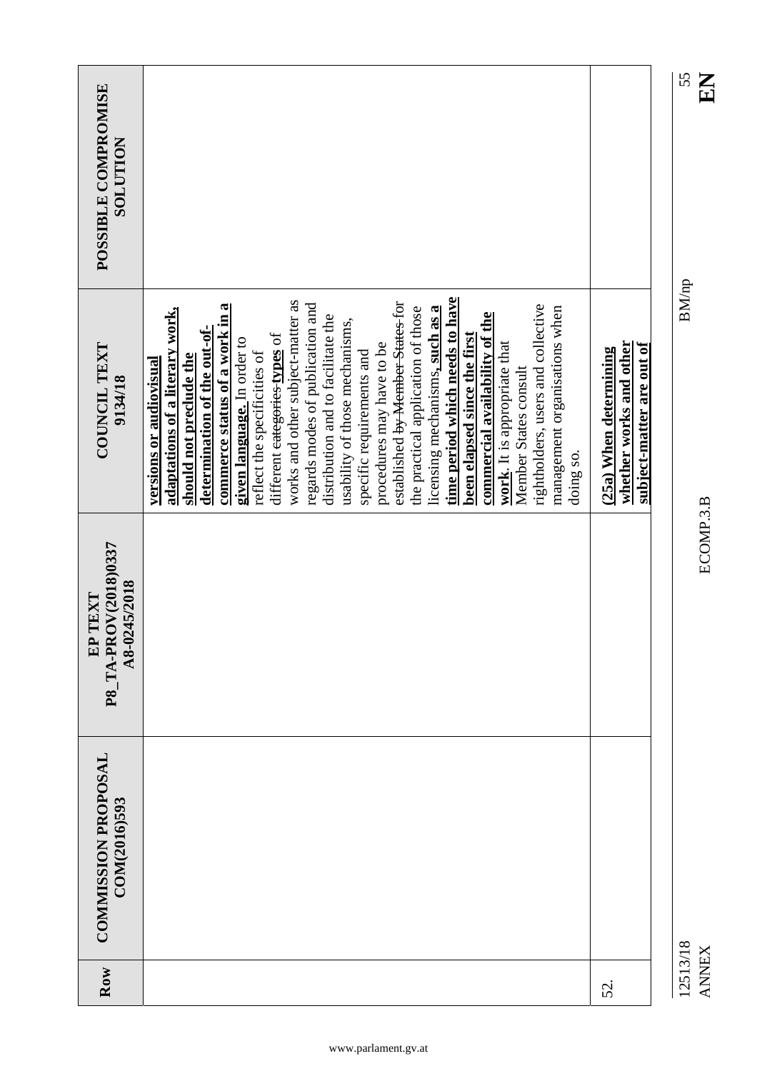| Row | COMMISSION PROPOSAL COM(2016)593 | EP TEXT P8_TA-PROV(2018)0337 A8-0245/2018 | COUNCIL TEXT 9134/18 | POSSIBLE COMPROMISE SOLUTION |
|---|---|---|---|---|
| | | | **versions or audiovisual adaptations of a literary work, should not preclude the determination of the out-of-commerce status of a work in a given language.** In order to reflect the specificities of different ~~categories~~ **types** of works and other subject-matter as regards modes of publication and distribution and to facilitate the usability of those mechanisms, specific requirements and procedures may have to be established ~~by Member States~~ for the practical application of those licensing mechanisms**, such as a time period which needs to have been elapsed since the first commercial availability of the work**. It is appropriate that Member States consult rightholders, users and collective management organisations when doing so. | |
| 52. | | | **(25a) When determining whether works and other subject-matter are out of** | |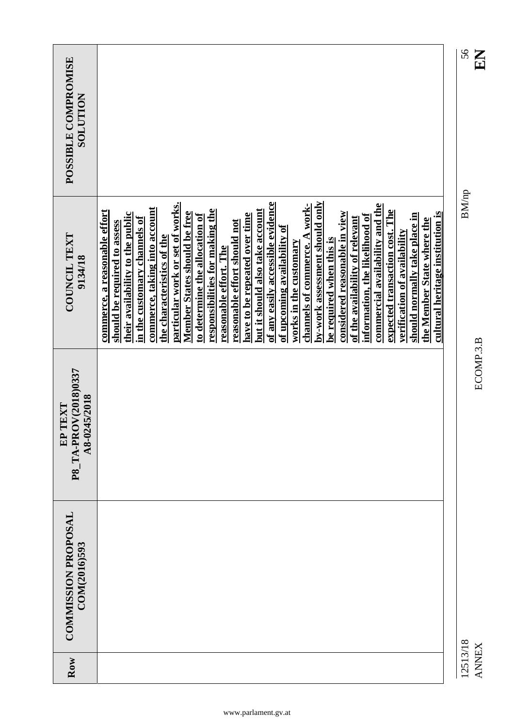| Row | COMMISSION PROPOSAL COM(2016)593 | EP TEXT P8_TA-PROV(2018)0337 A8-0245/2018 | COUNCIL TEXT 9134/18 | POSSIBLE COMPROMISE SOLUTION |
|---|---|---|---|---|
| | | | **commerce, a reasonable effort should be required to assess their availability to the public in the customary channels of commerce, taking into account the characteristics of the particular work or set of works. Member States should be free to determine the allocation of responsibilities for making the reasonable effort. The reasonable effort should not have to be repeated over time but it should also take account of any easily accessible evidence of upcoming availability of works in the customary channels of commerce. A work-by-work assessment should only be required when this is considered reasonable in view of the availability of relevant information, the likelihood of commercial availability and the expected transaction cost. The verification of availability should normally take place in the Member State where the cultural heritage institution is** | |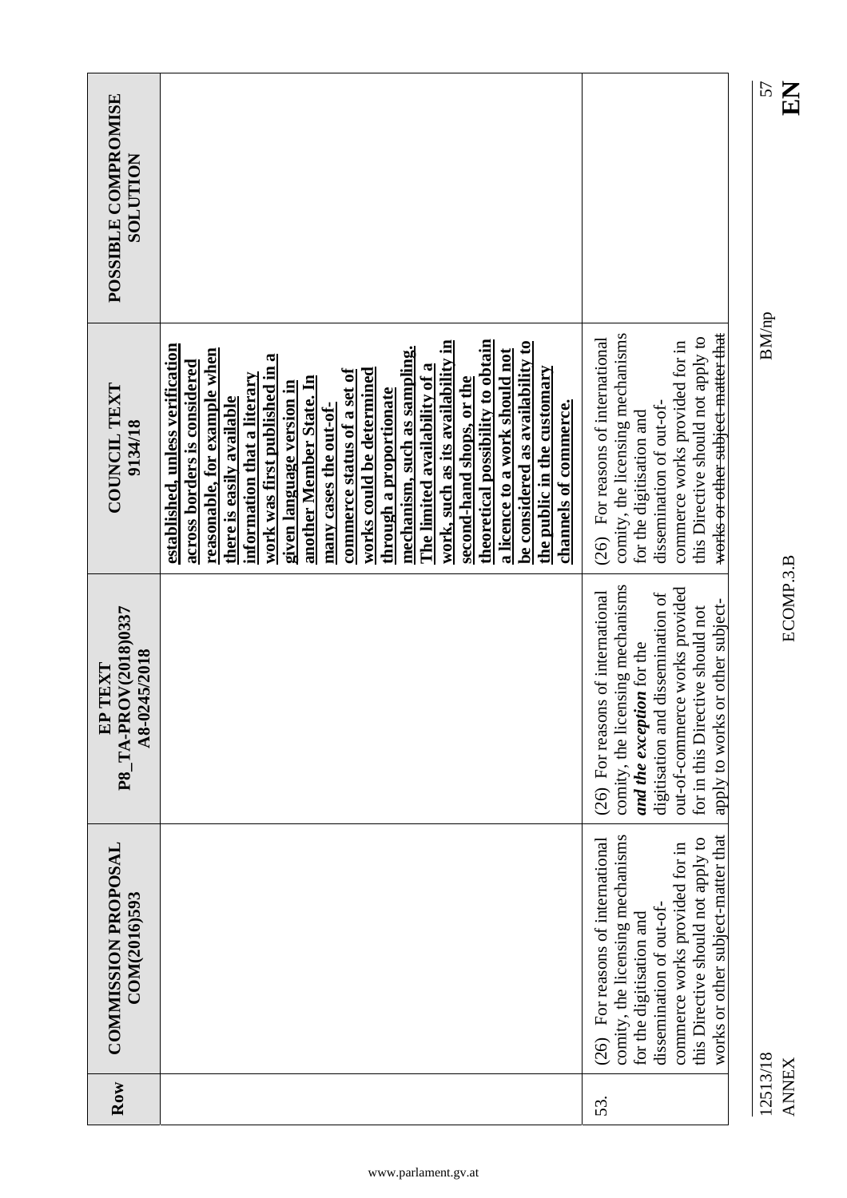| Row | COMMISSION PROPOSAL COM(2016)593 | EP TEXT P8_TA-PROV(2018)0337 A8-0245/2018 | COUNCIL TEXT 9134/18 | POSSIBLE COMPROMISE SOLUTION |
|---|---|---|---|---|
| | | | **established, unless verification across borders is considered reasonable, for example when there is easily available information that a literary work was first published in a given language version in another Member State. In many cases the out-of-commerce status of a set of works could be determined through a proportionate mechanism, such as sampling. The limited availability of a work, such as its availability in second-hand shops, or the theoretical possibility to obtain a licence to a work should not be considered as availability to the public in the customary channels of commerce.** | |
| 53. | (26) For reasons of international comity, the licensing mechanisms for the digitisation and dissemination of out-of-commerce works provided for in this Directive should not apply to works or other subject-matter that | (26) For reasons of international comity, the licensing mechanisms ***and the exception*** for the digitisation and dissemination of out-of-commerce works provided for in this Directive should not apply to works or other subject- | (26) For reasons of international comity, the licensing mechanisms for the digitisation and dissemination of out-of-commerce works provided for in this Directive should not apply to ~~works or other subject-matter that~~ | |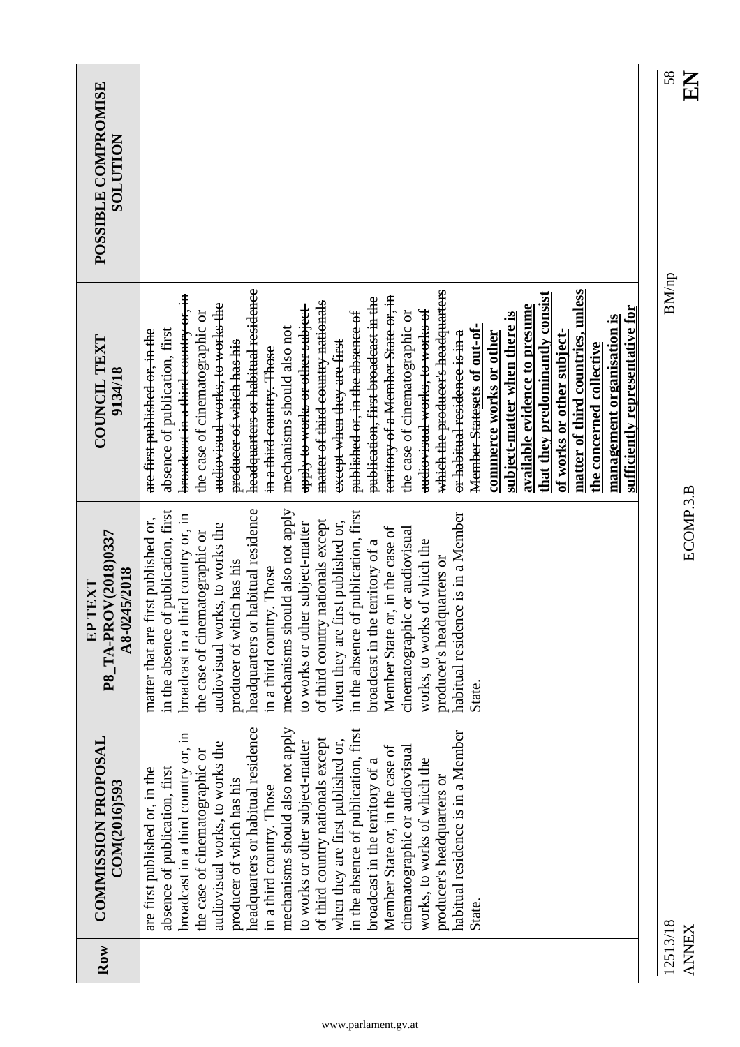| Row | COMMISSION PROPOSAL COM(2016)593 | EP TEXT P8_TA-PROV(2018)0337 A8-0245/2018 | COUNCIL TEXT 9134/18 | POSSIBLE COMPROMISE SOLUTION |
|---|---|---|---|---|
| | are first published or, in the absence of publication, first broadcast in a third country or, in the case of cinematographic or audiovisual works, to works the producer of which has his headquarters or habitual residence in a third country. Those mechanisms should also not apply to works or other subject-matter of third country nationals except when they are first published or, in the absence of publication, first broadcast in the territory of a Member State or, in the case of cinematographic or audiovisual works, to works of which the producer's headquarters or habitual residence is in a Member State. | matter that are first published or, in the absence of publication, first broadcast in a third country or, in the case of cinematographic or audiovisual works, to works the producer of which has his headquarters or habitual residence in a third country. Those mechanisms should also not apply to works or other subject-matter of third country nationals except when they are first published or, in the absence of publication, first broadcast in the territory of a Member State or, in the case of cinematographic or audiovisual works, to works of which the producer's headquarters or habitual residence is in a Member State. | ~~are first published or, in the absence of publication, first broadcast in a third country or, in the case of cinematographic or audiovisual works, to works the producer of which has his headquarters or habitual residence in a third country. Those mechanisms should also not apply to works or other subject-matter of third country nationals except when they are first published or, in the absence of publication, first broadcast in the territory of a Member State or, in the case of cinematographic or audiovisual works, to works of which the producer's headquarters or habitual residence is in a Member State~~**sets of out-of-commerce works or other subject-matter when there is available evidence to presume that they predominantly consist of works or other subject-matter of third countries, unless the concerned collective management organisation is sufficiently representative for** | |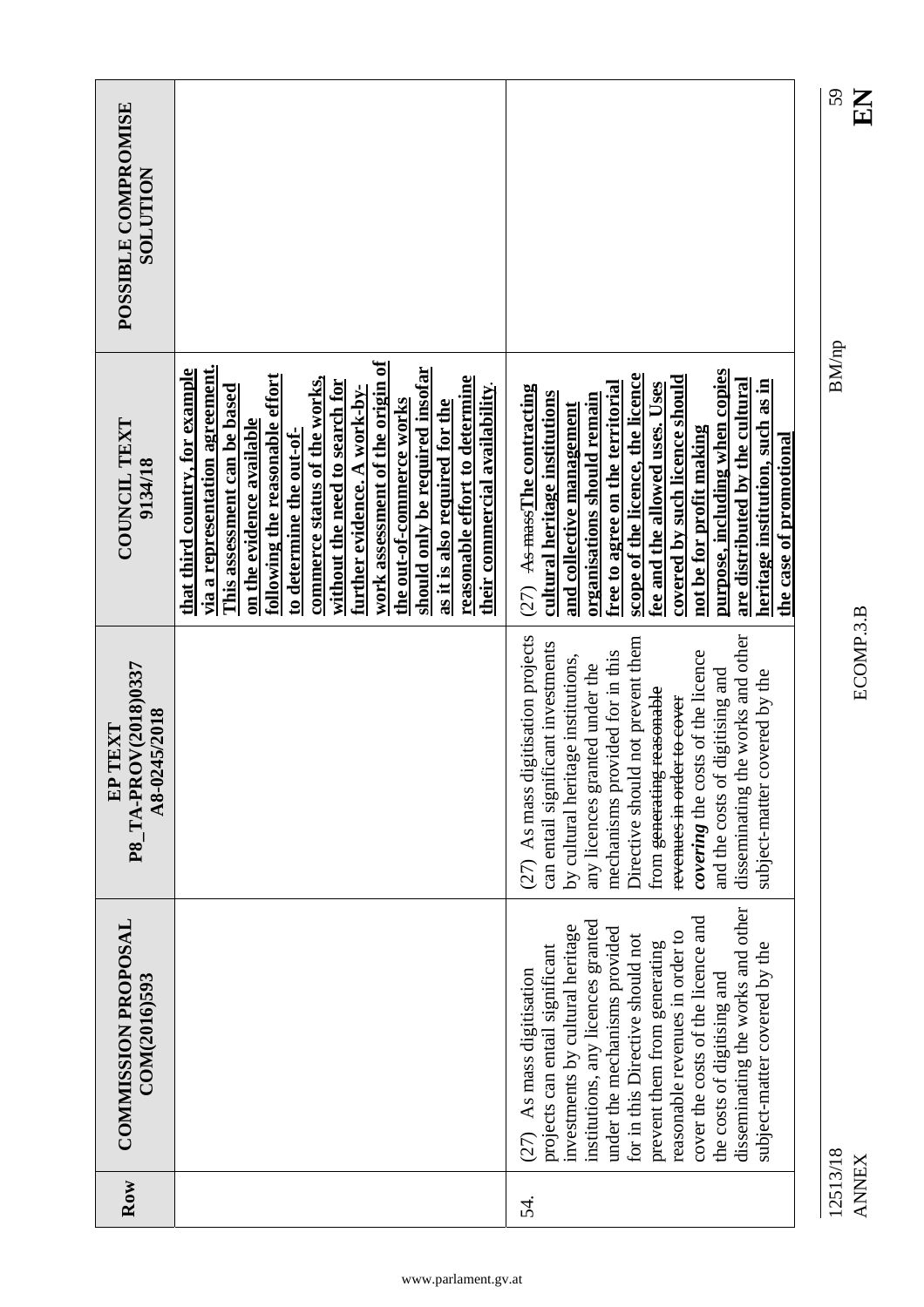| Row | COMMISSION PROPOSAL COM(2016)593 | EP TEXT P8_TA-PROV(2018)0337 A8-0245/2018 | COUNCIL TEXT 9134/18 | POSSIBLE COMPROMISE SOLUTION |
|---|---|---|---|---|
| | | | **that third country, for example via a representation agreement. This assessment can be based on the evidence available following the reasonable effort to determine the out-of-commerce status of the works, without the need to search for further evidence. A work-by-work assessment of the origin of the out-of-commerce works should only be required insofar as it is also required for the reasonable effort to determine their commercial availability.** | |
| 54. | (27) As mass digitisation projects can entail significant investments by cultural heritage institutions, any licences granted under the mechanisms provided for in this Directive should not prevent them from generating reasonable revenues in order to cover the costs of the licence and the costs of digitising and disseminating the works and other subject-matter covered by the | (27) As mass digitisation projects can entail significant investments by cultural heritage institutions, any licences granted under the mechanisms provided for in this Directive should not prevent them from ~~generating reasonable revenues in order to cover~~ ***covering*** the costs of the licence and the costs of digitising and disseminating the works and other subject-matter covered by the | (27) ~~As mass~~**The contracting cultural heritage institutions and collective management organisations should remain free to agree on the territorial scope of the licence, the licence fee and the allowed uses. Uses covered by such licence should not be for profit making purpose, including when copies are distributed by the cultural heritage institution, such as in the case of promotional** | |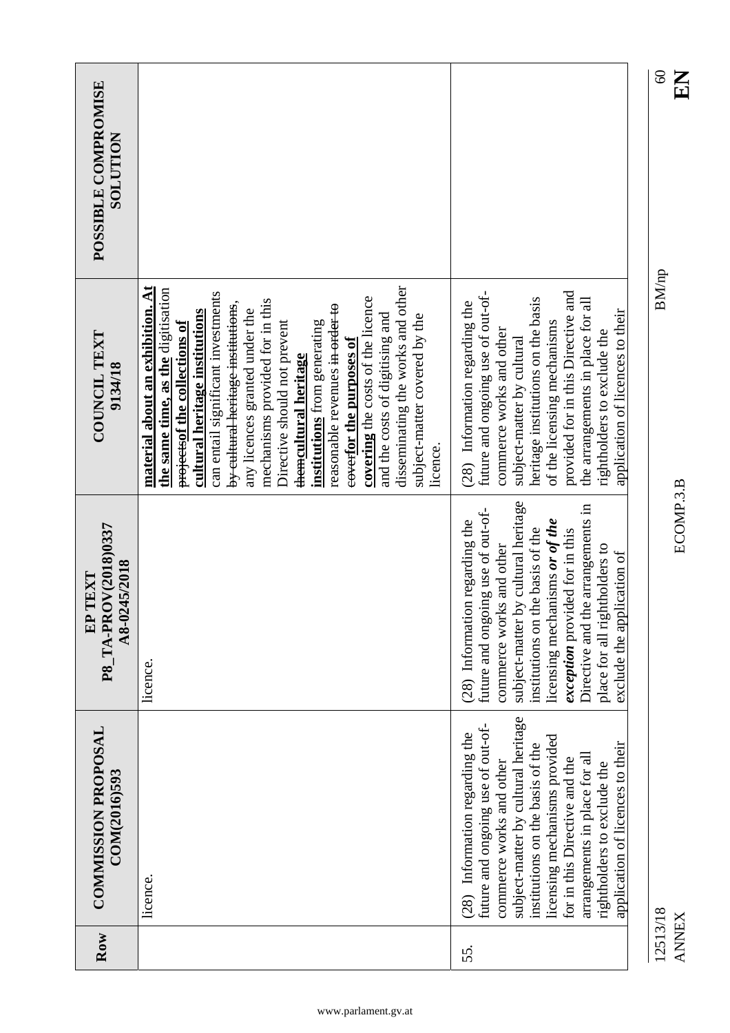| Row | COMMISSION PROPOSAL COM(2016)593 | EP TEXT P8_TA-PROV(2018)0337 A8-0245/2018 | COUNCIL TEXT 9134/18 | POSSIBLE COMPROMISE SOLUTION |
|---|---|---|---|---|
| | licence. | licence. | **material about an exhibition. At the same time, as the** digitisation ~~projects~~**of the collections of cultural heritage institutions** can entail significant investments ~~by cultural heritage institutions~~, any licences granted under the mechanisms provided for in this Directive should not prevent ~~them~~**cultural heritage institutions** from generating reasonable revenues ~~in order to cover~~**for the purposes of covering** the costs of the licence and the costs of digitising and disseminating the works and other subject-matter covered by the licence. | |
| 55. | (28) Information regarding the future and ongoing use of out-of-commerce works and other subject-matter by cultural heritage institutions on the basis of the licensing mechanisms provided for in this Directive and the arrangements in place for all rightholders to exclude the application of licences to their | (28) Information regarding the future and ongoing use of out-of-commerce works and other subject-matter by cultural heritage institutions on the basis of the licensing mechanisms ***or of the exception*** provided for in this Directive and the arrangements in place for all rightholders to exclude the application of | (28) Information regarding the future and ongoing use of out-of-commerce works and other subject-matter by cultural heritage institutions on the basis of the licensing mechanisms provided for in this Directive and the arrangements in place for all rightholders to exclude the application of licences to their | |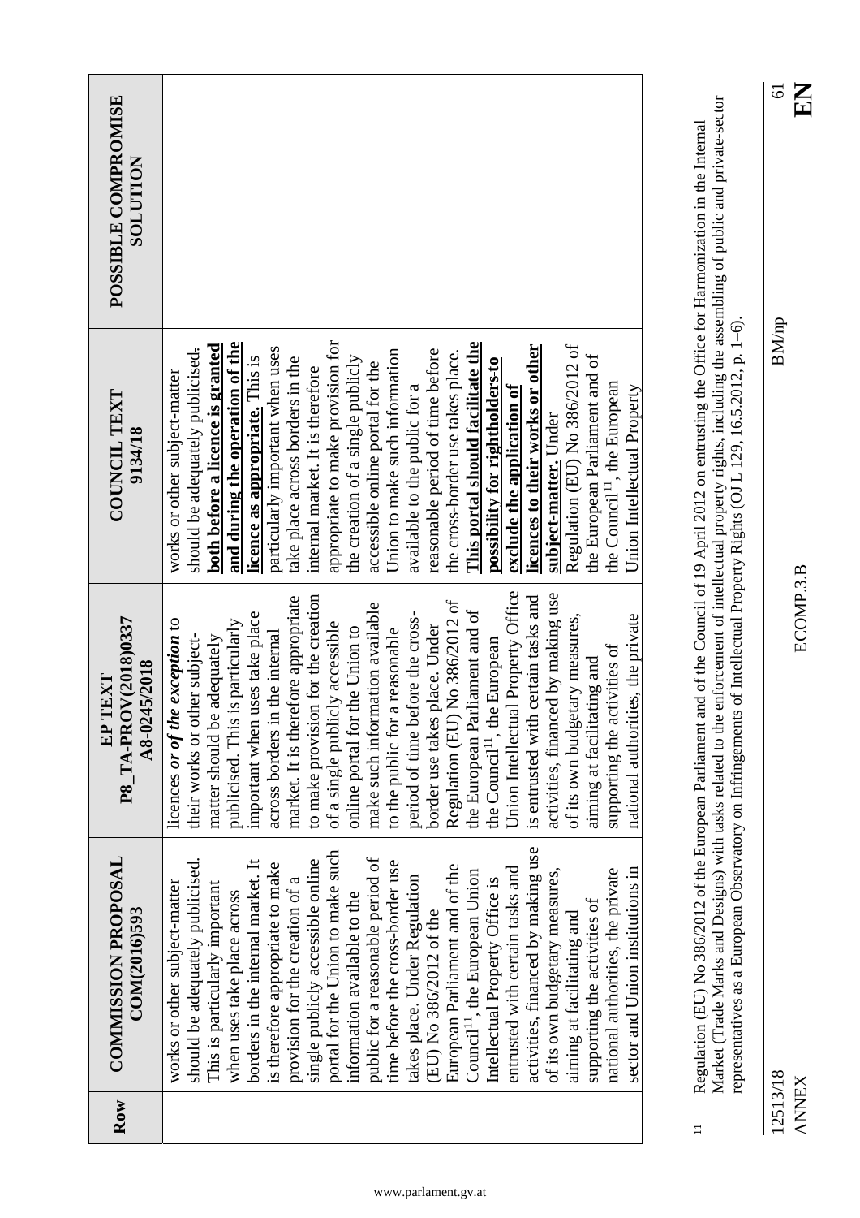| Row | COMMISSION PROPOSAL COM(2016)593 | EP TEXT P8_TA-PROV(2018)0337 A8-0245/2018 | COUNCIL TEXT 9134/18 | POSSIBLE COMPROMISE SOLUTION |
|---|---|---|---|---|
| | works or other subject-matter should be adequately publicised. This is particularly important when uses take place across borders in the internal market. It is therefore appropriate to make provision for the creation of a single publicly accessible online portal for the Union to make such information available to the public for a reasonable period of time before the cross-border use takes place. Under Regulation (EU) No 386/2012 of the European Parliament and of the Council[11], the European Union Intellectual Property Office is entrusted with certain tasks and activities, financed by making use of its own budgetary measures, aiming at facilitating and supporting the activities of national authorities, the private sector and Union institutions in | licences ***or of the exception*** to their works or other subject-matter should be adequately publicised. This is particularly important when uses take place across borders in the internal market. It is therefore appropriate to make provision for the creation of a single publicly accessible online portal for the Union to make such information available to the public for a reasonable period of time before the cross-border use takes place. Under Regulation (EU) No 386/2012 of the European Parliament and of the Council[11], the European Union Intellectual Property Office is entrusted with certain tasks and activities, financed by making use of its own budgetary measures, aiming at facilitating and supporting the activities of national authorities, the private | works or other subject-matter should be adequately publicised~~.~~ **both before a licence is granted and during the operation of the licence as appropriate.** This is particularly important when uses take place across borders in the internal market. It is therefore appropriate to make provision for the creation of a single publicly accessible online portal for the Union to make such information available to the public for a reasonable period of time before the ~~cross-border~~ use takes place. **This portal should facilitate the possibility for rightholders ~~to~~ exclude the application of licences to their works or other subject-matter.** Under Regulation (EU) No 386/2012 of the European Parliament and of the Council[11], the European Union Intellectual Property | |

[11] Regulation (EU) No 386/2012 of the European Parliament and of the Council of 19 April 2012 on entrusting the Office for Harmonization in the Internal Market (Trade Marks and Designs) with tasks related to the enforcement of intellectual property rights, including the assembling of public and private-sector representatives as a European Observatory on Infringements of Intellectual Property Rights (OJ L 129, 16.5.2012, p. 1–6).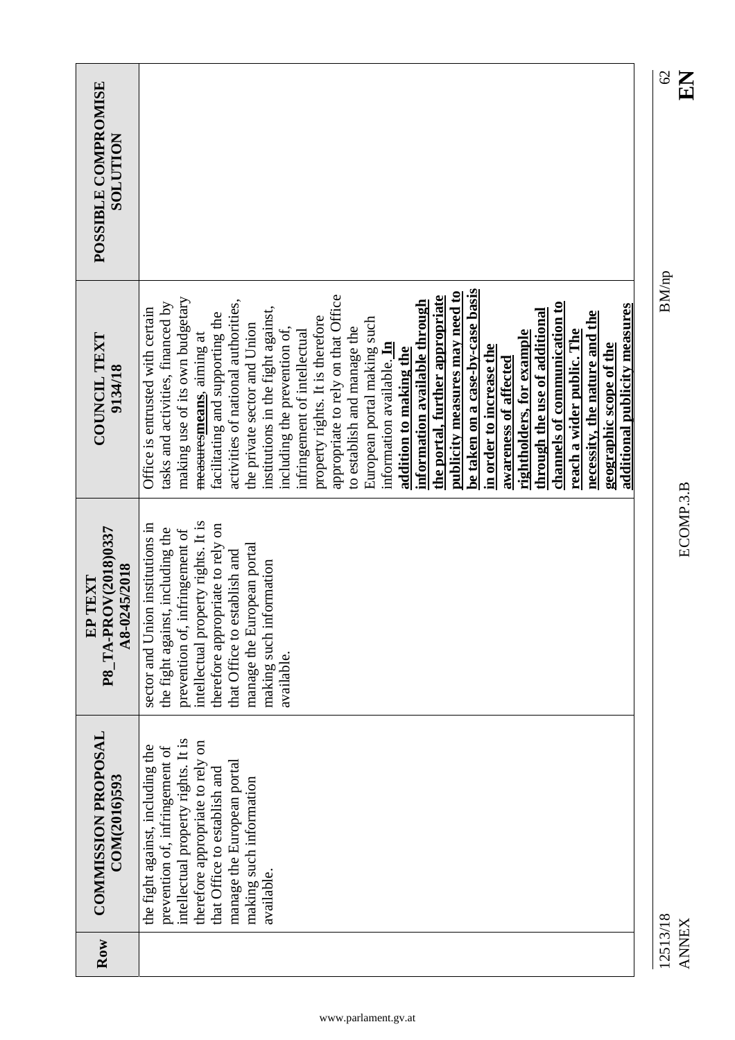| Row | COMMISSION PROPOSAL COM(2016)593 | EP TEXT P8_TA-PROV(2018)0337 A8-0245/2018 | COUNCIL TEXT 9134/18 | POSSIBLE COMPROMISE SOLUTION |
|---|---|---|---|---|
| | the fight against, including the prevention of, infringement of intellectual property rights. It is therefore appropriate to rely on that Office to establish and manage the European portal making such information available. | sector and Union institutions in the fight against, including the prevention of, infringement of intellectual property rights. It is therefore appropriate to rely on that Office to establish and manage the European portal making such information available. | Office is entrusted with certain tasks and activities, financed by making use of its own budgetary ~~measures~~**means**, aiming at facilitating and supporting the activities of national authorities, the private sector and Union institutions in the fight against, including the prevention of, infringement of intellectual property rights. It is therefore appropriate to rely on that Office to establish and manage the European portal making such information available. **In addition to making the information available through the portal, further appropriate publicity measures may need to be taken on a case-by-case basis in order to increase the awareness of affected rightholders, for example through the use of additional channels of communication to reach a wider public. The necessity, the nature and the geographic scope of the additional publicity measures** | |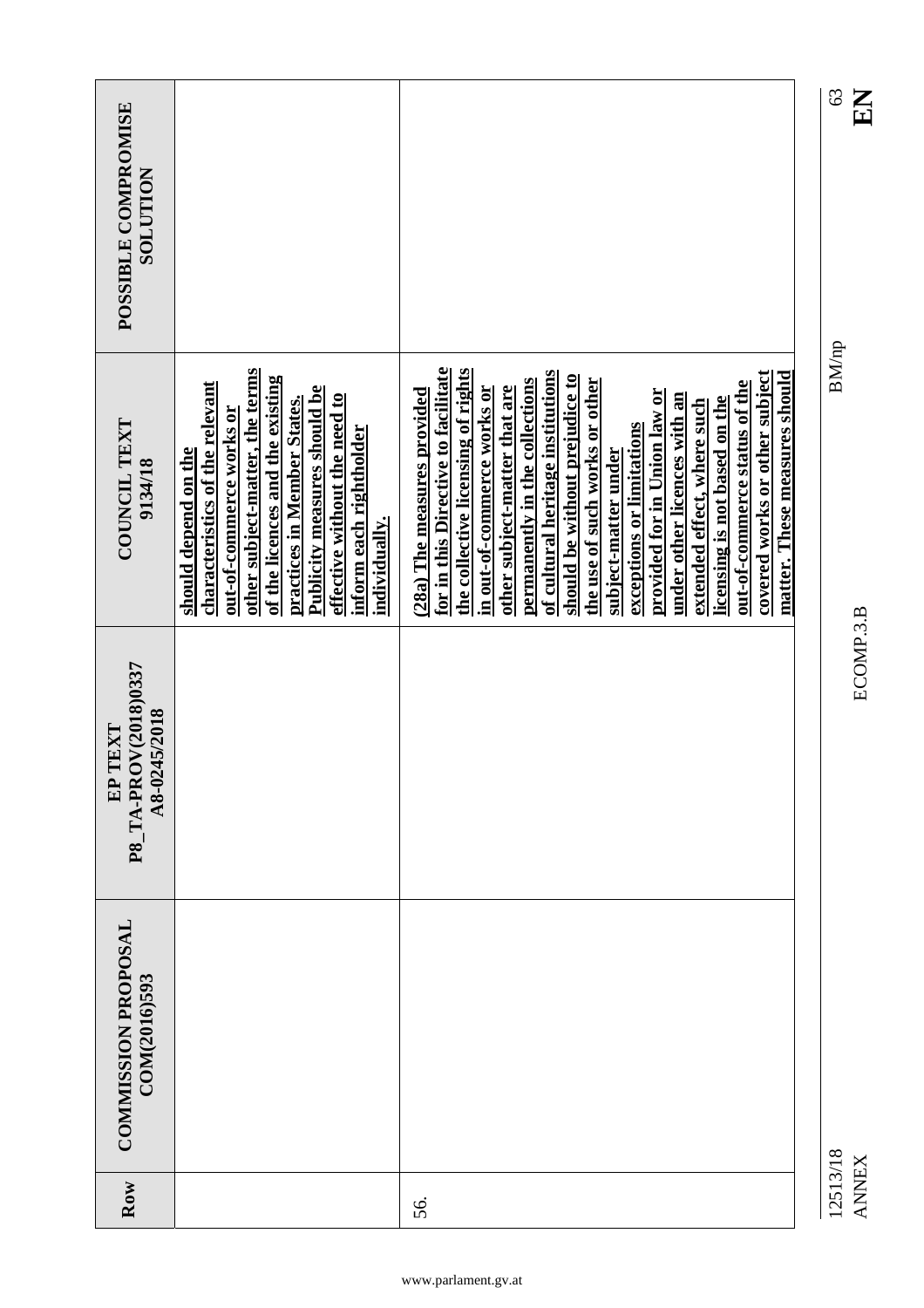| Row | COMMISSION PROPOSAL COM(2016)593 | EP TEXT P8_TA-PROV(2018)0337 A8-0245/2018 | COUNCIL TEXT 9134/18 | POSSIBLE COMPROMISE SOLUTION |
|---|---|---|---|---|
| | | | **should depend on the characteristics of the relevant out-of-commerce works or other subject-matter, the terms of the licences and the existing practices in Member States. Publicity measures should be effective without the need to inform each rightholder individually.** | |
| 56. | | | **(28a) The measures provided for in this Directive to facilitate the collective licensing of rights in out-of-commerce works or other subject-matter that are permanently in the collections of cultural heritage institutions should be without prejudice to the use of such works or other subject-matter under exceptions or limitations provided for in Union law or under other licences with an extended effect, where such licensing is not based on the out-of-commerce status of the covered works or other subject matter. These measures should** | |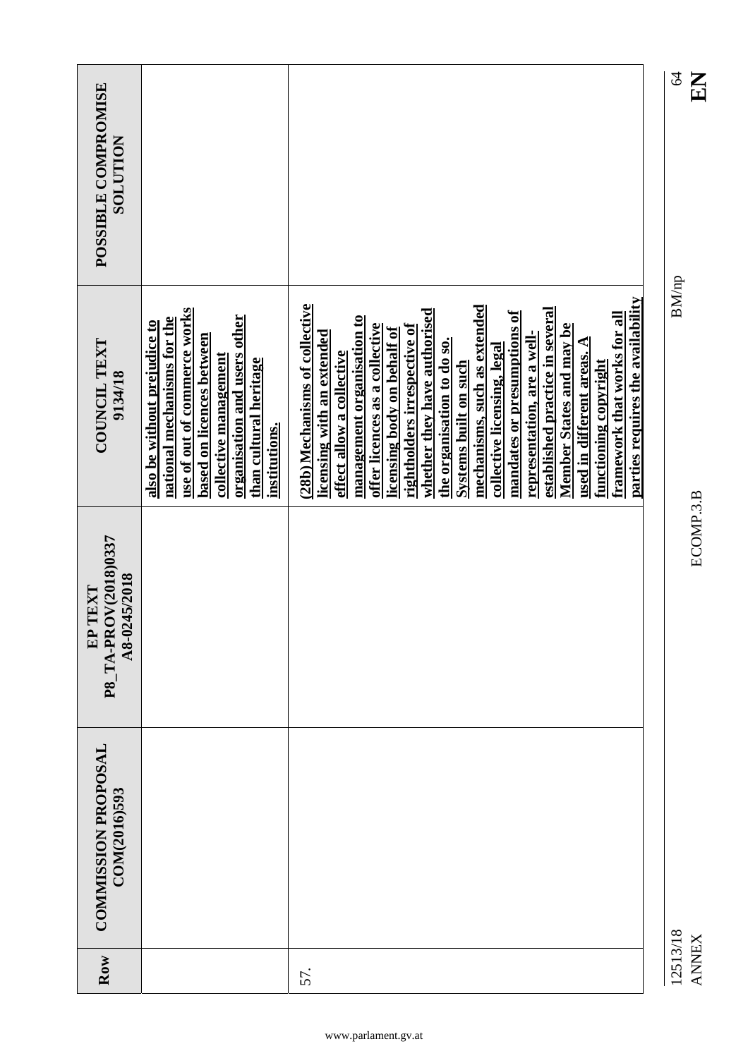| Row | COMMISSION PROPOSAL COM(2016)593 | EP TEXT P8_TA-PROV(2018)0337 A8-0245/2018 | COUNCIL TEXT 9134/18 | POSSIBLE COMPROMISE SOLUTION |
|---|---|---|---|---|
| | | | **also be without prejudice to national mechanisms for the use of out of commerce works based on licences between collective management organisation and users other than cultural heritage institutions.** | |
| 57. | | | **(28b) Mechanisms of collective licensing with an extended effect allow a collective management organisation to offer licences as a collective licensing body on behalf of rightholders irrespective of whether they have authorised the organisation to do so. Systems built on such mechanisms, such as extended collective licensing, legal mandates or presumptions of representation, are a well-established practice in several Member States and may be used in different areas. A functioning copyright framework that works for all parties requires the availability** | |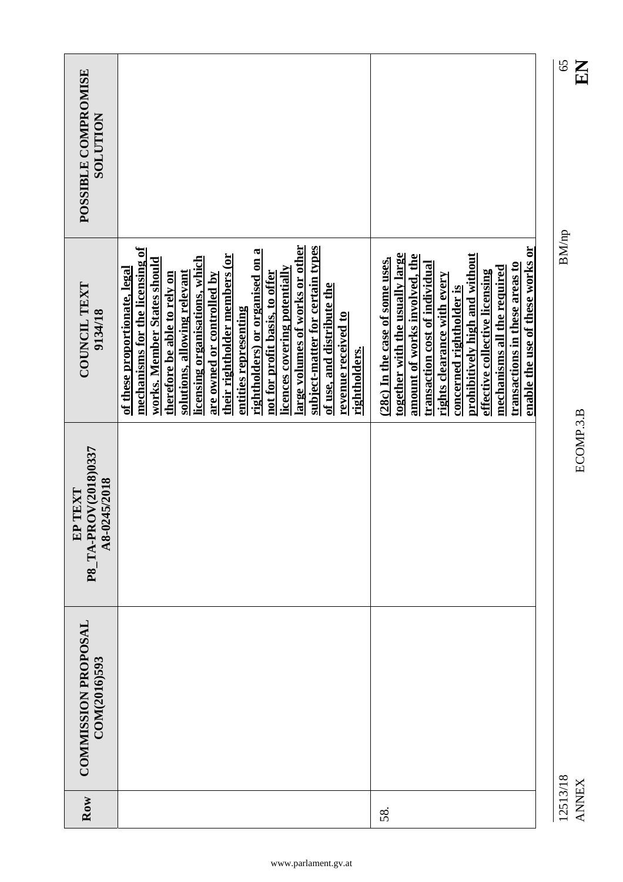| Row | COMMISSION PROPOSAL COM(2016)593 | EP TEXT P8_TA-PROV(2018)0337 A8-0245/2018 | COUNCIL TEXT 9134/18 | POSSIBLE COMPROMISE SOLUTION |
|---|---|---|---|---|
| | | | **of these proportionate, legal mechanisms for the licensing of works. Member States should therefore be able to rely on solutions, allowing relevant licensing organisations, which are owned or controlled by their rightholder members (or entities representing rightholders) or organised on a not for profit basis, to offer licences covering potentially large volumes of works or other subject-matter for certain types of use, and distribute the revenue received to rightholders.** | |
| 58. | | | **(28c) In the case of some uses, together with the usually large amount of works involved, the transaction cost of individual rights clearance with every concerned rightholder is prohibitively high and without effective collective licensing mechanisms all the required transactions in these areas to enable the use of these works or** | |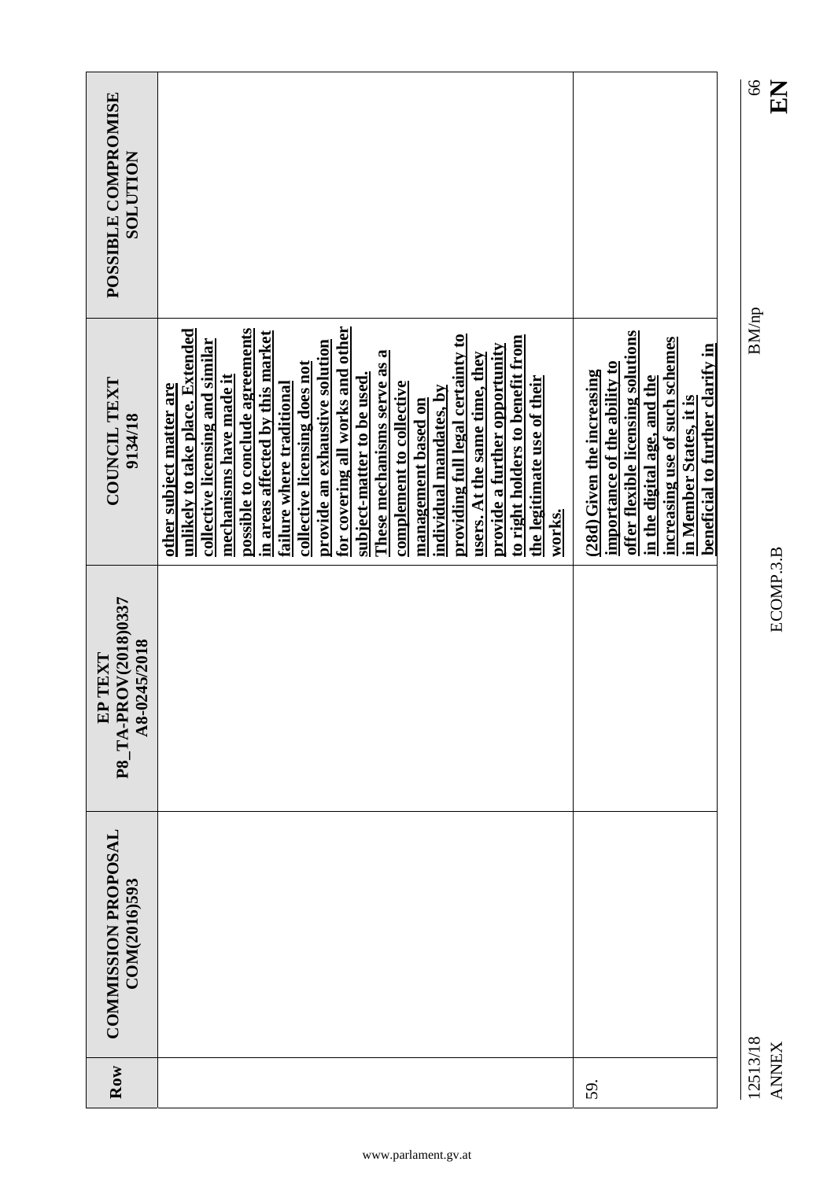| Row | COMMISSION PROPOSAL COM(2016)593 | EP TEXT P8_TA-PROV(2018)0337 A8-0245/2018 | COUNCIL TEXT 9134/18 | POSSIBLE COMPROMISE SOLUTION |
|---|---|---|---|---|
| | | | **other subject matter are unlikely to take place. Extended collective licensing and similar mechanisms have made it possible to conclude agreements in areas affected by this market failure where traditional collective licensing does not provide an exhaustive solution for covering all works and other subject-matter to be used. These mechanisms serve as a complement to collective management based on individual mandates, by providing full legal certainty to users. At the same time, they provide a further opportunity to right holders to benefit from the legitimate use of their works.** | |
| 59. | | | **(28d) Given the increasing importance of the ability to offer flexible licensing solutions in the digital age, and the increasing use of such schemes in Member States, it is beneficial to further clarify in** | |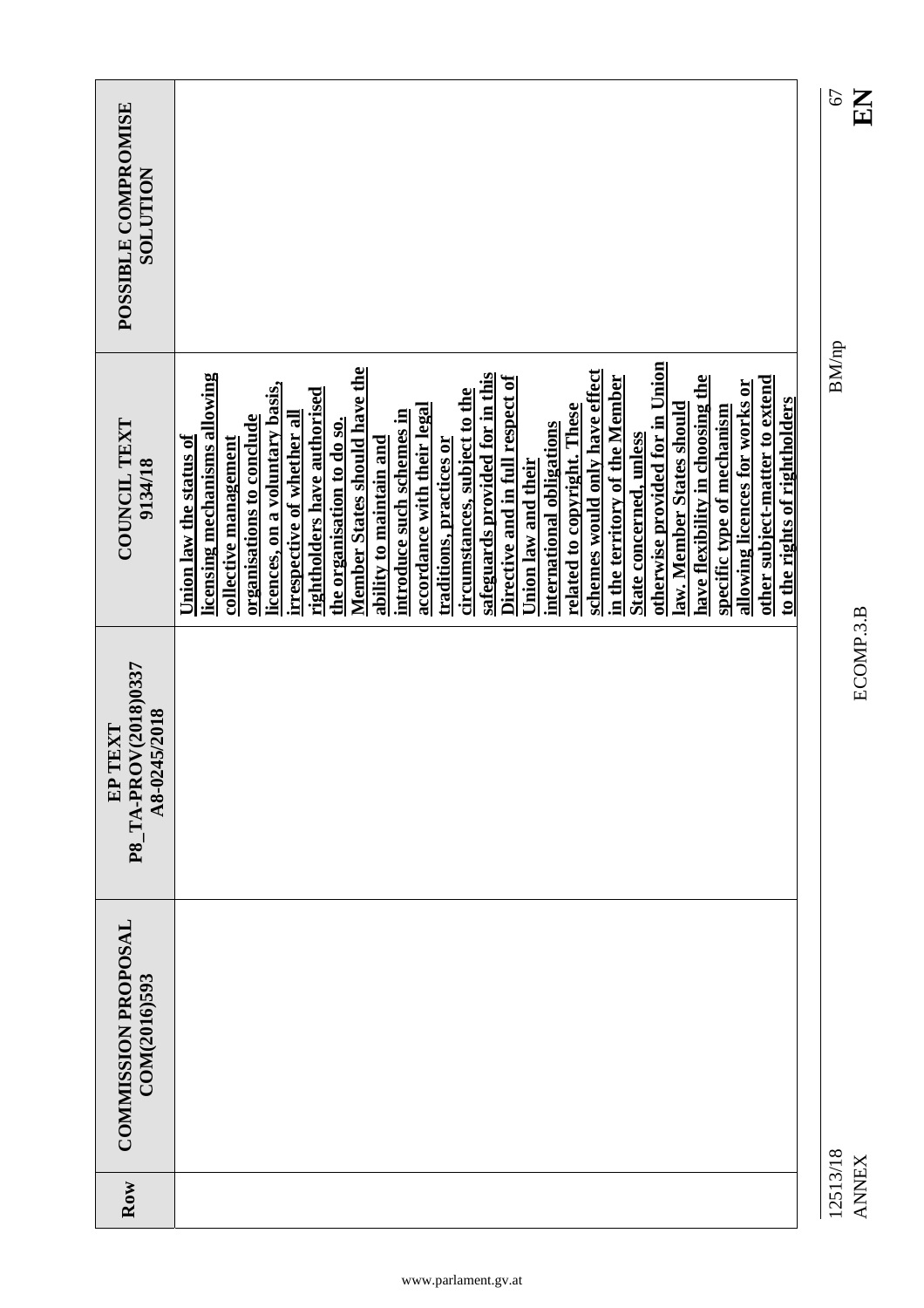| Row | COMMISSION PROPOSAL COM(2016)593 | EP TEXT P8_TA-PROV(2018)0337 A8-0245/2018 | COUNCIL TEXT 9134/18 | POSSIBLE COMPROMISE SOLUTION |
|---|---|---|---|---|
| | | | **Union law the status of licensing mechanisms allowing collective management organisations to conclude licences, on a voluntary basis, irrespective of whether all rightholders have authorised the organisation to do so. Member States should have the ability to maintain and introduce such schemes in accordance with their legal traditions, practices or circumstances, subject to the safeguards provided for in this Directive and in full respect of Union law and their international obligations related to copyright. These schemes would only have effect in the territory of the Member State concerned, unless otherwise provided for in Union law. Member States should have flexibility in choosing the specific type of mechanism allowing licences for works or other subject-matter to extend to the rights of rightholders** | |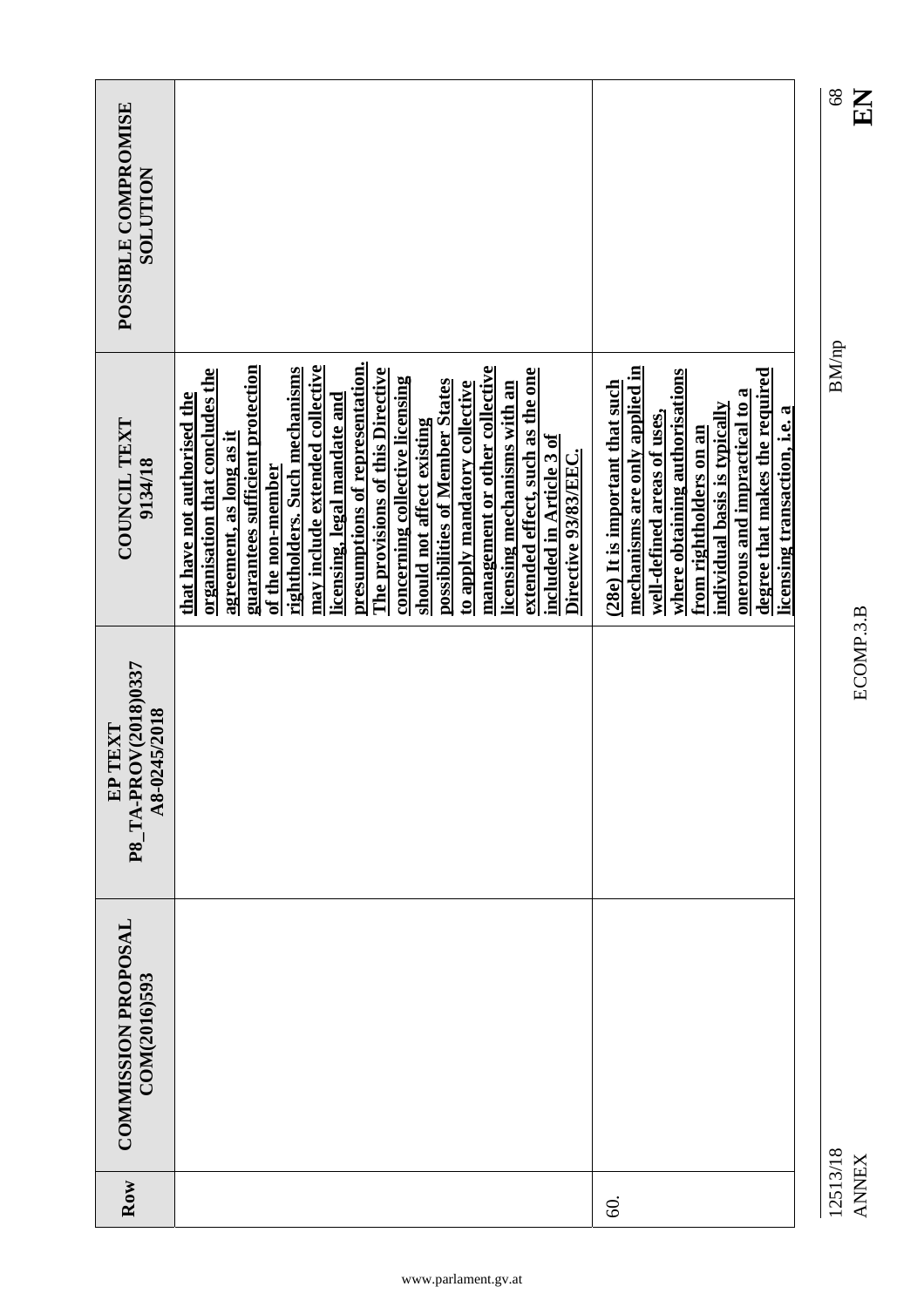| Row | COMMISSION PROPOSAL COM(2016)593 | EP TEXT P8_TA-PROV(2018)0337 A8-0245/2018 | COUNCIL TEXT 9134/18 | POSSIBLE COMPROMISE SOLUTION |
|---|---|---|---|---|
| | | | **that have not authorised the organisation that concludes the agreement, as long as it guarantees sufficient protection of the non-member rightholders. Such mechanisms may include extended collective licensing, legal mandate and presumptions of representation. The provisions of this Directive concerning collective licensing should not affect existing possibilities of Member States to apply mandatory collective management or other collective licensing mechanisms with an extended effect, such as the one included in Article 3 of Directive 93/83/EEC.** | |
| 60. | | | **(28e) It is important that such mechanisms are only applied in well-defined areas of uses, where obtaining authorisations from rightholders on an individual basis is typically onerous and impractical to a degree that makes the required licensing transaction, i.e. a** | |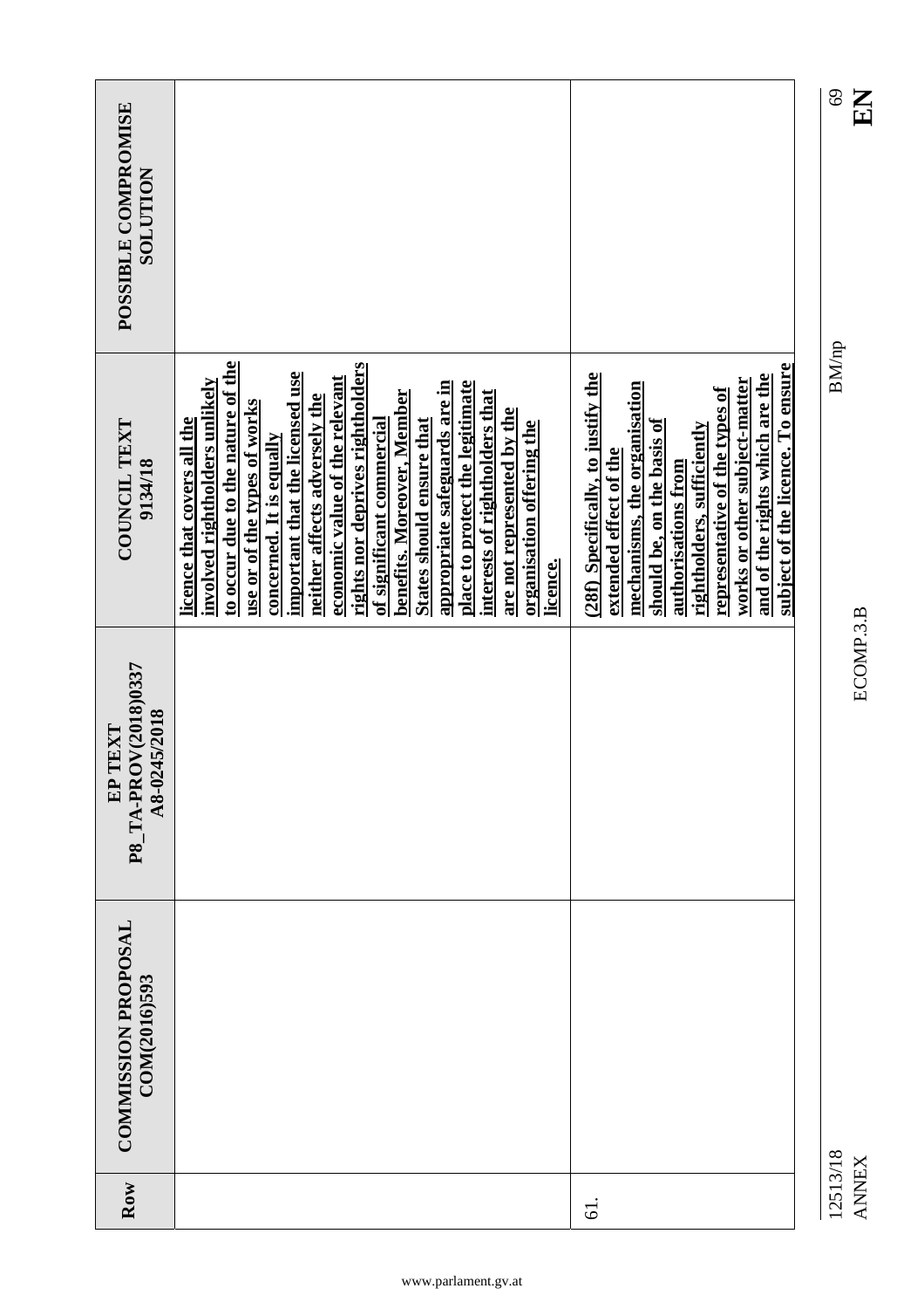| Row | COMMISSION PROPOSAL COM(2016)593 | EP TEXT P8_TA-PROV(2018)0337 A8-0245/2018 | COUNCIL TEXT 9134/18 | POSSIBLE COMPROMISE SOLUTION |
|---|---|---|---|---|
| | | | **licence that covers all the involved rightholders unlikely to occur due to the nature of the use or of the types of works concerned. It is equally important that the licensed use neither affects adversely the economic value of the relevant rights nor deprives rightholders of significant commercial benefits. Moreover, Member States should ensure that appropriate safeguards are in place to protect the legitimate interests of rightholders that are not represented by the organisation offering the licence.** | |
| 61. | | | **(28f) Specifically, to justify the extended effect of the mechanisms, the organisation should be, on the basis of authorisations from rightholders, sufficiently representative of the types of works or other subject-matter and of the rights which are the subject of the licence. To ensure** | |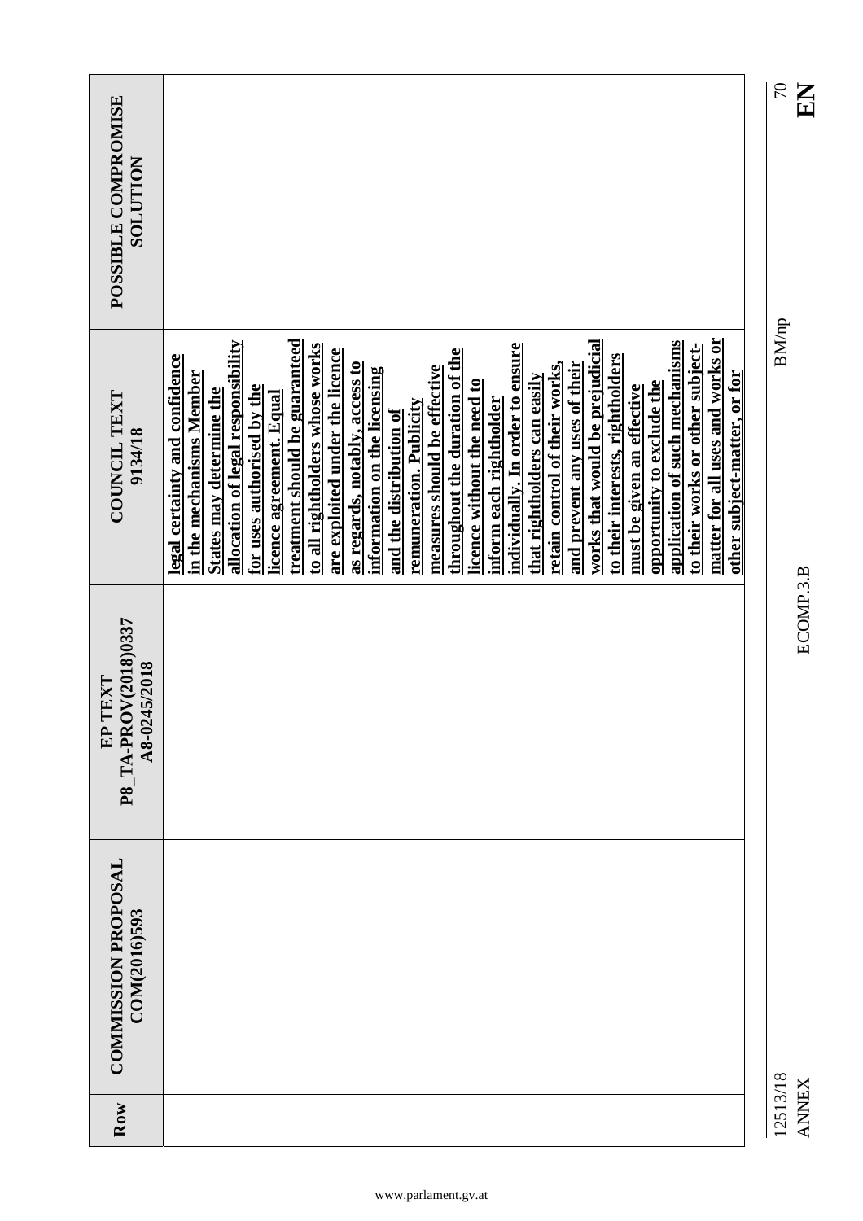| Row | COMMISSION PROPOSAL COM(2016)593 | EP TEXT P8_TA-PROV(2018)0337 A8-0245/2018 | COUNCIL TEXT 9134/18 | POSSIBLE COMPROMISE SOLUTION |
|---|---|---|---|---|
| | | | **legal certainty and confidence in the mechanisms Member States may determine the allocation of legal responsibility for uses authorised by the licence agreement. Equal treatment should be guaranteed to all rightholders whose works are exploited under the licence as regards, notably, access to information on the licensing and the distribution of remuneration. Publicity measures should be effective throughout the duration of the licence without the need to inform each rightholder individually. In order to ensure that rightholders can easily retain control of their works, and prevent any uses of their works that would be prejudicial to their interests, rightholders must be given an effective opportunity to exclude the application of such mechanisms to their works or other subject-matter for all uses and works or other subject-matter, or for** | |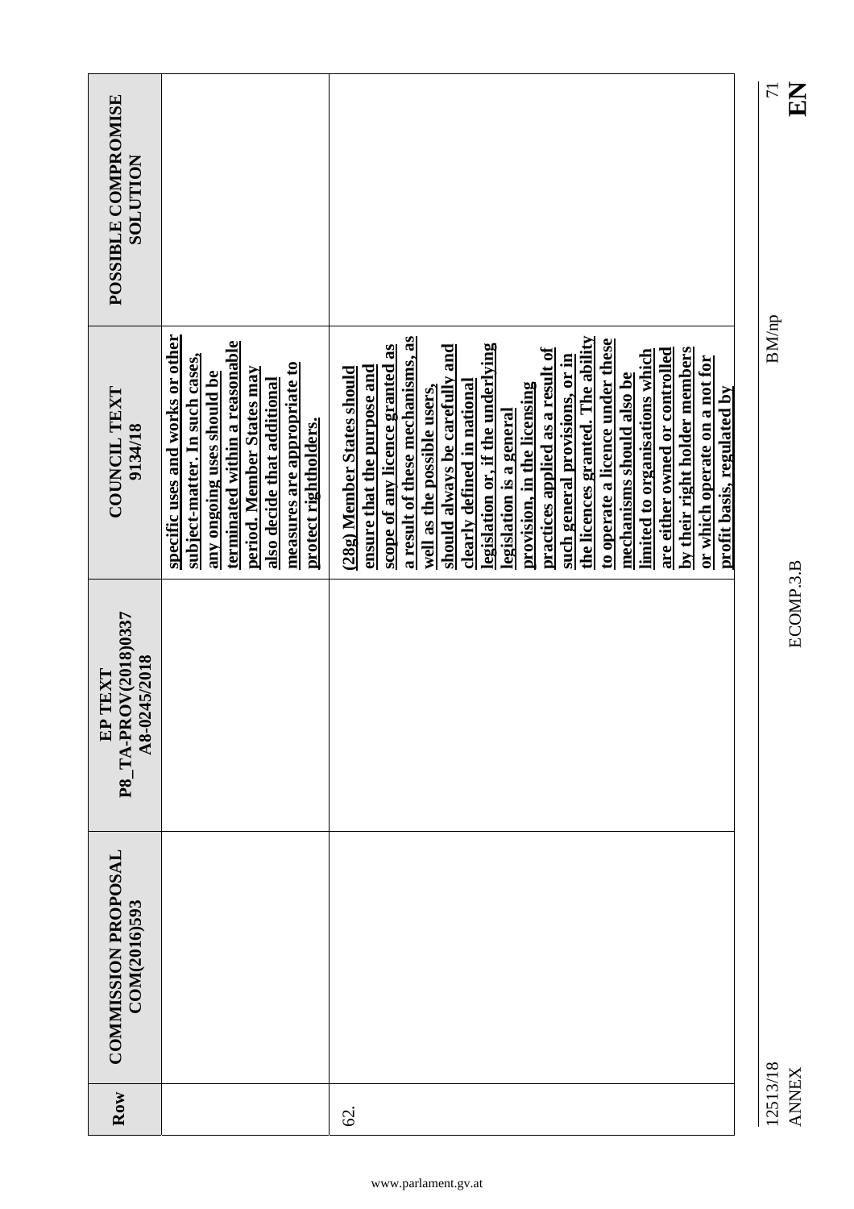| Row | COMMISSION PROPOSAL COM(2016)593 | EP TEXT P8_TA-PROV(2018)0337 A8-0245/2018 | COUNCIL TEXT 9134/18 | POSSIBLE COMPROMISE SOLUTION |
|---|---|---|---|---|
| | | | **specific uses and works or other subject-matter. In such cases, any ongoing uses should be terminated within a reasonable period. Member States may also decide that additional measures are appropriate to protect rightholders.** | |
| 62. | | | **(28g) Member States should ensure that the purpose and scope of any licence granted as a result of these mechanisms, as well as the possible users, should always be carefully and clearly defined in national legislation or, if the underlying legislation is a general provision, in the licensing practices applied as a result of such general provisions, or in the licences granted. The ability to operate a licence under these mechanisms should also be limited to organisations which are either owned or controlled by their right holder members or which operate on a not for profit basis, regulated by** | |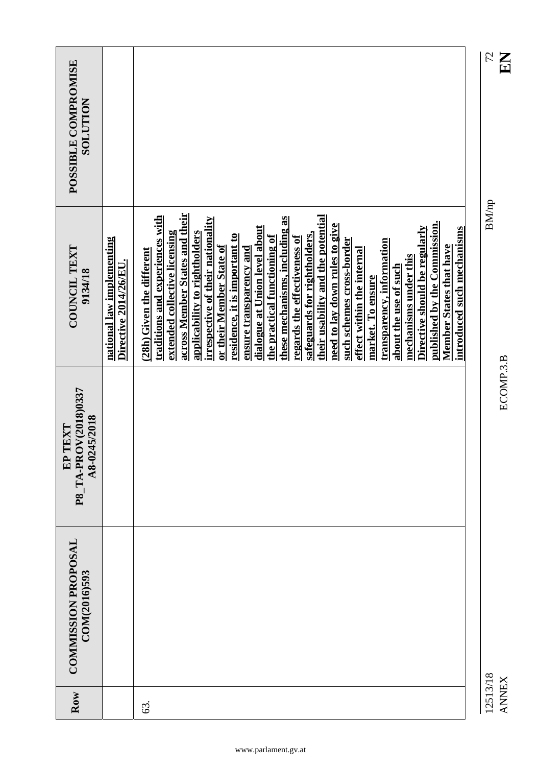| Row | COMMISSION PROPOSAL COM(2016)593 | EP TEXT P8_TA-PROV(2018)0337 A8-0245/2018 | COUNCIL TEXT 9134/18 | POSSIBLE COMPROMISE SOLUTION |
|---|---|---|---|---|
| | | | **national law implementing Directive 2014/26/EU.** | |
| 63. | | | **(28h) Given the different traditions and experiences with extended collective licensing across Member States and their applicability to rightholders irrespective of their nationality or their Member State of residence, it is important to ensure transparency and dialogue at Union level about the practical functioning of these mechanisms, including as regards the effectiveness of safeguards for rightholders, their usability and the potential need to lay down rules to give such schemes cross-border effect within the internal market. To ensure transparency, information about the use of such mechanisms under this Directive should be regularly published by the Commission. Member States that have introduced such mechanisms** | |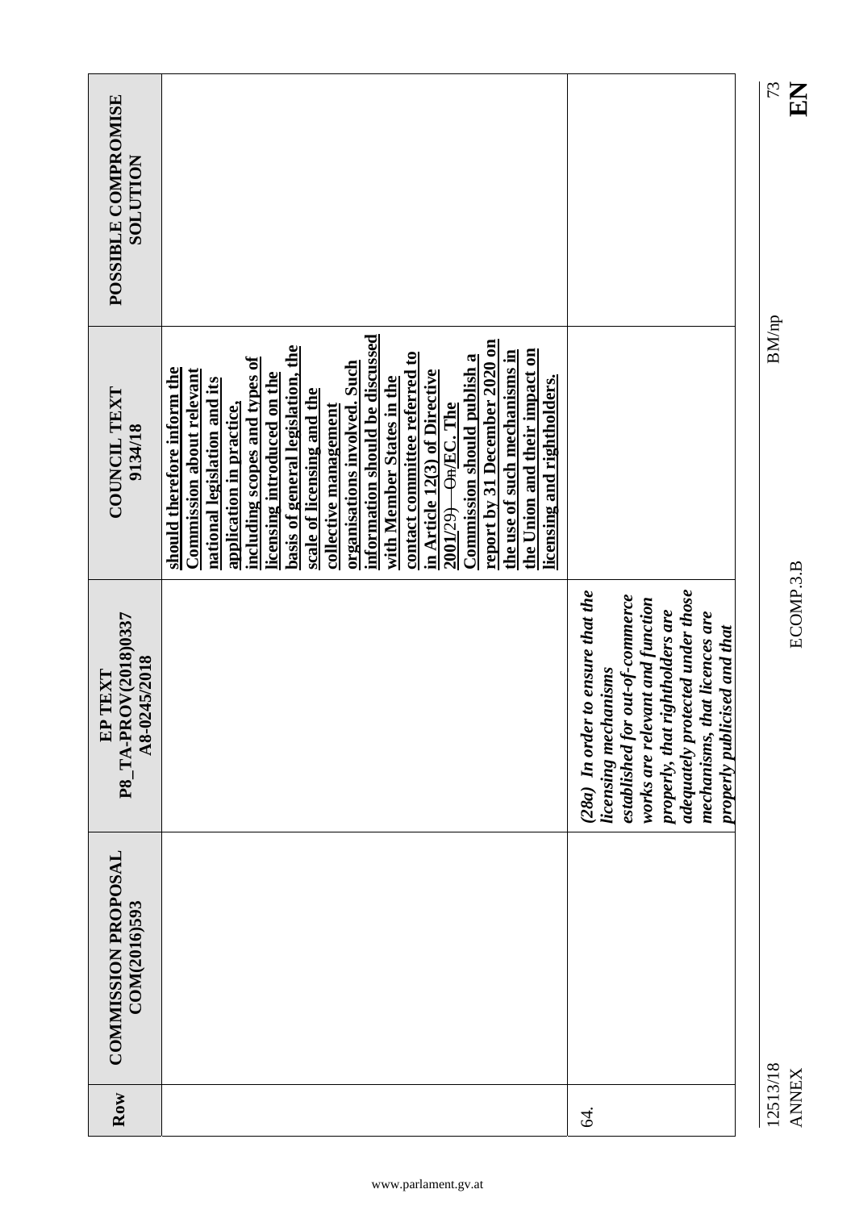| Row | COMMISSION PROPOSAL COM(2016)593 | EP TEXT P8_TA-PROV(2018)0337 A8-0245/2018 | COUNCIL TEXT 9134/18 | POSSIBLE COMPROMISE SOLUTION |
|---|---|---|---|---|
| | | | **should therefore inform the Commission about relevant national legislation and its application in practice, including scopes and types of licensing introduced on the basis of general legislation, the scale of licensing and the collective management organisations involved. Such information should be discussed with Member States in the contact committee referred to in Article 12(3) of Directive 2001/29/~~On~~/EC. The Commission should publish a report by 31 December 2020 on the use of such mechanisms in the Union and their impact on licensing and rightholders.** | |
| 64. | | *(28a) In order to ensure that the licensing mechanisms established for out-of-commerce works are relevant and function properly, that rightholders are adequately protected under those mechanisms, that licences are properly publicised and that* | | |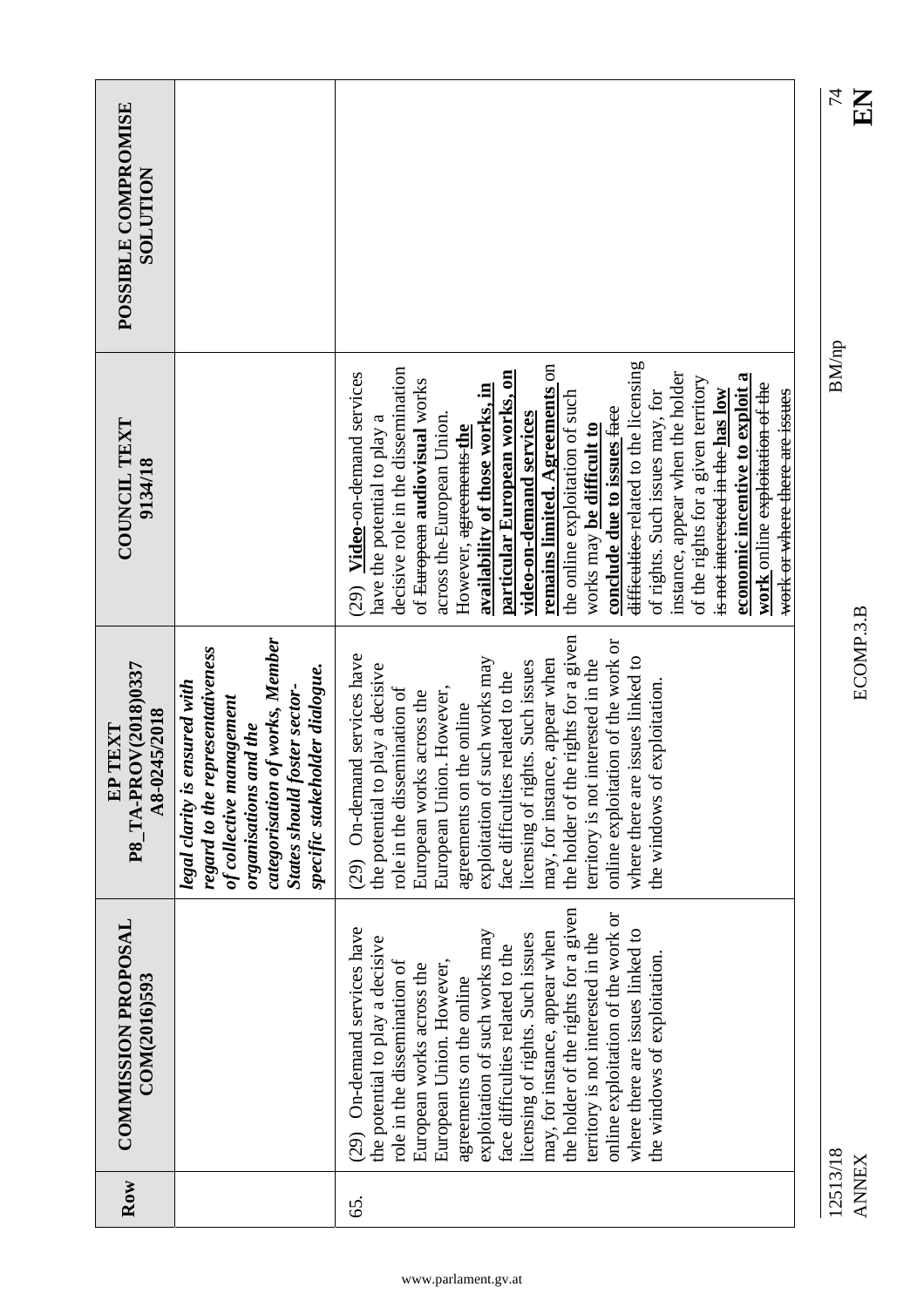| Row | COMMISSION PROPOSAL COM(2016)593 | EP TEXT P8_TA-PROV(2018)0337 A8-0245/2018 | COUNCIL TEXT 9134/18 | POSSIBLE COMPROMISE SOLUTION |
|---|---|---|---|---|
| | | ***legal clarity is ensured with regard to the representativeness of collective management organisations and the categorisation of works, Member States should foster sector-specific stakeholder dialogue.*** | | |
| 65. | (29) On-demand services have the potential to play a decisive role in the dissemination of European works across the European Union. However, agreements on the online exploitation of such works may face difficulties related to the licensing of rights. Such issues may, for instance, appear when the holder of the rights for a given territory is not interested in the online exploitation of the work or where there are issues linked to the windows of exploitation. | (29) On-demand services have the potential to play a decisive role in the dissemination of European works across the European Union. However, agreements on the online exploitation of such works may face difficulties related to the licensing of rights. Such issues may, for instance, appear when the holder of the rights for a given territory is not interested in the online exploitation of the work or where there are issues linked to the windows of exploitation. | (29) **Video**-on-demand services have the potential to play a decisive role in the dissemination of ~~European~~ **audiovisual** works across the European Union. However, ~~agreements~~ **the availability of those works, in particular European works, on video-on-demand services remains limited. Agreements** on the online exploitation of such works may **be difficult to conclude due to issues** ~~face difficulties~~ related to the licensing of rights. Such issues may, for instance, appear when the holder of the rights for a given territory ~~is not interested in the~~ **has low economic incentive to exploit a work** online ~~exploitation of the work or where there are issues~~ | |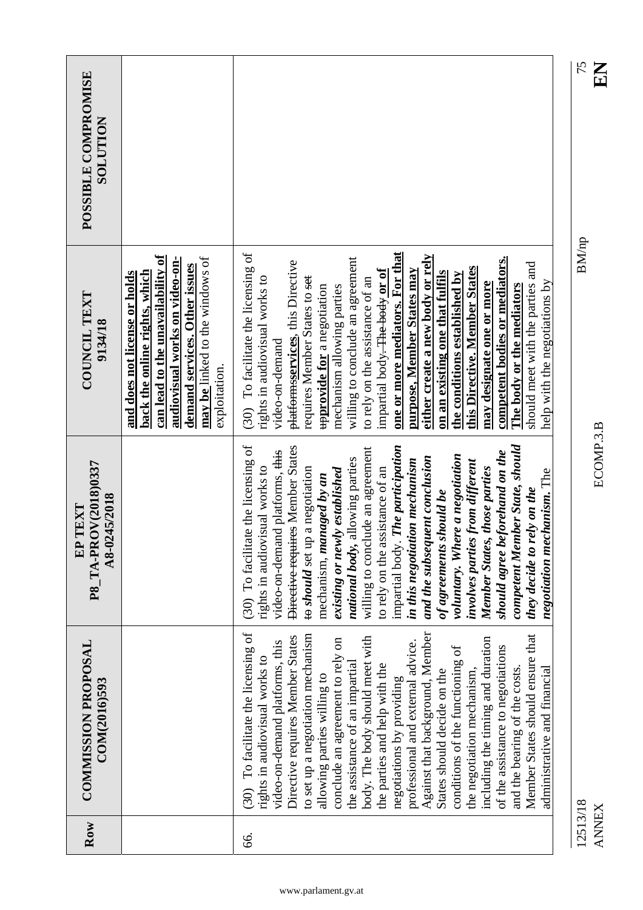| Row | COMMISSION PROPOSAL COM(2016)593 | EP TEXT P8_TA-PROV(2018)0337 A8-0245/2018 | COUNCIL TEXT 9134/18 | POSSIBLE COMPROMISE SOLUTION |
|---|---|---|---|---|
| | | | **and does not license or holds back the online rights, which can lead to the unavailability of audiovisual works on video-on-demand services. Other issues may be** linked to the windows of exploitation. | |
| 66. | (30) To facilitate the licensing of rights in audiovisual works to video-on-demand platforms, this Directive requires Member States to set up a negotiation mechanism allowing parties willing to conclude an agreement to rely on the assistance of an impartial body. The body should meet with the parties and help with the negotiations by providing professional and external advice. Against that background, Member States should decide on the conditions of the functioning of the negotiation mechanism, including the timing and duration of the assistance to negotiations and the bearing of the costs. Member States should ensure that administrative and financial | (30) To facilitate the licensing of rights in audiovisual works to video-on-demand platforms, ~~this Directive requires~~ Member States ~~to~~ ***should*** set up a negotiation mechanism, ***managed by an existing or newly established national body***, allowing parties willing to conclude an agreement to rely on the assistance of an impartial body. ***The participation in this negotiation mechanism and the subsequent conclusion of agreements should be voluntary. Where a negotiation involves parties from different Member States, those parties should agree beforehand on the competent Member State, should they decide to rely on the negotiation mechanism.*** The | (30) To facilitate the licensing of rights in audiovisual works to video-on-demand ~~platforms~~**services**, this Directive requires Member States to ~~set up~~**provide for** a negotiation mechanism allowing parties willing to conclude an agreement to rely on the assistance of an impartial body~~. The body~~ **or of one or more mediators. For that purpose, Member States may either create a new body or rely on an existing one that fulfils the conditions established by this Directive. Member States may designate one or more competent bodies or mediators. The body or the mediators** should meet with the parties and help with the negotiations by | |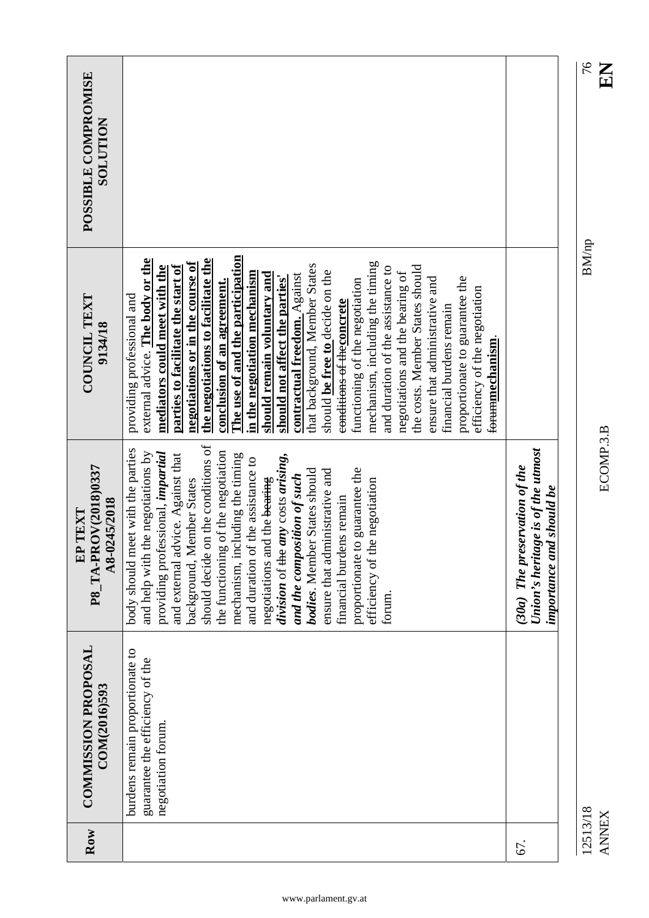| Row | COMMISSION PROPOSAL COM(2016)593 | EP TEXT P8_TA-PROV(2018)0337 A8-0245/2018 | COUNCIL TEXT 9134/18 | POSSIBLE COMPROMISE SOLUTION |
|---|---|---|---|---|
| | burdens remain proportionate to guarantee the efficiency of the negotiation forum. | body should meet with the parties and help with the negotiations by providing professional, ***impartial*** and external advice. Against that background, Member States should decide on the conditions of the functioning of the negotiation mechanism, including the timing and duration of the assistance to negotiations and the ~~bearing~~ ***division*** of ~~the~~ ***any*** costs ***arising, and the composition of such bodies***. Member States should ensure that administrative and financial burdens remain proportionate to guarantee the efficiency of the negotiation forum. | providing professional and external advice. **<u>The body or the mediators could meet with the parties to facilitate the start of negotiations or in the course of the negotiations to facilitate the conclusion of an agreement. The use of and the participation in the negotiation mechanism should remain voluntary and should not affect the parties' contractual freedom.</u>** Against that background, Member States should **<u>be free to</u>** decide on the ~~conditions of the~~**<u>concrete</u>** functioning of the negotiation mechanism, including the timing and duration of the assistance to negotiations and the bearing of the costs. Member States should ensure that administrative and financial burdens remain proportionate to guarantee the efficiency of the negotiation ~~forum~~**<u>mechanism</u>**. | |
| 67. | | ***(30a) The preservation of the Union's heritage is of the utmost importance and should be*** | | |

12513/18 BM/np
ANNEX ECOMP.3.B EN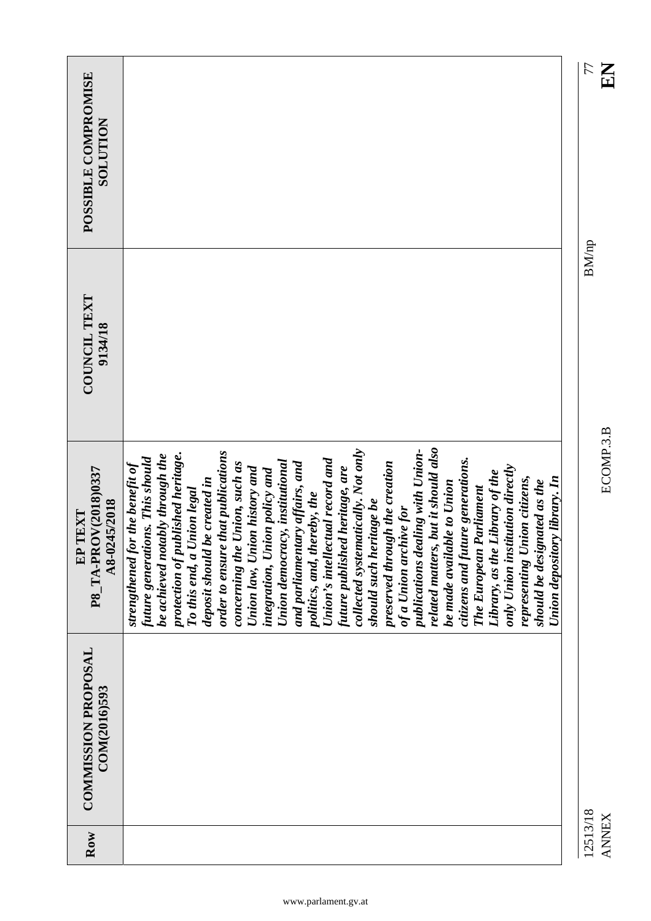| Row | COMMISSION PROPOSAL COM(2016)593 | EP TEXT P8_TA-PROV(2018)0337 A8-0245/2018 | COUNCIL TEXT 9134/18 | POSSIBLE COMPROMISE SOLUTION |
|---|---|---|---|---|
| | | ***strengthened for the benefit of future generations. This should be achieved notably through the protection of published heritage. To this end, a Union legal deposit should be created in order to ensure that publications concerning the Union, such as Union law, Union history and integration, Union policy and Union democracy, institutional and parliamentary affairs, and politics, and, thereby, the Union's intellectual record and future published heritage, are collected systematically. Not only should such heritage be preserved through the creation of a Union archive for publications dealing with Union-related matters, but it should also be made available to Union citizens and future generations. The European Parliament Library, as the Library of the only Union institution directly representing Union citizens, should be designated as the Union depository library. In*** | | |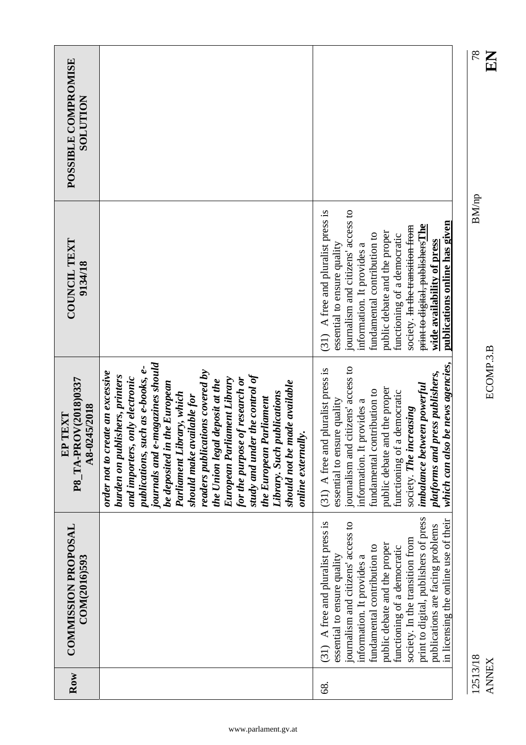| Row | COMMISSION PROPOSAL COM(2016)593 | EP TEXT P8_TA-PROV(2018)0337 A8-0245/2018 | COUNCIL TEXT 9134/18 | POSSIBLE COMPROMISE SOLUTION |
|---|---|---|---|---|
| | | ***order not to create an excessive burden on publishers, printers and importers, only electronic publications, such as e-books, e-journals and e-magazines should be deposited in the European Parliament Library, which should make available for readers publications covered by the Union legal deposit at the European Parliament Library for the purpose of research or study and under the control of the European Parliament Library. Such publications should not be made available online externally.*** | | |
| 68. | (31) A free and pluralist press is essential to ensure quality journalism and citizens' access to information. It provides a fundamental contribution to public debate and the proper functioning of a democratic society. In the transition from print to digital, publishers of press publications are facing problems in licensing the online use of their | (31) A free and pluralist press is essential to ensure quality journalism and citizens' access to information. It provides a fundamental contribution to public debate and the proper functioning of a democratic society. ***The increasing imbalance between powerful platforms and press publishers, which can also be news agencies,*** | (31) A free and pluralist press is essential to ensure quality journalism and citizens' access to information. It provides a fundamental contribution to public debate and the proper functioning of a democratic society. ~~In the transition from print to digital, publishers~~**The wide availability of press publications online has given** | |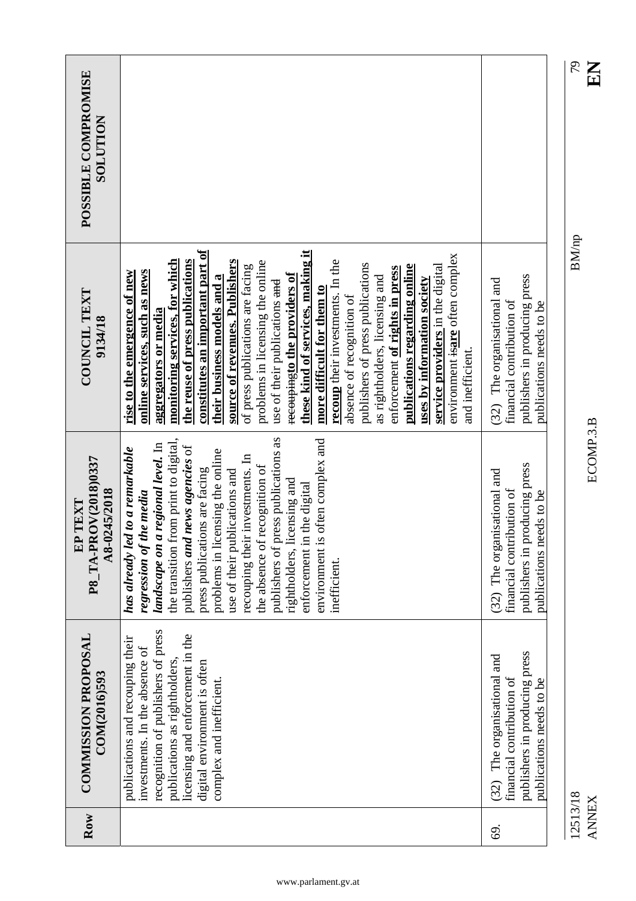| Row | COMMISSION PROPOSAL COM(2016)593 | EP TEXT P8_TA-PROV(2018)0337 A8-0245/2018 | COUNCIL TEXT 9134/18 | POSSIBLE COMPROMISE SOLUTION |
|---|---|---|---|---|
| | publications and recouping their investments. In the absence of recognition of publishers of press publications as rightholders, licensing and enforcement in the digital environment is often complex and inefficient. | ***has already led to a remarkable regression of the media landscape on a regional level.*** In the transition from print to digital, publishers ***and news agencies*** of press publications are facing problems in licensing the online use of their publications and recouping their investments. In the absence of recognition of publishers of press publications as rightholders, licensing and enforcement in the digital environment is often complex and inefficient. | **rise to the emergence of new online services, such as news aggregators or media monitoring services, for which the reuse of press publications constitutes an important part of their business models and a source of revenues. Publishers** of press publications are facing problems in licensing the online use of their publications ~~and recouping~~**to the providers of these kind of services, making it more difficult for them to recoup** their investments. In the absence of recognition of publishers of press publications as rightholders, licensing and enforcement **of rights in press publications regarding online uses by information society service providers** in the digital environment ~~is~~**are** often complex and inefficient. | |
| 69. | (32) The organisational and financial contribution of publishers in producing press publications needs to be | (32) The organisational and financial contribution of publishers in producing press publications needs to be | (32) The organisational and financial contribution of publishers in producing press publications needs to be | |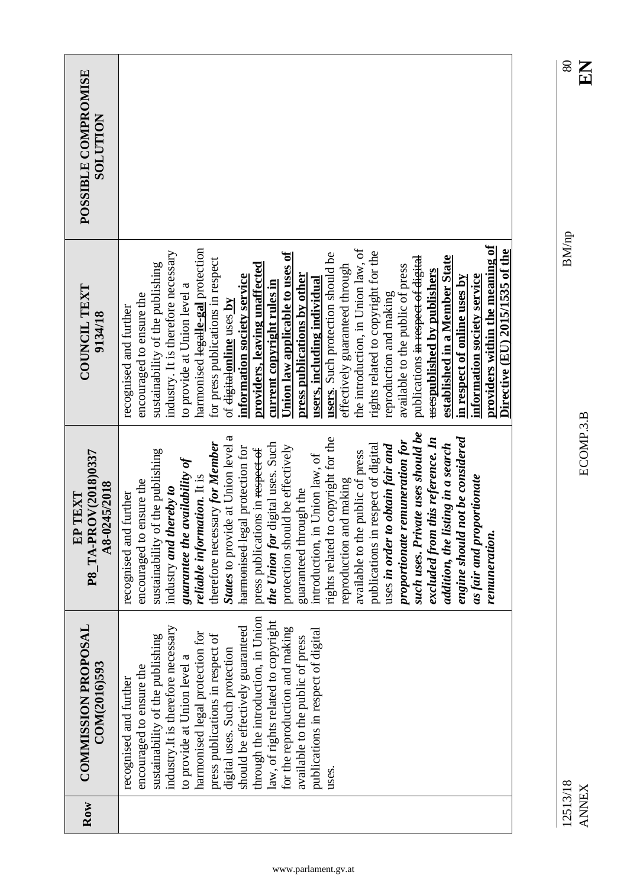| Row | COMMISSION PROPOSAL COM(2016)593 | EP TEXT P8_TA-PROV(2018)0337 A8-0245/2018 | COUNCIL TEXT 9134/18 | POSSIBLE COMPROMISE SOLUTION |
|---|---|---|---|---|
| | recognised and further encouraged to ensure the sustainability of the publishing industry.It is therefore necessary to provide at Union level a harmonised legal protection for press publications in respect of digital uses. Such protection should be effectively guaranteed through the introduction, in Union law, of rights related to copyright for the reproduction and making available to the public of press publications in respect of digital uses. | recognised and further encouraged to ensure the sustainability of the publishing industry ***and thereby to guarantee the availability of reliable information***. It is therefore necessary ***for Member States*** to provide at Union level a ~~harmonised~~ legal protection for press publications in ~~respect of~~ ***the Union for*** digital uses. Such protection should be effectively guaranteed through the introduction, in Union law, of rights related to copyright for the reproduction and making available to the public of press publications in respect of digital uses ***in order to obtain fair and proportionate remuneration for such uses. Private uses should be excluded from this reference. In addition, the listing in a search engine should not be considered as fair and proportionate remuneration.*** | recognised and further encouraged to ensure the sustainability of the publishing industry. It is therefore necessary to provide at Union level a harmonised ~~lega~~**le-gal** protection for press publications in respect of ~~digital~~**online** uses **by information society service providers, leaving unaffected current copyright rules in Union law applicable to uses of press publications by other users, including individual users**. Such protection should be effectively guaranteed through the introduction, in Union law, of rights related to copyright for the reproduction and making available to the public of press publications ~~in respect of digital uses~~**published by publishers established in a Member State in respect of online uses by information society service providers within the meaning of Directive (EU) 2015/1535 of the** | |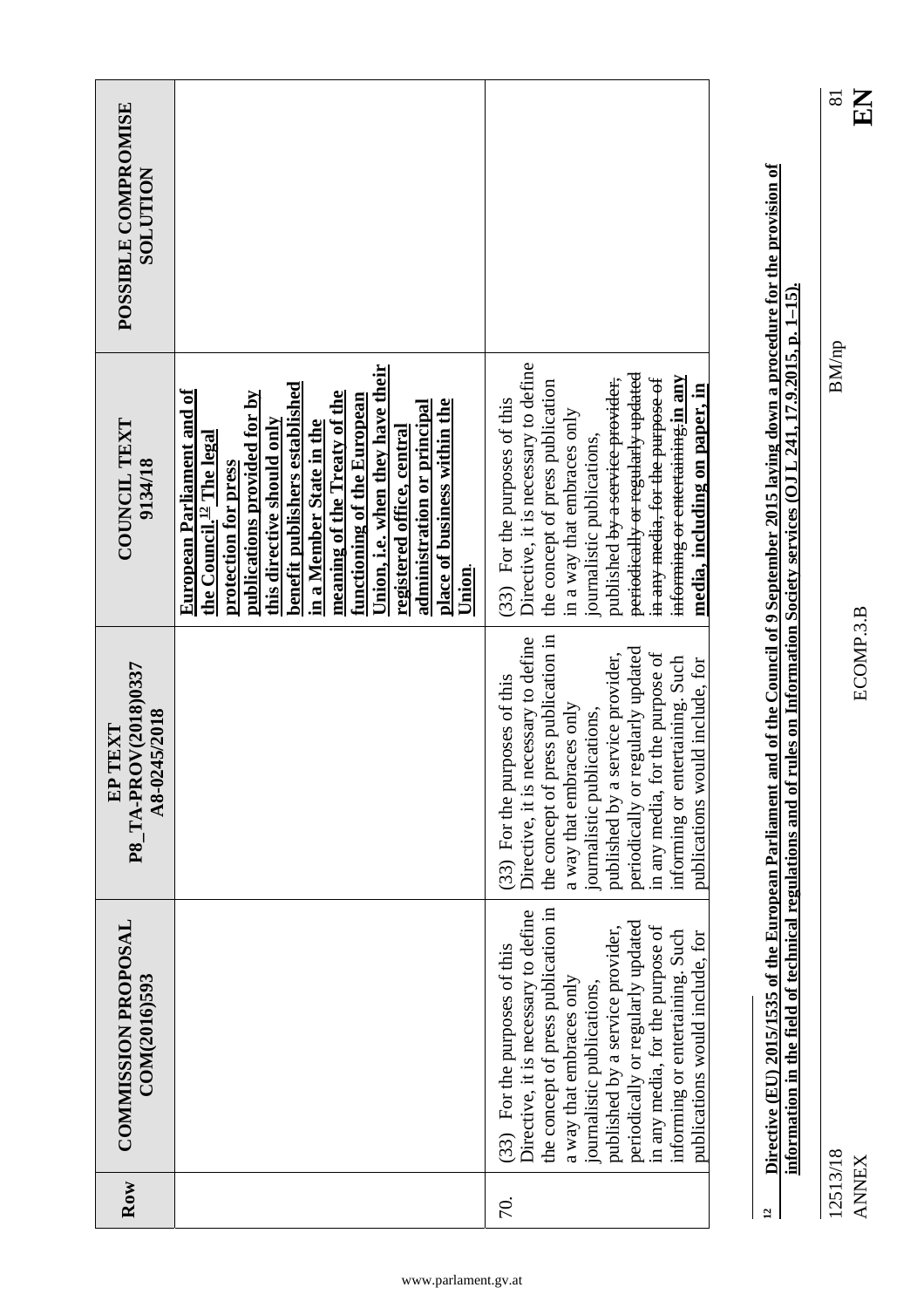| Row | COMMISSION PROPOSAL COM(2016)593 | EP TEXT P8_TA-PROV(2018)0337 A8-0245/2018 | COUNCIL TEXT 9134/18 | POSSIBLE COMPROMISE SOLUTION |
|---|---|---|---|---|
| | | | **European Parliament and of the Council.[12] The legal protection for press publications provided for by this directive should only benefit publishers established in a Member State in the meaning of the Treaty of the functioning of the European Union, i.e. when they have their registered office, central administration or principal place of business within the Union.** | |
| 70. | (33) For the purposes of this Directive, it is necessary to define the concept of press publication in a way that embraces only journalistic publications, published by a service provider, periodically or regularly updated in any media, for the purpose of informing or entertaining. Such publications would include, for | (33) For the purposes of this Directive, it is necessary to define the concept of press publication in a way that embraces only journalistic publications, published by a service provider, periodically or regularly update in any media, for the purpose of informing or entertaining. Such publications would include, for | (33) For the purposes of this Directive, it is necessary to define the concept of press publication in a way that embraces only journalistic publications, published ~~by a service provider, periodically or regularly updated in any media, for the purpose of informing or entertaining~~.**in any media, including on paper, in** | |

[12] **Directive (EU) 2015/1535 of the European Parliament and of the Council of 9 September 2015 laying down a procedure for the provision of information in the field of technical regulations and of rules on Information Society services (OJ L 241, 17.9.2015, p. 1–15).**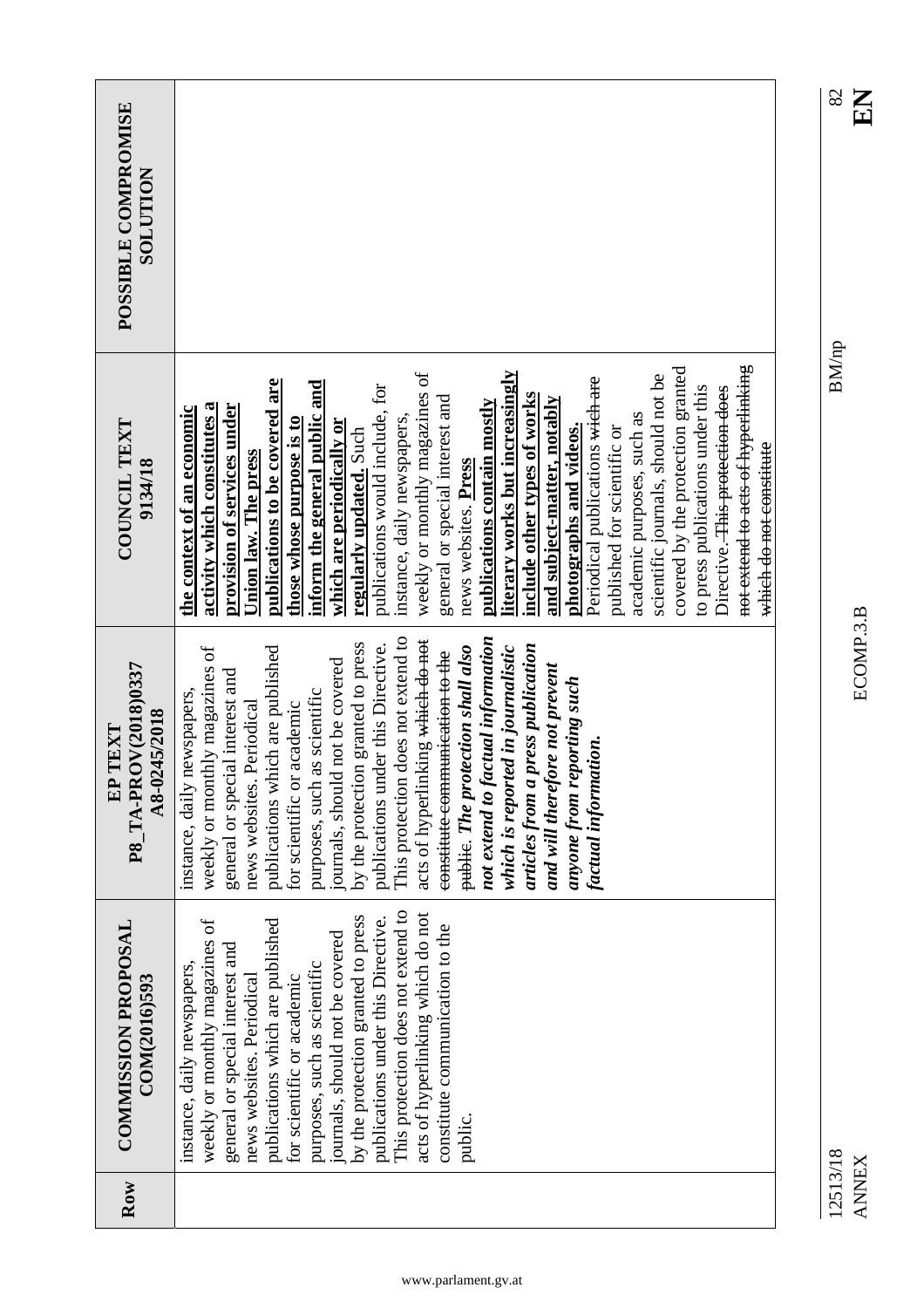| Row | COMMISSION PROPOSAL COM(2016)593 | EP TEXT P8_TA-PROV(2018)0337 A8-0245/2018 | COUNCIL TEXT 9134/18 | POSSIBLE COMPROMISE SOLUTION |
|---|---|---|---|---|
| | instance, daily newspapers, weekly or monthly magazines of general or special interest and news websites. Periodical publications which are published for scientific or academic purposes, such as scientific journals, should not be covered by the protection granted to press publications under this Directive. This protection does not extend to acts of hyperlinking which do not constitute communication to the public. | instance, daily newspapers, weekly or monthly magazines of general or special interest and news websites. Periodical publications which are published for scientific or academic purposes, such as scientific journals, should not be covered by the protection granted to press publications under this Directive. This protection does not extend to acts of hyperlinking ~~which do not constitute communication to the public~~. ***The protection shall also not extend to factual information which is reported in journalistic articles from a press publication and will therefore not prevent anyone from reporting such factual information.*** | **the context of an economic activity which constitutes a provision of services under Union law. The press publications to be covered are those whose purpose is to inform the general public and which are periodically or regularly updated**. Such publications would include, for instance, daily newspapers, weekly or monthly magazines of general or special interest and news websites. **Press publications contain mostly literary works but increasingly include other types of works and subject-matter, notably photographs and videos.** Periodical publications ~~which are~~ published for scientific or academic purposes, such as scientific journals, should not be covered by the protection granted to press publications under this Directive. ~~This protection does not extend to acts of hyperlinking which do not constitute~~ | |

12513/18 ANNEX BM/np ECOMP.3.B EN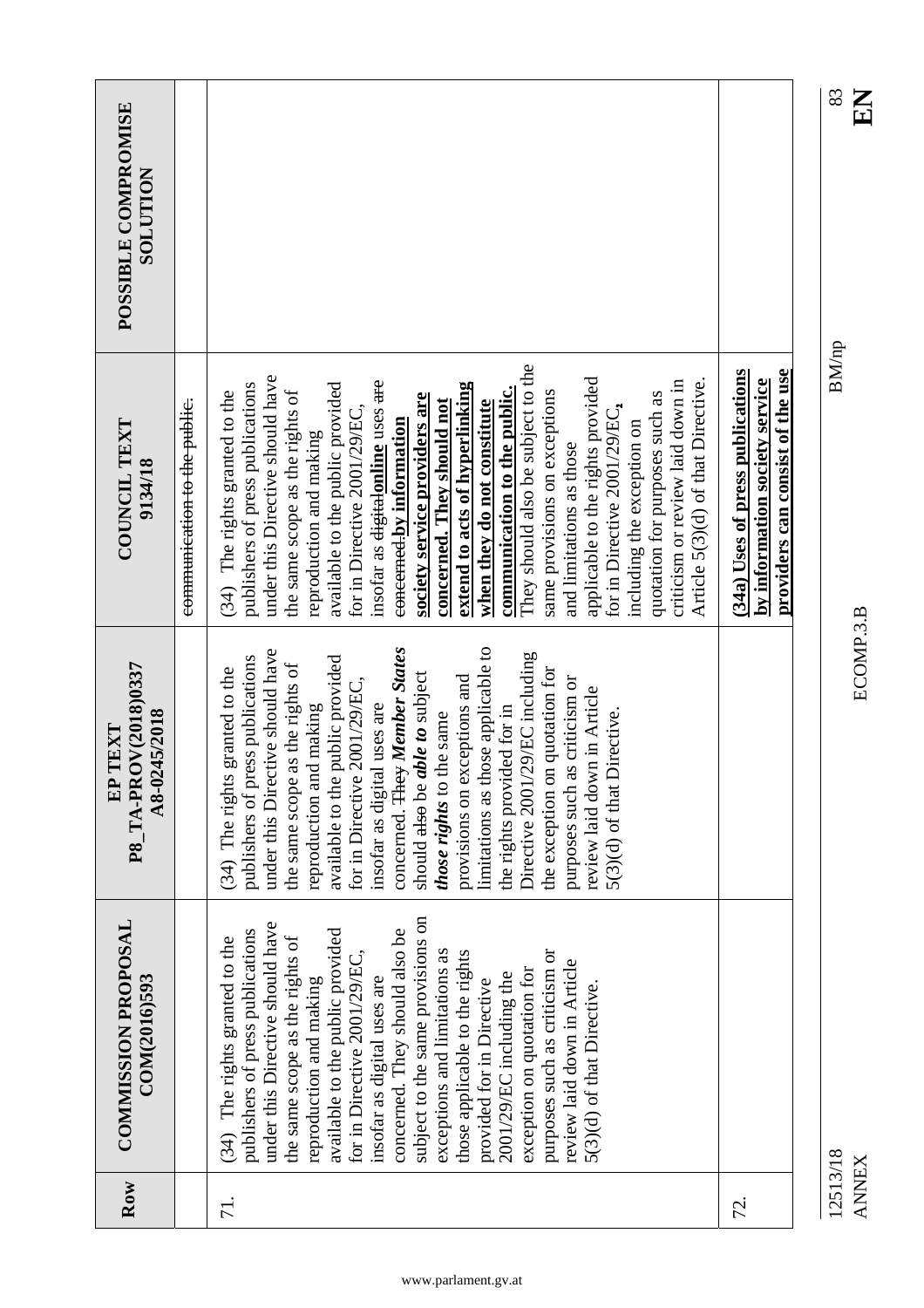| Row | COMMISSION PROPOSAL COM(2016)593 | EP TEXT P8_TA-PROV(2018)0337 A8-0245/2018 | COUNCIL TEXT 9134/18 | POSSIBLE COMPROMISE SOLUTION |
|---|---|---|---|---|
| | | | ~~communication to the public.~~ | |
| 71. | (34) The rights granted to the publishers of press publications under this Directive should have the same scope as the rights of reproduction and making available to the public provided for in Directive 2001/29/EC, insofar as digital uses are concerned. They should also be subject to the same provisions on exceptions and limitations as those applicable to the rights provided for in Directive 2001/29/EC including the exception on quotation for purposes such as criticism or review laid down in Article 5(3)(d) of that Directive. | (34) The rights granted to the publishers of press publications under this Directive should have the same scope as the rights of reproduction and making available to the public provided for in Directive 2001/29/EC, insofar as digital uses are concerned. ~~They~~ ***Member States*** should ~~also~~ be ***able to*** subject ***those rights*** to the same provisions on exceptions and limitations as those applicable to the rights provided for in Directive 2001/29/EC including the exception on quotation for purposes such as criticism or review laid down in Article 5(3)(d) of that Directive. | (34) The rights granted to the publishers of press publications under this Directive should have the same scope as the rights of reproduction and making available to the public provided for in Directive 2001/29/EC, insofar as ~~digital~~**online** uses ~~are concerned~~ **by information society service providers are concerned. They should not extend to acts of hyperlinking when they do not constitute communication to the public.** They should also be subject to the same provisions on exceptions and limitations as those applicable to the rights provided for in Directive 2001/29/EC**,** including the exception on quotation for purposes such as criticism or review laid down in Article 5(3)(d) of that Directive. | |
| 72. | | | **(34a) Uses of press publications by information society service providers can consist of the use** | |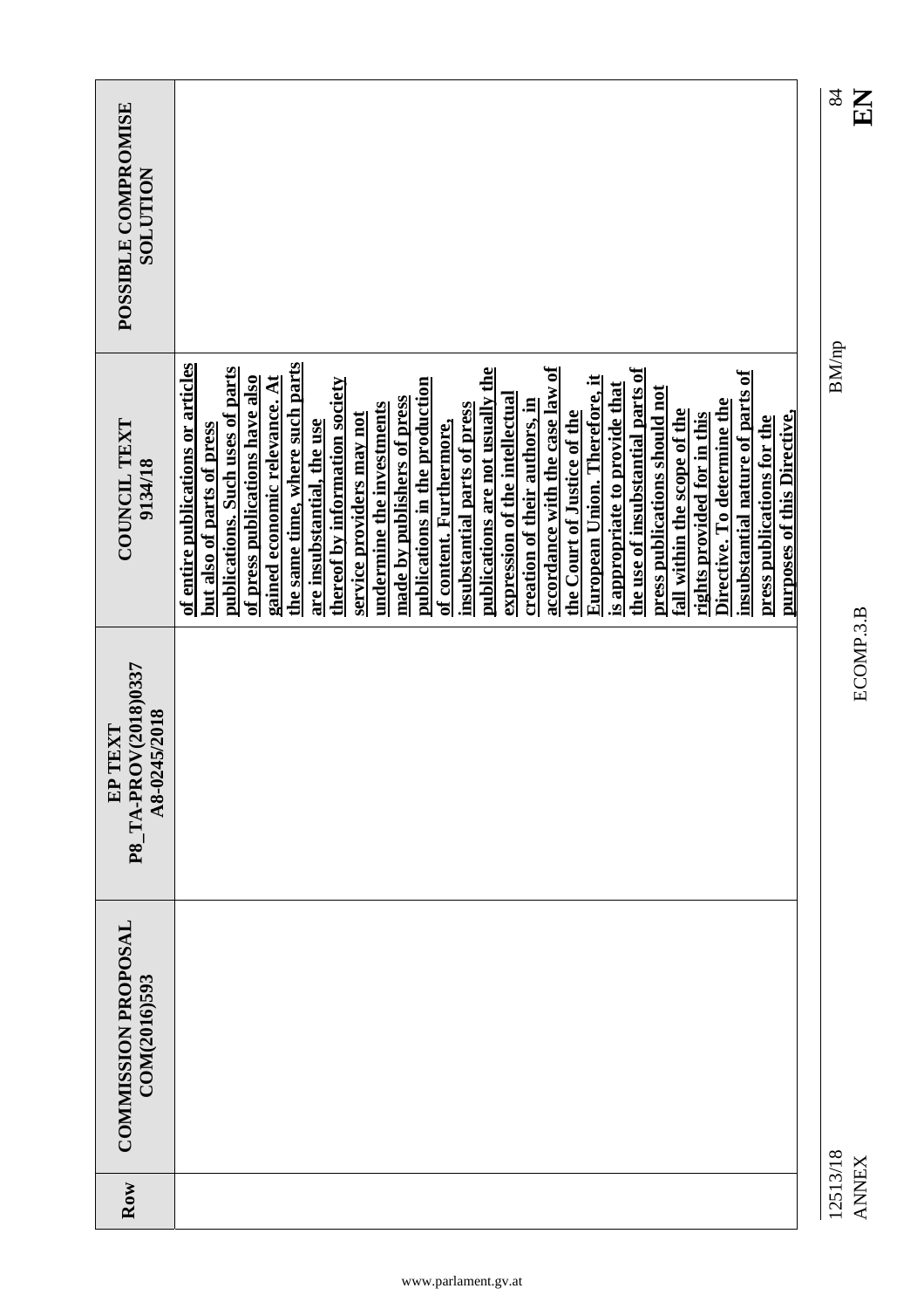| Row | COMMISSION PROPOSAL COM(2016)593 | EP TEXT P8_TA-PROV(2018)0337 A8-0245/2018 | COUNCIL TEXT 9134/18 | POSSIBLE COMPROMISE SOLUTION |
|---|---|---|---|---|
| | | | **of entire publications or articles but also of parts of press publications. Such uses of parts of press publications have also gained economic relevance. At the same time, where such parts are insubstantial, the use thereof by information society service providers may not undermine the investments made by publishers of press publications in the production of content. Furthermore, insubstantial parts of press publications are not usually the expression of the intellectual creation of their authors, in accordance with the case law of the Court of Justice of the European Union. Therefore, it is appropriate to provide that the use of insubstantial parts of press publications should not fall within the scope of the rights provided for in this Directive. To determine the insubstantial nature of parts of press publications for the purposes of this Directive,** | |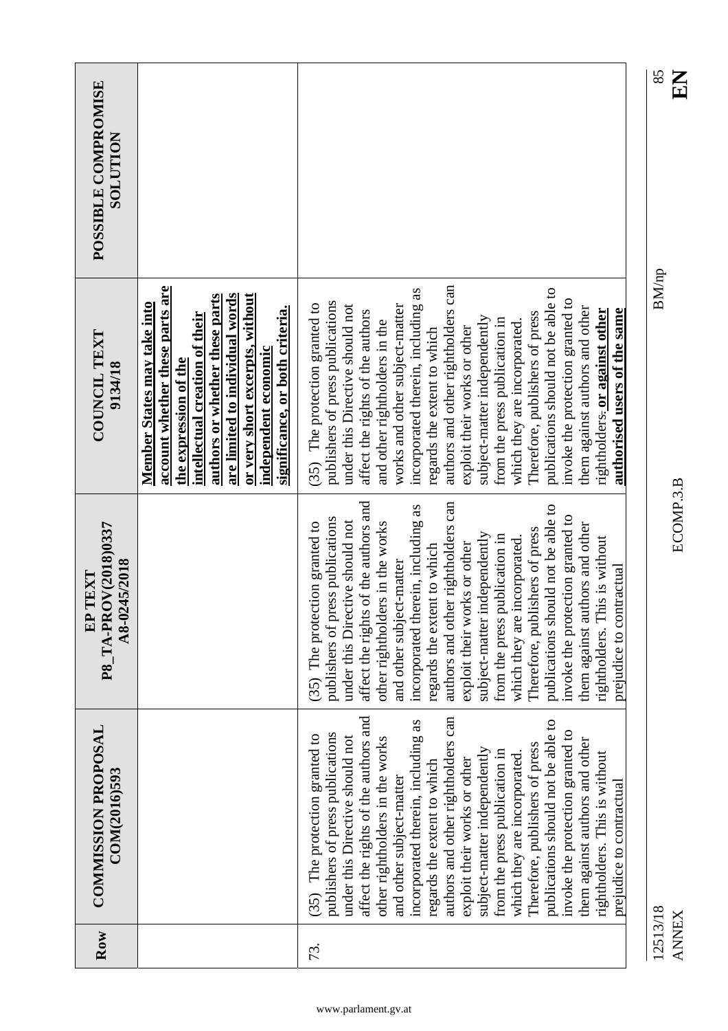| Row | COMMISSION PROPOSAL COM(2016)593 | EP TEXT P8_TA-PROV(2018)0337 A8-0245/2018 | COUNCIL TEXT 9134/18 | POSSIBLE COMPROMISE SOLUTION |
|---|---|---|---|---|
| | | | **Member States may take into account whether these parts are the expression of the intellectual creation of their authors or whether these parts are limited to individual words or very short excerpts, without independent economic significance, or both criteria.** | |
| 73. | (35) The protection granted to publishers of press publications under this Directive should not affect the rights of the authors and other rightholders in the works and other subject-matter incorporated therein, including as regards the extent to which authors and other rightholders can exploit their works or other subject-matter independently from the press publication in which they are incorporated. Therefore, publishers of press publications should not be able to invoke the protection granted to them against authors and other rightholders. This is without prejudice to contractual | (35) The protection granted to publishers of press publications under this Directive should not affect the rights of the authors and other rightholders in the works and other subject-matter incorporated therein, including as regards the extent to which authors and other rightholders can exploit their works or other subject-matter independently from the press publication in which they are incorporated. Therefore, publishers of press publications should not be able to invoke the protection granted to them against authors and other rightholders. This is without prejudice to contractual | (35) The protection granted to publishers of press publications under this Directive should not affect the rights of the authors and other rightholders in the works and other subject-matter incorporated therein, including as regards the extent to which authors and other rightholders can exploit their works or other subject-matter independently from the press publication in which they are incorporated. Therefore, publishers of press publications should not be able to invoke the protection granted to them against authors and other rightholders. **or against other authorised users of the same** | |

12513/18 BM/np
ANNEX ECOMP.3.B EN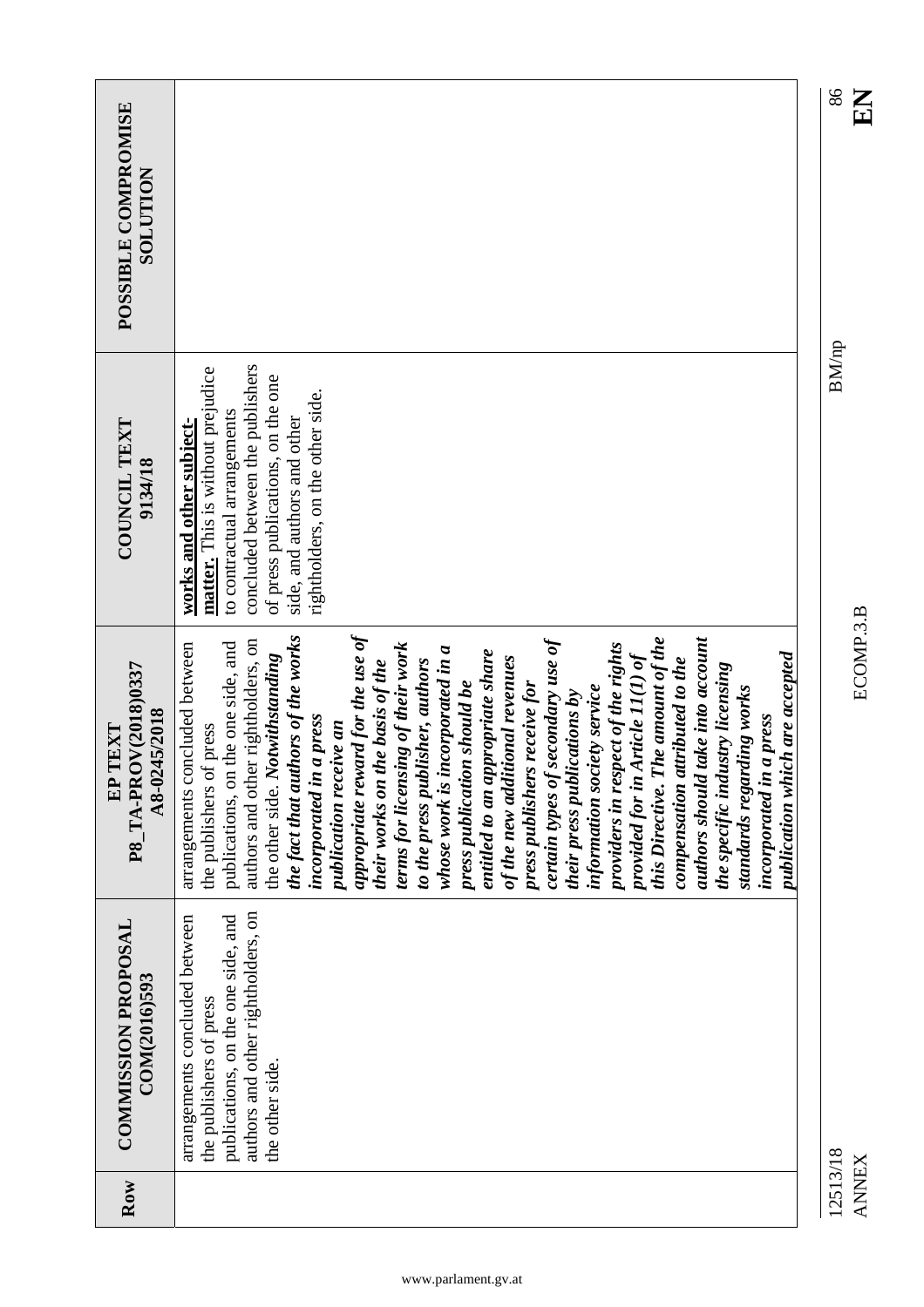| Row | COMMISSION PROPOSAL COM(2016)593 | EP TEXT P8_TA-PROV(2018)0337 A8-0245/2018 | COUNCIL TEXT 9134/18 | POSSIBLE COMPROMISE SOLUTION |
|---|---|---|---|---|
| | arrangements concluded between the publishers of press publications, on the one side, and authors and other rightholders, on the other side. | arrangements concluded between the publishers of press publications, on the one side, and authors and other rightholders, on the other side. ***Notwithstanding the fact that authors of the works incorporated in a press publication receive an appropriate reward for the use of their works on the basis of the terms for licensing of their work to the press publisher, authors whose work is incorporated in a press publication should be entitled to an appropriate share of the new additional revenues press publishers receive for certain types of secondary use of their press publications by information society service providers in respect of the rights provided for in Article 11(1) of this Directive. The amount of the compensation attributed to the authors should take into account the specific industry licensing standards regarding works incorporated in a press publication which are accepted*** | **works and other subject-matter.** This is without prejudice to contractual arrangements concluded between the publishers of press publications, on the one side, and authors and other rightholders, on the other side. | |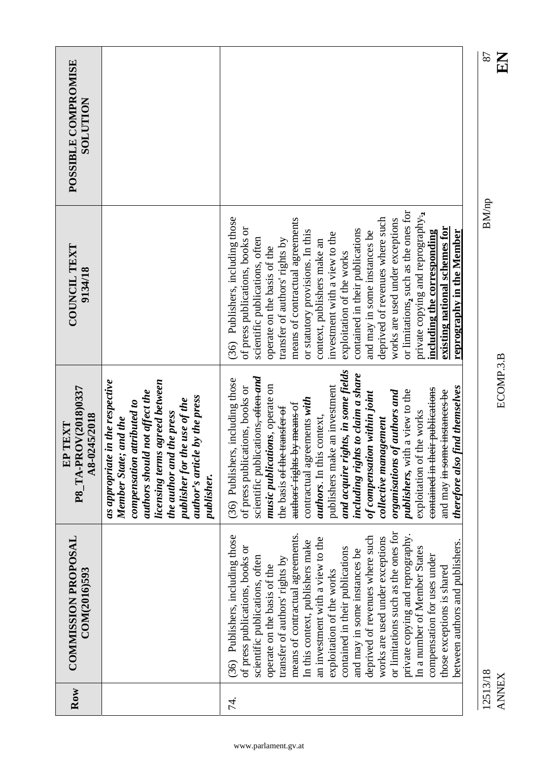| Row | COMMISSION PROPOSAL COM(2016)593 | EP TEXT P8_TA-PROV(2018)0337 A8-0245/2018 | COUNCIL TEXT 9134/18 | POSSIBLE COMPROMISE SOLUTION |
|---|---|---|---|---|
| | | ***as appropriate in the respective Member State; and the compensation attributed to authors should not affect the licensing terms agreed between the author and the press publisher for the use of the author's article by the press publisher.*** | | |
| 74. | (36) Publishers, including those of press publications, books or scientific publications, often operate on the basis of the transfer of authors' rights by means of contractual agreements. In this context, publishers make an investment with a view to the exploitation of the works contained in their publications and may in some instances be deprived of revenues where such works are used under exceptions or limitations such as the ones for private copying and reprography. In a number of Member States compensation for uses under those exceptions is shared between authors and publishers. | (36) Publishers, including those of press publications, books or scientific publications~~, often~~ ***and music publications***, operate on the basis ~~of the transfer of authors' rights by means of~~ contractual agreements ***with authors***. In this context, publishers make an investment ***and acquire rights, in some fields including rights to claim a share of compensation within joint collective management organisations of authors and publishers***, with a view to the exploitation of the works ~~contained in their publications~~ and may ~~in some instances be~~ ***therefore also find themselves*** | (36) Publishers, including those of press publications, books or scientific publications, often operate on the basis of the transfer of authors' rights by means of contractual agreements or statutory provisions. In this context, publishers make an investment with a view to the exploitation of the works contained in their publications and may in some instances be deprived of revenues where such works are used under exceptions or limitations**,** such as the ones for private copying and reprography~~.~~**,** **including the corresponding existing national schemes for reprography in the Member** | |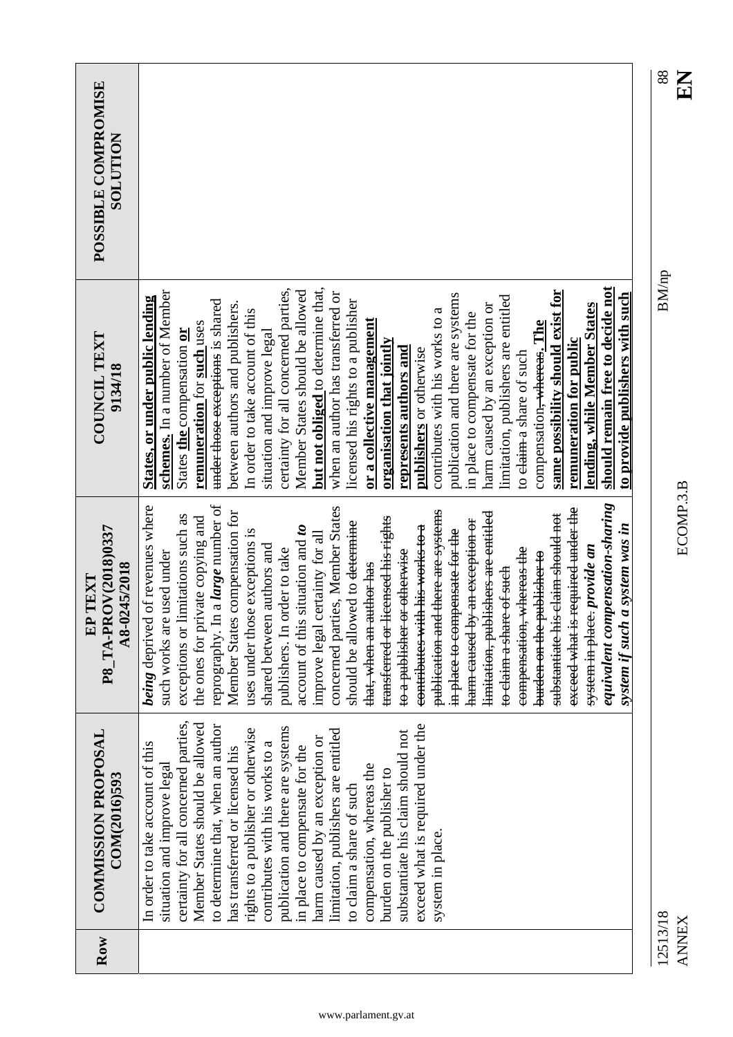| Row | COMMISSION PROPOSAL COM(2016)593 | EP TEXT P8_TA-PROV(2018)0337 A8-0245/2018 | COUNCIL TEXT 9134/18 | POSSIBLE COMPROMISE SOLUTION |
|---|---|---|---|---|
| | In order to take account of this situation and improve legal certainty for all concerned parties, Member States should be allowed to determine that, when an author has transferred or licensed his rights to a publisher or otherwise contributes with his works to a publication and there are systems in place to compensate for the harm caused by an exception or limitation, publishers are entitled to claim a share of such compensation, whereas the burden on the publisher to substantiate his claim should not exceed what is required under the system in place. | ***being*** deprived of revenues where such works are used under exceptions or limitations such as the ones for private copying and reprography. In a ***large*** number of Member States compensation for uses under those exceptions is shared between authors and publishers. In order to take account of this situation and ***to*** improve legal certainty for all concerned parties, Member States should be allowed to ~~determine that, when an author has transferred or licensed his rights to a publisher or otherwise contributes with his works to a publication and there are systems in place to compensate for the harm caused by an exception or limitation, publishers are entitled to claim a share of such compensation, whereas the burden on the publisher to substantiate his claim should not exceed what is required under the system in place.~~ ***provide an equivalent compensation-sharing system if such a system was in*** | **States, or under public lending schemes.** In a number of Member States **the** compensation **or remuneration** for **such** uses ~~under those exceptions~~ is shared between authors and publishers. In order to take account of this situation and improve legal certainty for all concerned parties, Member States should be allowed **but not obliged** to determine that, when an author has transferred or licensed his rights to a publisher **or a collective management organisation that jointly represents authors and publishers** or otherwise contributes with his works to a publication and there are systems in place to compensate for the harm caused by an exception or limitation, publishers are entitled to ~~claim~~ a share of such compensation~~, whereas~~. **The same possibility should exist for remuneration for public lending, while Member States should remain free to decide not to provide publishers with such** | |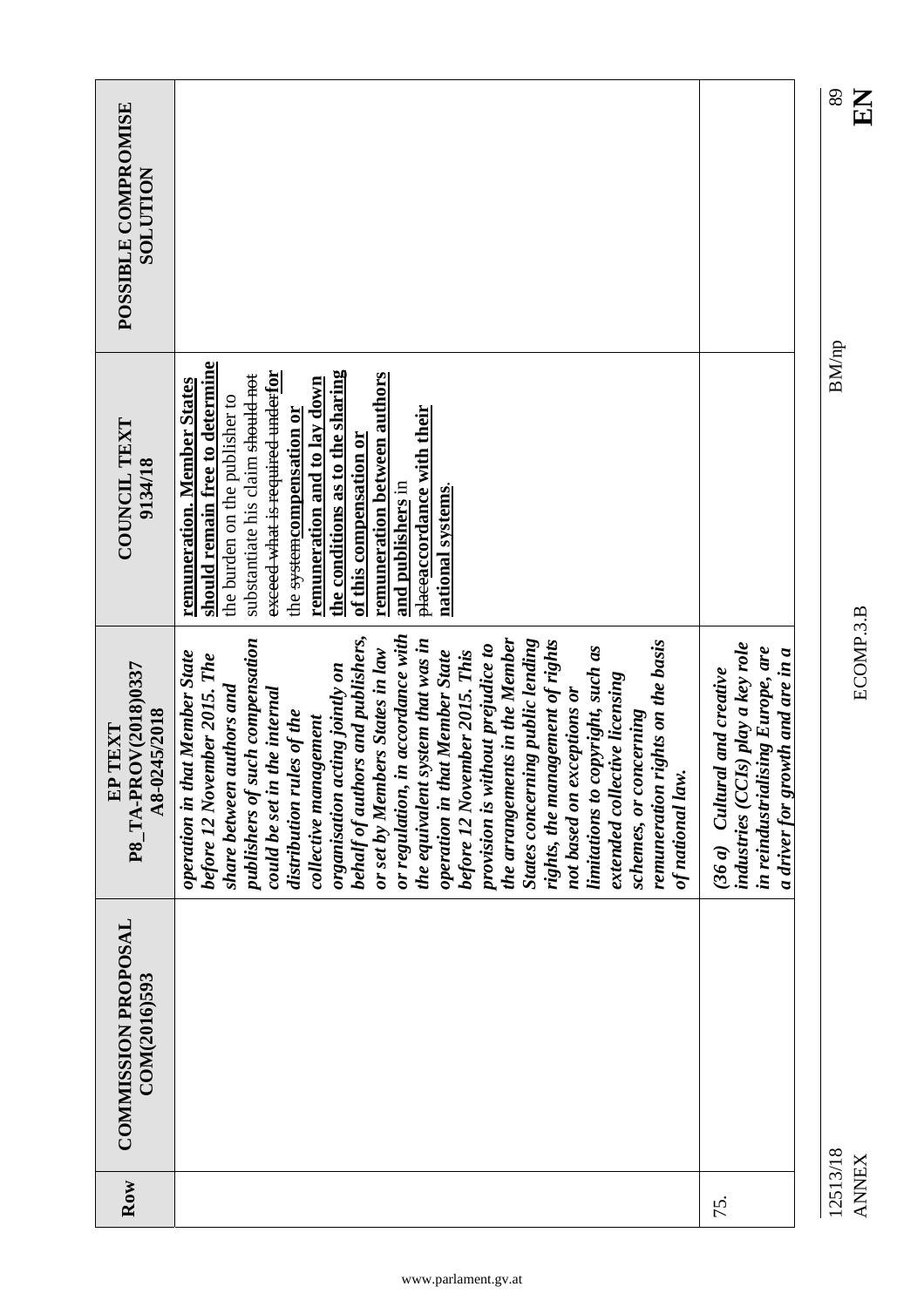| Row | COMMISSION PROPOSAL COM(2016)593 | EP TEXT P8_TA-PROV(2018)0337 A8-0245/2018 | COUNCIL TEXT 9134/18 | POSSIBLE COMPROMISE SOLUTION |
|---|---|---|---|---|
| | | *operation in that Member State before 12 November 2015. The share between authors and publishers of such compensation could be set in the internal distribution rules of the collective management organisation acting jointly on behalf of authors and publishers, or set by Members States in law or regulation, in accordance with the equivalent system that was in operation in that Member State before 12 November 2015. This provision is without prejudice to the arrangements in the Member States concerning public lending rights, the management of rights not based on exceptions or limitations to copyright, such as extended collective licensing schemes, or concerning remuneration rights on the basis of national law.* | **remuneration. Member States should remain free to determine** the burden on the publisher to substantiate his claim ~~should not exceed what is required under~~**for** the ~~system~~**compensation or remuneration and to lay down the conditions as to the sharing of this compensation or remuneration between authors and publishers** in ~~place~~**accordance with their national systems**. | |
| 75. | | *(36 a) Cultural and creative industries (CCIs) play a key role in reindustrialising Europe, are a driver for growth and are in a* | | |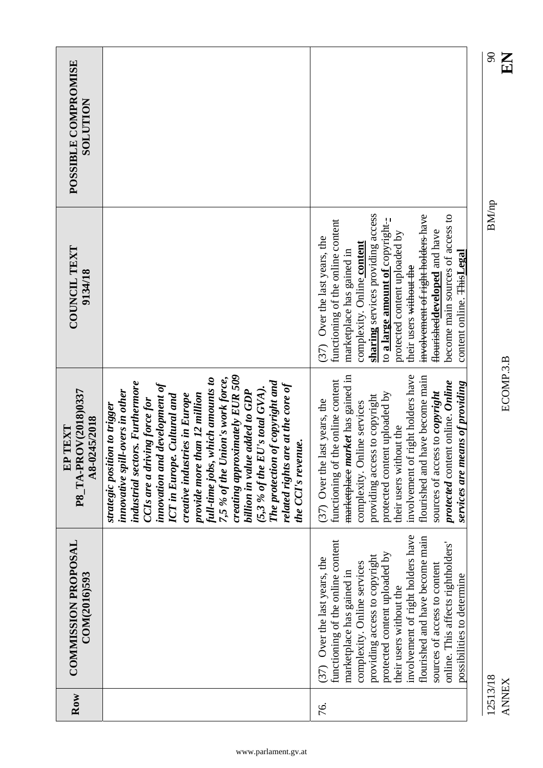| Row | COMMISSION PROPOSAL COM(2016)593 | EP TEXT P8_TA-PROV(2018)0337 A8-0245/2018 | COUNCIL TEXT 9134/18 | POSSIBLE COMPROMISE SOLUTION |
|---|---|---|---|---|
| | | ***strategic position to trigger innovative spill-overs in other industrial sectors. Furthermore CCIs are a driving force for innovation and development of ICT in Europe. Cultural and creative industries in Europe provide more than 12 million full-time jobs, which amounts to 7,5 % of the Union's work force, creating approximately EUR 509 billion in value added to GDP (5,3 % of the EU's total GVA). The protection of copyright and related rights are at the core of the CCI's revenue.*** | | |
| 76. | (37) Over the last years, the functioning of the online content marketplace has gained in complexity. Online services providing access to copyright protected content uploaded by their users without the involvement of right holders have flourished and have become main sources of access to content online. This affects rightholders' possibilities to determine | (37) Over the last years, the functioning of the online content ~~marketplace~~ ***market*** has gained in complexity. Online services providing access to copyright protected content uploaded by their users without the involvement of right holders have flourished and have become main sources of access to ***copyright protected*** content online. ***Online services are means of providing*** | (37) Over the last years, the functioning of the online content marketplace has gained in complexity. Online **content sharing** services providing access to **a large amount of** copyright-~~-~~protected content uploaded by their users ~~without the involvement of right holders~~ have ~~flourished~~**developed** and have become main sources of access to content online. ~~This~~**Legal** | |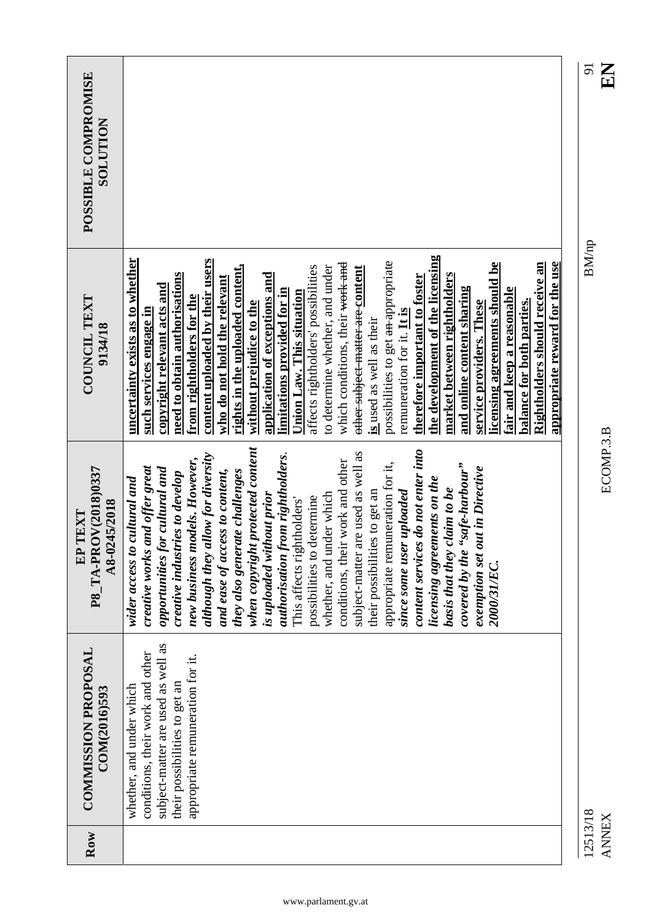| Row | COMMISSION PROPOSAL COM(2016)593 | EP TEXT P8_TA-PROV(2018)0337 A8-0245/2018 | COUNCIL TEXT 9134/18 | POSSIBLE COMPROMISE SOLUTION |
|---|---|---|---|---|
| | whether, and under which conditions, their work and other subject-matter are used as well as their possibilities to get an appropriate remuneration for it. | ***wider access to cultural and creative works and offer great opportunities for cultural and creative industries to develop new business models. However, although they allow for diversity and ease of access to content, they also generate challenges when copyright protected content is uploaded without prior authorisation from rightholders.*** This affects rightholders' possibilities to determine whether, and under which conditions, their work and other subject-matter are used as well as their possibilities to get an appropriate remuneration for it, ***since some user uploaded content services do not enter into licensing agreements on the basis that they claim to be covered by the "safe-harbour" exemption set out in Directive 2000/31/EC.*** | **uncertainty exists as to whether such services engage in copyright relevant acts and need to obtain authorisations from rightholders for the content uploaded by their users who do not hold the relevant rights in the uploaded content, without prejudice to the application of exceptions and limitations provided for in Union Law. This situation** affects rightholders' possibilities to determine whether, and under which conditions, their ~~work and other subject-matter are~~ **content is** used as well as their possibilities to get ~~an~~ appropriate remuneration for it. **It is therefore important to foster the development of the licensing market between rightholders and online content sharing service providers. These licensing agreements should be fair and keep a reasonable balance for both parties. Rightholders should receive an appropriate reward for the use** | |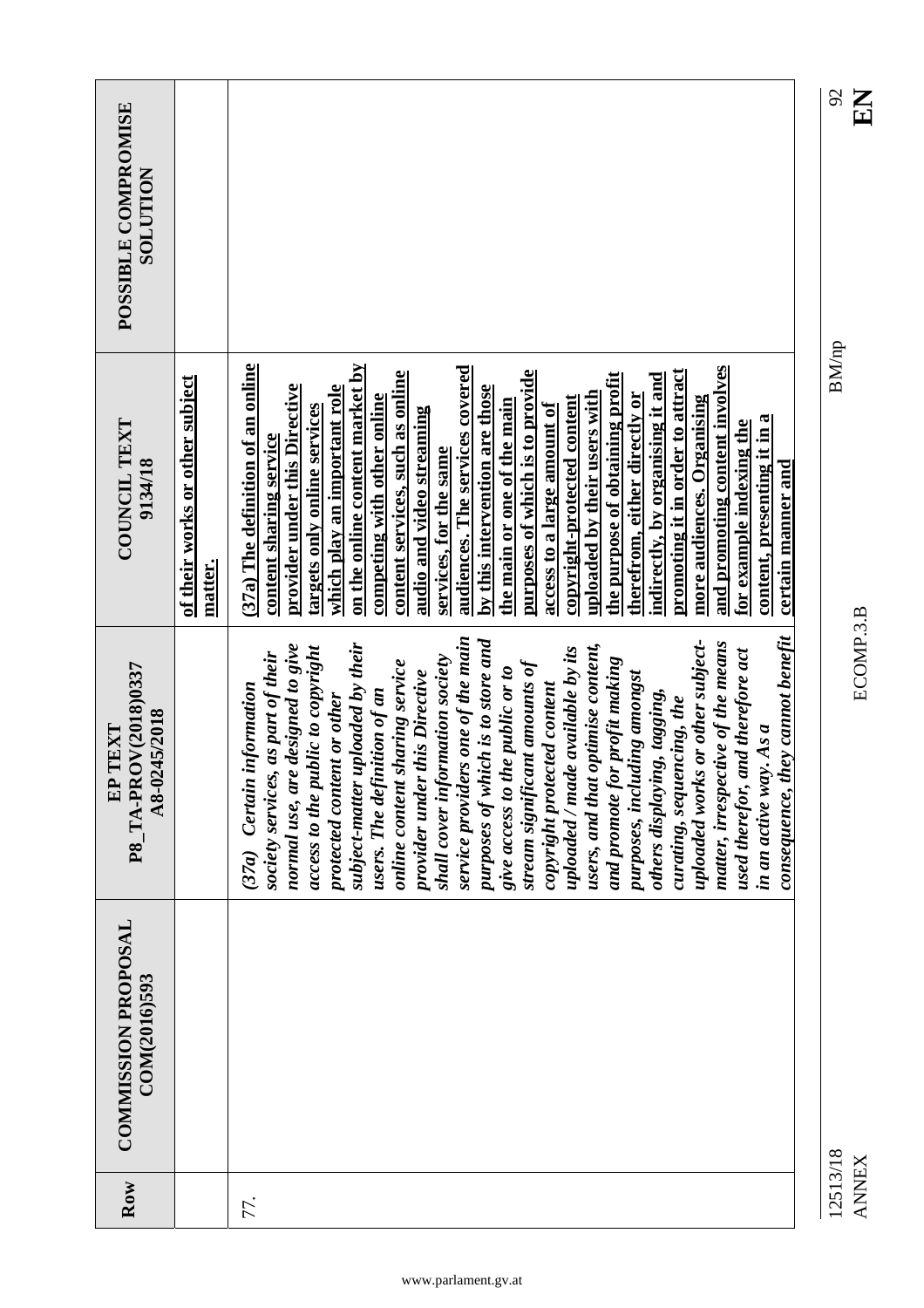| Row | COMMISSION PROPOSAL COM(2016)593 | EP TEXT P8_TA-PROV(2018)0337 A8-0245/2018 | COUNCIL TEXT 9134/18 | POSSIBLE COMPROMISE SOLUTION |
|---|---|---|---|---|
| | | | **<u>of their works or other subject matter.</u>** | |
| 77. | | ***(37a) Certain information society services, as part of their normal use, are designed to give access to the public to copyright protected content or other subject-matter uploaded by their users. The definition of an online content sharing service provider under this Directive shall cover information society service providers one of the main purposes of which is to store and give access to the public or to stream significant amounts of copyright protected content uploaded / made available by its users, and that optimise content, and promote for profit making purposes, including amongst others displaying, tagging, curating, sequencing, the uploaded works or other subject-matter, irrespective of the means used therefor, and therefore act in an active way. As a consequence, they cannot benefit*** | **<u>(37a) The definition of an online content sharing service provider under this Directive targets only online services which play an important role on the online content market by competing with other online content services, such as online audio and video streaming services, for the same audiences. The services covered by this intervention are those the main or one of the main purposes of which is to provide access to a large amount of copyright-protected content uploaded by their users with the purpose of obtaining profit therefrom, either directly or indirectly, by organising it and promoting it in order to attract more audiences. Organising and promoting content involves for example indexing the content, presenting it in a certain manner and</u>** | |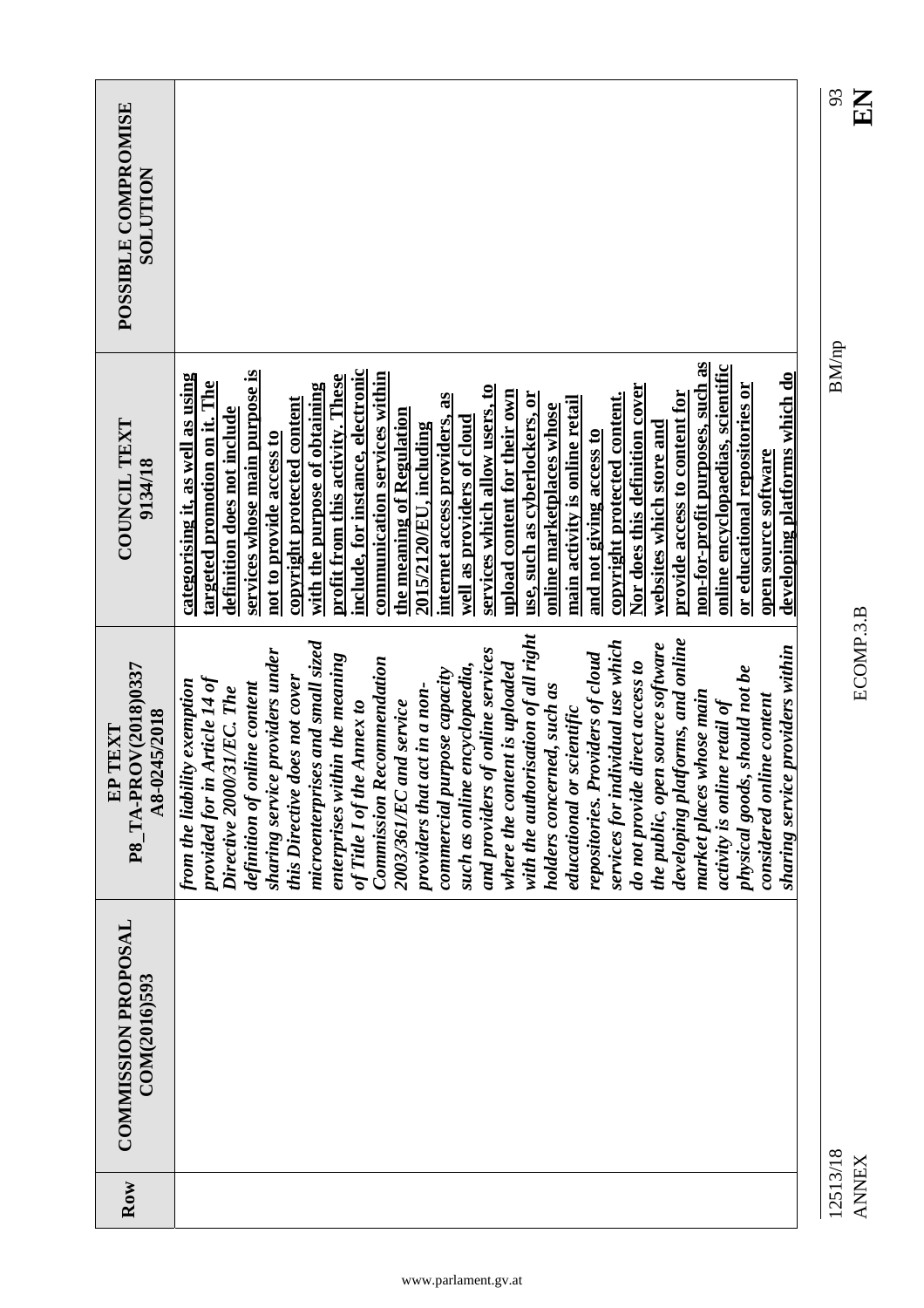| Row | COMMISSION PROPOSAL COM(2016)593 | EP TEXT P8_TA-PROV(2018)0337 A8-0245/2018 | COUNCIL TEXT 9134/18 | POSSIBLE COMPROMISE SOLUTION |
|---|---|---|---|---|
| | | ***from the liability exemption provided for in Article 14 of Directive 2000/31/EC. The definition of online content sharing service providers under this Directive does not cover microenterprises and small sized enterprises within the meaning of Title I of the Annex to Commission Recommendation 2003/361/EC and service providers that act in a non-commercial purpose capacity such as online encyclopaedia, and providers of online services where the content is uploaded with the authorisation of all right holders concerned, such as educational or scientific repositories. Providers of cloud services for individual use which do not provide direct access to the public, open source software developing platforms, and online market places whose main activity is online retail of physical goods, should not be considered online content sharing service providers within*** | **categorising it, as well as using targeted promotion on it. The definition does not include services whose main purpose is not to provide access to copyright protected content with the purpose of obtaining profit from this activity. These include, for instance, electronic communication services within the meaning of Regulation 2015/2120/EU, including internet access providers, as well as providers of cloud services which allow users, to upload content for their own use, such as cyberlockers, or online marketplaces whose main activity is online retail and not giving access to copyright protected content. Nor does this definition cover websites which store and provide access to content for non-for-profit purposes, such as online encyclopaedias, scientific or educational repositories or open source software developing platforms which do** | |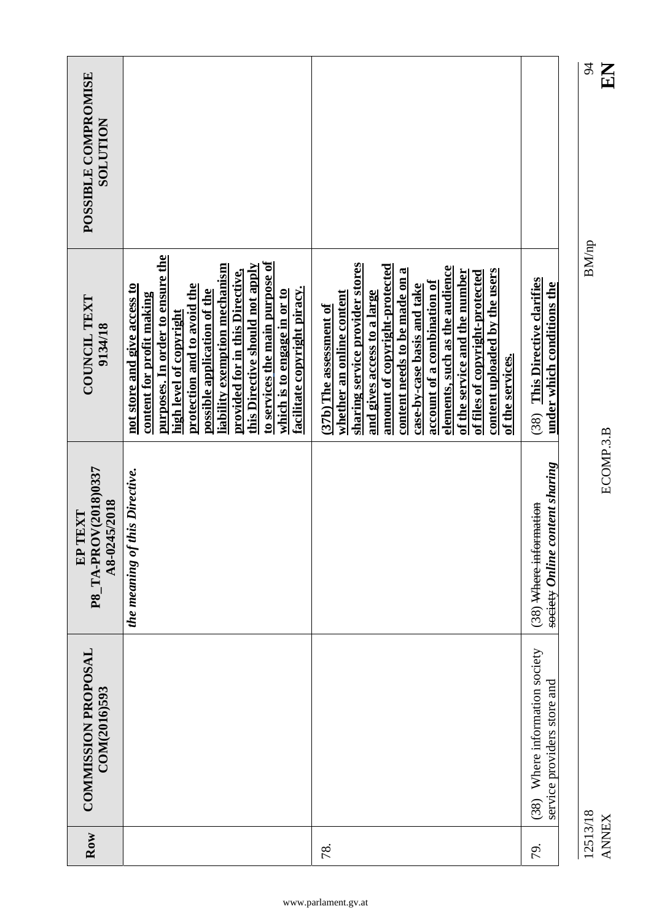| Row | COMMISSION PROPOSAL COM(2016)593 | EP TEXT P8_TA-PROV(2018)0337 A8-0245/2018 | COUNCIL TEXT 9134/18 | POSSIBLE COMPROMISE SOLUTION |
|---|---|---|---|---|
| | | *the meaning of this Directive.* | **not store and give access to content for profit making purposes. In order to ensure the high level of copyright protection and to avoid the possible application of the liability exemption mechanism provided for in this Directive, this Directive should not apply to services the main purpose of which is to engage in or to facilitate copyright piracy.** | |
| 78. | | | **(37b) The assessment of whether an online content sharing service provider stores and gives access to a large amount of copyright-protected content needs to be made on a case-by-case basis and take account of a combination of elements, such as the audience of the service and the number of files of copyright-protected content uploaded by the users of the services.** | |
| 79. | (38) Where information society service providers store and | (38) ~~Where information society~~ *Online content sharing* | (38) **This Directive clarifies under which conditions the** | |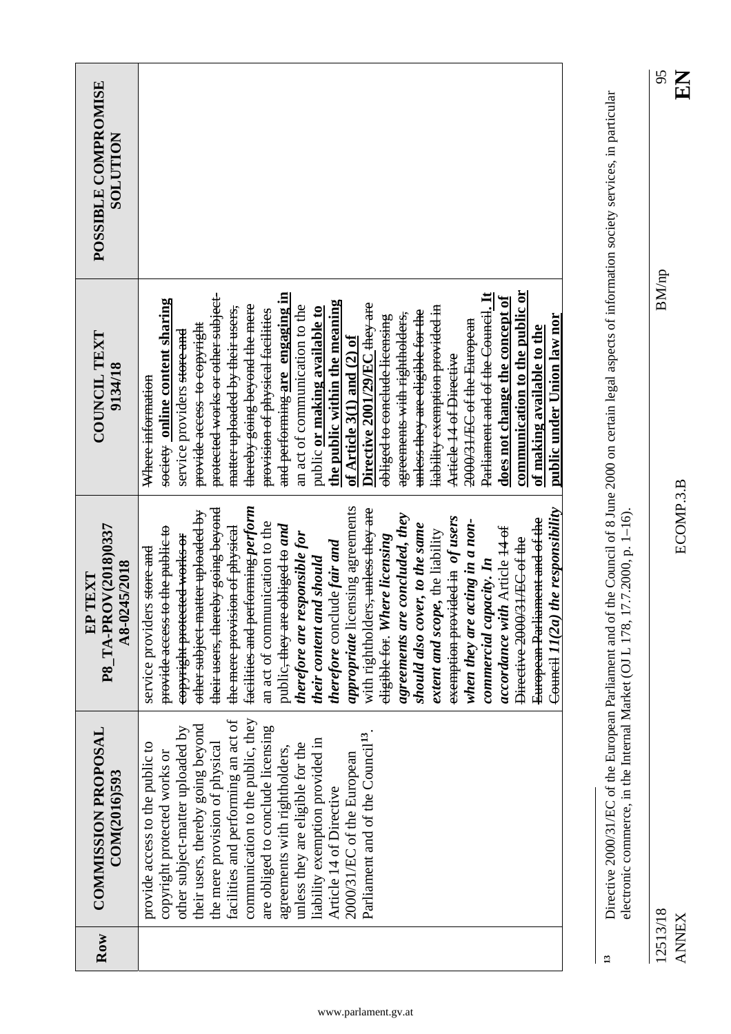| Row | COMMISSION PROPOSAL COM(2016)593 | EP TEXT P8_TA-PROV(2018)0337 A8-0245/2018 | COUNCIL TEXT 9134/18 | POSSIBLE COMPROMISE SOLUTION |
|---|---|---|---|---|
| | provide access to the public to copyright protected works or other subject-matter uploaded by their users, thereby going beyond the mere provision of physical facilities and performing an act of communication to the public, they are obliged to conclude licensing agreements with rightholders, unless they are eligible for the liability exemption provided in Article 14 of Directive 2000/31/EC of the European Parliament and of the Council[13]. | service providers ~~store and provide access to the public to copyright protected works or other subject-matter uploaded by their users, thereby going beyond the mere provision of physical facilities and performing~~ ***perform*** an act of communication to the public~~, they are obliged to~~ ***and therefore are responsible for their content and should therefore*** conclude ***fair and appropriate*** licensing agreements with rightholders~~, unless they are eligible for~~. ***Where licensing agreements are concluded, they should also cover, to the same extent and scope,*** the liability ~~exemption provided in~~ ***of users when they are acting in a non-commercial capacity. In accordance with*** Article ~~14 of Directive 2000/31/EC of the European Parliament and of the Council~~ ***11(2a) the responsibility*** | ~~Where information society~~ ***online content sharing*** service providers ~~store and provide access to copyright protected works or other subject-matter uploaded by their users, thereby going beyond the mere provision of physical facilities and performing~~ ***are engaging in*** an act of communication to the public ***or making available to the public within the meaning of Article 3(1) and (2) of Directive 2001/29/EC*** ~~they are obliged to conclude licensing agreements with rightholders, unless they are eligible for the liability exemption provided in Article 14 of Directive 2000/31/EC of the European Parliament and of the Council~~***. It does not change the concept of communication to the public or of making available to the public under Union law nor*** | |

[13] Directive 2000/31/EC of the European Parliament and of the Council of 8 June 2000 on certain legal aspects of information society services, in particular electronic commerce, in the Internal Market (OJ L 178, 17.7.2000, p. 1–16).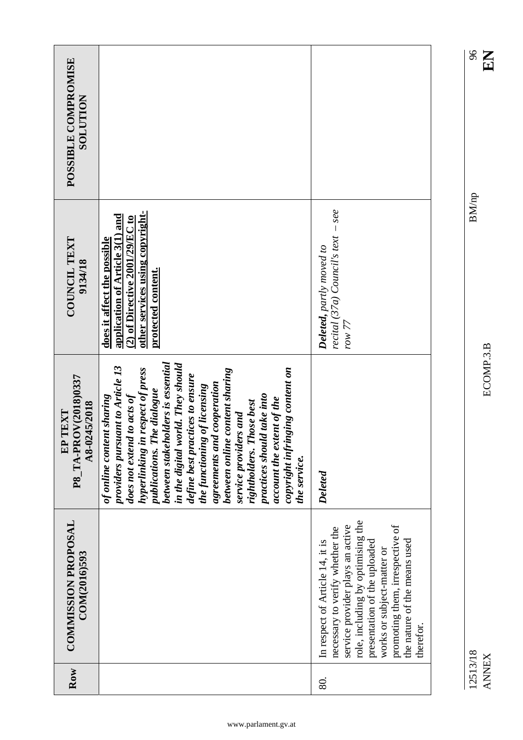| Row | COMMISSION PROPOSAL COM(2016)593 | EP TEXT P8_TA-PROV(2018)0337 A8-0245/2018 | COUNCIL TEXT 9134/18 | POSSIBLE COMPROMISE SOLUTION |
|---|---|---|---|---|
| | | *of online content sharing providers pursuant to Article 13 does not extend to acts of hyperlinking in respect of press publications. The dialogue between stakeholders is essential in the digital world. They should define best practices to ensure the functioning of licensing agreements and cooperation between online content sharing service providers and rightholders. Those best practices should take into account the extent of the copyright infringing content on the service.* | **does it affect the possible application of Article 3(1) and (2) of Directive 2001/29/EC to other services using copyright-protected content.** | |
| 80. | In respect of Article 14, it is necessary to verify whether the service provider plays an active role, including by optimising the presentation of the uploaded works or subject-matter or promoting them, irrespective of the nature of the means used therefor. | ***Deleted*** | ***Deleted****, partly moved to recital (37a) Council's text – see row 77* | |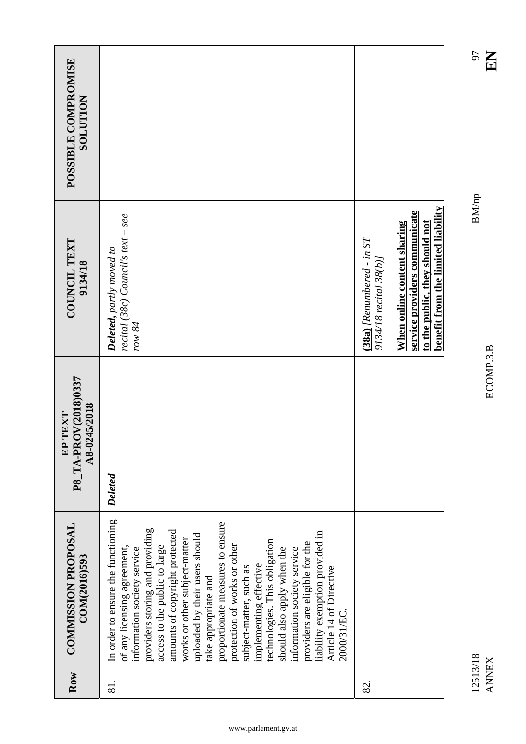| Row | COMMISSION PROPOSAL COM(2016)593 | EP TEXT P8_TA-PROV(2018)0337 A8-0245/2018 | COUNCIL TEXT 9134/18 | POSSIBLE COMPROMISE SOLUTION |
|---|---|---|---|---|
| 81. | In order to ensure the functioning of any licensing agreement, information society service providers storing and providing access to the public to large amounts of copyright protected works or other subject-matter uploaded by their users should take appropriate and proportionate measures to ensure protection of works or other subject-matter, such as implementing effective technologies. This obligation should also apply when the information society service providers are eligible for the liability exemption provided in Article 14 of Directive 2000/31/EC. | ***Deleted*** | ***Deleted,*** *partly moved to recital (38c) Council's text – see row 84* | |
| 82. | | | **(38a)** *[Renumbered - in ST 9134/18 recital 38(b)]*<br><br>**When online content sharing service providers communicate to the public, they should not benefit from the limited liability** | |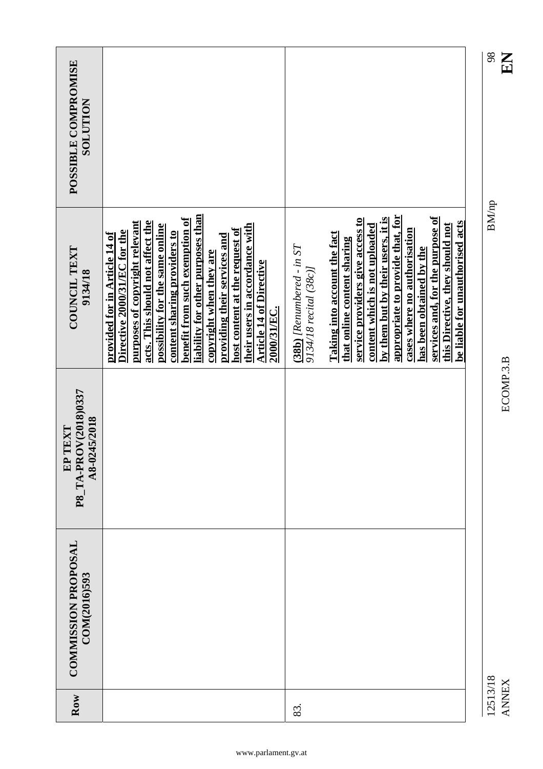| Row | COMMISSION PROPOSAL COM(2016)593 | EP TEXT P8_TA-PROV(2018)0337 A8-0245/2018 | COUNCIL TEXT 9134/18 | POSSIBLE COMPROMISE SOLUTION |
|---|---|---|---|---|
| | | | **provided for in Article 14 of Directive 2000/31/EC for the purposes of copyright relevant acts. This should not affect the possibility for the same online content sharing providers to benefit from such exemption of liability for other purposes than copyright when they are providing their services and host content at the request of their users in accordance with Article 14 of Directive 2000/31/EC.** | |
| 83. | | | **(38b)** *[Renumbered - in ST 9134/18 recital (38c)]* **Taking into account the fact that online content sharing service providers give access to content which is not uploaded by them but by their users, it is appropriate to provide that, for cases where no authorisation has been obtained by the services and, for the purpose of this Directive, they should not be liable for unauthorised acts** | |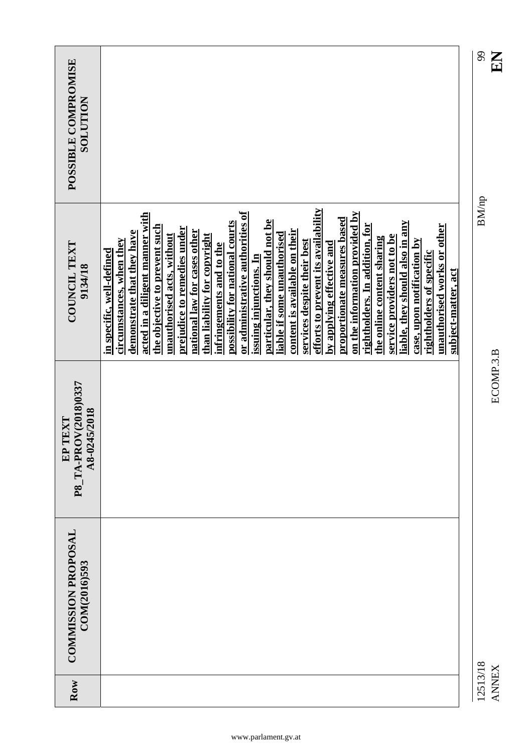| Row | COMMISSION PROPOSAL COM(2016)593 | EP TEXT P8_TA-PROV(2018)0337 A8-0245/2018 | COUNCIL TEXT 9134/18 | POSSIBLE COMPROMISE SOLUTION |
|---|---|---|---|---|
| | | | **in specific, well-defined circumstances, when they demonstrate that they have acted in a diligent manner with the objective to prevent such unauthorised acts, without prejudice to remedies under national law for cases other than liability for copyright infringements and to the possibility for national courts or administrative authorities of issuing injunctions. In particular, they should not be liable if some unauthorised content is available on their services despite their best efforts to prevent its availability by applying effective and proportionate measures based on the information provided by rightholders. In addition, for the online content sharing service providers not to be liable, they should also in any case, upon notification by rightholders of specific unauthorised works or other subject-matter, act** | |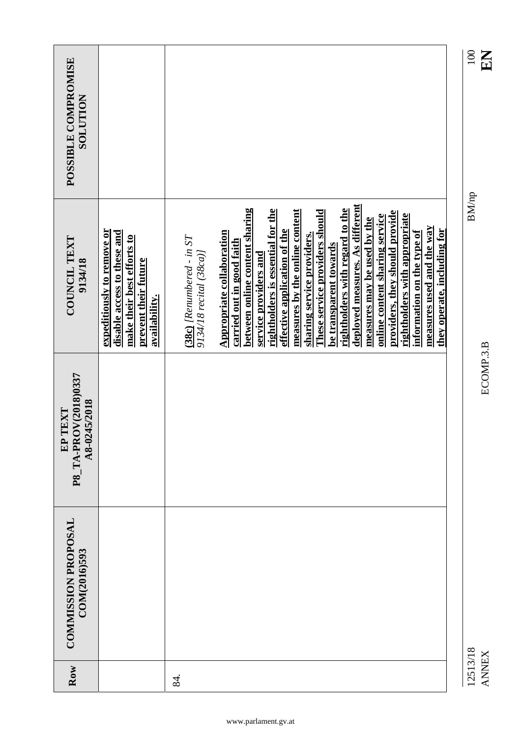| Row | COMMISSION PROPOSAL COM(2016)593 | EP TEXT P8_TA-PROV(2018)0337 A8-0245/2018 | COUNCIL TEXT 9134/18 | POSSIBLE COMPROMISE SOLUTION |
|---|---|---|---|---|
| | | | **expeditiously to remove or disable access to these and make their best efforts to prevent their future availability.** | |
| 84. | | | **(38c)** *[Renumbered - in ST 9134/18 recital (38ca)]* **Appropriate collaboration carried out in good faith between online content sharing service providers and rightholders is essential for the effective application of the measures by the online content sharing service providers. These service providers should be transparent towards rightholders with regard to the deployed measures. As different measures may be used by the online content sharing service providers, they should provide rightholders with appropriate information on the type of measures used and the way they operate, including for** | |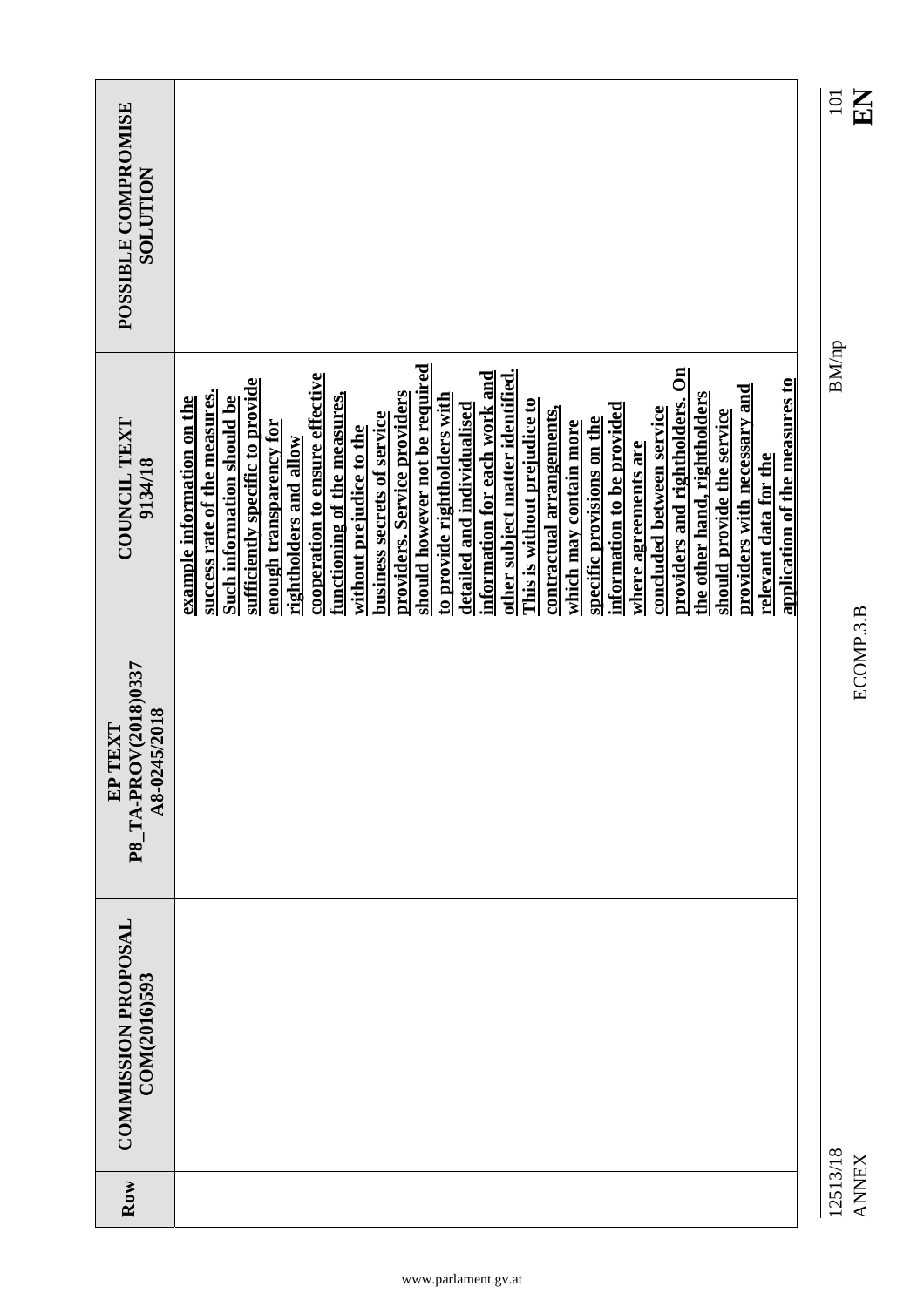| Row | COMMISSION PROPOSAL COM(2016)593 | EP TEXT P8_TA-PROV(2018)0337 A8-0245/2018 | COUNCIL TEXT 9134/18 | POSSIBLE COMPROMISE SOLUTION |
|---|---|---|---|---|
| | | | **example information on the success rate of the measures. Such information should be sufficiently specific to provide enough transparency for rightholders and allow cooperation to ensure effective functioning of the measures, without prejudice to the business secrets of service providers. Service providers should however not be required to provide rightholders with detailed and individualised information for each work and other subject matter identified. This is without prejudice to contractual arrangements, which may contain more specific provisions on the information to be provided where agreements are concluded between service providers and rightholders. On the other hand, rightholders should provide the service providers with necessary and relevant data for the application of the measures to** | |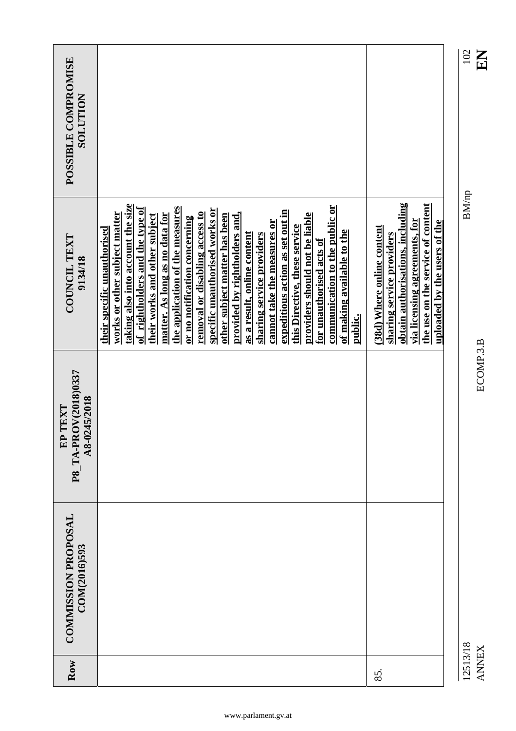| Row | COMMISSION PROPOSAL COM(2016)593 | EP TEXT P8_TA-PROV(2018)0337 A8-0245/2018 | COUNCIL TEXT 9134/18 | POSSIBLE COMPROMISE SOLUTION |
|---|---|---|---|---|
| | | | **their specific unauthorised works or other subject matter taking also into account the size of rightholders and the type of their works and other subject matter. As long as no data for the application of the measures or no notification concerning removal or disabling access to specific unauthorised works or other subject matter has been provided by rightholders and, as a result, online content sharing service providers cannot take the measures or expeditious action as set out in this Directive, these service providers should not be liable for unauthorised acts of communication to the public or of making available to the public.** | |
| 85. | | | **(38d) Where online content sharing service providers obtain authorisations, including via licensing agreements, for the use on the service of content uploaded by the users of the** | |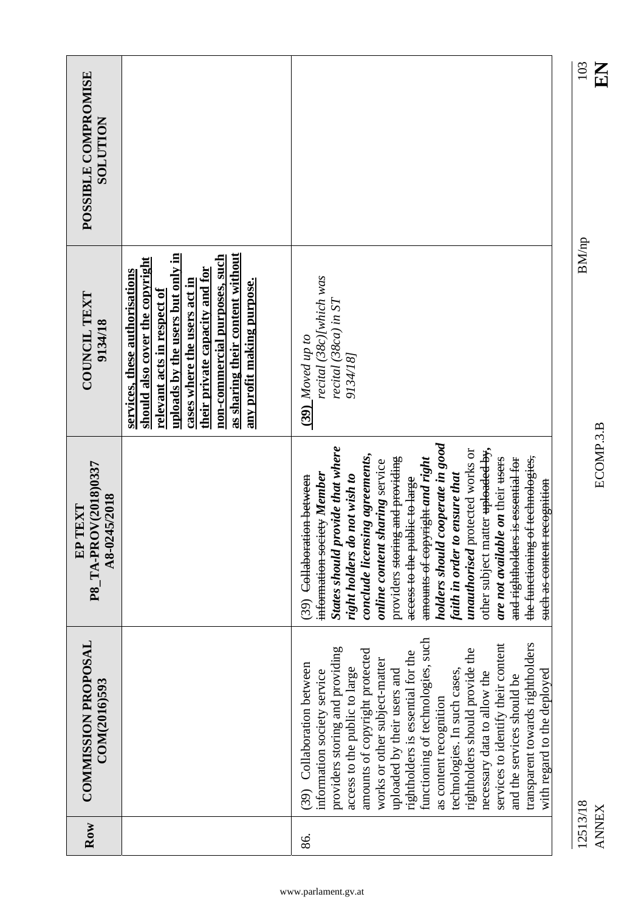| Row | COMMISSION PROPOSAL COM(2016)593 | EP TEXT P8_TA-PROV(2018)0337 A8-0245/2018 | COUNCIL TEXT 9134/18 | POSSIBLE COMPROMISE SOLUTION |
|---|---|---|---|---|
| | | | **services, these authorisations should also cover the copyright relevant acts in respect of uploads by the users but only in cases where the users act in their private capacity and for non-commercial purposes, such as sharing their content without any profit making purpose.** | |
| 86. | (39) Collaboration between information society service providers storing and providing access to the public to large amounts of copyright protected works or other subject-matter uploaded by their users and rightholders is essential for the functioning of technologies, such as content recognition technologies. In such cases, rightholders should provide the necessary data to allow the services to identify their content and the services should be transparent towards rightholders with regard to the deployed | (39) ~~Collaboration between information society~~ ***Member States should provide that where right holders do not wish to conclude licensing agreements, online content sharing*** service providers ~~storing and providing access to the public to large amounts of copyright~~ ***and right holders should cooperate in good faith in order to ensure that unauthorised*** protected works or other subject matter ~~uploaded by,~~ ***are not available on*** their ~~users and rightholders is essential for the functioning of technologies, such as content recognition~~ | **(39)** *Moved up to recital (38c)[which was recital (38ca) in ST 9134/18]* | |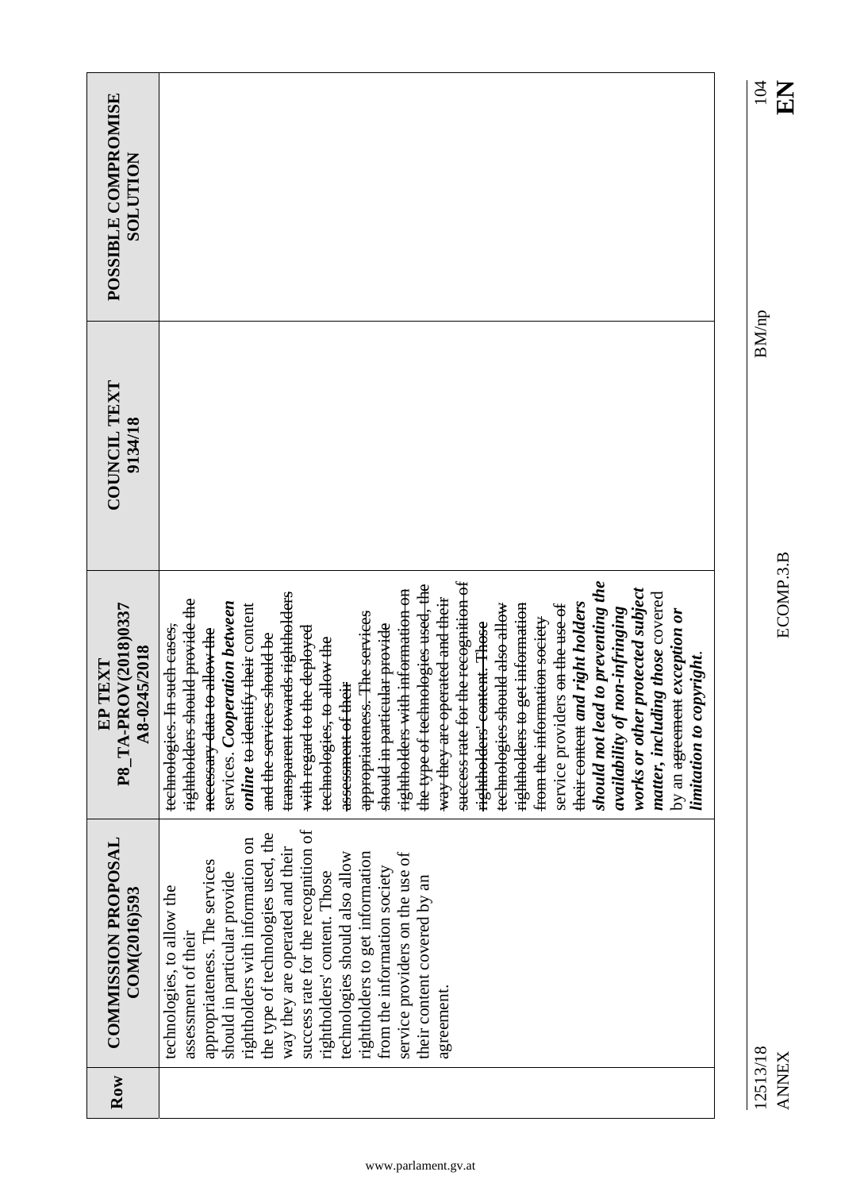| Row | COMMISSION PROPOSAL COM(2016)593 | EP TEXT P8_TA-PROV(2018)0337 A8-0245/2018 | COUNCIL TEXT 9134/18 | POSSIBLE COMPROMISE SOLUTION |
|---|---|---|---|---|
| | technologies, to allow the assessment of their appropriateness. The services should in particular provide rightholders with information on the type of technologies used, the way they are operated and their success rate for the recognition of rightholders' content. Those technologies should also allow rightholders to get information from the information society service providers on the use of their content covered by an agreement. | ~~technologies. In such cases, rightholders should provide the necessary data to allow the~~ services. ***Cooperation between online*** ~~to identify their~~ content ~~and the services should be transparent towards rightholders with regard to the deployed technologies, to allow the assessment of their appropriateness. The services should in particular provide rightholders with information on the type of technologies used, the way they are operated and their success rate for the recognition of rightholders' content. Those technologies should also allow rightholders to get information from the information society~~ service providers ~~on the use of their content~~ ***and right holders should not lead to preventing the availability of non-infringing works or other protected subject matter, including those*** covered by an ~~agreement~~ ***exception or limitation to copyright.*** | | |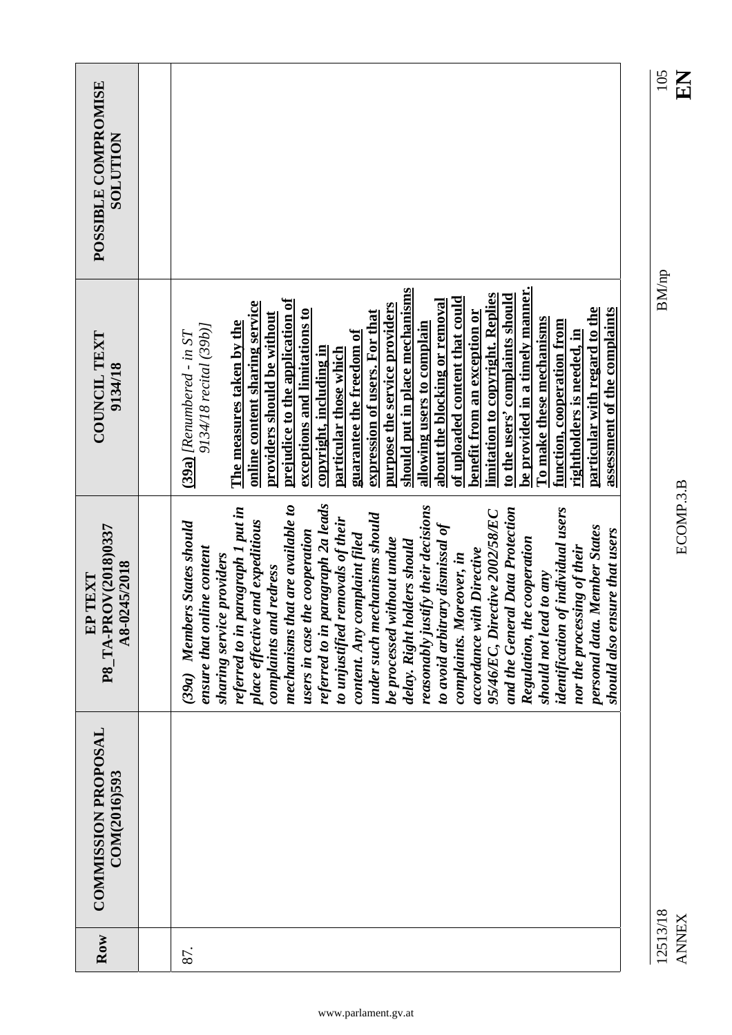| Row | COMMISSION PROPOSAL COM(2016)593 | EP TEXT P8_TA-PROV(2018)0337 A8-0245/2018 | COUNCIL TEXT 9134/18 | POSSIBLE COMPROMISE SOLUTION |
|---|---|---|---|---|
| | | | | |
| 87. | | ***(39a) Members States should ensure that online content sharing service providers referred to in paragraph 1 put in place effective and expeditious complaints and redress mechanisms that are available to users in case the cooperation referred to in paragraph 2a leads to unjustified removals of their content. Any complaint filed under such mechanisms should be processed without undue delay. Right holders should reasonably justify their decisions to avoid arbitrary dismissal of complaints. Moreover, in accordance with Directive 95/46/EC, Directive 2002/58/EC and the General Data Protection Regulation, the cooperation should not lead to any identification of individual users nor the processing of their personal data. Member States should also ensure that users*** | **(39a)** *[Renumbered - in ST 9134/18 recital (39b)]* **The measures taken by the online content sharing service providers should be without prejudice to the application of exceptions and limitations to copyright, including in particular those which guarantee the freedom of expression of users. For that purpose the service providers should put in place mechanisms allowing users to complain about the blocking or removal of uploaded content that could benefit from an exception or limitation to copyright. Replies to the users' complaints should be provided in a timely manner. To make these mechanisms function, cooperation from rightholders is needed, in particular with regard to the assessment of the complaints** | |

12513/18 ANNEX ECOMP.3.B BM/np EN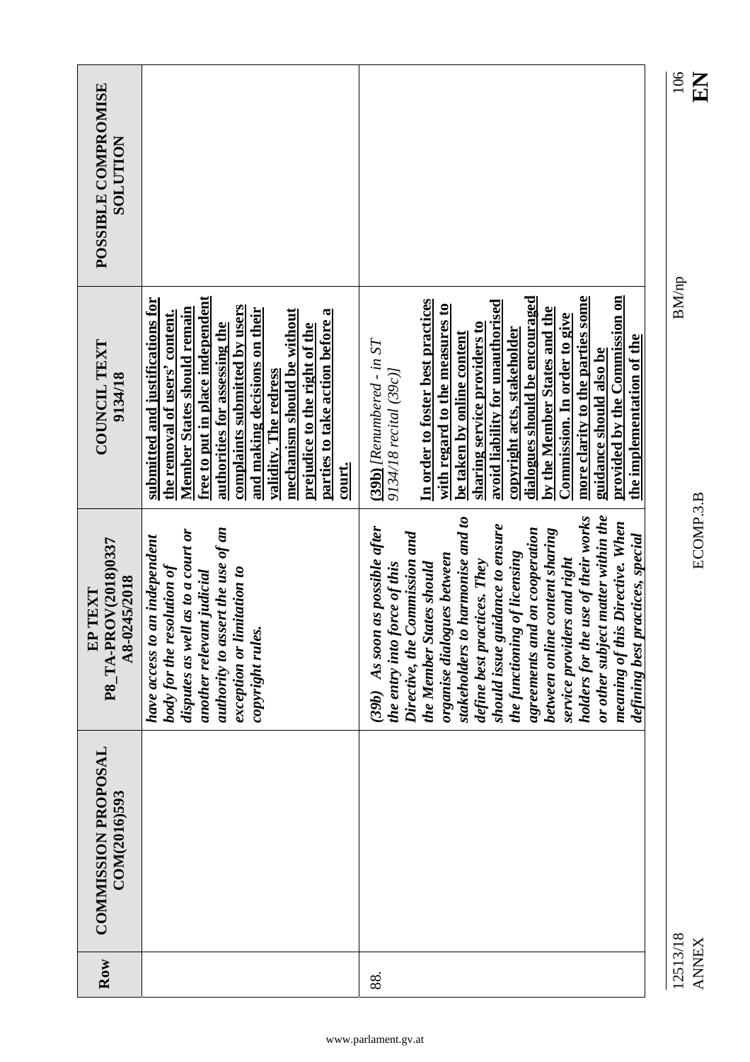| Row | COMMISSION PROPOSAL COM(2016)593 | EP TEXT P8_TA-PROV(2018)0337 A8-0245/2018 | COUNCIL TEXT 9134/18 | POSSIBLE COMPROMISE SOLUTION |
|---|---|---|---|---|
| | | *have access to an independent body for the resolution of disputes as well as to a court or another relevant judicial authority to assert the use of an exception or limitation to copyright rules.* | **submitted and justifications for the removal of users' content. Member States should remain free to put in place independent authorities for assessing the complaints submitted by users and making decisions on their validity. The redress mechanism should be without prejudice to the right of the parties to take action before a court.** | |
| 88. | | ***(39b) As soon as possible after the entry into force of this Directive, the Commission and the Member States should organise dialogues between stakeholders to harmonise and to define best practices. They should issue guidance to ensure the functioning of licensing agreements and on cooperation between online content sharing service providers and right holders for the use of their works or other subject matter within the meaning of this Directive. When defining best practices, special*** | **(39b)** *[Renumbered - in ST 9134/18 recital (39c)]*<br><br>**In order to foster best practices with regard to the measures to be taken by online content sharing service providers to avoid liability for unauthorised copyright acts, stakeholder dialogues should be encouraged by the Member States and the Commission. In order to give more clarity to the parties some guidance should also be provided by the Commission on the implementation of the** | |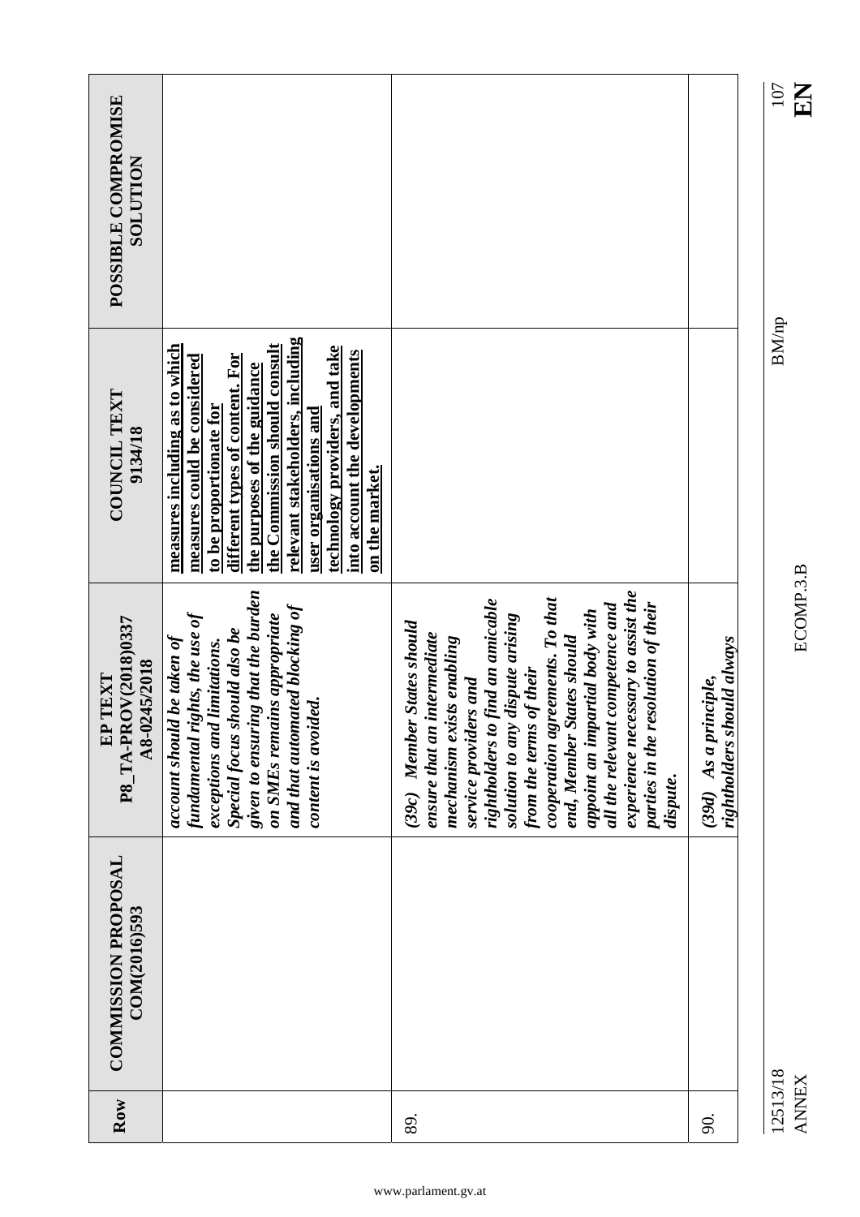| Row | COMMISSION PROPOSAL COM(2016)593 | EP TEXT P8_TA-PROV(2018)0337 A8-0245/2018 | COUNCIL TEXT 9134/18 | POSSIBLE COMPROMISE SOLUTION |
|---|---|---|---|---|
| | | *account should be taken of fundamental rights, the use of exceptions and limitations. Special focus should also be given to ensuring that the burden on SMEs remains appropriate and that automated blocking of content is avoided.* | **measures including as to which measures could be considered to be proportionate for different types of content. For the purposes of the guidance the Commission should consult relevant stakeholders, including user organisations and technology providers, and take into account the developments on the market.** | |
| 89. | | ***(39c) Member States should ensure that an intermediate mechanism exists enabling service providers and rightholders to find an amicable solution to any dispute arising from the terms of their cooperation agreements. To that end, Member States should appoint an impartial body with all the relevant competence and experience necessary to assist the parties in the resolution of their dispute.*** | | |
| 90. | | ***(39d) As a principle, rightholders should always*** | | |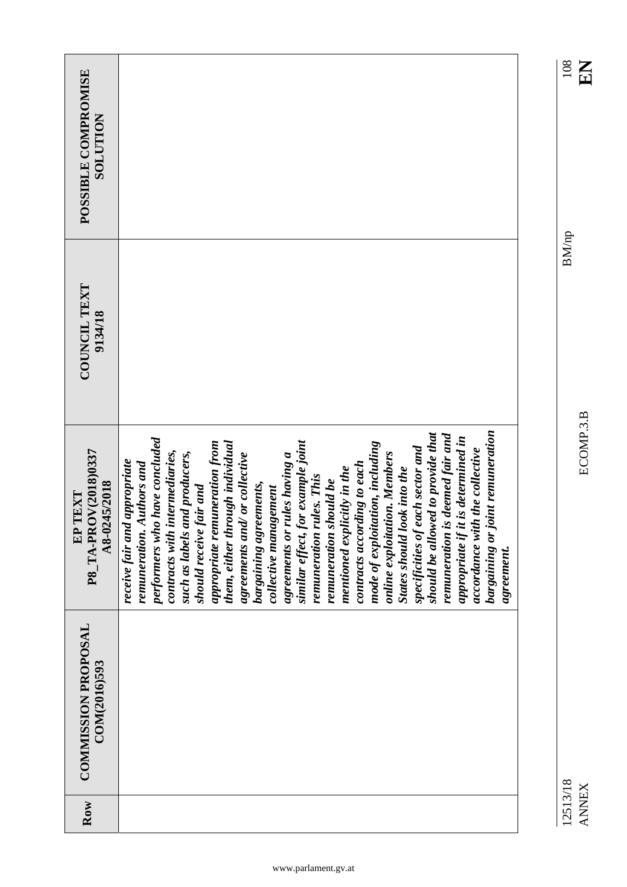| Row | COMMISSION PROPOSAL COM(2016)593 | EP TEXT P8_TA-PROV(2018)0337 A8-0245/2018 | COUNCIL TEXT 9134/18 | POSSIBLE COMPROMISE SOLUTION |
|---|---|---|---|---|
| | | ***receive fair and appropriate remuneration. Authors and performers who have concluded contracts with intermediaries, such as labels and producers, should receive fair and appropriate remuneration from them, either through individual agreements and/ or collective bargaining agreements, collective management agreements or rules having a similar effect, for example joint remuneration rules. This remuneration should be mentioned explicitly in the contracts according to each mode of exploitation, including online exploitation. Members States should look into the specificities of each sector and should be allowed to provide that remuneration is deemed fair and appropriate if it is determined in accordance with the collective bargaining or joint remuneration agreement.*** | | |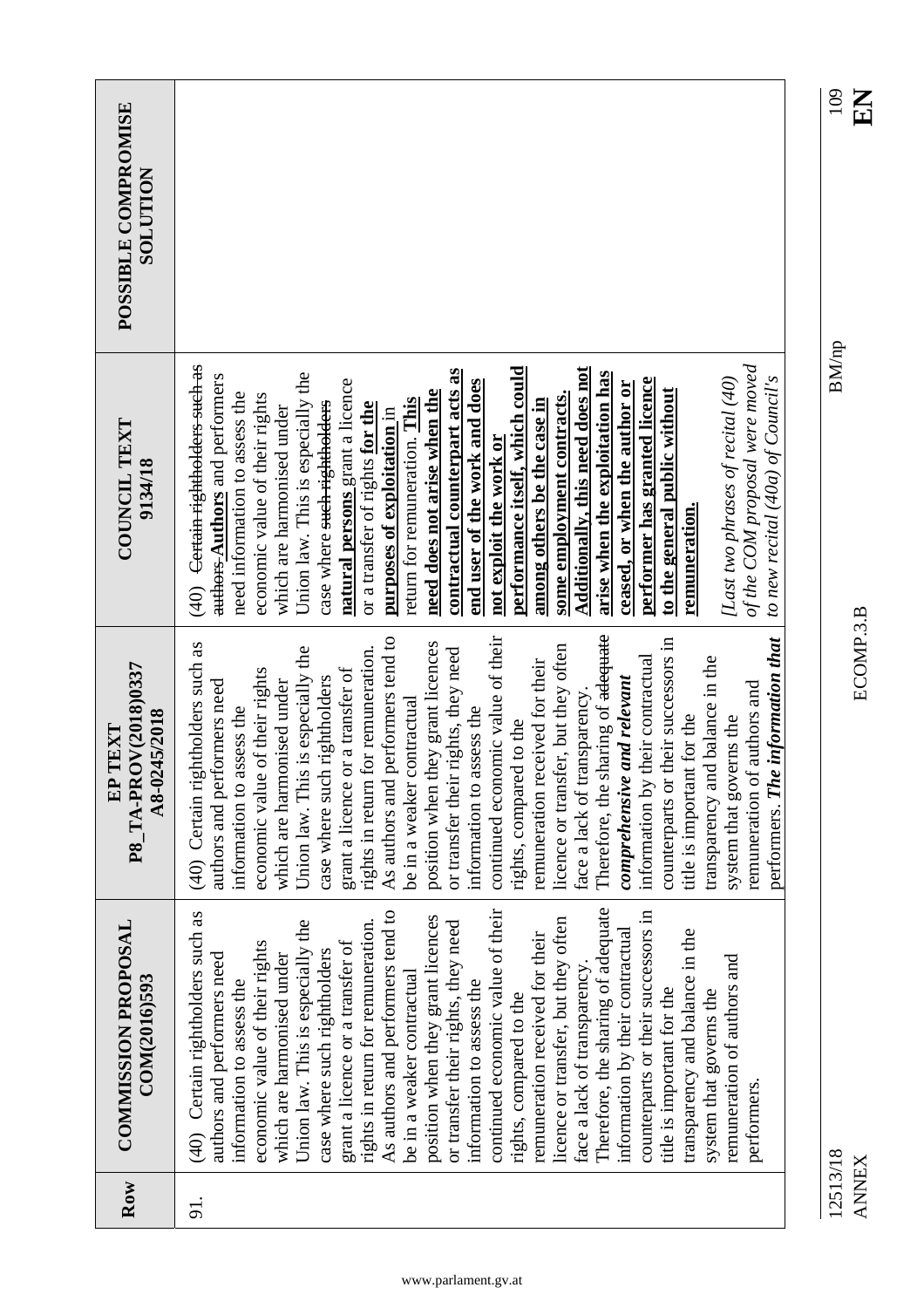| Row | COMMISSION PROPOSAL COM(2016)593 | EP TEXT P8_TA-PROV(2018)0337 A8-0245/2018 | COUNCIL TEXT 9134/18 | POSSIBLE COMPROMISE SOLUTION |
|---|---|---|---|---|
| 91. | (40) Certain rightholders such as authors and performers need information to assess the economic value of their rights which are harmonised under Union law. This is especially the case where such rightholders grant a licence or a transfer of rights in return for remuneration. As authors and performers tend to be in a weaker contractual position when they grant licences or transfer their rights, they need information to assess the continued economic value of their rights, compared to the remuneration received for their licence or transfer, but they often face a lack of transparency. Therefore, the sharing of adequate information by their contractual counterparts or their successors in title is important for the transparency and balance in the system that governs the remuneration of authors and performers. | (40) Certain rightholders such as authors and performers need information to assess the economic value of their rights which are harmonised under Union law. This is especially the case where such rightholders grant a licence or a transfer of rights in return for remuneration. As authors and performers tend to be in a weaker contractual position when they grant licences or transfer their rights, they need information to assess the continued economic value of their rights, compared to the remuneration received for their licence or transfer, but they often face a lack of transparency. Therefore, the sharing of ~~adequate~~ ***comprehensive and relevant*** information by their contractual counterparts or their successors in title is important for the transparency and balance in the system that governs the remuneration of authors and performers. ***The information that*** | (40) ~~Certain rightholders such as authors~~ **Authors** and performers need information to assess the economic value of their rights which are harmonised under Union law. This is especially the case where ~~such rightholders~~ **natural persons** grant a licence or a transfer of rights **for the purposes of exploitation** in return for remuneration. **This need does not arise when the contractual counterpart acts as end user of the work and does not exploit the work or performance itself, which could among others be the case in some employment contracts. Additionally, this need does not arise when the exploitation has ceased, or when the author or performer has granted licence to the general public without remuneration.**<br><br>*[Last two phrases of recital (40) of the COM proposal were moved to new recital (40a) of Council's* | |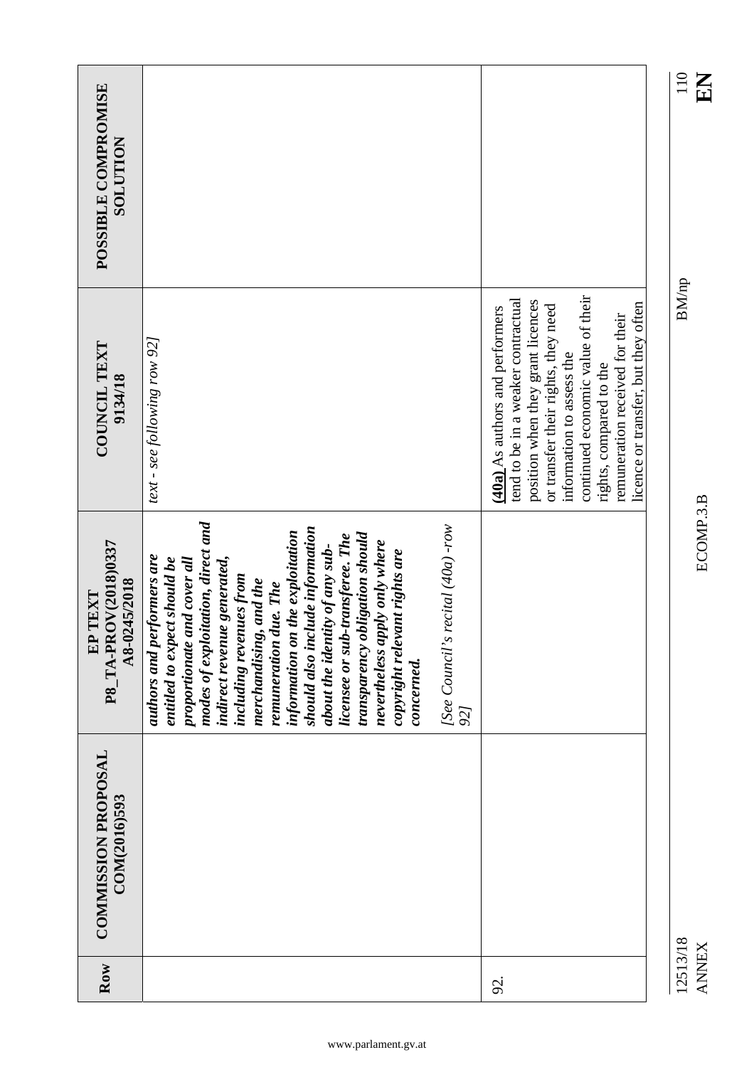| Row | COMMISSION PROPOSAL COM(2016)593 | EP TEXT P8_TA-PROV(2018)0337 A8-0245/2018 | COUNCIL TEXT 9134/18 | POSSIBLE COMPROMISE SOLUTION |
|---|---|---|---|---|
| | | ***authors and performers are entitled to expect should be proportionate and cover all modes of exploitation, direct and indirect revenue generated, including revenues from merchandising, and the remuneration due. The information on the exploitation should also include information about the identity of any sub-licensee or sub-transferee. The transparency obligation should nevertheless apply only where copyright relevant rights are concerned.*** <br><br> *[See Council's recital (40a) -row 92]* | *text - see following row 92]* | |
| 92. | | | **(40a)** As authors and performers tend to be in a weaker contractual position when they grant licences or transfer their rights, they need information to assess the continued economic value of their rights, compared to the remuneration received for their licence or transfer, but they often | |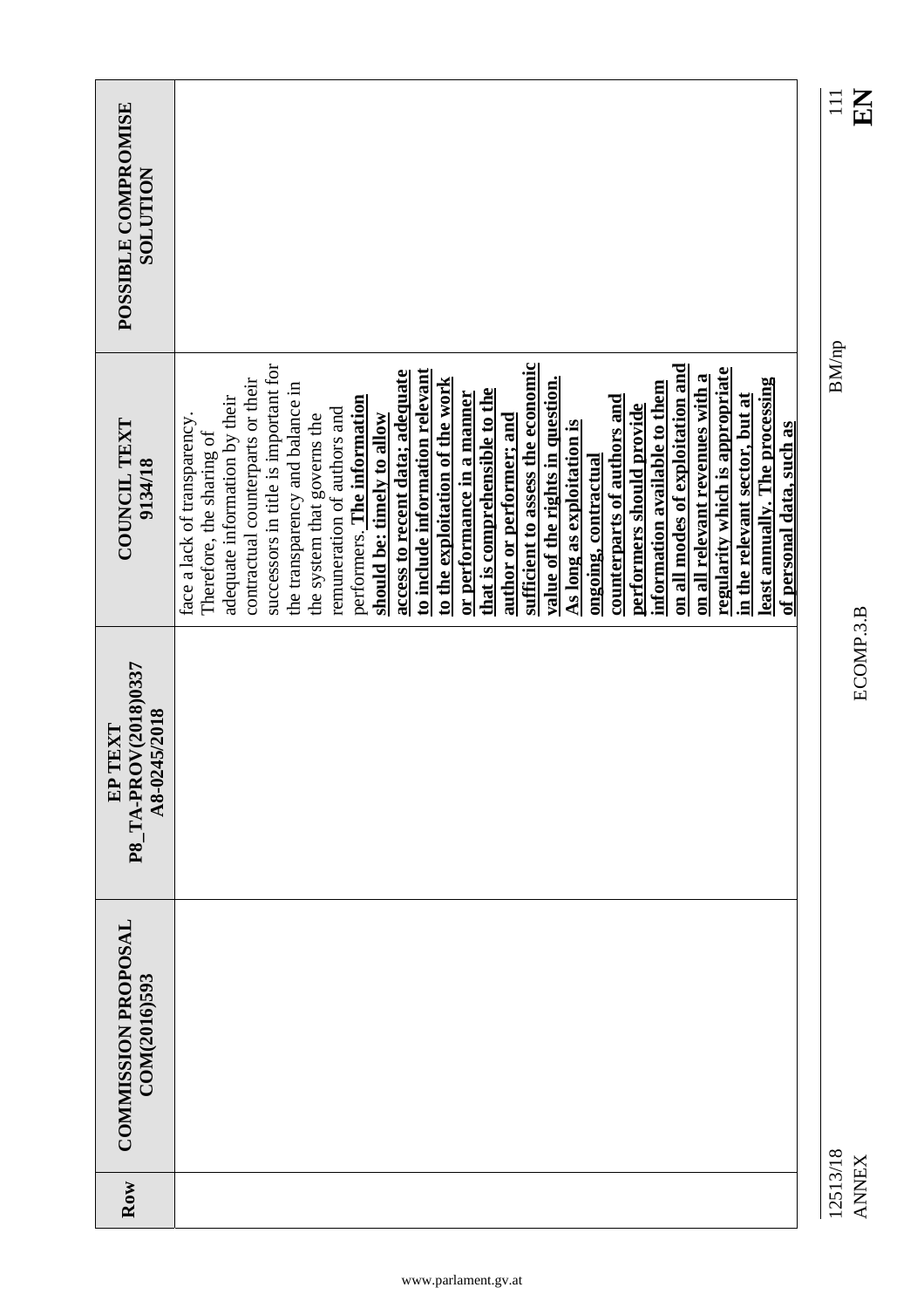| Row | COMMISSION PROPOSAL COM(2016)593 | EP TEXT P8_TA-PROV(2018)0337 A8-0245/2018 | COUNCIL TEXT 9134/18 | POSSIBLE COMPROMISE SOLUTION |
|---|---|---|---|---|
| | | | face a lack of transparency. Therefore, the sharing of adequate information by their contractual counterparts or their successors in title is important for the transparency and balance in the system that governs the remuneration of authors and performers. **The information should be: timely to allow access to recent data; adequate to include information relevant to the exploitation of the work or performance in a manner that is comprehensible to the author or performer; and sufficient to assess the economic value of the rights in question. As long as exploitation is ongoing, contractual counterparts of authors and performers should provide information available to them on all modes of exploitation and on all relevant revenues with a regularity which is appropriate in the relevant sector, but at least annually. The processing of personal data, such as** | |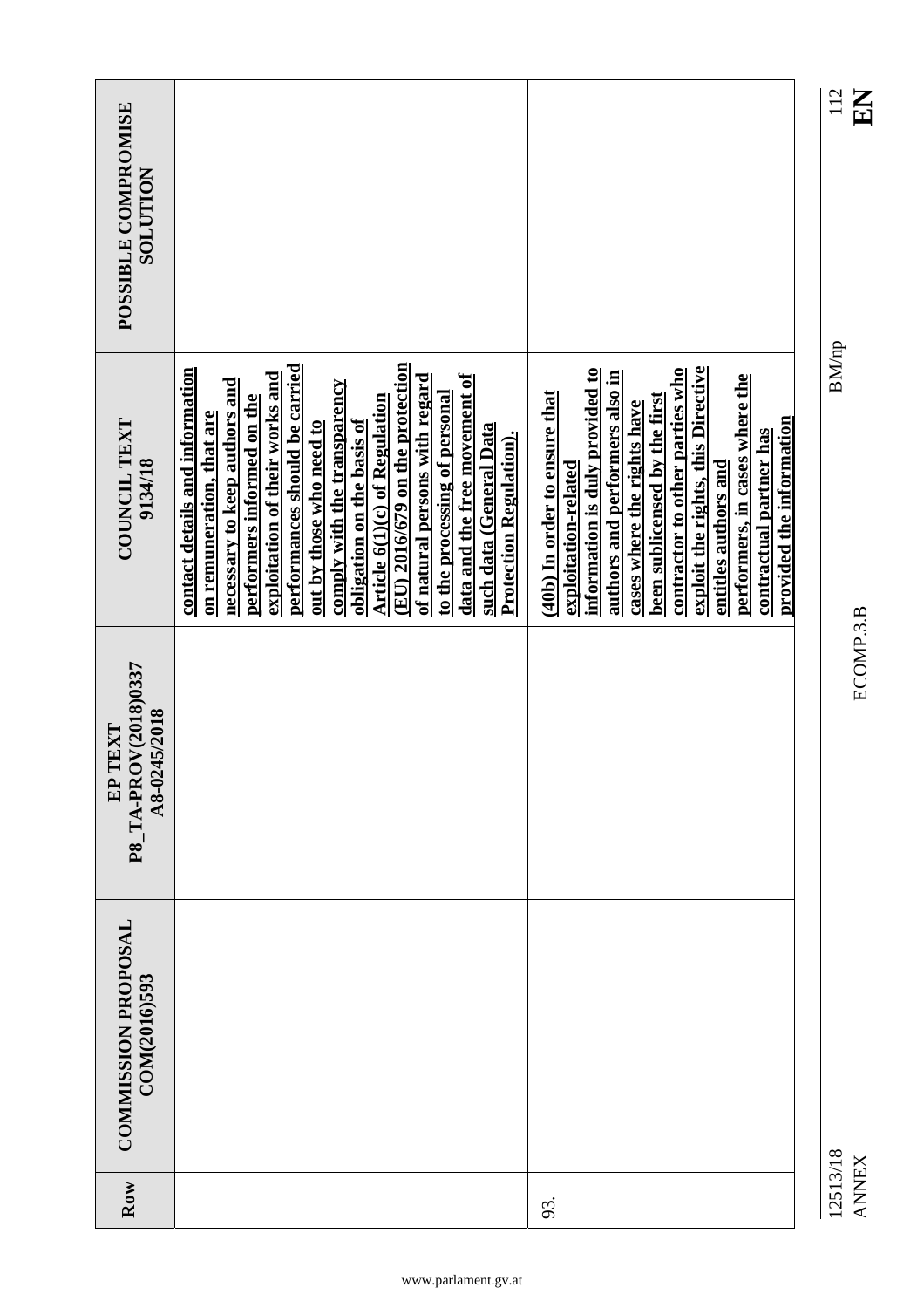| Row | COMMISSION PROPOSAL COM(2016)593 | EP TEXT P8_TA-PROV(2018)0337 A8-0245/2018 | COUNCIL TEXT 9134/18 | POSSIBLE COMPROMISE SOLUTION |
|---|---|---|---|---|
| | | | **contact details and information on remuneration, that are necessary to keep authors and performers informed on the exploitation of their works and performances should be carried out by those who need to comply with the transparency obligation on the basis of Article 6(1)(c) of Regulation (EU) 2016/679 on the protection of natural persons with regard to the processing of personal data and the free movement of such data (General Data Protection Regulation).** | |
| 93. | | | **(40b) In order to ensure that exploitation-related information is duly provided to authors and performers also in cases where the rights have been sublicensed by the first contractor to other parties who exploit the rights, this Directive entitles authors and performers, in cases where the contractual partner has provided the information** | |

12513/18 BM/np
ANNEX ECOMP.3.B **EN**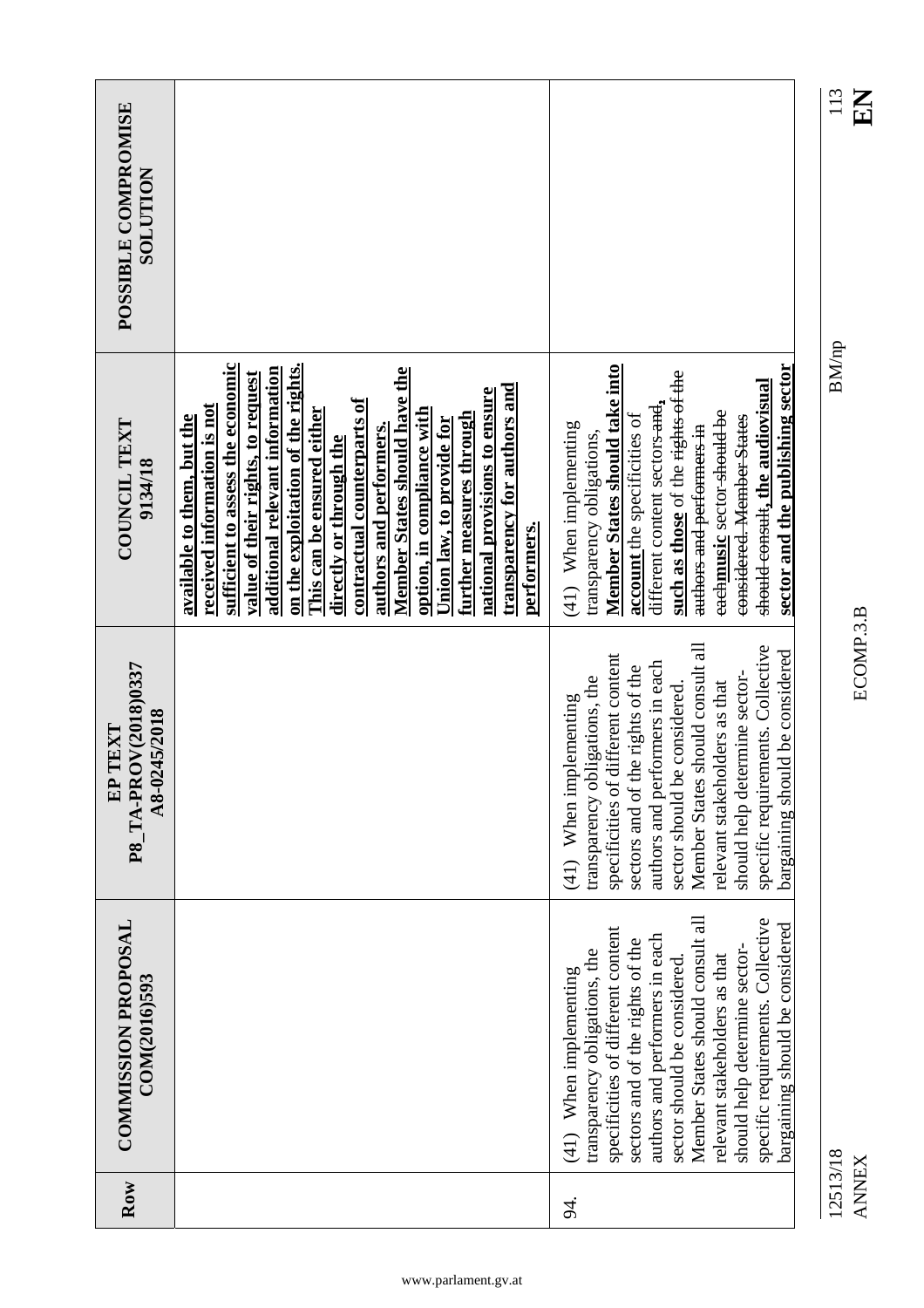| Row | COMMISSION PROPOSAL COM(2016)593 | EP TEXT P8_TA-PROV(2018)0337 A8-0245/2018 | COUNCIL TEXT 9134/18 | POSSIBLE COMPROMISE SOLUTION |
|---|---|---|---|---|
| | | | **available to them, but the received information is not sufficient to assess the economic value of their rights, to request additional relevant information on the exploitation of the rights. This can be ensured either directly or through the contractual counterparts of authors and performers. Member States should have the option, in compliance with Union law, to provide for further measures through national provisions to ensure transparency for authors and performers.** | |
| 94. | (41) When implementing transparency obligations, the specificities of different content sectors and of the rights of the authors and performers in each sector should be considered. Member States should consult all relevant stakeholders as that should help determine sector-specific requirements. Collective bargaining should be considered | (41) When implementing transparency obligations, the specificities of different content sectors and of the rights of the authors and performers in each sector should be considered. Member States should consult all relevant stakeholders as that should help determine sector-specific requirements. Collective bargaining should be considered | (41) When implementing transparency obligations, **Member States should take into account** the specificities of different content sectors ~~and~~**,** **such as those** of the ~~rights of the authors and performers in each~~**music** sector ~~should be considered. Member States should consult~~**, the audiovisual sector and the publishing sector** | |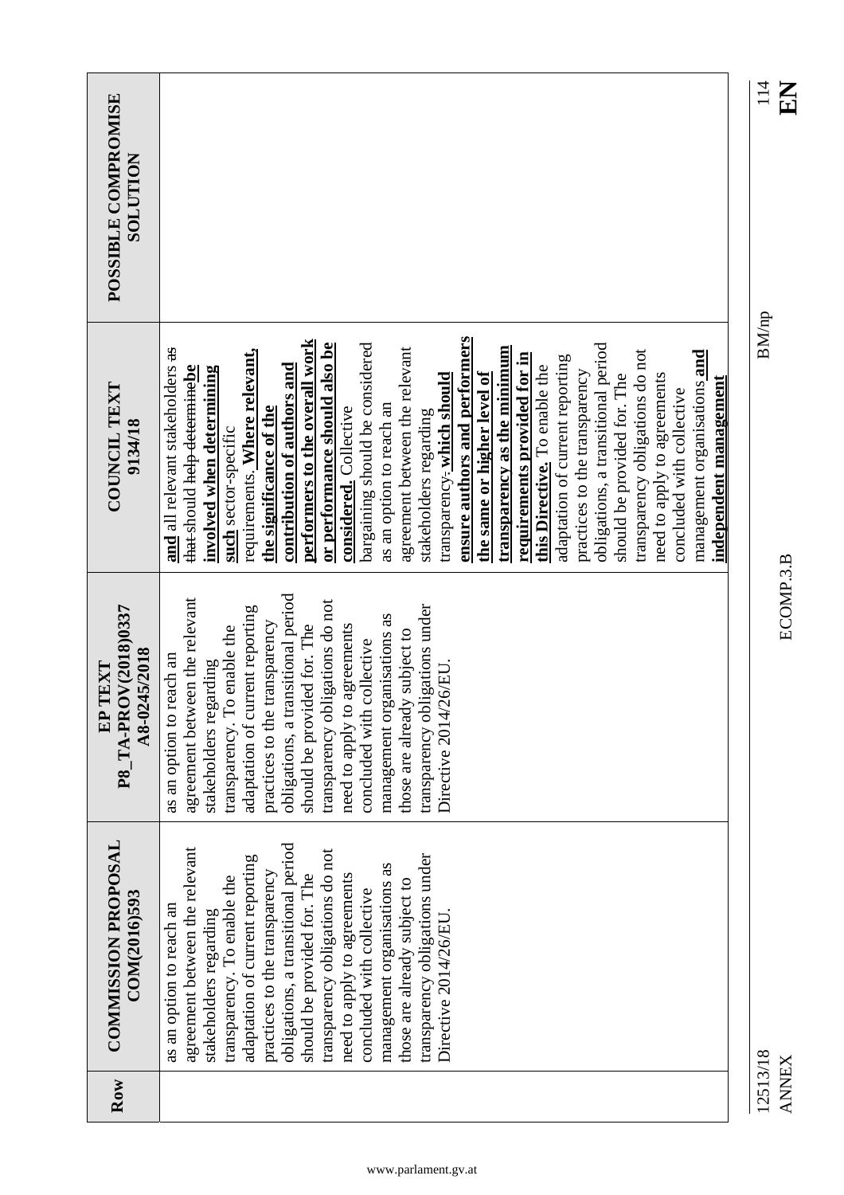| Row | COMMISSION PROPOSAL COM(2016)593 | EP TEXT P8_TA-PROV(2018)0337 A8-0245/2018 | COUNCIL TEXT 9134/18 | POSSIBLE COMPROMISE SOLUTION |
|---|---|---|---|---|
| | as an option to reach an agreement between the relevant stakeholders regarding transparency. To enable the adaptation of current reporting practices to the transparency obligations, a transitional period should be provided for. The transparency obligations do not need to apply to agreements concluded with collective management organisations as those are already subject to transparency obligations under Directive 2014/26/EU. | as an option to reach an agreement between the relevant stakeholders regarding transparency. To enable the adaptation of current reporting practices to the transparency obligations, a transitional period should be provided for. The transparency obligations do not need to apply to agreements concluded with collective management organisations as those are already subject to transparency obligations under Directive 2014/26/EU. | **and** all relevant stakeholders ~~as that~~ should ~~help determine~~**be involved when determining such** sector-specific requirements. **Where relevant, the significance of the contribution of authors and performers to the overall work or performance should also be considered.** Collective bargaining should be considered as an option to reach an agreement between the relevant stakeholders regarding transparency~~.~~ **which should ensure authors and performers the same or higher level of transparency as the minimum requirements provided for in this Directive.** To enable the adaptation of current reporting practices to the transparency obligations, a transitional period should be provided for. The transparency obligations do not need to apply to agreements concluded with collective management organisations **and independent management** | |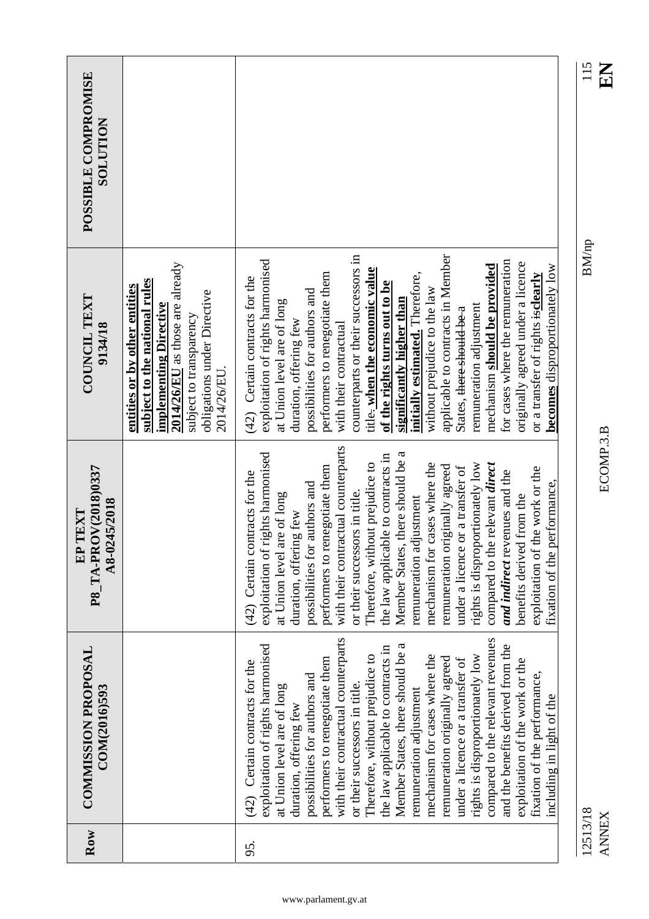| Row | COMMISSION PROPOSAL COM(2016)593 | EP TEXT P8_TA-PROV(2018)0337 A8-0245/2018 | COUNCIL TEXT 9134/18 | POSSIBLE COMPROMISE SOLUTION |
|---|---|---|---|---|
| | | | **entities or by other entities subject to the national rules implementing Directive 2014/26/EU** as those are already subject to transparency obligations under Directive 2014/26/EU. | |
| 95. | (42) Certain contracts for the exploitation of rights harmonised at Union level are of long duration, offering few possibilities for authors and performers to renegotiate them with their contractual counterparts or their successors in title. Therefore, without prejudice to the law applicable to contracts in Member States, there should be a remuneration adjustment mechanism for cases where the remuneration originally agreed under a licence or a transfer of rights is disproportionately low compared to the relevant revenues and the benefits derived from the exploitation of the work or the fixation of the performance, including in light of the | (42) Certain contracts for the exploitation of rights harmonised at Union level are of long duration, offering few possibilities for authors and performers to renegotiate them with their contractual counterparts or their successors in title. Therefore, without prejudice to the law applicable to contracts in Member States, there should be a remuneration adjustment mechanism for cases where the remuneration originally agreed under a licence or a transfer of rights is disproportionately low compared to the relevant ***direct and indirect*** revenues and the benefits derived from the exploitation of the work or the fixation of the performance, | (42) Certain contracts for the exploitation of rights harmonised at Union level are of long duration, offering few possibilities for authors and performers to renegotiate them with their contractual counterparts or their successors in title, **when the economic value of the rights turns out to be significantly higher than initially estimated**. Therefore, without prejudice to the law applicable to contracts in Member States, ~~there should be a~~ remuneration adjustment mechanism **should be provided** for cases where the remuneration originally agreed under a licence or a transfer of rights ~~is~~**clearly becomes** disproportionately low | |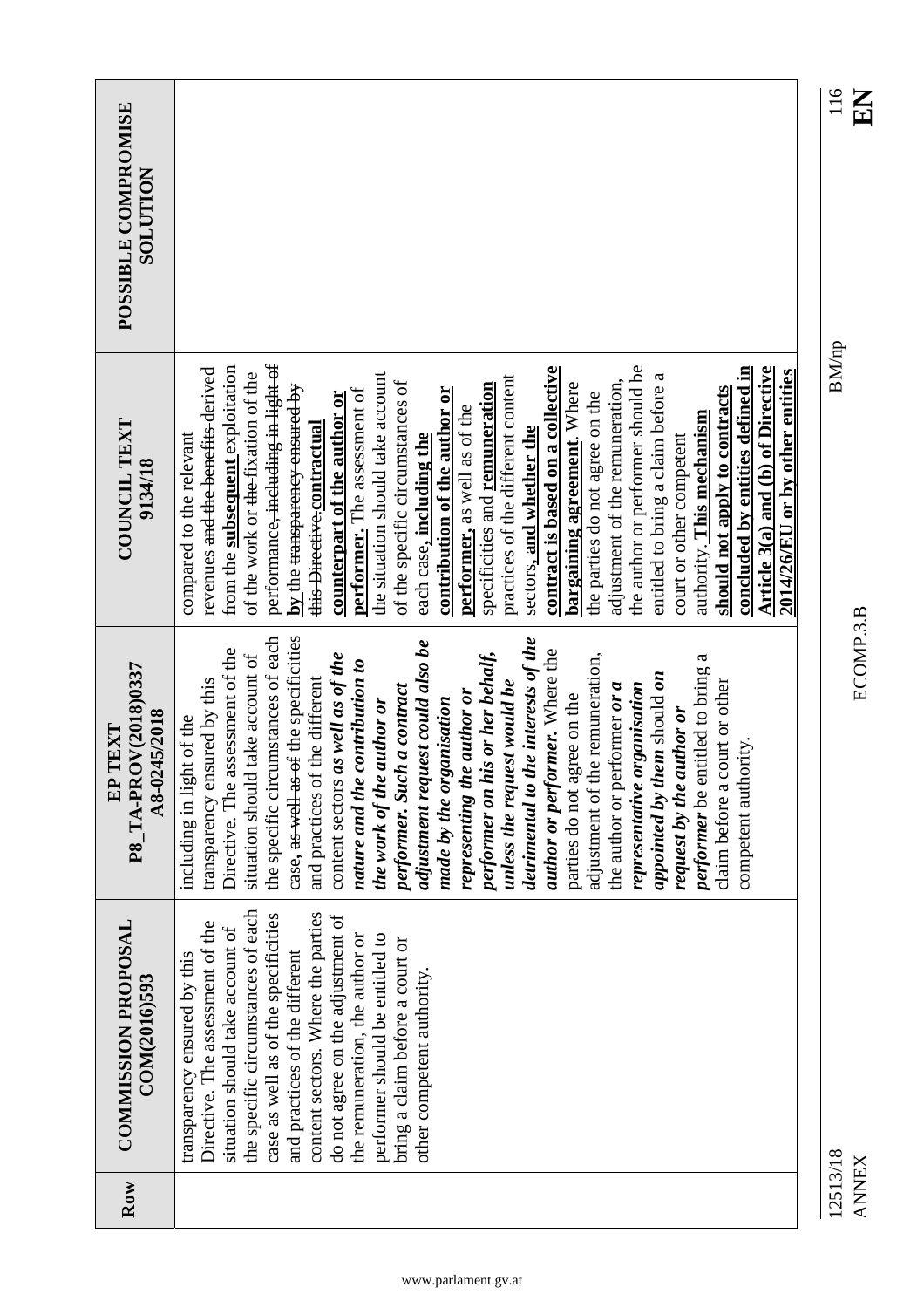| Row | COMMISSION PROPOSAL COM(2016)593 | EP TEXT P8_TA-PROV(2018)0337 A8-0245/2018 | COUNCIL TEXT 9134/18 | POSSIBLE COMPROMISE SOLUTION |
|---|---|---|---|---|
| | transparency ensured by this Directive. The assessment of the situation should take account of the specific circumstances of each case as well as of the specificities and practices of the different content sectors. Where the parties do not agree on the adjustment of the remuneration, the author or performer should be entitled to bring a claim before a court or other competent authority. | including in light of the transparency ensured by this Directive. The assessment of the situation should take account of the specific circumstances of each case, ~~as well as of~~ the specificities and practices of the different content sectors ***as well as of the nature and the contribution to the work of the author or performer. Such a contract adjustment request could also be made by the organisation representing the author or performer on his or her behalf, unless the request would be detrimental to the interests of the author or performer.*** Where the parties do not agree on the adjustment of the remuneration, the author or performer ***or a representative organisation appointed by them*** should ***on request by the author or performer*** be entitled to bring a claim before a court or other competent authority. | compared to the relevant revenues ~~and the benefits~~ derived from the **subsequent** exploitation of the work or ~~the~~ fixation of the performance~~, including in light of~~ **by** the ~~transparency ensured by this Directive~~ **contractual counterpart of the author or performer**. The assessment of the situation should take account of the specific circumstances of each case**, including the contribution of the author or performer,** as well as of the specificities and **remuneration** practices of the different content sectors**, and whether the contract is based on a collective bargaining agreement**. Where the parties do not agree on the adjustment of the remuneration, the author or performer should be entitled to bring a claim before a court or other competent authority. **This mechanism should not apply to contracts concluded by entities defined in Article 3(a) and (b) of Directive 2014/26/EU or by other entities** | |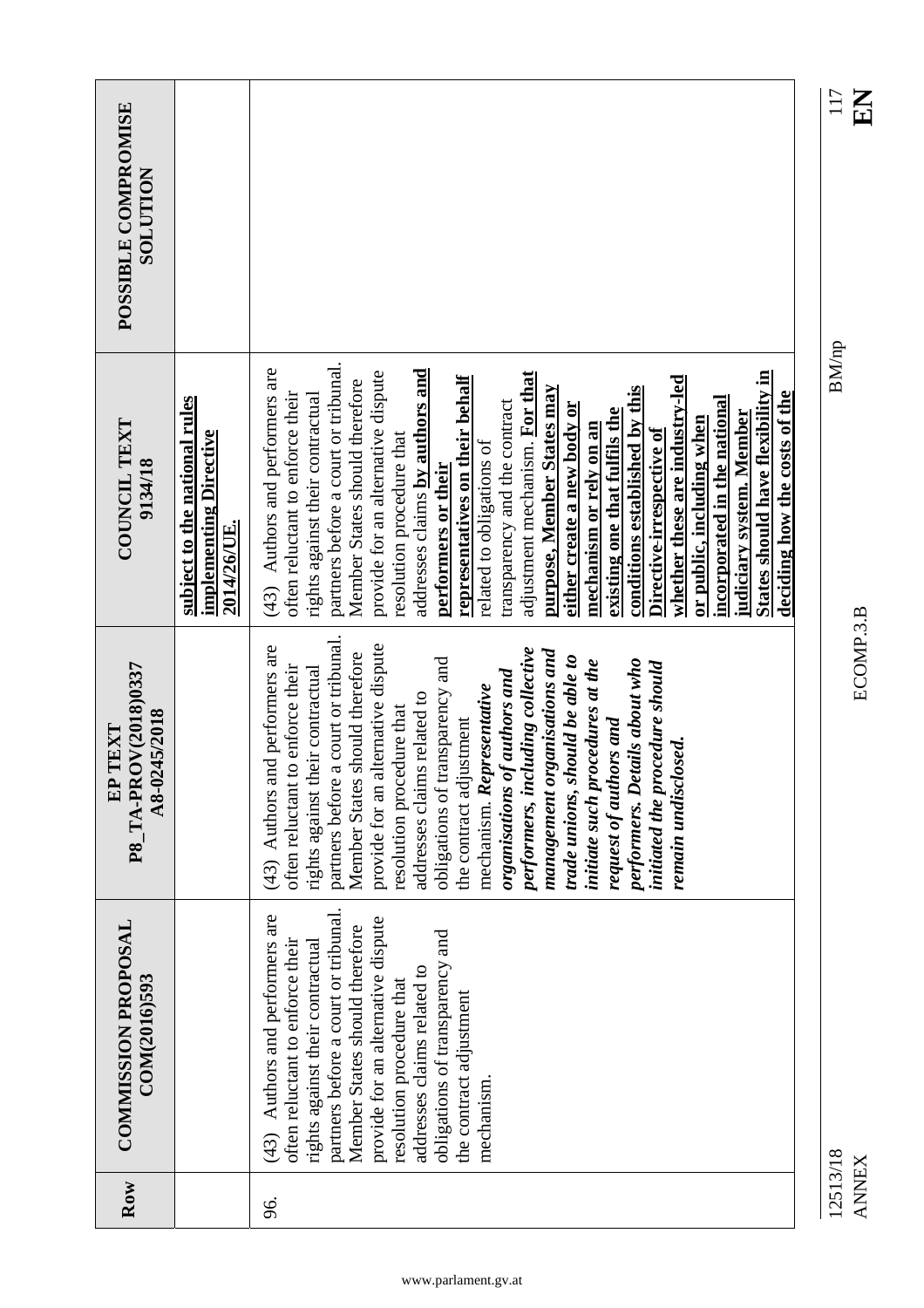| Row | COMMISSION PROPOSAL COM(2016)593 | EP TEXT P8_TA-PROV(2018)0337 A8-0245/2018 | COUNCIL TEXT 9134/18 | POSSIBLE COMPROMISE SOLUTION |
|---|---|---|---|---|
| | | | **subject to the national rules implementing Directive 2014/26/UE.** | |
| 96. | (43) Authors and performers are often reluctant to enforce their rights against their contractual partners before a court or tribunal. Member States should therefore provide for an alternative dispute resolution procedure that addresses claims related to obligations of transparency and the contract adjustment mechanism. | (43) Authors and performers are often reluctant to enforce their rights against their contractual partners before a court or tribunal. Member States should therefore provide for an alternative dispute resolution procedure that addresses claims related to obligations of transparency and the contract adjustment mechanism. ***Representative organisations of authors and performers, including collective management organisations and trade unions, should be able to initiate such procedures at the request of authors and performers. Details about who initiated the procedure should remain undisclosed.*** | (43) Authors and performers are often reluctant to enforce their rights against their contractual partners before a court or tribunal. Member States should therefore provide for an alternative dispute resolution procedure that addresses claims **by authors and performers or their representatives on their behalf** related to obligations of transparency and the contract adjustment mechanism. **For that purpose, Member States may either create a new body or mechanism or rely on an existing one that fulfils the conditions established by this Directive irrespective of whether these are industry-led or public, including when incorporated in the national judiciary system. Member States should have flexibility in deciding how the costs of the** | |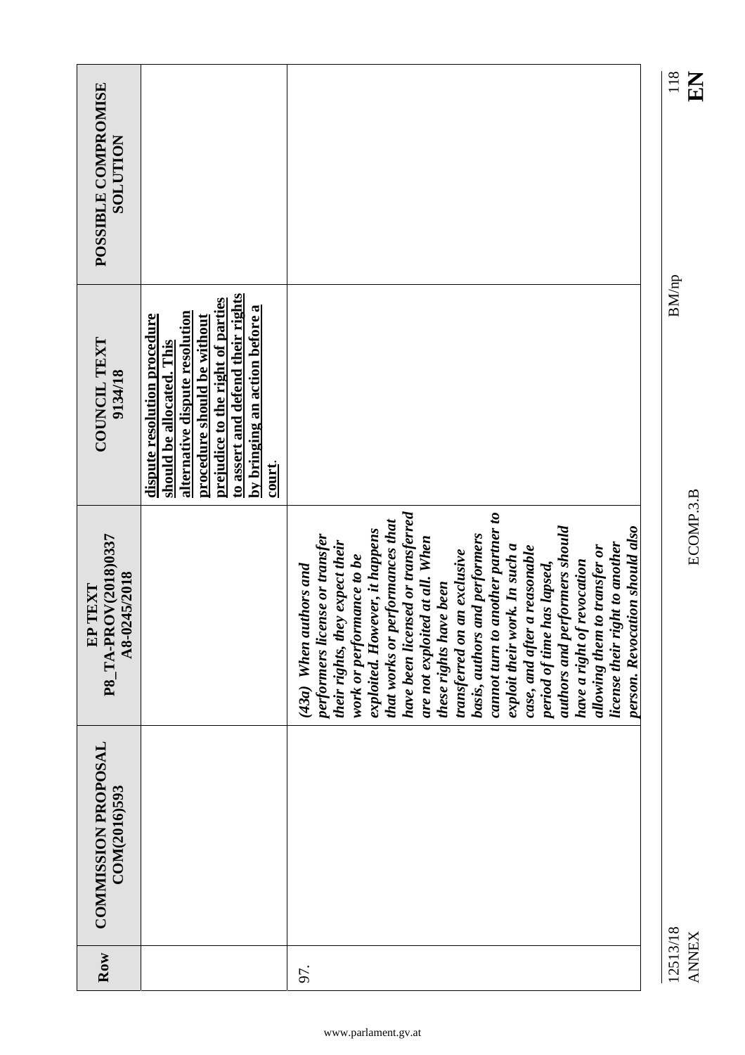| Row | COMMISSION PROPOSAL COM(2016)593 | EP TEXT P8_TA-PROV(2018)0337 A8-0245/2018 | COUNCIL TEXT 9134/18 | POSSIBLE COMPROMISE SOLUTION |
|---|---|---|---|---|
| | | | <u>dispute resolution procedure should be allocated. This alternative dispute resolution procedure should be without prejudice to the right of parties to assert and defend their rights by bringing an action before a court</u>. | |
| 97. | | ***(43a) When authors and performers license or transfer their rights, they expect their work or performance to be exploited. However, it happens that works or performances that have been licensed or transferred are not exploited at all. When these rights have been transferred on an exclusive basis, authors and performers cannot turn to another partner to exploit their work. In such a case, and after a reasonable period of time has lapsed, authors and performers should have a right of revocation allowing them to transfer or license their right to another person. Revocation should also*** | | |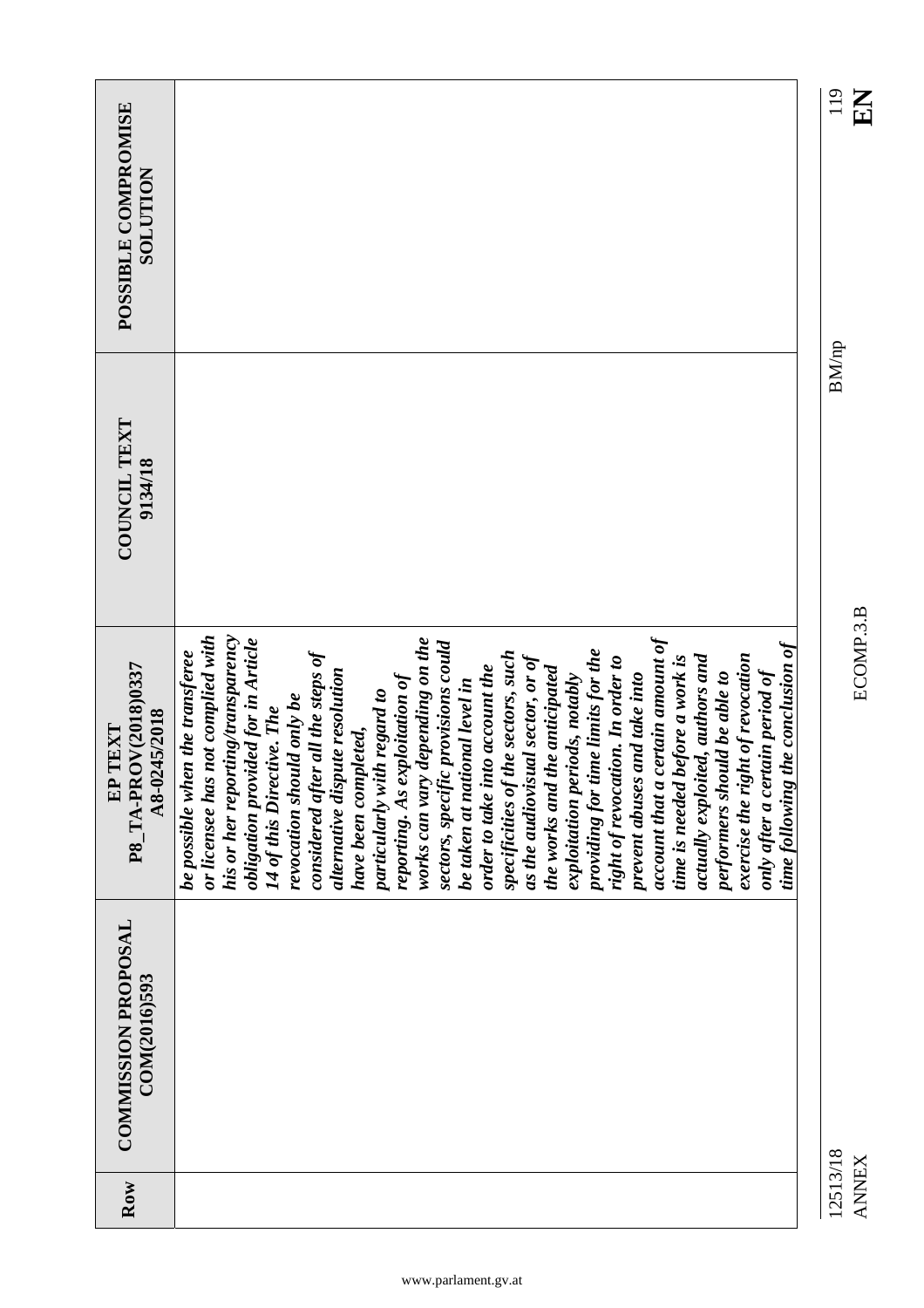| Row | COMMISSION PROPOSAL COM(2016)593 | EP TEXT P8_TA-PROV(2018)0337 A8-0245/2018 | COUNCIL TEXT 9134/18 | POSSIBLE COMPROMISE SOLUTION |
|---|---|---|---|---|
| | | ***be possible when the transferee or licensee has not complied with his or her reporting/transparency obligation provided for in Article 14 of this Directive. The revocation should only be considered after all the steps of alternative dispute resolution have been completed, particularly with regard to reporting. As exploitation of works can vary depending on the sectors, specific provisions could be taken at national level in order to take into account the specificities of the sectors, such as the audiovisual sector, or of the works and the anticipated exploitation periods, notably providing for time limits for the right of revocation. In order to prevent abuses and take into account that a certain amount of time is needed before a work is actually exploited, authors and performers should be able to exercise the right of revocation only after a certain period of time following the conclusion of*** | | |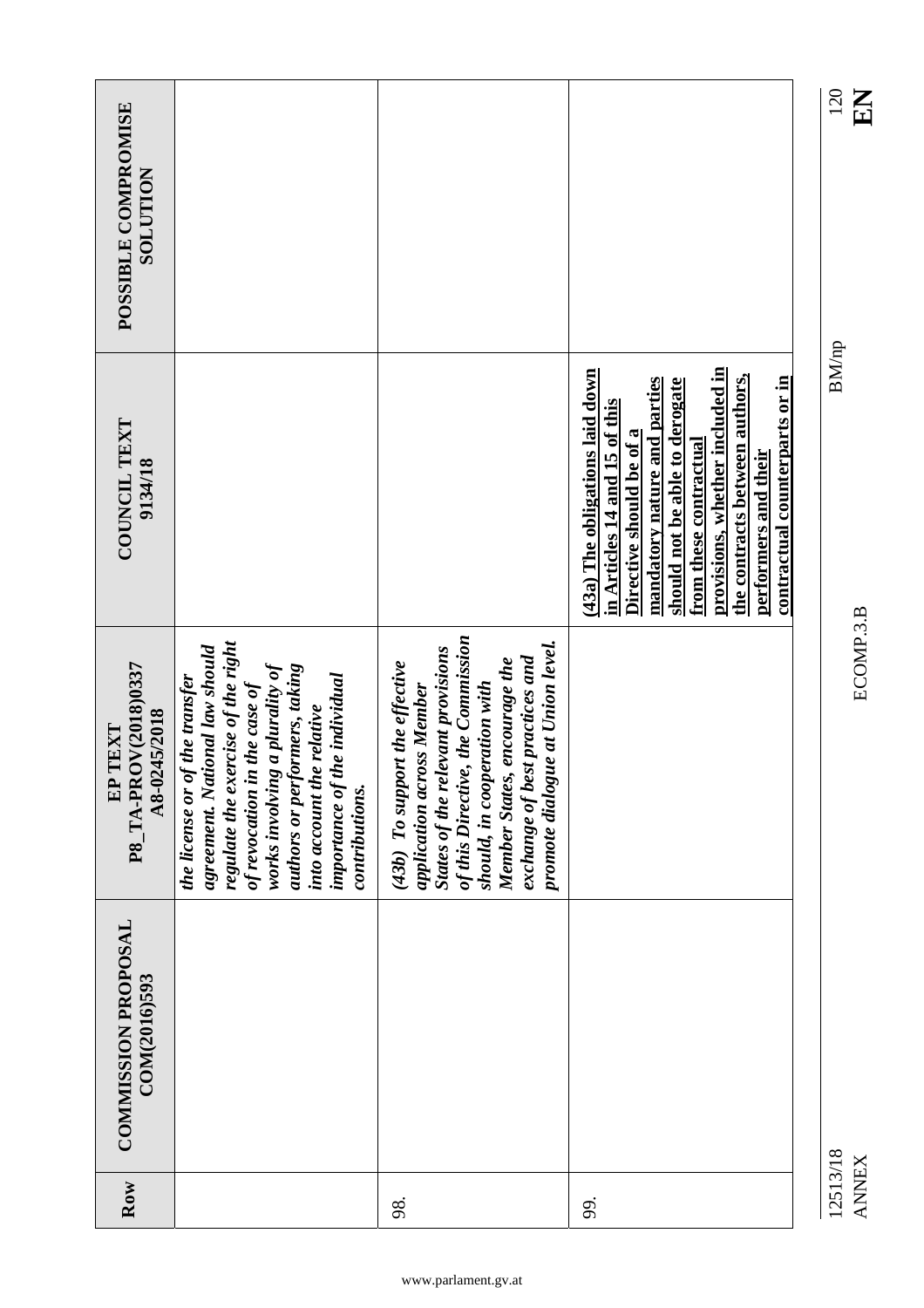| Row | COMMISSION PROPOSAL COM(2016)593 | EP TEXT P8_TA-PROV(2018)0337 A8-0245/2018 | COUNCIL TEXT 9134/18 | POSSIBLE COMPROMISE SOLUTION |
|---|---|---|---|---|
| | | ***the license or of the transfer agreement. National law should regulate the exercise of the right of revocation in the case of works involving a plurality of authors or performers, taking into account the relative importance of the individual contributions.*** | | |
| 98. | | ***(43b) To support the effective application across Member States of the relevant provisions of this Directive, the Commission should, in cooperation with Member States, encourage the exchange of best practices and promote dialogue at Union level.*** | | |
| 99. | | | **(43a) The obligations laid down in Articles 14 and 15 of this Directive should be of a mandatory nature and parties should not be able to derogate from these contractual provisions, whether included in the contracts between authors, performers and their contractual counterparts or in** | |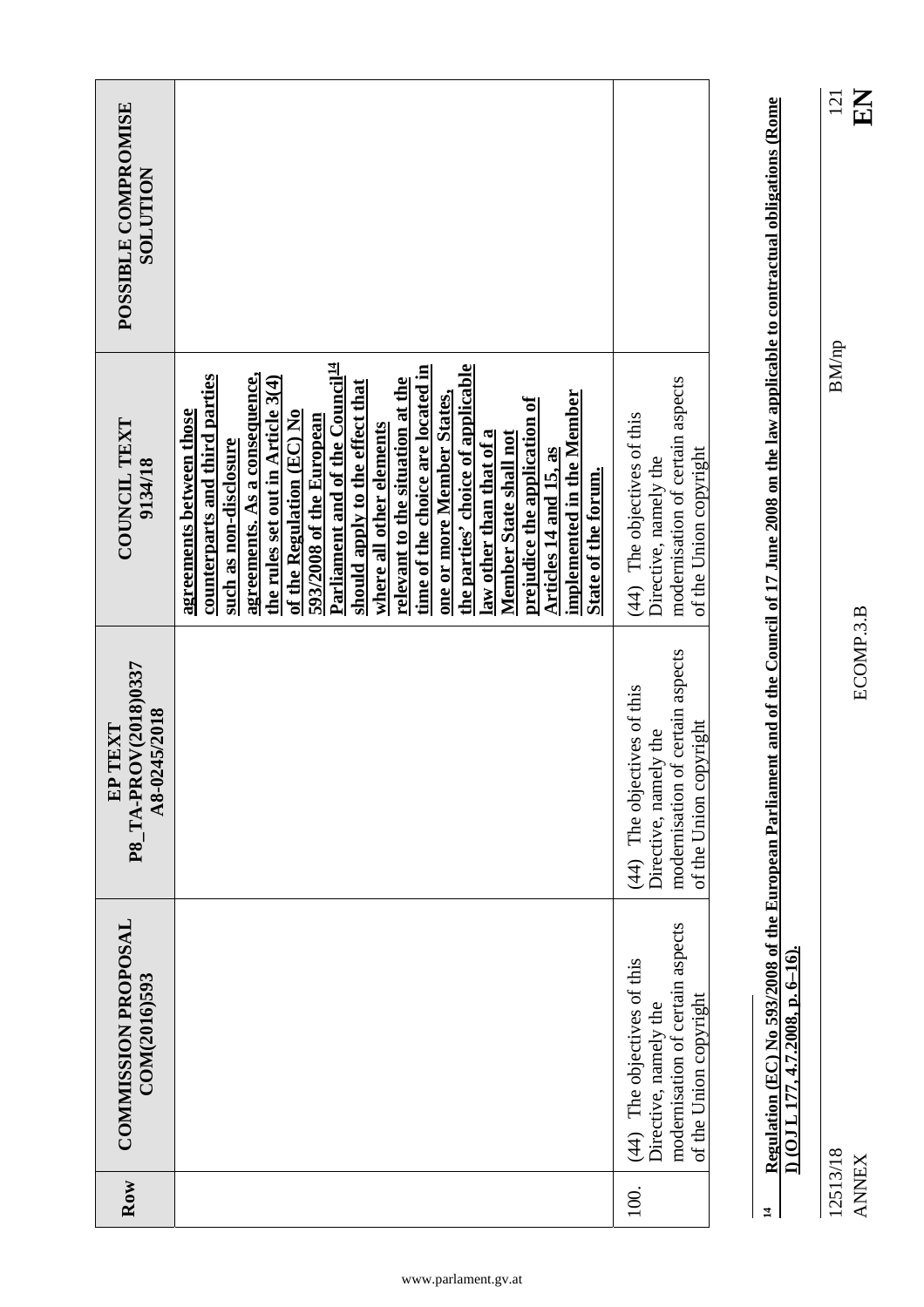| Row | COMMISSION PROPOSAL COM(2016)593 | EP TEXT P8_TA-PROV(2018)0337 A8-0245/2018 | COUNCIL TEXT 9134/18 | POSSIBLE COMPROMISE SOLUTION |
|---|---|---|---|---|
| | | | **agreements between those counterparts and third parties such as non-disclosure agreements. As a consequence, the rules set out in Article 3(4) of the Regulation (EC) No 593/2008 of the European Parliament and of the Council[14] should apply to the effect that where all other elements relevant to the situation at the time of the choice are located in one or more Member States, the parties' choice of applicable law other than that of a Member State shall not prejudice the application of Articles 14 and 15, as implemented in the Member State of the forum.** | |
| 100. | (44) The objectives of this Directive, namely the modernisation of certain aspects of the Union copyright | (44) The objectives of this Directive, namely the modernisation of certain aspects of the Union copyright | (44) The objectives of this Directive, namely the modernisation of certain aspects of the Union copyright | |

[14] **Regulation (EC) No 593/2008 of the European Parliament and of the Council of 17 June 2008 on the law applicable to contractual obligations (Rome I) (OJ L 177, 4.7.2008, p. 6–16).**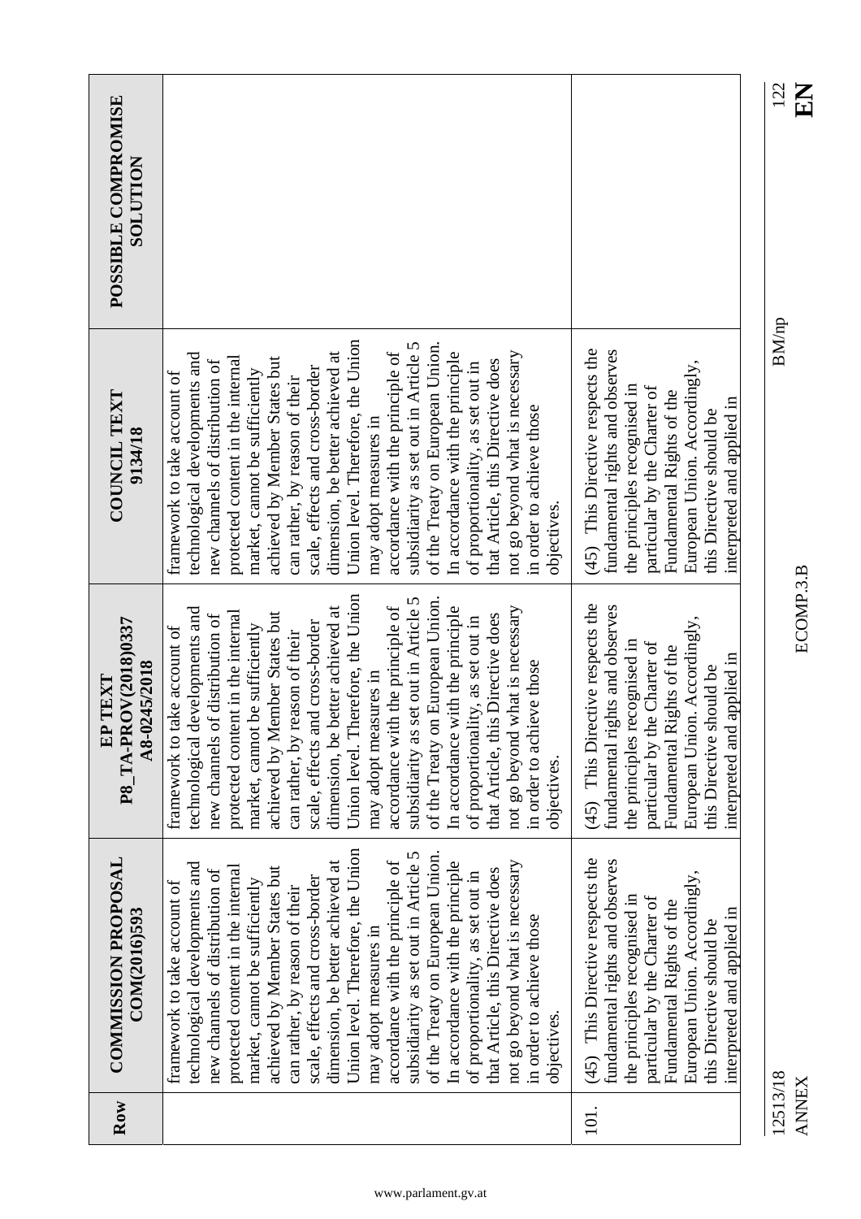| Row | COMMISSION PROPOSAL COM(2016)593 | EP TEXT P8_TA-PROV(2018)0337 A8-0245/2018 | COUNCIL TEXT 9134/18 | POSSIBLE COMPROMISE SOLUTION |
|---|---|---|---|---|
| | framework to take account of technological developments and new channels of distribution of protected content in the internal market, cannot be sufficiently achieved by Member States but can rather, by reason of their scale, effects and cross-border dimension, be better achieved at Union level. Therefore, the Union may adopt measures in accordance with the principle of subsidiarity as set out in Article 5 of the Treaty on European Union. In accordance with the principle of proportionality, as set out in that Article, this Directive does not go beyond what is necessary in order to achieve those objectives. | framework to take account of technological developments and new channels of distribution of protected content in the internal market, cannot be sufficiently achieved by Member States but can rather, by reason of their scale, effects and cross-border dimension, be better achieved at Union level. Therefore, the Union may adopt measures in accordance with the principle of subsidiarity as set out in Article 5 of the Treaty on European Union. In accordance with the principle of proportionality, as set out in that Article, this Directive does not go beyond what is necessary in order to achieve those objectives. | framework to take account of technological developments and new channels of distribution of protected content in the internal market, cannot be sufficiently achieved by Member States but can rather, by reason of their scale, effects and cross-border dimension, be better achieved at Union level. Therefore, the Union may adopt measures in accordance with the principle of subsidiarity as set out in Article 5 of the Treaty on European Union. In accordance with the principle of proportionality, as set out in that Article, this Directive does not go beyond what is necessary in order to achieve those objectives. | |
| 101. | (45) This Directive respects the fundamental rights and observes the principles recognised in particular by the Charter of Fundamental Rights of the European Union. Accordingly, this Directive should be interpreted and applied in | (45) This Directive respects the fundamental rights and observes the principles recognised in particular by the Charter of Fundamental Rights of the European Union. Accordingly, this Directive should be interpreted and applied in | (45) This Directive respects the fundamental rights and observes the principles recognised in particular by the Charter of Fundamental Rights of the European Union. Accordingly, this Directive should be interpreted and applied in | |

12513/18 BM/np
ANNEX ECOMP.3.B **EN**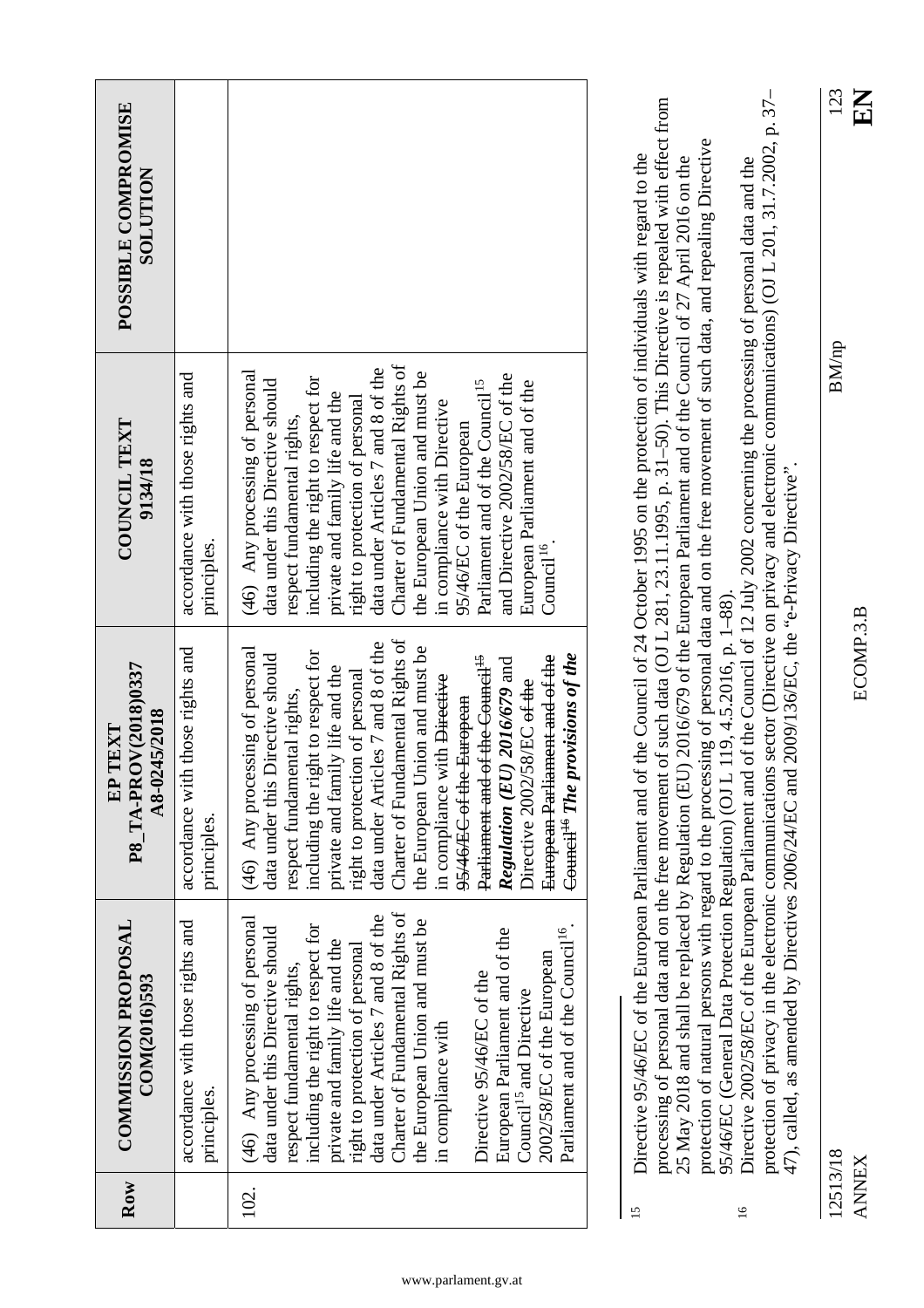| Row | COMMISSION PROPOSAL COM(2016)593 | EP TEXT P8_TA-PROV(2018)0337 A8-0245/2018 | COUNCIL TEXT 9134/18 | POSSIBLE COMPROMISE SOLUTION |
|---|---|---|---|---|
| | accordance with those rights and principles. | accordance with those rights and principles. | accordance with those rights and principles. | |
| 102. | (46) Any processing of personal data under this Directive should respect fundamental rights, including the right to respect for private and family life and the right to protection of personal data under Articles 7 and 8 of the Charter of Fundamental Rights of the European Union and must be in compliance with Directive 95/46/EC of the European Parliament and of the Council[15] and Directive 2002/58/EC of the European Parliament and of the Council[16]. | (46) Any processing of personal data under this Directive should respect fundamental rights, including the right to respect for private and family life and the right to protection of personal data under Articles 7 and 8 of the Charter of Fundamental Rights of the European Union and must be in compliance with ~~Directive 95/46/EC of the European Parliament and of the Council~~[15] ***Regulation (EU) 2016/679*** and Directive 2002/58/EC ~~of the European Parliament and of the Council~~[16] ***The provisions of the*** | (46) Any processing of personal data under this Directive should respect fundamental rights, including the right to respect for private and family life and the right to protection of personal data under Articles 7 and 8 of the Charter of Fundamental Rights of the European Union and must be in compliance with Directive 95/46/EC of the European Parliament and of the Council[15] and Directive 2002/58/EC of the European Parliament and of the Council[16]. | |

[15] Directive 95/46/EC of the European Parliament and of the Council of 24 October 1995 on the protection of individuals with regard to the processing of personal data and on the free movement of such data (OJ L 281, 23.11.1995, p. 31–50). This Directive is repealed with effect from 25 May 2018 and shall be replaced by Regulation (EU) 2016/679 of the European Parliament and of the Council of 27 April 2016 on the protection of natural persons with regard to the processing of personal data and on the free movement of such data, and repealing Directive 95/46/EC (General Data Protection Regulation) (OJ L 119, 4.5.2016, p. 1–88).

[16] Directive 2002/58/EC of the European Parliament and of the Council of 12 July 2002 concerning the processing of personal data and the protection of privacy in the electronic communications sector (Directive on privacy and electronic communications) (OJ L 201, 31.7.2002, p. 37–47), called, as amended by Directives 2006/24/EC and 2009/136/EC, the "e-Privacy Directive".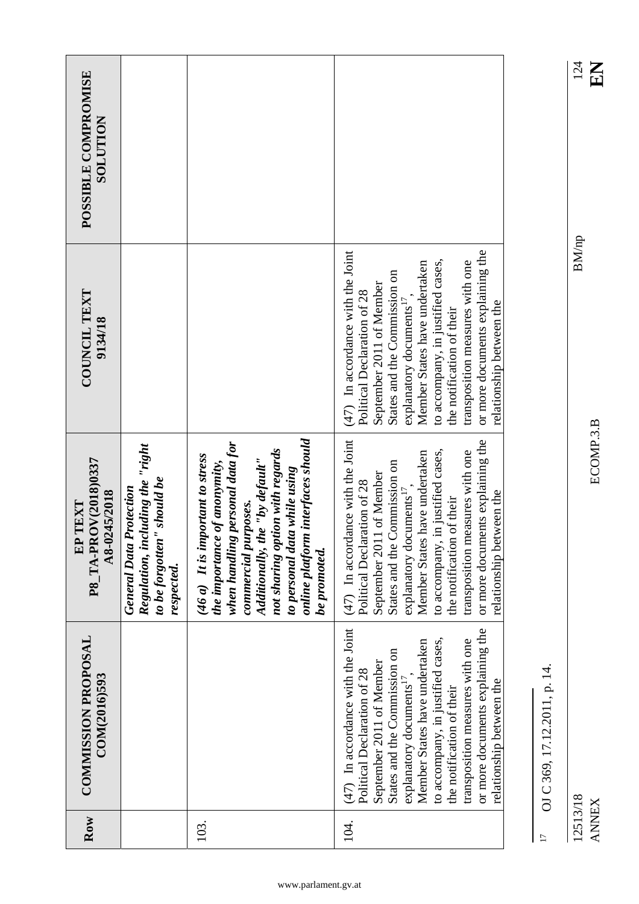| Row | COMMISSION PROPOSAL COM(2016)593 | EP TEXT P8_TA-PROV(2018)0337 A8-0245/2018 | COUNCIL TEXT 9134/18 | POSSIBLE COMPROMISE SOLUTION |
|---|---|---|---|---|
| | | ***General Data Protection Regulation, including the "right to be forgotten" should be respected.*** | | |
| 103. | | ***(46 a) It is important to stress the importance of anonymity, when handling personal data for commercial purposes. Additionally, the "by default" not sharing option with regards to personal data while using online platform interfaces should be promoted.*** | | |
| 104. | (47) In accordance with the Joint Political Declaration of 28 September 2011 of Member States and the Commission on explanatory documents[17], Member States have undertaken to accompany, in justified cases, the notification of their transposition measures with one or more documents explaining the relationship between the | (47) In accordance with the Joint Political Declaration of 28 September 2011 of Member States and the Commission on explanatory documents[17], Member States have undertaken to accompany, in justified cases, the notification of their transposition measures with one or more documents explaining the relationship between the | (47) In accordance with the Joint Political Declaration of 28 September 2011 of Member States and the Commission on explanatory documents[17], Member States have undertaken to accompany, in justified cases, the notification of their transposition measures with one or more documents explaining the relationship between the | |

[17] OJ C 369, 17.12.2011, p. 14.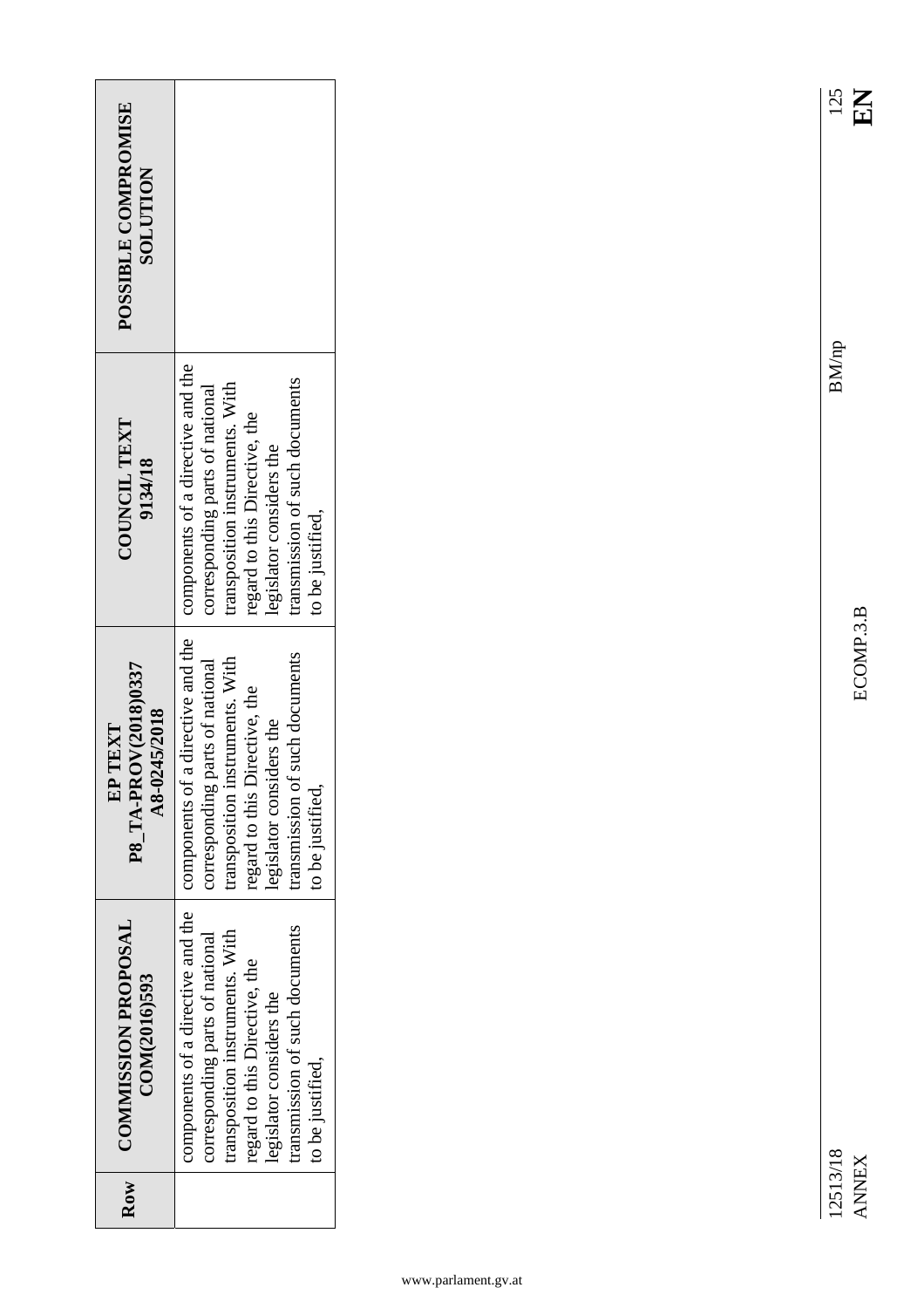| Row | COMMISSION PROPOSAL COM(2016)593 | EP TEXT P8_TA-PROV(2018)0337 A8-0245/2018 | COUNCIL TEXT 9134/18 | POSSIBLE COMPROMISE SOLUTION |
|---|---|---|---|---|
| | components of a directive and the corresponding parts of national transposition instruments. With regard to this Directive, the legislator considers the transmission of such documents to be justified, | components of a directive and the corresponding parts of national transposition instruments. With regard to this Directive, the legislator considers the transmission of such documents to be justified, | components of a directive and the corresponding parts of national transposition instruments. With regard to this Directive, the legislator considers the transmission of such documents to be justified, | |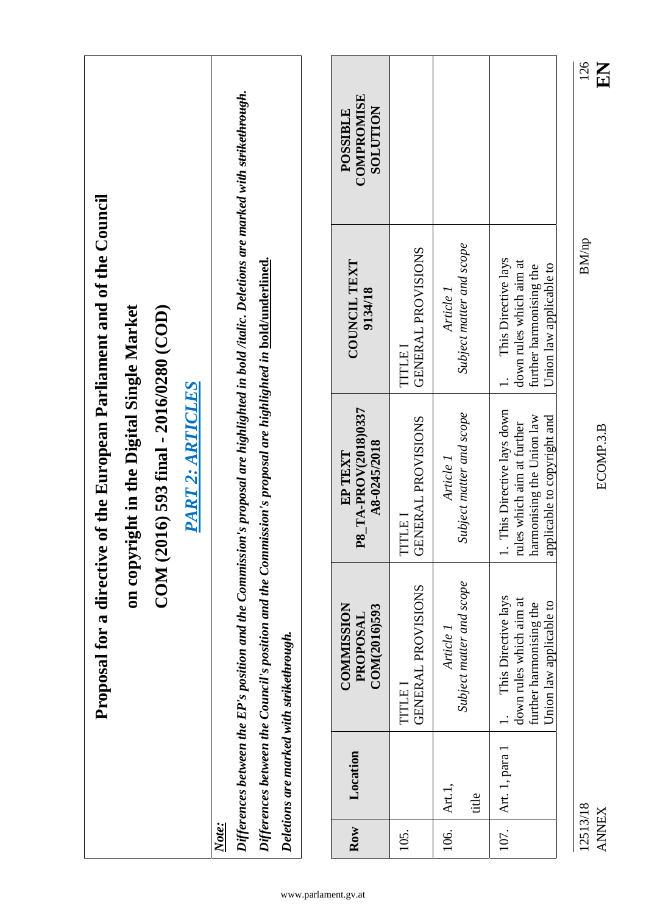# Proposal for a directive of the European Parliament and of the Council

## on copyright in the Digital Single Market

## COM (2016) 593 final - 2016/0280 (COD)

## *PART 2: ARTICLES*

***Note:***

*Differences between the EP's position and the Commission's proposal are highlighted in bold /italic. Deletions are marked with ~~strikethrough~~.*

*Differences between the Council's position and the Commission's proposal are highlighted in **bold/underlined**.*

*Deletions are marked with ~~strikethrough~~.*

| Row | Location | COMMISSION PROPOSAL COM(2016)593 | EP TEXT P8_TA-PROV(2018)0337 A8-0245/2018 | COUNCIL TEXT 9134/18 | POSSIBLE COMPROMISE SOLUTION |
|---|---|---|---|---|---|
| 105. | | TITLE I GENERAL PROVISIONS | TITLE I GENERAL PROVISIONS | TITLE I GENERAL PROVISIONS | |
| 106. | Art.1, title | *Article 1* *Subject matter and scope* | *Article 1* *Subject matter and scope* | *Article 1* *Subject matter and scope* | |
| 107. | Art. 1, para 1 | 1. This Directive lays down rules which aim at further harmonising the Union law applicable to | 1. This Directive lays down rules which aim at further harmonising the Union law applicable to copyright and | 1. This Directive lays down rules which aim at further harmonising the Union law applicable to | |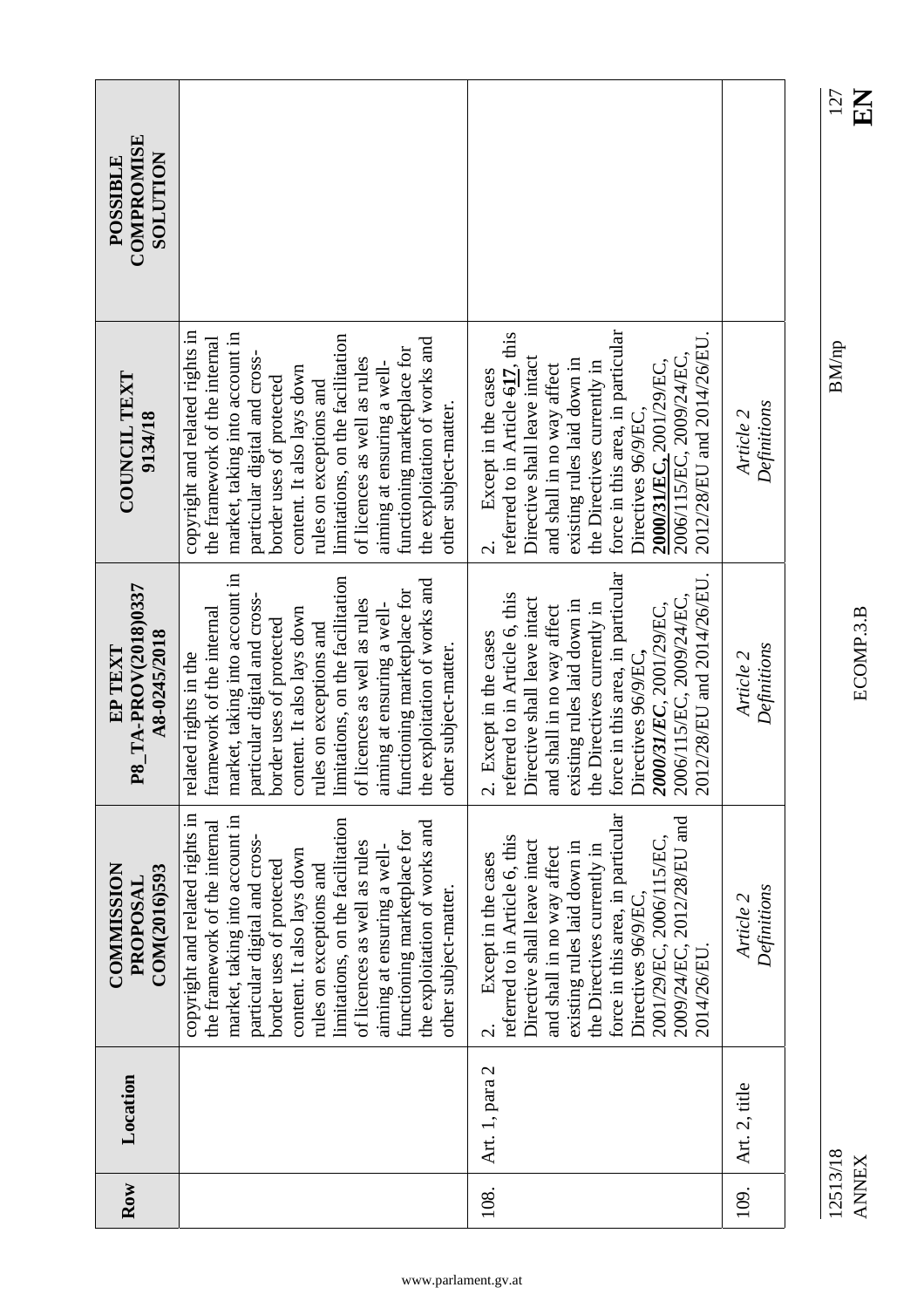| Row | Location | COMMISSION PROPOSAL COM(2016)593 | EP TEXT P8_TA-PROV(2018)0337 A8-0245/2018 | COUNCIL TEXT 9134/18 | POSSIBLE COMPROMISE SOLUTION |
|---|---|---|---|---|---|
| | | copyright and related rights in the framework of the internal market, taking into account in particular digital and cross-border uses of protected content. It also lays down rules on exceptions and limitations, on the facilitation of licences as well as rules aiming at ensuring a well-functioning marketplace for the exploitation of works and other subject-matter. | related rights in the framework of the internal market, taking into account in particular digital and cross-border uses of protected content. It also lays down rules on exceptions and limitations, on the facilitation of licences as well as rules aiming at ensuring a well-functioning marketplace for the exploitation of works and other subject-matter. | copyright and related rights in the framework of the internal market, taking into account in particular digital and cross-border uses of protected content. It also lays down rules on exceptions and limitations, on the facilitation of licences as well as rules aiming at ensuring a well-functioning marketplace for the exploitation of works and other subject-matter. | |
| 108. | Art. 1, para 2 | 2. Except in the cases referred to in Article 6, this Directive shall leave intact and shall in no way affect existing rules laid down in the Directives currently in force in this area, in particular Directives 96/9/EC, 2001/29/EC, 2006/115/EC, 2009/24/EC, 2012/28/EU and 2014/26/EU. | 2. Except in the cases referred to in Article 6, this Directive shall leave intact and shall in no way affect existing rules laid down in the Directives currently in force in this area, in particular Directives 96/9/EC, ***2000/31/EC***, 2001/29/EC, 2006/115/EC, 2009/24/EC, 2012/28/EU and 2014/26/EU. | 2. Except in the cases referred to in Article ~~6~~**17**, this Directive shall leave intact and shall in no way affect existing rules laid down in the Directives currently in force in this area, in particular Directives 96/9/EC, **2000/31/EC,** 2001/29/EC, 2006/115/EC, 2009/24/EC, 2012/28/EU and 2014/26/EU. | |
| 109. | Art. 2, title | *Article 2* *Definitions* | *Article 2* *Definitions* | *Article 2* *Definitions* | |

12513/18 BM/np
ANNEX ECOMP.3.B EN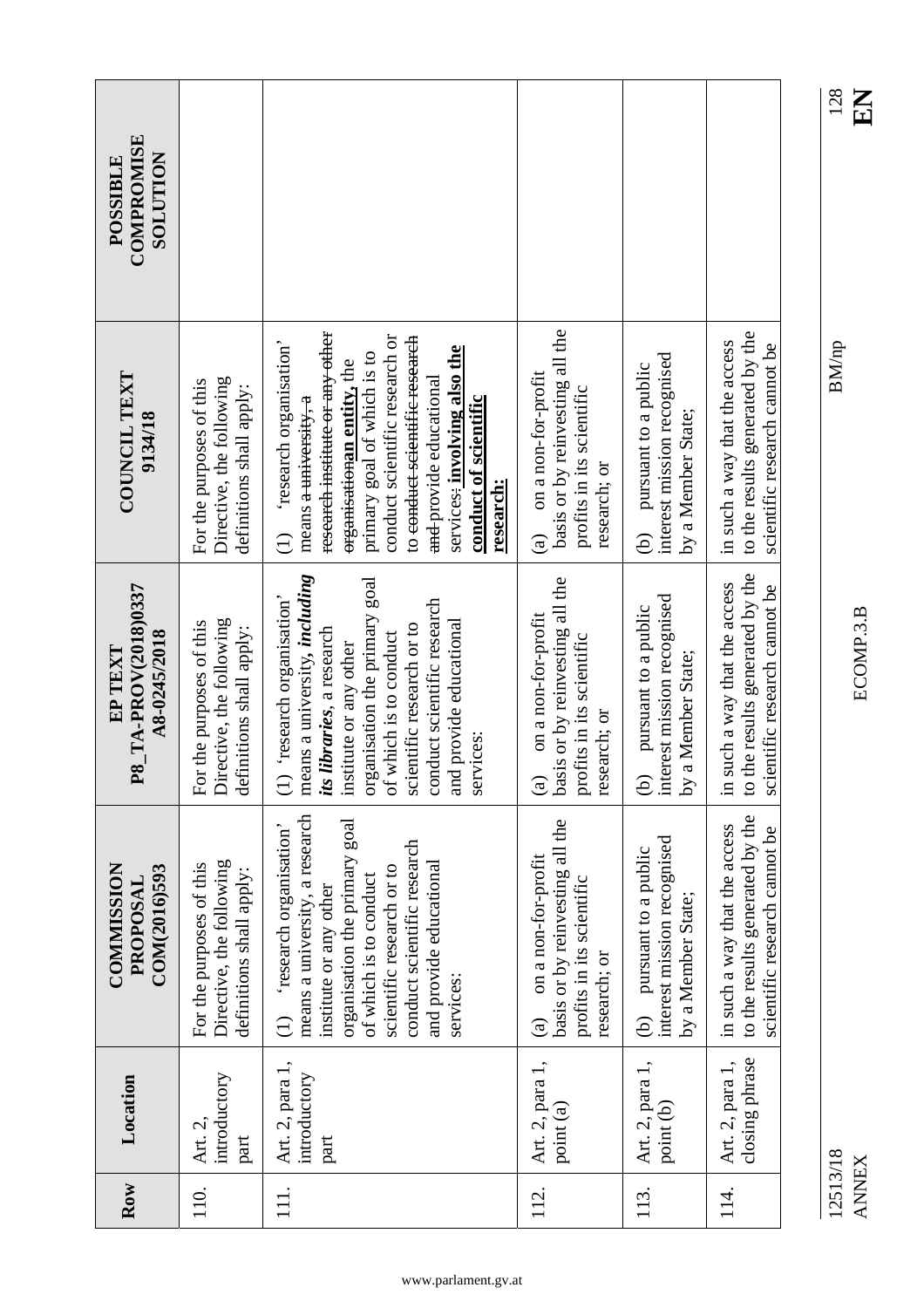| Row | Location | COMMISSION PROPOSAL COM(2016)593 | EP TEXT P8_TA-PROV(2018)0337 A8-0245/2018 | COUNCIL TEXT 9134/18 | POSSIBLE COMPROMISE SOLUTION |
|---|---|---|---|---|---|
| 110. | Art. 2, introductory part | For the purposes of this Directive, the following definitions shall apply: | For the purposes of this Directive, the following definitions shall apply: | For the purposes of this Directive, the following definitions shall apply: | |
| 111. | Art. 2, para 1, introductory part | (1) 'research organisation' means a university, a research institute or any other organisation the primary goal of which is to conduct scientific research or to conduct scientific research and provide educational services: | (1) 'research organisation' means a university, ***including its libraries***, a research institute or any other organisation the primary goal of which is to conduct scientific research or to conduct scientific research and provide educational services: | (1) 'research organisation' means ~~a university, a research institute or any other organisation~~**an entity**, the primary goal of which is to conduct scientific research or to ~~conduct scientific research and~~ provide educational services~~:~~ **involving also the conduct of scientific research:** | |
| 112. | Art. 2, para 1, point (a) | (a) on a non-for-profit basis or by reinvesting all the profits in its scientific research; or | (a) on a non-for-profit basis or by reinvesting all the profits in its scientific research; or | (a) on a non-for-profit basis or by reinvesting all the profits in its scientific research; or | |
| 113. | Art. 2, para 1, point (b) | (b) pursuant to a public interest mission recognised by a Member State; | (b) pursuant to a public interest mission recognised by a Member State; | (b) pursuant to a public interest mission recognised by a Member State; | |
| 114. | Art. 2, para 1, closing phrase | in such a way that the access to the results generated by the scientific research cannot be | in such a way that the access to the results generated by the scientific research cannot be | in such a way that the access to the results generated by the scientific research cannot be | |

12513/18 BM/np
ANNEX ECOMP.3.B EN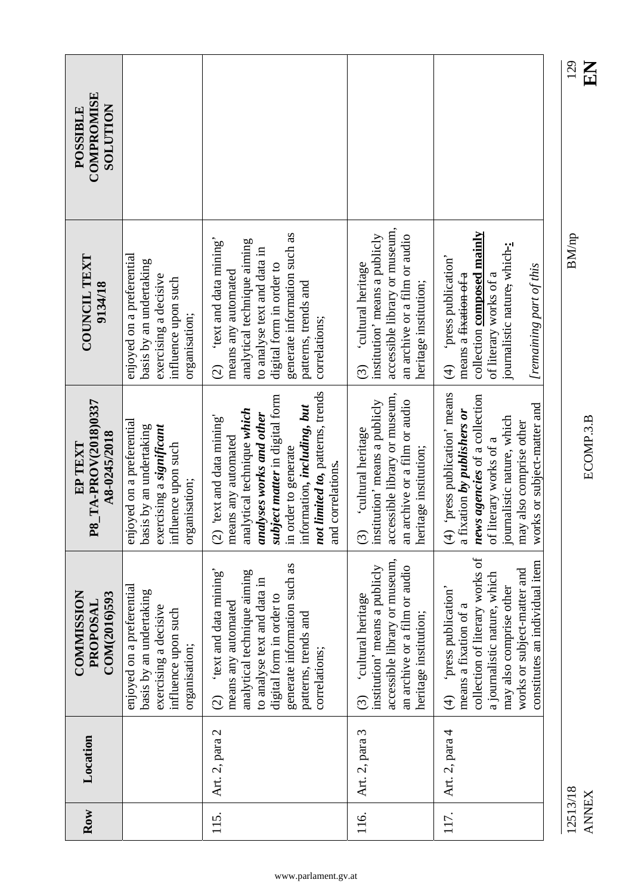| Row | Location | COMMISSION PROPOSAL COM(2016)593 | EP TEXT P8_TA-PROV(2018)0337 A8-0245/2018 | COUNCIL TEXT 9134/18 | POSSIBLE COMPROMISE SOLUTION |
|---|---|---|---|---|---|
| | | enjoyed on a preferential basis by an undertaking exercising a decisive influence upon such organisation; | enjoyed on a preferential basis by an undertaking exercising a ***significant*** influence upon such organisation; | enjoyed on a preferential basis by an undertaking exercising a decisive influence upon such organisation; | |
| 115. | Art. 2, para 2 | (2) 'text and data mining' means any automated analytical technique aiming to analyse text and data in digital form in order to generate information such as patterns, trends and correlations; | (2) 'text and data mining' means any automated analytical technique ***which analyses works and other subject matter*** in digital form in order to generate information, ***including, but not limited to,*** patterns, trends and correlations. | (2) 'text and data mining' means any automated analytical technique aiming to analyse text and data in digital form in order to generate information such as patterns, trends and correlations; | |
| 116. | Art. 2, para 3 | (3) 'cultural heritage institution' means a publicly accessible library or museum, an archive or a film or audio heritage institution; | (3) 'cultural heritage institution' means a publicly accessible library or museum, an archive or a film or audio heritage institution; | (3) 'cultural heritage institution' means a publicly accessible library or museum, an archive or a film or audio heritage institution; | |
| 117. | Art. 2, para 4 | (4) 'press publication' means a fixation of a collection of literary works of a journalistic nature, which may also comprise other works or subject-matter and constitutes an individual item | (4) 'press publication' means a fixation ***by publishers or news agencies*** of a collection of literary works of a journalistic nature, which may also comprise other works or subject-matter and | (4) 'press publication' means a ~~fixation of a~~ collection **composed mainly** of literary works of a journalistic nature, ~~which~~**:** *[remaining part of this* | |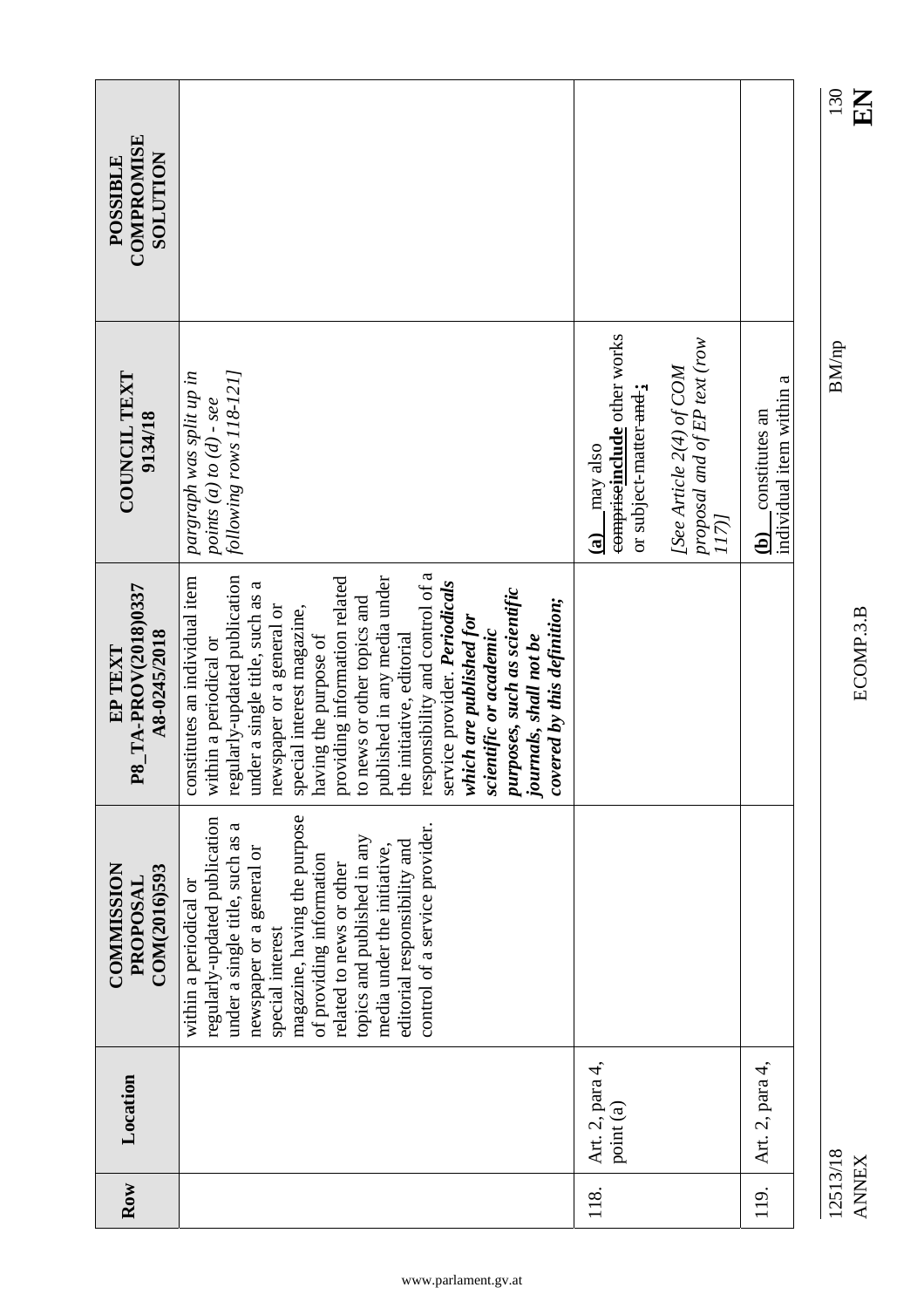| Row | Location | COMMISSION PROPOSAL COM(2016)593 | EP TEXT P8_TA-PROV(2018)0337 A8-0245/2018 | COUNCIL TEXT 9134/18 | POSSIBLE COMPROMISE SOLUTION |
|---|---|---|---|---|---|
| | | within a periodical or regularly-updated publication under a single title, such as a newspaper or a general or special interest magazine, having the purpose of providing information related to news or other topics and published in any media under the initiative, editorial responsibility and control of a service provider. | constitutes an individual item within a periodical or regularly-updated publication under a single title, such as a newspaper or a general or special interest magazine, having the purpose of providing information related to news or other topics and published in any media under the initiative, editorial responsibility and control of a service provider. ***Periodicals which are published for scientific or academic purposes, such as scientific journals, shall not be covered by this definition;*** | *pargraph was split up in points (a) to (d) - see following rows 118-121]* | |
| 118. | Art. 2, para 4, point (a) | | | **(a)** may also ~~comprise~~**include** other works or subject-matter ~~and~~**;** *[See Article 2(4) of COM proposal and of EP text (row 117)]* | |
| 119. | Art. 2, para 4, | | | **(b)** constitutes an individual item within a | |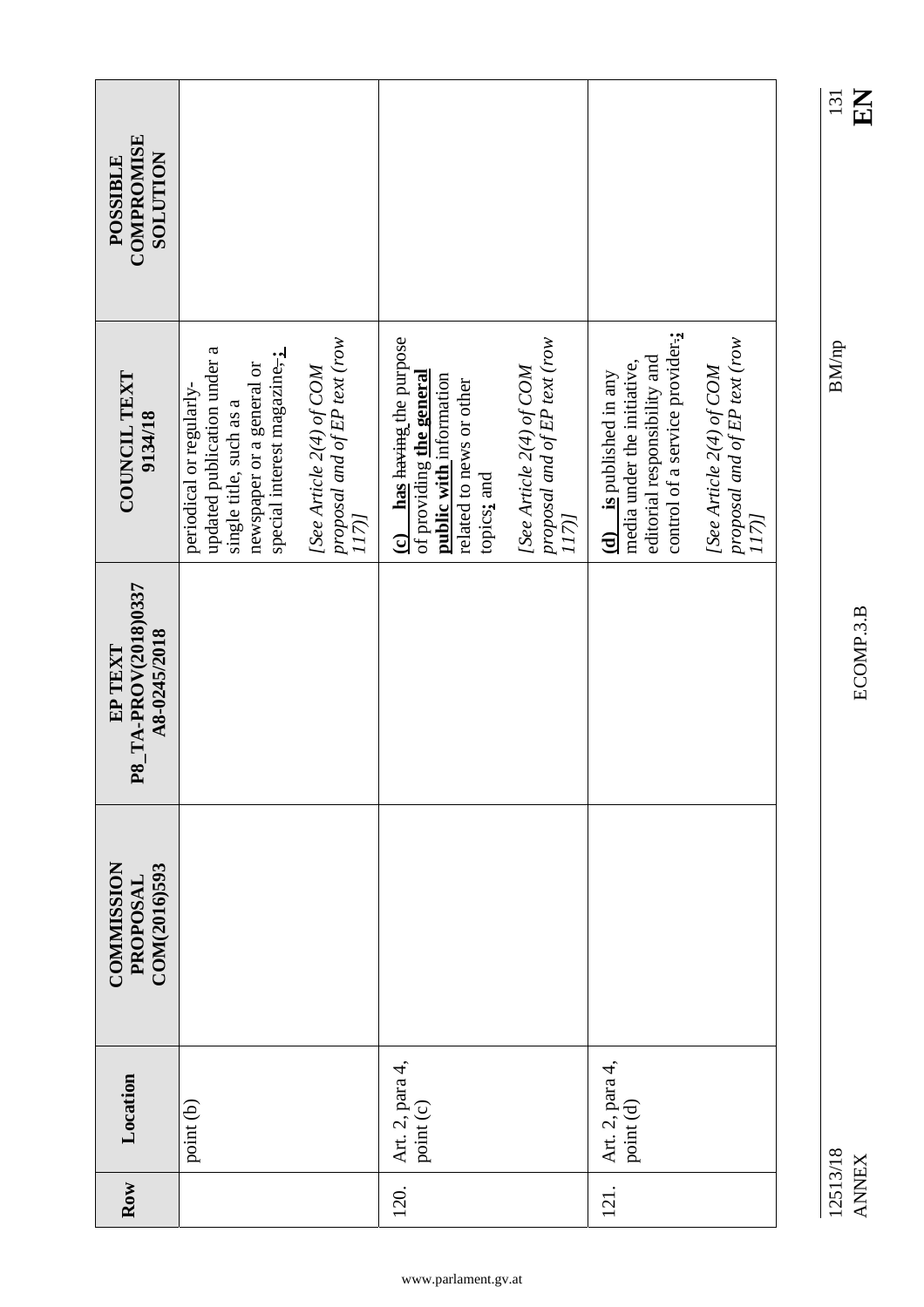| Row | Location | COMMISSION PROPOSAL COM(2016)593 | EP TEXT P8_TA-PROV(2018)0337 A8-0245/2018 | COUNCIL TEXT 9134/18 | POSSIBLE COMPROMISE SOLUTION |
|---|---|---|---|---|---|
| | point (b) | | | periodical or regularly-updated publication under a single title, such as a newspaper or a general or special interest magazine.**;** [*See Article 2(4) of COM proposal and of EP text (row 117)*] | |
| 120. | Art. 2, para 4, point (c) | | | **(c) has** ~~having~~ the purpose of providing **the general public with** information related to news or other topics**;** and [*See Article 2(4) of COM proposal and of EP text (row 117)*] | |
| 121. | Art. 2, para 4, point (d) | | | **(d) is** published in any media under the initiative, editorial responsibility and control of a service provider.**;** [*See Article 2(4) of COM proposal and of EP text (row 117)*] | |

12513/18 ECOMP.3.B BM/np
ANNEX EN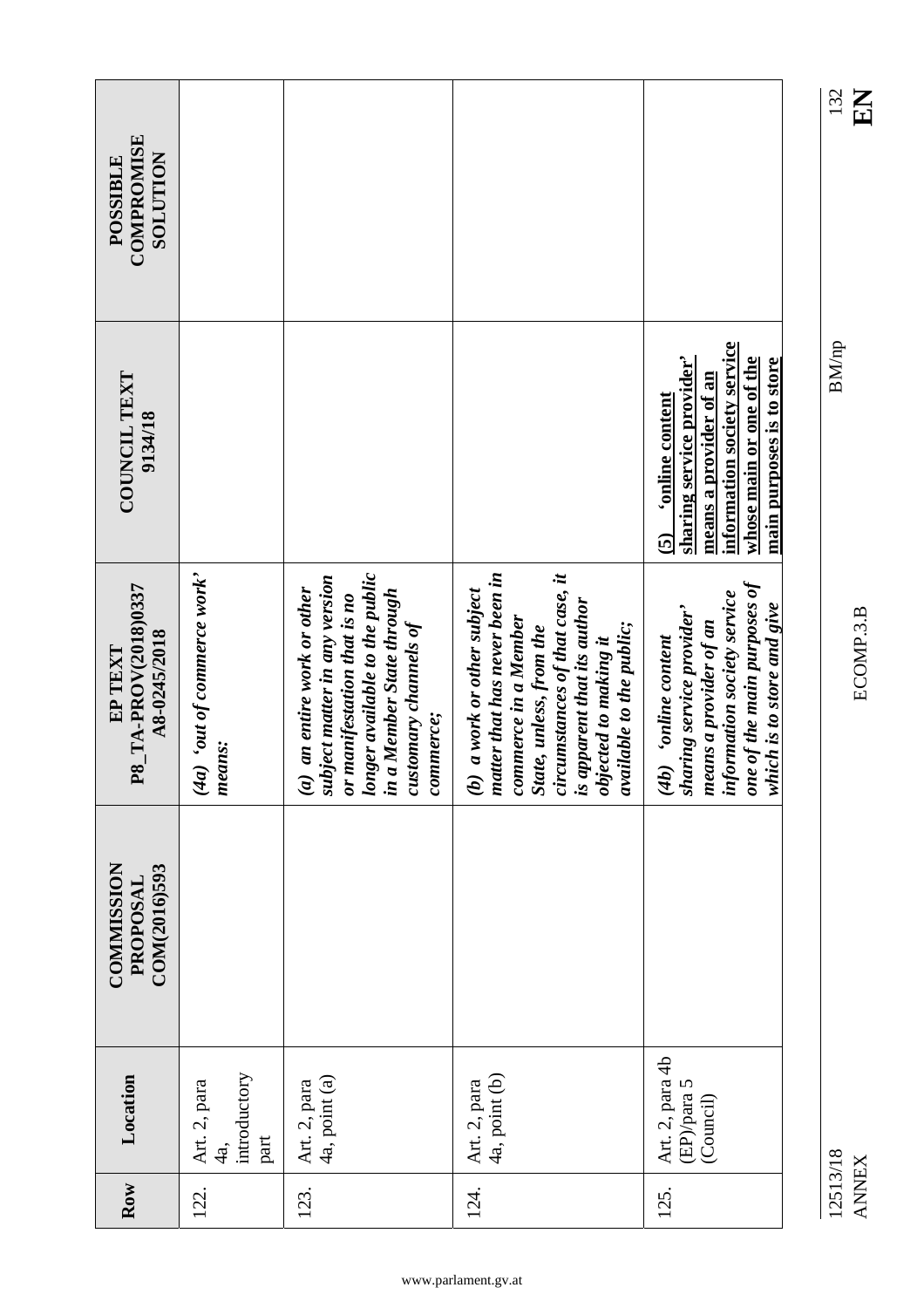| Row | Location | COMMISSION PROPOSAL COM(2016)593 | EP TEXT P8_TA-PROV(2018)0337 A8-0245/2018 | COUNCIL TEXT 9134/18 | POSSIBLE COMPROMISE SOLUTION |
|---|---|---|---|---|---|
| 122. | Art. 2, para 4a, introductory part | | ***(4a) 'out of commerce work' means:*** | | |
| 123. | Art. 2, para 4a, point (a) | | ***(a) an entire work or other subject matter in any version or manifestation that is no longer available to the public in a Member State through customary channels of commerce;*** | | |
| 124. | Art. 2, para 4a, point (b) | | ***(b) a work or other subject matter that has never been in commerce in a Member State, unless, from the circumstances of that case, it is apparent that its author objected to making it available to the public;*** | | |
| 125. | Art. 2, para 4b (EP)/para 5 (Council) | | ***(4b) 'online content sharing service provider' means a provider of an information society service one of the main purposes of which is to store and give*** | **(5) 'online content sharing service provider' means a provider of an information society service whose main or one of the main purposes is to store** | |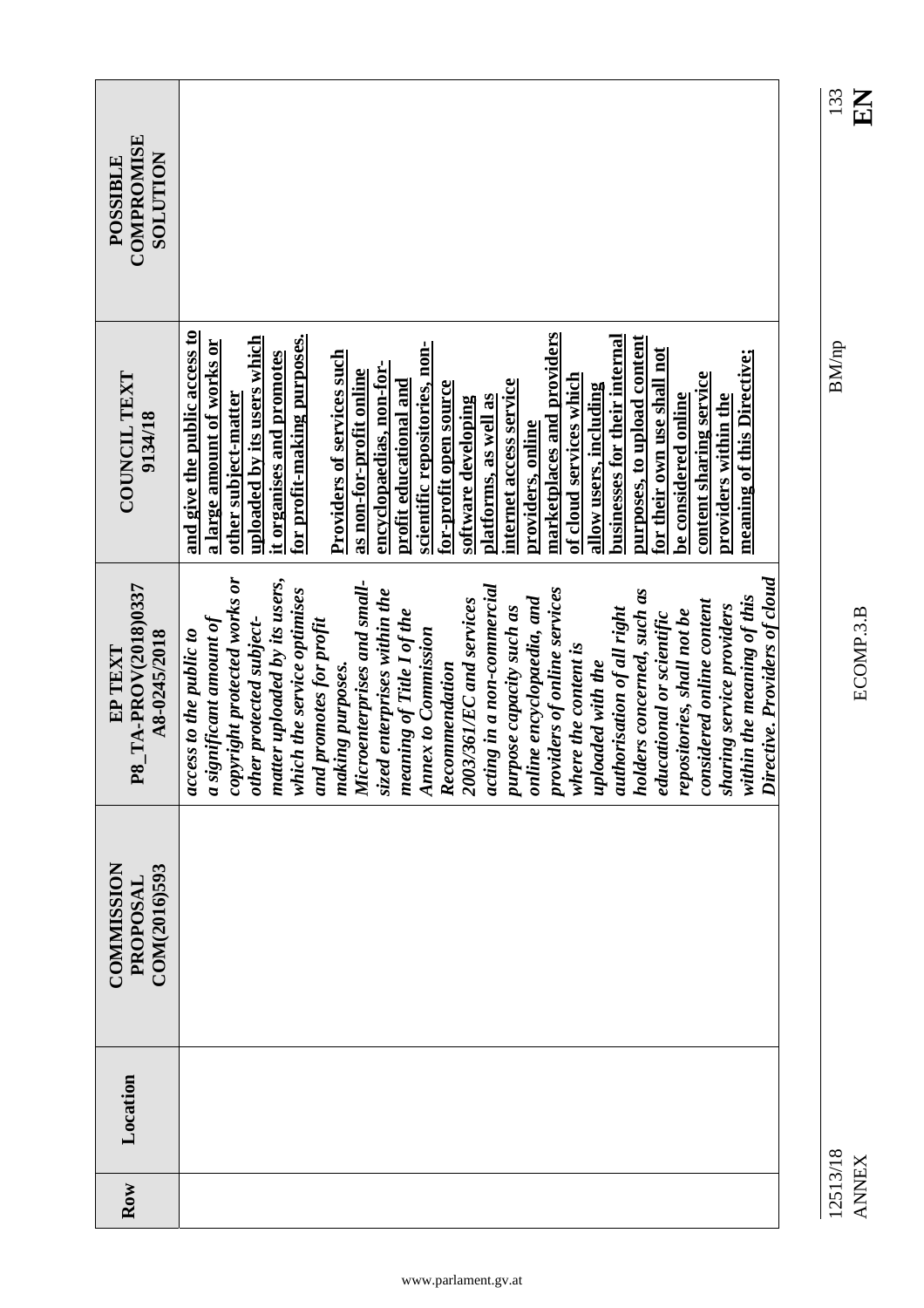| Row | Location | COMMISSION PROPOSAL COM(2016)593 | EP TEXT P8_TA-PROV(2018)0337 A8-0245/2018 | COUNCIL TEXT 9134/18 | POSSIBLE COMPROMISE SOLUTION |
|---|---|---|---|---|---|
| | | | *access to the public to a significant amount of copyright protected works or other protected subject-matter uploaded by its users, which the service optimises and promotes for profit making purposes. Microenterprises and small-sized enterprises within the meaning of Title I of the Annex to Commission Recommendation 2003/361/EC and services acting in a non-commercial purpose capacity such as online encyclopaedia, and providers of online services where the content is uploaded with the authorisation of all right holders concerned, such as educational or scientific repositories, shall not be considered online content sharing service providers within the meaning of this Directive. Providers of cloud* | **and give the public access to a large amount of works or other subject-matter uploaded by its users which it organises and promotes for profit-making purposes. Providers of services such as non-for-profit online encyclopaedias, non-for-profit educational and scientific repositories, non-for-profit open source software developing platforms, as well as internet access service providers, online marketplaces and providers of cloud services which allow users, including businesses for their internal purposes, to upload content for their own use shall not be considered online content sharing service providers within the meaning of this Directive;** | |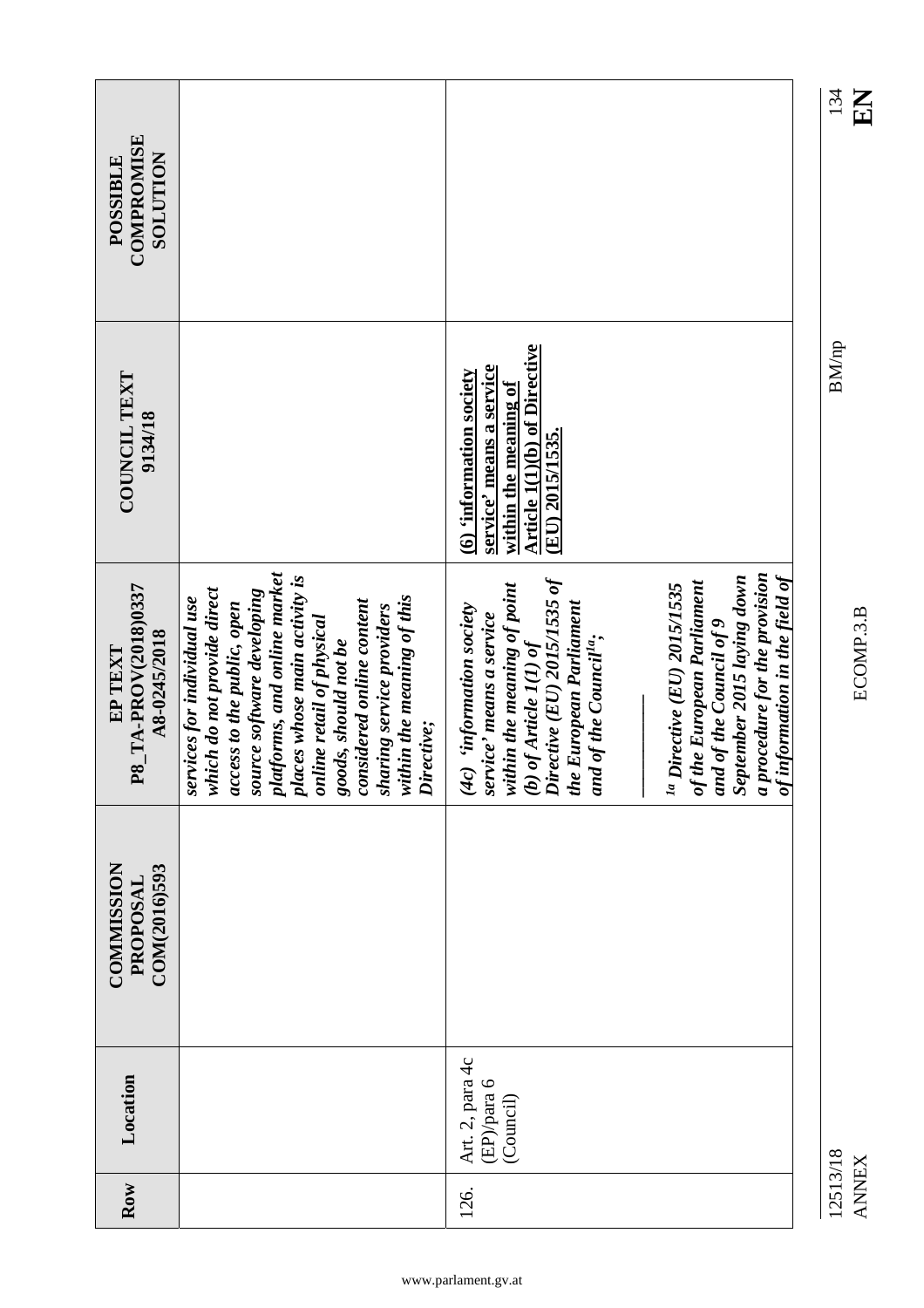| Row | Location | COMMISSION PROPOSAL COM(2016)593 | EP TEXT P8_TA-PROV(2018)0337 A8-0245/2018 | COUNCIL TEXT 9134/18 | POSSIBLE COMPROMISE SOLUTION |
|---|---|---|---|---|---|
| | | | ***services for individual use which do not provide direct access to the public, open source software developing platforms, and online market places whose main activity is online retail of physical goods, should not be considered online content sharing service providers within the meaning of this Directive;*** | | |
| 126. | Art. 2, para 4c (EP)/para 6 (Council) | | ***(4c) 'information society service' means a service within the meaning of point (b) of Article 1(1) of Directive (EU) 2015/1535 of the European Parliament and of the Council[1a];*** <br><br> ***[1a] Directive (EU) 2015/1535 of the European Parliament and of the Council of 9 September 2015 laying down a procedure for the provision of information in the field of*** | <u>(6) 'information society service' means a service within the meaning of Article 1(1)(b) of Directive (EU) 2015/1535.</u> | |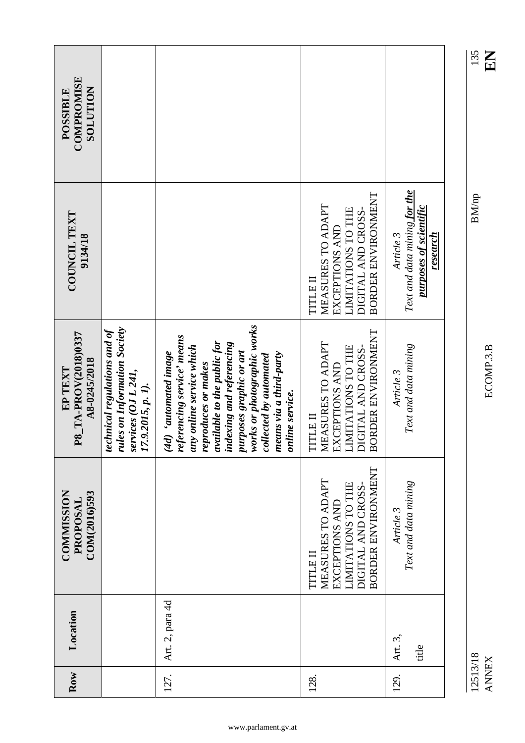| Row | Location | COMMISSION PROPOSAL COM(2016)593 | EP TEXT P8_TA-PROV(2018)0337 A8-0245/2018 | COUNCIL TEXT 9134/18 | POSSIBLE COMPROMISE SOLUTION |
|---|---|---|---|---|---|
| | | | ***technical regulations and of rules on Information Society services (OJ L 241, 17.9.2015, p. 1).*** | | |
| 127. | Art. 2, para 4d | | ***(4d) 'automated image referencing service' means any online service which reproduces or makes available to the public for indexing and referencing purposes graphic or art works or photographic works collected by automated means via a third-party online service.*** | | |
| 128. | | TITLE II MEASURES TO ADAPT EXCEPTIONS AND LIMITATIONS TO THE DIGITAL AND CROSS-BORDER ENVIRONMENT | TITLE II MEASURES TO ADAPT EXCEPTIONS AND LIMITATIONS TO THE DIGITAL AND CROSS-BORDER ENVIRONMENT | TITLE II MEASURES TO ADAPT EXCEPTIONS AND LIMITATIONS TO THE DIGITAL AND CROSS-BORDER ENVIRONMENT | |
| 129. | Art. 3, title | *Article 3* *Text and data mining* | *Article 3* *Text and data mining* | *Article 3* *Text and data mining **<u>for the purposes of scientific research</u>*** | |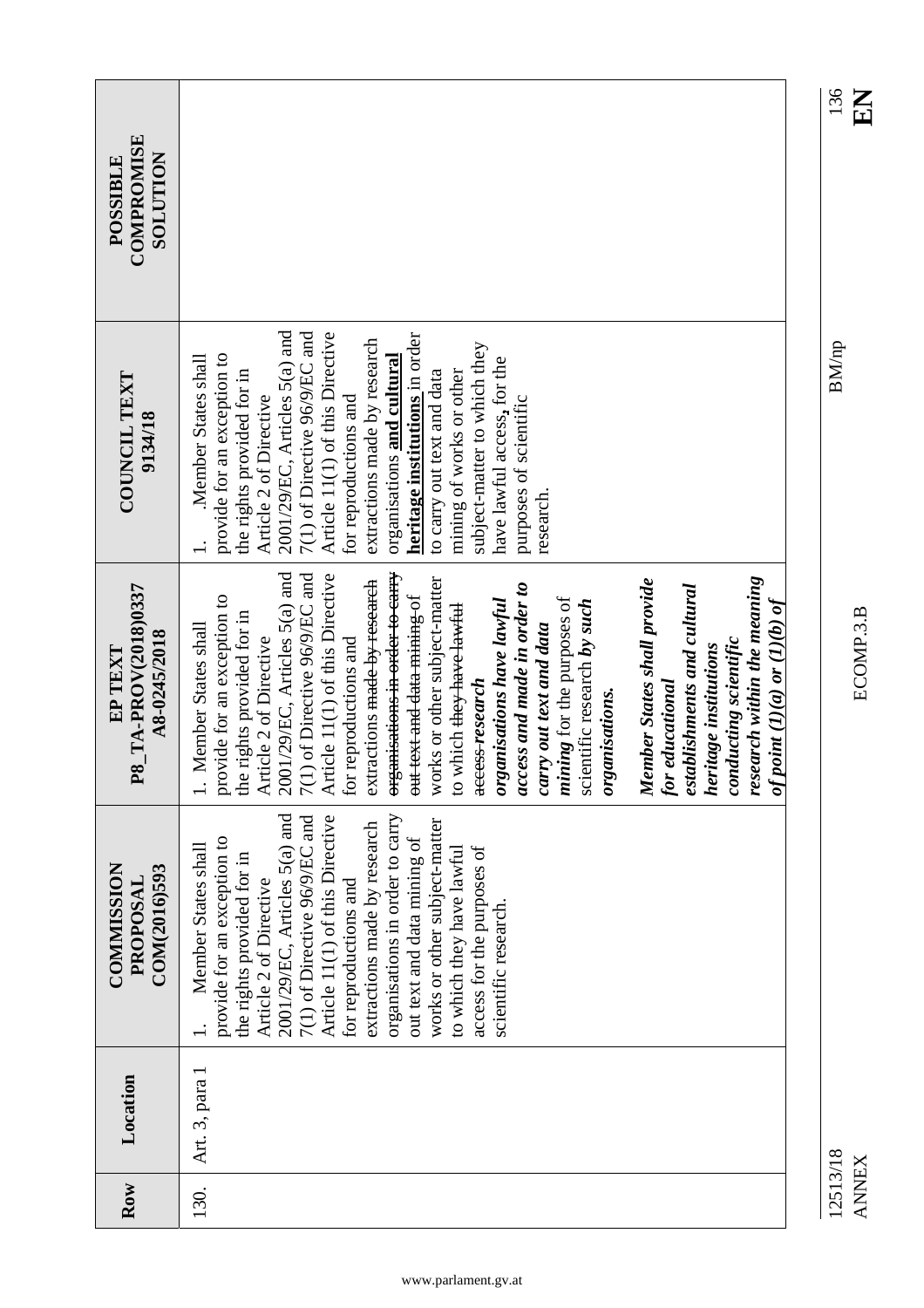| Row | Location | COMMISSION PROPOSAL COM(2016)593 | EP TEXT P8_TA-PROV(2018)0337 A8-0245/2018 | COUNCIL TEXT 9134/18 | POSSIBLE COMPROMISE SOLUTION |
|---|---|---|---|---|---|
| 130. | Art. 3, para 1 | 1. Member States shall provide for an exception to the rights provided for in Article 2 of Directive 2001/29/EC, Articles 5(a) and 7(1) of Directive 96/9/EC and Article 11(1) of this Directive for reproductions and extractions made by research organisations in order to carry out text and data mining of works or other subject-matter to which they have lawful access for the purposes of scientific research. | 1. Member States shall provide for an exception to the rights provided for in Article 2 of Directive 2001/29/EC, Articles 5(a) and 7(1) of Directive 96/9/EC and Article 11(1) of this Directive for reproductions and extractions ~~made by research organisations in order to carry out text and data mining of~~ works or other subject-matter to which ~~they have lawful access~~ ***research organisations have lawful access and made in order to carry out text and data mining*** for the purposes of scientific research ***by such organisations.***<br><br>***Member States shall provide for educational establishments and cultural heritage institutions conducting scientific research within the meaning of point (1)(a) or (1)(b) of*** | 1. .Member States shall provide for an exception to the rights provided for in Article 2 of Directive 2001/29/EC, Articles 5(a) and 7(1) of Directive 96/9/EC and Article 11(1) of this Directive for reproductions and extractions made by research organisations **and cultural heritage institutions** in order to carry out text and data mining of works or other subject-matter to which they have lawful access**,** for the purposes of scientific research. | |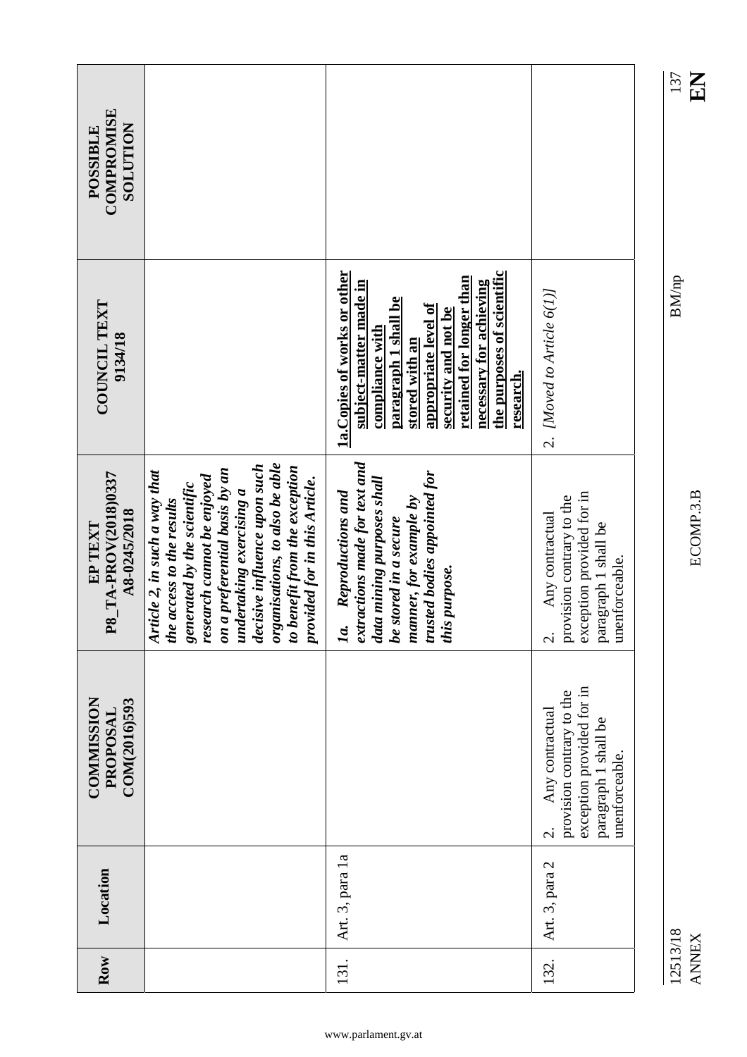| Row | Location | COMMISSION PROPOSAL COM(2016)593 | EP TEXT P8_TA-PROV(2018)0337 A8-0245/2018 | COUNCIL TEXT 9134/18 | POSSIBLE COMPROMISE SOLUTION |
|---|---|---|---|---|---|
| | | | ***Article 2, in such a way that the access to the results generated by the scientific research cannot be enjoyed on a preferential basis by an undertaking exercising a decisive influence upon such organisations, to also be able to benefit from the exception provided for in this Article.*** | | |
| 131. | Art. 3, para 1a | | ***1a. Reproductions and extractions made for text and data mining purposes shall be stored in a secure manner, for example by trusted bodies appointed for this purpose.*** | **1a.Copies of works or other subject-matter made in compliance with paragraph 1 shall be stored with an appropriate level of security and not be retained for longer than necessary for achieving the purposes of scientific research.** | |
| 132. | Art. 3, para 2 | 2. Any contractual provision contrary to the exception provided for in paragraph 1 shall be unenforceable. | 2. Any contractual provision contrary to the exception provided for in paragraph 1 shall be unenforceable. | 2. *[Moved to Article 6(1)]* | |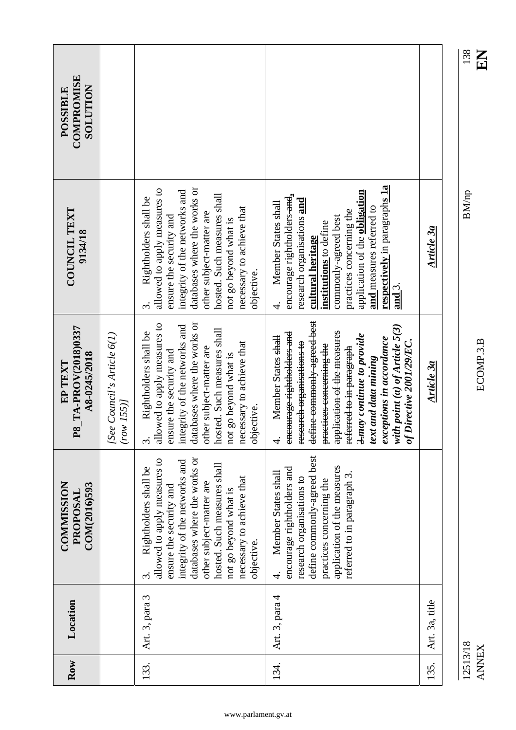| Row | Location | COMMISSION PROPOSAL COM(2016)593 | EP TEXT P8_TA-PROV(2018)0337 A8-0245/2018 | COUNCIL TEXT 9134/18 | POSSIBLE COMPROMISE SOLUTION |
|---|---|---|---|---|---|
| | | | *[See Council's Article 6(1) (row 155)]* | | |
| 133. | Art. 3, para 3 | 3. Rightholders shall be allowed to apply measures to ensure the security and integrity of the networks and databases where the works or other subject-matter are hosted. Such measures shall not go beyond what is necessary to achieve that objective. | 3. Rightholders shall be allowed to apply measures to ensure the security and integrity of the networks and databases where the works or other subject-matter are hosted. Such measures shall not go beyond what is necessary to achieve that objective. | 3. Rightholders shall be allowed to apply measures to ensure the security and integrity of the networks and databases where the works or other subject-matter are hosted. Such measures shall not go beyond what is necessary to achieve that objective. | |
| 134. | Art. 3, para 4 | 4. Member States shall encourage rightholders and research organisations to define commonly-agreed best practices concerning the application of the measures referred to in paragraph 3. | 4. Member States ~~shall encourage rightholders and research organisations to define commonly-agreed best practices concerning the application of the measures referred to in paragraph~~ ~~3.~~***may continue to provide text and data mining exceptions in accordance with point (a) of Article 5(3) of Directive 2001/29/EC.*** | 4. Member States shall encourage rightholders ~~and~~**,** research organisations **and cultural heritage institutions** to define commonly-agreed best practices concerning the application of the **obligation and** measures referred to **respectively** in paragraphs **1a and** 3. | |
| 135. | Art. 3a, title | | ***Article 3a*** | ***Article 3a*** | |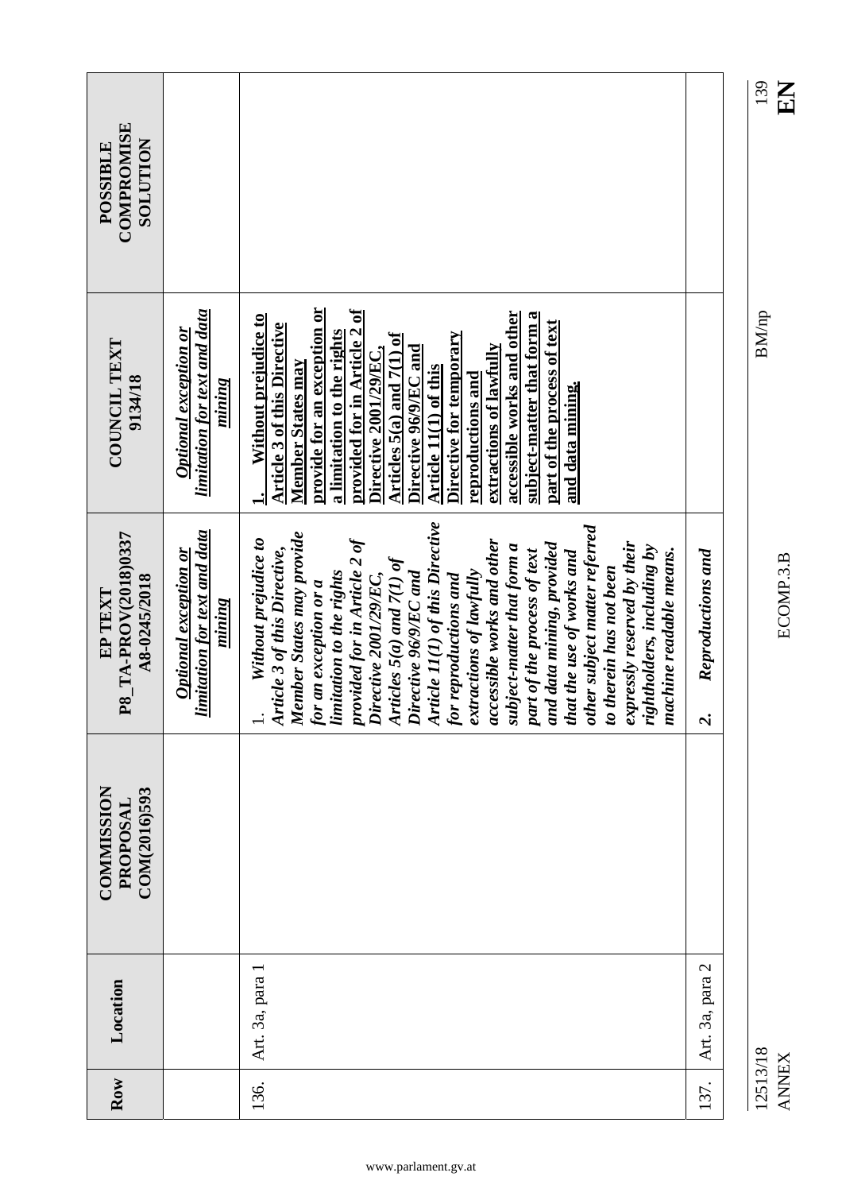| Row | Location | COMMISSION PROPOSAL COM(2016)593 | EP TEXT P8_TA-PROV(2018)0337 A8-0245/2018 | COUNCIL TEXT 9134/18 | POSSIBLE COMPROMISE SOLUTION |
|---|---|---|---|---|---|
| | | | ***Optional exception or limitation for text and data mining*** | ***Optional exception or limitation for text and data mining*** | |
| 136. | Art. 3a, para 1 | | *1. Without prejudice to Article 3 of this Directive, Member States may provide for an exception or a limitation to the rights provided for in Article 2 of Directive 2001/29/EC, Articles 5(a) and 7(1) of Directive 96/9/EC and Article 11(1) of this Directive for reproductions and extractions of lawfully accessible works and other subject-matter that form a part of the process of text and data mining, provided that the use of works and other subject matter referred to therein has not been expressly reserved by their rightholders, including by machine readable means.* | **1. Without prejudice to Article 3 of this Directive Member States may provide for an exception or a limitation to the rights provided for in Article 2 of Directive 2001/29/EC, Articles 5(a) and 7(1) of Directive 96/9/EC and Article 11(1) of this Directive for temporary reproductions and extractions of lawfully accessible works and other subject-matter that form a part of the process of text and data mining.** | |
| 137. | Art. 3a, para 2 | | *2. Reproductions and* | | |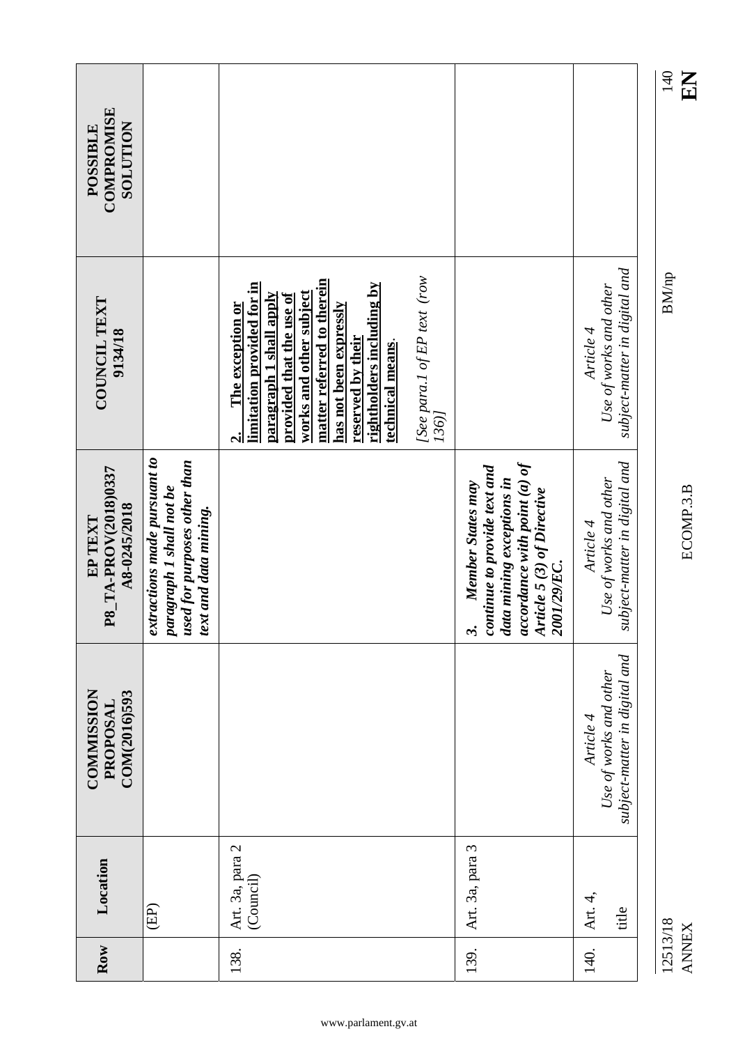| Row | Location | COMMISSION PROPOSAL COM(2016)593 | EP TEXT P8_TA-PROV(2018)0337 A8-0245/2018 | COUNCIL TEXT 9134/18 | POSSIBLE COMPROMISE SOLUTION |
|---|---|---|---|---|---|
| | (EP) | | ***extractions made pursuant to paragraph 1 shall not be used for purposes other than text and data mining.*** | | |
| 138. | Art. 3a, para 2 (Council) | | | **2. <u>The exception or limitation provided for in paragraph 1 shall apply provided that the use of works and other subject matter referred to therein has not been expressly reserved by their rightholders including by technical means</u>.** *[See para.1 of EP text (row 136)]* | |
| 139. | Art. 3a, para 3 | | ***3. Member States may continue to provide text and data mining exceptions in accordance with point (a) of Article 5 (3) of Directive 2001/29/EC.*** | | |
| 140. | Art. 4, title | *Article 4 Use of works and other subject-matter in digital and* | *Article 4 Use of works and other subject-matter in digital and* | *Article 4 Use of works and other subject-matter in digital and* | |

12513/18 BM/np
ANNEX ECOMP.3.B EN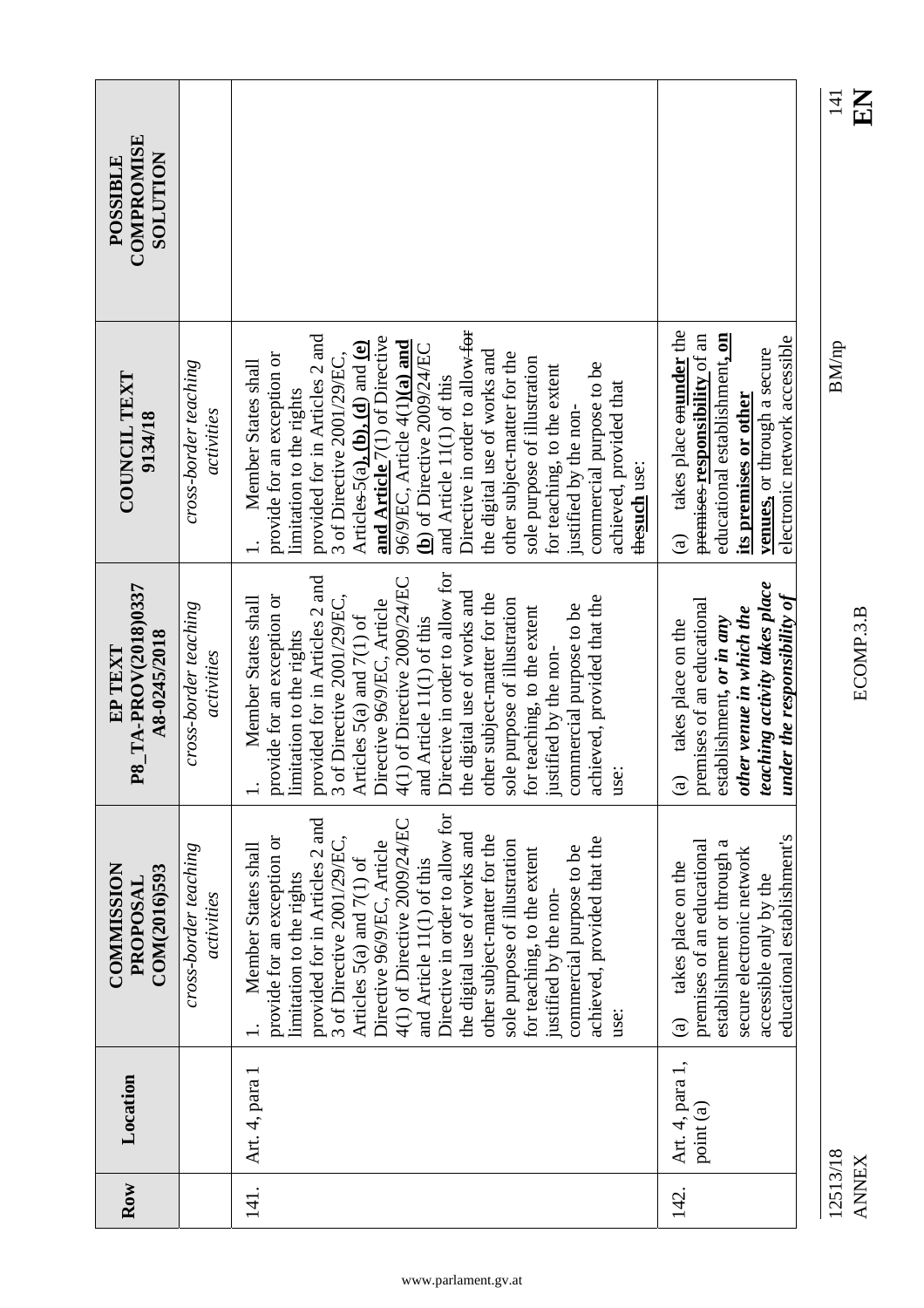| Row | Location | COMMISSION PROPOSAL COM(2016)593 | EP TEXT P8_TA-PROV(2018)0337 A8-0245/2018 | COUNCIL TEXT 9134/18 | POSSIBLE COMPROMISE SOLUTION |
|---|---|---|---|---|---|
| | | *cross-border teaching activities* | *cross-border teaching activities* | *cross-border teaching activities* | |
| 141. | Art. 4, para 1 | 1. Member States shall provide for an exception or limitation to the rights provided for in Articles 2 and 3 of Directive 2001/29/EC, Articles 5(a) and 7(1) of Directive 96/9/EC, Article 4(1) of Directive 2009/24/EC and Article 11(1) of this Directive in order to allow for the digital use of works and other subject-matter for the sole purpose of illustration for teaching, to the extent justified by the non-commercial purpose to be achieved, provided that the use: | 1. Member States shall provide for an exception or limitation to the rights provided for in Articles 2 and 3 of Directive 2001/29/EC, Articles 5(a) and 7(1) of Directive 96/9/EC, Article 4(1) of Directive 2009/24/EC and Article 11(1) of this Directive in order to allow for the digital use of works and other subject-matter for the sole purpose of illustration for teaching, to the extent justified by the non-commercial purpose to be achieved, provided that the use: | 1. Member States shall provide for an exception or limitation to the rights provided for in Articles 2 and 3 of Directive 2001/29/EC, Article~~s~~ 5(a)**, (b), (d)** and **(e) and Article** 7(1) of Directive 96/9/EC, Article 4(1)**(a) and (b)** of Directive 2009/24/EC and Article 11(1) of this Directive in order to allow ~~for~~ the digital use of works and other subject-matter for the sole purpose of illustration for teaching, to the extent justified by the non-commercial purpose to be achieved, provided that ~~the~~**such** use: | |
| 142. | Art. 4, para 1, point (a) | (a) takes place on the premises of an educational establishment or through a secure electronic network accessible only by the educational establishment's | (a) takes place on the premises of an educational establishment*, or in any other venue in which the teaching activity takes place under the responsibility of* | (a) takes place ~~on~~**under** the ~~premises~~ **responsibility** of an educational establishment**, on its premises or other venues**, or through a secure electronic network accessible | |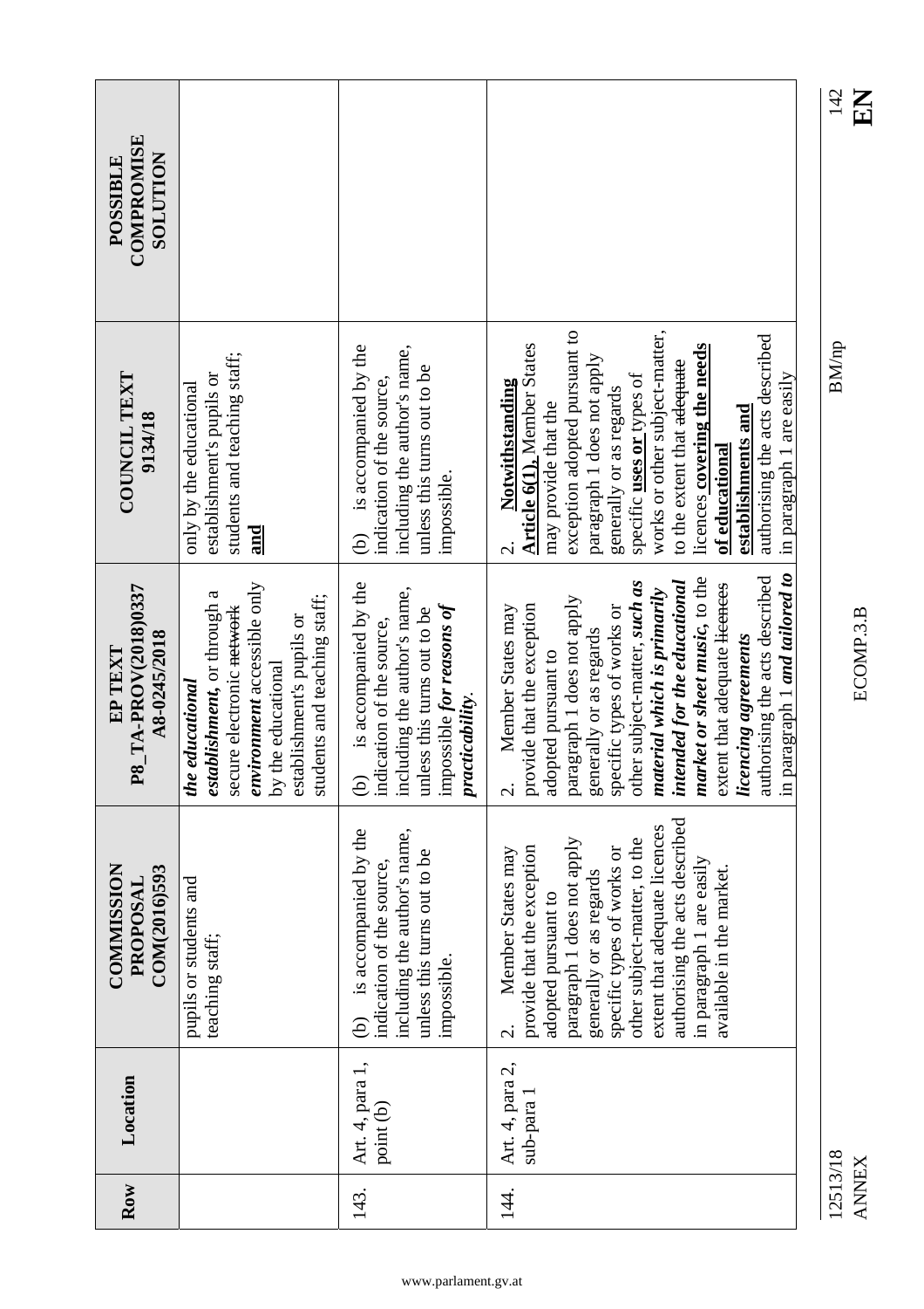| Row | Location | COMMISSION PROPOSAL COM(2016)593 | EP TEXT P8_TA-PROV(2018)0337 A8-0245/2018 | COUNCIL TEXT 9134/18 | POSSIBLE COMPROMISE SOLUTION |
|---|---|---|---|---|---|
| | | pupils or students and teaching staff; | *the educational establishment,* or through a secure electronic ~~network~~ *environment* accessible only by the educational establishment's pupils or students and teaching staff; | only by the educational establishment's pupils or students and teaching staff; **and** | |
| 143. | Art. 4, para 1, point (b) | (b) is accompanied by the indication of the source, including the author's name, unless this turns out to be impossible. | (b) is accompanied by the indication of the source, including the author's name, unless this turns out to be impossible *for reasons of practicability*. | (b) is accompanied by the indication of the source, including the author's name, unless this turns out to be impossible. | |
| 144. | Art. 4, para 2, sub-para 1 | 2. Member States may provide that the exception adopted pursuant to paragraph 1 does not apply generally or as regards specific types of works or other subject-matter, to the extent that adequate licences authorising the acts described in paragraph 1 are easily available in the market. | 2. Member States may provide that the exception adopted pursuant to paragraph 1 does not apply generally or as regards specific types of works or other subject-matter, *such as material which is primarily intended for the educational market or sheet music,* to the extent that adequate ~~licences~~ *licencing agreements* authorising the acts described in paragraph 1 *and tailored to* | 2. **Notwithstanding Article 6(1),** Member States may provide that the exception adopted pursuant to paragraph 1 does not apply generally or as regards specific **uses or** types of works or other subject-matter, to the extent that ~~adequate~~ licences **covering the needs of educational establishments and** authorising the acts described in paragraph 1 are easily | |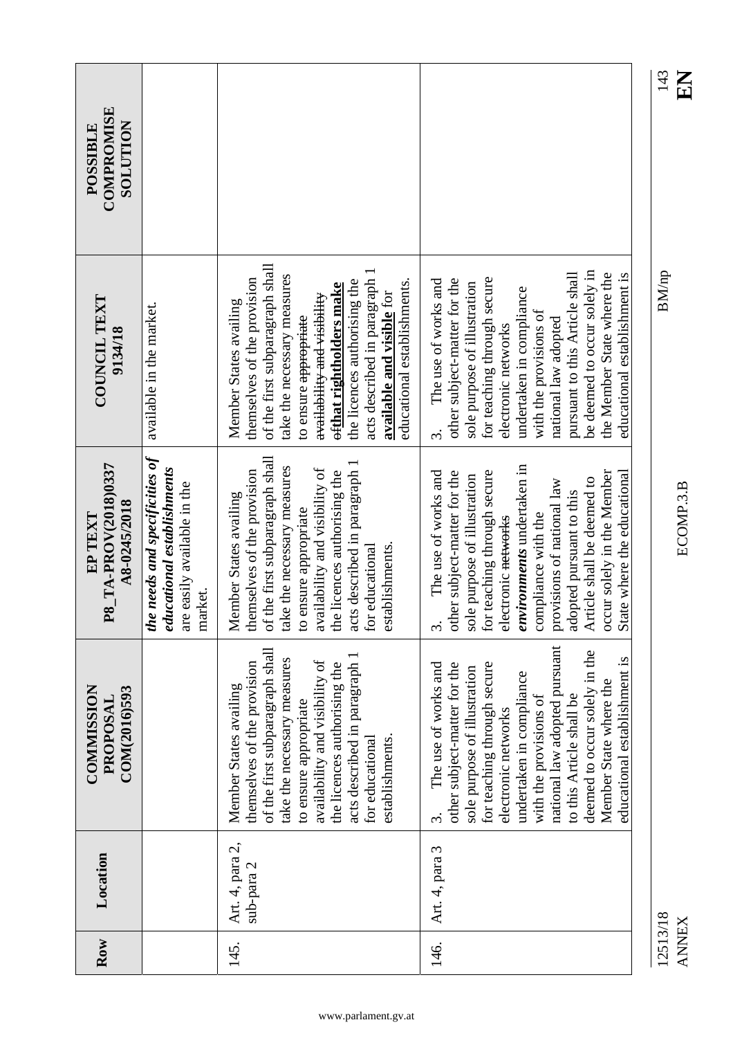| Row | Location | COMMISSION PROPOSAL COM(2016)593 | EP TEXT P8_TA-PROV(2018)0337 A8-0245/2018 | COUNCIL TEXT 9134/18 | POSSIBLE COMPROMISE SOLUTION |
|---|---|---|---|---|---|
| | | | ***the needs and specificities of educational establishments*** are easily available in the market. | available in the market. | |
| 145. | Art. 4, para 2, sub-para 2 | Member States availing themselves of the provision of the first subparagraph shall take the necessary measures to ensure appropriate availability and visibility of the licences authorising the acts described in paragraph 1 for educational establishments. | Member States availing themselves of the provision of the first subparagraph shall take the necessary measures to ensure appropriate availability and visibility of the licences authorising the acts described in paragraph 1 for educational establishments. | Member States availing themselves of the provision of the first subparagraph shall take the necessary measures to ensure ~~appropriate availability and visibility~~ ~~of~~**that rightholders make** the licences authorising the acts described in paragraph 1 **available and visible** for educational establishments. | |
| 146. | Art. 4, para 3 | 3. The use of works and other subject-matter for the sole purpose of illustration for teaching through secure electronic networks undertaken in compliance with the provisions of national law adopted pursuant to this Article shall be deemed to occur solely in the Member State where the educational establishment is | 3. The use of works and other subject-matter for the sole purpose of illustration for teaching through secure electronic ~~networks~~ ***environments*** undertaken in compliance with the provisions of national law adopted pursuant to this Article shall be deemed to occur solely in the Member State where the educational | 3. The use of works and other subject-matter for the sole purpose of illustration for teaching through secure electronic networks undertaken in compliance with the provisions of national law adopted pursuant to this Article shall be deemed to occur solely in the Member State where the educational establishment is | |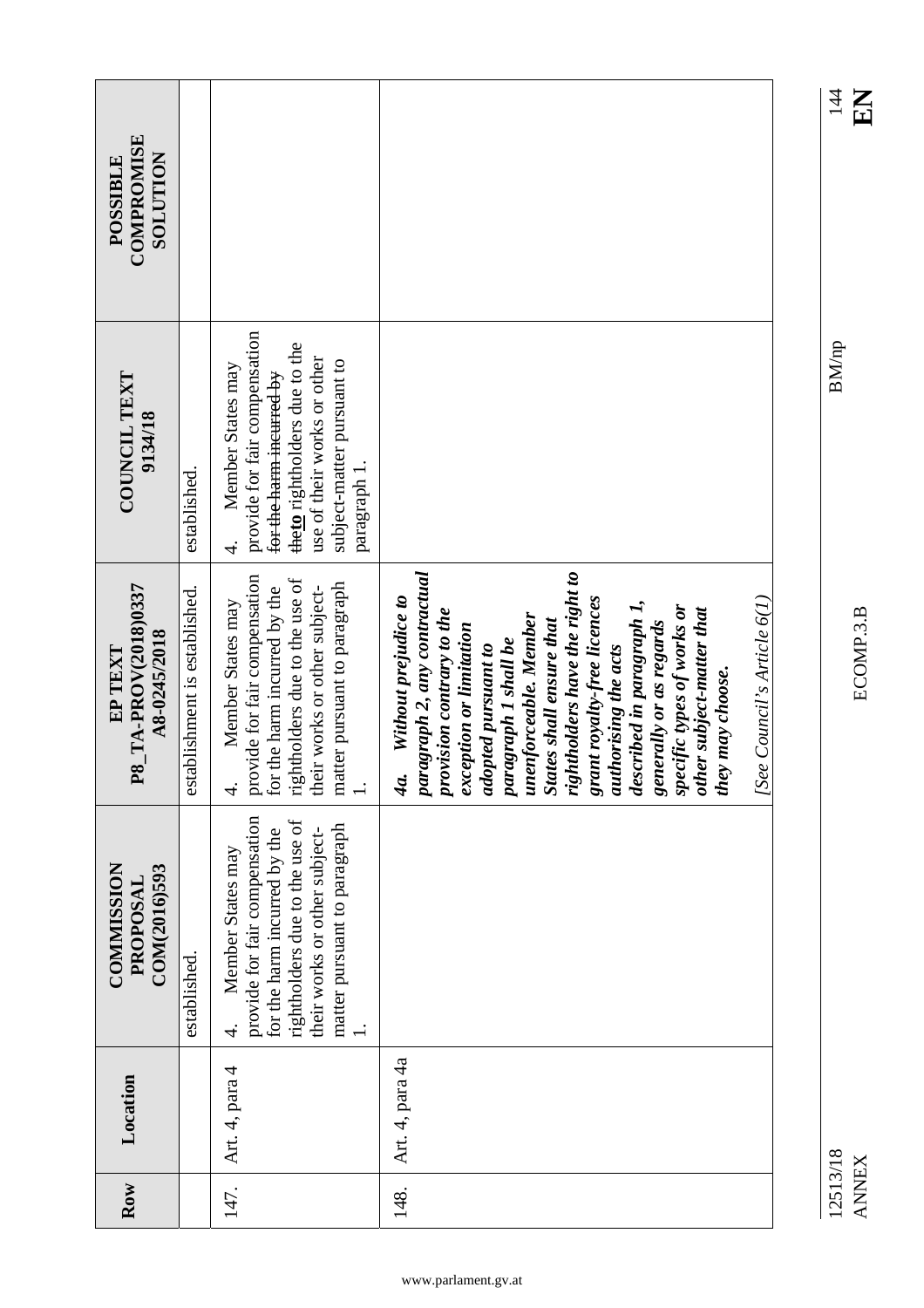| Row | Location | COMMISSION PROPOSAL COM(2016)593 | EP TEXT P8_TA-PROV(2018)0337 A8-0245/2018 | COUNCIL TEXT 9134/18 | POSSIBLE COMPROMISE SOLUTION |
|---|---|---|---|---|---|
| | | established. | establishment is established. | established. | |
| 147. | Art. 4, para 4 | 4. Member States may provide for fair compensation for the harm incurred by the rightholders due to the use of their works or other subject-matter pursuant to paragraph 1. | 4. Member States may provide for fair compensation for the harm incurred by the rightholders due to the use of their works or other subject-matter pursuant to paragraph 1. | 4. Member States may provide for fair compensation ~~for the harm incurred by~~ ~~the~~**to** rightholders due to the use of their works or other subject-matter pursuant to paragraph 1. | |
| 148. | Art. 4, para 4a | | ***4a. Without prejudice to paragraph 2, any contractual provision contrary to the exception or limitation adopted pursuant to paragraph 1 shall be unenforceable. Member States shall ensure that rightholders have the right to grant royalty-free licences authorising the acts described in paragraph 1, generally or as regards specific types of works or other subject-matter that they may choose.*** <br><br> *[See Council's Article 6(1)* | | |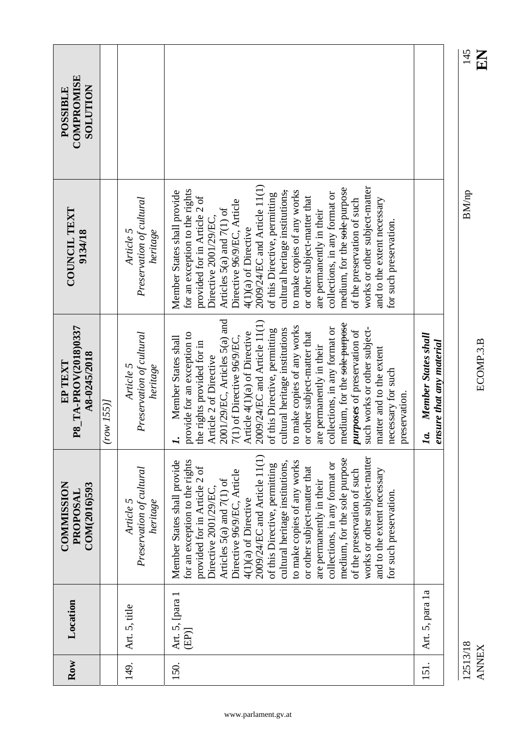| Row | Location | COMMISSION PROPOSAL COM(2016)593 | EP TEXT P8_TA-PROV(2018)0337 A8-0245/2018 | COUNCIL TEXT 9134/18 | POSSIBLE COMPROMISE SOLUTION |
|---|---|---|---|---|---|
| | | | *(row 155)]* | | |
| 149. | Art. 5, title | *Article 5* *Preservation of cultural heritage* | *Article 5* *Preservation of cultural heritage* | *Article 5* *Preservation of cultural heritage* | |
| 150. | Art. 5, [para 1 (EP)] | Member States shall provide for an exception to the rights provided for in Article 2 of Directive 2001/29/EC, Articles 5(a) and 7(1) of Directive 96/9/EC, Article 4(1)(a) of Directive 2009/24/EC and Article 11(1) of this Directive, permitting cultural heritage institutions, to make copies of any works or other subject-matter that are permanently in their collections, in any format or medium, for the sole purpose of the preservation of such works or other subject-matter and to the extent necessary for such preservation. | ***1.*** Member States shall provide for an exception to the rights provided for in Article 2 of Directive 2001/29/EC, Articles 5(a) and 7(1) of Directive 96/9/EC, Article 4(1)(a) of Directive 2009/24/EC and Article 11(1) of this Directive, permitting cultural heritage institutions to make copies of any works or other subject-matter that are permanently in their collections, in any format or medium, for the ~~sole purpose~~ ***purposes*** of preservation of such works or other subject-matter and to the extent necessary for such preservation. | Member States shall provide for an exception to the rights provided for in Article 2 of Directive 2001/29/EC, Articles 5(a) and 7(1) of Directive 96/9/EC, Article 4(1)(a) of Directive 2009/24/EC and Article 11(1) of this Directive, permitting cultural heritage institutions~~,~~ to make copies of any works or other subject-matter that are permanently in their collections, in any format or medium, for the ~~sole~~ purpose of the preservation of such works or other subject-matter and to the extent necessary for such preservation. | |
| 151. | Art. 5, para 1a | | ***1a. Member States shall ensure that any material*** | | |

12513/18 BM/np
ANNEX ECOMP.3.B **EN**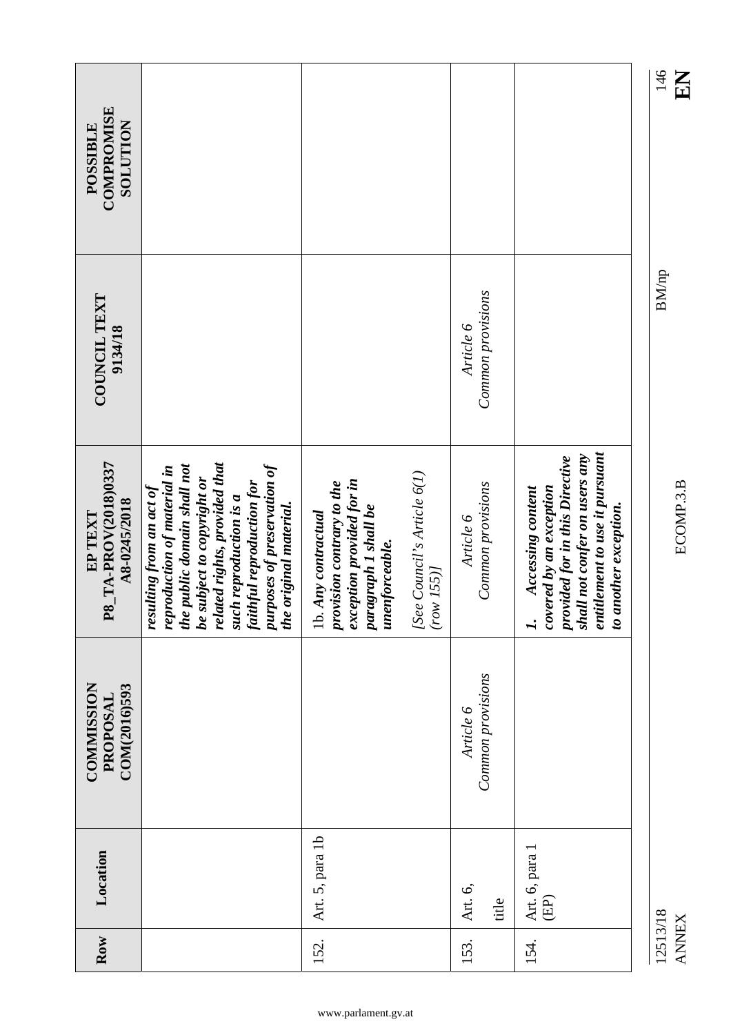| Row | Location | COMMISSION PROPOSAL COM(2016)593 | EP TEXT P8_TA-PROV(2018)0337 A8-0245/2018 | COUNCIL TEXT 9134/18 | POSSIBLE COMPROMISE SOLUTION |
|---|---|---|---|---|---|
| | | | ***resulting from an act of reproduction of material in the public domain shall not be subject to copyright or related rights, provided that such reproduction is a faithful reproduction for purposes of preservation of the original material.*** | | |
| 152. | Art. 5, para 1b | | 1b. ***Any contractual provision contrary to the exception provided for in paragraph 1 shall be unenforceable.*** [See Council's Article 6(1) (row 155)] | | |
| 153. | Art. 6, title | *Article 6* *Common provisions* | *Article 6* *Common provisions* | *Article 6* *Common provisions* | |
| 154. | Art. 6, para 1 (EP) | | ***1. Accessing content covered by an exception provided for in this Directive shall not confer on users any entitlement to use it pursuant to another exception.*** | | |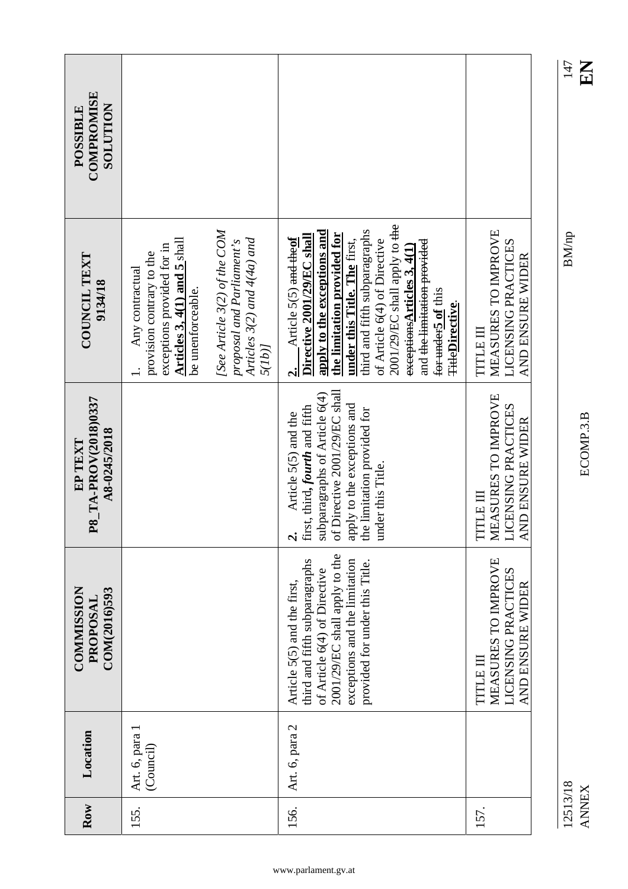| Row | Location | COMMISSION PROPOSAL COM(2016)593 | EP TEXT P8_TA-PROV(2018)0337 A8-0245/2018 | COUNCIL TEXT 9134/18 | POSSIBLE COMPROMISE SOLUTION |
|---|---|---|---|---|---|
| 155. | Art. 6, para 1 (Council) | | | 1. Any contractual provision contrary to the exceptions provided for in **Articles 3, 4(1) and 5** shall be unenforceable. *[See Article 3(2) of the COM proposal and Parliament's Articles 3(2) and 4(4a) and 5(1b)]* | |
| 156. | Art. 6, para 2 | Article 5(5) and the first, third and fifth subparagraphs of Article 6(4) of Directive 2001/29/EC shall apply to the exceptions and the limitation provided for under this Title. | ***2.*** Article 5(5) and the first, third, ***fourth*** and fifth subparagraphs of Article 6(4) of Directive 2001/29/EC shall apply to the exceptions and the limitation provided for under this Title. | **2.** Article 5(5) ~~and the~~**of Directive 2001/29/EC shall apply to the exceptions and the limitation provided for under this Title. The** first, third and fifth subparagraphs of Article 6(4) of Directive 2001/29/EC shall apply to ~~the exceptions~~**Articles 3, 4(1)** and ~~the limitation provided for under~~**5 of** this ~~Title~~**Directive**. | |
| 157. | | TITLE III MEASURES TO IMPROVE LICENSING PRACTICES AND ENSURE WIDER | TITLE III MEASURES TO IMPROVE LICENSING PRACTICES AND ENSURE WIDER | TITLE III MEASURES TO IMPROVE LICENSING PRACTICES AND ENSURE WIDER | |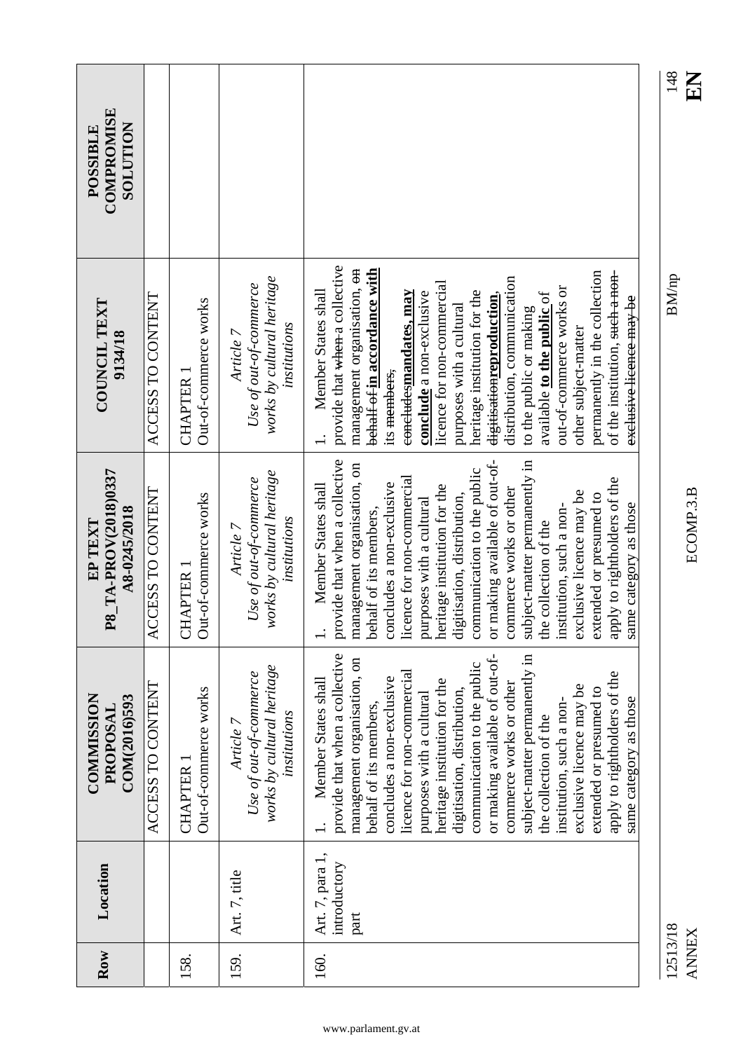| Row | Location | COMMISSION PROPOSAL COM(2016)593 | EP TEXT P8_TA-PROV(2018)0337 A8-0245/2018 | COUNCIL TEXT 9134/18 | POSSIBLE COMPROMISE SOLUTION |
|---|---|---|---|---|---|
| | | ACCESS TO CONTENT | ACCESS TO CONTENT | ACCESS TO CONTENT | |
| 158. | | CHAPTER 1 Out-of-commerce works | CHAPTER 1 Out-of-commerce works | CHAPTER 1 Out-of-commerce works | |
| 159. | Art. 7, title | *Article 7* *Use of out-of-commerce works by cultural heritage institutions* | *Article 7* *Use of out-of-commerce works by cultural heritage institutions* | *Article 7* *Use of out-of-commerce works by cultural heritage institutions* | |
| 160. | Art. 7, para 1, introductory part | 1. Member States shall provide that when a collective management organisation, on behalf of its members, concludes a non-exclusive licence for non-commercial purposes with a cultural heritage institution for the digitisation, distribution, communication to the public or making available of out-of-commerce works or other subject-matter permanently in the collection of the institution, such a non-exclusive licence may be extended or presumed to apply to rightholders of the same category as those | 1. Member States shall provide that when a collective management organisation, on behalf of its members, concludes a non-exclusive licence for non-commercial purposes with a cultural heritage institution for the digitisation, distribution, communication to the public or making available of out-of-commerce works or other subject-matter permanently in the collection of the institution, such a non-exclusive licence may be extended or presumed to apply to rightholders of the same category as those | 1. Member States shall provide that ~~when~~ a collective management organisation, ~~on behalf of~~ **in accordance with** its ~~members,~~ ~~concludes~~**mandates, may conclude** a non-exclusive licence for non-commercial purposes with a cultural heritage institution for the ~~digitisation~~**reproduction,** distribution, communication to the public or making available **to the public** of out-of-commerce works or other subject-matter permanently in the collection of the institution, ~~such a non-exclusive licence may be~~ | |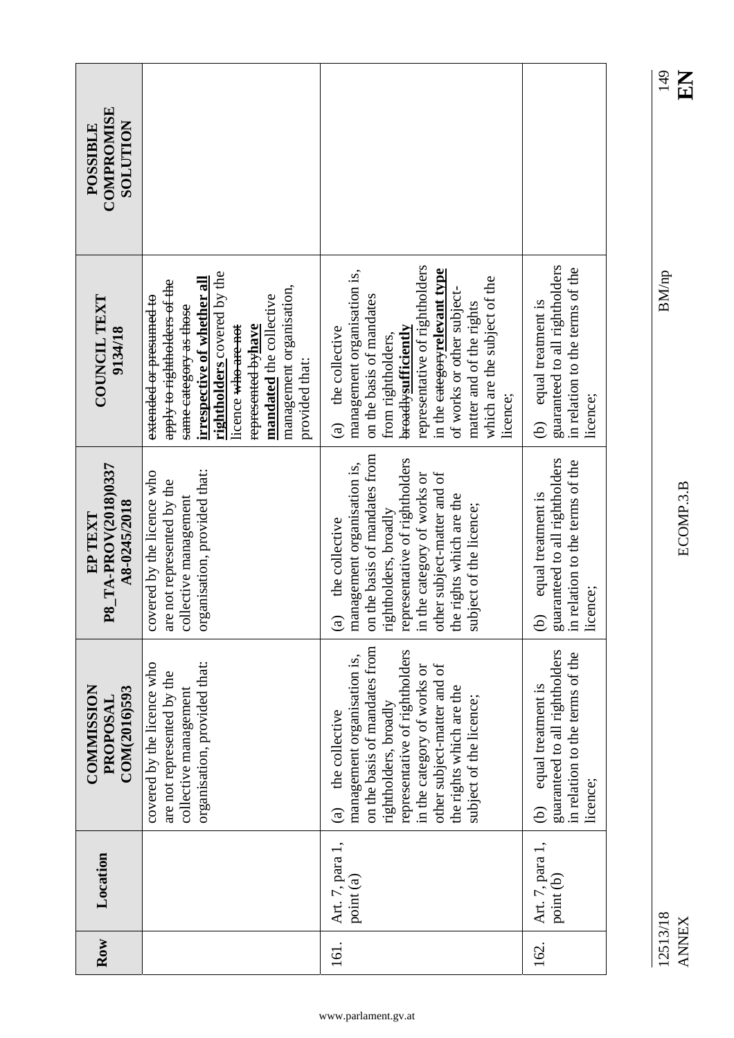| Row | Location | COMMISSION PROPOSAL COM(2016)593 | EP TEXT P8_TA-PROV(2018)0337 A8-0245/2018 | COUNCIL TEXT 9134/18 | POSSIBLE COMPROMISE SOLUTION |
|---|---|---|---|---|---|
| | | covered by the licence who are not represented by the collective management organisation, provided that: | covered by the licence who are not represented by the collective management organisation, provided that: | ~~extended or presumed to apply to rightholders of the same category as those~~ **irrespective of whether all rightholders** covered by the licence ~~who are not represented by~~**have mandated** the collective management organisation, provided that: | |
| 161. | Art. 7, para 1, point (a) | (a) the collective management organisation is, on the basis of mandates from rightholders, broadly representative of rightholders in the category of works or other subject-matter and of the rights which are the subject of the licence; | (a) the collective management organisation is, on the basis of mandates from rightholders, broadly representative of rightholders in the category of works or other subject-matter and of the rights which are the subject of the licence; | (a) the collective management organisation is, on the basis of mandates from rightholders, ~~broadly~~**sufficiently** representative of rightholders in the ~~category~~**relevant type** of works or other subject-matter and of the rights which are the subject of the licence; | |
| 162. | Art. 7, para 1, point (b) | (b) equal treatment is guaranteed to all rightholders in relation to the terms of the licence; | (b) equal treatment is guaranteed to all rightholders in relation to the terms of the licence; | (b) equal treatment is guaranteed to all rightholders in relation to the terms of the licence; | |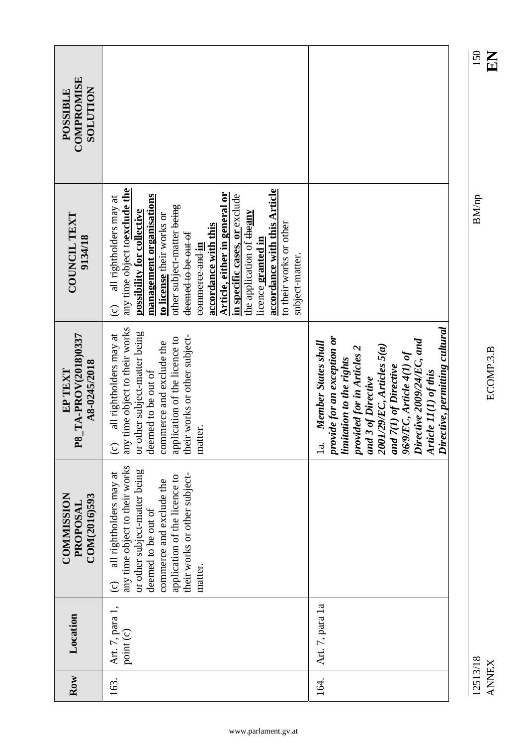| Row | Location | COMMISSION PROPOSAL COM(2016)593 | EP TEXT P8_TA-PROV(2018)0337 A8-0245/2018 | COUNCIL TEXT 9134/18 | POSSIBLE COMPROMISE SOLUTION |
|---|---|---|---|---|---|
| 163. | Art. 7, para 1, point (c) | (c) all rightholders may at any time object to their works or other subject-matter being deemed to be out of commerce and exclude the application of the licence to their works or other subject-matter. | (c) all rightholders may at any time object to their works or other subject-matter being deemed to be out of commerce and exclude the application of the licence to their works or other subject-matter. | (c) all rightholders may at any time ~~object to~~**exclude the possibility for collective management organisations to license** their works or other subject-matter ~~being deemed to be out of commerce and~~ **in accordance with this Article, either in general or in specific cases, or** exclude the application of ~~the~~**any** licence **granted in accordance with this Article** to their works or other subject-matter. | |
| 164. | Art. 7, para 1a | | ***1a. Member States shall provide for an exception or limitation to the rights provided for in Articles 2 and 3 of Directive 2001/29/EC, Articles 5(a) and 7(1) of Directive 96/9/EC, Article 4(1) of Directive 2009/24/EC, and Article 11(1) of this Directive, permitting cultural*** | | |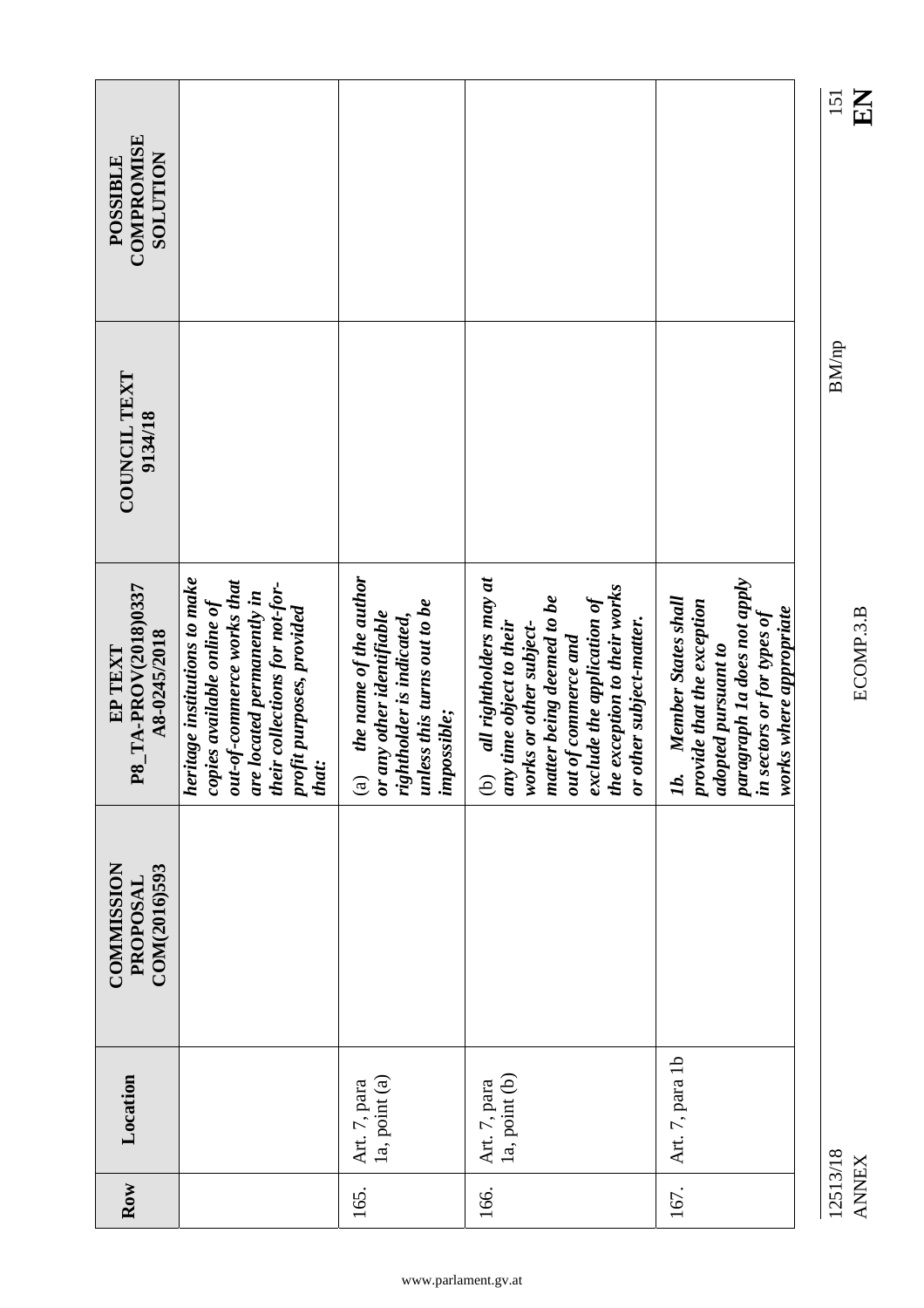| Row | Location | COMMISSION PROPOSAL COM(2016)593 | EP TEXT P8_TA-PROV(2018)0337 A8-0245/2018 | COUNCIL TEXT 9134/18 | POSSIBLE COMPROMISE SOLUTION |
|---|---|---|---|---|---|
| | | | ***heritage institutions to make copies available online of out-of-commerce works that are located permanently in their collections for not-for-profit purposes, provided that:*** | | |
| 165. | Art. 7, para 1a, point (a) | | (a) ***the name of the author or any other identifiable rightholder is indicated, unless this turns out to be impossible;*** | | |
| 166. | Art. 7, para 1a, point (b) | | (b) ***all rightholders may at any time object to their works or other subject-matter being deemed to be out of commerce and exclude the application of the exception to their works or other subject-matter.*** | | |
| 167. | Art. 7, para 1b | | ***1b. Member States shall provide that the exception adopted pursuant to paragraph 1a does not apply in sectors or for types of works where appropriate*** | | |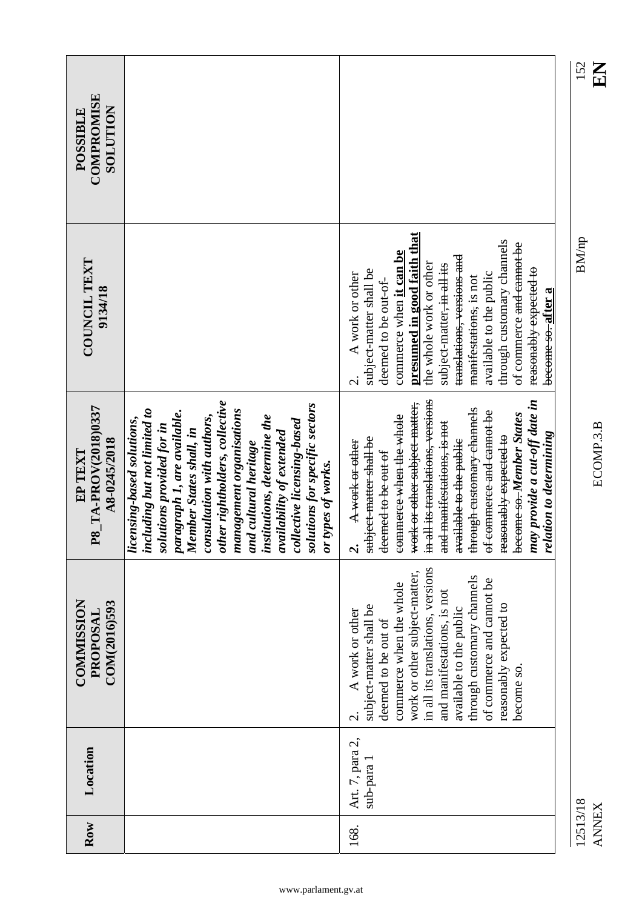| Row | Location | COMMISSION PROPOSAL COM(2016)593 | EP TEXT P8_TA-PROV(2018)0337 A8-0245/2018 | COUNCIL TEXT 9134/18 | POSSIBLE COMPROMISE SOLUTION |
|---|---|---|---|---|---|
| | | | ***licensing-based solutions, including but not limited to solutions provided for in paragraph 1, are available. Member States shall, in consultation with authors, other rightholders, collective management organisations and cultural heritage institutions, determine the availability of extended collective licensing-based solutions for specific sectors or types of works.*** | | |
| 168. | Art. 7, para 2, sub-para 1 | 2. A work or other subject-matter shall be deemed to be out of commerce when the whole work or other subject-matter, in all its translations, versions and manifestations, is not available to the public through customary channels of commerce and cannot be reasonably expected to become so. | ***2.*** ~~A work or other subject-matter shall be deemed to be out of commerce when the whole work or other subject-matter, in all its translations, versions and manifestations, is not available to the public through customary channels of commerce and cannot be reasonably expected to become so.~~ ***Member States may provide a cut-off date in relation to determining*** | 2. A work or other subject-matter shall be deemed to be out-of-commerce when **it can be presumed in good faith that** the whole work or other subject-matter~~, in all its translations, versions and manifestations,~~ is not available to the public through customary channels of commerce ~~and cannot be reasonably expected to become so.~~ **after a** | |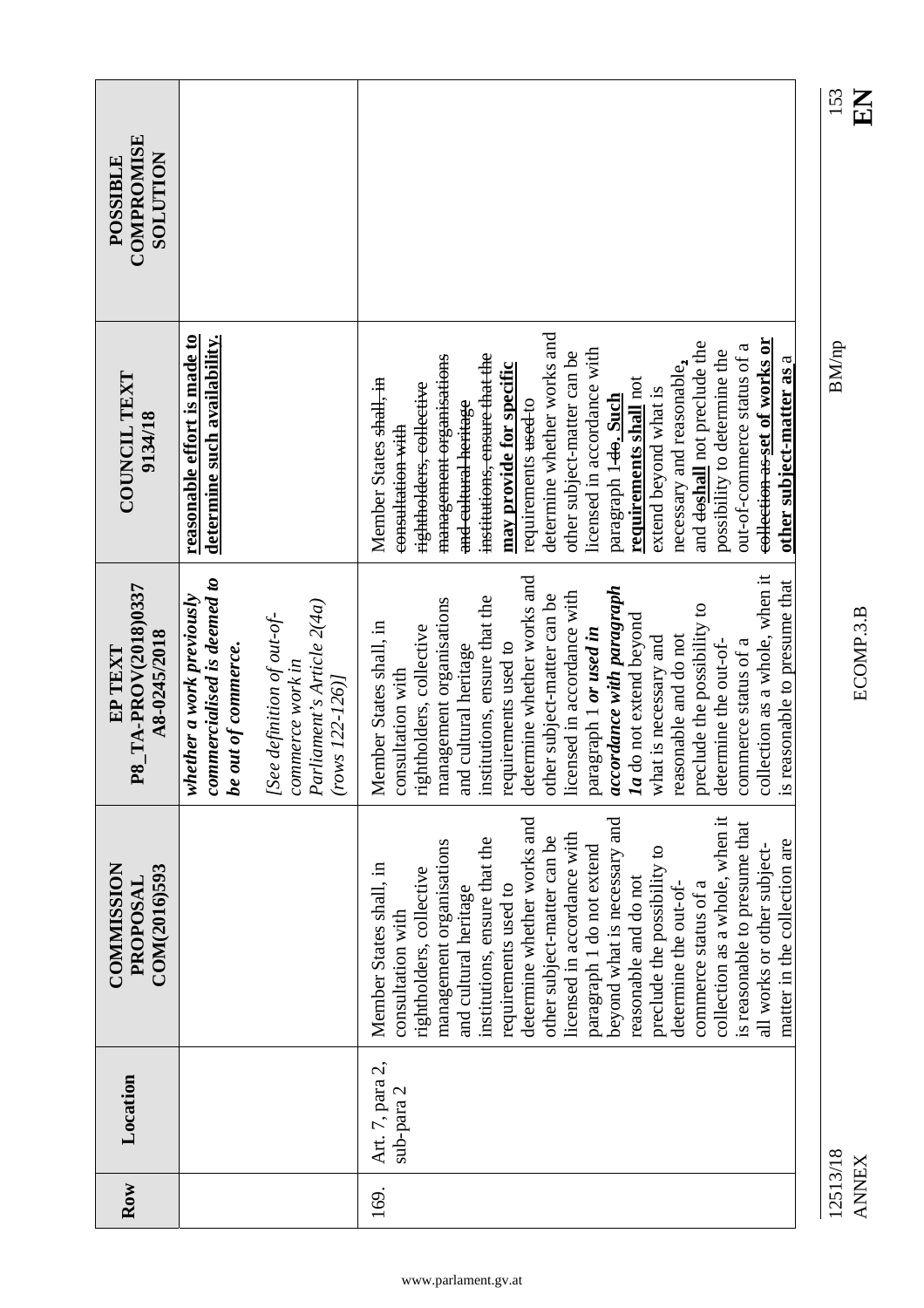| Row | Location | COMMISSION PROPOSAL COM(2016)593 | EP TEXT P8_TA-PROV(2018)0337 A8-0245/2018 | COUNCIL TEXT 9134/18 | POSSIBLE COMPROMISE SOLUTION |
|---|---|---|---|---|---|
| | | | ***whether a work previously commercialised is deemed to be out of commerce.*** [See definition of out-of-commerce work in Parliament's Article 2(4a) (rows 122-126)] | **reasonable effort is made to determine such availability.** | |
| 169. | Art. 7, para 2, sub-para 2 | Member States shall, in consultation with rightholders, collective management organisations and cultural heritage institutions, ensure that the requirements used to determine whether works and other subject-matter can be licensed in accordance with paragraph 1 do not extend beyond what is necessary and reasonable and do not preclude the possibility to determine the out-of-commerce status of a collection as a whole, when it is reasonable to presume that all works or other subject-matter in the collection are | Member States shall, in consultation with rightholders, collective management organisations and cultural heritage institutions, ensure that the requirements used to determine whether works and other subject-matter can be licensed in accordance with paragraph 1 ***or used in accordance with paragraph 1a*** do not extend beyond what is necessary and reasonable and do not preclude the possibility to determine the out-of-commerce status of a collection as a whole, when it is reasonable to presume that | Member States ~~shall, in consultation with rightholders, collective management organisations and cultural heritage institutions, ensure that the~~ **may provide for specific** requirements ~~used~~ to determine whether works and other subject-matter can be licensed in accordance with paragraph 1 ~~do~~**. Such requirements shall** not extend beyond what is necessary and reasonable**,** and ~~do~~**shall** not preclude the possibility to determine the out-of-commerce status of a ~~collection as~~ **set of works or other subject-matter as** a | |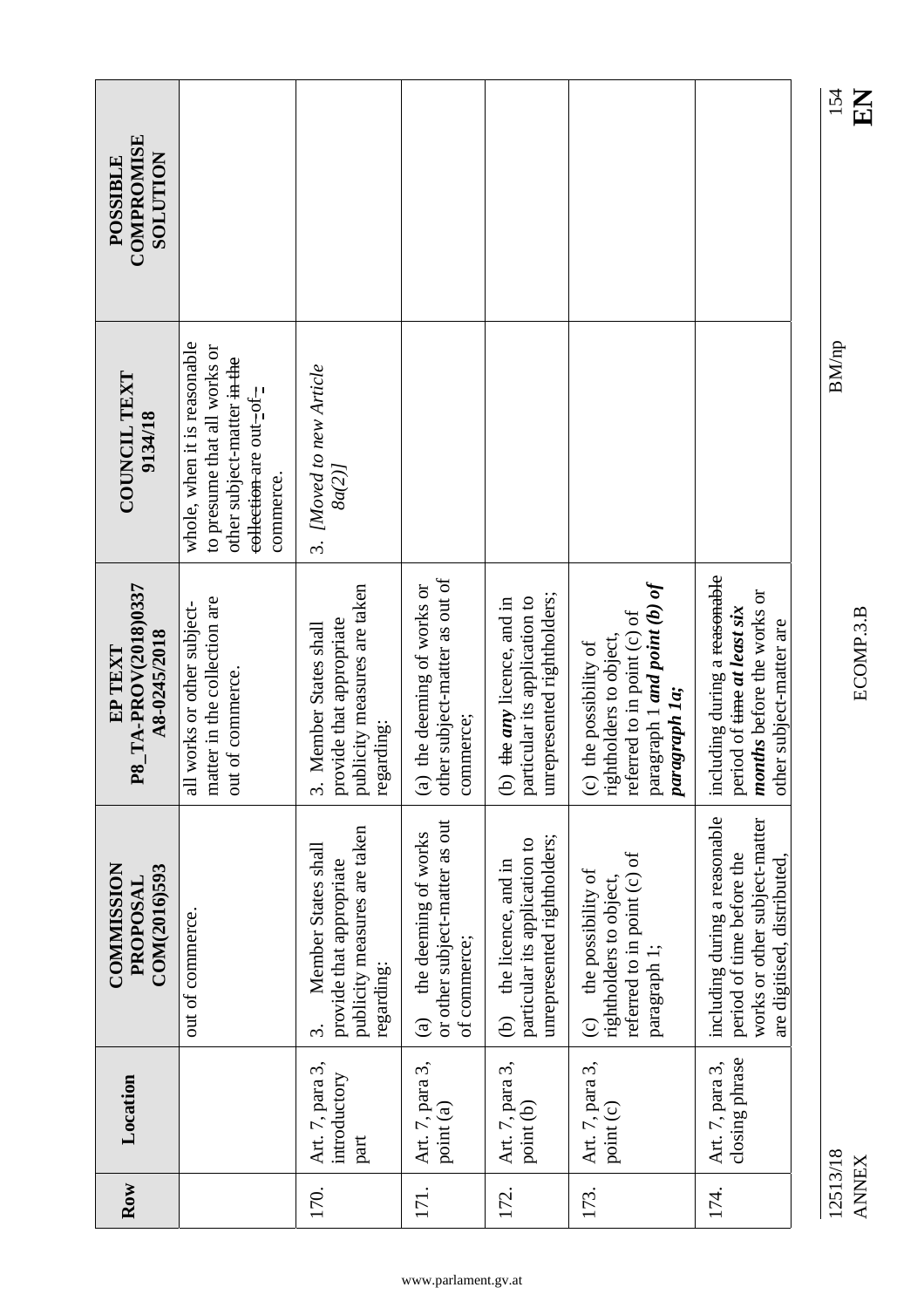| Row | Location | COMMISSION PROPOSAL COM(2016)593 | EP TEXT P8_TA-PROV(2018)0337 A8-0245/2018 | COUNCIL TEXT 9134/18 | POSSIBLE COMPROMISE SOLUTION |
|---|---|---|---|---|---|
| | | out of commerce. | all works or other subject-matter in the collection are out of commerce. | whole, when it is reasonable to presume that all works or other subject-matter ~~in the collection~~ are out-of-commerce. | |
| 170. | Art. 7, para 3, introductory part | 3. Member States shall provide that appropriate publicity measures are taken regarding: | 3. Member States shall provide that appropriate publicity measures are taken regarding: | 3. *[Moved to new Article 8a(2)]* | |
| 171. | Art. 7, para 3, point (a) | (a) the deeming of works or other subject-matter as out of commerce; | (a) the deeming of works or other subject-matter as out of commerce; | | |
| 172. | Art. 7, para 3, point (b) | (b) the licence, and in particular its application to unrepresented rightholders; | (b) ~~the~~ ***any*** licence, and in particular its application to unrepresented rightholders; | | |
| 173. | Art. 7, para 3, point (c) | (c) the possibility of rightholders to object, referred to in point (c) of paragraph 1; | (c) the possibility of rightholders to object, referred to in point (c) of paragraph 1 ***and point (b) of paragraph 1a;*** | | |
| 174. | Art. 7, para 3, closing phrase | including during a reasonable period of time before the works or other subject-matter are digitised, distributed, | including during a ~~reasonable~~ period of ~~time~~ ***at least six months*** before the works or other subject-matter are | | |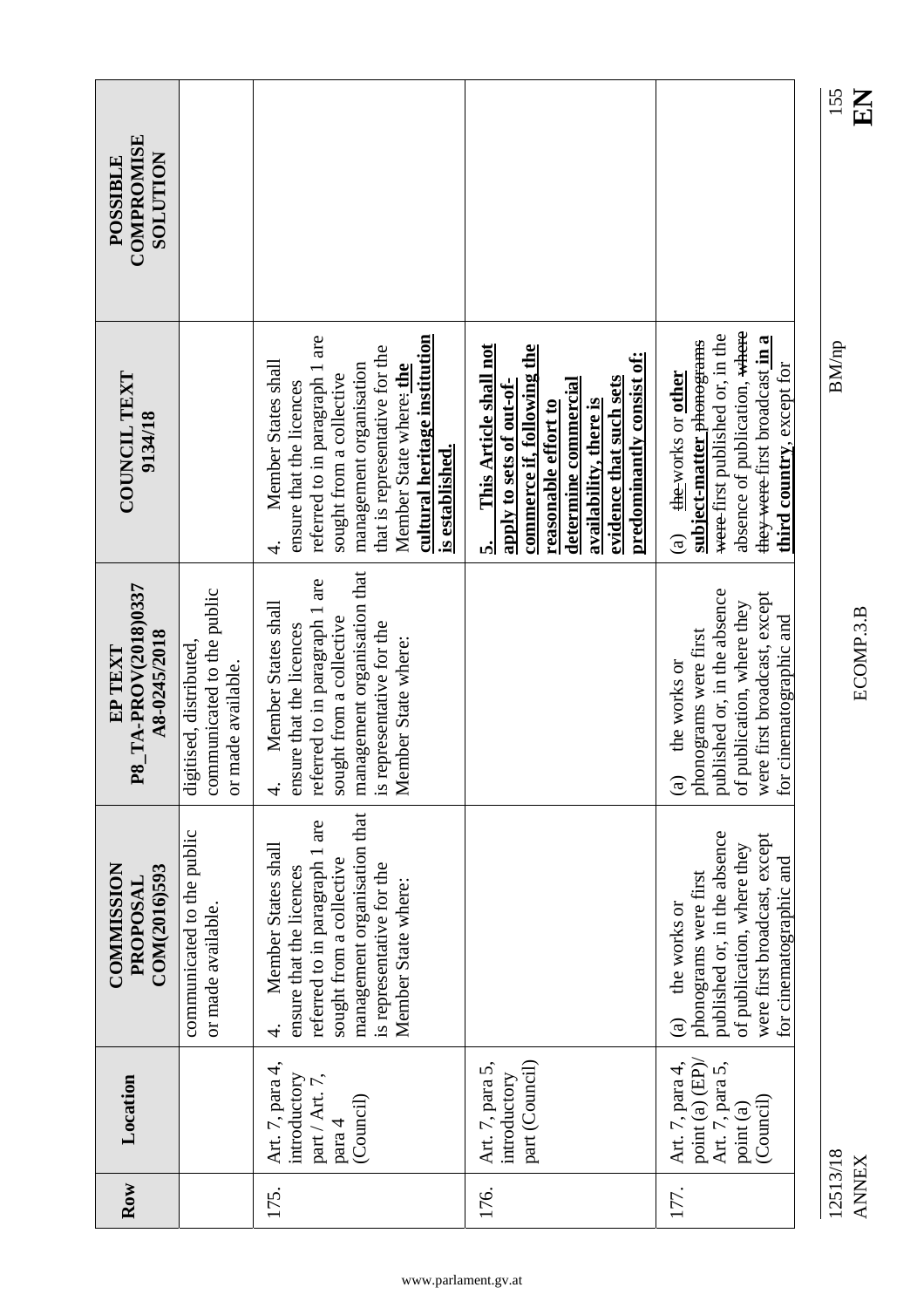| Row | Location | COMMISSION PROPOSAL COM(2016)593 | EP TEXT P8_TA-PROV(2018)0337 A8-0245/2018 | COUNCIL TEXT 9134/18 | POSSIBLE COMPROMISE SOLUTION |
|---|---|---|---|---|---|
| | | communicated to the public or made available. | digitised, distributed, communicated to the public or made available. | | |
| 175. | Art. 7, para 4, introductory part / Art. 7, para 4 (Council) | 4. Member States shall ensure that the licences referred to in paragraph 1 are sought from a collective management organisation that is representative for the Member State where: | 4. Member States shall ensure that the licences referred to in paragraph 1 are sought from a collective management organisation that is representative for the Member State where: | 4. Member States shall ensure that the licences referred to in paragraph 1 are sought from a collective management organisation that is representative for the Member State where: **the cultural heritage institution is established.** | |
| 176. | Art. 7, para 5, introductory part (Council) | | | **5. This Article shall not apply to sets of out-of-commerce if, following the reasonable effort to determine commercial availability, there is evidence that such sets predominantly consist of:** | |
| 177. | Art. 7, para 4, point (a) (EP)/ Art. 7, para 5, point (a) (Council) | (a) the works or phonograms were first published or, in the absence of publication, where they were first broadcast, except for cinematographic and | (a) the works or phonograms were first published or, in the absence of publication, where they were first broadcast, except for cinematographic and | (a) ~~the~~ works or **other subject-matter** ~~phonograms were~~ first published or, in the absence of publication, ~~where they were~~ first broadcast **in a third country**, except for | |

12513/18 BM/np
ANNEX ECOMP.3.B **EN**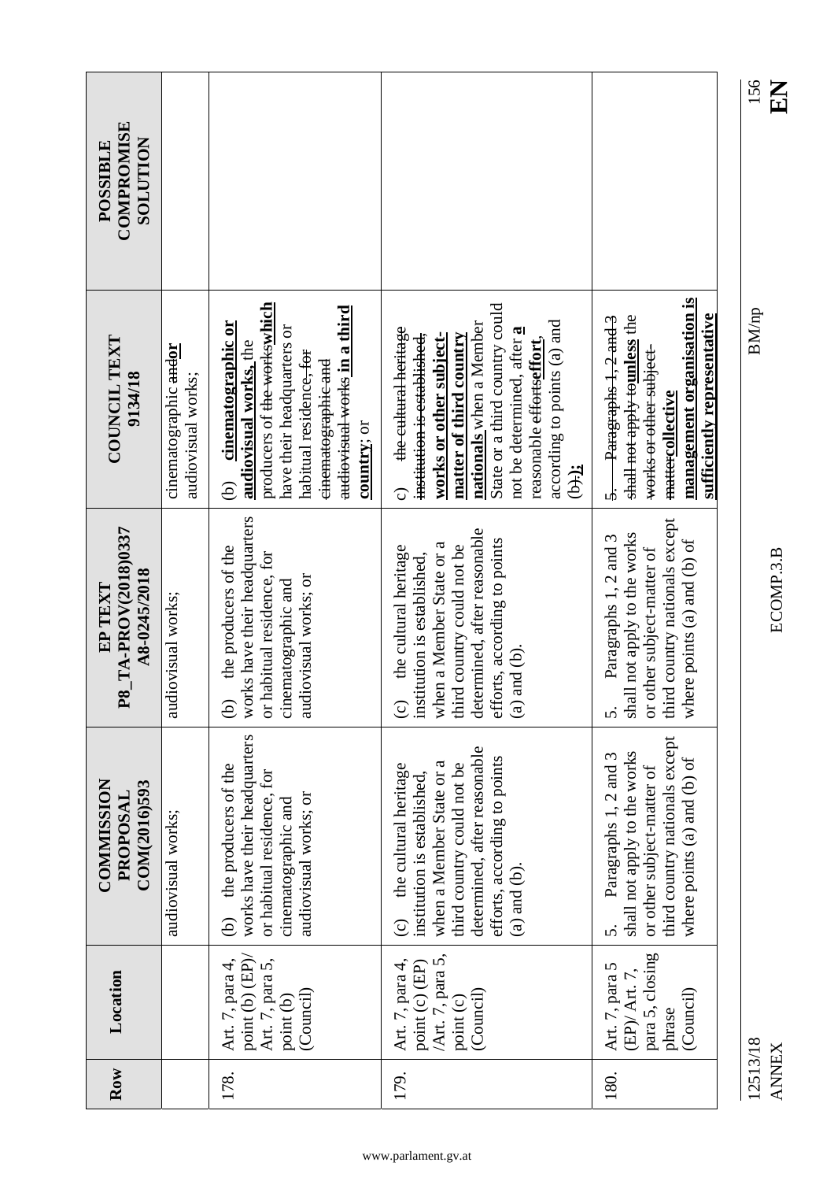| Row | Location | COMMISSION PROPOSAL COM(2016)593 | EP TEXT P8_TA-PROV(2018)0337 A8-0245/2018 | COUNCIL TEXT 9134/18 | POSSIBLE COMPROMISE SOLUTION |
|---|---|---|---|---|---|
| | | audiovisual works; | audiovisual works; | cinematographic ~~and~~**or** audiovisual works; | |
| 178. | Art. 7, para 4, point (b) (EP)/ Art. 7, para 5, point (b) (Council) | (b) the producers of the works have their headquarters or habitual residence, for cinematographic and audiovisual works; or | (b) the producers of the works have their headquarters or habitual residence, for cinematographic and audiovisual works; or | (b) **cinematographic or audiovisual works,** the producers of ~~the works~~**which** have their headquarters or habitual residence~~, for cinematographic and audiovisual works~~ **in a third country**; or | |
| 179. | Art. 7, para 4, point (c) (EP) /Art. 7, para 5, point (c) (Council) | (c) the cultural heritage institution is established, when a Member State or a third country could not be determined, after reasonable efforts, according to points (a) and (b). | (c) the cultural heritage institution is established, when a Member State or a third country could not be determined, after reasonable efforts, according to points (a) and (b). | c) ~~the cultural heritage institution is established,~~ **works or other subject-matter of third country nationals** when a Member State or a third country could not be determined, after **a** reasonable ~~efforts~~**effort**, according to points (a) and (b)~~.~~**;** | |
| 180. | Art. 7, para 5 (EP)/ Art. 7, para 5, closing phrase (Council) | 5. Paragraphs 1, 2 and 3 shall not apply to the works or other subject-matter of third country nationals except where points (a) and (b) of | 5. Paragraphs 1, 2 and 3 shall not apply to the works or other subject-matter of third country nationals except where points (a) and (b) of | ~~5. Paragraphs 1, 2 and 3 shall not apply to~~ **unless** the ~~works or other subject-matter~~**collective management organisation is sufficiently representative** | |

12513/18 BM/np
ANNEX ECOMP.3.B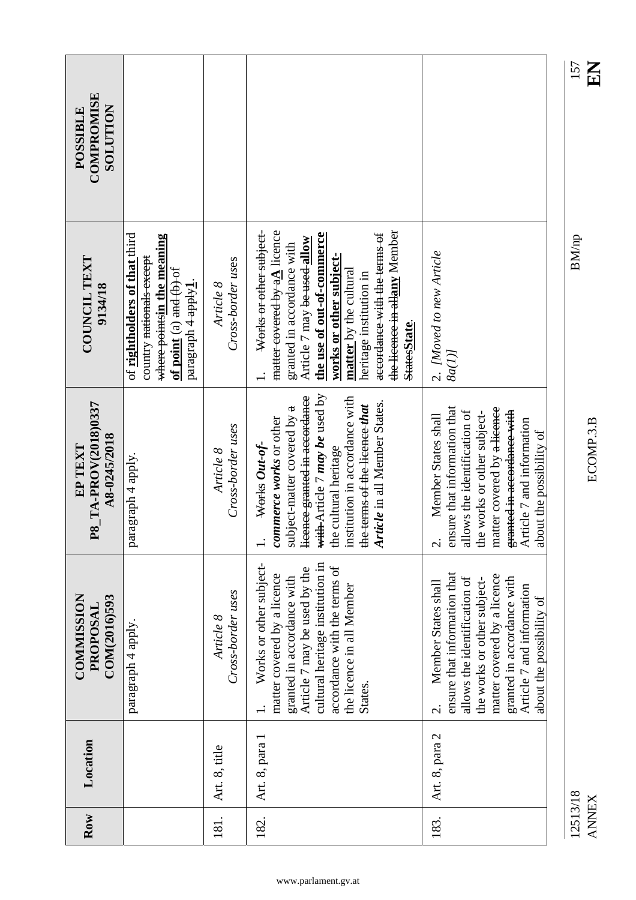| Row | Location | COMMISSION PROPOSAL COM(2016)593 | EP TEXT P8_TA-PROV(2018)0337 A8-0245/2018 | COUNCIL TEXT 9134/18 | POSSIBLE COMPROMISE SOLUTION |
|---|---|---|---|---|---|
| | | paragraph 4 apply. | paragraph 4 apply. | of **rightholders of that** third country ~~nationals except where points~~**in the meaning of point** (a) ~~and (b)~~ of paragraph ~~4 apply~~**1**. | |
| 181. | Art. 8, title | *Article 8* *Cross-border uses* | *Article 8* *Cross-border uses* | *Article 8* *Cross-border uses* | |
| 182. | Art. 8, para 1 | 1. Works or other subject-matter covered by a licence granted in accordance with Article 7 may be used by the cultural heritage institution in accordance with the terms of the licence in all Member States. | 1. ~~Works~~ ***Out-of-commerce works*** or other subject-matter covered by a ~~licence granted in accordance with~~ Article 7 ***may be*** used by the cultural heritage institution in accordance with ~~the terms of the licence~~ ***that Article*** in all Member States. | 1. ~~Works or other subject-matter covered by a~~**A** licence granted in accordance with Article 7 may ~~be used~~ **allow the use of out-of-commerce works or other subject-matter** by the cultural heritage institution in ~~accordance with the terms of the licence in all~~**any** Member ~~States~~**State**. | |
| 183. | Art. 8, para 2 | 2. Member States shall ensure that information that allows the identification of the works or other subject-matter covered by a licence granted in accordance with Article 7 and information about the possibility of | 2. Member States shall ensure that information that allows the identification of the works or other subject-matter covered by ~~a licence granted in accordance with~~ Article 7 and information about the possibility of | 2. *[Moved to new Article 8a(1)]* | |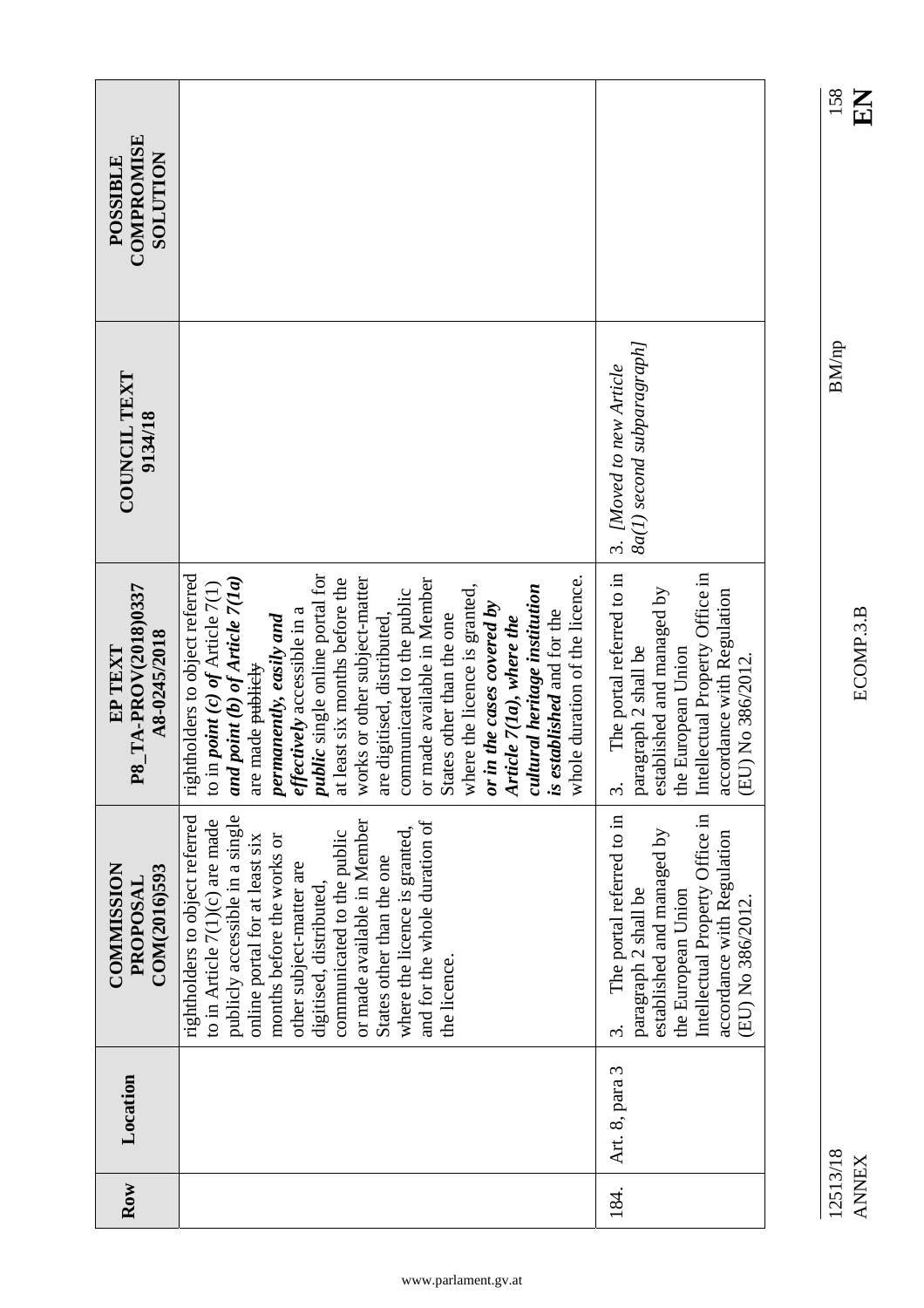| Row | Location | COMMISSION PROPOSAL COM(2016)593 | EP TEXT P8_TA-PROV(2018)0337 A8-0245/2018 | COUNCIL TEXT 9134/18 | POSSIBLE COMPROMISE SOLUTION |
|---|---|---|---|---|---|
| | | rightholders to object referred to in Article 7(1)(c) are made publicly accessible in a single online portal for at least six months before the works or other subject-matter are digitised, distributed, communicated to the public or made available in Member States other than the one where the licence is granted, and for the whole duration of the licence. | rightholders to object referred to in ***point (c) of*** Article 7(1) ***and point (b) of Article 7(1a)*** are made ~~publicly~~ ***permanently, easily and effectively*** accessible in a ***public*** single online portal for at least six months before the works or other subject-matter are digitised, distributed, communicated to the public or made available in Member States other than the one where the licence is granted, ***or in the cases covered by Article 7(1a), where the cultural heritage institution is established*** and for the whole duration of the licence. | | |
| 184. | Art. 8, para 3 | 3. The portal referred to in paragraph 2 shall be established and managed by the European Union Intellectual Property Office in accordance with Regulation (EU) No 386/2012. | 3. The portal referred to in paragraph 2 shall be established and managed by the European Union Intellectual Property Office in accordance with Regulation (EU) No 386/2012. | 3. *[Moved to new Article 8a(1) second subparagraph]* | |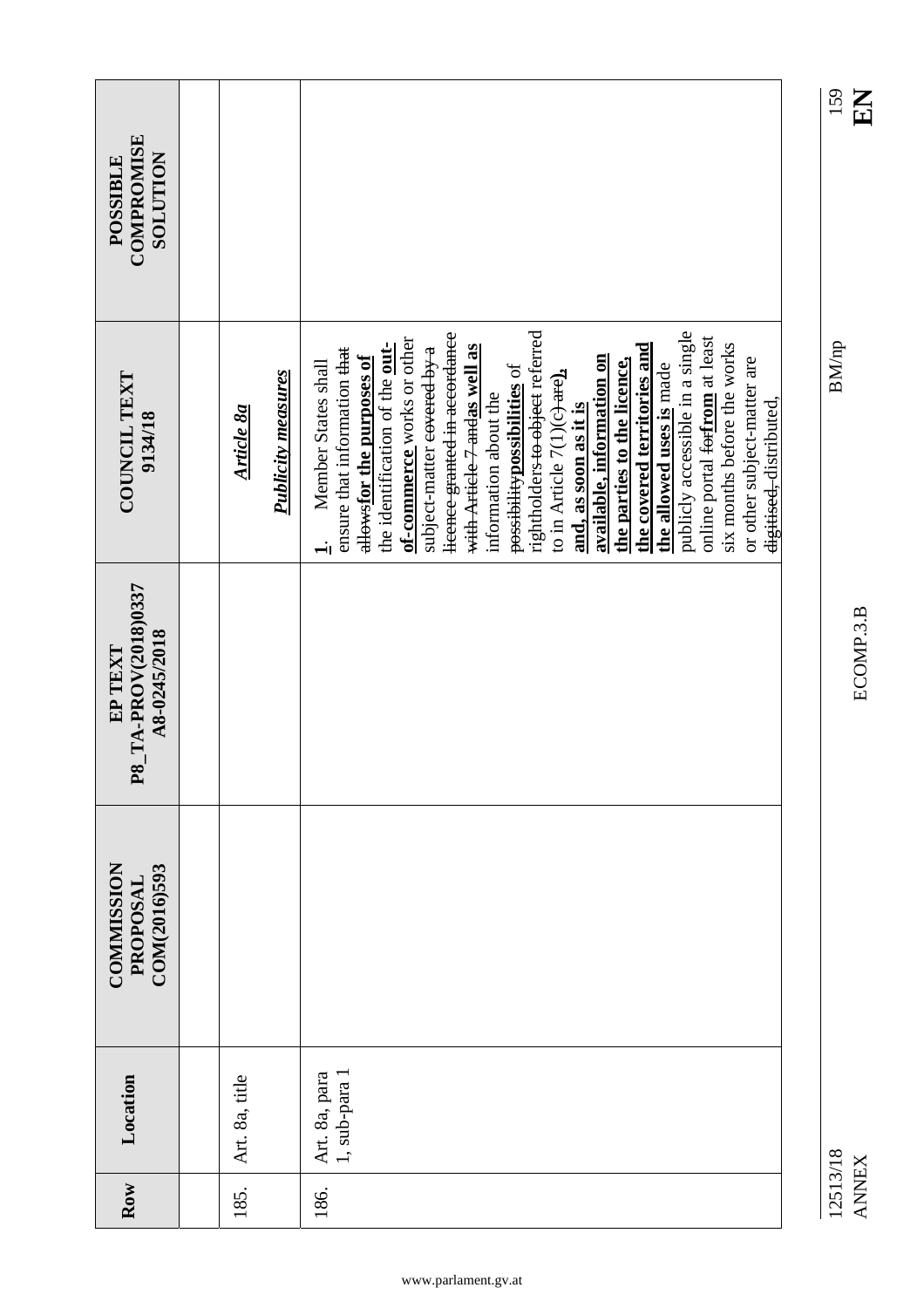| Row | Location | COMMISSION PROPOSAL COM(2016)593 | EP TEXT P8_TA-PROV(2018)0337 A8-0245/2018 | COUNCIL TEXT 9134/18 | POSSIBLE COMPROMISE SOLUTION |
|---|---|---|---|---|---|
| | | | | | |
| 185. | Art. 8a, title | | | ***Article 8a*** ***Publicity measures*** | |
| 186. | Art. 8a, para 1, sub-para 1 | | | **1**. Member States shall ensure that information ~~that allows~~**for the purposes of** the identification of the **out-of-commerce** works or other subject-matter ~~covered by a licence granted in accordance with Article 7 and~~**as well as** information about the ~~possibility~~**possibilities** of rightholders ~~to object~~ referred to in Article 7(1)(c) ~~are~~**, and, as soon as it is available, information on the parties to the licence, the covered territories and the allowed uses is** made publicly accessible in a single online portal ~~for~~**from** at least six months before the works or other subject-matter are ~~digitised,~~ distributed, | |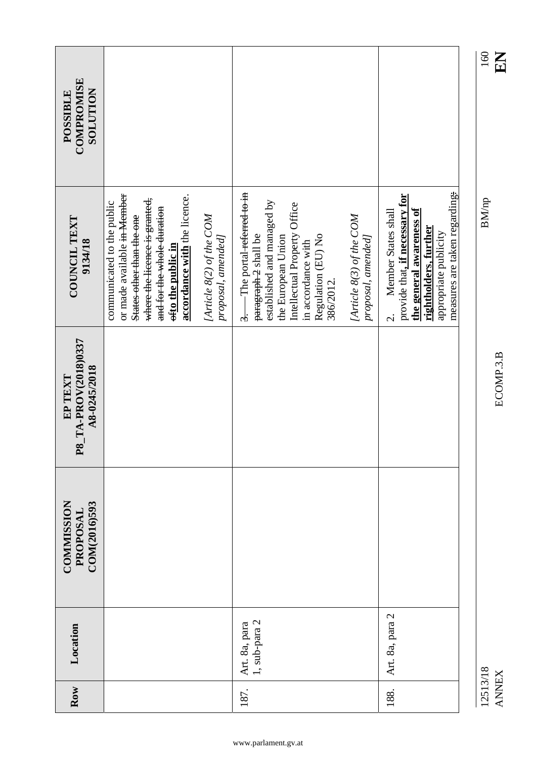| Row | Location | COMMISSION PROPOSAL COM(2016)593 | EP TEXT P8_TA-PROV(2018)0337 A8-0245/2018 | COUNCIL TEXT 9134/18 | POSSIBLE COMPROMISE SOLUTION |
|---|---|---|---|---|---|
| | | | | communicated to the public or made available ~~in Member States other than the one where the licence is granted, and for the whole duration of~~**to the public in accordance with** the licence.<br><br>*[Article 8(2) of the COM proposal, amended]* | |
| 187. | Art. 8a, para 1, sub-para 2 | | | ~~3.~~ The portal ~~referred to in paragraph 2~~ shall be established and managed by the European Union Intellectual Property Office in accordance with Regulation (EU) No 386/2012.<br><br>*[Article 8(3) of the COM proposal, amended]* | |
| 188. | Art. 8a, para 2 | | | 2. Member States shall provide that**, if necessary for the general awareness of rightholders, further** appropriate publicity measures are taken regarding~~:~~ | |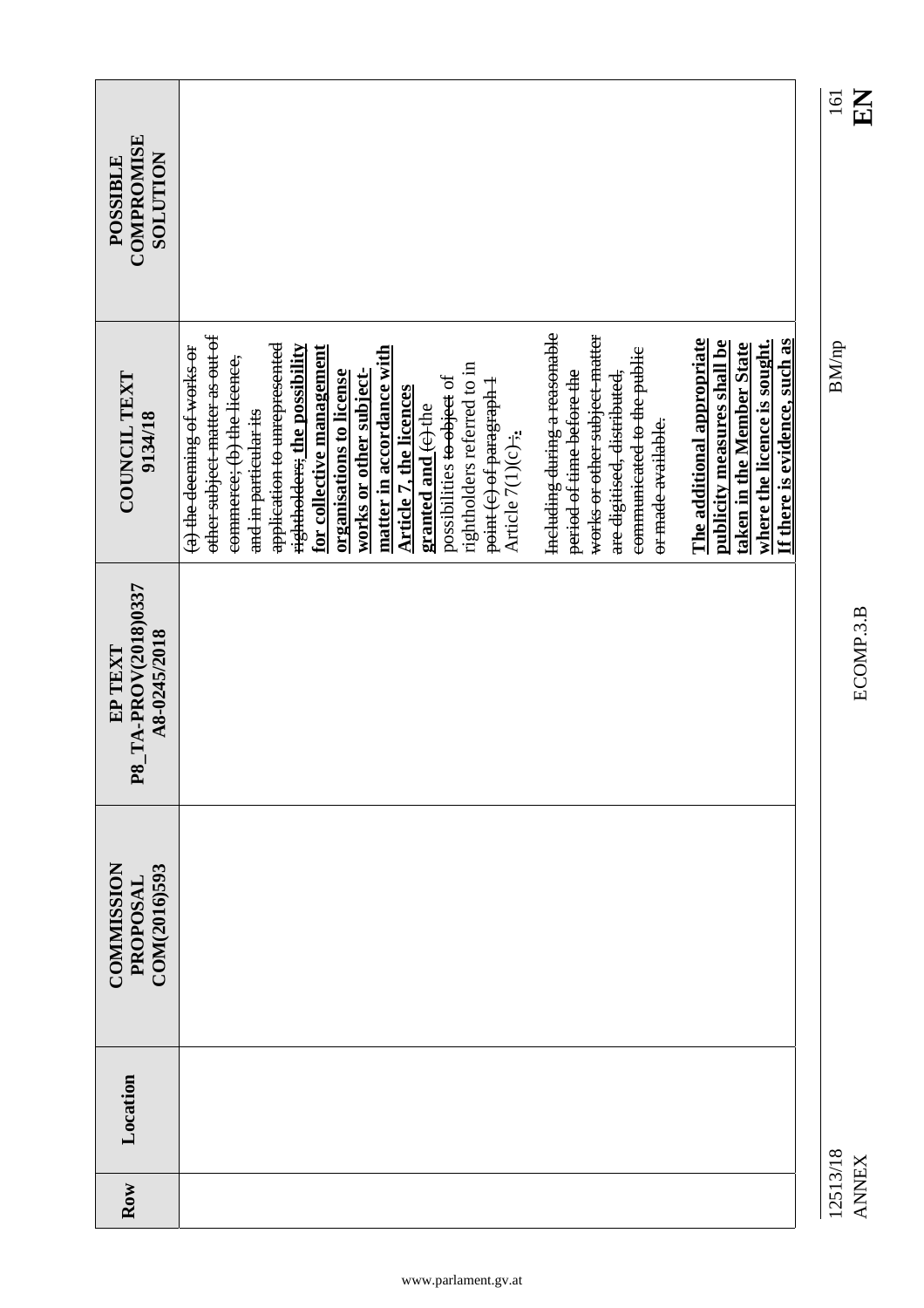| Row | Location | COMMISSION PROPOSAL COM(2016)593 | EP TEXT P8_TA-PROV(2018)0337 A8-0245/2018 | COUNCIL TEXT 9134/18 | POSSIBLE COMPROMISE SOLUTION |
|---|---|---|---|---|---|
| | | | | ~~(a) the deeming of works or other subject-matter as out of commerce; (b) the licence, and in particular its application to unrepresented rightholders;~~ **the possibility for collective management organisations to license works or other subject-matter in accordance with Article 7, the licences granted and** ~~(c)~~ the possibilities ~~to object~~ of rightholders referred to in ~~point (c) of paragraph 1~~ Article 7(1)(c)~~;~~**.**<br><br>~~Including during a reasonable period of time before the works or other subject-matter are digitised, distributed, communicated to the public or made available.~~<br><br>**The additional appropriate publicity measures shall be taken in the Member State where the licence is sought. If there is evidence, such as** | |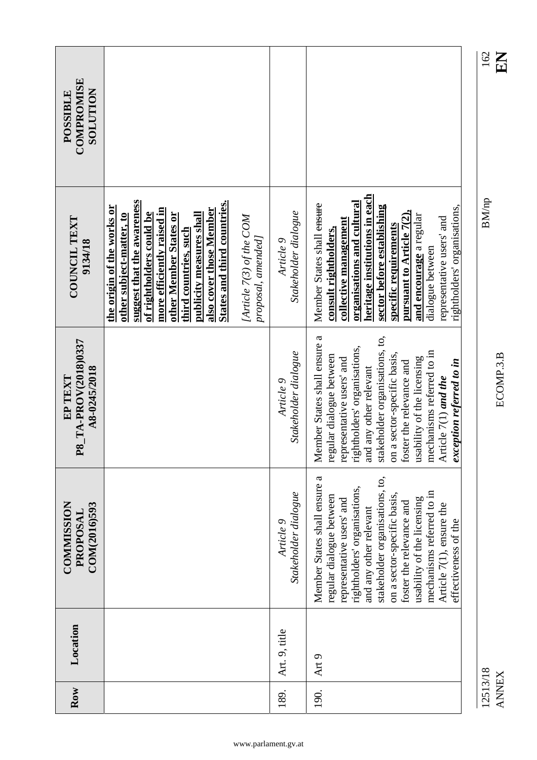| Row | Location | COMMISSION PROPOSAL COM(2016)593 | EP TEXT P8_TA-PROV(2018)0337 A8-0245/2018 | COUNCIL TEXT 9134/18 | POSSIBLE COMPROMISE SOLUTION |
|---|---|---|---|---|---|
| | | | | **the origin of the works or other subject-matter, to suggest that the awareness of rightholders could be more efficiently raised in other Member States or third countries, such publicity measures shall also cover those Member States and third countries.** *[Article 7(3) of the COM proposal, amended]* | |
| 189. | Art. 9, title | *Article 9* *Stakeholder dialogue* | *Article 9* *Stakeholder dialogue* | *Article 9* *Stakeholder dialogue* | |
| 190. | Art 9 | Member States shall ensure a regular dialogue between representative users' and rightholders' organisations, and any other relevant stakeholder organisations, to, on a sector-specific basis, foster the relevance and usability of the licensing mechanisms referred to in Article 7(1), ensure the effectiveness of the | Member States shall ensure a regular dialogue between representative users' and rightholders' organisations, and any other relevant stakeholder organisations, to, on a sector-specific basis, foster the relevance and usability of the licensing mechanisms referred to in Article 7(1) ***and the exception referred to in*** | Member States shall ~~ensure~~ **consult rightholders, collective management organisations and cultural heritage institutions in each sector before establishing specific requirements pursuant to Article 7(2), and encourage** a regular dialogue between representative users' and rightholders' organisations, | |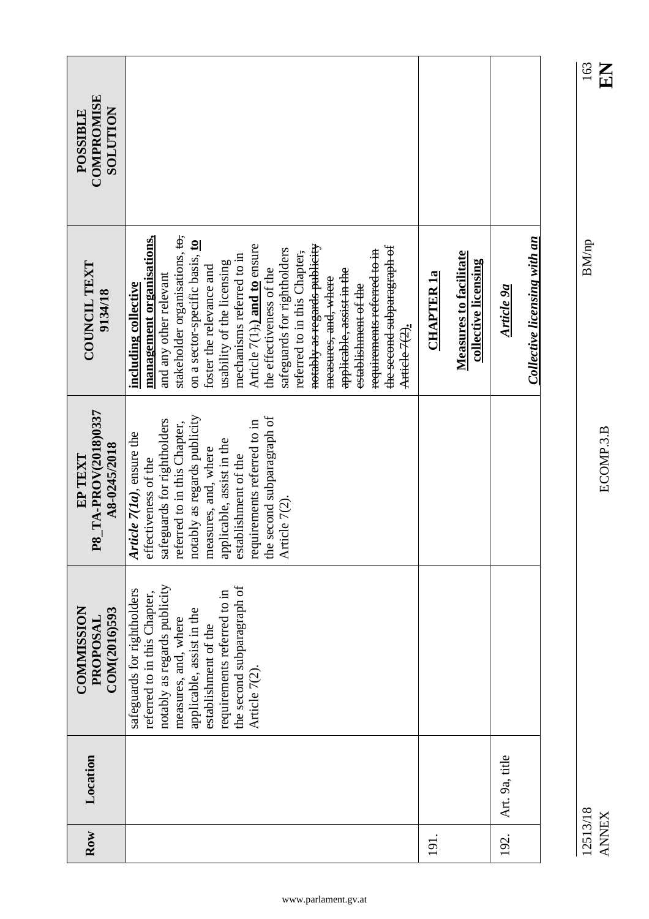| Row | Location | COMMISSION PROPOSAL COM(2016)593 | EP TEXT P8_TA-PROV(2018)0337 A8-0245/2018 | COUNCIL TEXT 9134/18 | POSSIBLE COMPROMISE SOLUTION |
|---|---|---|---|---|---|
| | | safeguards for rightholders referred to in this Chapter, notably as regards publicity measures, and, where applicable, assist in the establishment of the requirements referred to in the second subparagraph of Article 7(2). | *Article 7(1a)*, ensure the effectiveness of the safeguards for rightholders referred to in this Chapter, notably as regards publicity measures, and, where applicable, assist in the establishment of the requirements referred to in the second subparagraph of Article 7(2). | **including collective management organisations,** and any other relevant stakeholder organisations, ~~to,~~ on a sector-specific basis, **to** foster the relevance and usability of the licensing mechanisms referred to in Article 7(1~~)~~**,) and to** ensure the effectiveness of the safeguards for rightholders referred to in this Chapter~~,~~ ~~notably as regards publicity measures, and, where applicable, assist in the establishment of the requirements referred to in the second subparagraph of Article 7(2)~~**.** | |
| 191. | | | | **CHAPTER 1a** **Measures to facilitate collective licensing** | |
| 192. | Art. 9a, title | | | ***Article 9a*** ***Collective licensing with an*** | |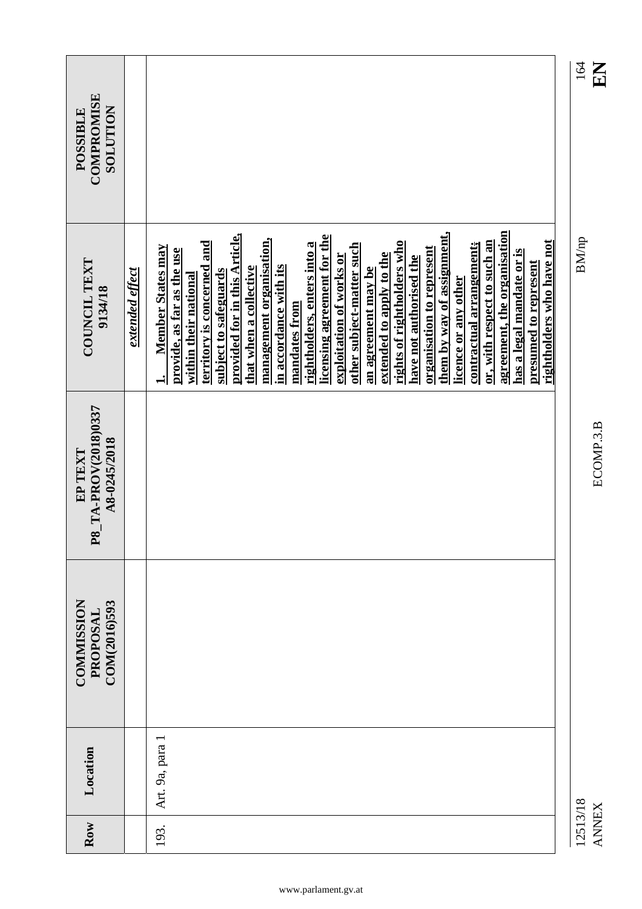| Row | Location | COMMISSION PROPOSAL COM(2016)593 | EP TEXT P8_TA-PROV(2018)0337 A8-0245/2018 | COUNCIL TEXT 9134/18 | POSSIBLE COMPROMISE SOLUTION |
|---|---|---|---|---|---|
| | | | | ***extended effect*** | |
| 193. | Art. 9a, para 1 | | | **1. Member States may provide, as far as the use within their national territory is concerned and subject to safeguards provided for in this Article, that when a collective management organisation, in accordance with its mandates from rightholders, enters into a licensing agreement for the exploitation of works or other subject-matter such an agreement may be extended to apply to the rights of rightholders who have not authorised the organisation to represent them by way of assignment, licence or any other contractual arrangement; or, with respect to such an agreement, the organisation has a legal mandate or is presumed to represent rightholders who have not** | |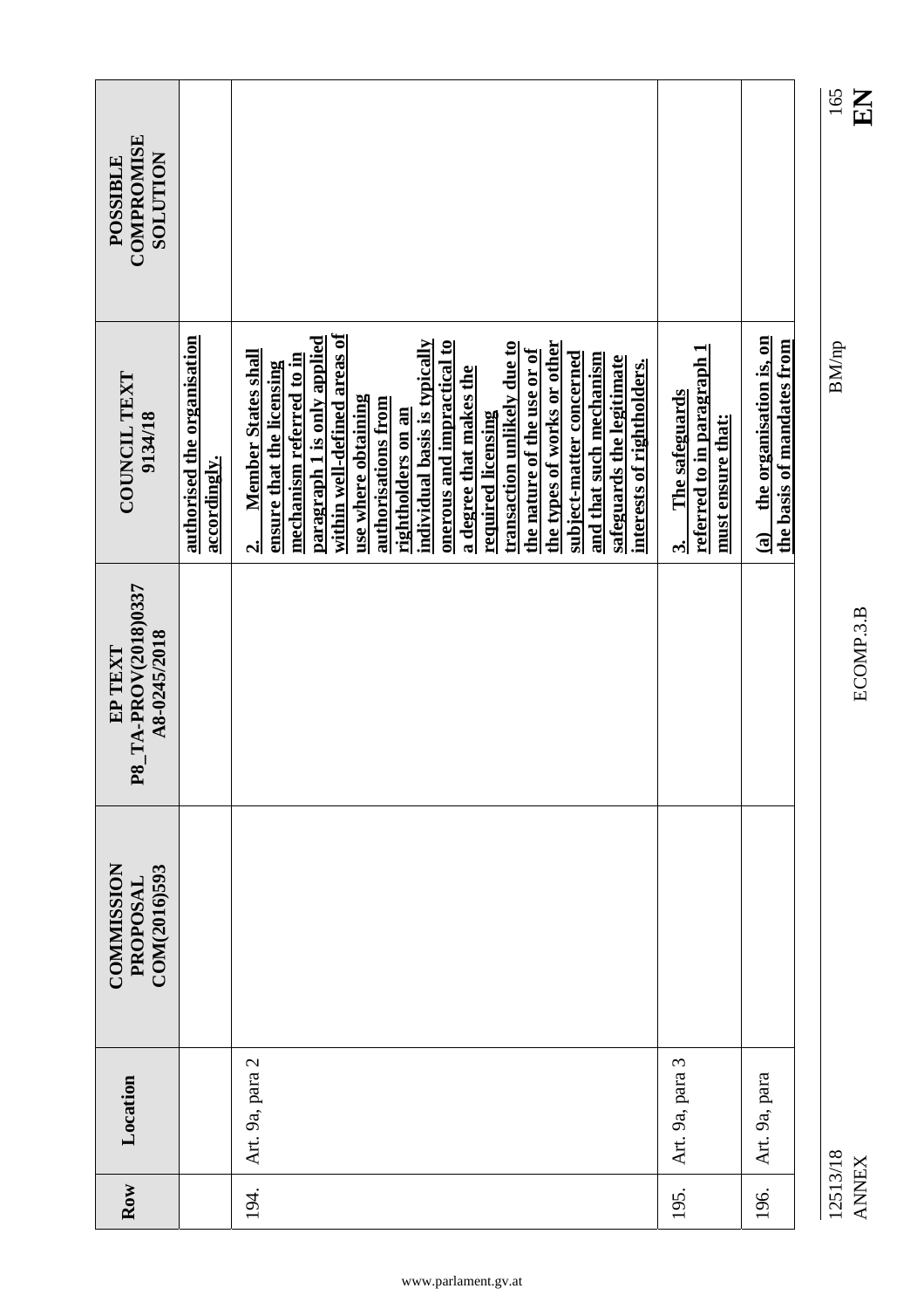| Row | Location | COMMISSION PROPOSAL COM(2016)593 | EP TEXT P8_TA-PROV(2018)0337 A8-0245/2018 | COUNCIL TEXT 9134/18 | POSSIBLE COMPROMISE SOLUTION |
|---|---|---|---|---|---|
| | | | | **<u>authorised the organisation accordingly.</u>** | |
| 194. | Art. 9a, para 2 | | | **<u>2. Member States shall ensure that the licensing mechanism referred to in paragraph 1 is only applied within well-defined areas of use where obtaining authorisations from rightholders on an individual basis is typically onerous and impractical to a degree that makes the required licensing transaction unlikely due to the nature of the use or of the types of works or other subject-matter concerned and that such mechanism safeguards the legitimate interests of rightholders.</u>** | |
| 195. | Art. 9a, para 3 | | | **<u>3. The safeguards referred to in paragraph 1 must ensure that:</u>** | |
| 196. | Art. 9a, para | | | **<u>(a) the organisation is, on the basis of mandates from</u>** | |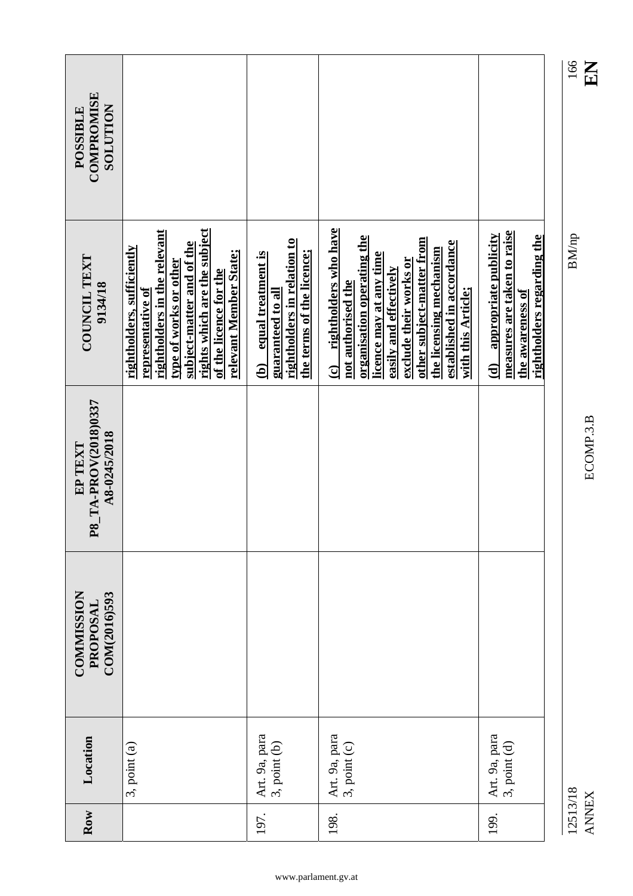| Row | Location | COMMISSION PROPOSAL COM(2016)593 | EP TEXT P8_TA-PROV(2018)0337 A8-0245/2018 | COUNCIL TEXT 9134/18 | POSSIBLE COMPROMISE SOLUTION |
|---|---|---|---|---|---|
| | 3, point (a) | | | **<u>rightholders, sufficiently representative of rightholders in the relevant type of works or other subject-matter and of the rights which are the subject of the licence for the relevant Member State;</u>** | |
| 197. | Art. 9a, para 3, point (b) | | | **<u>(b) equal treatment is guaranteed to all rightholders in relation to the terms of the licence;</u>** | |
| 198. | Art. 9a, para 3, point (c) | | | **<u>(c) rightholders who have not authorised the organisation operating the licence may at any time easily and effectively exclude their works or other subject-matter from the licensing mechanism established in accordance with this Article;</u>** | |
| 199. | Art. 9a, para 3, point (d) | | | **<u>(d) appropriate publicity measures are taken to raise the awareness of rightholders regarding the</u>** | |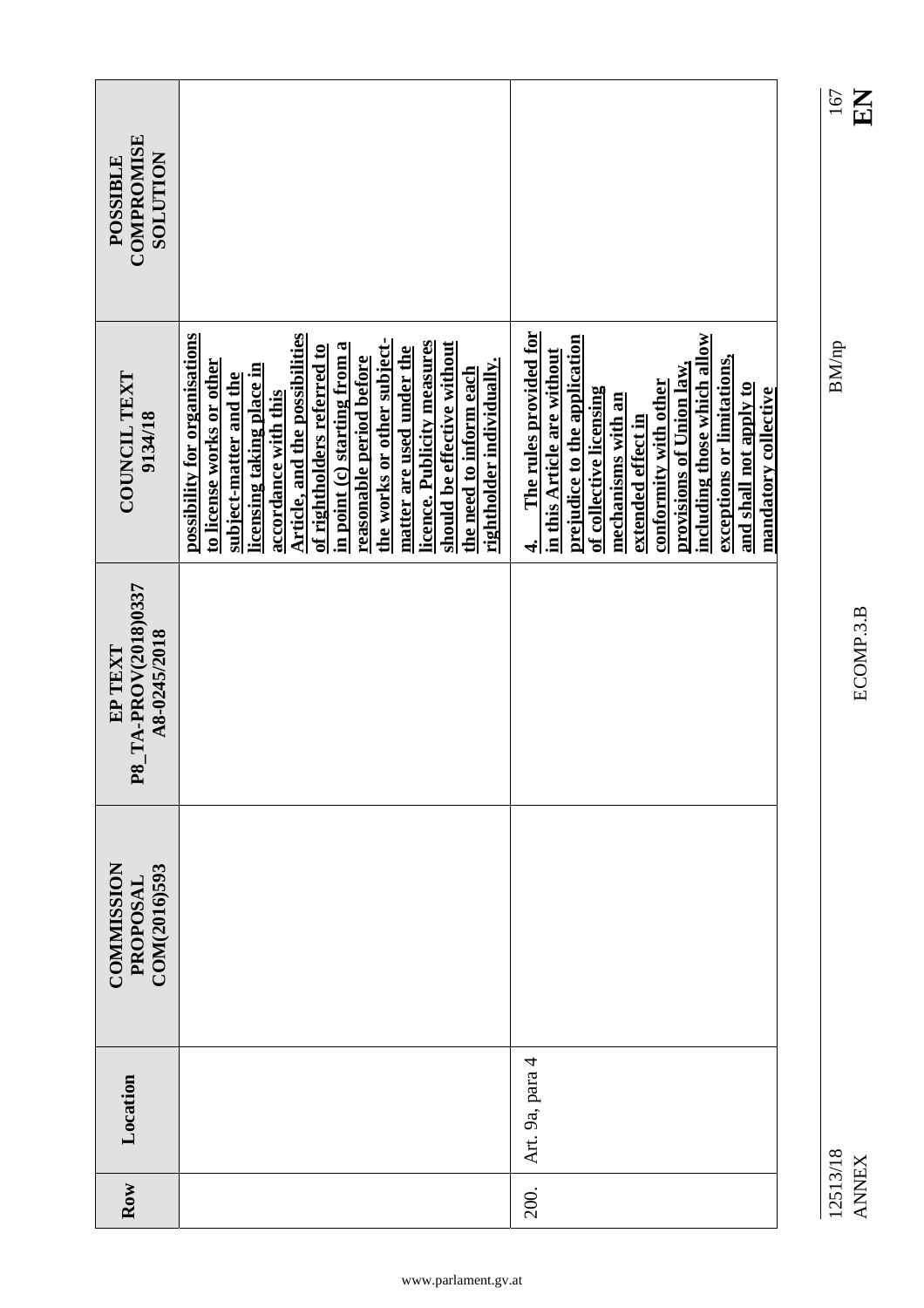| Row | Location | COMMISSION PROPOSAL COM(2016)593 | EP TEXT P8_TA-PROV(2018)0337 A8-0245/2018 | COUNCIL TEXT 9134/18 | POSSIBLE COMPROMISE SOLUTION |
|---|---|---|---|---|---|
| | | | | **possibility for organisations to license works or other subject-matter and the licensing taking place in accordance with this Article, and the possibilities of rightholders referred to in point (c) starting from a reasonable period before the works or other subject-matter are used under the licence. Publicity measures should be effective without the need to inform each rightholder individually.** | |
| 200. | Art. 9a, para 4 | | | **4. The rules provided for in this Article are without prejudice to the application of collective licensing mechanisms with an extended effect in conformity with other provisions of Union law, including those which allow exceptions or limitations, and shall not apply to mandatory collective** | |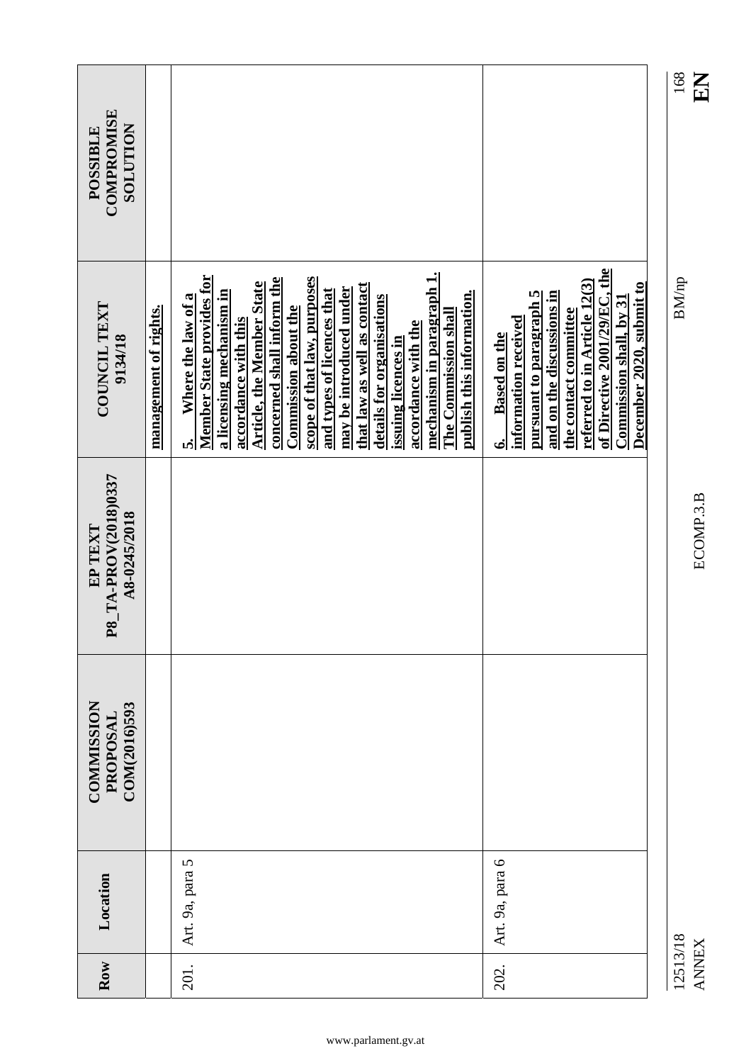| Row | Location | COMMISSION PROPOSAL COM(2016)593 | EP TEXT P8_TA-PROV(2018)0337 A8-0245/2018 | COUNCIL TEXT 9134/18 | POSSIBLE COMPROMISE SOLUTION |
|---|---|---|---|---|---|
| | | | | **management of rights.** | |
| 201. | Art. 9a, para 5 | | | **5. Where the law of a Member State provides for a licensing mechanism in accordance with this Article, the Member State concerned shall inform the Commission about the scope of that law, purposes and types of licences that may be introduced under that law as well as contact details for organisations issuing licences in accordance with the mechanism in paragraph 1. The Commission shall publish this information.** | |
| 202. | Art. 9a, para 6 | | | **6. Based on the information received pursuant to paragraph 5 and on the discussions in the contact committee referred to in Article 12(3) of Directive 2001/29/EC, the Commission shall, by 31 December 2020, submit to** | |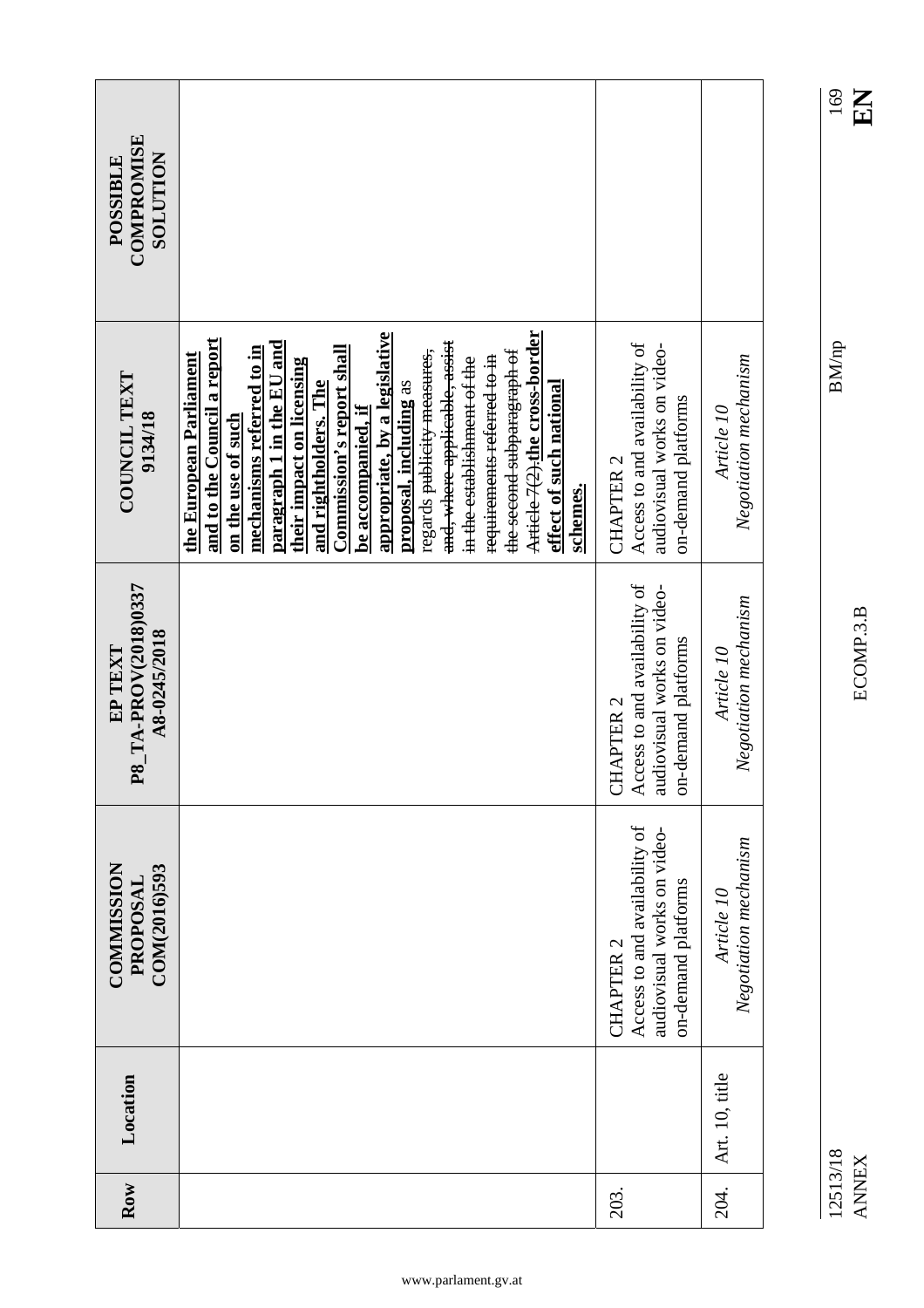| Row | Location | COMMISSION PROPOSAL COM(2016)593 | EP TEXT P8_TA-PROV(2018)0337 A8-0245/2018 | COUNCIL TEXT 9134/18 | POSSIBLE COMPROMISE SOLUTION |
|---|---|---|---|---|---|
| | | | | **the European Parliament and to the Council a report on the use of such mechanisms referred to in paragraph 1 in the EU and their impact on licensing and rightholders. The Commission's report shall be accompanied, if appropriate, by a legislative proposal, including** as regards ~~publicity measures, and, where applicable, assist in the establishment of the requirements referred to in the second subparagraph of Article 7(2).~~**the cross-border effect of such national schemes.** | |
| 203. | | CHAPTER 2 Access to and availability of audiovisual works on video-on-demand platforms | CHAPTER 2 Access to and availability of audiovisual works on video-on-demand platforms | CHAPTER 2 Access to and availability of audiovisual works on video-on-demand platforms | |
| 204. | Art. 10, title | *Article 10* *Negotiation mechanism* | *Article 10* *Negotiation mechanism* | *Article 10* *Negotiation mechanism* | |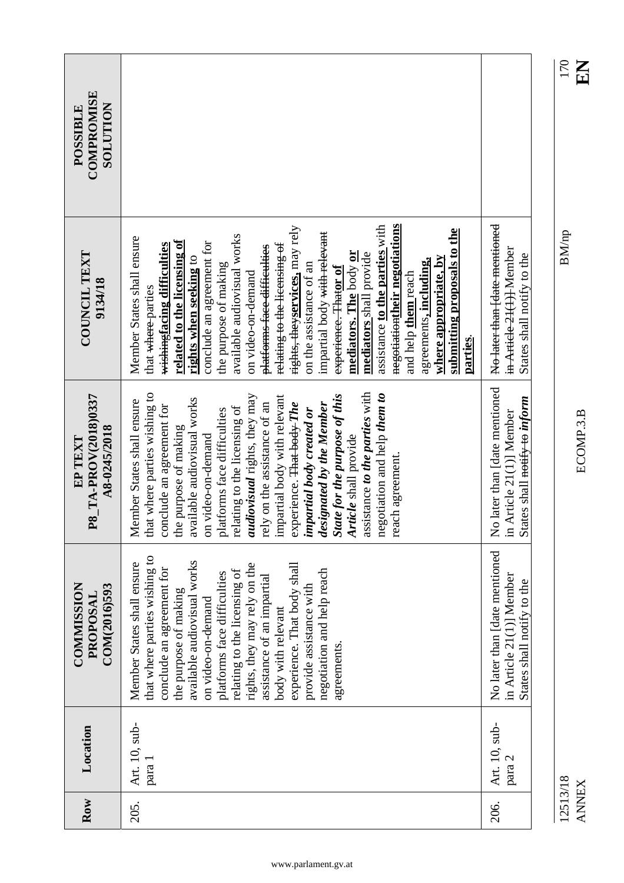| Row | Location | COMMISSION PROPOSAL COM(2016)593 | EP TEXT P8_TA-PROV(2018)0337 A8-0245/2018 | COUNCIL TEXT 9134/18 | POSSIBLE COMPROMISE SOLUTION |
|---|---|---|---|---|---|
| 205. | Art. 10, sub-para 1 | Member States shall ensure that where parties wishing to conclude an agreement for the purpose of making available audiovisual works on video-on-demand platforms face difficulties relating to the licensing of rights, they may rely on the assistance of an impartial body with relevant experience. That body shall provide assistance with negotiation and help reach agreements. | Member States shall ensure that where parties wishing to conclude an agreement for the purpose of making available audiovisual works on video-on-demand platforms face difficulties relating to the licensing of ***audiovisual*** rights, they may rely on the assistance of an impartial body with relevant experience. ~~That body~~ ***The impartial body created or designated by the Member State for the purpose of this Article*** shall provide assistance ***to the parties*** with negotiation and help ***them to*** reach agreement. | Member States shall ensure that ~~where~~ parties ~~wishing~~**facing difficulties related to the licensing of rights when seeking** to conclude an agreement for the purpose of making available audiovisual works on video-on-demand ~~platforms face difficulties relating to the licensing of rights, they~~**services,** may rely on the assistance of an impartial body ~~with relevant experience. That~~**or of mediators. The** body **or mediators** shall provide assistance **to the parties** with ~~negotiation~~**their negotiations** and help **them** reach agreements**, including, where appropriate, by submitting proposals to the parties**. | |
| 206. | Art. 10, sub-para 2 | No later than [date mentioned in Article 21(1)] Member States shall notify to the | No later than [date mentioned in Article 21(1)] Member States shall ~~notify to~~ ***inform*** | ~~No later than [date mentioned in Article 21(1)]~~ Member States shall notify to the | |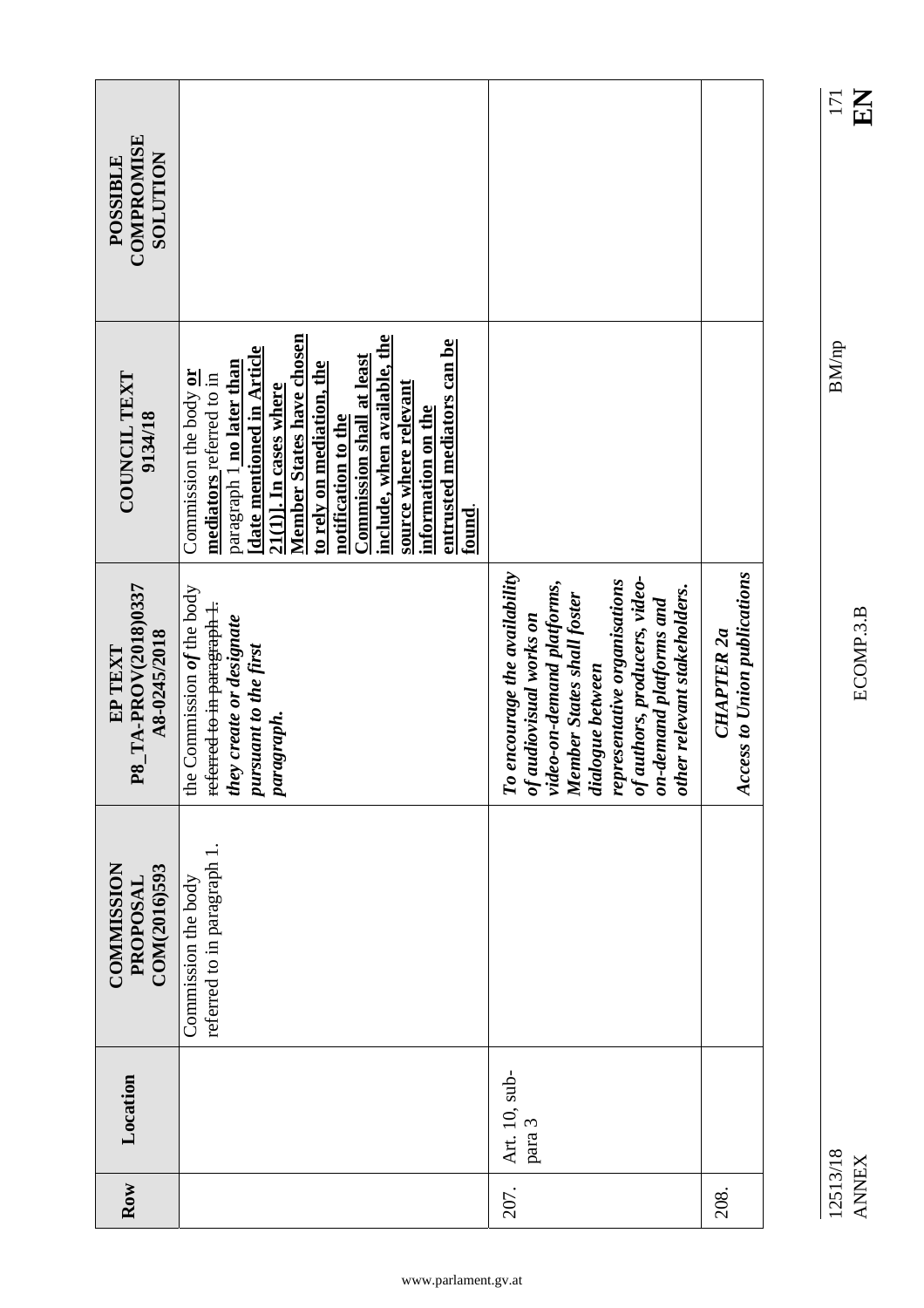| Row | Location | COMMISSION PROPOSAL COM(2016)593 | EP TEXT P8_TA-PROV(2018)0337 A8-0245/2018 | COUNCIL TEXT 9134/18 | POSSIBLE COMPROMISE SOLUTION |
|---|---|---|---|---|---|
| | | Commission the body referred to in paragraph 1. | the Commission ***of*** the body ~~referred to in paragraph 1.~~ ***they create or designate pursuant to the first paragraph.*** | Commission the body **<u>or mediators</u>** referred to in paragraph 1 **<u>no later than [date mentioned in Article 21(1)]. In cases where Member States have chosen to rely on mediation, the notification to the Commission shall at least include, when available, the source where relevant information on the entrusted mediators can be found</u>**. | |
| 207. | Art. 10, sub-para 3 | | ***To encourage the availability of audiovisual works on video-on-demand platforms, Member States shall foster dialogue between representative organisations of authors, producers, video-on-demand platforms and other relevant stakeholders.*** | | |
| 208. | | | ***CHAPTER 2a Access to Union publications*** | | |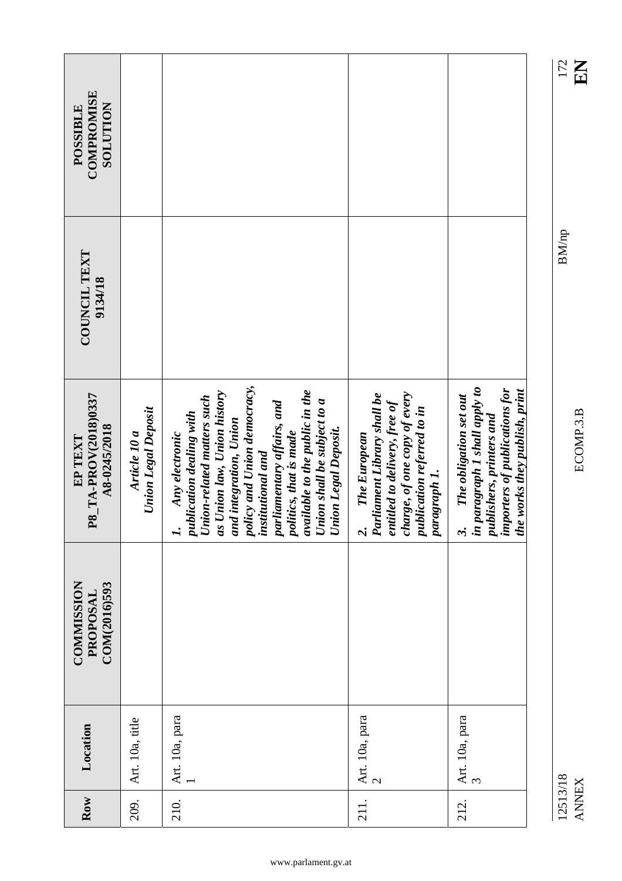| Row | Location | COMMISSION PROPOSAL COM(2016)593 | EP TEXT P8_TA-PROV(2018)0337 A8-0245/2018 | COUNCIL TEXT 9134/18 | POSSIBLE COMPROMISE SOLUTION |
|---|---|---|---|---|---|
| 209. | Art. 10a, title | | ***Article 10 a*** ***Union Legal Deposit*** | | |
| 210. | Art. 10a, para 1 | | ***1. Any electronic publication dealing with Union-related matters such as Union law, Union history and integration, Union policy and Union democracy, institutional and parliamentary affairs, and politics, that is made available to the public in the Union shall be subject to a Union Legal Deposit.*** | | |
| 211. | Art. 10a, para 2 | | ***2. The European Parliament Library shall be entitled to delivery, free of charge, of one copy of every publication referred to in paragraph 1.*** | | |
| 212. | Art. 10a, para 3 | | ***3. The obligation set out in paragraph 1 shall apply to publishers, printers and importers of publications for the works they publish, print*** | | |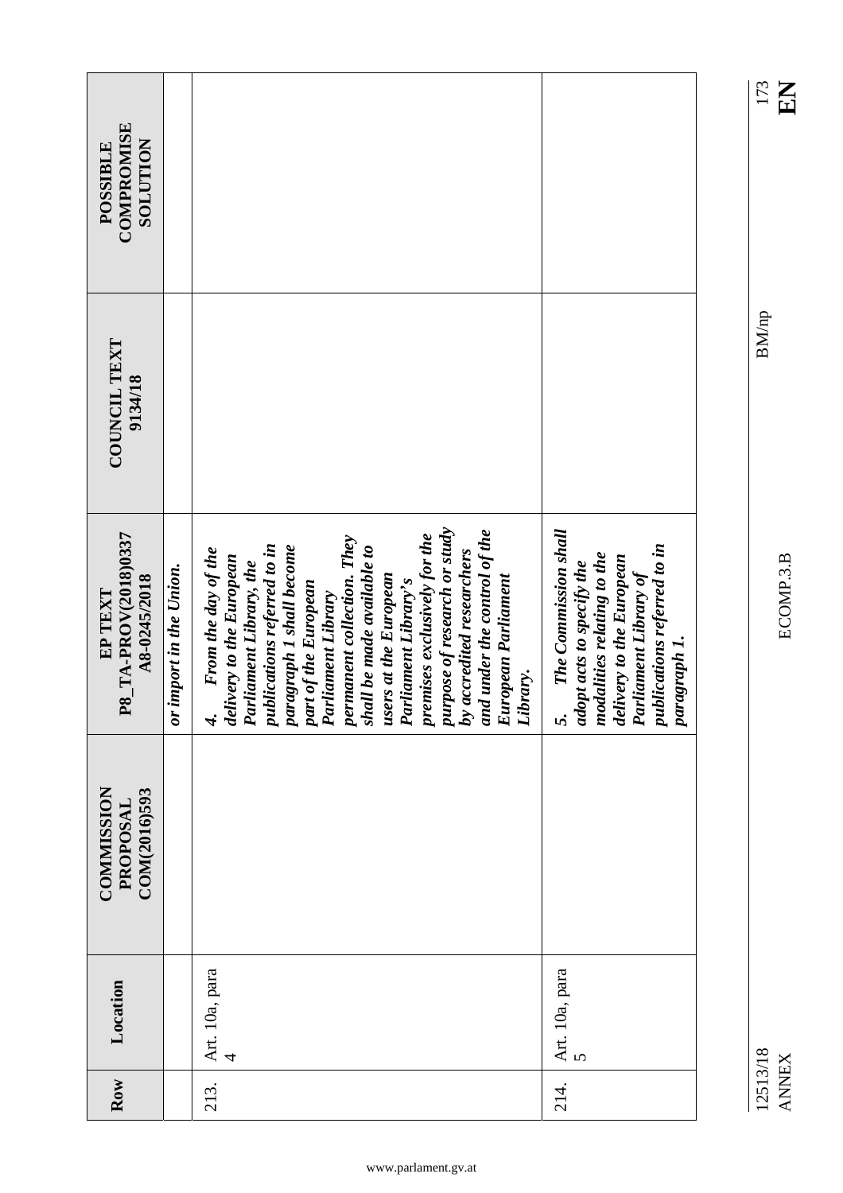| Row | Location | COMMISSION PROPOSAL COM(2016)593 | EP TEXT P8_TA-PROV(2018)0337 A8-0245/2018 | COUNCIL TEXT 9134/18 | POSSIBLE COMPROMISE SOLUTION |
|---|---|---|---|---|---|
| | | | ***or import in the Union.*** | | |
| 213. | Art. 10a, para 4 | | ***4. From the day of the delivery to the European Parliament Library, the publications referred to in paragraph 1 shall become part of the European Parliament Library permanent collection. They shall be made available to users at the European Parliament Library's premises exclusively for the purpose of research or study by accredited researchers and under the control of the European Parliament Library.*** | | |
| 214. | Art. 10a, para 5 | | ***5. The Commission shall adopt acts to specify the modalities relating to the delivery to the European Parliament Library of publications referred to in paragraph 1.*** | | |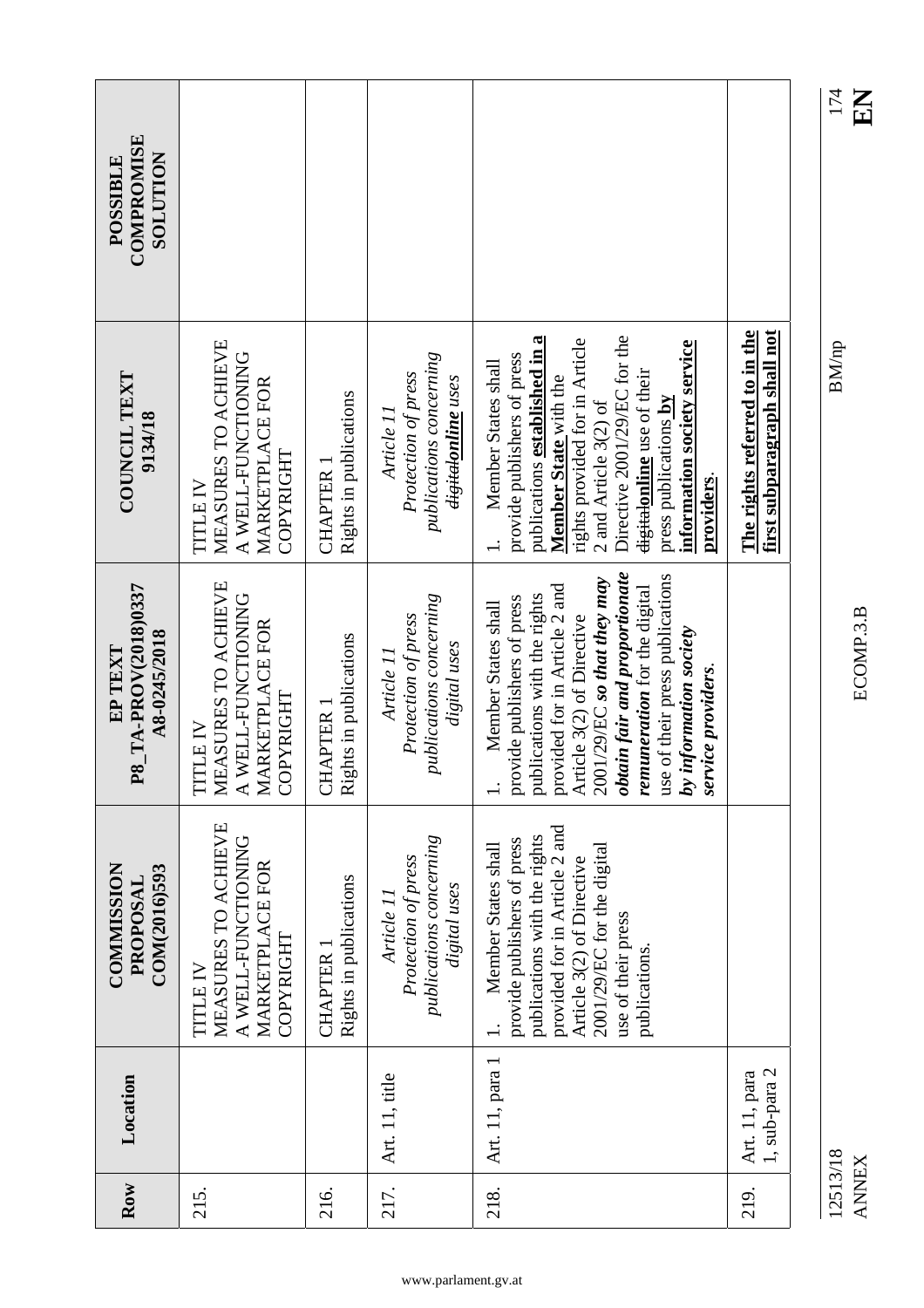| Row | Location | COMMISSION PROPOSAL COM(2016)593 | EP TEXT P8_TA-PROV(2018)0337 A8-0245/2018 | COUNCIL TEXT 9134/18 | POSSIBLE COMPROMISE SOLUTION |
|---|---|---|---|---|---|
| 215. | | TITLE IV MEASURES TO ACHIEVE A WELL-FUNCTIONING MARKETPLACE FOR COPYRIGHT | TITLE IV MEASURES TO ACHIEVE A WELL-FUNCTIONING MARKETPLACE FOR COPYRIGHT | TITLE IV MEASURES TO ACHIEVE A WELL-FUNCTIONING MARKETPLACE FOR COPYRIGHT | |
| 216. | | CHAPTER 1 Rights in publications | CHAPTER 1 Rights in publications | CHAPTER 1 Rights in publications | |
| 217. | Art. 11, title | *Article 11* *Protection of press publications concerning digital uses* | *Article 11* *Protection of press publications concerning digital uses* | *Article 11* *Protection of press publications concerning ~~digital~~**online** uses* | |
| 218. | Art. 11, para 1 | 1. Member States shall provide publishers of press publications with the rights provided for in Article 2 and Article 3(2) of Directive 2001/29/EC for the digital use of their press publications. | 1. Member States shall provide publishers of press publications with the rights provided for in Article 2 and Article 3(2) of Directive 2001/29/EC ***so that they may obtain fair and proportionate remuneration*** for the digital use of their press publications ***by information society service providers***. | 1. Member States shall provide publishers of press publications **established in a Member State** with the rights provided for in Article 2 and Article 3(2) of Directive 2001/29/EC for the ~~digital~~**online** use of their press publications **by information society service providers**. | |
| 219. | Art. 11, para 1, sub-para 2 | | | **The rights referred to in the first subparagraph shall not** | |

12513/18 ANNEX ECOMP.3.B BM/np EN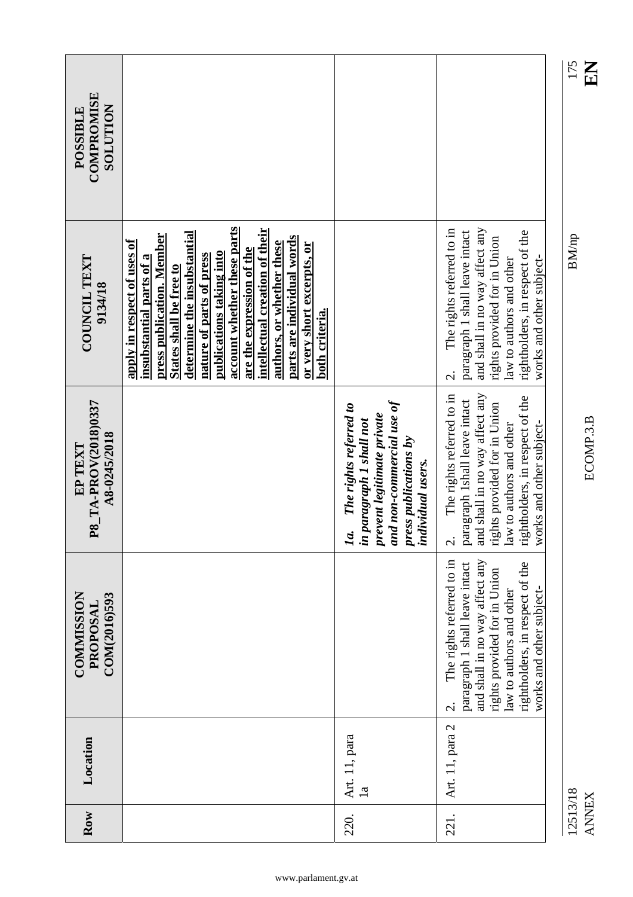| Row | Location | COMMISSION PROPOSAL COM(2016)593 | EP TEXT P8_TA-PROV(2018)0337 A8-0245/2018 | COUNCIL TEXT 9134/18 | POSSIBLE COMPROMISE SOLUTION |
|---|---|---|---|---|---|
| | | | | **apply in respect of uses of insubstantial parts of a press publication. Member States shall be free to determine the insubstantial nature of parts of press publications taking into account whether these parts are the expression of the intellectual creation of their authors, or whether these parts are individual words or very short excerpts, or both criteria.** | |
| 220. | Art. 11, para 1a | | ***1a. The rights referred to in paragraph 1 shall not prevent legitimate private and non-commercial use of press publications by individual users.*** | | |
| 221. | Art. 11, para 2 | 2. The rights referred to in paragraph 1 shall leave intact and shall in no way affect any rights provided for in Union law to authors and other rightholders, in respect of the works and other subject- | 2. The rights referred to in paragraph 1shall leave intact and shall in no way affect any rights provided for in Union law to authors and other rightholders, in respect of the works and other subject- | 2. The rights referred to in paragraph 1 shall leave intact and shall in no way affect any rights provided for in Union law to authors and other rightholders, in respect of the works and other subject- | |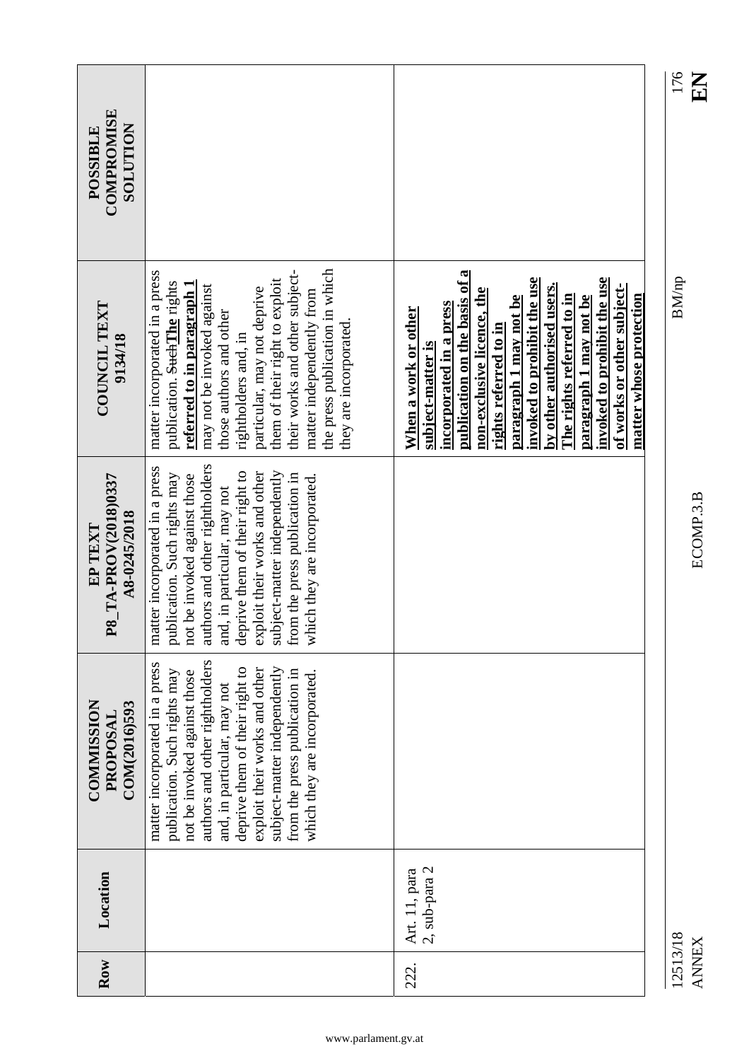| Row | Location | COMMISSION PROPOSAL COM(2016)593 | EP TEXT P8_TA-PROV(2018)0337 A8-0245/2018 | COUNCIL TEXT 9134/18 | POSSIBLE COMPROMISE SOLUTION |
|---|---|---|---|---|---|
| | | matter incorporated in a press publication. Such rights may not be invoked against those authors and other rightholders and, in particular, may not deprive them of their right to exploit their works and other subject-matter independently from the press publication in which they are incorporated. | matter incorporated in a press publication. Such rights may not be invoked against those authors and other rightholders and, in particular, may not deprive them of their right to exploit their works and other subject-matter independently from the press publication in which they are incorporated. | matter incorporated in a press publication. ~~Such~~**The** rights **referred to in paragraph 1** may not be invoked against those authors and other rightholders and, in particular, may not deprive them of their right to exploit their works and other subject-matter independently from the press publication in which they are incorporated. | |
| 222. | Art. 11, para 2, sub-para 2 | | | **When a work or other subject-matter is incorporated in a press publication on the basis of a non-exclusive licence, the rights referred to in paragraph 1 may not be invoked to prohibit the use by other authorised users. The rights referred to in paragraph 1 may not be invoked to prohibit the use of works or other subject-matter whose protection** | |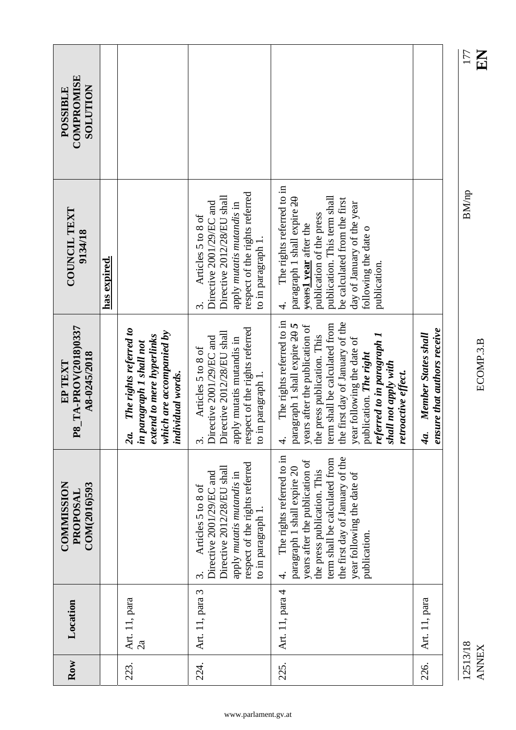| Row | Location | COMMISSION PROPOSAL COM(2016)593 | EP TEXT P8_TA-PROV(2018)0337 A8-0245/2018 | COUNCIL TEXT 9134/18 | POSSIBLE COMPROMISE SOLUTION |
|---|---|---|---|---|---|
| | | | | **has expired.** | |
| 223. | Art. 11, para 2a | | ***2a. The rights referred to in paragraph 1 shall not extend to mere hyperlinks which are accompanied by individual words.*** | | |
| 224. | Art. 11, para 3 | 3. Articles 5 to 8 of Directive 2001/29/EC and Directive 2012/28/EU shall apply *mutatis mutandis* in respect of the rights referred to in paragraph 1. | 3. Articles 5 to 8 of Directive 2001/29/EC and Directive 2012/28/EU shall apply mutatis mutandis in respect of the rights referred to in paragraph 1. | 3. Articles 5 to 8 of Directive 2001/29/EC and Directive 2012/28/EU shall apply *mutatis mutandis* in respect of the rights referred to in paragraph 1. | |
| 225. | Art. 11, para 4 | 4. The rights referred to in paragraph 1 shall expire 20 years after the publication of the press publication. This term shall be calculated from the first day of January of the year following the date of publication. | 4. The rights referred to in paragraph 1 shall expire ~~20~~ ***5*** years after the publication of the press publication. This term shall be calculated from the first day of January of the year following the date of publication. ***The right referred to in paragraph 1 shall not apply with retroactive effect.*** | 4. The rights referred to in paragraph 1 shall expire ~~20 years~~ **1 year** after the publication of the press publication. This term shall be calculated from the first day of January of the year following the date o publication. | |
| 226. | Art. 11, para | | ***4a. Member States shall ensure that authors receive*** | | |

12513/18 BM/np
ANNEX ECOMP.3.B **EN**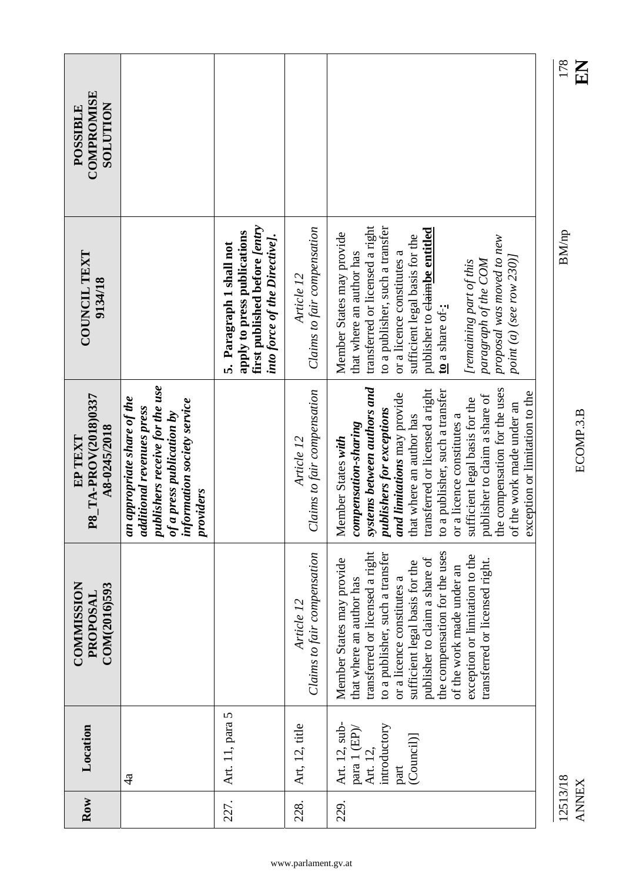| Row | Location | COMMISSION PROPOSAL COM(2016)593 | EP TEXT P8_TA-PROV(2018)0337 A8-0245/2018 | COUNCIL TEXT 9134/18 | POSSIBLE COMPROMISE SOLUTION |
|---|---|---|---|---|---|
| | 4a | | ***an appropriate share of the additional revenues press publishers receive for the use of a press publication by information society service providers*** | | |
| 227. | Art. 11, para 5 | | | **5. Paragraph 1 shall not apply to press publications first published before *[entry into force of the Directive]*.** | |
| 228. | Art, 12, title | *Article 12*<br>*Claims to fair compensation* | *Article 12*<br>*Claims to fair compensation* | *Article 12*<br>*Claims to fair compensation* | |
| 229. | Art. 12, sub-para 1 (EP)/ Art. 12, introductory part (Council)] | Member States may provide that where an author has transferred or licensed a right to a publisher, such a transfer or a licence constitutes a sufficient legal basis for the publisher to claim a share of the compensation for the uses of the work made under an exception or limitation to the transferred or licensed right. | Member States ***with compensation-sharing systems between authors and publishers for exceptions and limitations*** may provide that where an author has transferred or licensed a right to a publisher, such a transfer or a licence constitutes a sufficient legal basis for the publisher to claim a share of the compensation for the uses of the work made under an exception or limitation to the | Member States may provide that where an author has transferred or licensed a right to a publisher, such a transfer or a licence constitutes a sufficient legal basis for the publisher to ~~claim~~**be entitled to** a share of**:**<br><br>*[remaining part of this paragraph of the COM proposal was moved to new point (a) (see row 230)]* | |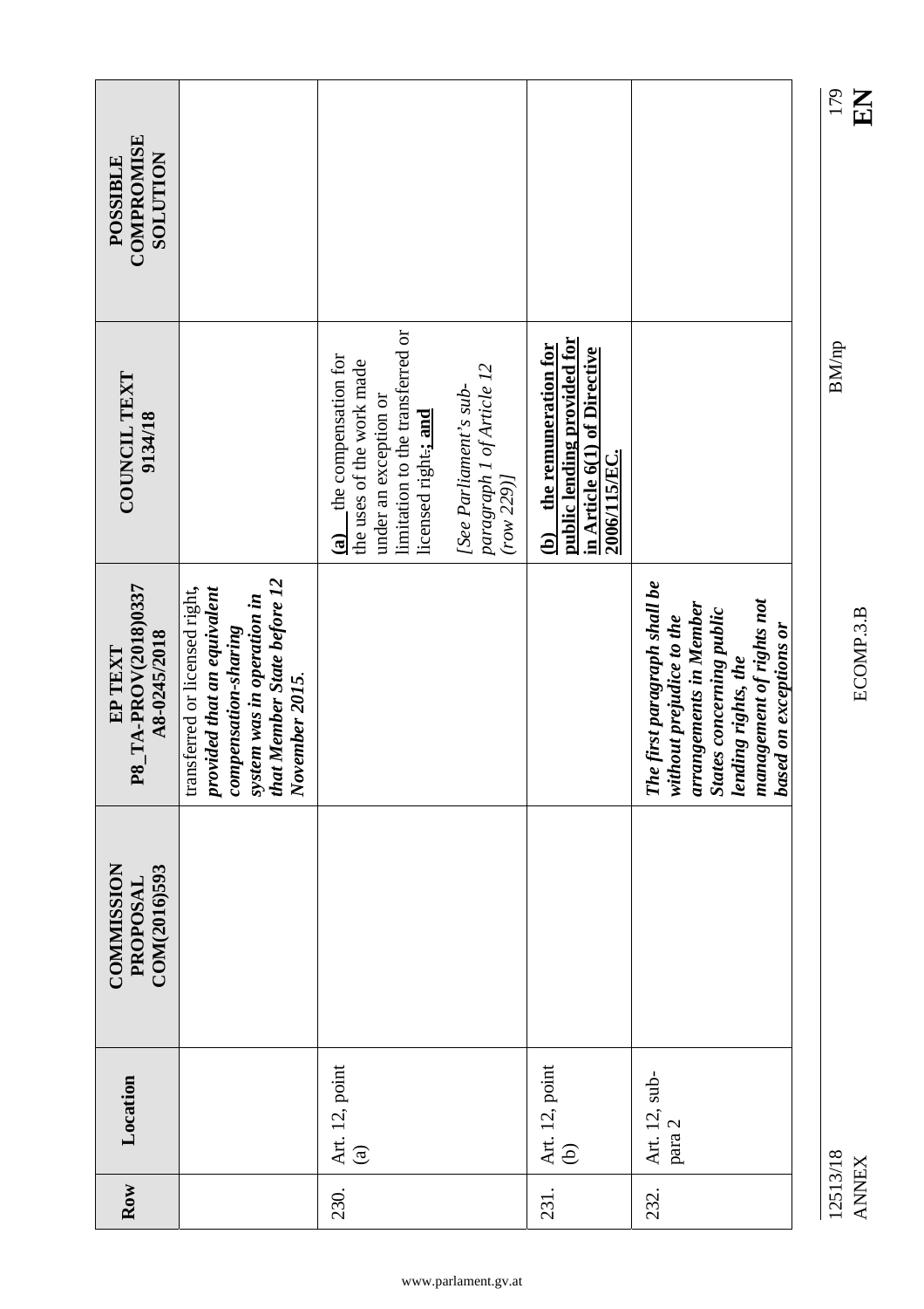| Row | Location | COMMISSION PROPOSAL COM(2016)593 | EP TEXT P8_TA-PROV(2018)0337 A8-0245/2018 | COUNCIL TEXT 9134/18 | POSSIBLE COMPROMISE SOLUTION |
|---|---|---|---|---|---|
| | | | transferred or licensed right, ***provided that an equivalent compensation-sharing system was in operation in that Member State before 12 November 2015.*** | | |
| 230. | Art. 12, point (a) | | | **(a)** the compensation for the uses of the work made under an exception or limitation to the transferred or licensed right.; **and**<br><br>*[See Parliament's sub-paragraph 1 of Article 12 (row 229)]* | |
| 231. | Art. 12, point (b) | | | **(b) the remuneration for public lending provided for in Article 6(1) of Directive 2006/115/EC.** | |
| 232. | Art. 12, sub-para 2 | | ***The first paragraph shall be without prejudice to the arrangements in Member States concerning public lending rights, the management of rights not based on exceptions or*** | | |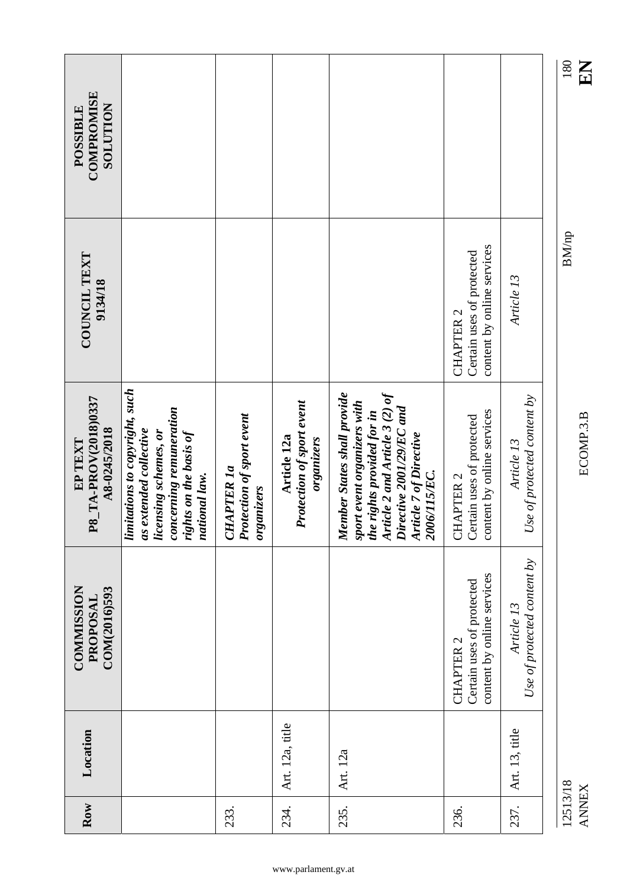| Row | Location | COMMISSION PROPOSAL COM(2016)593 | EP TEXT P8_TA-PROV(2018)0337 A8-0245/2018 | COUNCIL TEXT 9134/18 | POSSIBLE COMPROMISE SOLUTION |
|---|---|---|---|---|---|
| | | | ***limitations to copyright, such as extended collective licensing schemes, or concerning remuneration rights on the basis of national law.*** | | |
| 233. | | | ***CHAPTER 1a*** ***Protection of sport event organizers*** | | |
| 234. | Art. 12a, title | | **Article 12a** ***Protection of sport event organizers*** | | |
| 235. | Art. 12a | | ***Member States shall provide sport event organizers with the rights provided for in Article 2 and Article 3 (2) of Directive 2001/29/EC and Article 7 of Directive 2006/115/EC.*** | | |
| 236. | | CHAPTER 2 Certain uses of protected content by online services | CHAPTER 2 Certain uses of protected content by online services | CHAPTER 2 Certain uses of protected content by online services | |
| 237. | Art. 13, title | *Article 13* *Use of protected content by* | *Article 13* *Use of protected content by* | *Article 13* | |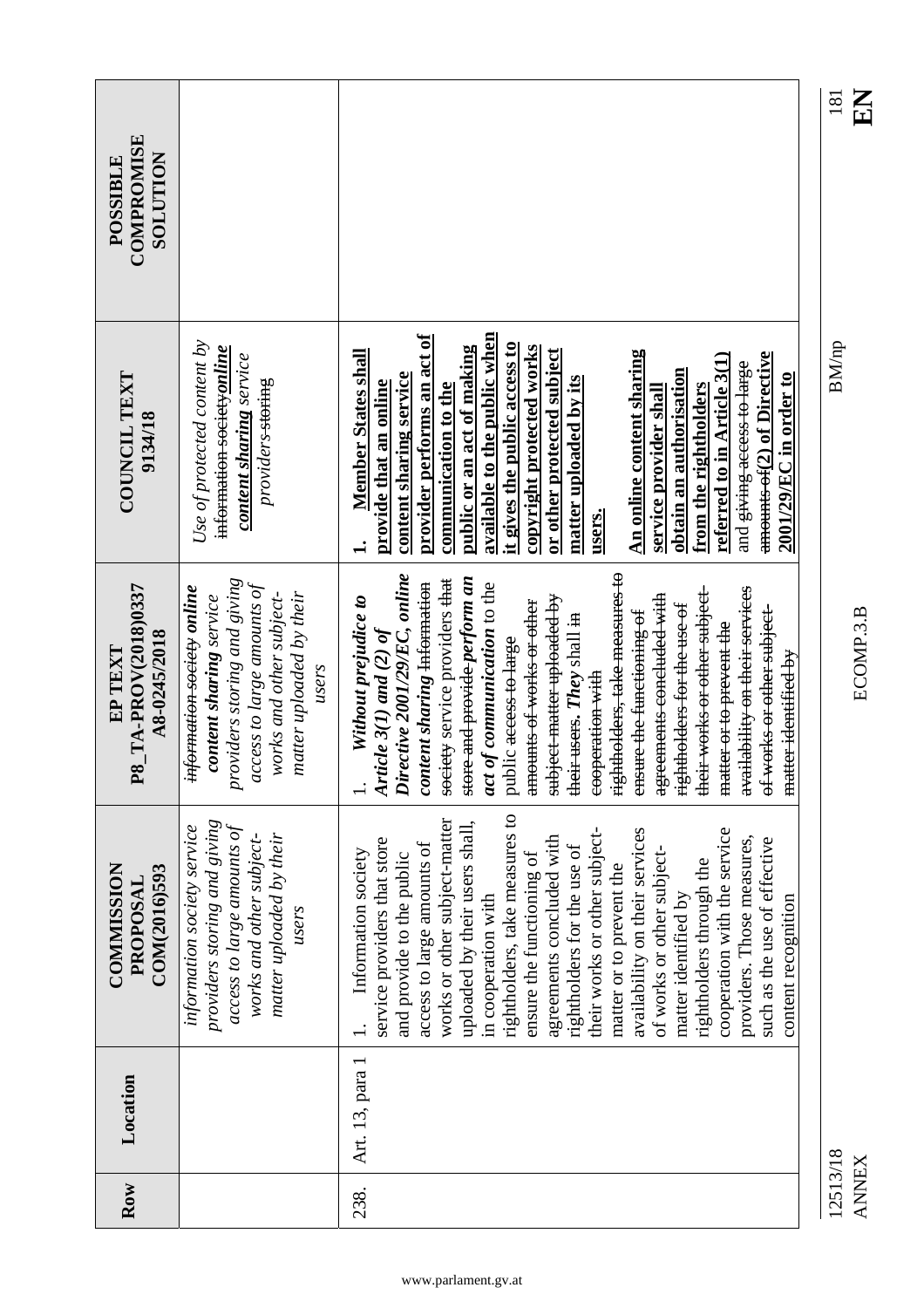| Row | Location | COMMISSION PROPOSAL COM(2016)593 | EP TEXT P8_TA-PROV(2018)0337 A8-0245/2018 | COUNCIL TEXT 9134/18 | POSSIBLE COMPROMISE SOLUTION |
|---|---|---|---|---|---|
| | | *information society service providers storing and giving access to large amounts of works and other subject-matter uploaded by their users* | ~~*information society*~~ ***online content sharing*** *service providers storing and giving access to large amounts of works and other subject-matter uploaded by their users* | *Use of protected content by* ~~*information society*~~***online content sharing*** *service providers* ~~*storing*~~ | |
| 238. | Art. 13, para 1 | 1. Information society service providers that store and provide to the public access to large amounts of works or other subject-matter uploaded by their users shall, in cooperation with rightholders, take measures to ensure the functioning of agreements concluded with rightholders for the use of their works or other subject-matter or to prevent the availability on their services of works or other subject-matter identified by rightholders through the cooperation with the service providers. Those measures, such as the use of effective content recognition | 1. ***Without prejudice to Article 3(1) and (2) of Directive 2001/29/EC, online content sharing*** ~~Information society~~ service providers ~~that store and provide~~ ***perform an act of communication*** to the public ~~access to large amounts of works or other subject-matter uploaded by~~ ~~their users.~~ ***They*** shall ~~in cooperation with rightholders, take measures to ensure the functioning of agreements concluded with rightholders for the use of their works or other subject-matter or to prevent the availability on their services of works or other subject-matter identified by~~ | **1. Member States shall provide that an online content sharing service provider performs an act of communication to the public or an act of making available to the public when it gives the public access to copyright protected works or other protected subject matter uploaded by its users.** <br><br> **An online content sharing service provider shall obtain an authorisation from the rightholders referred to in Article 3(1)** and ~~giving access to large amounts of~~**(2) of Directive 2001/29/EC in order to** | |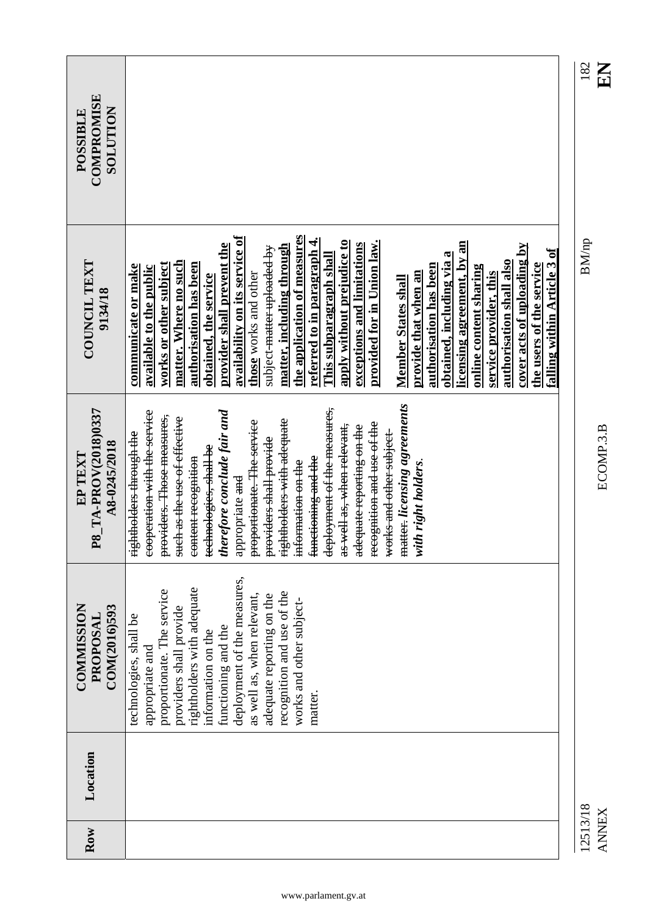| Row | Location | COMMISSION PROPOSAL COM(2016)593 | EP TEXT P8_TA-PROV(2018)0337 A8-0245/2018 | COUNCIL TEXT 9134/18 | POSSIBLE COMPROMISE SOLUTION |
|---|---|---|---|---|---|
| | | technologies, shall be appropriate and proportionate. The service providers shall provide rightholders with adequate information on the functioning and the deployment of the measures, as well as, when relevant, adequate reporting on the recognition and use of the works and other subject-matter. | ~~rightholders through the cooperation with the service providers. Those measures, such as the use of effective content recognition technologies, shall be~~ ***therefore conclude fair and*** appropriate ~~and proportionate. The service providers shall provide rightholders with adequate information on the functioning and the deployment of the measures, as well as, when relevant, adequate reporting on the recognition and use of the works and other subject-matter.~~ ***licensing agreements with right holders.*** | **communicate or make available to the public works or other subject matter. Where no such authorisation has been obtained, the service provider shall prevent the availability on its service of** **those** works and other subject ~~matter uploaded by~~ **matter, including through the application of measures referred to in paragraph 4. This subparagraph shall apply without prejudice to exceptions and limitations provided for in Union law.** **Member States shall provide that when an authorisation has been obtained, including via a licensing agreement, by an online content sharing service provider, this authorisation shall also cover acts of uploading by the users of the service falling within Article 3 of** | |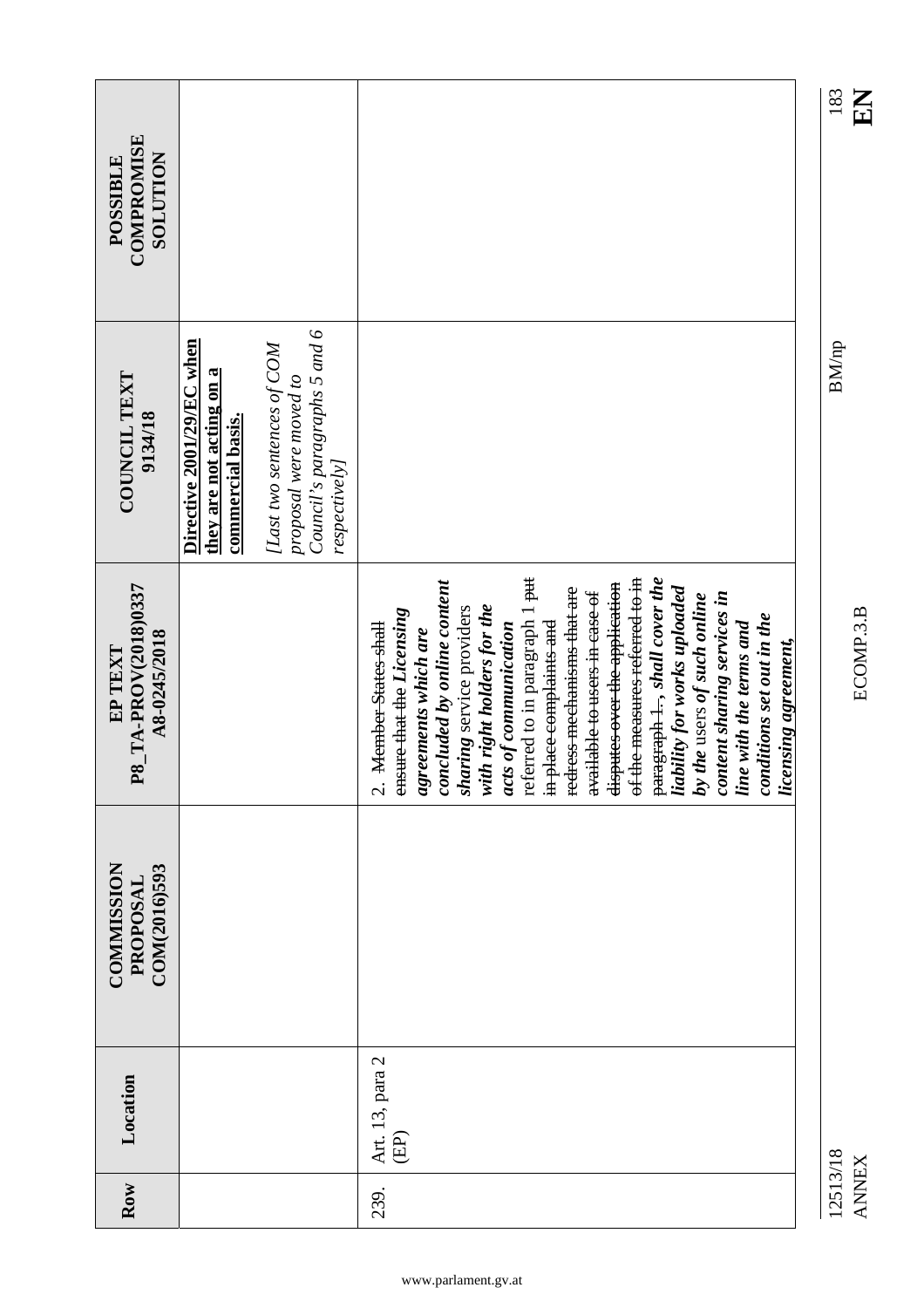| Row | Location | COMMISSION PROPOSAL COM(2016)593 | EP TEXT P8_TA-PROV(2018)0337 A8-0245/2018 | COUNCIL TEXT 9134/18 | POSSIBLE COMPROMISE SOLUTION |
|---|---|---|---|---|---|
| | | | | **Directive 2001/29/EC when they are not acting on a commercial basis.** *[Last two sentences of COM proposal were moved to Council's paragraphs 5 and 6 respectively]* | |
| 239. | Art. 13, para 2 (EP) | | 2. ~~Member States shall ensure that the~~ ***Licensing agreements which are concluded by online content sharing*** service providers ***with right holders for the acts of communication*** referred to in paragraph 1 ~~put in place complaints and redress mechanisms that are available to users in case of disputes over the application of the measures referred to in paragraph 1.~~, ***shall cover the liability for works uploaded by the*** users ***of such online content sharing services in line with the terms and conditions set out in the licensing agreement,*** | | |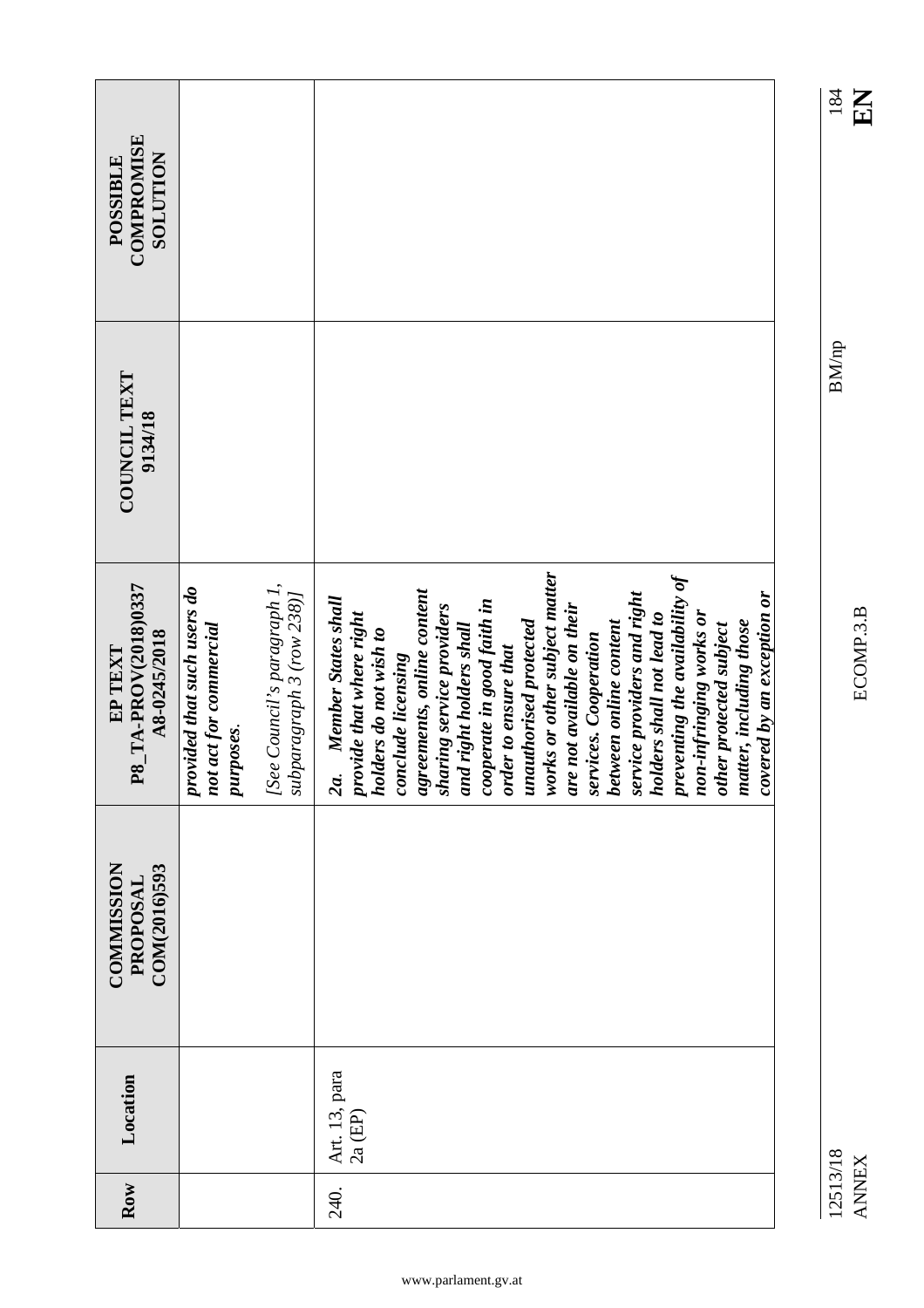| Row | Location | COMMISSION PROPOSAL COM(2016)593 | EP TEXT P8_TA-PROV(2018)0337 A8-0245/2018 | COUNCIL TEXT 9134/18 | POSSIBLE COMPROMISE SOLUTION |
|---|---|---|---|---|---|
| | | | ***provided that such users do not act for commercial purposes.*** *[See Council's paragraph 1, subparagraph 3 (row 238)]* | | |
| 240. | Art. 13, para 2a (EP) | | ***2a. Member States shall provide that where right holders do not wish to conclude licensing agreements, online content sharing service providers and right holders shall cooperate in good faith in order to ensure that unauthorised protected works or other subject matter are not available on their services. Cooperation between online content service providers and right holders shall not lead to preventing the availability of non-infringing works or other protected subject matter, including those covered by an exception or*** | | |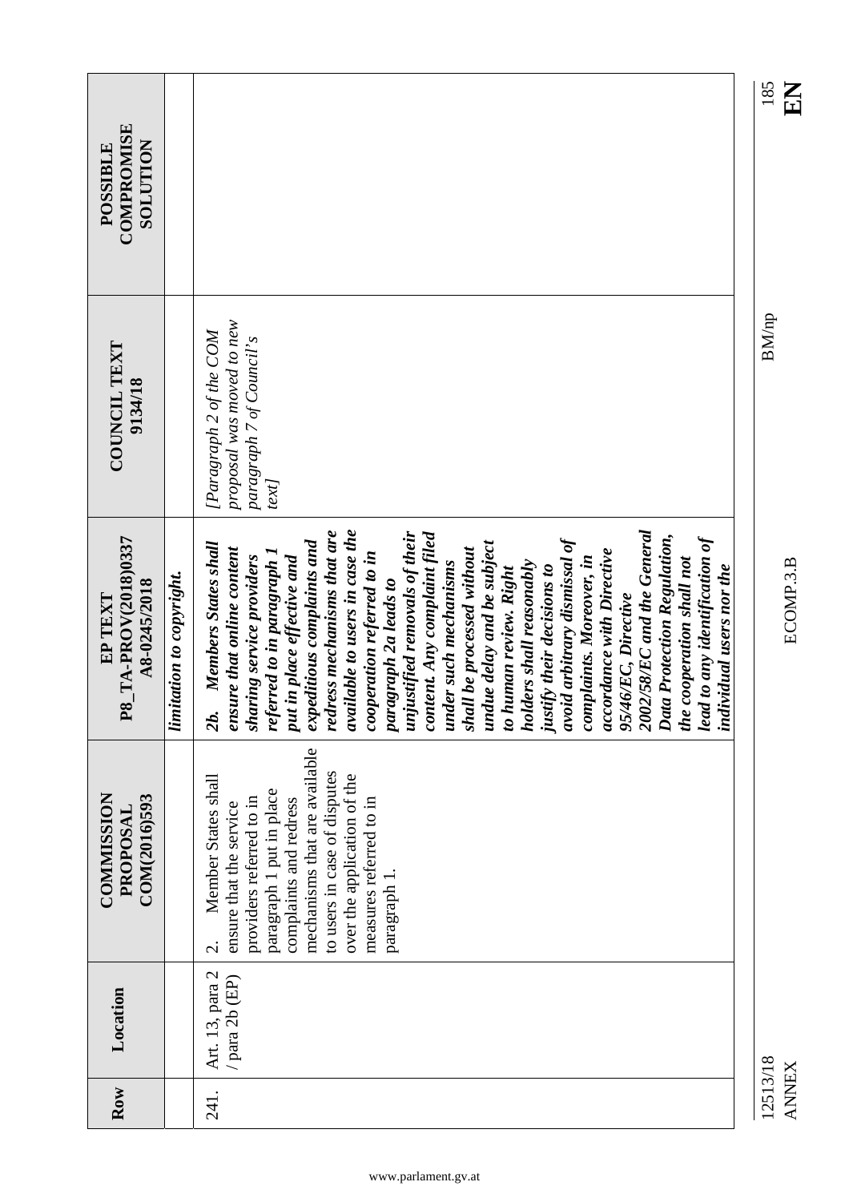| Row | Location | COMMISSION PROPOSAL COM(2016)593 | EP TEXT P8_TA-PROV(2018)0337 A8-0245/2018 | COUNCIL TEXT 9134/18 | POSSIBLE COMPROMISE SOLUTION |
|---|---|---|---|---|---|
| | | | ***limitation to copyright.*** | | |
| 241. | Art. 13, para 2 / para 2b (EP) | 2. Member States shall ensure that the service providers referred to in paragraph 1 put in place complaints and redress mechanisms that are available to users in case of disputes over the application of the measures referred to in paragraph 1. | ***2b. Members States shall ensure that online content sharing service providers referred to in paragraph 1 put in place effective and expeditious complaints and redress mechanisms that are available to users in case the cooperation referred to in paragraph 2a leads to unjustified removals of their content. Any complaint filed under such mechanisms shall be processed without undue delay and be subject to human review. Right holders shall reasonably justify their decisions to avoid arbitrary dismissal of complaints. Moreover, in accordance with Directive 95/46/EC, Directive 2002/58/EC and the General Data Protection Regulation, the cooperation shall not lead to any identification of individual users nor the*** | *[Paragraph 2 of the COM proposal was moved to new paragraph 7 of Council's text]* | |

12513/18 BM/np
ANNEX ECOMP.3.B **EN**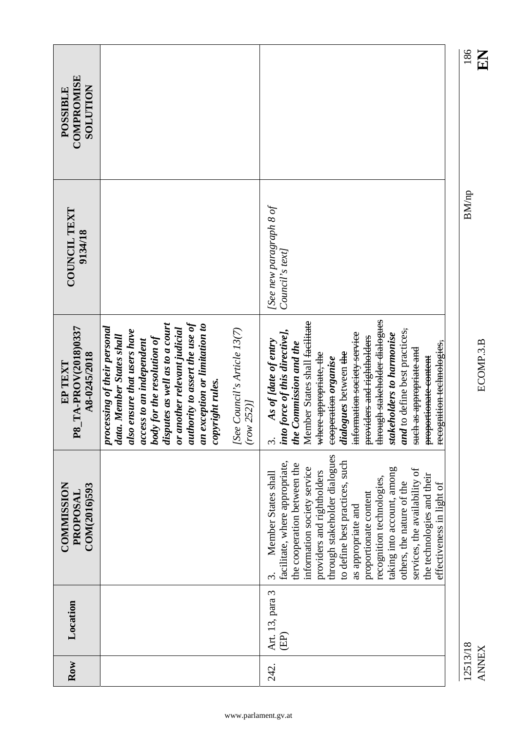| Row | Location | COMMISSION PROPOSAL COM(2016)593 | EP TEXT P8_TA-PROV(2018)0337 A8-0245/2018 | COUNCIL TEXT 9134/18 | POSSIBLE COMPROMISE SOLUTION |
|---|---|---|---|---|---|
| | | | ***processing of their personal data. Member States shall also ensure that users have access to an independent body for the resolution of disputes as well as to a court or another relevant judicial authority to assert the use of an exception or limitation to copyright rules.***<br><br>*[See Council's Article 13(7) (row 252)]* | | |
| 242. | Art. 13, para 3 (EP) | 3. Member States shall facilitate, where appropriate, the cooperation between the information society service providers and rightholders through stakeholder dialogues to define best practices, such as appropriate and proportionate content recognition technologies, taking into account, among others, the nature of the services, the availability of the technologies and their effectiveness in light of | 3. ***As of [date of entry into force of this directive], the Commission and the*** Member States shall ~~facilitate~~ ~~where appropriate, the cooperation~~ ***organise dialogues*** between ~~the~~ ~~information society service providers and rightholders~~ ~~through stakeholder dialogues~~ ***stakeholders to harmonise and*** to define best practices~~,~~ ~~such as appropriate and proportionate content recognition technologies,~~ | *[See new paragraph 8 of Council's text]* | |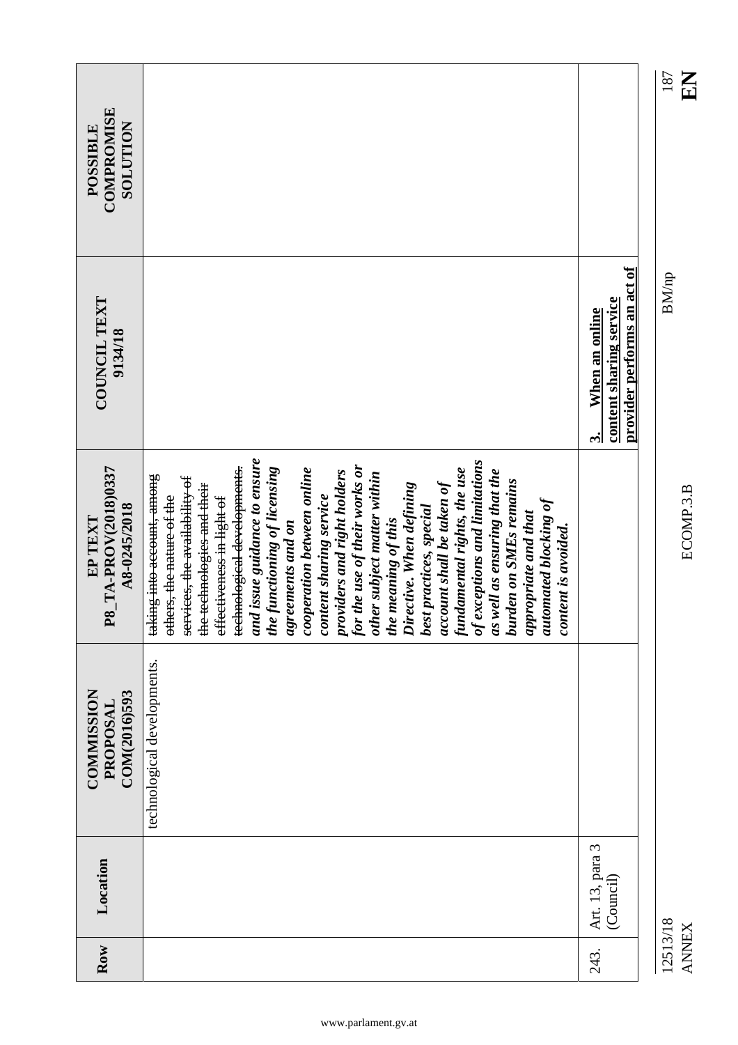| Row | Location | COMMISSION PROPOSAL COM(2016)593 | EP TEXT P8_TA-PROV(2018)0337 A8-0245/2018 | COUNCIL TEXT 9134/18 | POSSIBLE COMPROMISE SOLUTION |
|---|---|---|---|---|---|
| | | technological developments. | ~~taking into account, among others, the nature of the services, the availability of the technologies and their effectiveness in light of technological developments.~~ ***and issue guidance to ensure the functioning of licensing agreements and on cooperation between online content sharing service providers and right holders for the use of their works or other subject matter within the meaning of this Directive. When defining best practices, special account shall be taken of fundamental rights, the use of exceptions and limitations as well as ensuring that the burden on SMEs remains appropriate and that automated blocking of content is avoided.*** | | |
| 243. | Art. 13, para 3 (Council) | | | **<u>3. When an online content sharing service provider performs an act of</u>** | |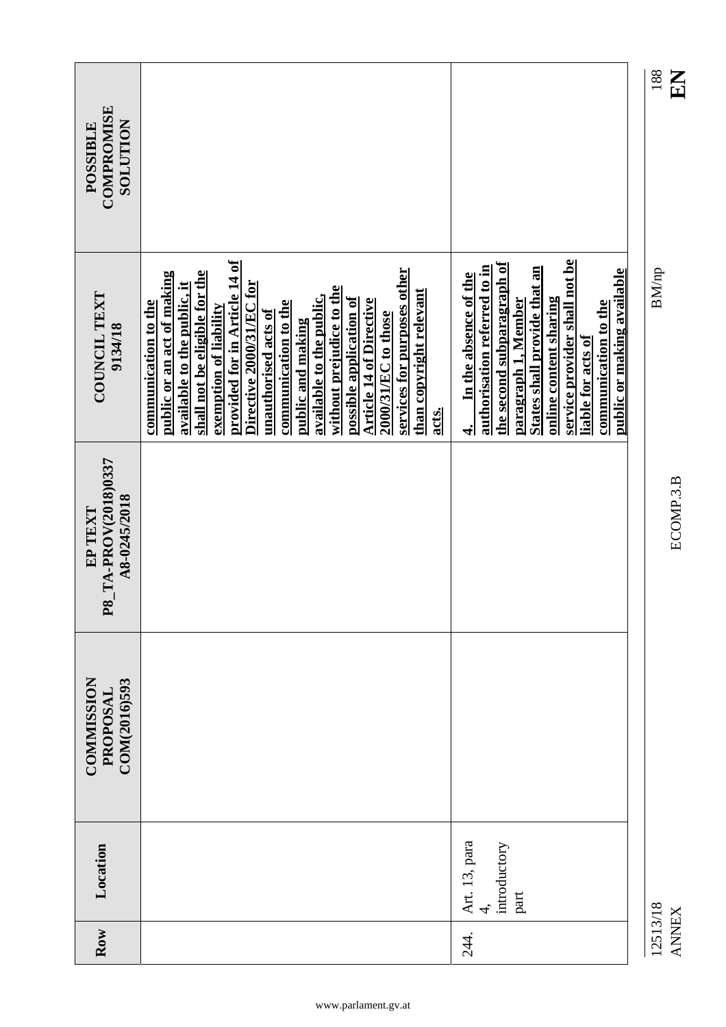| Row | Location | COMMISSION PROPOSAL COM(2016)593 | EP TEXT P8_TA-PROV(2018)0337 A8-0245/2018 | COUNCIL TEXT 9134/18 | POSSIBLE COMPROMISE SOLUTION |
|---|---|---|---|---|---|
| | | | | **communication to the public or an act of making available to the public, it shall not be eligible for the exemption of liability provided for in Article 14 of Directive 2000/31/EC for unauthorised acts of communication to the public and making available to the public, without prejudice to the possible application of Article 14 of Directive 2000/31/EC to those services for purposes other than copyright relevant acts.** | |
| 244. | Art. 13, para 4, introductory part | | | **4. In the absence of the authorisation referred to in the second subparagraph of paragraph 1, Member States shall provide that an online content sharing service provider shall not be liable for acts of communication to the public or making available** | |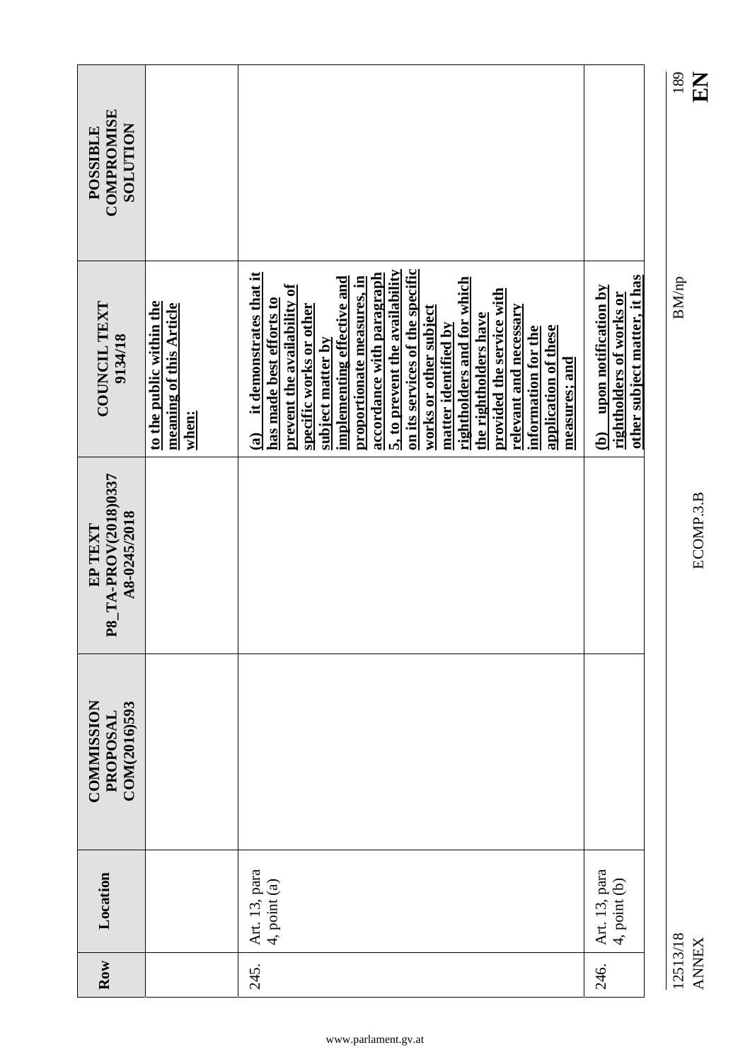| Row | Location | COMMISSION PROPOSAL COM(2016)593 | EP TEXT P8_TA-PROV(2018)0337 A8-0245/2018 | COUNCIL TEXT 9134/18 | POSSIBLE COMPROMISE SOLUTION |
|---|---|---|---|---|---|
| | | | | **to the public within the meaning of this Article when:** | |
| 245. | Art. 13, para 4, point (a) | | | **(a) it demonstrates that it has made best efforts to prevent the availability of specific works or other subject matter by implementing effective and proportionate measures, in accordance with paragraph 5, to prevent the availability on its services of the specific works or other subject matter identified by rightholders and for which the rightholders have provided the service with relevant and necessary information for the application of these measures; and** | |
| 246. | Art. 13, para 4, point (b) | | | **(b) upon notification by rightholders of works or other subject matter, it has** | |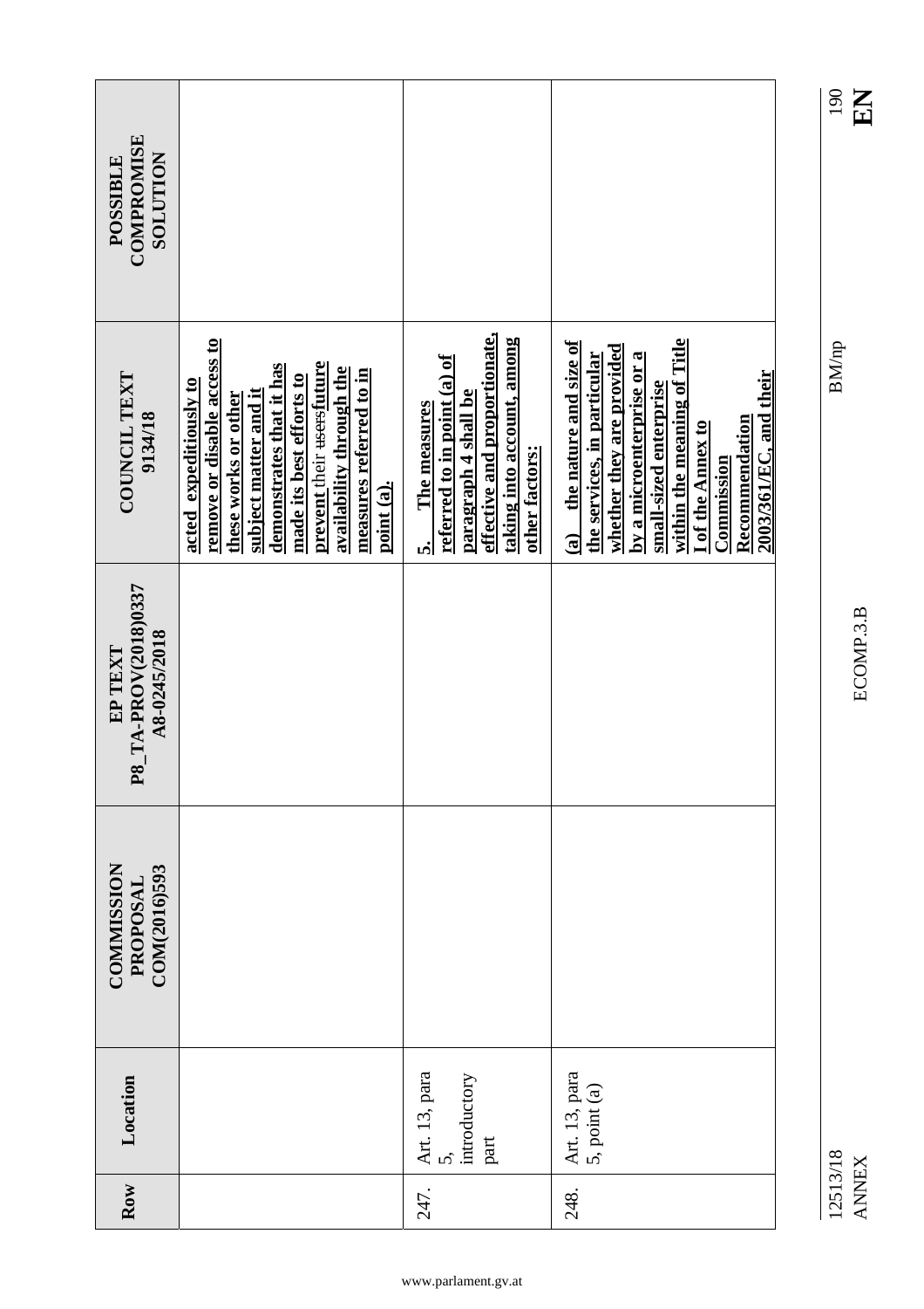| Row | Location | COMMISSION PROPOSAL COM(2016)593 | EP TEXT P8_TA-PROV(2018)0337 A8-0245/2018 | COUNCIL TEXT 9134/18 | POSSIBLE COMPROMISE SOLUTION |
|---|---|---|---|---|---|
| | | | | **acted expeditiously to remove or disable access to these works or other subject matter and it demonstrates that it has made its best efforts to prevent** their ~~users~~**future availability through the measures referred to in point (a).** | |
| 247. | Art. 13, para 5, introductory part | | | **5. The measures referred to in point (a) of paragraph 4 shall be effective and proportionate, taking into account, among other factors:** | |
| 248. | Art. 13, para 5, point (a) | | | **(a) the nature and size of the services, in particular whether they are provided by a microenterprise or a small-sized enterprise within the meaning of Title I of the Annex to Commission Recommendation 2003/361/EC, and their** | |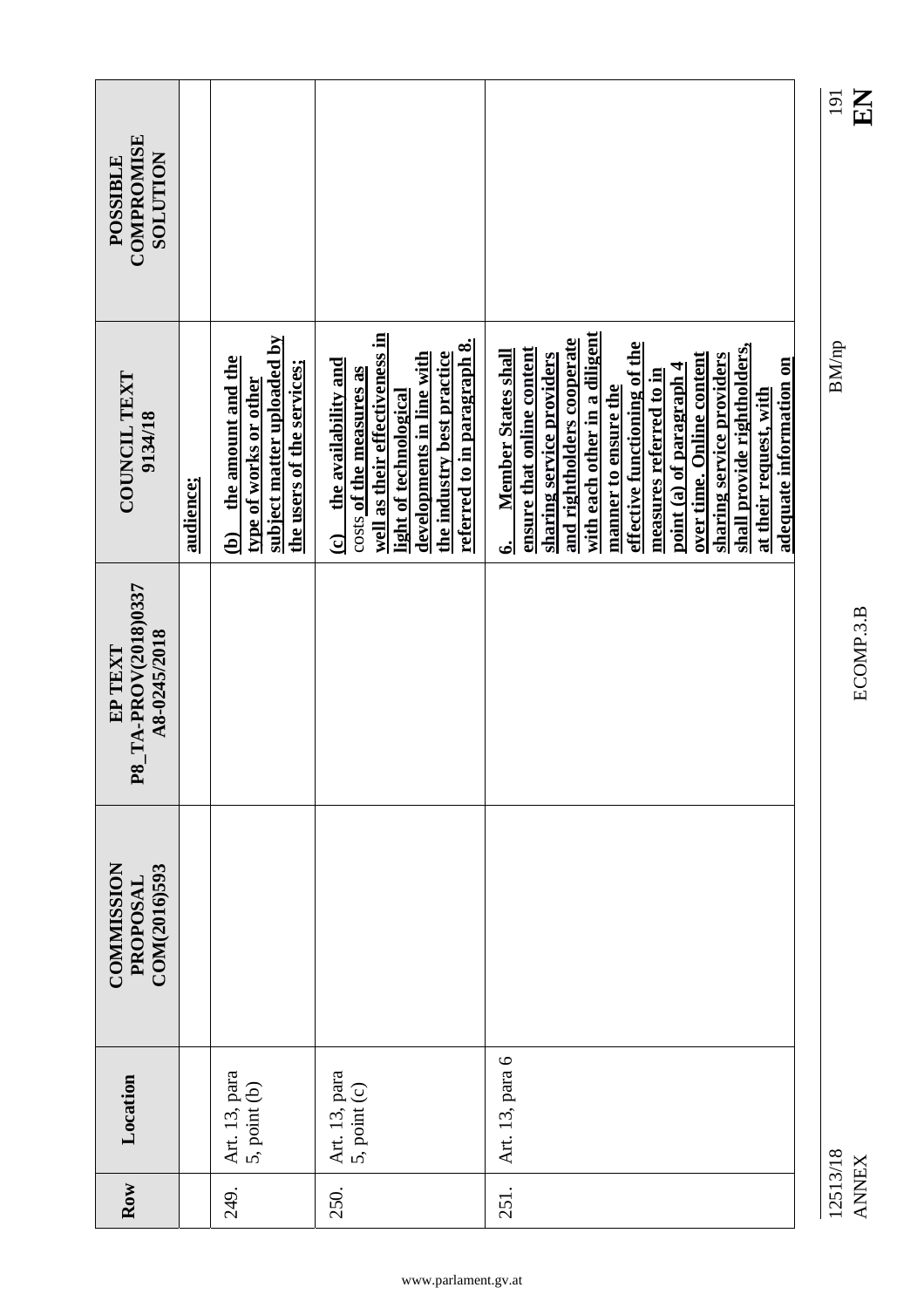| Row | Location | COMMISSION PROPOSAL COM(2016)593 | EP TEXT P8_TA-PROV(2018)0337 A8-0245/2018 | COUNCIL TEXT 9134/18 | POSSIBLE COMPROMISE SOLUTION |
|---|---|---|---|---|---|
| | | | | **audience;** | |
| 249. | Art. 13, para 5, point (b) | | | **(b) the amount and the type of works or other subject matter uploaded by the users of the services;** | |
| 250. | Art. 13, para 5, point (c) | | | **(c) the availability and** costs **of the measures as well as their effectiveness in light of technological developments in line with the industry best practice referred to in paragraph 8.** | |
| 251. | Art. 13, para 6 | | | **6. Member States shall ensure that online content sharing service providers and rightholders cooperate with each other in a diligent manner to ensure the effective functioning of the measures referred to in point (a) of paragraph 4 over time. Online content sharing service providers shall provide rightholders, at their request, with adequate information on** | |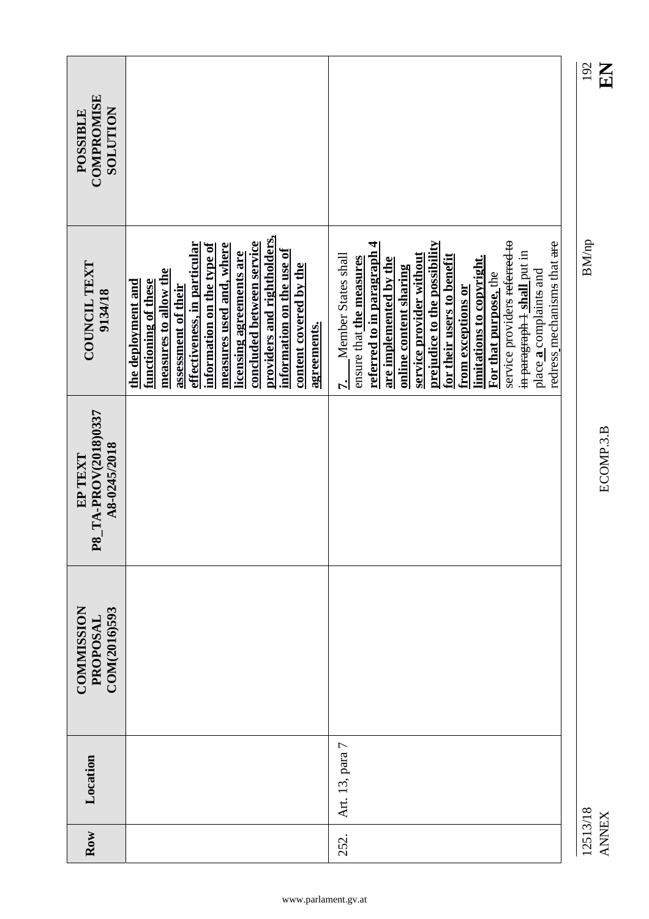| Row | Location | COMMISSION PROPOSAL COM(2016)593 | EP TEXT P8_TA-PROV(2018)0337 A8-0245/2018 | COUNCIL TEXT 9134/18 | POSSIBLE COMPROMISE SOLUTION |
|---|---|---|---|---|---|
| | | | | **the deployment and functioning of these measures to allow the assessment of their effectiveness, in particular information on the type of measures used and, where licensing agreements are concluded between service providers and rightholders, information on the use of content covered by the agreements.** | |
| 252. | Art. 13, para 7 | | | ***7.*** Member States shall ensure that **the measures referred to in paragraph 4 are implemented by the online content sharing service provider without prejudice to the possibility for their users to benefit from exceptions or limitations to copyright. For that purpose,** the service providers ~~referred to in paragraph 1~~ **shall** put in place **a** complaints and redress mechanism~~s~~ that ~~are~~ | |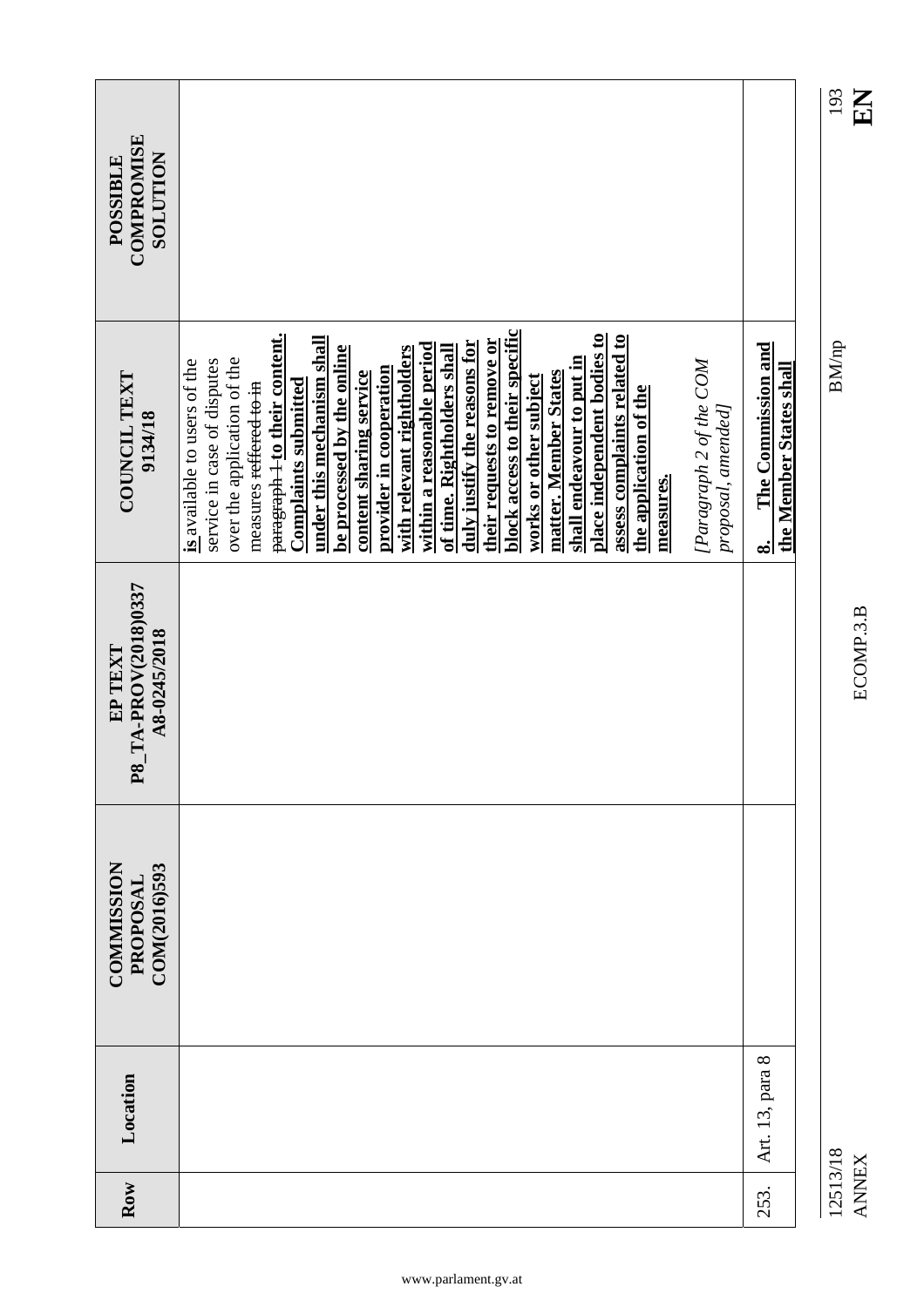| Row | Location | COMMISSION PROPOSAL COM(2016)593 | EP TEXT P8_TA-PROV(2018)0337 A8-0245/2018 | COUNCIL TEXT 9134/18 | POSSIBLE COMPROMISE SOLUTION |
|---|---|---|---|---|---|
| | | | | **is** available to users of the service in case of disputes over the application of the measures ~~reffered to in paragraph 1~~ **to their content. Complaints submitted under this mechanism shall be processed by the online content sharing service provider in cooperation with relevant rightholders within a reasonable period of time. Rightholders shall duly justify the reasons for their requests to remove or block access to their specific works or other subject matter. Member States shall endeavour to put in place independent bodies to assess complaints related to the application of the measures.** *[Paragraph 2 of the COM proposal, amended]* | |
| 253. | Art. 13, para 8 | | | **8. The Commission and the Member States shall** | |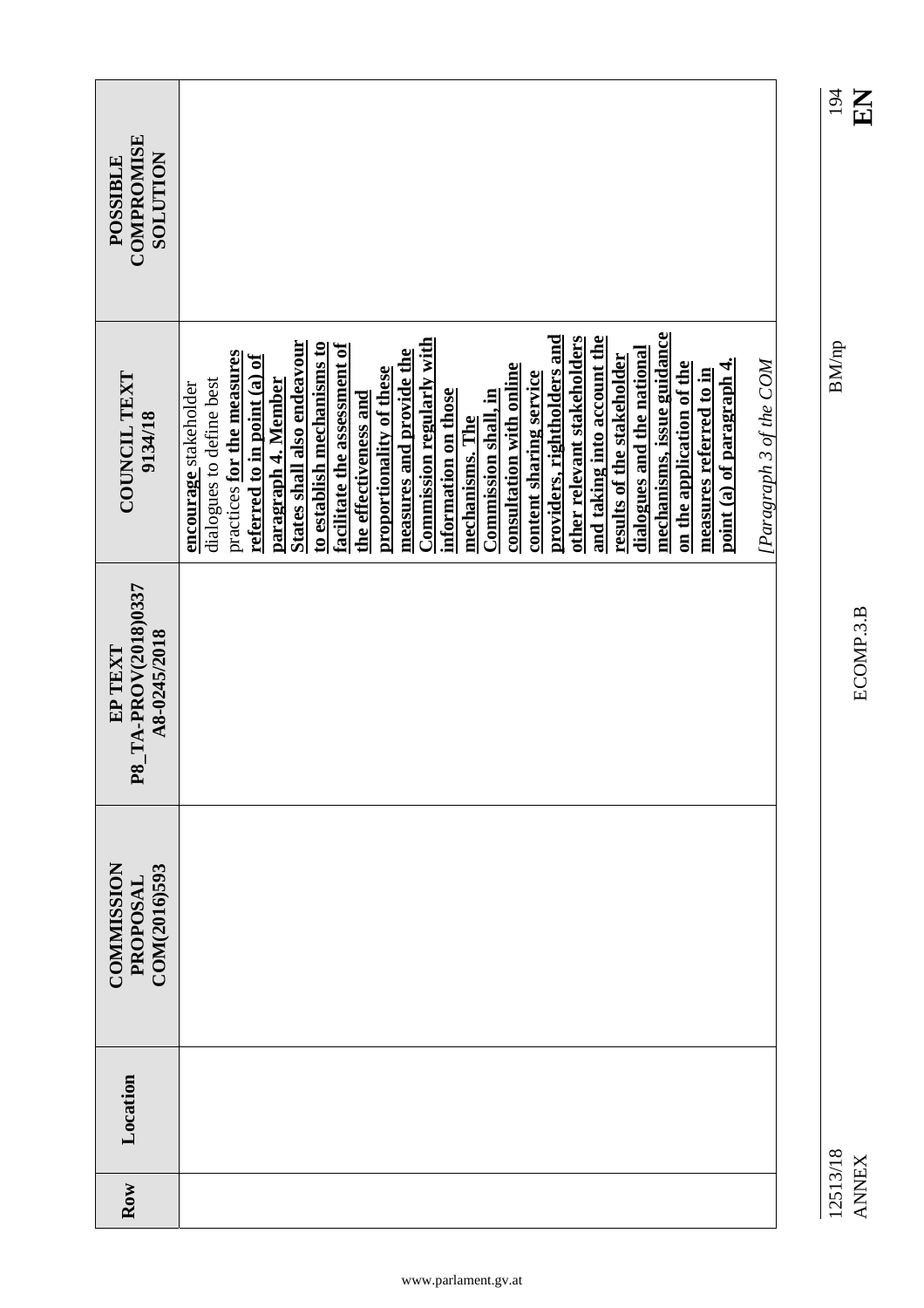| Row | Location | COMMISSION PROPOSAL COM(2016)593 | EP TEXT P8_TA-PROV(2018)0337 A8-0245/2018 | COUNCIL TEXT 9134/18 | POSSIBLE COMPROMISE SOLUTION |
|---|---|---|---|---|---|
| | | | | **encourage** stakeholder dialogues to define best practices **for the measures referred to in point (a) of paragraph 4. Member States shall also endeavour to establish mechanisms to facilitate the assessment of the effectiveness and proportionality of these measures and provide the Commission regularly with information on those mechanisms. The Commission shall, in consultation with online content sharing service providers, rightholders and other relevant stakeholders and taking into account the results of the stakeholder dialogues and the national mechanisms, issue guidance on the application of the measures referred to in point (a) of paragraph 4.** *[Paragraph 3 of the COM* | |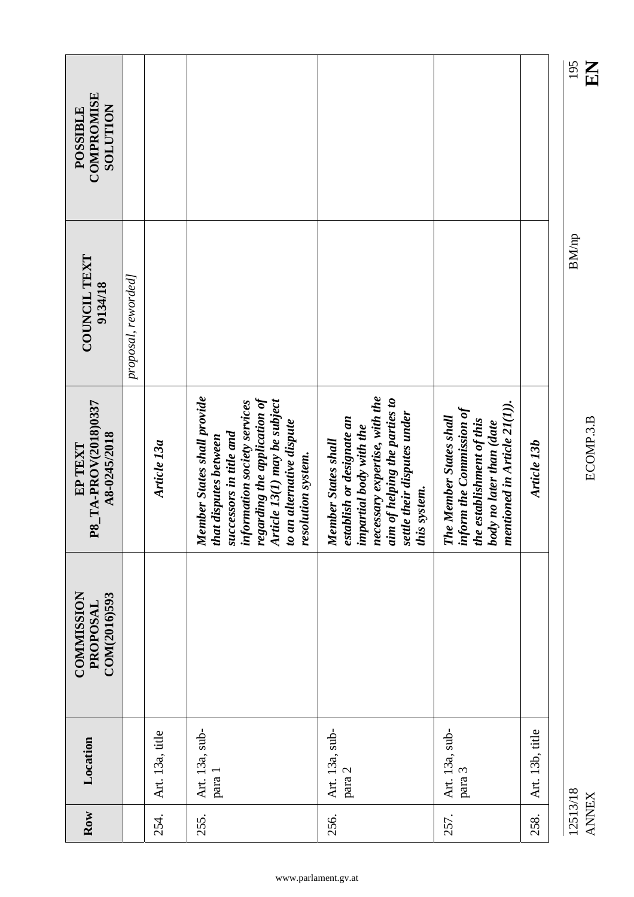| Row | Location | COMMISSION PROPOSAL COM(2016)593 | EP TEXT P8_TA-PROV(2018)0337 A8-0245/2018 | COUNCIL TEXT 9134/18 | POSSIBLE COMPROMISE SOLUTION |
|---|---|---|---|---|---|
| | | | | *proposal, reworded]* | |
| 254. | Art. 13a, title | | ***Article 13a*** | | |
| 255. | Art. 13a, sub-para 1 | | ***Member States shall provide that disputes between successors in title and information society services regarding the application of Article 13(1) may be subject to an alternative dispute resolution system.*** | | |
| 256. | Art. 13a, sub-para 2 | | ***Member States shall establish or designate an impartial body with the necessary expertise, with the aim of helping the parties to settle their disputes under this system.*** | | |
| 257. | Art. 13a, sub-para 3 | | ***The Member States shall inform the Commission of the establishment of this body no later than (date mentioned in Article 21(1)).*** | | |
| 258. | Art. 13b, title | | ***Article 13b*** | | |

12513/18 BM/np
ANNEX ECOMP.3.B EN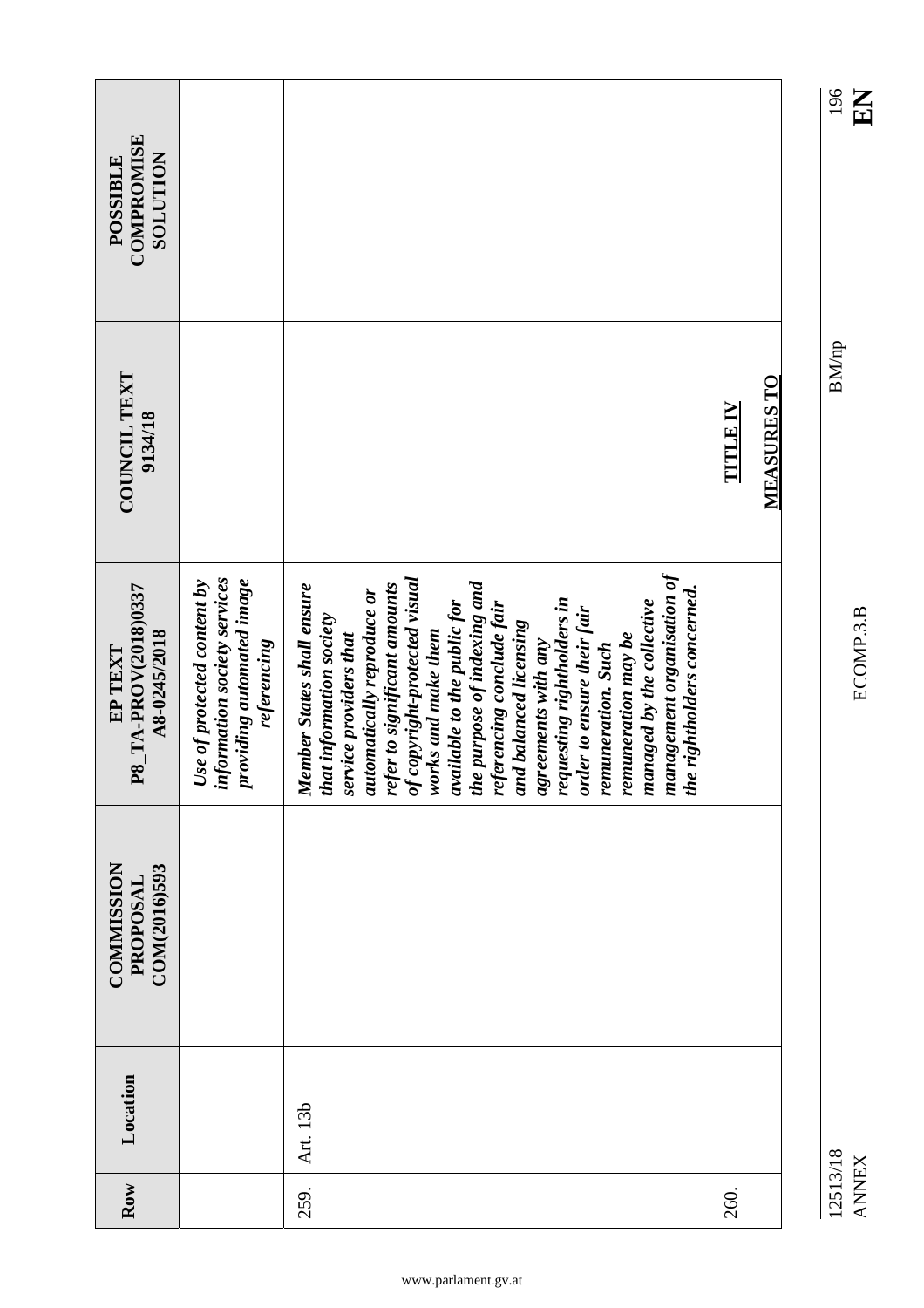| Row | Location | COMMISSION PROPOSAL COM(2016)593 | EP TEXT P8_TA-PROV(2018)0337 A8-0245/2018 | COUNCIL TEXT 9134/18 | POSSIBLE COMPROMISE SOLUTION |
|---|---|---|---|---|---|
| | | | ***Use of protected content by information society services providing automated image referencing*** | | |
| 259. | Art. 13b | | ***Member States shall ensure that information society service providers that automatically reproduce or refer to significant amounts of copyright-protected visual works and make them available to the public for the purpose of indexing and referencing conclude fair and balanced licensing agreements with any requesting rightholders in order to ensure their fair remuneration. Such remuneration may be managed by the collective management organisation of the rightholders concerned.*** | | |
| 260. | | | | **<u>TITLE IV</u>** **<u>MEASURES TO</u>** | |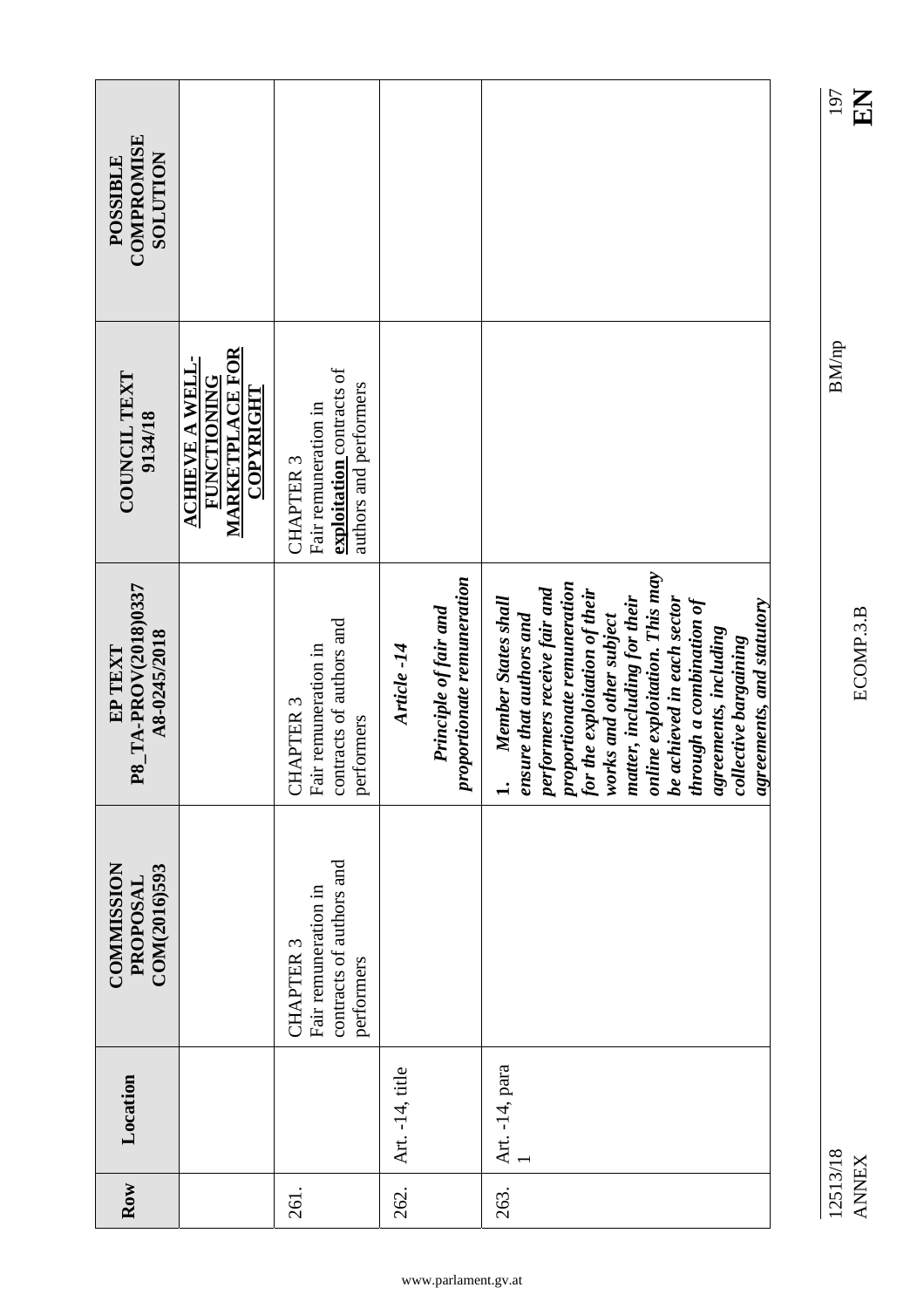| Row | Location | COMMISSION PROPOSAL COM(2016)593 | EP TEXT P8_TA-PROV(2018)0337 A8-0245/2018 | COUNCIL TEXT 9134/18 | POSSIBLE COMPROMISE SOLUTION |
|---|---|---|---|---|---|
| | | | | **ACHIEVE A WELL-FUNCTIONING MARKETPLACE FOR COPYRIGHT** | |
| 261. | | CHAPTER 3 Fair remuneration in contracts of authors and performers | CHAPTER 3 Fair remuneration in contracts of authors and performers | CHAPTER 3 Fair remuneration in **exploitation** contracts of authors and performers | |
| 262. | Art. -14, title | | ***Article -14*** ***Principle of fair and proportionate remuneration*** | | |
| 263. | Art. -14, para 1 | | ***1. Member States shall ensure that authors and performers receive fair and proportionate remuneration for the exploitation of their works and other subject matter, including for their online exploitation. This may be achieved in each sector through a combination of agreements, including collective bargaining agreements, and statutory*** | | |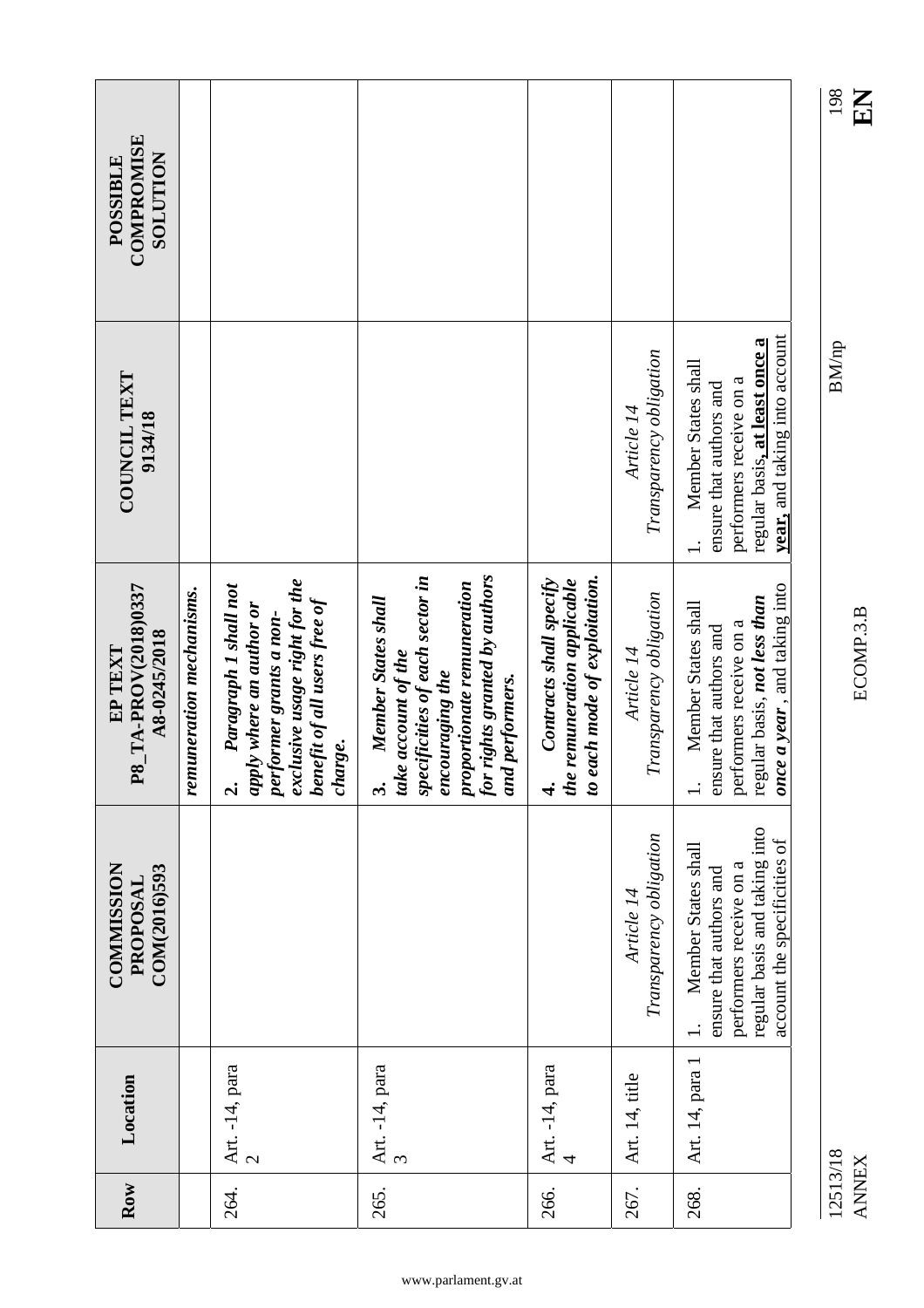| Row | Location | COMMISSION PROPOSAL COM(2016)593 | EP TEXT P8_TA-PROV(2018)0337 A8-0245/2018 | COUNCIL TEXT 9134/18 | POSSIBLE COMPROMISE SOLUTION |
|---|---|---|---|---|---|
| | | | ***remuneration mechanisms.*** | | |
| 264. | Art. -14, para 2 | | ***2. Paragraph 1 shall not apply where an author or performer grants a non-exclusive usage right for the benefit of all users free of charge.*** | | |
| 265. | Art. -14, para 3 | | ***3. Member States shall take account of the specificities of each sector in encouraging the proportionate remuneration for rights granted by authors and performers.*** | | |
| 266. | Art. -14, para 4 | | ***4. Contracts shall specify the remuneration applicable to each mode of exploitation.*** | | |
| 267. | Art. 14, title | *Article 14* *Transparency obligation* | *Article 14* *Transparency obligation* | *Article 14* *Transparency obligation* | |
| 268. | Art. 14, para 1 | 1. Member States shall ensure that authors and performers receive on a regular basis and taking into account the specificities of | 1. Member States shall ensure that authors and performers receive on a regular basis, ***not less than once a year***, and taking into | 1. Member States shall ensure that authors and performers receive on a regular basis**, at least once a year,** and taking into account | |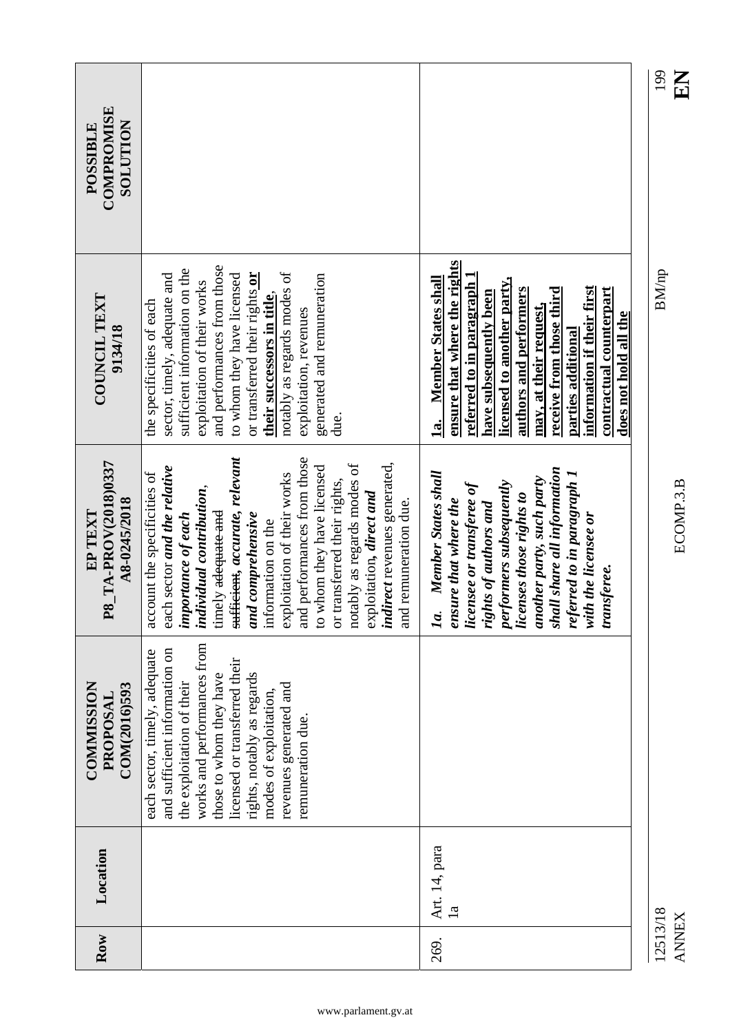| Row | Location | COMMISSION PROPOSAL COM(2016)593 | EP TEXT P8_TA-PROV(2018)0337 A8-0245/2018 | COUNCIL TEXT 9134/18 | POSSIBLE COMPROMISE SOLUTION |
|---|---|---|---|---|---|
| | | each sector, timely, adequate and sufficient information on the exploitation of their works and performances from those to whom they have licensed or transferred their rights, notably as regards modes of exploitation, revenues generated and remuneration due. | account the specificities of each sector ***and the relative importance of each individual contribution***, timely ~~adequate and sufficient~~***, accurate, relevant and comprehensive*** information on the exploitation of their works and performances from those to whom they have licensed or transferred their rights, notably as regards modes of exploitation, ***direct and indirect*** revenues generated, and remuneration due. | the specificities of each sector, timely, adequate and sufficient information on the exploitation of their works and performances from those to whom they have licensed or transferred their rights **or their successors in title**, notably as regards modes of exploitation, revenues generated and remuneration due. | |
| 269. | Art. 14, para 1a | | ***1a. Member States shall ensure that where the licensee or transferee of rights of authors and performers subsequently licenses those rights to another party, such party shall share all information referred to in paragraph 1 with the licensee or transferee.*** | **1a. Member States shall ensure that where the rights referred to in paragraph 1 have subsequently been licensed to another party, authors and performers may, at their request, receive from those third parties additional information if their first contractual counterpart does not hold all the** | |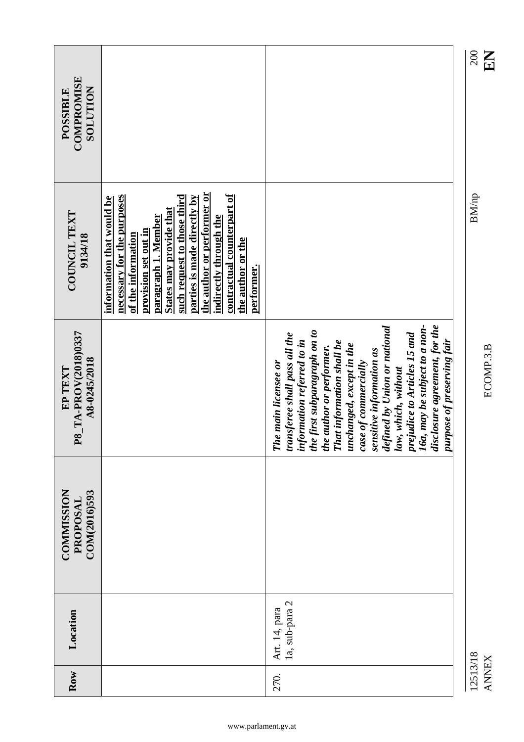| Row | Location | COMMISSION PROPOSAL COM(2016)593 | EP TEXT P8_TA-PROV(2018)0337 A8-0245/2018 | COUNCIL TEXT 9134/18 | POSSIBLE COMPROMISE SOLUTION |
|---|---|---|---|---|---|
| | | | | **information that would be necessary for the purposes of the information provision set out in paragraph 1. Member States may provide that such request to those third parties is made directly by the author or performer or indirectly through the contractual counterpart of the author or the performer.** | |
| 270. | Art. 14, para 1a, sub-para 2 | | ***The main licensee or transferee shall pass all the information referred to in the first subparagraph on to the author or performer. That information shall be unchanged, except in the case of commercially sensitive information as defined by Union or national law, which, without prejudice to Articles 15 and 16a, may be subject to a non-disclosure agreement, for the purpose of preserving fair*** | | |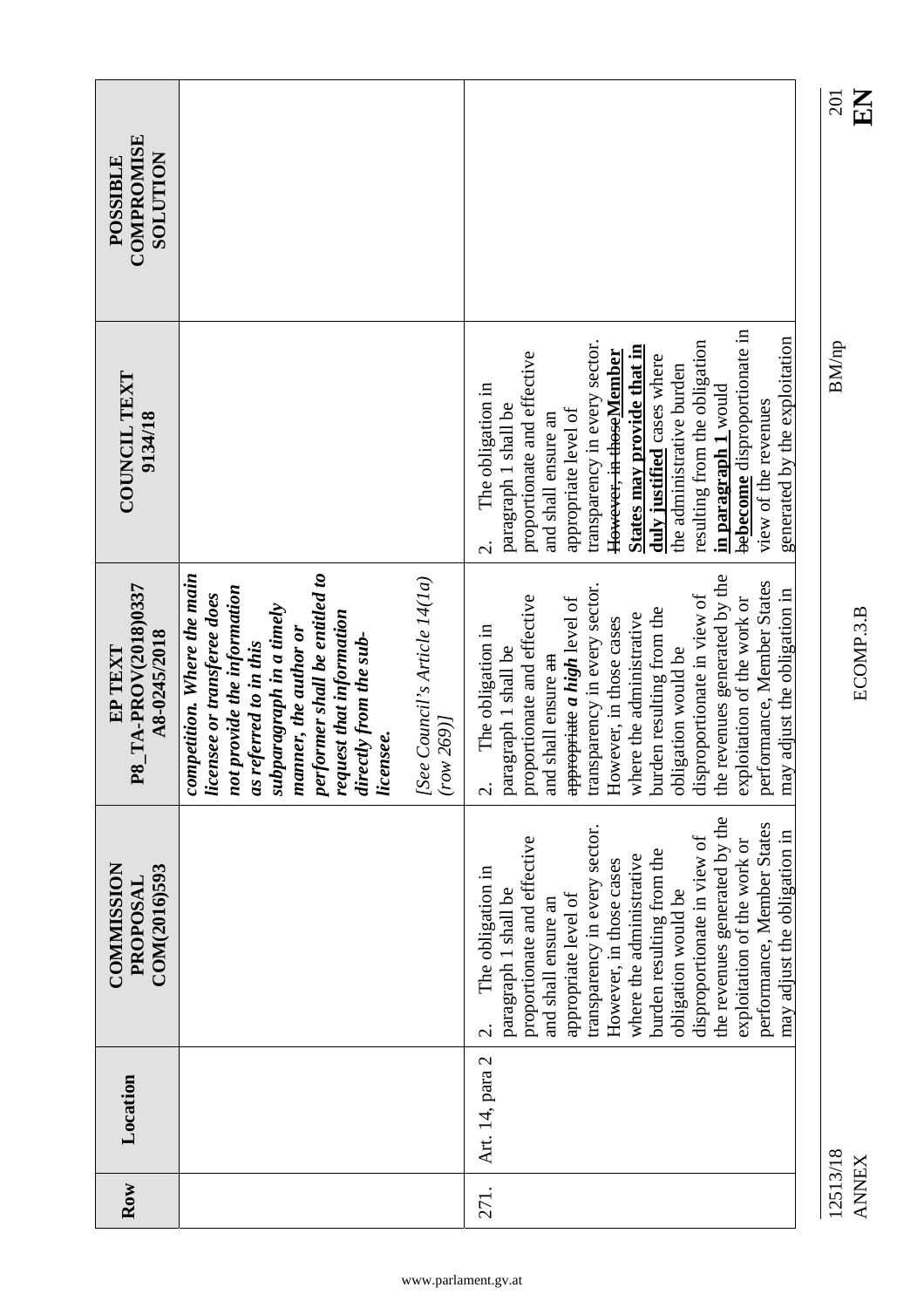| Row | Location | COMMISSION PROPOSAL COM(2016)593 | EP TEXT P8_TA-PROV(2018)0337 A8-0245/2018 | COUNCIL TEXT 9134/18 | POSSIBLE COMPROMISE SOLUTION |
|---|---|---|---|---|---|
| | | | ***competition. Where the main licensee or transferee does not provide the information as referred to in this subparagraph in a timely manner, the author or performer shall be entitled to request that information directly from the sub-licensee.***<br><br>*[See Council's Article 14(1a) (row 269)]* | | |
| 271. | Art. 14, para 2 | 2. The obligation in paragraph 1 shall be proportionate and effective and shall ensure an appropriate level of transparency in every sector. However, in those cases where the administrative burden resulting from the obligation would be disproportionate in view of the revenues generated by the exploitation of the work or performance, Member States may adjust the obligation in | 2. The obligation in paragraph 1 shall be proportionate and effective and shall ensure ~~an~~ ~~appropriate~~ ***a high*** level of transparency in every sector. However, in those cases where the administrative burden resulting from the obligation would be disproportionate in view of the revenues generated by the exploitation of the work or performance, Member States may adjust the obligation in | 2. The obligation in paragraph 1 shall be proportionate and effective and shall ensure an appropriate level of transparency in every sector. ~~However, in those~~**Member States may provide that in duly justified** cases where the administrative burden resulting from the obligation **in paragraph 1** would ~~be~~**become** disproportionate in view of the revenues generated by the exploitation | |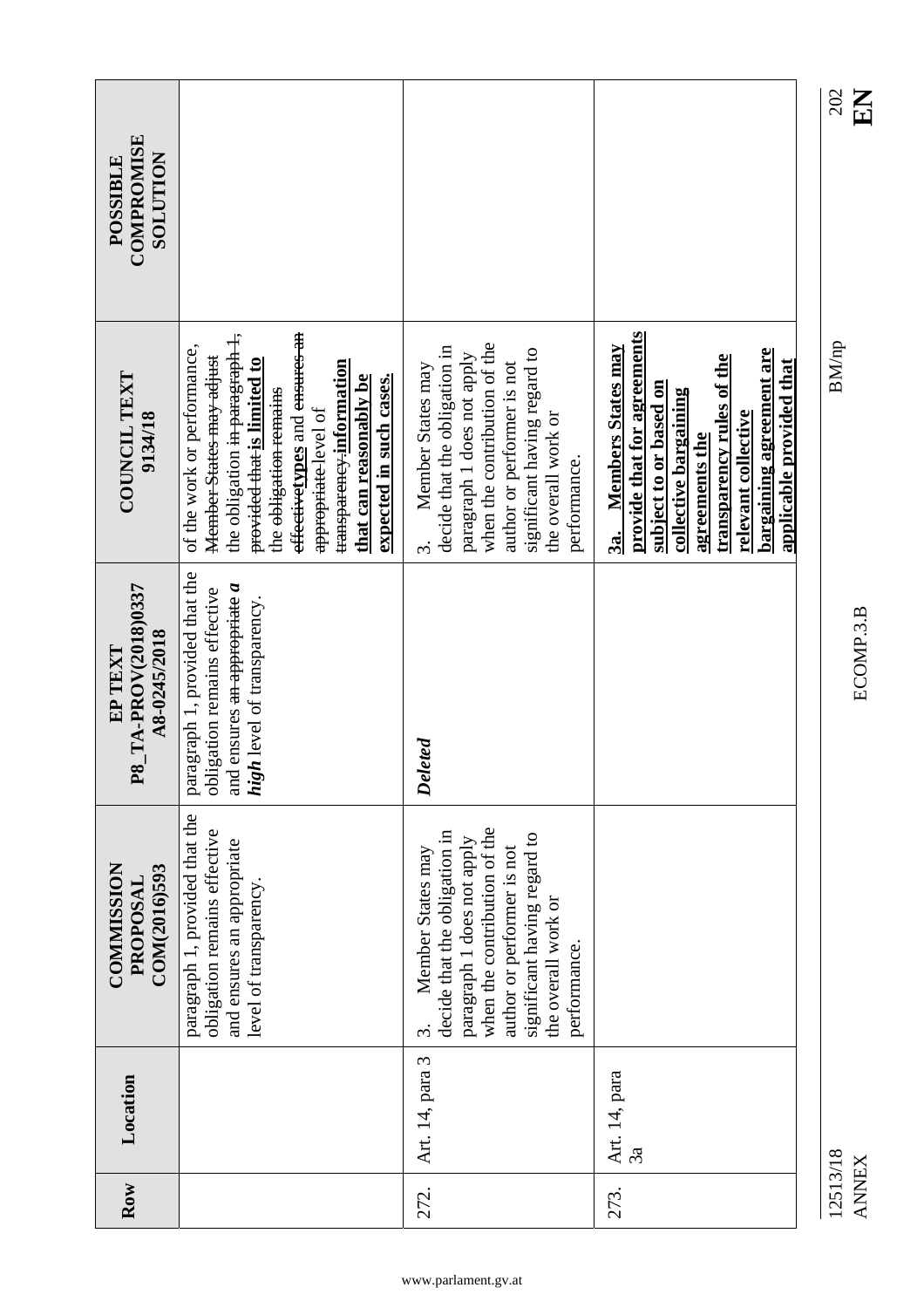| Row | Location | COMMISSION PROPOSAL COM(2016)593 | EP TEXT P8_TA-PROV(2018)0337 A8-0245/2018 | COUNCIL TEXT 9134/18 | POSSIBLE COMPROMISE SOLUTION |
|---|---|---|---|---|---|
| | | paragraph 1, provided that the obligation remains effective and ensures an appropriate level of transparency. | paragraph 1, provided that the obligation remains effective and ensures ~~an appropriate~~ ***a high*** level of transparency. | of the work or performance, ~~Member States may adjust~~ the obligation ~~in paragraph 1, provided that~~ **is limited to** the ~~obligation remains effective~~**types** and ~~ensures an appropriate~~ level of ~~transparency.~~**information that can reasonably be expected in such cases.** | |
| 272. | Art. 14, para 3 | 3. Member States may decide that the obligation in paragraph 1 does not apply when the contribution of the author or performer is not significant having regard to the overall work or performance. | ***Deleted*** | 3. Member States may decide that the obligation in paragraph 1 does not apply when the contribution of the author or performer is not significant having regard to the overall work or performance. | |
| 273. | Art. 14, para 3a | | | **3a. Members States may provide that for agreements subject to or based on collective bargaining agreements the transparency rules of the relevant collective bargaining agreement are applicable provided that** | |

12513/18
ANNEX

ECOMP.3.B

BM/np

EN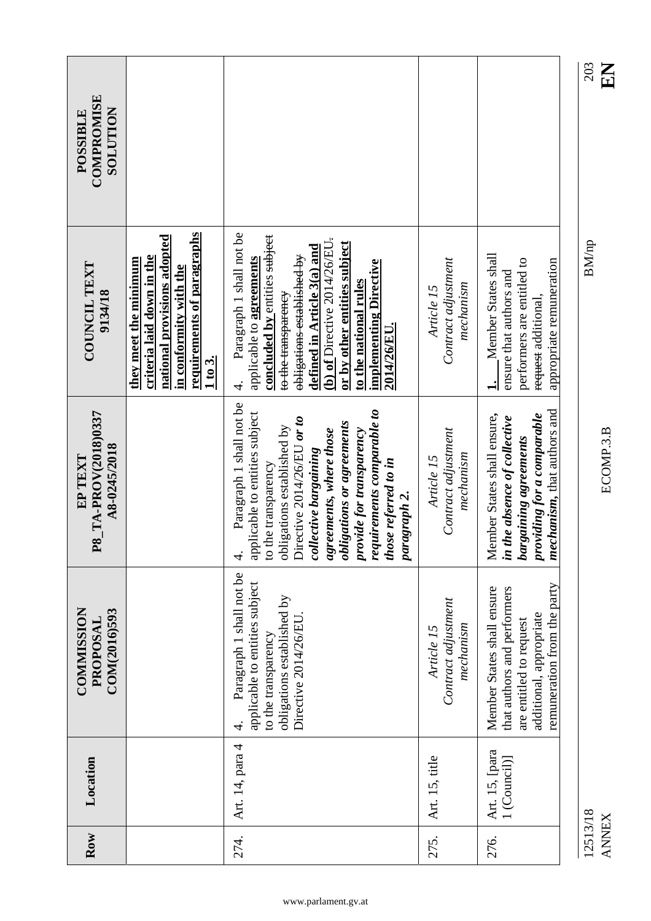| Row | Location | COMMISSION PROPOSAL COM(2016)593 | EP TEXT P8_TA-PROV(2018)0337 A8-0245/2018 | COUNCIL TEXT 9134/18 | POSSIBLE COMPROMISE SOLUTION |
|---|---|---|---|---|---|
| | | | | **they meet the minimum criteria laid down in the national provisions adopted in conformity with the requirements of paragraphs 1 to 3.** | |
| 274. | Art. 14, para 4 | 4. Paragraph 1 shall not be applicable to entities subject to the transparency obligations established by Directive 2014/26/EU. | 4. Paragraph 1 shall not be applicable to entities subject to the transparency obligations established by Directive 2014/26/EU ***or to collective bargaining agreements, where those obligations or agreements provide for transparency requirements comparable to those referred to in paragraph 2.*** | 4. Paragraph 1 shall not be applicable to **agreements concluded by** entities ~~subject to the transparency obligations established by~~ **defined in Article 3(a) and (b) of** Directive 2014/26/EU~~.~~ **or by other entities subject to the national rules implementing Directive 2014/26/EU.** | |
| 275. | Art. 15, title | *Article 15* *Contract adjustment mechanism* | *Article 15* *Contract adjustment mechanism* | *Article 15* *Contract adjustment mechanism* | |
| 276. | Art. 15, [para 1 (Council)] | Member States shall ensure that authors and performers are entitled to request additional, appropriate remuneration from the party | Member States shall ensure, ***in the absence of collective bargaining agreements providing for a comparable mechanism,*** that authors and | **1.** Member States shall ensure that authors and performers are entitled to ~~request~~ additional, appropriate remuneration | |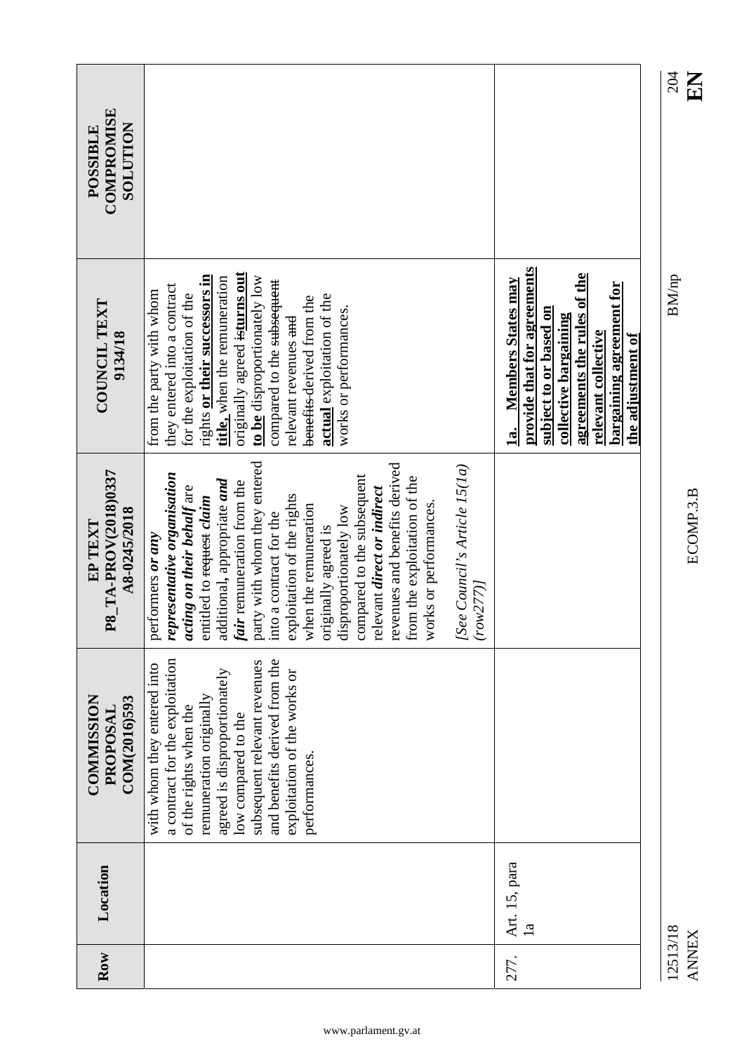| Row | Location | COMMISSION PROPOSAL COM(2016)593 | EP TEXT P8_TA-PROV(2018)0337 A8-0245/2018 | COUNCIL TEXT 9134/18 | POSSIBLE COMPROMISE SOLUTION |
|---|---|---|---|---|---|
| | | with whom they entered into a contract for the exploitation of the rights when the remuneration originally agreed is disproportionately low compared to the subsequent relevant revenues and benefits derived from the exploitation of the works or performances. | performers ***or any representative organisation acting on their behalf*** are entitled to ~~request~~ ***claim*** additional, appropriate ***and fair*** remuneration from the party with whom they entered into a contract for the exploitation of the rights when the remuneration originally agreed is disproportionately low compared to the subsequent relevant ***direct or indirect*** revenues and benefits derived from the exploitation of the works or performances.<br><br>*[See Council's Article 15(1a) (row277)]* | from the party with whom they entered into a contract for the exploitation of the rights **or their successors in title**, when the remuneration originally agreed ~~is~~**turns out to be** disproportionately low compared to the ~~subsequent~~ relevant revenues ~~and benefits~~ derived from the **actual** exploitation of the works or performances. | |
| 277. | Art. 15, para 1a | | | **1a. Members States may provide that for agreements subject to or based on collective bargaining agreements the rules of the relevant collective bargaining agreement for the adjustment of** | |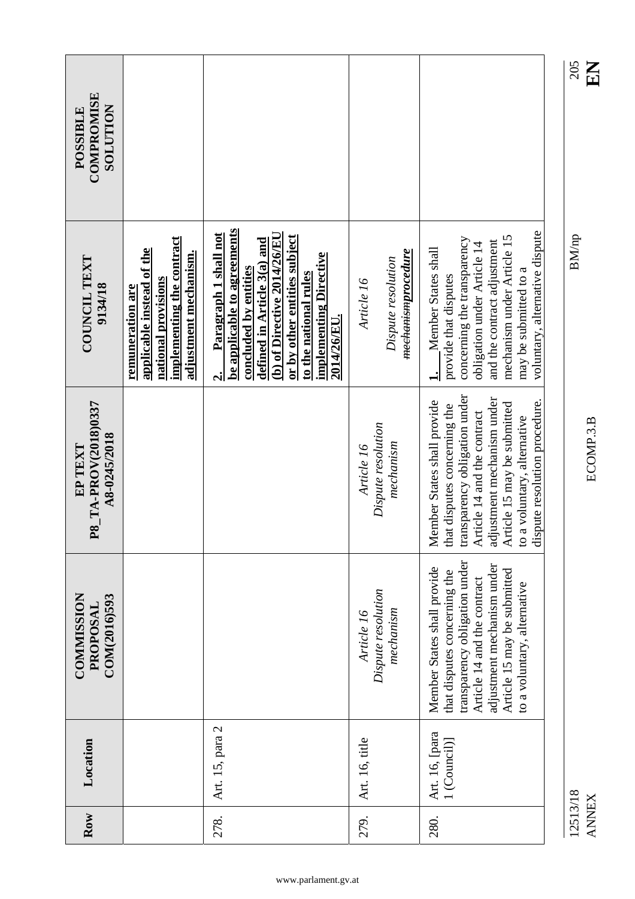| Row | Location | COMMISSION PROPOSAL COM(2016)593 | EP TEXT P8_TA-PROV(2018)0337 A8-0245/2018 | COUNCIL TEXT 9134/18 | POSSIBLE COMPROMISE SOLUTION |
|---|---|---|---|---|---|
| | | | | **remuneration are applicable instead of the national provisions implementing the contract adjustment mechanism.** | |
| 278. | Art. 15, para 2 | | | **2. Paragraph 1 shall not be applicable to agreements concluded by entities defined in Article 3(a) and (b) of Directive 2014/26/EU or by other entities subject to the national rules implementing Directive 2014/26/EU.** | |
| 279. | Art. 16, title | *Article 16* *Dispute resolution mechanism* | *Article 16* *Dispute resolution mechanism* | *Article 16* *Dispute resolution* ~~*mechanism*~~***procedure*** | |
| 280. | Art. 16, [para 1 (Council)] | Member States shall provide that disputes concerning the transparency obligation under Article 14 and the contract adjustment mechanism under Article 15 may be submitted to a voluntary, alternative | Member States shall provide that disputes concerning the transparency obligation under Article 14 and the contract adjustment mechanism under Article 15 may be submitted to a voluntary, alternative dispute resolution procedure. | **1.** Member States shall provide that disputes concerning the transparency obligation under Article 14 and the contract adjustment mechanism under Article 15 may be submitted to a voluntary, alternative dispute | |

12513/18 ANNEX BM/np ECOMP.3.B EN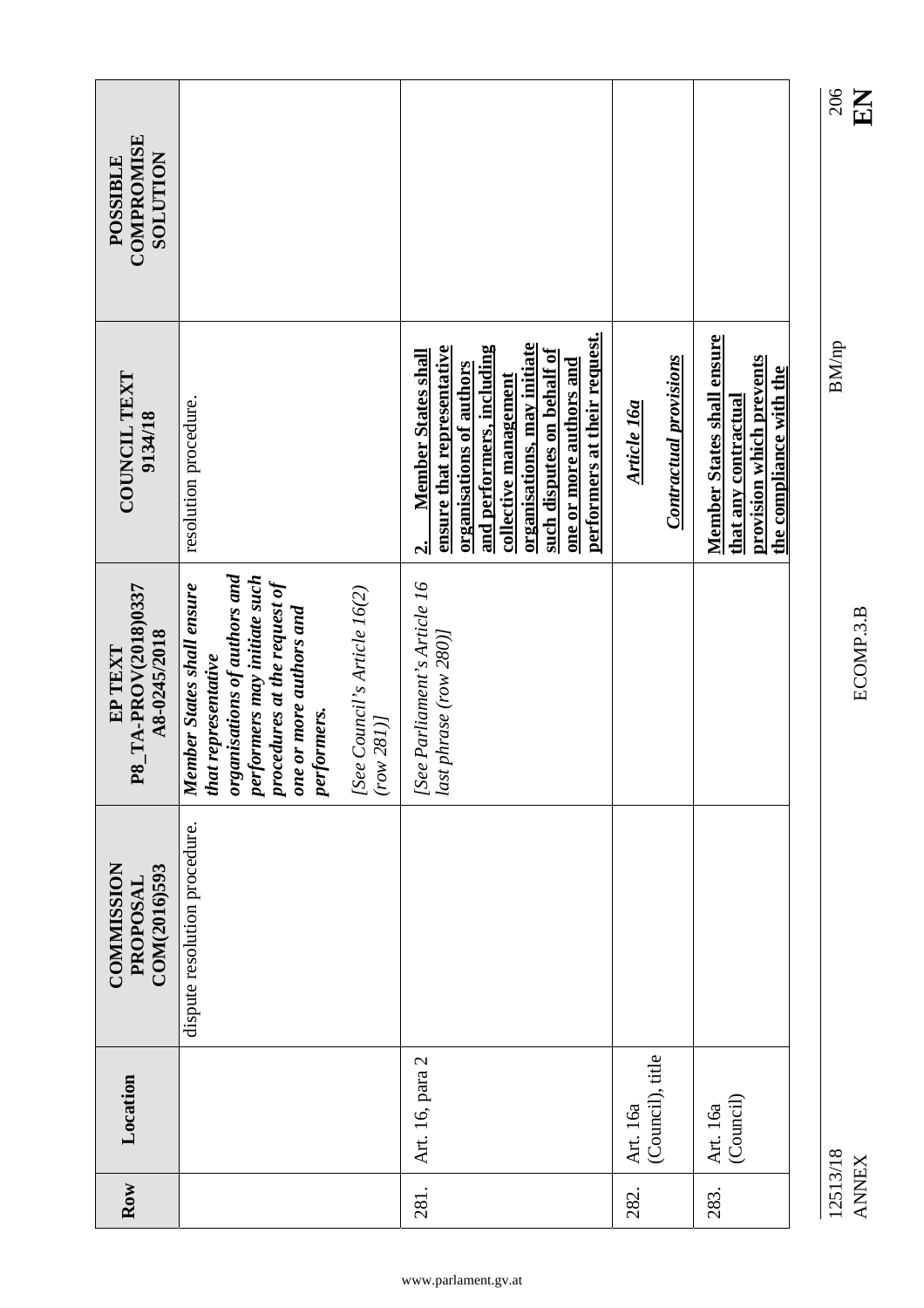| Row | Location | COMMISSION PROPOSAL COM(2016)593 | EP TEXT P8_TA-PROV(2018)0337 A8-0245/2018 | COUNCIL TEXT 9134/18 | POSSIBLE COMPROMISE SOLUTION |
|---|---|---|---|---|---|
| | | dispute resolution procedure. | ***Member States shall ensure that representative organisations of authors and performers may initiate such procedures at the request of one or more authors and performers.*** *[See Council's Article 16(2) (row 281)]* | resolution procedure. | |
| 281. | Art. 16, para 2 | | *[See Parliament's Article 16 last phrase (row 280)]* | **2. Member States shall ensure that representative organisations of authors and performers, including collective management organisations, may initiate such disputes on behalf of one or more authors and performers at their request.** | |
| 282. | Art. 16a (Council), title | | | ***Article 16a*** ***Contractual provisions*** | |
| 283. | Art. 16a (Council) | | | **Member States shall ensure that any contractual provision which prevents the compliance with the** | |

12513/18 ANNEX BM/np ECOMP.3.B EN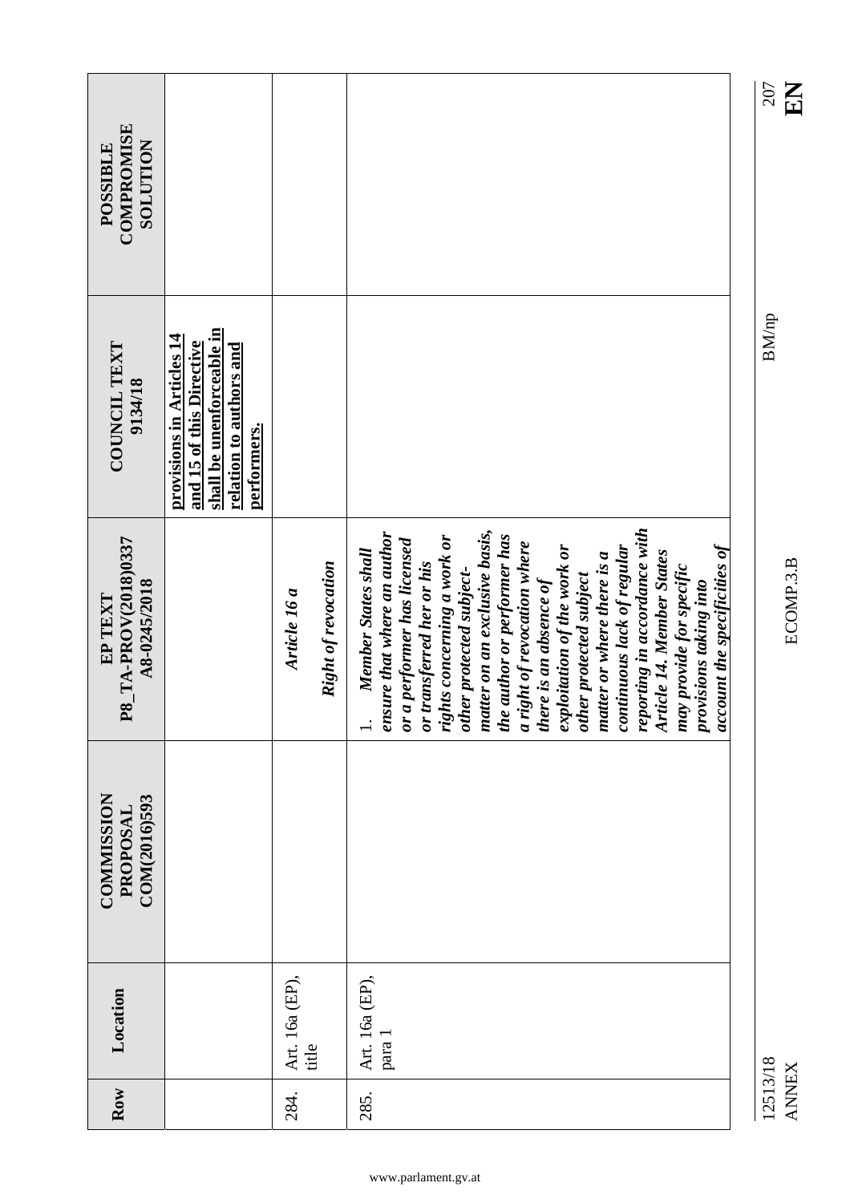| Row | Location | COMMISSION PROPOSAL COM(2016)593 | EP TEXT P8_TA-PROV(2018)0337 A8-0245/2018 | COUNCIL TEXT 9134/18 | POSSIBLE COMPROMISE SOLUTION |
|---|---|---|---|---|---|
| | | | | **provisions in Articles 14 and 15 of this Directive shall be unenforceable in relation to authors and performers.** | |
| 284. | Art. 16a (EP), title | | *Article 16 a*<br><br>*Right of revocation* | | |
| 285. | Art. 16a (EP), para 1 | | 1. ***Member States shall ensure that where an author or a performer has licensed or transferred her or his rights concerning a work or other protected subject-matter on an exclusive basis, the author or performer has a right of revocation where there is an absence of exploitation of the work or other protected subject matter or where there is a continuous lack of regular reporting in accordance with Article 14. Member States may provide for specific provisions taking into account the specificities of*** | | |

12513/18 BM/np
ANNEX ECOMP.3.B **EN**

www.parlament.gv.at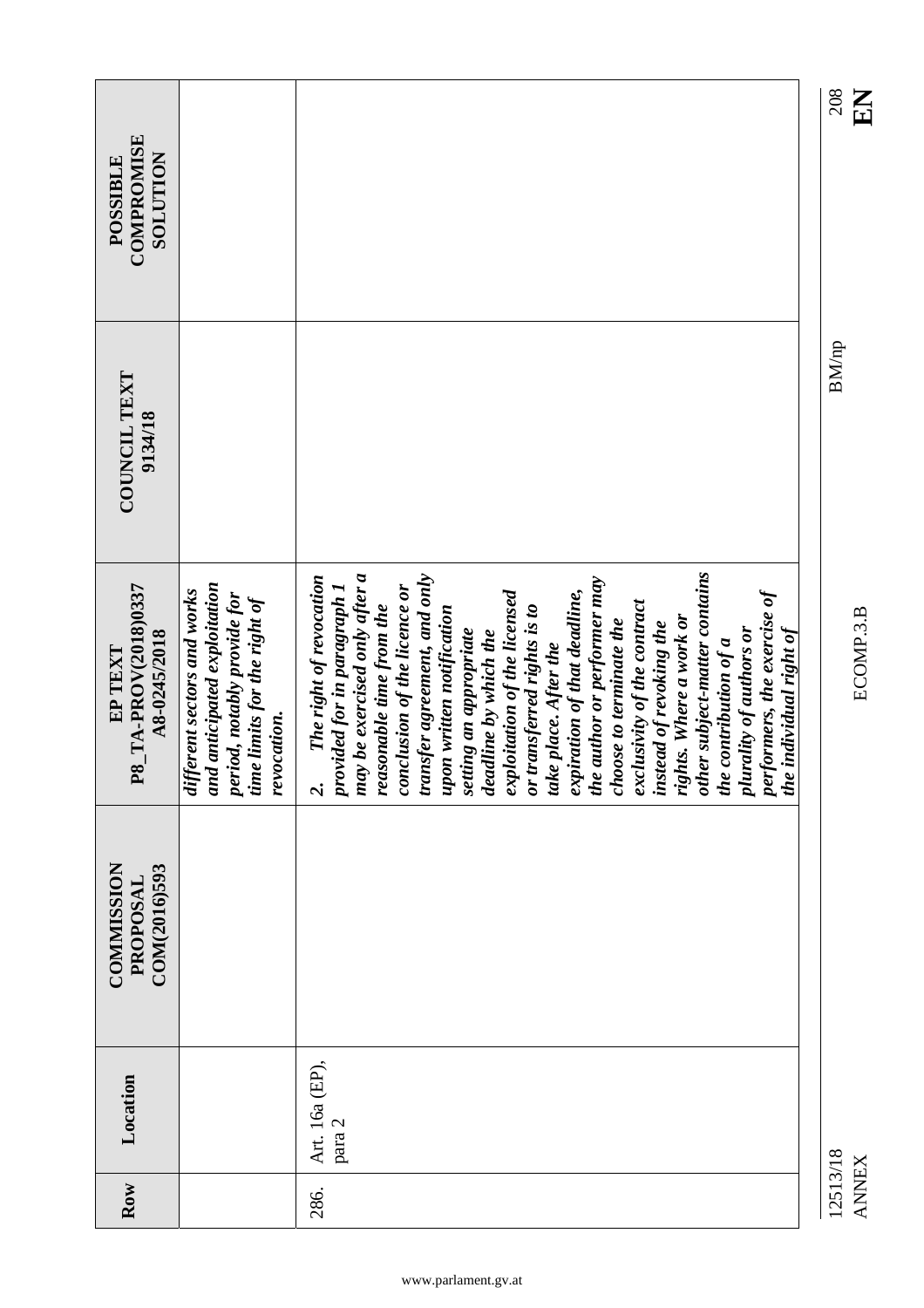| Row | Location | COMMISSION PROPOSAL COM(2016)593 | EP TEXT P8_TA-PROV(2018)0337 A8-0245/2018 | COUNCIL TEXT 9134/18 | POSSIBLE COMPROMISE SOLUTION |
|---|---|---|---|---|---|
| | | | ***different sectors and works and anticipated exploitation period, notably provide for time limits for the right of revocation.*** | | |
| 286. | Art. 16a (EP), para 2 | | ***2. The right of revocation provided for in paragraph 1 may be exercised only after a reasonable time from the conclusion of the licence or transfer agreement, and only upon written notification setting an appropriate deadline by which the exploitation of the licensed or transferred rights is to take place. After the expiration of that deadline, the author or performer may choose to terminate the exclusivity of the contract instead of revoking the rights. Where a work or other subject-matter contains the contribution of a plurality of authors or performers, the exercise of the individual right of*** | | |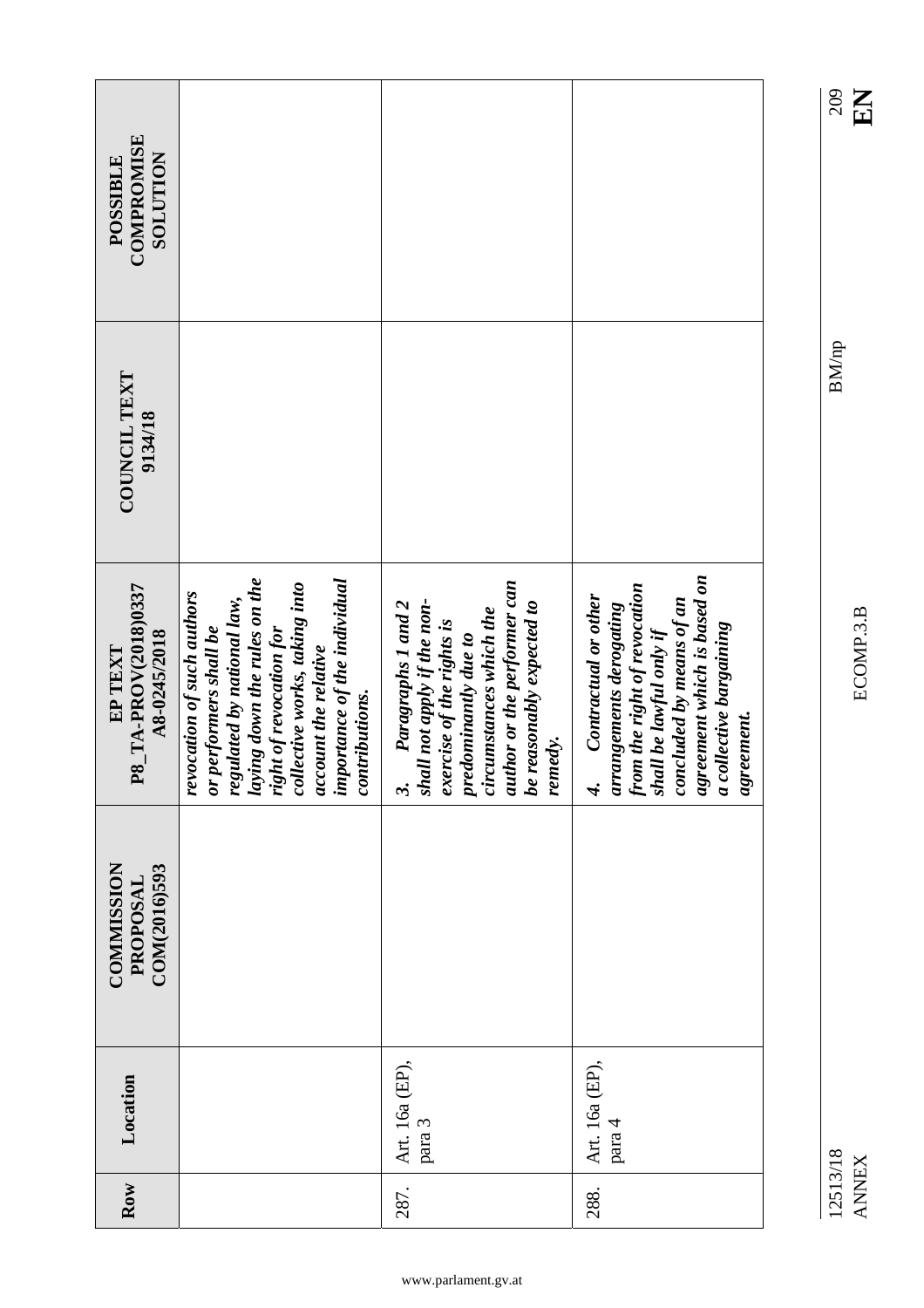| Row | Location | COMMISSION PROPOSAL COM(2016)593 | EP TEXT P8_TA-PROV(2018)0337 A8-0245/2018 | COUNCIL TEXT 9134/18 | POSSIBLE COMPROMISE SOLUTION |
|---|---|---|---|---|---|
| | | | ***revocation of such authors or performers shall be regulated by national law, laying down the rules on the right of revocation for collective works, taking into account the relative importance of the individual contributions.*** | | |
| 287. | Art. 16a (EP), para 3 | | ***3. Paragraphs 1 and 2 shall not apply if the non-exercise of the rights is predominantly due to circumstances which the author or the performer can be reasonably expected to remedy.*** | | |
| 288. | Art. 16a (EP), para 4 | | ***4. Contractual or other arrangements derogating from the right of revocation shall be lawful only if concluded by means of an agreement which is based on a collective bargaining agreement.*** | | |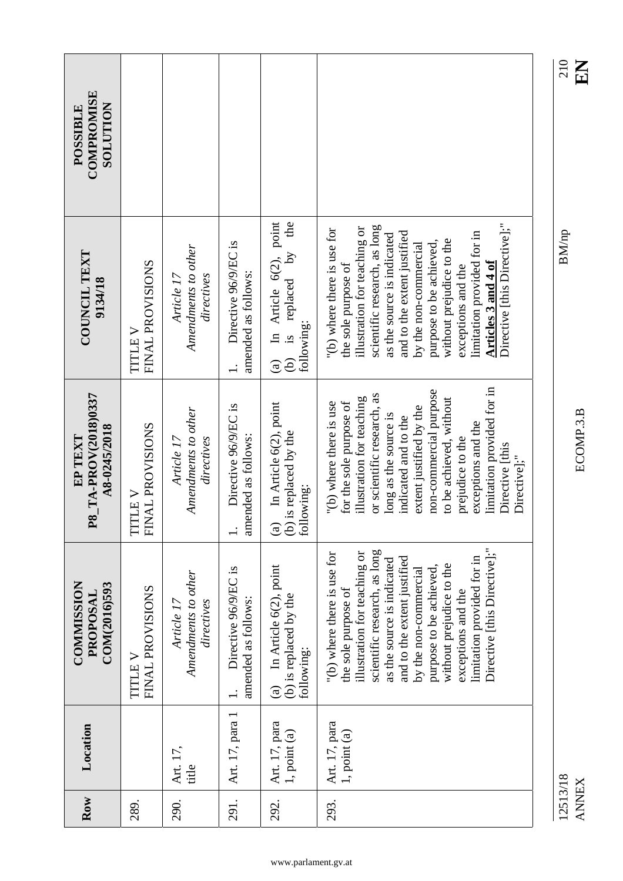| Row | Location | COMMISSION PROPOSAL COM(2016)593 | EP TEXT P8_TA-PROV(2018)0337 A8-0245/2018 | COUNCIL TEXT 9134/18 | POSSIBLE COMPROMISE SOLUTION |
|---|---|---|---|---|---|
| 289. | | TITLE V FINAL PROVISIONS | TITLE V FINAL PROVISIONS | TITLE V FINAL PROVISIONS | |
| 290. | Art. 17, title | *Article 17* *Amendments to other directives* | *Article 17* *Amendments to other directives* | *Article 17* *Amendments to other directives* | |
| 291. | Art. 17, para 1 | 1. Directive 96/9/EC is amended as follows: | 1. Directive 96/9/EC is amended as follows: | 1. Directive 96/9/EC is amended as follows: | |
| 292. | Art. 17, para 1, point (a) | (a) In Article 6(2), point (b) is replaced by the following: | (a) In Article 6(2), point (b) is replaced by the following: | (a) In Article 6(2), point (b) is replaced by the following: | |
| 293. | Art. 17, para 1, point (a) | "(b) where there is use for the sole purpose of illustration for teaching or scientific research, as long as the source is indicated and to the extent justified by the non-commercial purpose to be achieved, without prejudice to the exceptions and the limitation provided for in Directive [this Directive];" | "(b) where there is use for the sole purpose of illustration for teaching or scientific research, as long as the source is indicated and to the extent justified by the non-commercial purpose to be achieved, without prejudice to the exceptions and the limitation provided for in Directive [this Directive];" | "(b) where there is use for the sole purpose of illustration for teaching or scientific research, as long as the source is indicated and to the extent justified by the non-commercial purpose to be achieved, without prejudice to the exceptions and the limitation provided for in **Articles 3 and 4 of** Directive [this Directive];" | |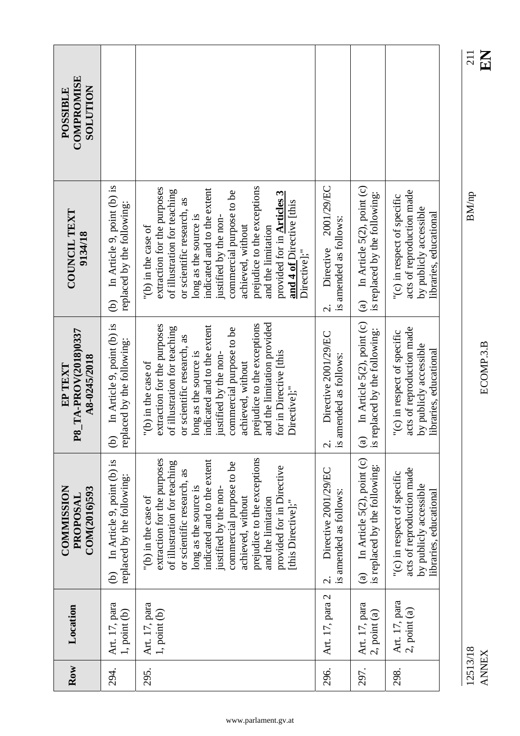| Row | Location | COMMISSION PROPOSAL COM(2016)593 | EP TEXT P8_TA-PROV(2018)0337 A8-0245/2018 | COUNCIL TEXT 9134/18 | POSSIBLE COMPROMISE SOLUTION |
|---|---|---|---|---|---|
| 294. | Art. 17, para 1, point (b) | (b) In Article 9, point (b) is replaced by the following: | (b) In Article 9, point (b) is replaced by the following: | (b) In Article 9, point (b) is replaced by the following: | |
| 295. | Art. 17, para 1, point (b) | "(b) in the case of extraction for the purposes of illustration for teaching or scientific research, as long as the source is indicated and to the extent justified by the non-commercial purpose to be achieved, without prejudice to the exceptions and the limitation provided for in Directive [this Directive];" | "(b) in the case of extraction for the purposes of illustration for teaching or scientific research, as long as the source is indicated and to the extent justified by the non-commercial purpose to be achieved, without prejudice to the exceptions and the limitation provided for in Directive [this Directive];" | "(b) in the case of extraction for the purposes of illustration for teaching or scientific research, as long as the source is indicated and to the extent justified by the non-commercial purpose to be achieved, without prejudice to the exceptions and the limitation provided for in **Articles 3 and 4 of** Directive [this Directive];" | |
| 296. | Art. 17, para 2 | 2. Directive 2001/29/EC is amended as follows: | 2. Directive 2001/29/EC is amended as follows: | 2. Directive 2001/29/EC is amended as follows: | |
| 297. | Art. 17, para 2, point (a) | (a) In Article 5(2), point (c) is replaced by the following: | (a) In Article 5(2), point (c) is replaced by the following: | (a) In Article 5(2), point (c) is replaced by the following: | |
| 298. | Art. 17, para 2, point (a) | "(c) in respect of specific acts of reproduction made by publicly accessible libraries, educational | "(c) in respect of specific acts of reproduction made by publicly accessible libraries, educational | "(c) in respect of specific acts of reproduction made by publicly accessible libraries, educational | |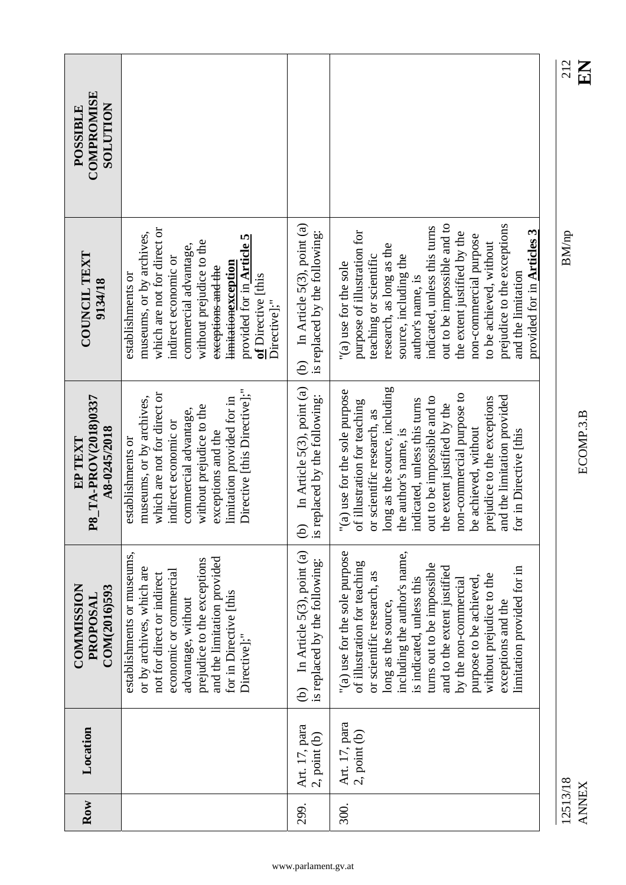| Row | Location | COMMISSION PROPOSAL COM(2016)593 | EP TEXT P8_TA-PROV(2018)0337 A8-0245/2018 | COUNCIL TEXT 9134/18 | POSSIBLE COMPROMISE SOLUTION |
|---|---|---|---|---|---|
| | | establishments or museums, or by archives, which are not for direct or indirect economic or commercial advantage, without prejudice to the exceptions and the limitation provided for in Directive [this Directive];" | establishments or museums, or by archives, which are not for direct or indirect economic or commercial advantage, without prejudice to the exceptions and the limitation provided for in Directive [this Directive];" | establishments or museums, or by archives, which are not for direct or indirect economic or commercial advantage, without prejudice to the ~~exceptions and the limitation~~**exception** provided for in **Article 5 of** Directive [this Directive];" | |
| 299. | Art. 17, para 2, point (b) | (b) In Article 5(3), point (a) is replaced by the following: | (b) In Article 5(3), point (a) is replaced by the following: | (b) In Article 5(3), point (a) is replaced by the following: | |
| 300. | Art. 17, para 2, point (b) | "(a) use for the sole purpose of illustration for teaching or scientific research, as long as the source, including the author's name, is indicated, unless this turns out to be impossible and to the extent justified by the non-commercial purpose to be achieved, without prejudice to the exceptions and the limitation provided for in | "(a) use for the sole purpose of illustration for teaching or scientific research, as long as the source, including the author's name, is indicated, unless this turns out to be impossible and to the extent justified by the non-commercial purpose to be achieved, without prejudice to the exceptions and the limitation provided for in Directive [this | "(a) use for the sole purpose of illustration for teaching or scientific research, as long as the source, including the author's name, is indicated, unless this turns out to be impossible and to the extent justified by the non-commercial purpose to be achieved, without prejudice to the exceptions and the limitation provided for in **Articles 3** | |

12513/18 BM/np 212
ANNEX ECOMP.3.B **EN**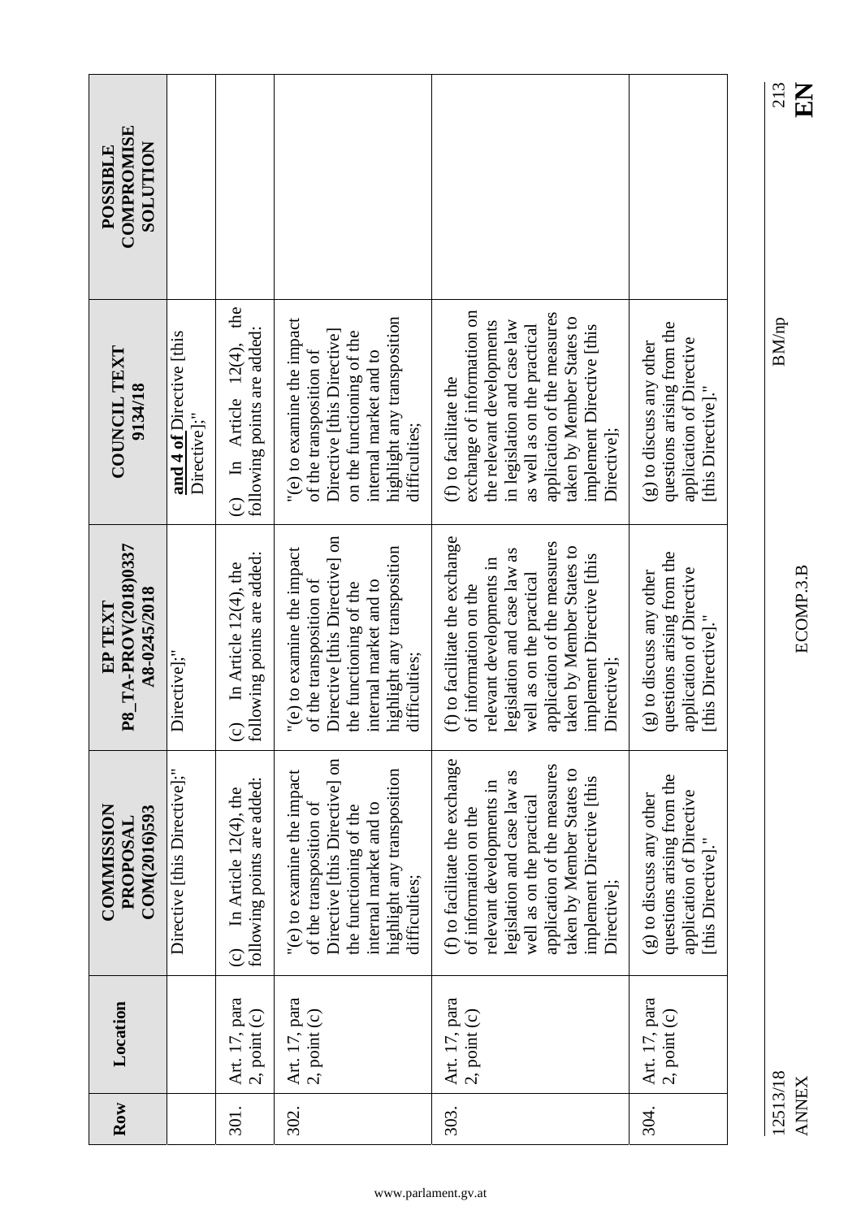| Row | Location | COMMISSION PROPOSAL COM(2016)593 | EP TEXT P8_TA-PROV(2018)0337 A8-0245/2018 | COUNCIL TEXT 9134/18 | POSSIBLE COMPROMISE SOLUTION |
|---|---|---|---|---|---|
| | | Directive [this Directive];" | Directive];" | **and 4 of** Directive [this Directive];" | |
| 301. | Art. 17, para 2, point (c) | (c) In Article 12(4), the following points are added: | (c) In Article 12(4), the following points are added: | (c) In Article 12(4), the following points are added: | |
| 302. | Art. 17, para 2, point (c) | "(e) to examine the impact of the transposition of Directive [this Directive] on the functioning of the internal market and to highlight any transposition difficulties; | "(e) to examine the impact of the transposition of Directive [this Directive] on the functioning of the internal market and to highlight any transposition difficulties; | "(e) to examine the impact of the transposition of Directive [this Directive] on the functioning of the internal market and to highlight any transposition difficulties; | |
| 303. | Art. 17, para 2, point (c) | (f) to facilitate the exchange of information on the relevant developments in legislation and case law as well as on the practical application of the measures taken by Member States to implement Directive [this Directive]; | (f) to facilitate the exchange of information on the relevant developments in legislation and case law as well as on the practical application of the measures taken by Member States to implement Directive [this Directive]; | (f) to facilitate the exchange of information on the relevant developments in legislation and case law as well as on the practical application of the measures taken by Member States to implement Directive [this Directive]; | |
| 304. | Art. 17, para 2, point (c) | (g) to discuss any other questions arising from the application of Directive [this Directive]." | (g) to discuss any other questions arising from the application of Directive [this Directive]." | (g) to discuss any other questions arising from the application of Directive [this Directive]." | |

12513/18 BM/np
ANNEX ECOMP.3.B EN

www.parlament.gv.at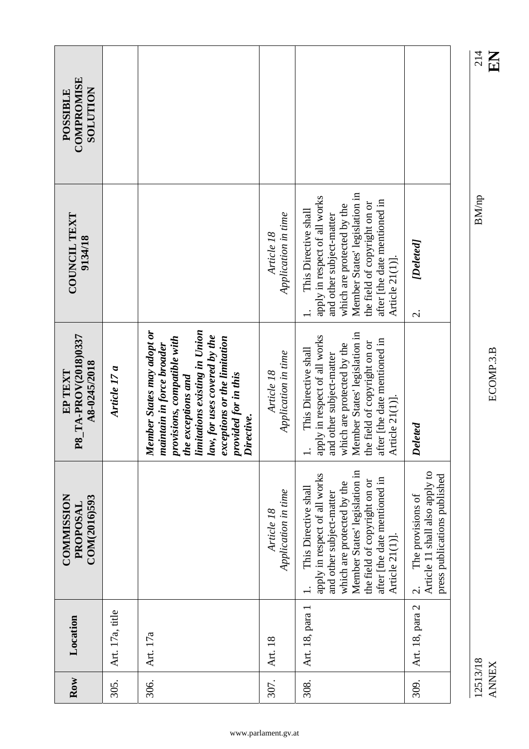| Row | Location | COMMISSION PROPOSAL COM(2016)593 | EP TEXT P8_TA-PROV(2018)0337 A8-0245/2018 | COUNCIL TEXT 9134/18 | POSSIBLE COMPROMISE SOLUTION |
|---|---|---|---|---|---|
| 305. | Art. 17a, title | | *Article 17 a* | | |
| 306. | Art. 17a | | ***Member States may adopt or maintain in force broader provisions, compatible with the exceptions and limitations existing in Union law, for uses covered by the exceptions or the limitation provided for in this Directive.*** | | |
| 307. | Art. 18 | *Article 18* *Application in time* | *Article 18* *Application in time* | *Article 18* *Application in time* | |
| 308. | Art. 18, para 1 | 1. This Directive shall apply in respect of all works and other subject-matter which are protected by the Member States' legislation in the field of copyright on or after [the date mentioned in Article 21(1)]. | 1. This Directive shall apply in respect of all works and other subject-matter which are protected by the Member States' legislation in the field of copyright on or after [the date mentioned in Article 21(1)]. | 1. This Directive shall apply in respect of all works and other subject-matter which are protected by the Member States' legislation in the field of copyright on or after [the date mentioned in Article 21(1)]. | |
| 309. | Art. 18, para 2 | 2. The provisions of Article 11 shall also apply to press publications published | ***Deleted*** | 2. ***[Deleted]*** | |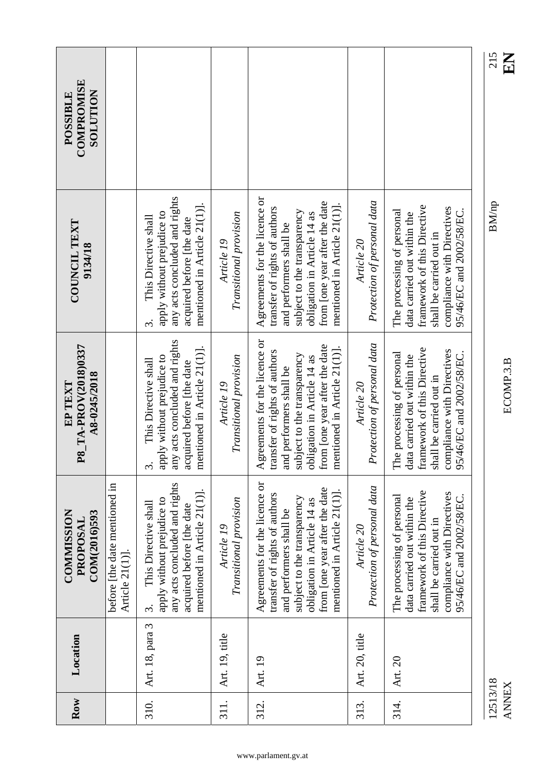| Row | Location | COMMISSION PROPOSAL COM(2016)593 | EP TEXT P8_TA-PROV(2018)0337 A8-0245/2018 | COUNCIL TEXT 9134/18 | POSSIBLE COMPROMISE SOLUTION |
|---|---|---|---|---|---|
| | | before [the date mentioned in Article 21(1)]. | | | |
| 310. | Art. 18, para 3 | 3. This Directive shall apply without prejudice to any acts concluded and rights acquired before [the date mentioned in Article 21(1)]. | 3. This Directive shall apply without prejudice to any acts concluded and rights acquired before [the date mentioned in Article 21(1)]. | 3. This Directive shall apply without prejudice to any acts concluded and rights acquired before [the date mentioned in Article 21(1)]. | |
| 311. | Art. 19, title | *Article 19* *Transitional provision* | *Article 19* *Transitional provision* | *Article 19* *Transitional provision* | |
| 312. | Art. 19 | Agreements for the licence or transfer of rights of authors and performers shall be subject to the transparency obligation in Article 14 as from [one year after the date mentioned in Article 21(1)]. | Agreements for the licence or transfer of rights of authors and performers shall be subject to the transparency obligation in Article 14 as from [one year after the date mentioned in Article 21(1)]. | Agreements for the licence or transfer of rights of authors and performers shall be subject to the transparency obligation in Article 14 as from [one year after the date mentioned in Article 21(1)]. | |
| 313. | Art. 20, title | *Article 20* *Protection of personal data* | *Article 20* *Protection of personal data* | *Article 20* *Protection of personal data* | |
| 314. | Art. 20 | The processing of personal data carried out within the framework of this Directive shall be carried out in compliance with Directives 95/46/EC and 2002/58/EC. | The processing of personal data carried out within the framework of this Directive shall be carried out in compliance with Directives 95/46/EC and 2002/58/EC. | The processing of personal data carried out within the framework of this Directive shall be carried out in compliance with Directives 95/46/EC and 2002/58/EC. | |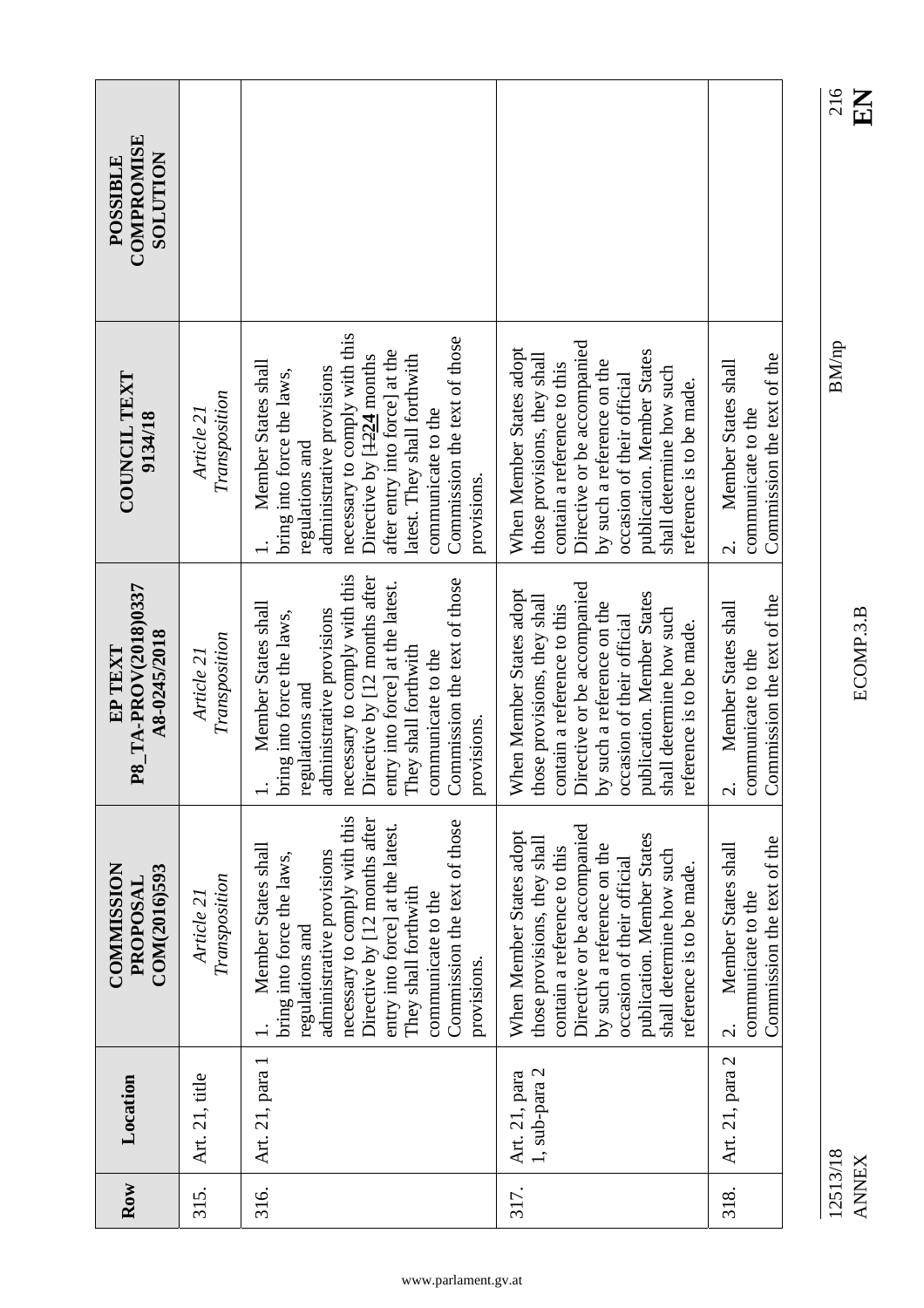| Row | Location | COMMISSION PROPOSAL COM(2016)593 | EP TEXT P8_TA-PROV(2018)0337 A8-0245/2018 | COUNCIL TEXT 9134/18 | POSSIBLE COMPROMISE SOLUTION |
|---|---|---|---|---|---|
| 315. | Art. 21, title | *Article 21* *Transposition* | *Article 21* *Transposition* | *Article 21* *Transposition* | |
| 316. | Art. 21, para 1 | 1. Member States shall bring into force the laws, regulations and administrative provisions necessary to comply with this Directive by [12 months after entry into force] at the latest. They shall forthwith communicate to the Commission the text of those provisions. | 1. Member States shall bring into force the laws, regulations and administrative provisions necessary to comply with this Directive by [12 months after entry into force] at the latest. They shall forthwith communicate to the Commission the text of those provisions. | 1. Member States shall bring into force the laws, regulations and administrative provisions necessary to comply with this Directive by [~~12~~**24** months after entry into force] at the latest. They shall forthwith communicate to the Commission the text of those provisions. | |
| 317. | Art. 21, para 1, sub-para 2 | When Member States adopt those provisions, they shall contain a reference to this Directive or be accompanied by such a reference on the occasion of their official publication. Member States shall determine how such reference is to be made. | When Member States adopt those provisions, they shall contain a reference to this Directive or be accompanied by such a reference on the occasion of their official publication. Member States shall determine how such reference is to be made. | When Member States adopt those provisions, they shall contain a reference to this Directive or be accompanied by such a reference on the occasion of their official publication. Member States shall determine how such reference is to be made. | |
| 318. | Art. 21, para 2 | 2. Member States shall communicate to the Commission the text of the | 2. Member States shall communicate to the Commission the text of the | 2. Member States shall communicate to the Commission the text of the | |

12513/18 ANNEX — BM/np — ECOMP.3.B — EN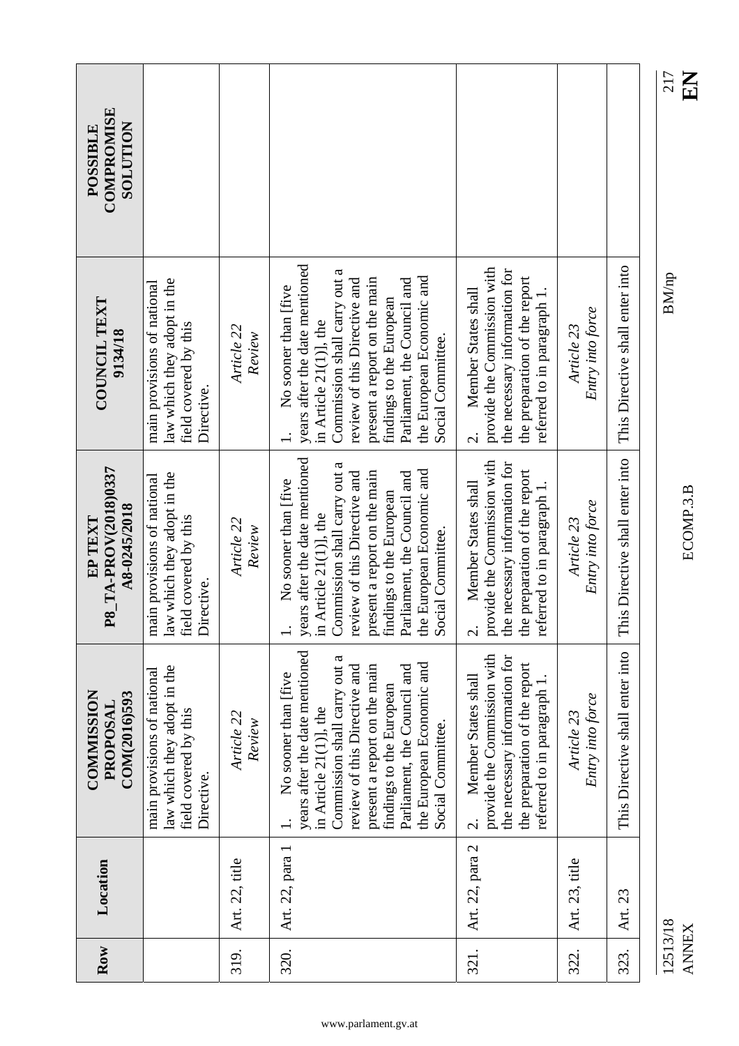| Row | Location | COMMISSION PROPOSAL COM(2016)593 | EP TEXT P8_TA-PROV(2018)0337 A8-0245/2018 | COUNCIL TEXT 9134/18 | POSSIBLE COMPROMISE SOLUTION |
|---|---|---|---|---|---|
| | | main provisions of national law which they adopt in the field covered by this Directive. | main provisions of national law which they adopt in the field covered by this Directive. | main provisions of national law which they adopt in the field covered by this Directive. | |
| 319. | Art. 22, title | *Article 22* *Review* | *Article 22* *Review* | *Article 22* *Review* | |
| 320. | Art. 22, para 1 | 1. No sooner than [five years after the date mentioned in Article 21(1)], the Commission shall carry out a review of this Directive and present a report on the main findings to the European Parliament, the Council and the European Economic and Social Committee. | 1. No sooner than [five years after the date mentioned in Article 21(1)], the Commission shall carry out a review of this Directive and present a report on the main findings to the European Parliament, the Council and the European Economic and Social Committee. | 1. No sooner than [five years after the date mentioned in Article 21(1)], the Commission shall carry out a review of this Directive and present a report on the main findings to the European Parliament, the Council and the European Economic and Social Committee. | |
| 321. | Art. 22, para 2 | 2. Member States shall provide the Commission with the necessary information for the preparation of the report referred to in paragraph 1. | 2. Member States shall provide the Commission with the necessary information for the preparation of the report referred to in paragraph 1. | 2. Member States shall provide the Commission with the necessary information for the preparation of the report referred to in paragraph 1. | |
| 322. | Art. 23, title | *Article 23* *Entry into force* | *Article 23* *Entry into force* | *Article 23* *Entry into force* | |
| 323. | Art. 23 | This Directive shall enter into | This Directive shall enter into | This Directive shall enter into | |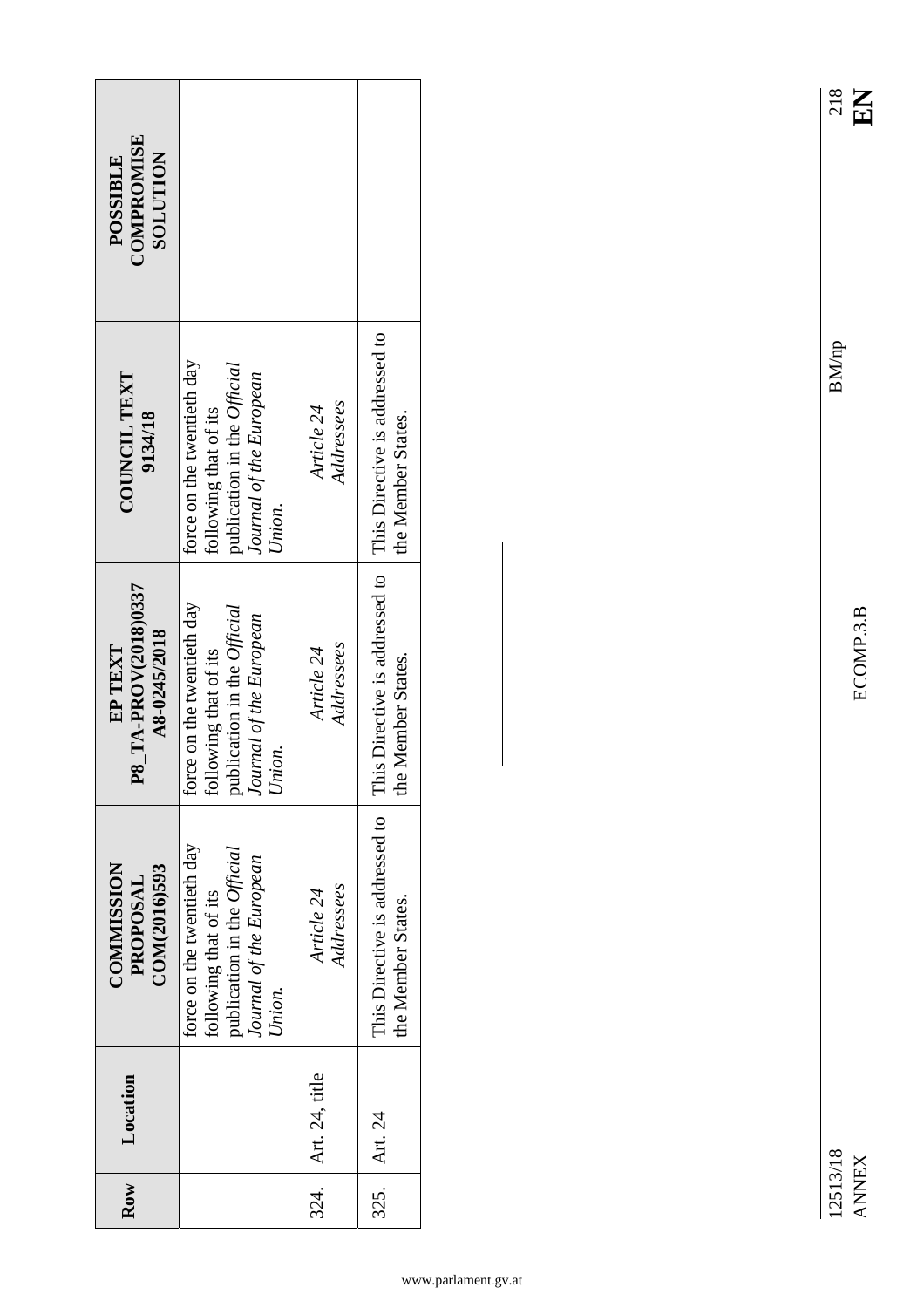| Row | Location | COMMISSION PROPOSAL COM(2016)593 | EP TEXT P8_TA-PROV(2018)0337 A8-0245/2018 | COUNCIL TEXT 9134/18 | POSSIBLE COMPROMISE SOLUTION |
|---|---|---|---|---|---|
| | | force on the twentieth day following that of its publication in the *Official Journal of the European Union.* | force on the twentieth day following that of its publication in the *Official Journal of the European Union.* | force on the twentieth day following that of its publication in the *Official Journal of the European Union.* | |
| 324. | Art. 24, title | *Article 24* *Addressees* | *Article 24* *Addressees* | *Article 24* *Addressees* | |
| 325. | Art. 24 | This Directive is addressed to the Member States. | This Directive is addressed to the Member States. | This Directive is addressed to the Member States. | |